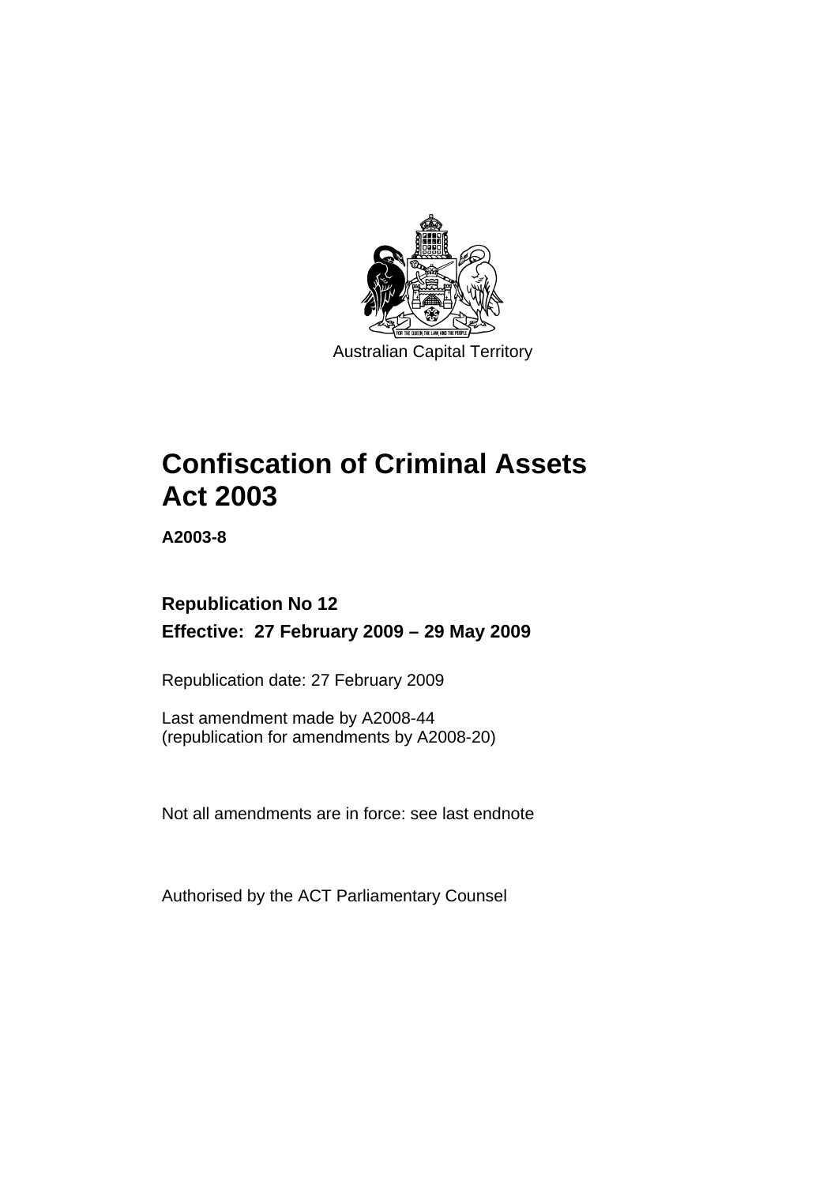Australian Capital Territory

# Confiscation of Criminal Assets Act 2003

**A2003-8**

**Republication No 12**

**Effective: 27 February 2009 – 29 May 2009**

Republication date: 27 February 2009

Last amendment made by A2008-44
(republication for amendments by A2008-20)

Not all amendments are in force: see last endnote

Authorised by the ACT Parliamentary Counsel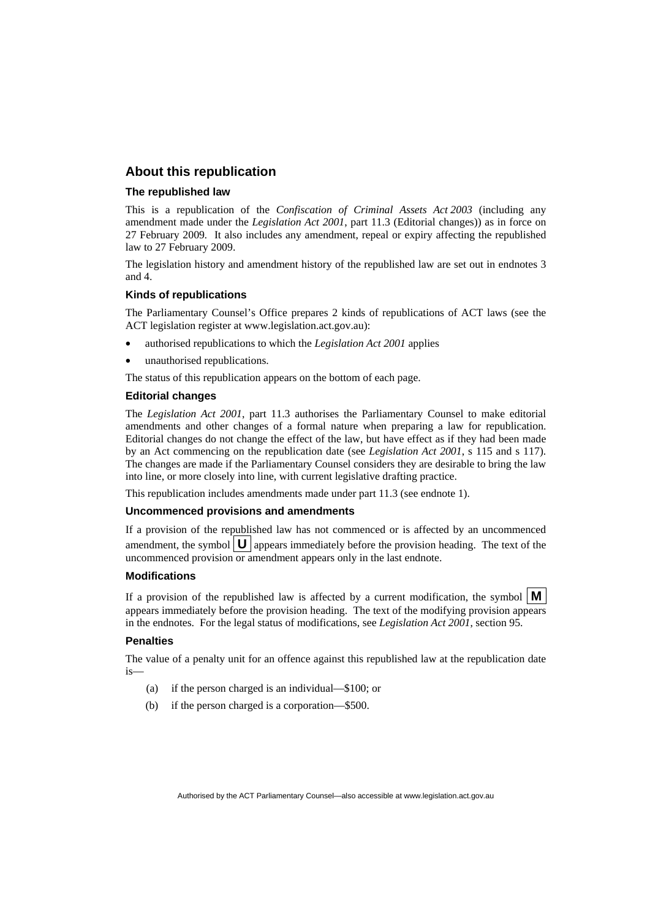## About this republication

### The republished law

This is a republication of the *Confiscation of Criminal Assets Act 2003* (including any amendment made under the *Legislation Act 2001*, part 11.3 (Editorial changes)) as in force on 27 February 2009. It also includes any amendment, repeal or expiry affecting the republished law to 27 February 2009.

The legislation history and amendment history of the republished law are set out in endnotes 3 and 4.

### Kinds of republications

The Parliamentary Counsel's Office prepares 2 kinds of republications of ACT laws (see the ACT legislation register at www.legislation.act.gov.au):

- authorised republications to which the *Legislation Act 2001* applies
- unauthorised republications.

The status of this republication appears on the bottom of each page.

### Editorial changes

The *Legislation Act 2001*, part 11.3 authorises the Parliamentary Counsel to make editorial amendments and other changes of a formal nature when preparing a law for republication. Editorial changes do not change the effect of the law, but have effect as if they had been made by an Act commencing on the republication date (see *Legislation Act 2001*, s 115 and s 117). The changes are made if the Parliamentary Counsel considers they are desirable to bring the law into line, or more closely into line, with current legislative drafting practice.

This republication includes amendments made under part 11.3 (see endnote 1).

### Uncommenced provisions and amendments

If a provision of the republished law has not commenced or is affected by an uncommenced amendment, the symbol **U** appears immediately before the provision heading. The text of the uncommenced provision or amendment appears only in the last endnote.

### Modifications

If a provision of the republished law is affected by a current modification, the symbol **M** appears immediately before the provision heading. The text of the modifying provision appears in the endnotes. For the legal status of modifications, see *Legislation Act 2001*, section 95.

### Penalties

The value of a penalty unit for an offence against this republished law at the republication date is—

(a) if the person charged is an individual—$100; or

(b) if the person charged is a corporation—$500.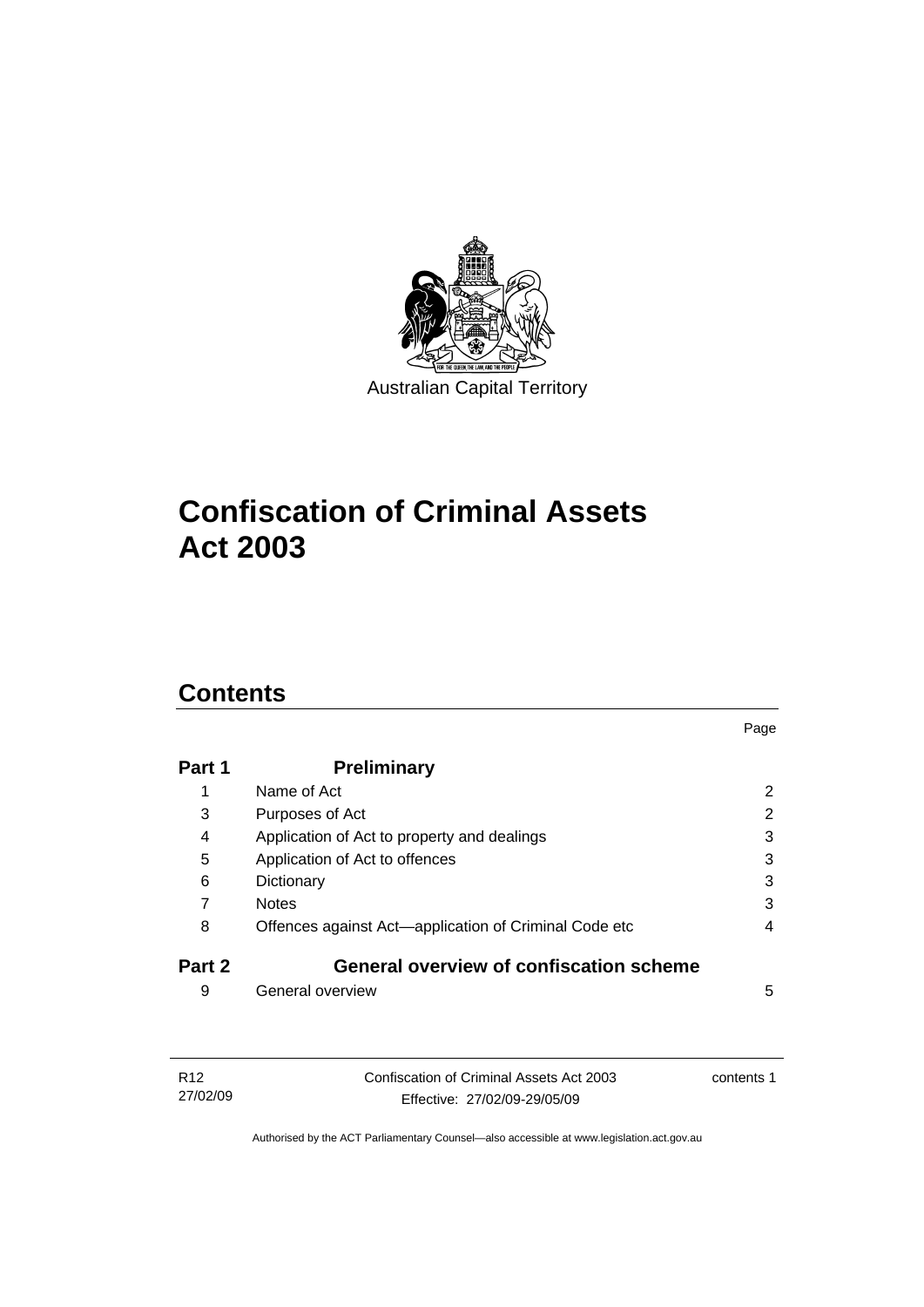Australian Capital Territory

# Confiscation of Criminal Assets Act 2003

## Contents

| | | Page |
|---|---|---|
| **Part 1** | **Preliminary** | |
| 1 | Name of Act | 2 |
| 3 | Purposes of Act | 2 |
| 4 | Application of Act to property and dealings | 3 |
| 5 | Application of Act to offences | 3 |
| 6 | Dictionary | 3 |
| 7 | Notes | 3 |
| 8 | Offences against Act—application of Criminal Code etc | 4 |
| **Part 2** | **General overview of confiscation scheme** | |
| 9 | General overview | 5 |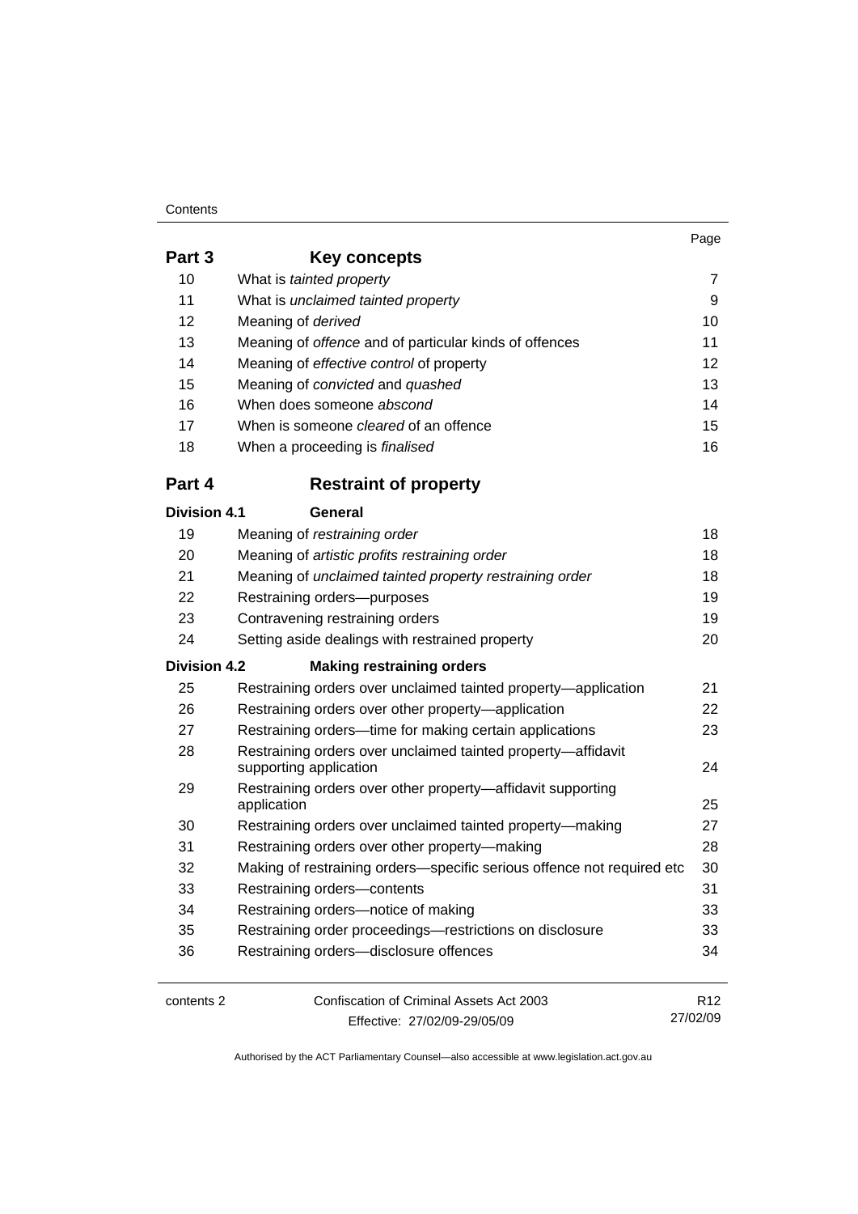| | | Page |
|---|---|---|
| **Part 3** | **Key concepts** | |
| 10 | What is *tainted property* | 7 |
| 11 | What is *unclaimed tainted property* | 9 |
| 12 | Meaning of *derived* | 10 |
| 13 | Meaning of *offence* and of particular kinds of offences | 11 |
| 14 | Meaning of *effective control* of property | 12 |
| 15 | Meaning of *convicted* and *quashed* | 13 |
| 16 | When does someone *abscond* | 14 |
| 17 | When is someone *cleared* of an offence | 15 |
| 18 | When a proceeding is *finalised* | 16 |
| **Part 4** | **Restraint of property** | |
| **Division 4.1** | **General** | |
| 19 | Meaning of *restraining order* | 18 |
| 20 | Meaning of *artistic profits restraining order* | 18 |
| 21 | Meaning of *unclaimed tainted property restraining order* | 18 |
| 22 | Restraining orders—purposes | 19 |
| 23 | Contravening restraining orders | 19 |
| 24 | Setting aside dealings with restrained property | 20 |
| **Division 4.2** | **Making restraining orders** | |
| 25 | Restraining orders over unclaimed tainted property—application | 21 |
| 26 | Restraining orders over other property—application | 22 |
| 27 | Restraining orders—time for making certain applications | 23 |
| 28 | Restraining orders over unclaimed tainted property—affidavit supporting application | 24 |
| 29 | Restraining orders over other property—affidavit supporting application | 25 |
| 30 | Restraining orders over unclaimed tainted property—making | 27 |
| 31 | Restraining orders over other property—making | 28 |
| 32 | Making of restraining orders—specific serious offence not required etc | 30 |
| 33 | Restraining orders—contents | 31 |
| 34 | Restraining orders—notice of making | 33 |
| 35 | Restraining order proceedings—restrictions on disclosure | 33 |
| 36 | Restraining orders—disclosure offences | 34 |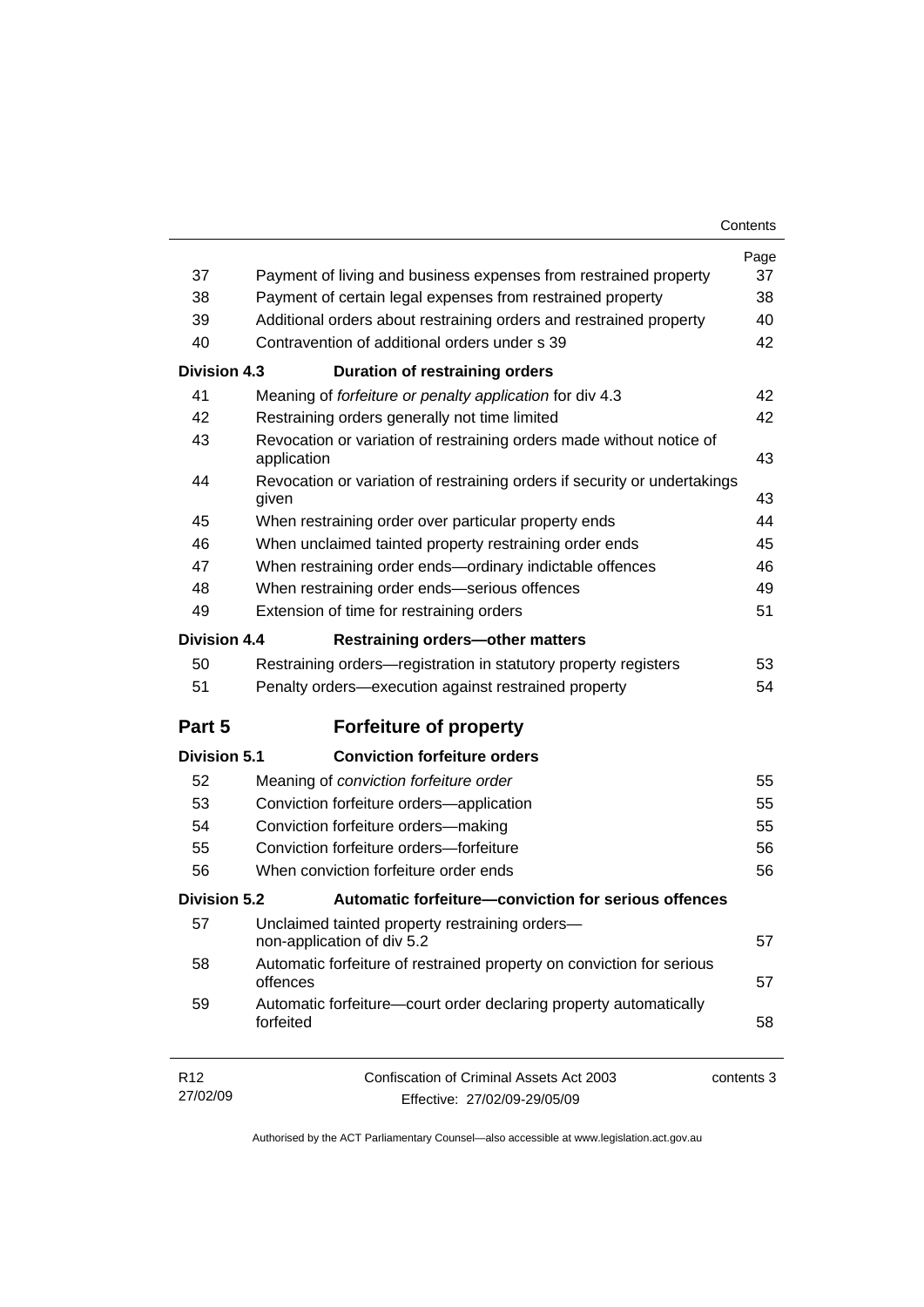| | | Page |
|---|---|---|
| 37 | Payment of living and business expenses from restrained property | 37 |
| 38 | Payment of certain legal expenses from restrained property | 38 |
| 39 | Additional orders about restraining orders and restrained property | 40 |
| 40 | Contravention of additional orders under s 39 | 42 |
| **Division 4.3** | **Duration of restraining orders** | |
| 41 | Meaning of *forfeiture or penalty application* for div 4.3 | 42 |
| 42 | Restraining orders generally not time limited | 42 |
| 43 | Revocation or variation of restraining orders made without notice of application | 43 |
| 44 | Revocation or variation of restraining orders if security or undertakings given | 43 |
| 45 | When restraining order over particular property ends | 44 |
| 46 | When unclaimed tainted property restraining order ends | 45 |
| 47 | When restraining order ends—ordinary indictable offences | 46 |
| 48 | When restraining order ends—serious offences | 49 |
| 49 | Extension of time for restraining orders | 51 |
| **Division 4.4** | **Restraining orders—other matters** | |
| 50 | Restraining orders—registration in statutory property registers | 53 |
| 51 | Penalty orders—execution against restrained property | 54 |

## Part 5 Forfeiture of property

| | | |
|---|---|---|
| **Division 5.1** | **Conviction forfeiture orders** | |
| 52 | Meaning of *conviction forfeiture order* | 55 |
| 53 | Conviction forfeiture orders—application | 55 |
| 54 | Conviction forfeiture orders—making | 55 |
| 55 | Conviction forfeiture orders—forfeiture | 56 |
| 56 | When conviction forfeiture order ends | 56 |
| **Division 5.2** | **Automatic forfeiture—conviction for serious offences** | |
| 57 | Unclaimed tainted property restraining orders—non-application of div 5.2 | 57 |
| 58 | Automatic forfeiture of restrained property on conviction for serious offences | 57 |
| 59 | Automatic forfeiture—court order declaring property automatically forfeited | 58 |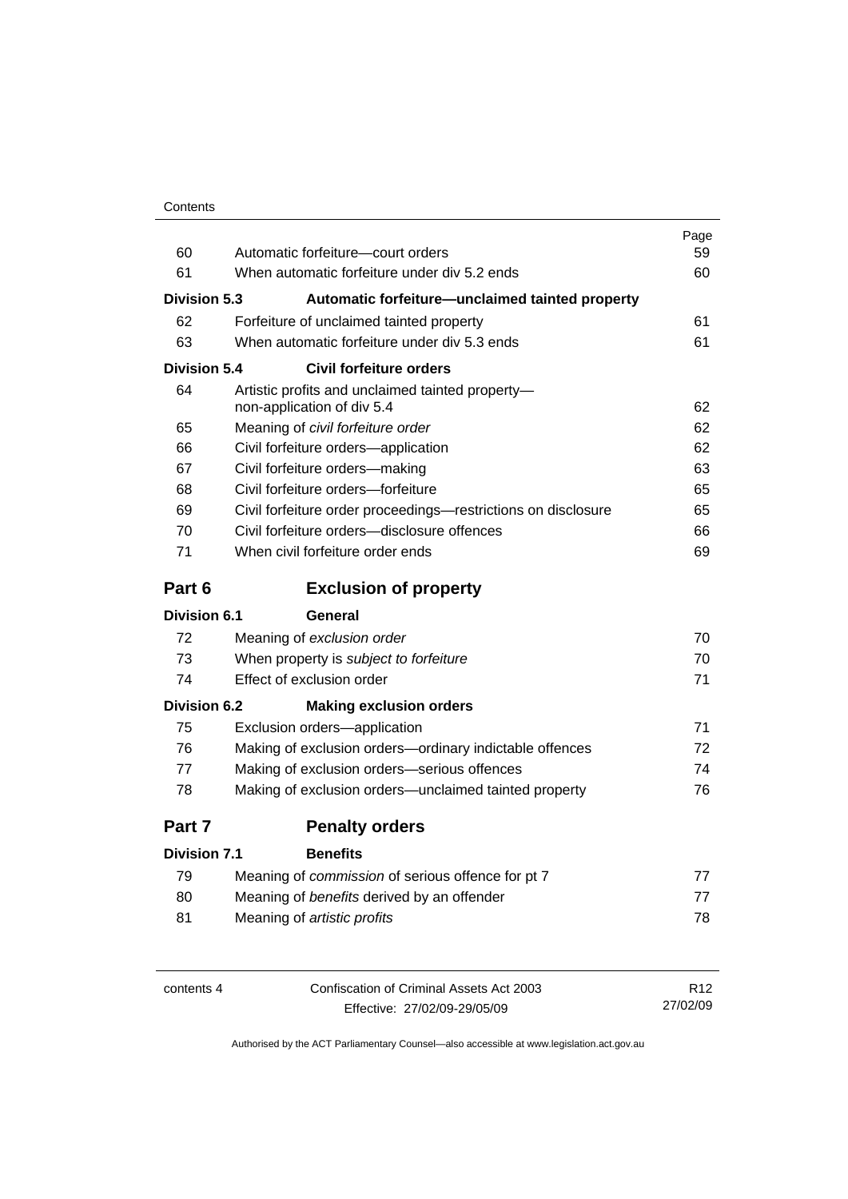| | | Page |
|---|---|---|
| 60 | Automatic forfeiture—court orders | 59 |
| 61 | When automatic forfeiture under div 5.2 ends | 60 |
| **Division 5.3** | **Automatic forfeiture—unclaimed tainted property** | |
| 62 | Forfeiture of unclaimed tainted property | 61 |
| 63 | When automatic forfeiture under div 5.3 ends | 61 |
| **Division 5.4** | **Civil forfeiture orders** | |
| 64 | Artistic profits and unclaimed tainted property—non-application of div 5.4 | 62 |
| 65 | Meaning of *civil forfeiture order* | 62 |
| 66 | Civil forfeiture orders—application | 62 |
| 67 | Civil forfeiture orders—making | 63 |
| 68 | Civil forfeiture orders—forfeiture | 65 |
| 69 | Civil forfeiture order proceedings—restrictions on disclosure | 65 |
| 70 | Civil forfeiture orders—disclosure offences | 66 |
| 71 | When civil forfeiture order ends | 69 |
| **Part 6** | **Exclusion of property** | |
| **Division 6.1** | **General** | |
| 72 | Meaning of *exclusion order* | 70 |
| 73 | When property is *subject to forfeiture* | 70 |
| 74 | Effect of exclusion order | 71 |
| **Division 6.2** | **Making exclusion orders** | |
| 75 | Exclusion orders—application | 71 |
| 76 | Making of exclusion orders—ordinary indictable offences | 72 |
| 77 | Making of exclusion orders—serious offences | 74 |
| 78 | Making of exclusion orders—unclaimed tainted property | 76 |
| **Part 7** | **Penalty orders** | |
| **Division 7.1** | **Benefits** | |
| 79 | Meaning of *commission* of serious offence for pt 7 | 77 |
| 80 | Meaning of *benefits* derived by an offender | 77 |
| 81 | Meaning of *artistic profits* | 78 |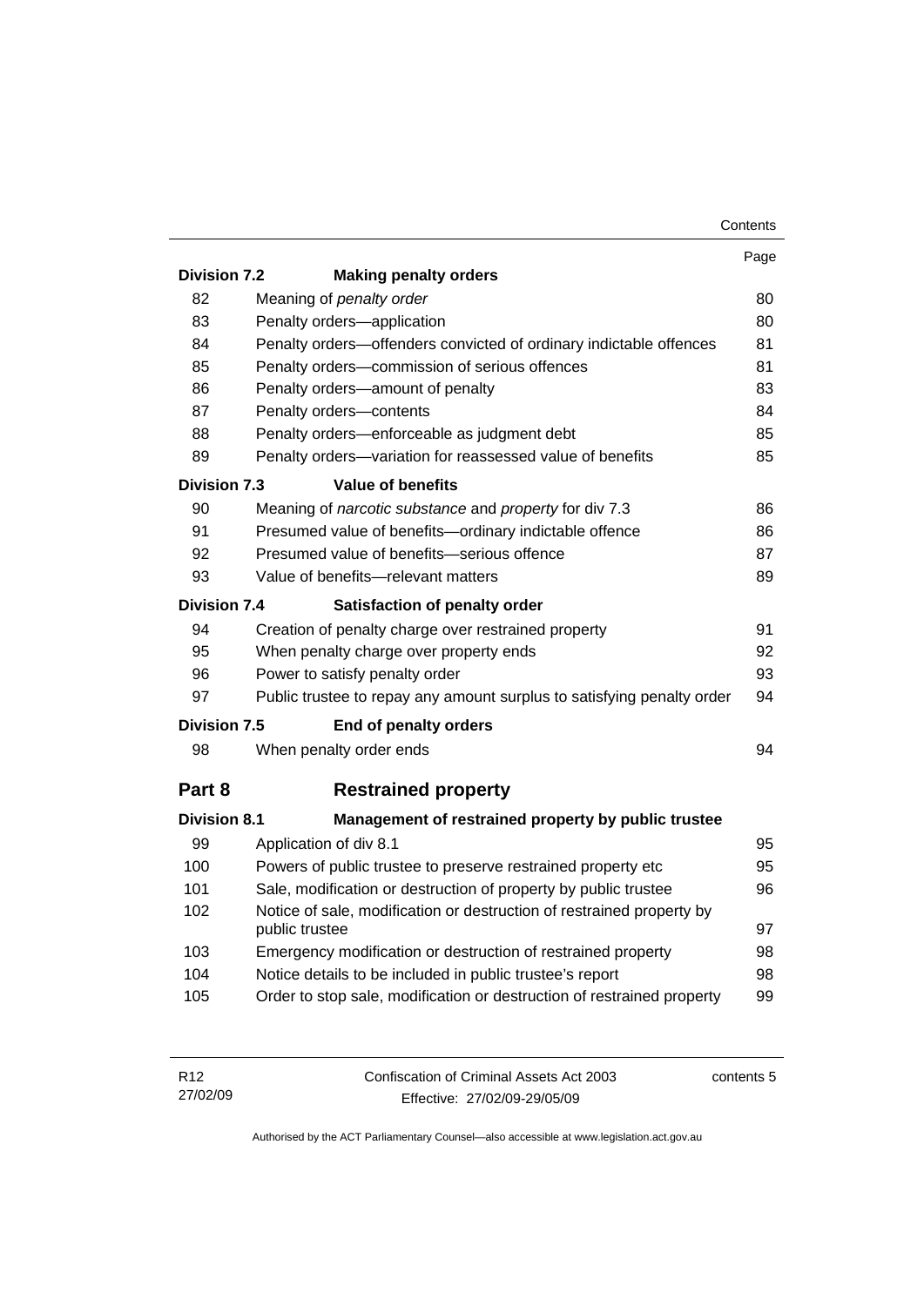| | | Page |
|---|---|---|
| **Division 7.2** | **Making penalty orders** | |
| 82 | Meaning of *penalty order* | 80 |
| 83 | Penalty orders—application | 80 |
| 84 | Penalty orders—offenders convicted of ordinary indictable offences | 81 |
| 85 | Penalty orders—commission of serious offences | 81 |
| 86 | Penalty orders—amount of penalty | 83 |
| 87 | Penalty orders—contents | 84 |
| 88 | Penalty orders—enforceable as judgment debt | 85 |
| 89 | Penalty orders—variation for reassessed value of benefits | 85 |
| **Division 7.3** | **Value of benefits** | |
| 90 | Meaning of *narcotic substance* and *property* for div 7.3 | 86 |
| 91 | Presumed value of benefits—ordinary indictable offence | 86 |
| 92 | Presumed value of benefits—serious offence | 87 |
| 93 | Value of benefits—relevant matters | 89 |
| **Division 7.4** | **Satisfaction of penalty order** | |
| 94 | Creation of penalty charge over restrained property | 91 |
| 95 | When penalty charge over property ends | 92 |
| 96 | Power to satisfy penalty order | 93 |
| 97 | Public trustee to repay any amount surplus to satisfying penalty order | 94 |
| **Division 7.5** | **End of penalty orders** | |
| 98 | When penalty order ends | 94 |
| **Part 8** | **Restrained property** | |
| **Division 8.1** | **Management of restrained property by public trustee** | |
| 99 | Application of div 8.1 | 95 |
| 100 | Powers of public trustee to preserve restrained property etc | 95 |
| 101 | Sale, modification or destruction of property by public trustee | 96 |
| 102 | Notice of sale, modification or destruction of restrained property by public trustee | 97 |
| 103 | Emergency modification or destruction of restrained property | 98 |
| 104 | Notice details to be included in public trustee's report | 98 |
| 105 | Order to stop sale, modification or destruction of restrained property | 99 |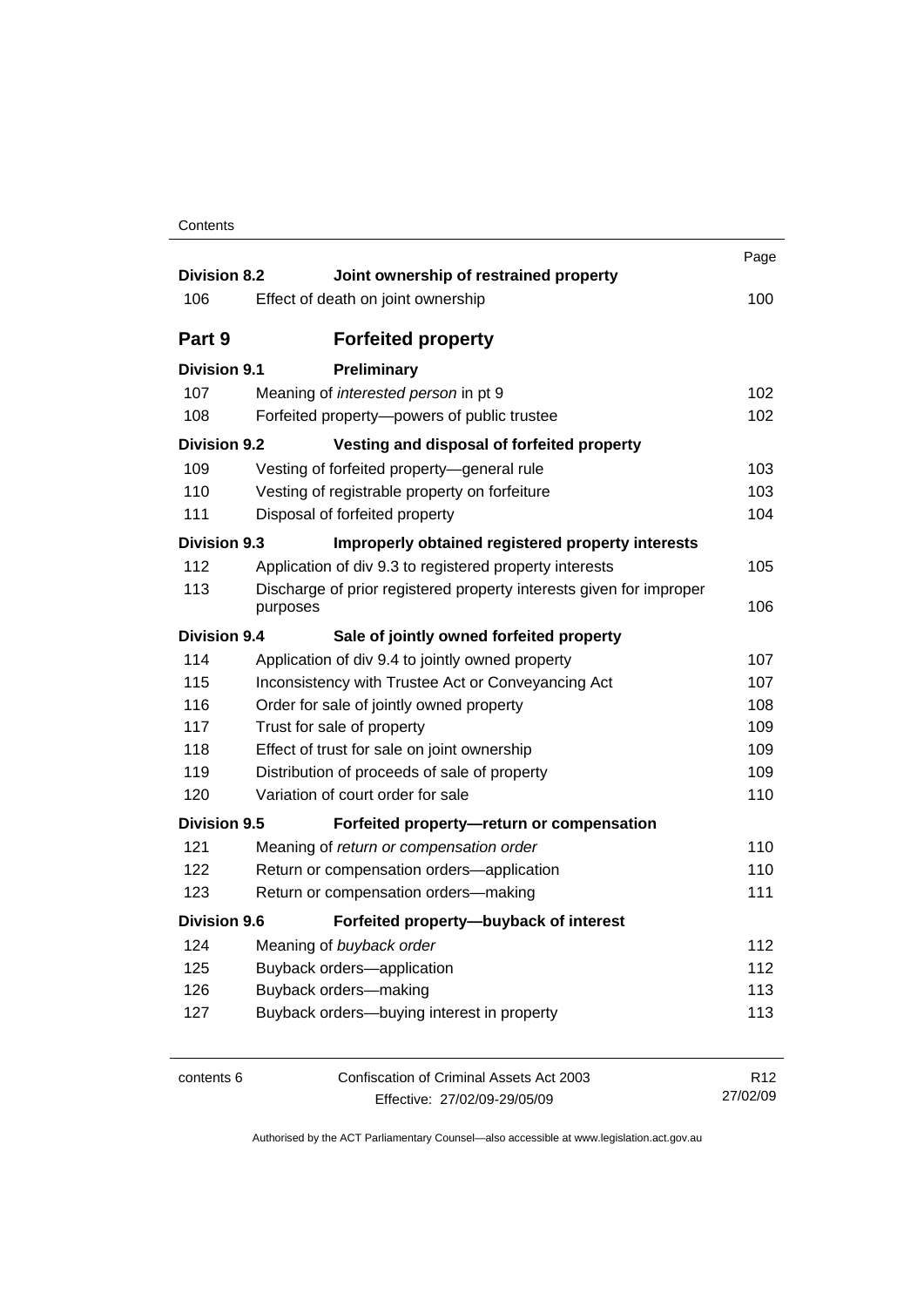| | | Page |
|---|---|---|
| **Division 8.2** | **Joint ownership of restrained property** | |
| 106 | Effect of death on joint ownership | 100 |
| **Part 9** | **Forfeited property** | |
| **Division 9.1** | **Preliminary** | |
| 107 | Meaning of *interested person* in pt 9 | 102 |
| 108 | Forfeited property—powers of public trustee | 102 |
| **Division 9.2** | **Vesting and disposal of forfeited property** | |
| 109 | Vesting of forfeited property—general rule | 103 |
| 110 | Vesting of registrable property on forfeiture | 103 |
| 111 | Disposal of forfeited property | 104 |
| **Division 9.3** | **Improperly obtained registered property interests** | |
| 112 | Application of div 9.3 to registered property interests | 105 |
| 113 | Discharge of prior registered property interests given for improper purposes | 106 |
| **Division 9.4** | **Sale of jointly owned forfeited property** | |
| 114 | Application of div 9.4 to jointly owned property | 107 |
| 115 | Inconsistency with Trustee Act or Conveyancing Act | 107 |
| 116 | Order for sale of jointly owned property | 108 |
| 117 | Trust for sale of property | 109 |
| 118 | Effect of trust for sale on joint ownership | 109 |
| 119 | Distribution of proceeds of sale of property | 109 |
| 120 | Variation of court order for sale | 110 |
| **Division 9.5** | **Forfeited property—return or compensation** | |
| 121 | Meaning of *return or compensation order* | 110 |
| 122 | Return or compensation orders—application | 110 |
| 123 | Return or compensation orders—making | 111 |
| **Division 9.6** | **Forfeited property—buyback of interest** | |
| 124 | Meaning of *buyback order* | 112 |
| 125 | Buyback orders—application | 112 |
| 126 | Buyback orders—making | 113 |
| 127 | Buyback orders—buying interest in property | 113 |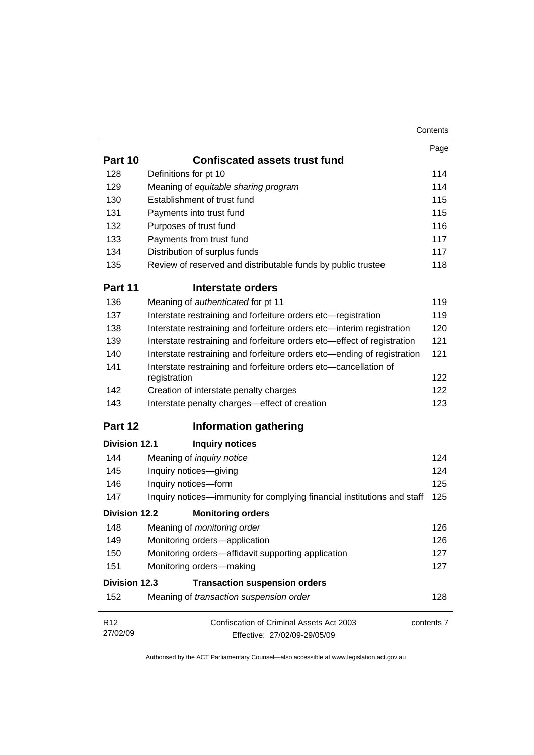| | | Page |
|---|---|---|
| **Part 10** | **Confiscated assets trust fund** | |
| 128 | Definitions for pt 10 | 114 |
| 129 | Meaning of *equitable sharing program* | 114 |
| 130 | Establishment of trust fund | 115 |
| 131 | Payments into trust fund | 115 |
| 132 | Purposes of trust fund | 116 |
| 133 | Payments from trust fund | 117 |
| 134 | Distribution of surplus funds | 117 |
| 135 | Review of reserved and distributable funds by public trustee | 118 |
| **Part 11** | **Interstate orders** | |
| 136 | Meaning of *authenticated* for pt 11 | 119 |
| 137 | Interstate restraining and forfeiture orders etc—registration | 119 |
| 138 | Interstate restraining and forfeiture orders etc—interim registration | 120 |
| 139 | Interstate restraining and forfeiture orders etc—effect of registration | 121 |
| 140 | Interstate restraining and forfeiture orders etc—ending of registration | 121 |
| 141 | Interstate restraining and forfeiture orders etc—cancellation of registration | 122 |
| 142 | Creation of interstate penalty charges | 122 |
| 143 | Interstate penalty charges—effect of creation | 123 |
| **Part 12** | **Information gathering** | |
| **Division 12.1** | **Inquiry notices** | |
| 144 | Meaning of *inquiry notice* | 124 |
| 145 | Inquiry notices—giving | 124 |
| 146 | Inquiry notices—form | 125 |
| 147 | Inquiry notices—immunity for complying financial institutions and staff | 125 |
| **Division 12.2** | **Monitoring orders** | |
| 148 | Meaning of *monitoring order* | 126 |
| 149 | Monitoring orders—application | 126 |
| 150 | Monitoring orders—affidavit supporting application | 127 |
| 151 | Monitoring orders—making | 127 |
| **Division 12.3** | **Transaction suspension orders** | |
| 152 | Meaning of *transaction suspension order* | 128 |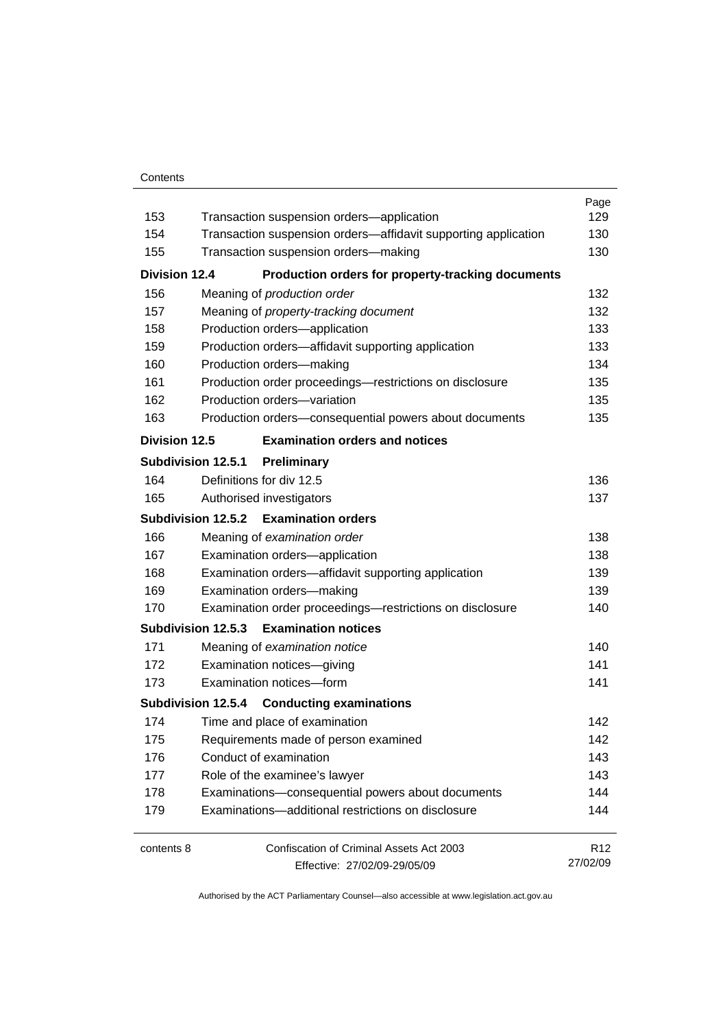| | | Page |
|---|---|---|
| 153 | Transaction suspension orders—application | 129 |
| 154 | Transaction suspension orders—affidavit supporting application | 130 |
| 155 | Transaction suspension orders—making | 130 |
| **Division 12.4** | **Production orders for property-tracking documents** | |
| 156 | Meaning of *production order* | 132 |
| 157 | Meaning of *property-tracking document* | 132 |
| 158 | Production orders—application | 133 |
| 159 | Production orders—affidavit supporting application | 133 |
| 160 | Production orders—making | 134 |
| 161 | Production order proceedings—restrictions on disclosure | 135 |
| 162 | Production orders—variation | 135 |
| 163 | Production orders—consequential powers about documents | 135 |
| **Division 12.5** | **Examination orders and notices** | |
| **Subdivision 12.5.1** | **Preliminary** | |
| 164 | Definitions for div 12.5 | 136 |
| 165 | Authorised investigators | 137 |
| **Subdivision 12.5.2** | **Examination orders** | |
| 166 | Meaning of *examination order* | 138 |
| 167 | Examination orders—application | 138 |
| 168 | Examination orders—affidavit supporting application | 139 |
| 169 | Examination orders—making | 139 |
| 170 | Examination order proceedings—restrictions on disclosure | 140 |
| **Subdivision 12.5.3** | **Examination notices** | |
| 171 | Meaning of *examination notice* | 140 |
| 172 | Examination notices—giving | 141 |
| 173 | Examination notices—form | 141 |
| **Subdivision 12.5.4** | **Conducting examinations** | |
| 174 | Time and place of examination | 142 |
| 175 | Requirements made of person examined | 142 |
| 176 | Conduct of examination | 143 |
| 177 | Role of the examinee's lawyer | 143 |
| 178 | Examinations—consequential powers about documents | 144 |
| 179 | Examinations—additional restrictions on disclosure | 144 |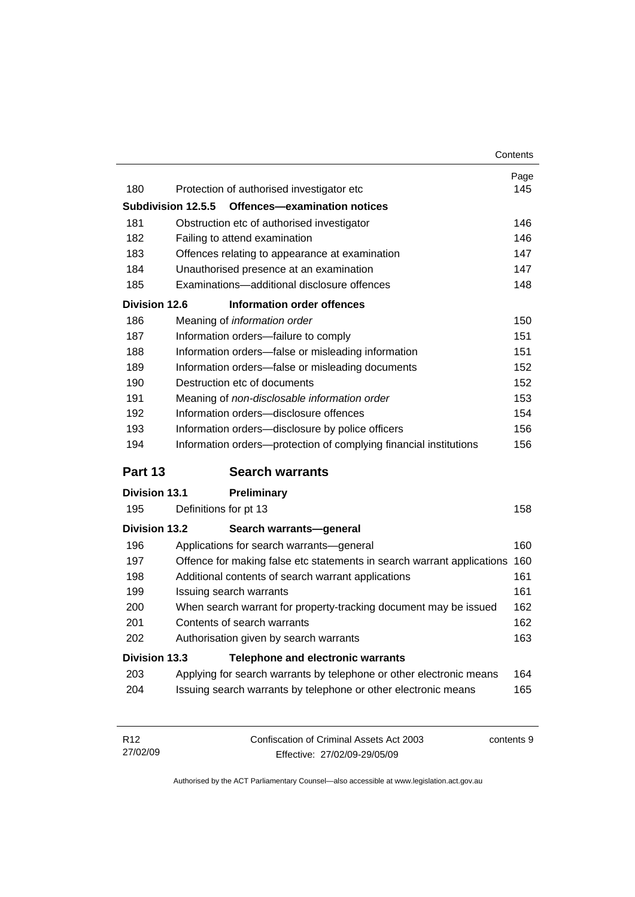| | | Page |
|---|---|---|
| 180 | Protection of authorised investigator etc | 145 |
| **Subdivision 12.5.5** | **Offences—examination notices** | |
| 181 | Obstruction etc of authorised investigator | 146 |
| 182 | Failing to attend examination | 146 |
| 183 | Offences relating to appearance at examination | 147 |
| 184 | Unauthorised presence at an examination | 147 |
| 185 | Examinations—additional disclosure offences | 148 |
| **Division 12.6** | **Information order offences** | |
| 186 | Meaning of *information order* | 150 |
| 187 | Information orders—failure to comply | 151 |
| 188 | Information orders—false or misleading information | 151 |
| 189 | Information orders—false or misleading documents | 152 |
| 190 | Destruction etc of documents | 152 |
| 191 | Meaning of *non-disclosable information order* | 153 |
| 192 | Information orders—disclosure offences | 154 |
| 193 | Information orders—disclosure by police officers | 156 |
| 194 | Information orders—protection of complying financial institutions | 156 |

## Part 13 Search warrants

| | | |
|---|---|---|
| **Division 13.1** | **Preliminary** | |
| 195 | Definitions for pt 13 | 158 |
| **Division 13.2** | **Search warrants—general** | |
| 196 | Applications for search warrants—general | 160 |
| 197 | Offence for making false etc statements in search warrant applications | 160 |
| 198 | Additional contents of search warrant applications | 161 |
| 199 | Issuing search warrants | 161 |
| 200 | When search warrant for property-tracking document may be issued | 162 |
| 201 | Contents of search warrants | 162 |
| 202 | Authorisation given by search warrants | 163 |
| **Division 13.3** | **Telephone and electronic warrants** | |
| 203 | Applying for search warrants by telephone or other electronic means | 164 |
| 204 | Issuing search warrants by telephone or other electronic means | 165 |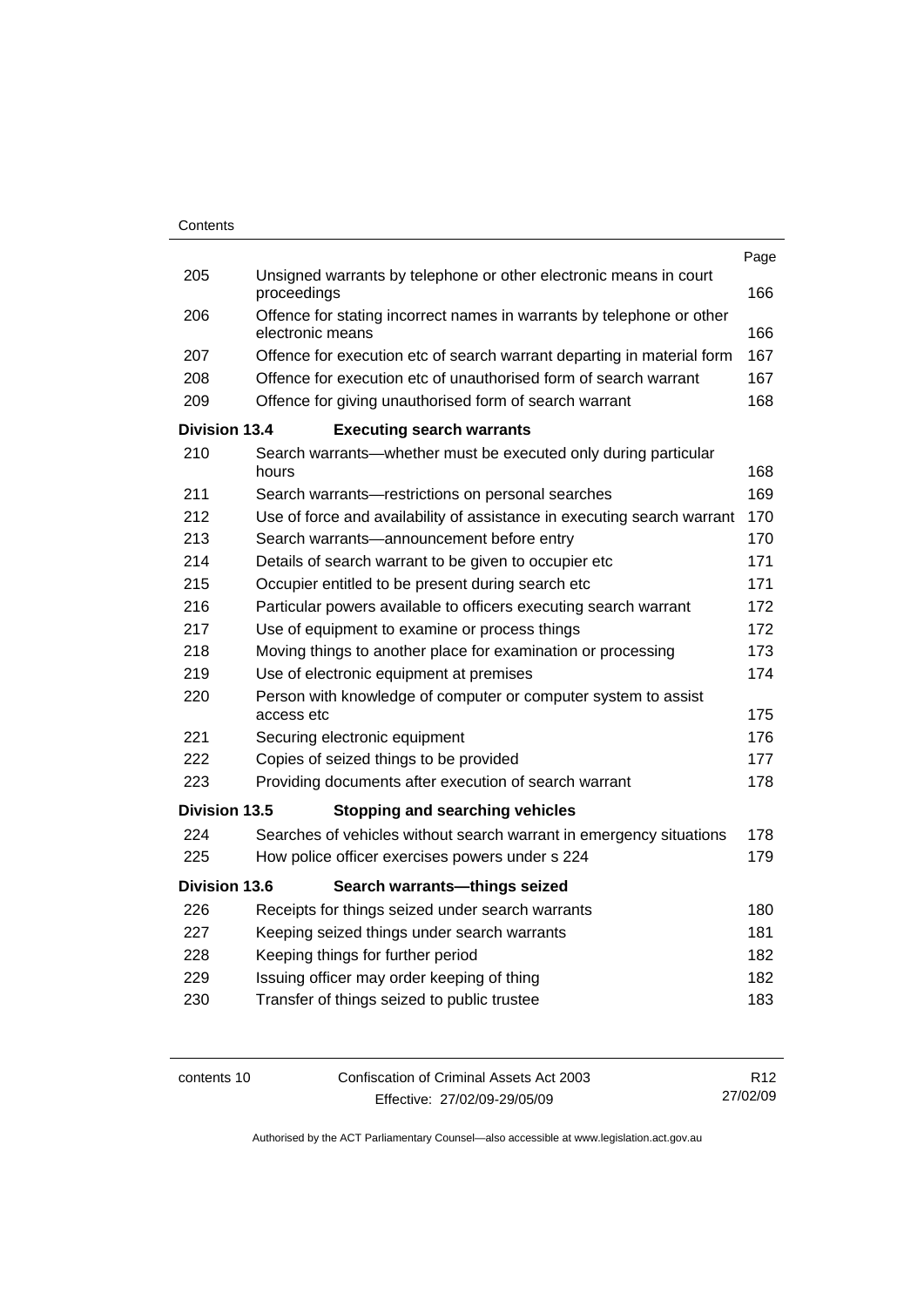| | | Page |
|---|---|---|
| 205 | Unsigned warrants by telephone or other electronic means in court proceedings | 166 |
| 206 | Offence for stating incorrect names in warrants by telephone or other electronic means | 166 |
| 207 | Offence for execution etc of search warrant departing in material form | 167 |
| 208 | Offence for execution etc of unauthorised form of search warrant | 167 |
| 209 | Offence for giving unauthorised form of search warrant | 168 |
| **Division 13.4** | **Executing search warrants** | |
| 210 | Search warrants—whether must be executed only during particular hours | 168 |
| 211 | Search warrants—restrictions on personal searches | 169 |
| 212 | Use of force and availability of assistance in executing search warrant | 170 |
| 213 | Search warrants—announcement before entry | 170 |
| 214 | Details of search warrant to be given to occupier etc | 171 |
| 215 | Occupier entitled to be present during search etc | 171 |
| 216 | Particular powers available to officers executing search warrant | 172 |
| 217 | Use of equipment to examine or process things | 172 |
| 218 | Moving things to another place for examination or processing | 173 |
| 219 | Use of electronic equipment at premises | 174 |
| 220 | Person with knowledge of computer or computer system to assist access etc | 175 |
| 221 | Securing electronic equipment | 176 |
| 222 | Copies of seized things to be provided | 177 |
| 223 | Providing documents after execution of search warrant | 178 |
| **Division 13.5** | **Stopping and searching vehicles** | |
| 224 | Searches of vehicles without search warrant in emergency situations | 178 |
| 225 | How police officer exercises powers under s 224 | 179 |
| **Division 13.6** | **Search warrants—things seized** | |
| 226 | Receipts for things seized under search warrants | 180 |
| 227 | Keeping seized things under search warrants | 181 |
| 228 | Keeping things for further period | 182 |
| 229 | Issuing officer may order keeping of thing | 182 |
| 230 | Transfer of things seized to public trustee | 183 |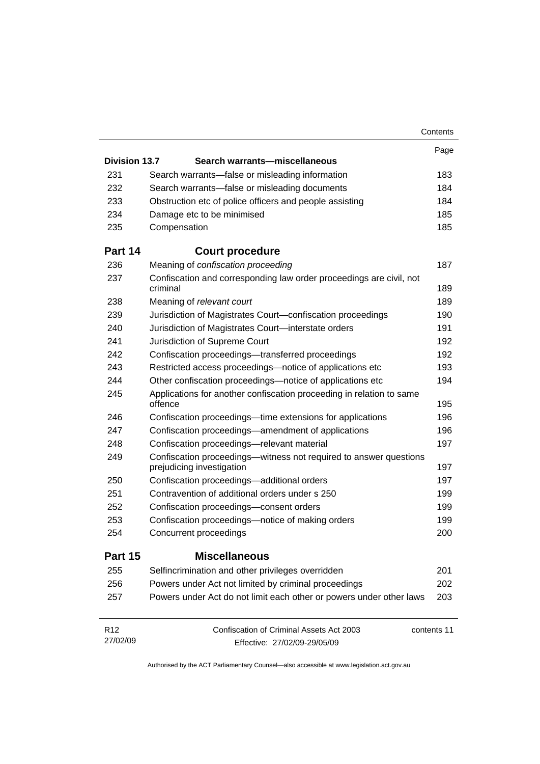| | | Page |
|---|---|---|
| **Division 13.7** | **Search warrants—miscellaneous** | |
| 231 | Search warrants—false or misleading information | 183 |
| 232 | Search warrants—false or misleading documents | 184 |
| 233 | Obstruction etc of police officers and people assisting | 184 |
| 234 | Damage etc to be minimised | 185 |
| 235 | Compensation | 185 |
| **Part 14** | **Court procedure** | |
| 236 | Meaning of *confiscation proceeding* | 187 |
| 237 | Confiscation and corresponding law order proceedings are civil, not criminal | 189 |
| 238 | Meaning of *relevant court* | 189 |
| 239 | Jurisdiction of Magistrates Court—confiscation proceedings | 190 |
| 240 | Jurisdiction of Magistrates Court—interstate orders | 191 |
| 241 | Jurisdiction of Supreme Court | 192 |
| 242 | Confiscation proceedings—transferred proceedings | 192 |
| 243 | Restricted access proceedings—notice of applications etc | 193 |
| 244 | Other confiscation proceedings—notice of applications etc | 194 |
| 245 | Applications for another confiscation proceeding in relation to same offence | 195 |
| 246 | Confiscation proceedings—time extensions for applications | 196 |
| 247 | Confiscation proceedings—amendment of applications | 196 |
| 248 | Confiscation proceedings—relevant material | 197 |
| 249 | Confiscation proceedings—witness not required to answer questions prejudicing investigation | 197 |
| 250 | Confiscation proceedings—additional orders | 197 |
| 251 | Contravention of additional orders under s 250 | 199 |
| 252 | Confiscation proceedings—consent orders | 199 |
| 253 | Confiscation proceedings—notice of making orders | 199 |
| 254 | Concurrent proceedings | 200 |
| **Part 15** | **Miscellaneous** | |
| 255 | Selfincrimination and other privileges overridden | 201 |
| 256 | Powers under Act not limited by criminal proceedings | 202 |
| 257 | Powers under Act do not limit each other or powers under other laws | 203 |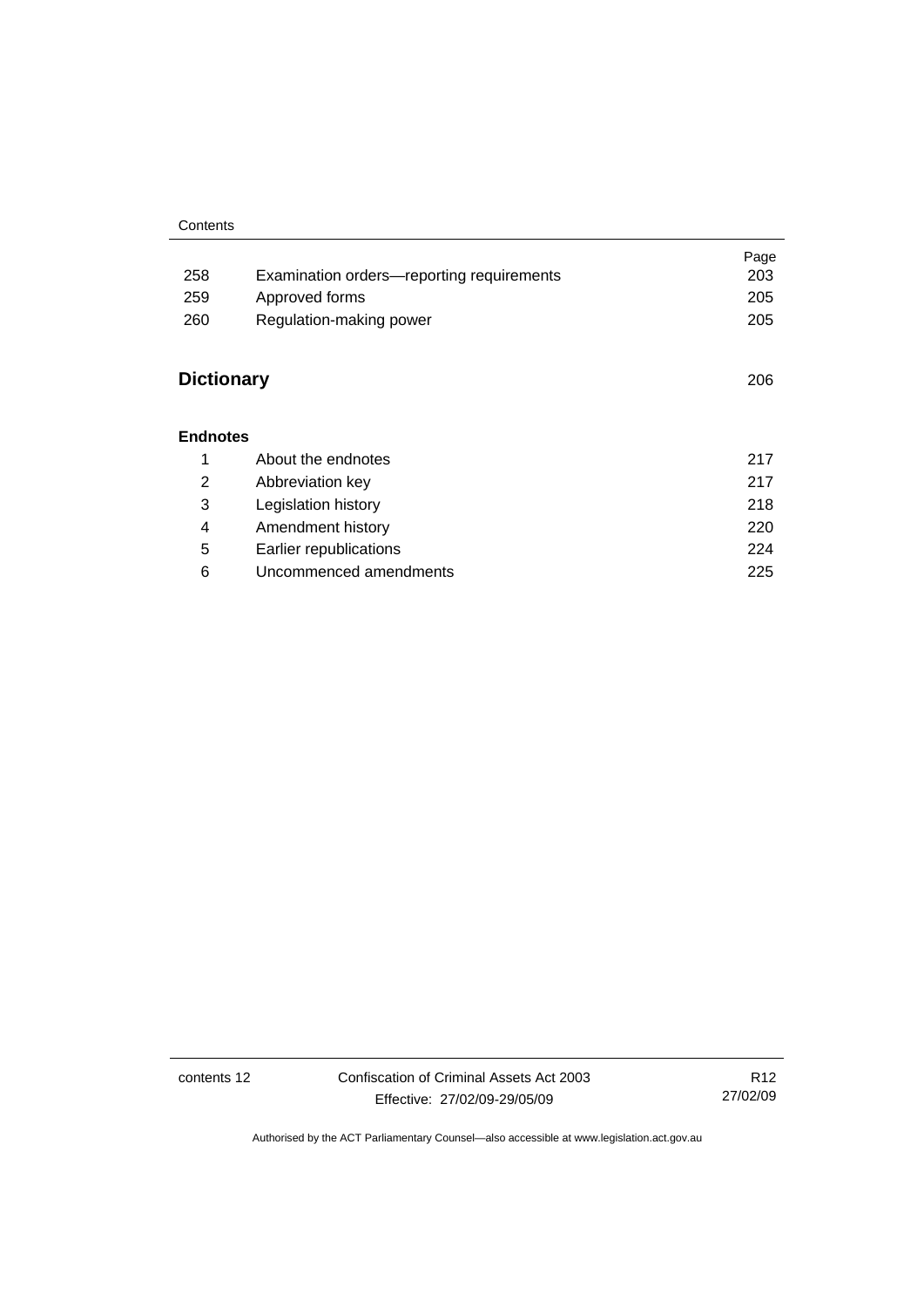| | | Page |
|---|---|---|
| 258 | Examination orders—reporting requirements | 203 |
| 259 | Approved forms | 205 |
| 260 | Regulation-making power | 205 |

## Dictionary 206

### Endnotes

| | | |
|---|---|---|
| 1 | About the endnotes | 217 |
| 2 | Abbreviation key | 217 |
| 3 | Legislation history | 218 |
| 4 | Amendment history | 220 |
| 5 | Earlier republications | 224 |
| 6 | Uncommenced amendments | 225 |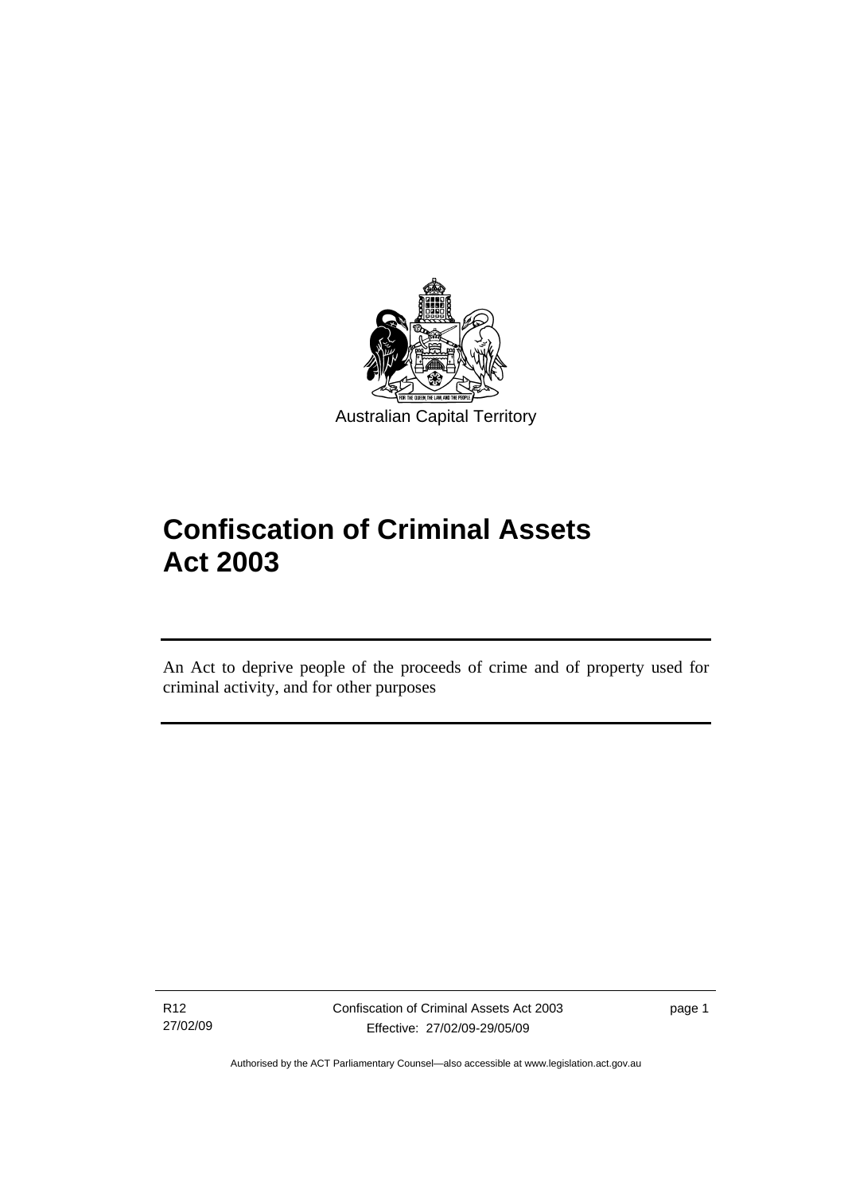Australian Capital Territory

# Confiscation of Criminal Assets Act 2003

An Act to deprive people of the proceeds of crime and of property used for criminal activity, and for other purposes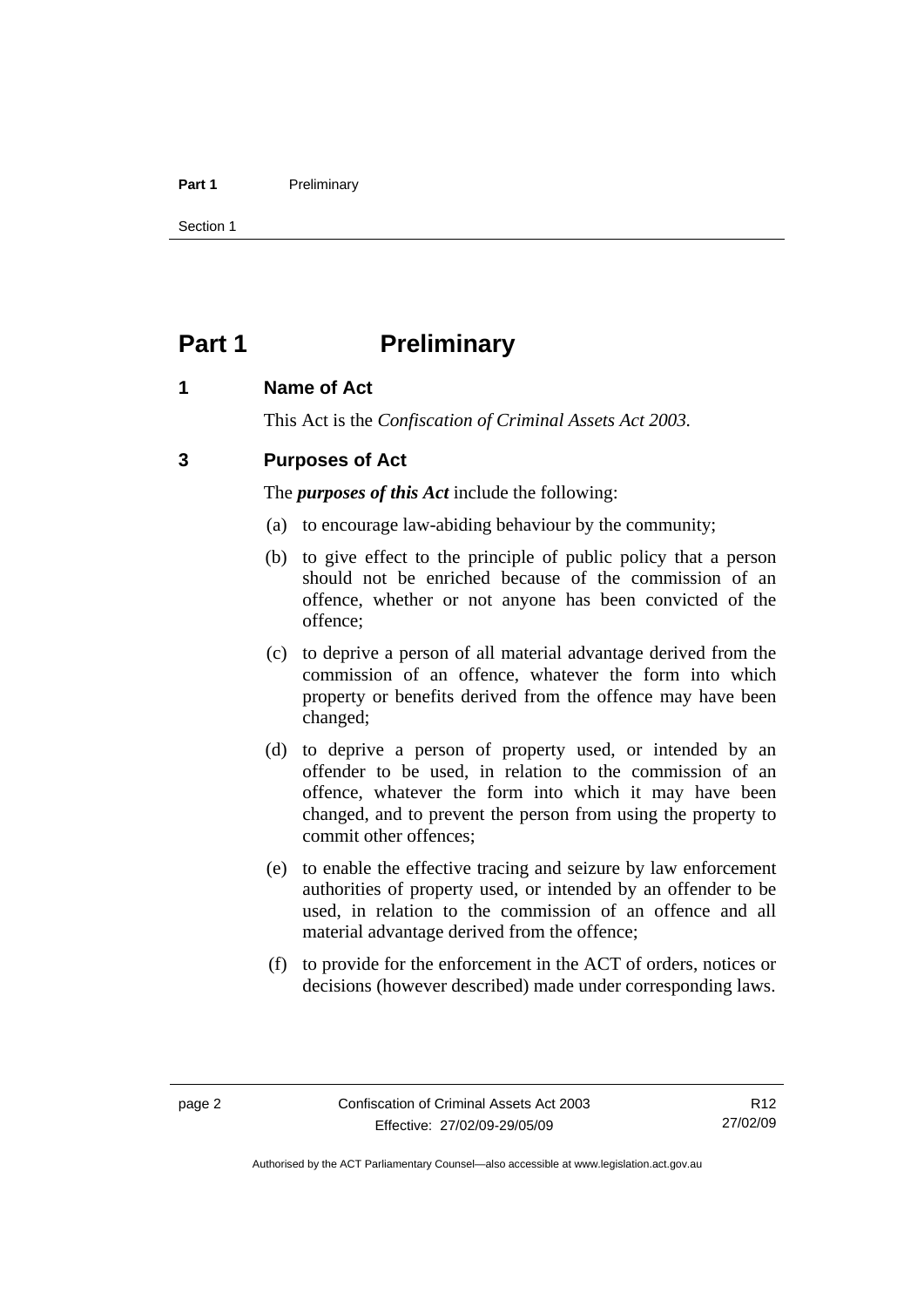# Part 1 Preliminary

## 1 Name of Act

This Act is the *Confiscation of Criminal Assets Act 2003*.

## 3 Purposes of Act

The ***purposes of this Act*** include the following:

(a) to encourage law-abiding behaviour by the community;

(b) to give effect to the principle of public policy that a person should not be enriched because of the commission of an offence, whether or not anyone has been convicted of the offence;

(c) to deprive a person of all material advantage derived from the commission of an offence, whatever the form into which property or benefits derived from the offence may have been changed;

(d) to deprive a person of property used, or intended by an offender to be used, in relation to the commission of an offence, whatever the form into which it may have been changed, and to prevent the person from using the property to commit other offences;

(e) to enable the effective tracing and seizure by law enforcement authorities of property used, or intended by an offender to be used, in relation to the commission of an offence and all material advantage derived from the offence;

(f) to provide for the enforcement in the ACT of orders, notices or decisions (however described) made under corresponding laws.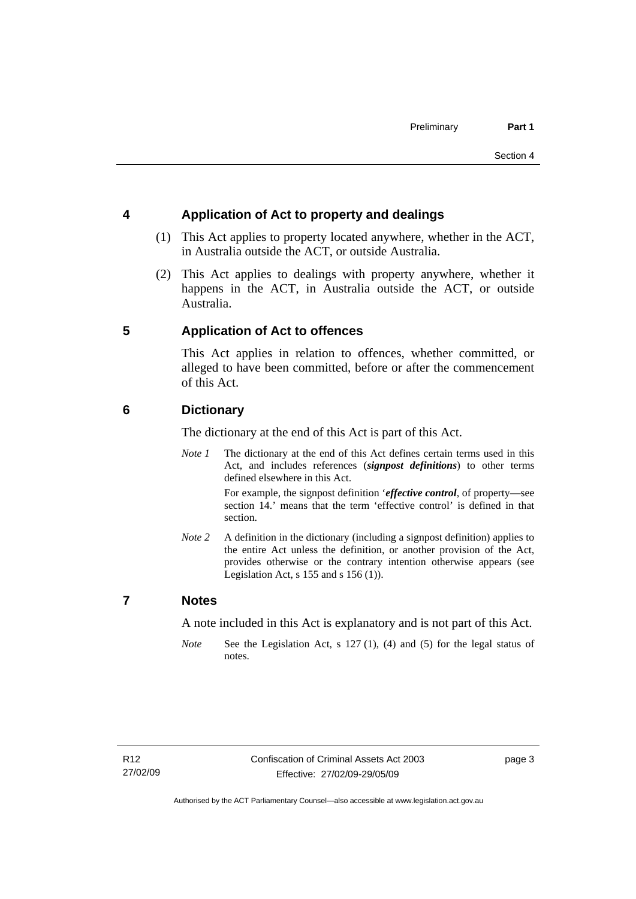## 4 Application of Act to property and dealings

(1) This Act applies to property located anywhere, whether in the ACT, in Australia outside the ACT, or outside Australia.

(2) This Act applies to dealings with property anywhere, whether it happens in the ACT, in Australia outside the ACT, or outside Australia.

## 5 Application of Act to offences

This Act applies in relation to offences, whether committed, or alleged to have been committed, before or after the commencement of this Act.

## 6 Dictionary

The dictionary at the end of this Act is part of this Act.

*Note 1* The dictionary at the end of this Act defines certain terms used in this Act, and includes references (***signpost definitions***) to other terms defined elsewhere in this Act.

For example, the signpost definition '***effective control***, of property—see section 14.' means that the term 'effective control' is defined in that section.

*Note 2* A definition in the dictionary (including a signpost definition) applies to the entire Act unless the definition, or another provision of the Act, provides otherwise or the contrary intention otherwise appears (see Legislation Act, s 155 and s 156 (1)).

## 7 Notes

A note included in this Act is explanatory and is not part of this Act.

*Note* See the Legislation Act, s 127 (1), (4) and (5) for the legal status of notes.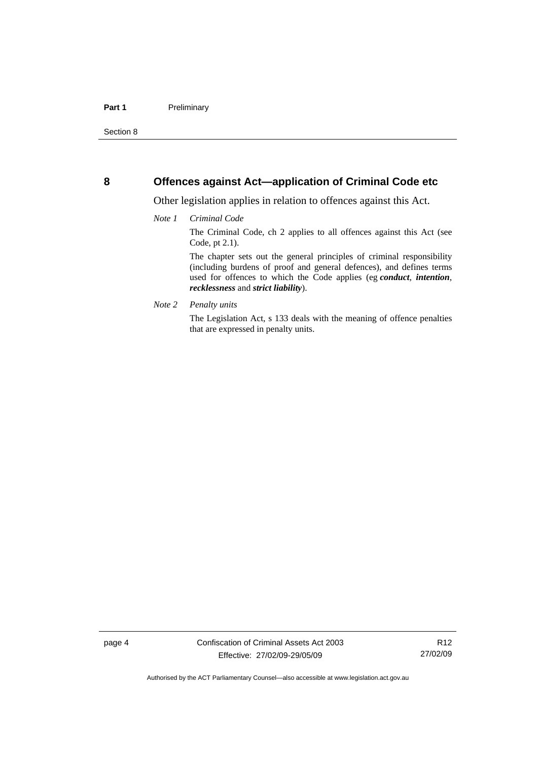## 8 Offences against Act—application of Criminal Code etc

Other legislation applies in relation to offences against this Act.

*Note 1* *Criminal Code*

The Criminal Code, ch 2 applies to all offences against this Act (see Code, pt 2.1).

The chapter sets out the general principles of criminal responsibility (including burdens of proof and general defences), and defines terms used for offences to which the Code applies (eg ***conduct***, ***intention***, ***recklessness*** and ***strict liability***).

*Note 2* *Penalty units*

The Legislation Act, s 133 deals with the meaning of offence penalties that are expressed in penalty units.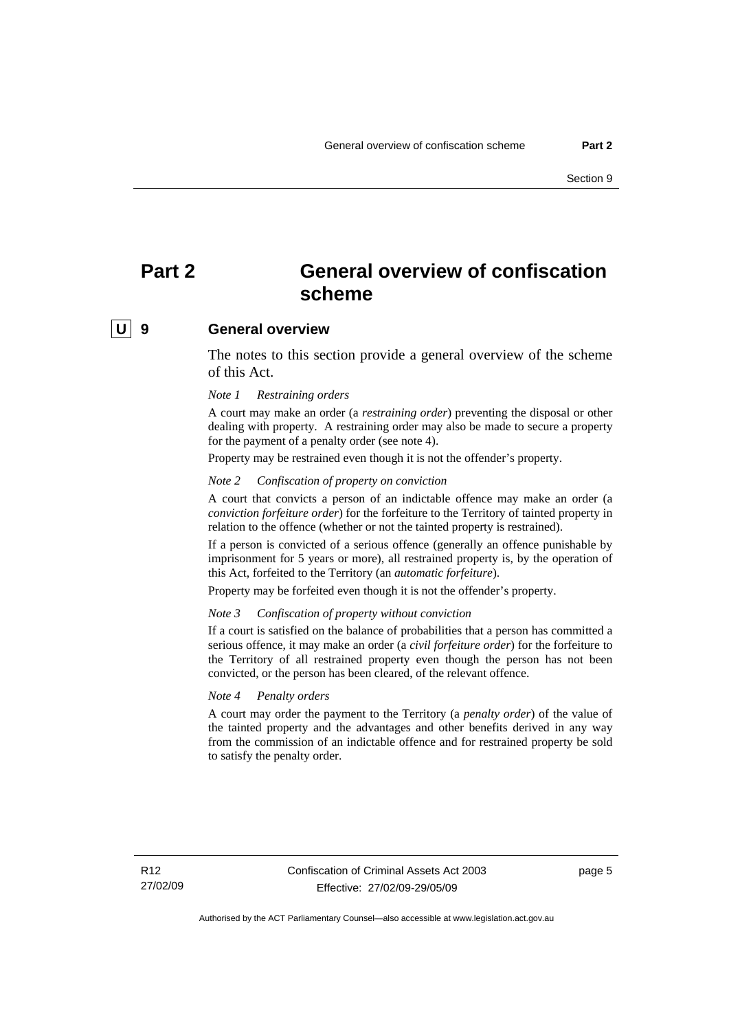# Part 2 General overview of confiscation scheme

## U 9 General overview

The notes to this section provide a general overview of the scheme of this Act.

*Note 1 Restraining orders*

A court may make an order (a ***restraining order***) preventing the disposal or other dealing with property. A restraining order may also be made to secure a property for the payment of a penalty order (see note 4).

Property may be restrained even though it is not the offender's property.

*Note 2 Confiscation of property on conviction*

A court that convicts a person of an indictable offence may make an order (a ***conviction forfeiture order***) for the forfeiture to the Territory of tainted property in relation to the offence (whether or not the tainted property is restrained).

If a person is convicted of a serious offence (generally an offence punishable by imprisonment for 5 years or more), all restrained property is, by the operation of this Act, forfeited to the Territory (an ***automatic forfeiture***).

Property may be forfeited even though it is not the offender's property.

*Note 3 Confiscation of property without conviction*

If a court is satisfied on the balance of probabilities that a person has committed a serious offence, it may make an order (a ***civil forfeiture order***) for the forfeiture to the Territory of all restrained property even though the person has not been convicted, or the person has been cleared, of the relevant offence.

*Note 4 Penalty orders*

A court may order the payment to the Territory (a ***penalty order***) of the value of the tainted property and the advantages and other benefits derived in any way from the commission of an indictable offence and for restrained property be sold to satisfy the penalty order.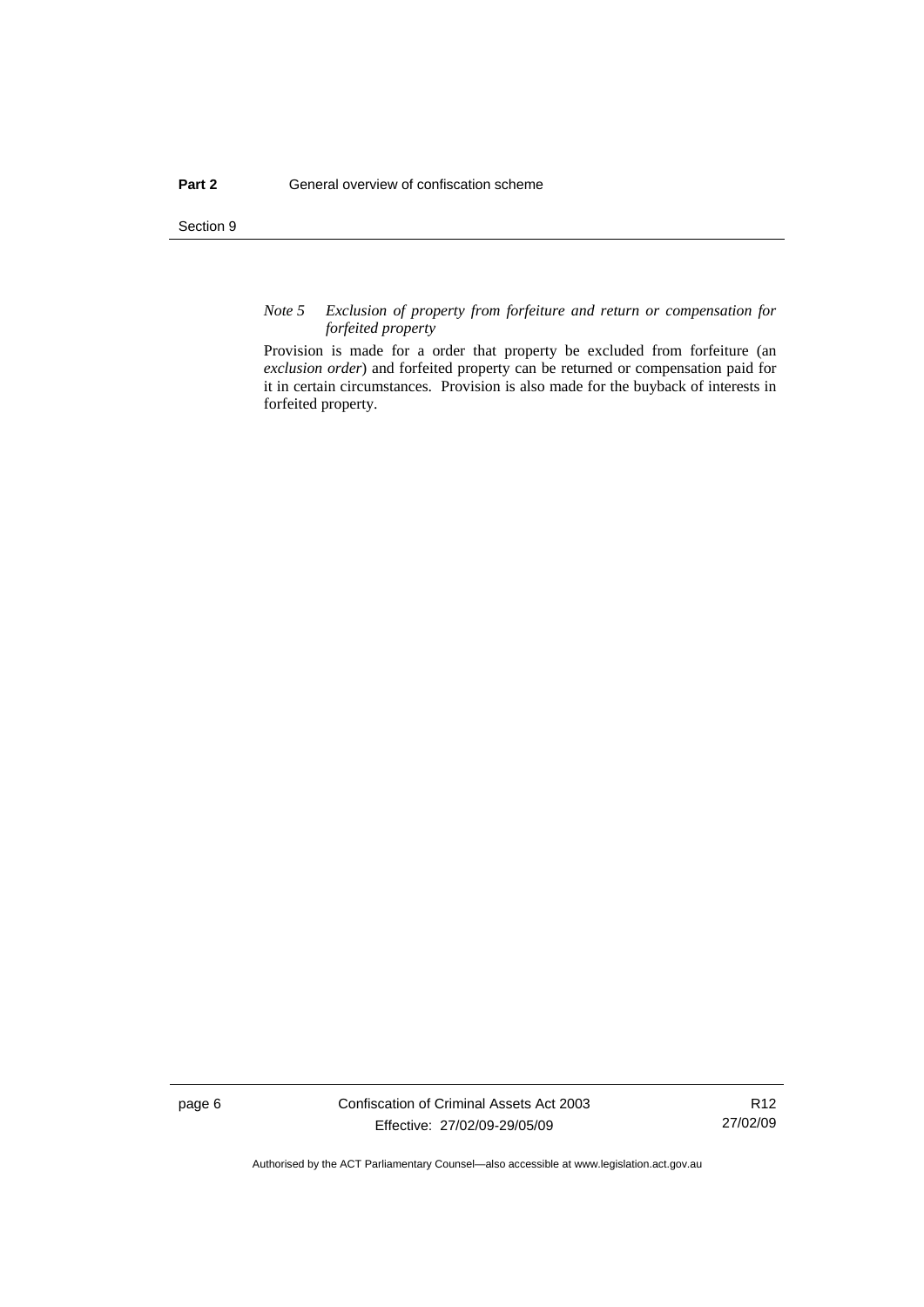*Note 5 Exclusion of property from forfeiture and return or compensation for forfeited property*

Provision is made for a order that property be excluded from forfeiture (an *exclusion order*) and forfeited property can be returned or compensation paid for it in certain circumstances. Provision is also made for the buyback of interests in forfeited property.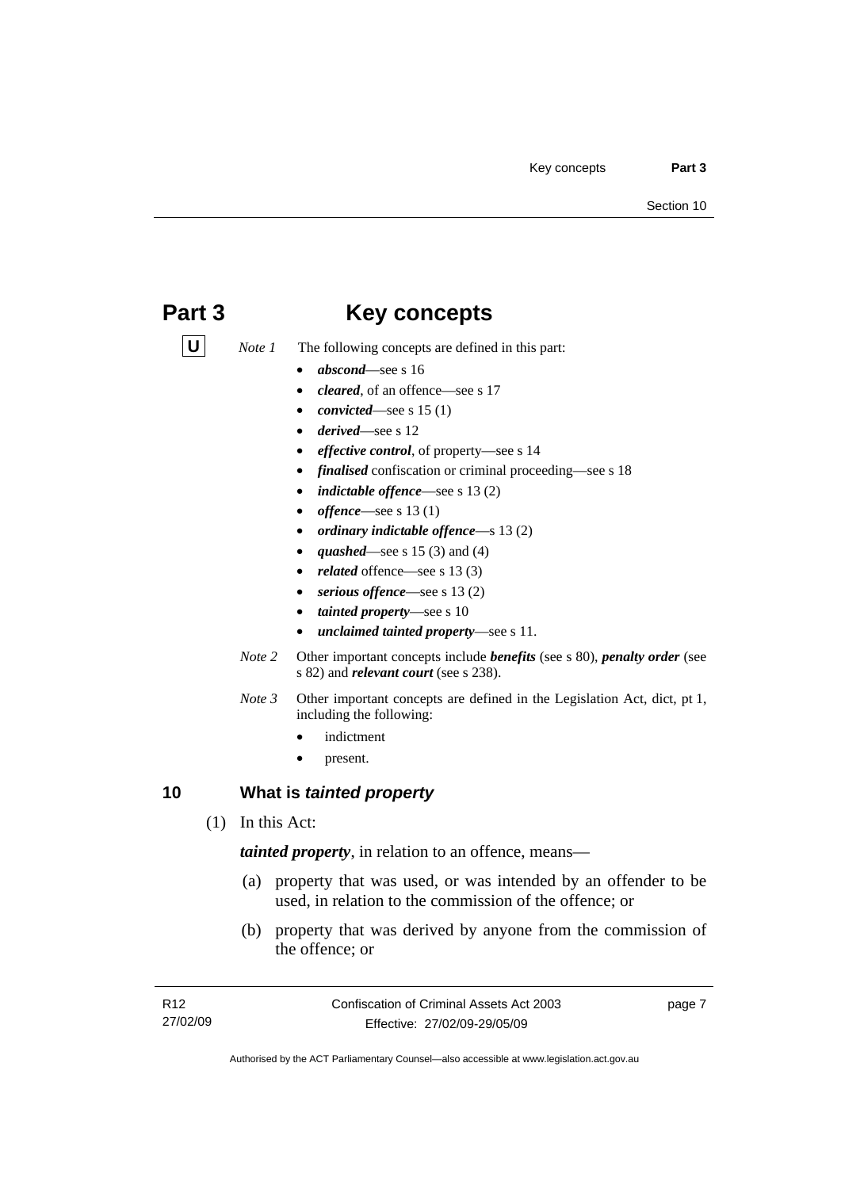# Part 3 Key concepts

**U** *Note 1* The following concepts are defined in this part:

- ***abscond***—see s 16
- ***cleared***, of an offence—see s 17
- ***convicted***—see s 15 (1)
- ***derived***—see s 12
- ***effective control***, of property—see s 14
- ***finalised*** confiscation or criminal proceeding—see s 18
- ***indictable offence***—see s 13 (2)
- ***offence***—see s 13 (1)
- ***ordinary indictable offence***—s 13 (2)
- ***quashed***—see s 15 (3) and (4)
- ***related*** offence—see s 13 (3)
- ***serious offence***—see s 13 (2)
- ***tainted property***—see s 10
- ***unclaimed tainted property***—see s 11.

*Note 2* Other important concepts include ***benefits*** (see s 80), ***penalty order*** (see s 82) and ***relevant court*** (see s 238).

*Note 3* Other important concepts are defined in the Legislation Act, dict, pt 1, including the following:

- indictment
- present.

## 10 What is *tainted property*

(1) In this Act:

***tainted property***, in relation to an offence, means—

(a) property that was used, or was intended by an offender to be used, in relation to the commission of the offence; or

(b) property that was derived by anyone from the commission of the offence; or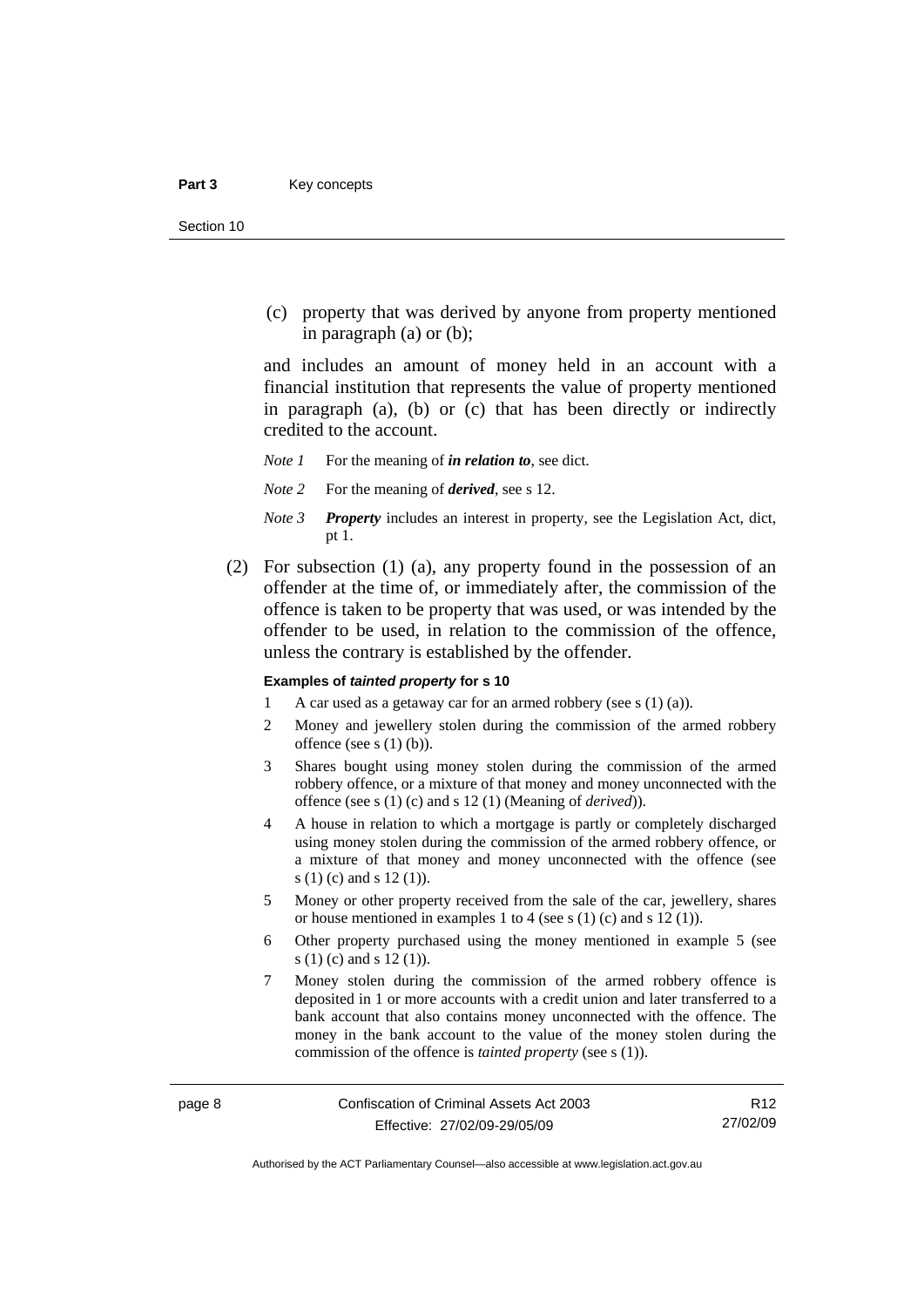(c) property that was derived by anyone from property mentioned in paragraph (a) or (b);

and includes an amount of money held in an account with a financial institution that represents the value of property mentioned in paragraph (a), (b) or (c) that has been directly or indirectly credited to the account.

*Note 1* For the meaning of ***in relation to***, see dict.

*Note 2* For the meaning of ***derived***, see s 12.

*Note 3* ***Property*** includes an interest in property, see the Legislation Act, dict, pt 1.

(2) For subsection (1) (a), any property found in the possession of an offender at the time of, or immediately after, the commission of the offence is taken to be property that was used, or was intended by the offender to be used, in relation to the commission of the offence, unless the contrary is established by the offender.

**Examples of *tainted property* for s 10**

1 A car used as a getaway car for an armed robbery (see s (1) (a)).

2 Money and jewellery stolen during the commission of the armed robbery offence (see s (1) (b)).

3 Shares bought using money stolen during the commission of the armed robbery offence, or a mixture of that money and money unconnected with the offence (see s (1) (c) and s 12 (1) (Meaning of *derived*)).

4 A house in relation to which a mortgage is partly or completely discharged using money stolen during the commission of the armed robbery offence, or a mixture of that money and money unconnected with the offence (see s (1) (c) and s 12 (1)).

5 Money or other property received from the sale of the car, jewellery, shares or house mentioned in examples 1 to 4 (see s (1) (c) and s 12 (1)).

6 Other property purchased using the money mentioned in example 5 (see s (1) (c) and s 12 (1)).

7 Money stolen during the commission of the armed robbery offence is deposited in 1 or more accounts with a credit union and later transferred to a bank account that also contains money unconnected with the offence. The money in the bank account to the value of the money stolen during the commission of the offence is *tainted property* (see s (1)).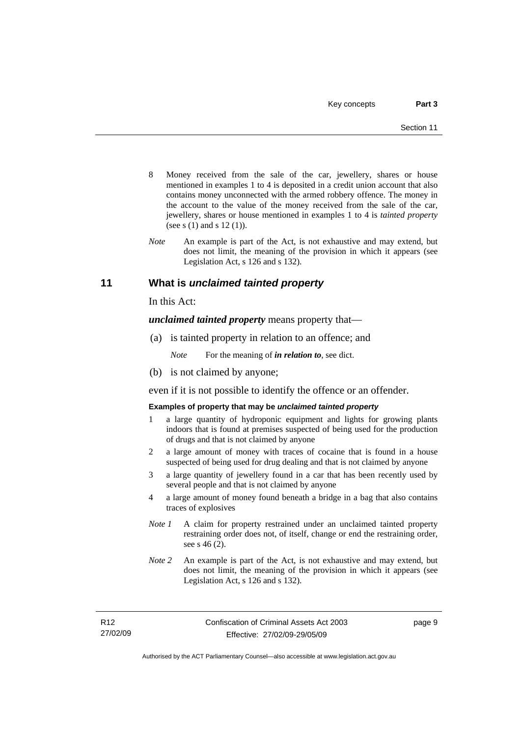8 Money received from the sale of the car, jewellery, shares or house mentioned in examples 1 to 4 is deposited in a credit union account that also contains money unconnected with the armed robbery offence. The money in the account to the value of the money received from the sale of the car, jewellery, shares or house mentioned in examples 1 to 4 is *tainted property* (see s (1) and s 12 (1)).

*Note* An example is part of the Act, is not exhaustive and may extend, but does not limit, the meaning of the provision in which it appears (see Legislation Act, s 126 and s 132).

## 11 What is *unclaimed tainted property*

In this Act:

***unclaimed tainted property*** means property that—

(a) is tainted property in relation to an offence; and

*Note* For the meaning of ***in relation to***, see dict.

(b) is not claimed by anyone;

even if it is not possible to identify the offence or an offender.

**Examples of property that may be *unclaimed tainted property***

1 a large quantity of hydroponic equipment and lights for growing plants indoors that is found at premises suspected of being used for the production of drugs and that is not claimed by anyone

2 a large amount of money with traces of cocaine that is found in a house suspected of being used for drug dealing and that is not claimed by anyone

3 a large quantity of jewellery found in a car that has been recently used by several people and that is not claimed by anyone

4 a large amount of money found beneath a bridge in a bag that also contains traces of explosives

*Note 1* A claim for property restrained under an unclaimed tainted property restraining order does not, of itself, change or end the restraining order, see s 46 (2).

*Note 2* An example is part of the Act, is not exhaustive and may extend, but does not limit, the meaning of the provision in which it appears (see Legislation Act, s 126 and s 132).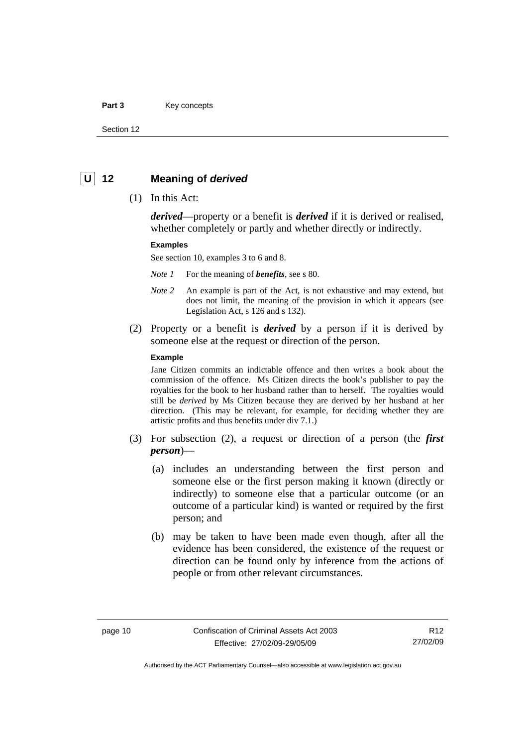## U 12 Meaning of *derived*

(1) In this Act:

***derived***—property or a benefit is ***derived*** if it is derived or realised, whether completely or partly and whether directly or indirectly.

**Examples**

See section 10, examples 3 to 6 and 8.

*Note 1* For the meaning of ***benefits***, see s 80.

*Note 2* An example is part of the Act, is not exhaustive and may extend, but does not limit, the meaning of the provision in which it appears (see Legislation Act, s 126 and s 132).

(2) Property or a benefit is ***derived*** by a person if it is derived by someone else at the request or direction of the person.

**Example**

Jane Citizen commits an indictable offence and then writes a book about the commission of the offence. Ms Citizen directs the book's publisher to pay the royalties for the book to her husband rather than to herself. The royalties would still be *derived* by Ms Citizen because they are derived by her husband at her direction. (This may be relevant, for example, for deciding whether they are artistic profits and thus benefits under div 7.1.)

(3) For subsection (2), a request or direction of a person (the ***first person***)—

(a) includes an understanding between the first person and someone else or the first person making it known (directly or indirectly) to someone else that a particular outcome (or an outcome of a particular kind) is wanted or required by the first person; and

(b) may be taken to have been made even though, after all the evidence has been considered, the existence of the request or direction can be found only by inference from the actions of people or from other relevant circumstances.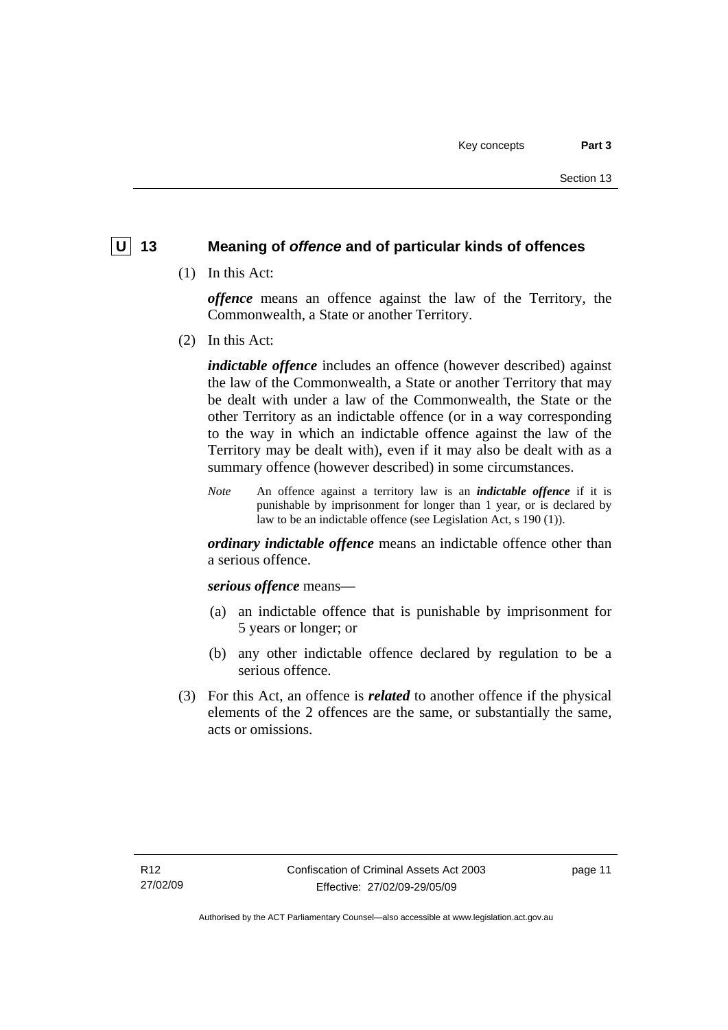## U 13 Meaning of *offence* and of particular kinds of offences

(1) In this Act:

***offence*** means an offence against the law of the Territory, the Commonwealth, a State or another Territory.

(2) In this Act:

***indictable offence*** includes an offence (however described) against the law of the Commonwealth, a State or another Territory that may be dealt with under a law of the Commonwealth, the State or the other Territory as an indictable offence (or in a way corresponding to the way in which an indictable offence against the law of the Territory may be dealt with), even if it may also be dealt with as a summary offence (however described) in some circumstances.

*Note* An offence against a territory law is an ***indictable offence*** if it is punishable by imprisonment for longer than 1 year, or is declared by law to be an indictable offence (see Legislation Act, s 190 (1)).

***ordinary indictable offence*** means an indictable offence other than a serious offence.

***serious offence*** means—

(a) an indictable offence that is punishable by imprisonment for 5 years or longer; or

(b) any other indictable offence declared by regulation to be a serious offence.

(3) For this Act, an offence is ***related*** to another offence if the physical elements of the 2 offences are the same, or substantially the same, acts or omissions.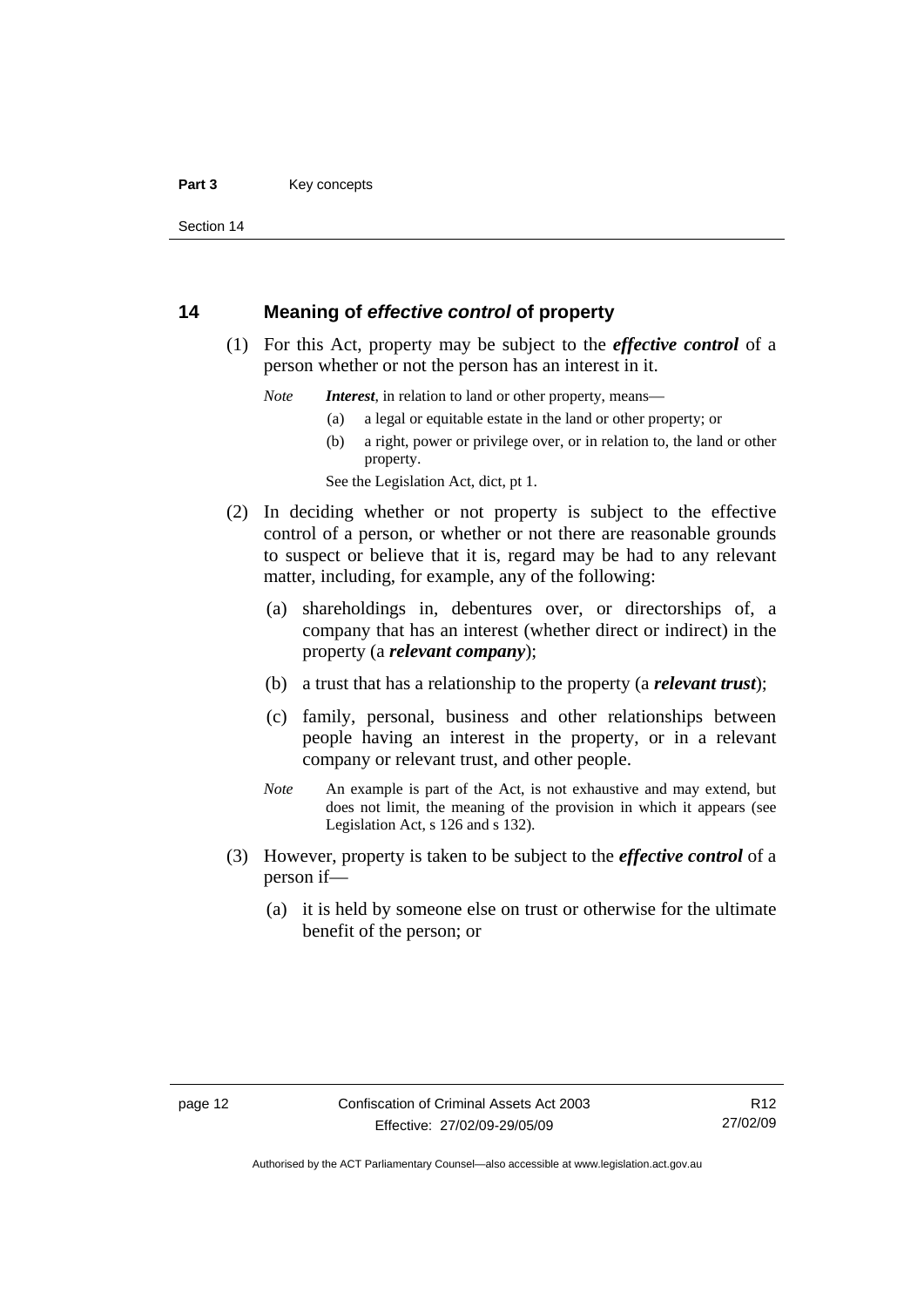## 14 Meaning of *effective control* of property

(1) For this Act, property may be subject to the ***effective control*** of a person whether or not the person has an interest in it.

*Note* ***Interest***, in relation to land or other property, means—

(a) a legal or equitable estate in the land or other property; or

(b) a right, power or privilege over, or in relation to, the land or other property.

See the Legislation Act, dict, pt 1.

(2) In deciding whether or not property is subject to the effective control of a person, or whether or not there are reasonable grounds to suspect or believe that it is, regard may be had to any relevant matter, including, for example, any of the following:

(a) shareholdings in, debentures over, or directorships of, a company that has an interest (whether direct or indirect) in the property (a ***relevant company***);

(b) a trust that has a relationship to the property (a ***relevant trust***);

(c) family, personal, business and other relationships between people having an interest in the property, or in a relevant company or relevant trust, and other people.

*Note* An example is part of the Act, is not exhaustive and may extend, but does not limit, the meaning of the provision in which it appears (see Legislation Act, s 126 and s 132).

(3) However, property is taken to be subject to the ***effective control*** of a person if—

(a) it is held by someone else on trust or otherwise for the ultimate benefit of the person; or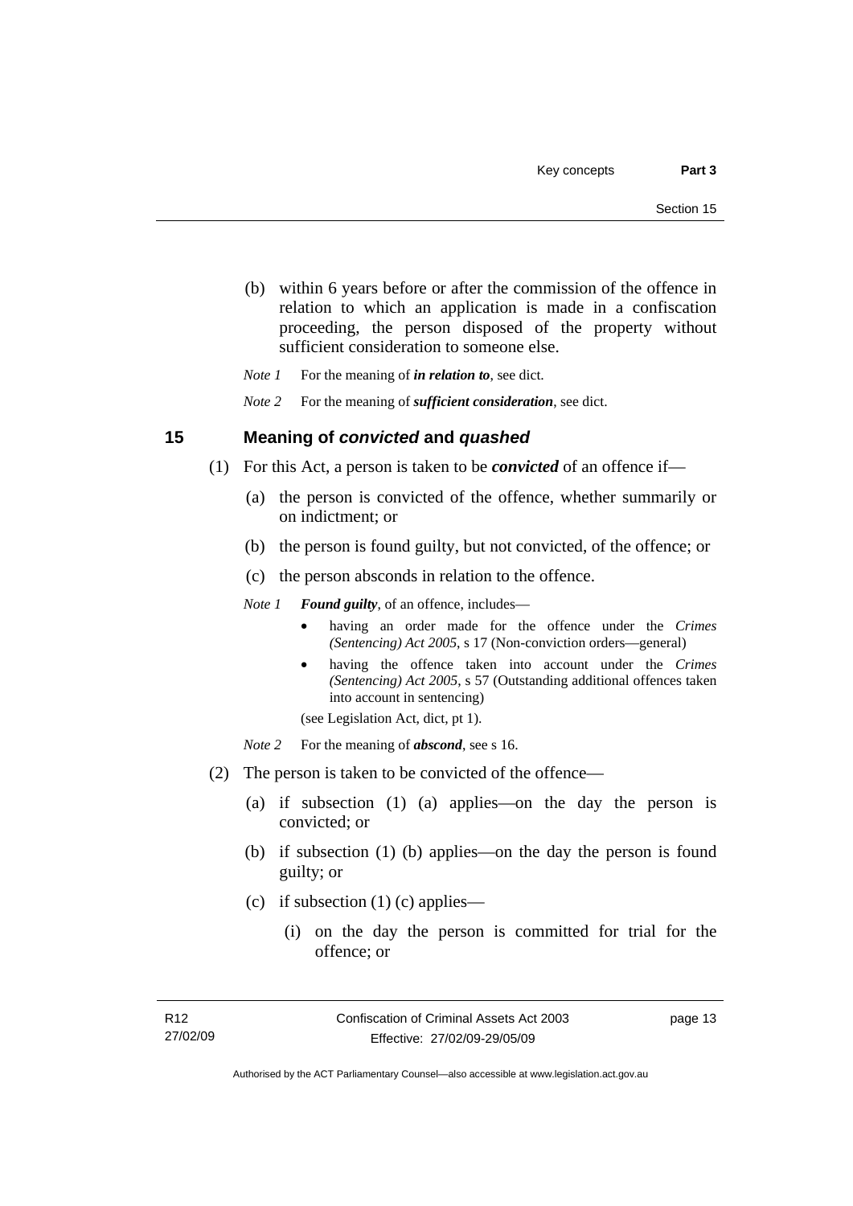(b) within 6 years before or after the commission of the offence in relation to which an application is made in a confiscation proceeding, the person disposed of the property without sufficient consideration to someone else.

*Note 1* For the meaning of ***in relation to***, see dict.

*Note 2* For the meaning of ***sufficient consideration***, see dict.

## 15 Meaning of *convicted* and *quashed*

(1) For this Act, a person is taken to be ***convicted*** of an offence if—

(a) the person is convicted of the offence, whether summarily or on indictment; or

(b) the person is found guilty, but not convicted, of the offence; or

(c) the person absconds in relation to the offence.

*Note 1* ***Found guilty***, of an offence, includes—

- having an order made for the offence under the *Crimes (Sentencing) Act 2005*, s 17 (Non-conviction orders—general)
- having the offence taken into account under the *Crimes (Sentencing) Act 2005*, s 57 (Outstanding additional offences taken into account in sentencing)

(see Legislation Act, dict, pt 1).

*Note 2* For the meaning of ***abscond***, see s 16.

(2) The person is taken to be convicted of the offence—

(a) if subsection (1) (a) applies—on the day the person is convicted; or

(b) if subsection (1) (b) applies—on the day the person is found guilty; or

(c) if subsection (1) (c) applies—

(i) on the day the person is committed for trial for the offence; or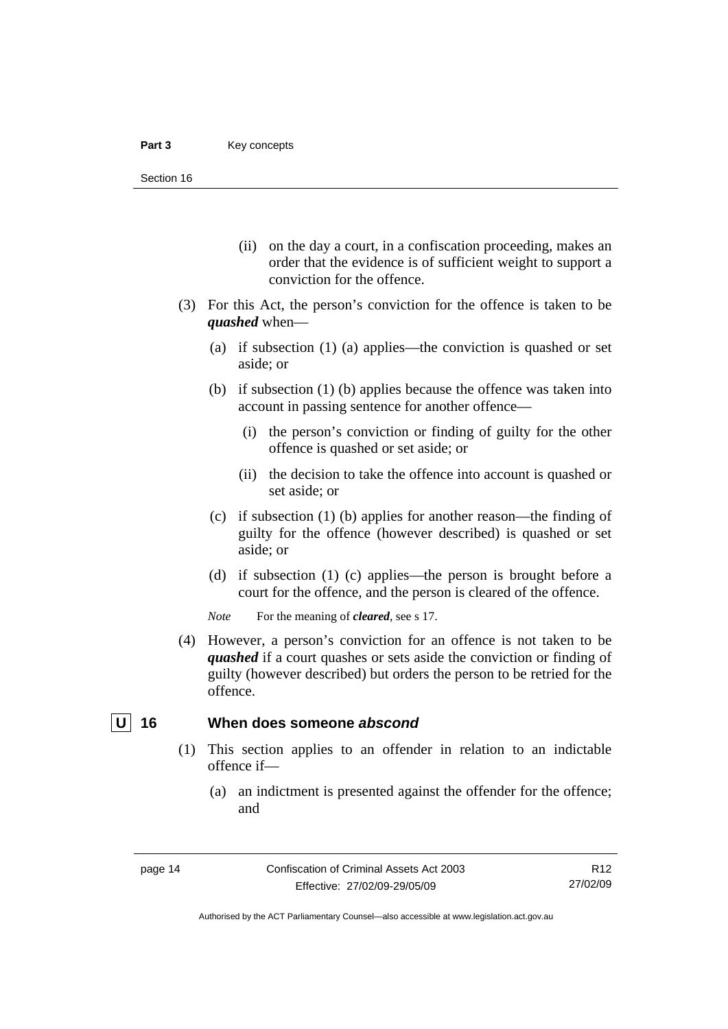(ii) on the day a court, in a confiscation proceeding, makes an order that the evidence is of sufficient weight to support a conviction for the offence.

(3) For this Act, the person's conviction for the offence is taken to be ***quashed*** when—

(a) if subsection (1) (a) applies—the conviction is quashed or set aside; or

(b) if subsection (1) (b) applies because the offence was taken into account in passing sentence for another offence—

(i) the person's conviction or finding of guilty for the other offence is quashed or set aside; or

(ii) the decision to take the offence into account is quashed or set aside; or

(c) if subsection (1) (b) applies for another reason—the finding of guilty for the offence (however described) is quashed or set aside; or

(d) if subsection (1) (c) applies—the person is brought before a court for the offence, and the person is cleared of the offence.

*Note* For the meaning of ***cleared***, see s 17.

(4) However, a person's conviction for an offence is not taken to be ***quashed*** if a court quashes or sets aside the conviction or finding of guilty (however described) but orders the person to be retried for the offence.

## U 16 When does someone *abscond*

(1) This section applies to an offender in relation to an indictable offence if—

(a) an indictment is presented against the offender for the offence; and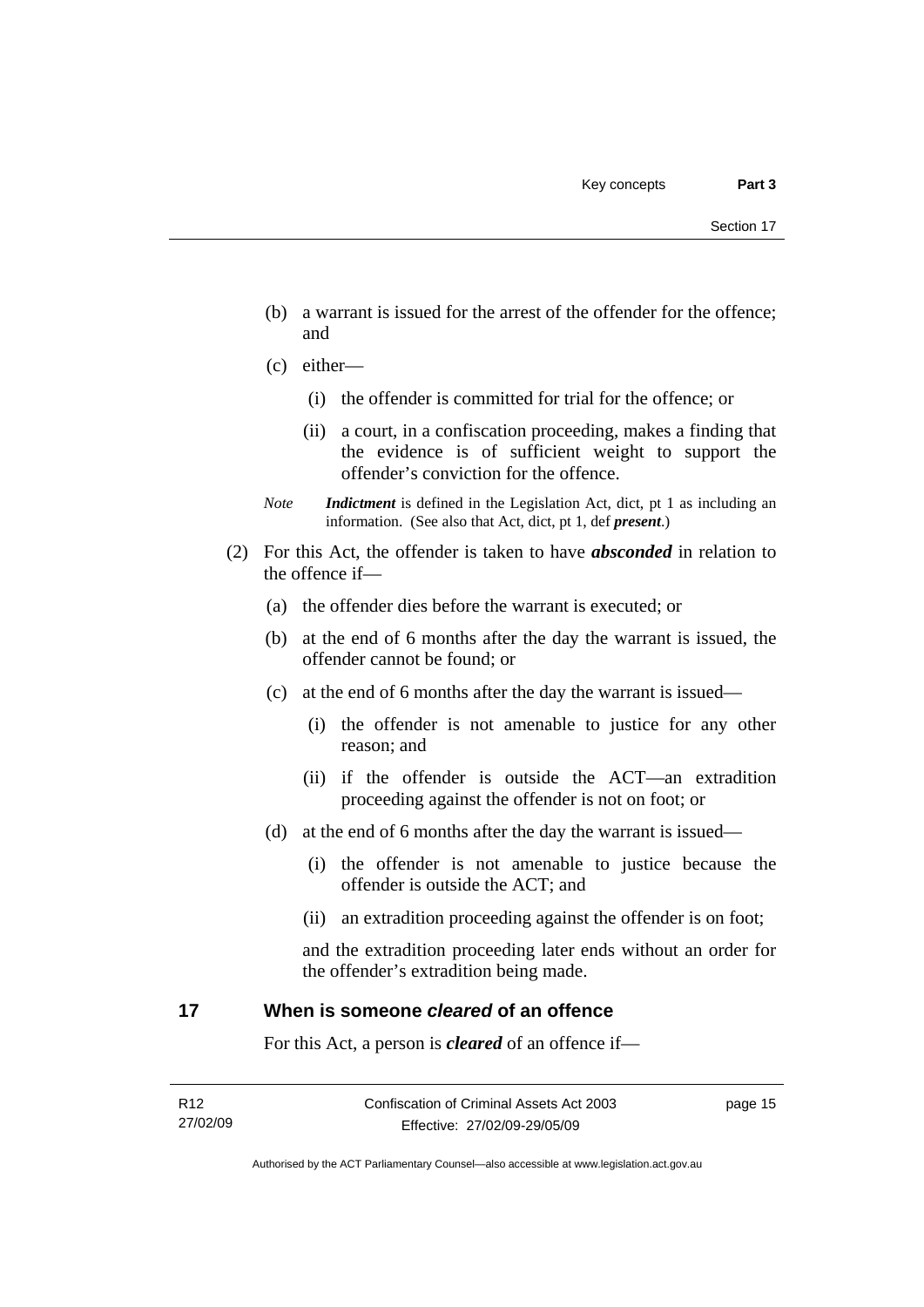(b) a warrant is issued for the arrest of the offender for the offence; and

(c) either—

(i) the offender is committed for trial for the offence; or

(ii) a court, in a confiscation proceeding, makes a finding that the evidence is of sufficient weight to support the offender's conviction for the offence.

*Note* ***Indictment*** is defined in the Legislation Act, dict, pt 1 as including an information. (See also that Act, dict, pt 1, def ***present***.)

(2) For this Act, the offender is taken to have ***absconded*** in relation to the offence if—

(a) the offender dies before the warrant is executed; or

(b) at the end of 6 months after the day the warrant is issued, the offender cannot be found; or

(c) at the end of 6 months after the day the warrant is issued—

(i) the offender is not amenable to justice for any other reason; and

(ii) if the offender is outside the ACT—an extradition proceeding against the offender is not on foot; or

(d) at the end of 6 months after the day the warrant is issued—

(i) the offender is not amenable to justice because the offender is outside the ACT; and

(ii) an extradition proceeding against the offender is on foot;

and the extradition proceeding later ends without an order for the offender's extradition being made.

## 17 When is someone *cleared* of an offence

For this Act, a person is ***cleared*** of an offence if—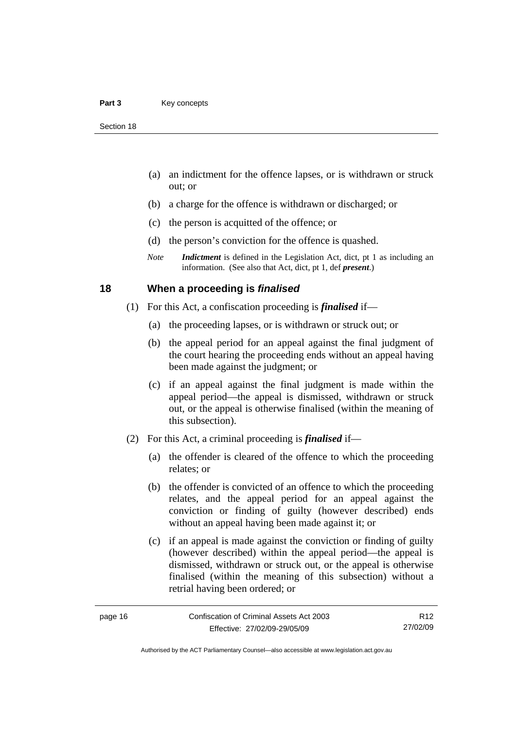(a) an indictment for the offence lapses, or is withdrawn or struck out; or

(b) a charge for the offence is withdrawn or discharged; or

(c) the person is acquitted of the offence; or

(d) the person's conviction for the offence is quashed.

*Note* ***Indictment*** is defined in the Legislation Act, dict, pt 1 as including an information. (See also that Act, dict, pt 1, def ***present***.)

## 18 When a proceeding is *finalised*

(1) For this Act, a confiscation proceeding is ***finalised*** if—

(a) the proceeding lapses, or is withdrawn or struck out; or

(b) the appeal period for an appeal against the final judgment of the court hearing the proceeding ends without an appeal having been made against the judgment; or

(c) if an appeal against the final judgment is made within the appeal period—the appeal is dismissed, withdrawn or struck out, or the appeal is otherwise finalised (within the meaning of this subsection).

(2) For this Act, a criminal proceeding is ***finalised*** if—

(a) the offender is cleared of the offence to which the proceeding relates; or

(b) the offender is convicted of an offence to which the proceeding relates, and the appeal period for an appeal against the conviction or finding of guilty (however described) ends without an appeal having been made against it; or

(c) if an appeal is made against the conviction or finding of guilty (however described) within the appeal period—the appeal is dismissed, withdrawn or struck out, or the appeal is otherwise finalised (within the meaning of this subsection) without a retrial having been ordered; or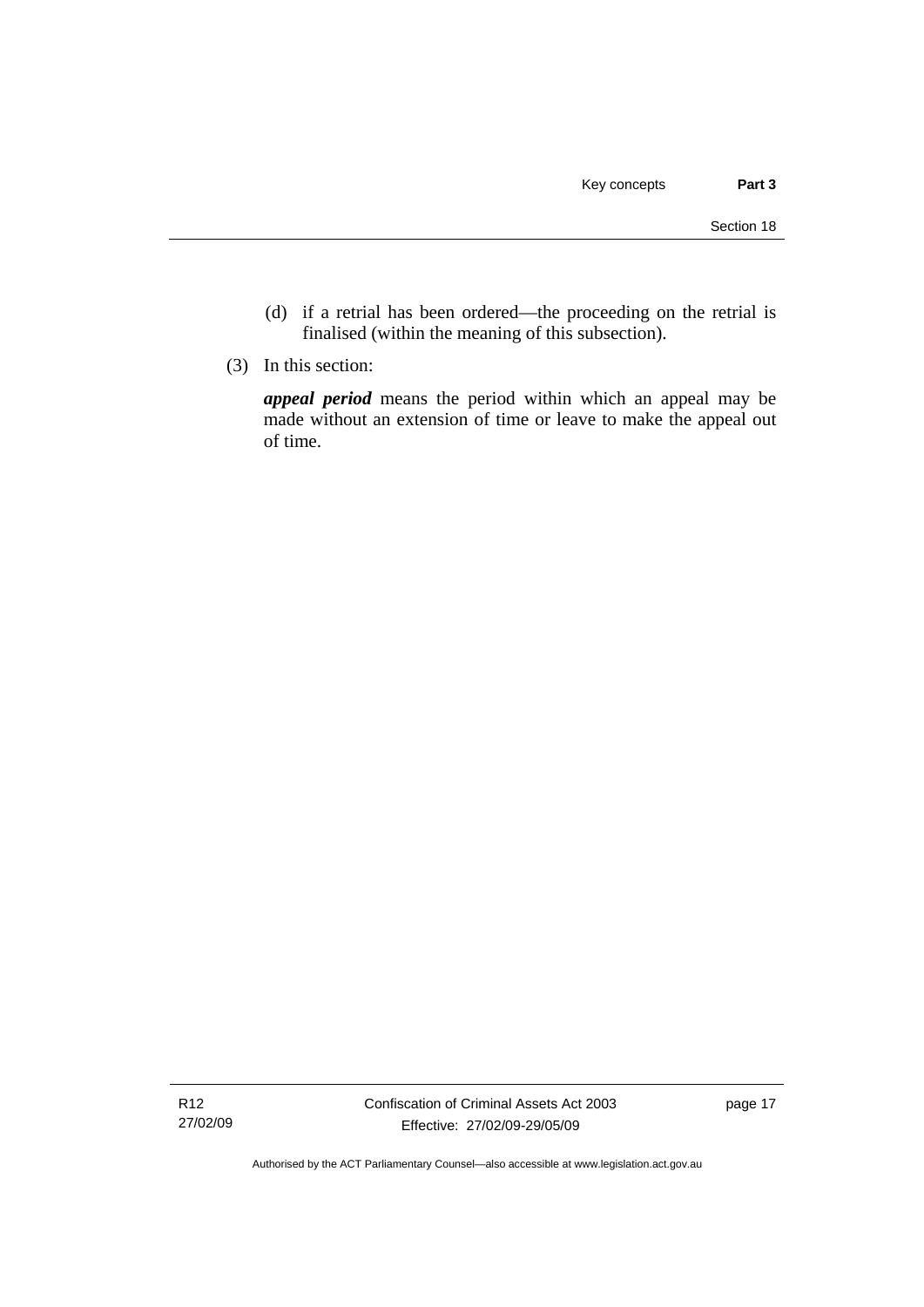(d) if a retrial has been ordered—the proceeding on the retrial is finalised (within the meaning of this subsection).

(3) In this section:

***appeal period*** means the period within which an appeal may be made without an extension of time or leave to make the appeal out of time.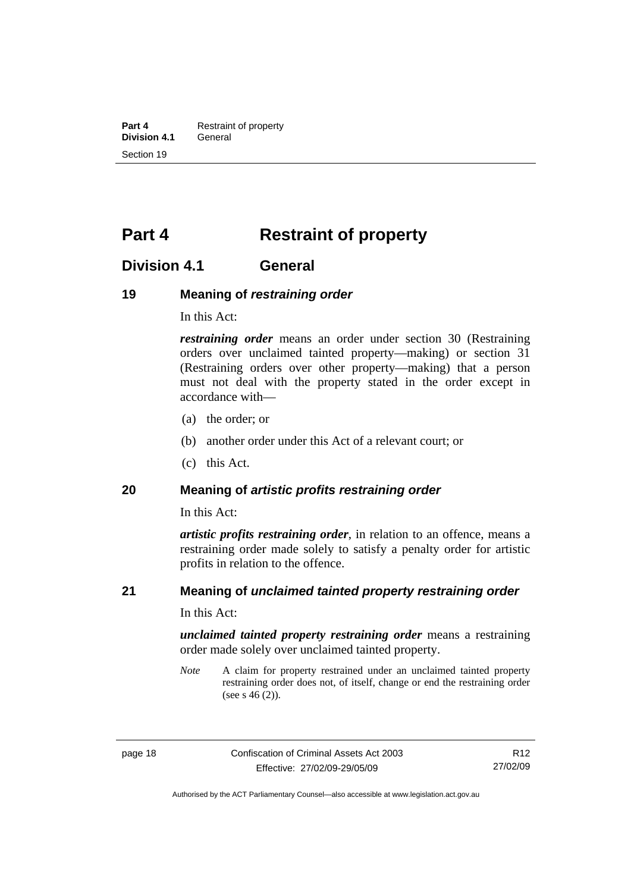# Part 4 Restraint of property

## Division 4.1 General

### 19 Meaning of *restraining order*

In this Act:

***restraining order*** means an order under section 30 (Restraining orders over unclaimed tainted property—making) or section 31 (Restraining orders over other property—making) that a person must not deal with the property stated in the order except in accordance with—

(a) the order; or

(b) another order under this Act of a relevant court; or

(c) this Act.

### 20 Meaning of *artistic profits restraining order*

In this Act:

***artistic profits restraining order***, in relation to an offence, means a restraining order made solely to satisfy a penalty order for artistic profits in relation to the offence.

### 21 Meaning of *unclaimed tainted property restraining order*

In this Act:

***unclaimed tainted property restraining order*** means a restraining order made solely over unclaimed tainted property.

*Note* A claim for property restrained under an unclaimed tainted property restraining order does not, of itself, change or end the restraining order (see s 46 (2)).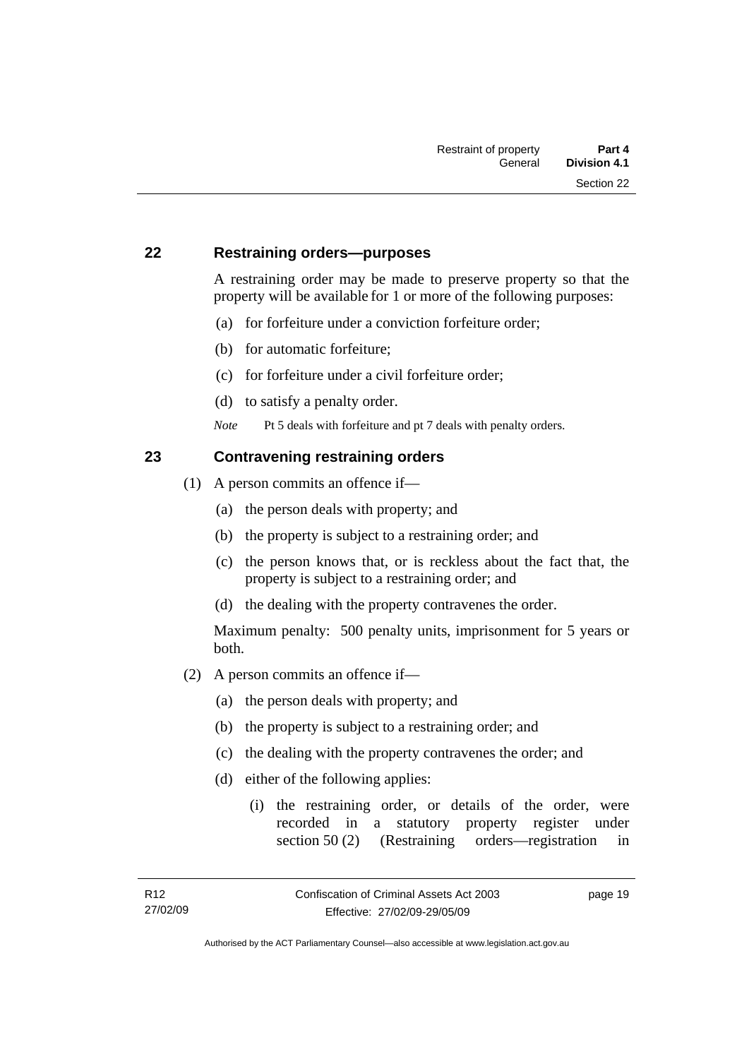## 22 Restraining orders—purposes

A restraining order may be made to preserve property so that the property will be available for 1 or more of the following purposes:

(a) for forfeiture under a conviction forfeiture order;

(b) for automatic forfeiture;

(c) for forfeiture under a civil forfeiture order;

(d) to satisfy a penalty order.

*Note* Pt 5 deals with forfeiture and pt 7 deals with penalty orders.

## 23 Contravening restraining orders

(1) A person commits an offence if—

(a) the person deals with property; and

(b) the property is subject to a restraining order; and

(c) the person knows that, or is reckless about the fact that, the property is subject to a restraining order; and

(d) the dealing with the property contravenes the order.

Maximum penalty: 500 penalty units, imprisonment for 5 years or both.

(2) A person commits an offence if—

(a) the person deals with property; and

(b) the property is subject to a restraining order; and

(c) the dealing with the property contravenes the order; and

(d) either of the following applies:

(i) the restraining order, or details of the order, were recorded in a statutory property register under section 50 (2) (Restraining orders—registration in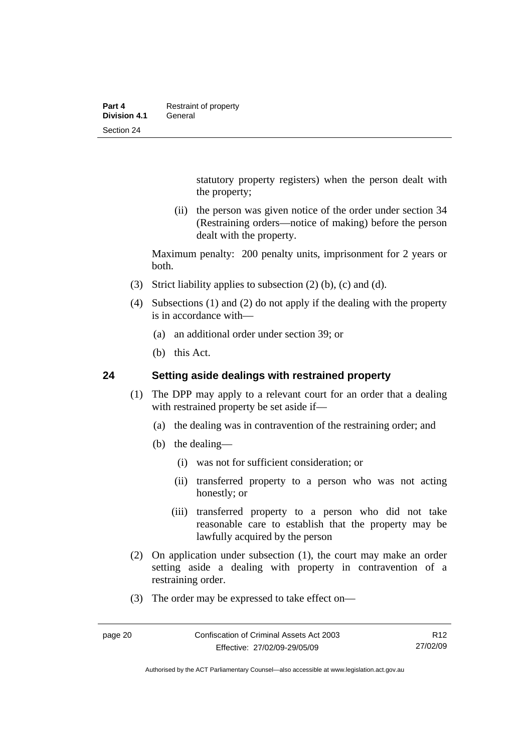statutory property registers) when the person dealt with the property;

(ii) the person was given notice of the order under section 34 (Restraining orders—notice of making) before the person dealt with the property.

Maximum penalty: 200 penalty units, imprisonment for 2 years or both.

(3) Strict liability applies to subsection (2) (b), (c) and (d).

(4) Subsections (1) and (2) do not apply if the dealing with the property is in accordance with—

(a) an additional order under section 39; or

(b) this Act.

## 24 Setting aside dealings with restrained property

(1) The DPP may apply to a relevant court for an order that a dealing with restrained property be set aside if—

(a) the dealing was in contravention of the restraining order; and

(b) the dealing—

(i) was not for sufficient consideration; or

(ii) transferred property to a person who was not acting honestly; or

(iii) transferred property to a person who did not take reasonable care to establish that the property may be lawfully acquired by the person

(2) On application under subsection (1), the court may make an order setting aside a dealing with property in contravention of a restraining order.

(3) The order may be expressed to take effect on—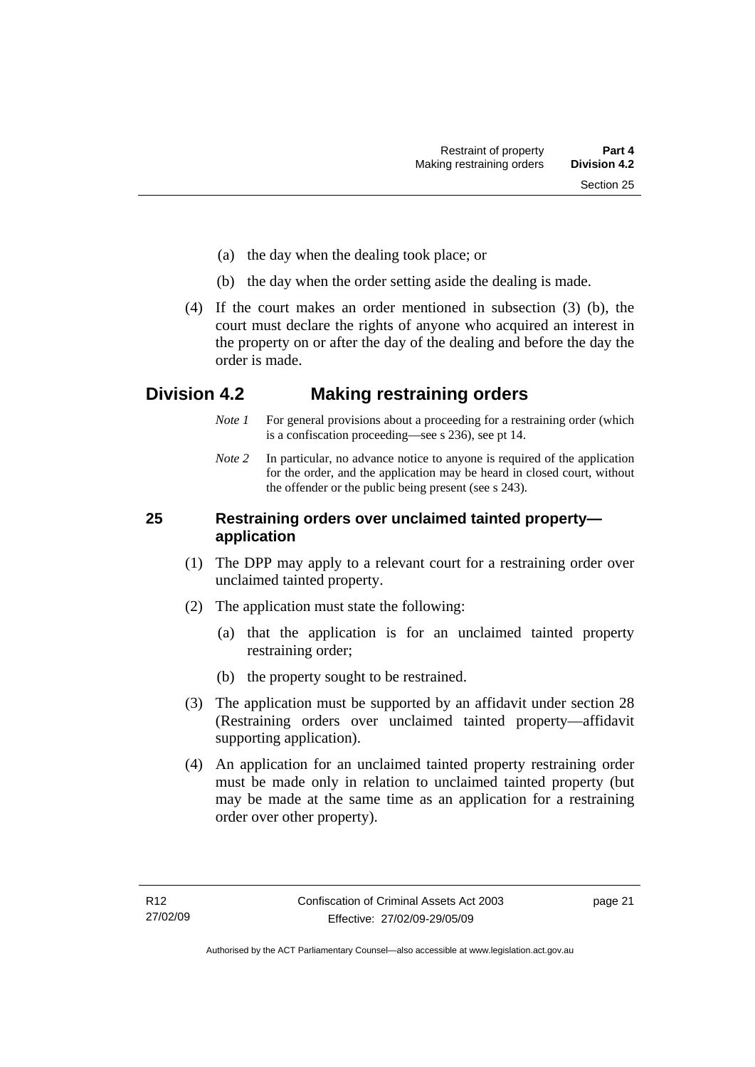(a) the day when the dealing took place; or

(b) the day when the order setting aside the dealing is made.

(4) If the court makes an order mentioned in subsection (3) (b), the court must declare the rights of anyone who acquired an interest in the property on or after the day of the dealing and before the day the order is made.

## Division 4.2 Making restraining orders

*Note 1* For general provisions about a proceeding for a restraining order (which is a confiscation proceeding—see s 236), see pt 14.

*Note 2* In particular, no advance notice to anyone is required of the application for the order, and the application may be heard in closed court, without the offender or the public being present (see s 243).

### 25 Restraining orders over unclaimed tainted property—application

(1) The DPP may apply to a relevant court for a restraining order over unclaimed tainted property.

(2) The application must state the following:

(a) that the application is for an unclaimed tainted property restraining order;

(b) the property sought to be restrained.

(3) The application must be supported by an affidavit under section 28 (Restraining orders over unclaimed tainted property—affidavit supporting application).

(4) An application for an unclaimed tainted property restraining order must be made only in relation to unclaimed tainted property (but may be made at the same time as an application for a restraining order over other property).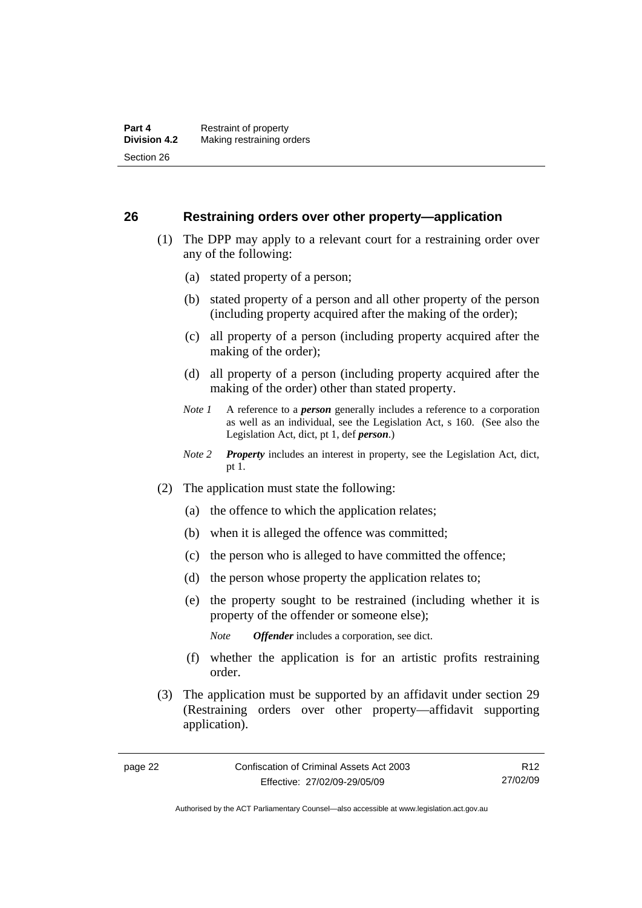## 26 Restraining orders over other property—application

(1) The DPP may apply to a relevant court for a restraining order over any of the following:

(a) stated property of a person;

(b) stated property of a person and all other property of the person (including property acquired after the making of the order);

(c) all property of a person (including property acquired after the making of the order);

(d) all property of a person (including property acquired after the making of the order) other than stated property.

*Note 1* A reference to a ***person*** generally includes a reference to a corporation as well as an individual, see the Legislation Act, s 160. (See also the Legislation Act, dict, pt 1, def ***person***.)

*Note 2* ***Property*** includes an interest in property, see the Legislation Act, dict, pt 1.

(2) The application must state the following:

(a) the offence to which the application relates;

(b) when it is alleged the offence was committed;

(c) the person who is alleged to have committed the offence;

(d) the person whose property the application relates to;

(e) the property sought to be restrained (including whether it is property of the offender or someone else);

*Note* ***Offender*** includes a corporation, see dict.

(f) whether the application is for an artistic profits restraining order.

(3) The application must be supported by an affidavit under section 29 (Restraining orders over other property—affidavit supporting application).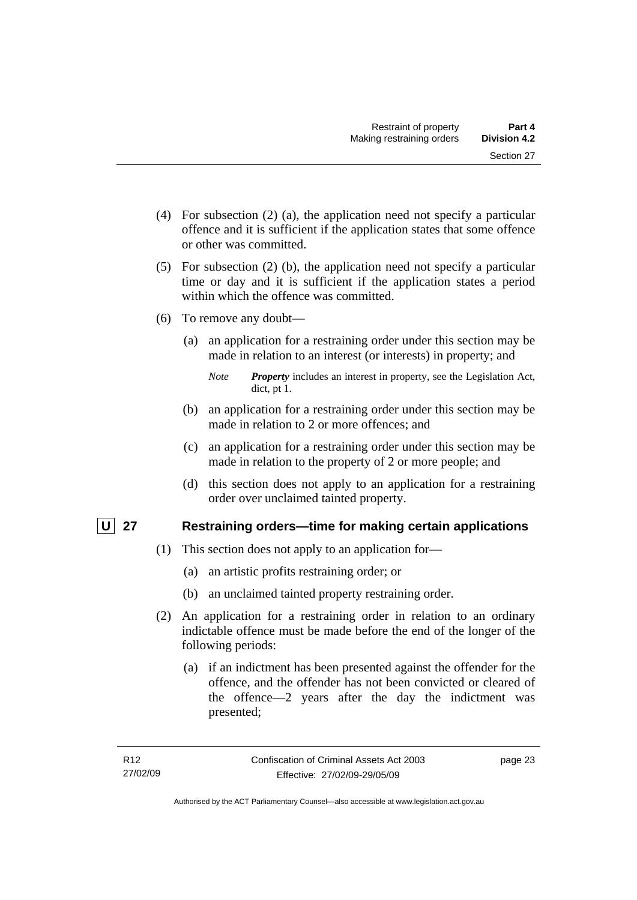(4) For subsection (2) (a), the application need not specify a particular offence and it is sufficient if the application states that some offence or other was committed.

(5) For subsection (2) (b), the application need not specify a particular time or day and it is sufficient if the application states a period within which the offence was committed.

(6) To remove any doubt—

(a) an application for a restraining order under this section may be made in relation to an interest (or interests) in property; and

*Note* ***Property*** includes an interest in property, see the Legislation Act, dict, pt 1.

(b) an application for a restraining order under this section may be made in relation to 2 or more offences; and

(c) an application for a restraining order under this section may be made in relation to the property of 2 or more people; and

(d) this section does not apply to an application for a restraining order over unclaimed tainted property.

## U 27 Restraining orders—time for making certain applications

(1) This section does not apply to an application for—

(a) an artistic profits restraining order; or

(b) an unclaimed tainted property restraining order.

(2) An application for a restraining order in relation to an ordinary indictable offence must be made before the end of the longer of the following periods:

(a) if an indictment has been presented against the offender for the offence, and the offender has not been convicted or cleared of the offence—2 years after the day the indictment was presented;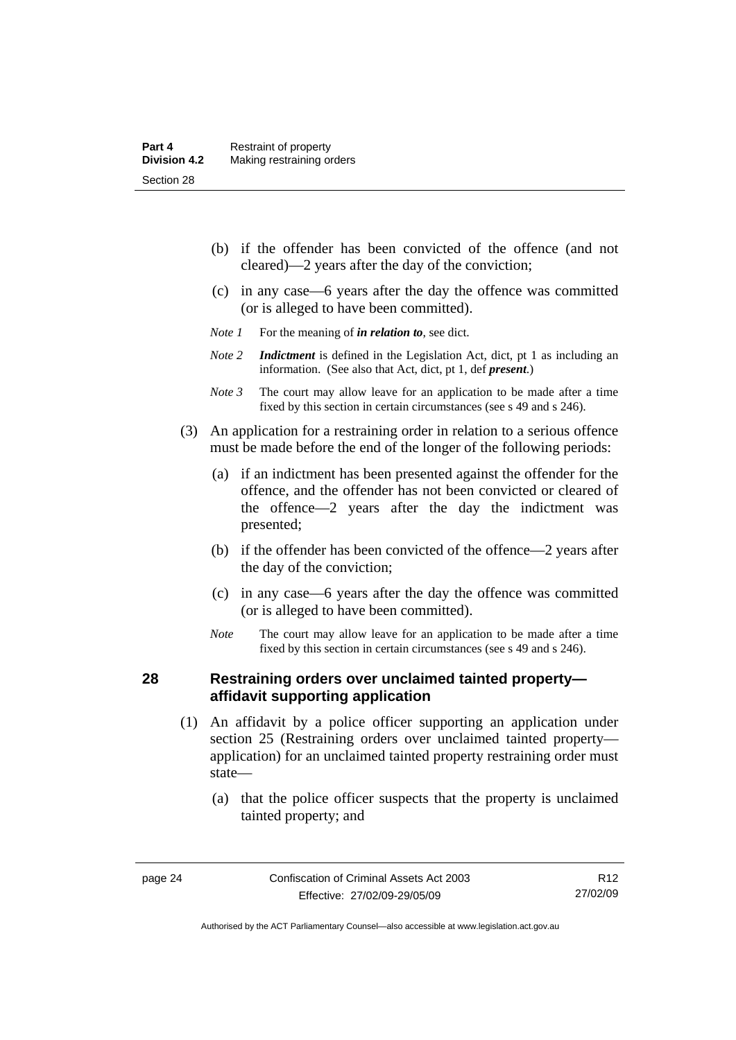(b) if the offender has been convicted of the offence (and not cleared)—2 years after the day of the conviction;

(c) in any case—6 years after the day the offence was committed (or is alleged to have been committed).

*Note 1* For the meaning of ***in relation to***, see dict.

*Note 2* ***Indictment*** is defined in the Legislation Act, dict, pt 1 as including an information. (See also that Act, dict, pt 1, def ***present***.)

*Note 3* The court may allow leave for an application to be made after a time fixed by this section in certain circumstances (see s 49 and s 246).

(3) An application for a restraining order in relation to a serious offence must be made before the end of the longer of the following periods:

(a) if an indictment has been presented against the offender for the offence, and the offender has not been convicted or cleared of the offence—2 years after the day the indictment was presented;

(b) if the offender has been convicted of the offence—2 years after the day of the conviction;

(c) in any case—6 years after the day the offence was committed (or is alleged to have been committed).

*Note* The court may allow leave for an application to be made after a time fixed by this section in certain circumstances (see s 49 and s 246).

## 28 Restraining orders over unclaimed tainted property—affidavit supporting application

(1) An affidavit by a police officer supporting an application under section 25 (Restraining orders over unclaimed tainted property—application) for an unclaimed tainted property restraining order must state—

(a) that the police officer suspects that the property is unclaimed tainted property; and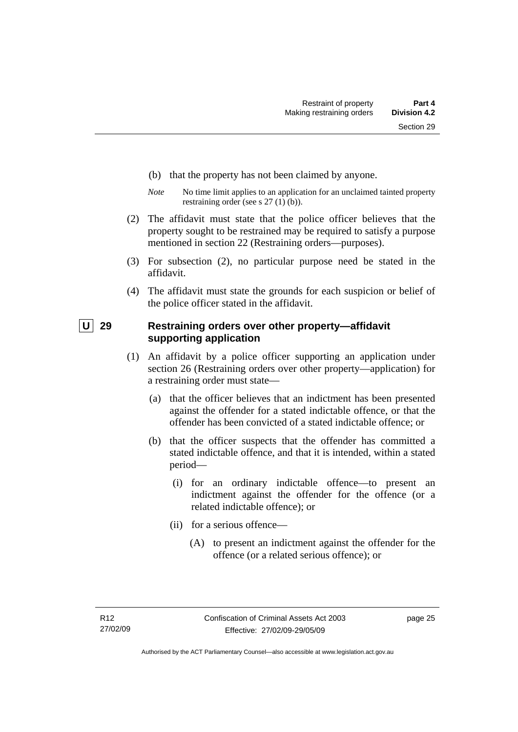(b) that the property has not been claimed by anyone.

*Note* No time limit applies to an application for an unclaimed tainted property restraining order (see s 27 (1) (b)).

(2) The affidavit must state that the police officer believes that the property sought to be restrained may be required to satisfy a purpose mentioned in section 22 (Restraining orders—purposes).

(3) For subsection (2), no particular purpose need be stated in the affidavit.

(4) The affidavit must state the grounds for each suspicion or belief of the police officer stated in the affidavit.

### U 29 Restraining orders over other property—affidavit supporting application

(1) An affidavit by a police officer supporting an application under section 26 (Restraining orders over other property—application) for a restraining order must state—

(a) that the officer believes that an indictment has been presented against the offender for a stated indictable offence, or that the offender has been convicted of a stated indictable offence; or

(b) that the officer suspects that the offender has committed a stated indictable offence, and that it is intended, within a stated period—

(i) for an ordinary indictable offence—to present an indictment against the offender for the offence (or a related indictable offence); or

(ii) for a serious offence—

(A) to present an indictment against the offender for the offence (or a related serious offence); or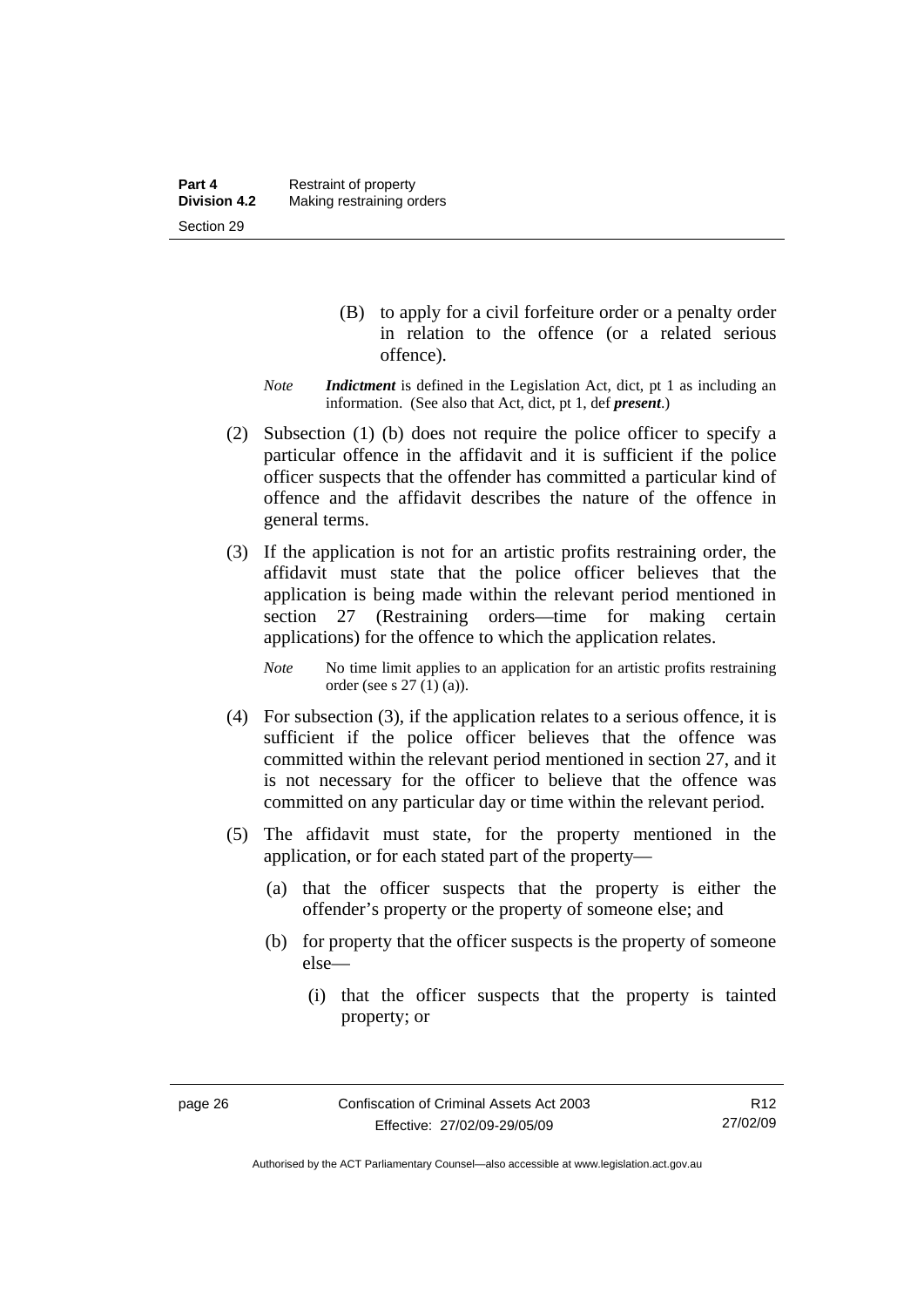(B) to apply for a civil forfeiture order or a penalty order in relation to the offence (or a related serious offence).

*Note* ***Indictment*** is defined in the Legislation Act, dict, pt 1 as including an information. (See also that Act, dict, pt 1, def ***present***.)

(2) Subsection (1) (b) does not require the police officer to specify a particular offence in the affidavit and it is sufficient if the police officer suspects that the offender has committed a particular kind of offence and the affidavit describes the nature of the offence in general terms.

(3) If the application is not for an artistic profits restraining order, the affidavit must state that the police officer believes that the application is being made within the relevant period mentioned in section 27 (Restraining orders—time for making certain applications) for the offence to which the application relates.

*Note* No time limit applies to an application for an artistic profits restraining order (see s 27 (1) (a)).

(4) For subsection (3), if the application relates to a serious offence, it is sufficient if the police officer believes that the offence was committed within the relevant period mentioned in section 27, and it is not necessary for the officer to believe that the offence was committed on any particular day or time within the relevant period.

(5) The affidavit must state, for the property mentioned in the application, or for each stated part of the property—

(a) that the officer suspects that the property is either the offender's property or the property of someone else; and

(b) for property that the officer suspects is the property of someone else—

(i) that the officer suspects that the property is tainted property; or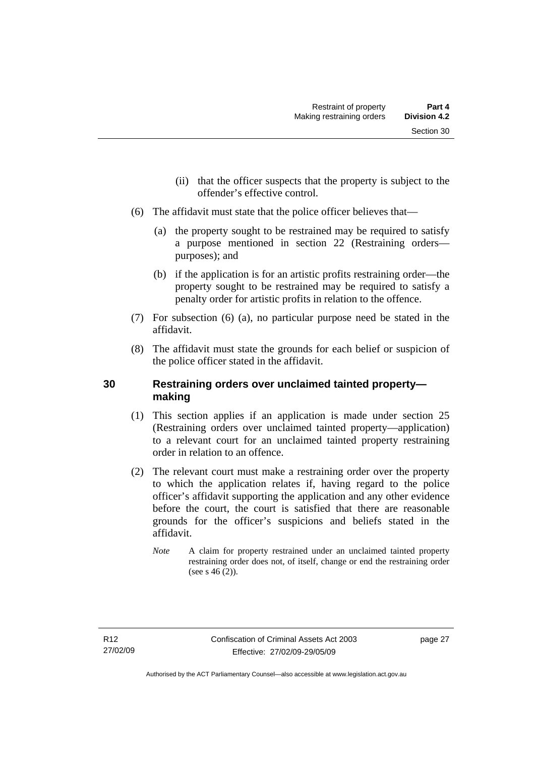(ii) that the officer suspects that the property is subject to the offender's effective control.

(6) The affidavit must state that the police officer believes that—

(a) the property sought to be restrained may be required to satisfy a purpose mentioned in section 22 (Restraining orders—purposes); and

(b) if the application is for an artistic profits restraining order—the property sought to be restrained may be required to satisfy a penalty order for artistic profits in relation to the offence.

(7) For subsection (6) (a), no particular purpose need be stated in the affidavit.

(8) The affidavit must state the grounds for each belief or suspicion of the police officer stated in the affidavit.

## 30 Restraining orders over unclaimed tainted property—making

(1) This section applies if an application is made under section 25 (Restraining orders over unclaimed tainted property—application) to a relevant court for an unclaimed tainted property restraining order in relation to an offence.

(2) The relevant court must make a restraining order over the property to which the application relates if, having regard to the police officer's affidavit supporting the application and any other evidence before the court, the court is satisfied that there are reasonable grounds for the officer's suspicions and beliefs stated in the affidavit.

*Note* A claim for property restrained under an unclaimed tainted property restraining order does not, of itself, change or end the restraining order (see s 46 (2)).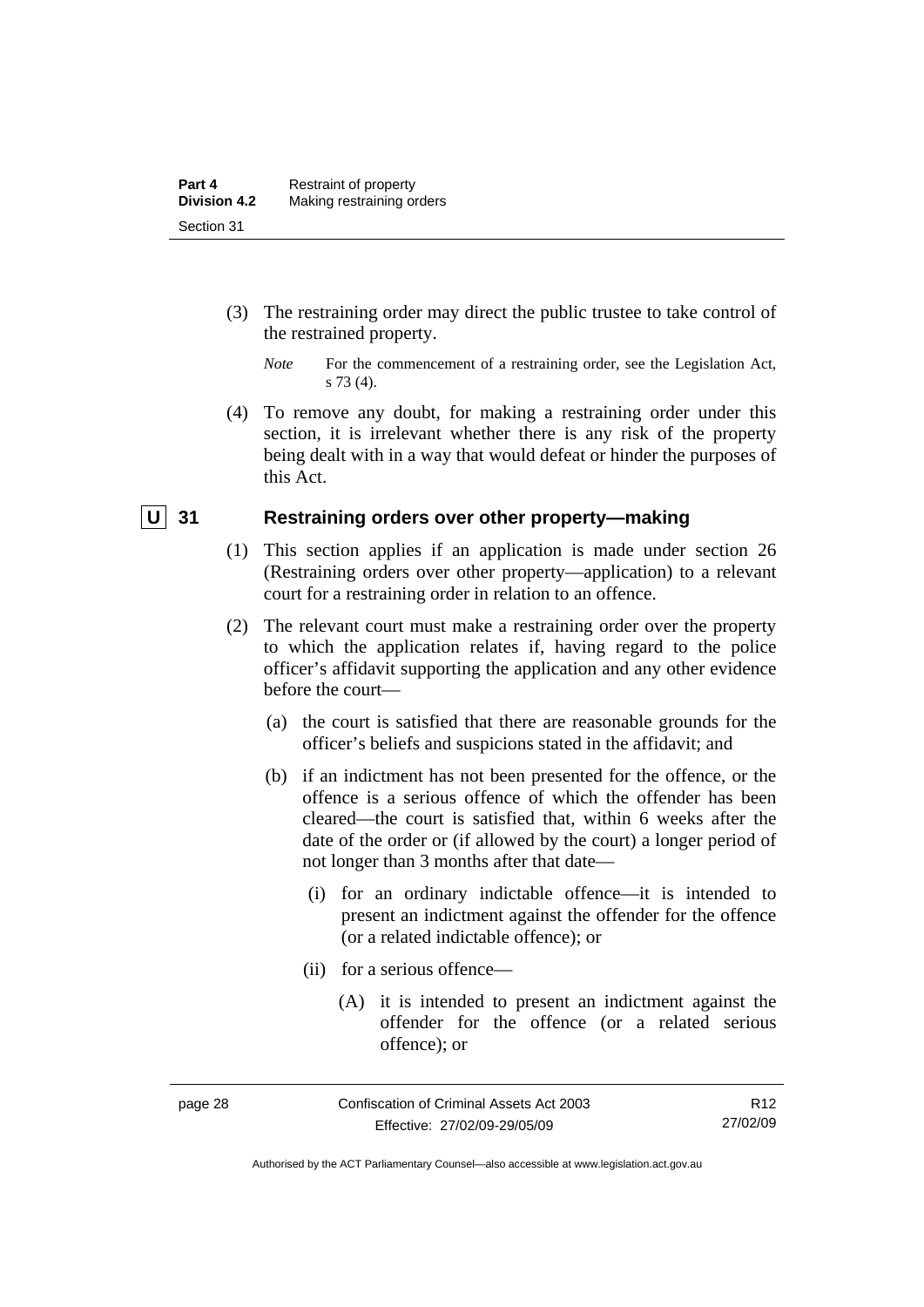(3) The restraining order may direct the public trustee to take control of the restrained property.

*Note* For the commencement of a restraining order, see the Legislation Act, s 73 (4).

(4) To remove any doubt, for making a restraining order under this section, it is irrelevant whether there is any risk of the property being dealt with in a way that would defeat or hinder the purposes of this Act.

### U 31 Restraining orders over other property—making

(1) This section applies if an application is made under section 26 (Restraining orders over other property—application) to a relevant court for a restraining order in relation to an offence.

(2) The relevant court must make a restraining order over the property to which the application relates if, having regard to the police officer's affidavit supporting the application and any other evidence before the court—

(a) the court is satisfied that there are reasonable grounds for the officer's beliefs and suspicions stated in the affidavit; and

(b) if an indictment has not been presented for the offence, or the offence is a serious offence of which the offender has been cleared—the court is satisfied that, within 6 weeks after the date of the order or (if allowed by the court) a longer period of not longer than 3 months after that date—

(i) for an ordinary indictable offence—it is intended to present an indictment against the offender for the offence (or a related indictable offence); or

(ii) for a serious offence—

(A) it is intended to present an indictment against the offender for the offence (or a related serious offence); or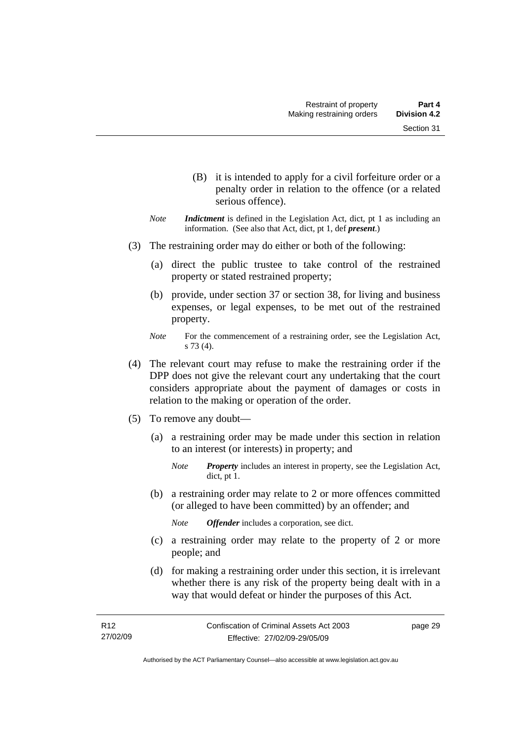(B) it is intended to apply for a civil forfeiture order or a penalty order in relation to the offence (or a related serious offence).

*Note* ***Indictment*** is defined in the Legislation Act, dict, pt 1 as including an information. (See also that Act, dict, pt 1, def ***present***.)

(3) The restraining order may do either or both of the following:

(a) direct the public trustee to take control of the restrained property or stated restrained property;

(b) provide, under section 37 or section 38, for living and business expenses, or legal expenses, to be met out of the restrained property.

*Note* For the commencement of a restraining order, see the Legislation Act, s 73 (4).

(4) The relevant court may refuse to make the restraining order if the DPP does not give the relevant court any undertaking that the court considers appropriate about the payment of damages or costs in relation to the making or operation of the order.

(5) To remove any doubt—

(a) a restraining order may be made under this section in relation to an interest (or interests) in property; and

*Note* ***Property*** includes an interest in property, see the Legislation Act, dict, pt 1.

(b) a restraining order may relate to 2 or more offences committed (or alleged to have been committed) by an offender; and

*Note* ***Offender*** includes a corporation, see dict.

(c) a restraining order may relate to the property of 2 or more people; and

(d) for making a restraining order under this section, it is irrelevant whether there is any risk of the property being dealt with in a way that would defeat or hinder the purposes of this Act.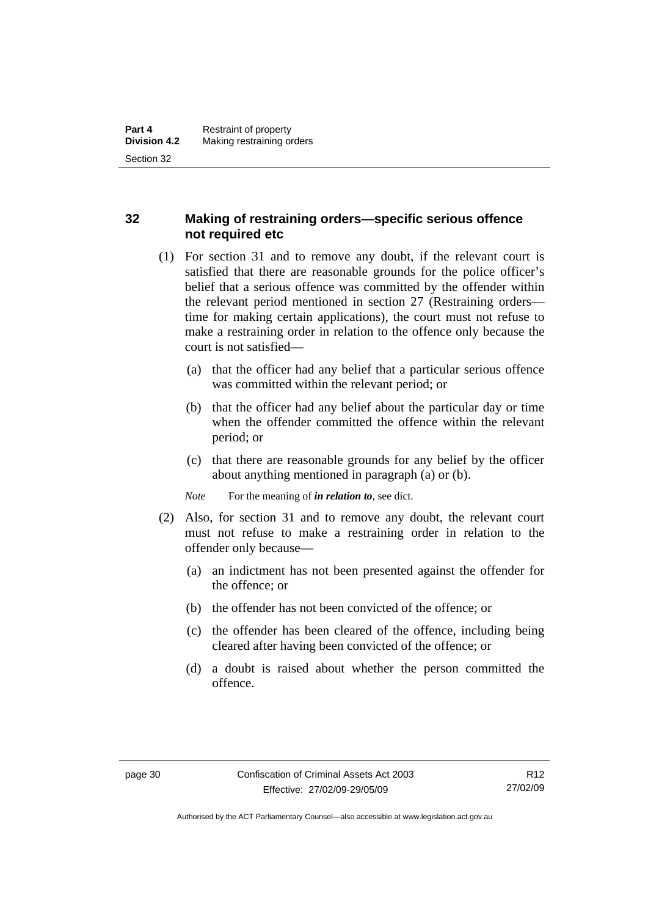## 32 Making of restraining orders—specific serious offence not required etc

(1) For section 31 and to remove any doubt, if the relevant court is satisfied that there are reasonable grounds for the police officer's belief that a serious offence was committed by the offender within the relevant period mentioned in section 27 (Restraining orders—time for making certain applications), the court must not refuse to make a restraining order in relation to the offence only because the court is not satisfied—

(a) that the officer had any belief that a particular serious offence was committed within the relevant period; or

(b) that the officer had any belief about the particular day or time when the offender committed the offence within the relevant period; or

(c) that there are reasonable grounds for any belief by the officer about anything mentioned in paragraph (a) or (b).

*Note* For the meaning of ***in relation to***, see dict.

(2) Also, for section 31 and to remove any doubt, the relevant court must not refuse to make a restraining order in relation to the offender only because—

(a) an indictment has not been presented against the offender for the offence; or

(b) the offender has not been convicted of the offence; or

(c) the offender has been cleared of the offence, including being cleared after having been convicted of the offence; or

(d) a doubt is raised about whether the person committed the offence.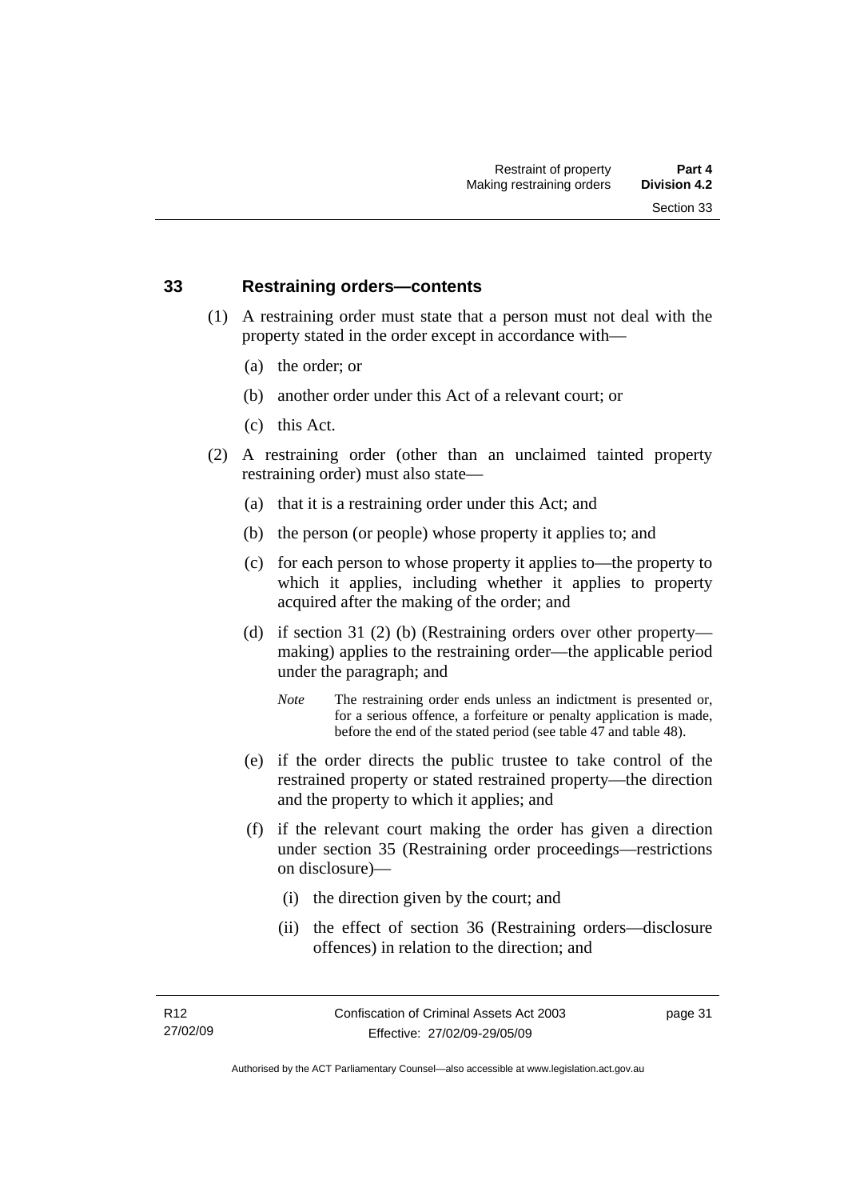## 33 Restraining orders—contents

(1) A restraining order must state that a person must not deal with the property stated in the order except in accordance with—

(a) the order; or

(b) another order under this Act of a relevant court; or

(c) this Act.

(2) A restraining order (other than an unclaimed tainted property restraining order) must also state—

(a) that it is a restraining order under this Act; and

(b) the person (or people) whose property it applies to; and

(c) for each person to whose property it applies to—the property to which it applies, including whether it applies to property acquired after the making of the order; and

(d) if section 31 (2) (b) (Restraining orders over other property—making) applies to the restraining order—the applicable period under the paragraph; and

*Note* The restraining order ends unless an indictment is presented or, for a serious offence, a forfeiture or penalty application is made, before the end of the stated period (see table 47 and table 48).

(e) if the order directs the public trustee to take control of the restrained property or stated restrained property—the direction and the property to which it applies; and

(f) if the relevant court making the order has given a direction under section 35 (Restraining order proceedings—restrictions on disclosure)—

(i) the direction given by the court; and

(ii) the effect of section 36 (Restraining orders—disclosure offences) in relation to the direction; and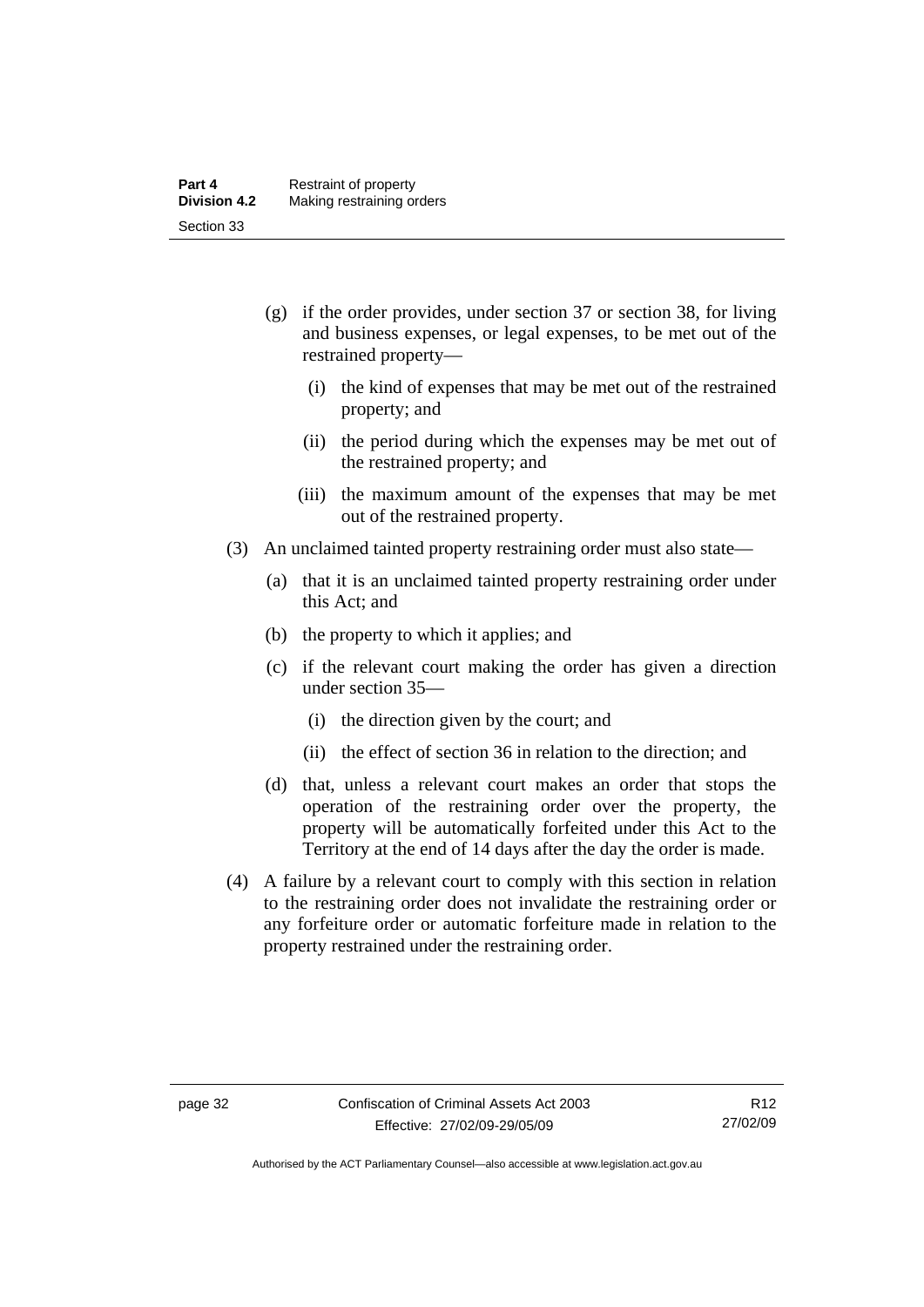(g) if the order provides, under section 37 or section 38, for living and business expenses, or legal expenses, to be met out of the restrained property—

   (i) the kind of expenses that may be met out of the restrained property; and

   (ii) the period during which the expenses may be met out of the restrained property; and

   (iii) the maximum amount of the expenses that may be met out of the restrained property.

(3) An unclaimed tainted property restraining order must also state—

   (a) that it is an unclaimed tainted property restraining order under this Act; and

   (b) the property to which it applies; and

   (c) if the relevant court making the order has given a direction under section 35—

      (i) the direction given by the court; and

      (ii) the effect of section 36 in relation to the direction; and

   (d) that, unless a relevant court makes an order that stops the operation of the restraining order over the property, the property will be automatically forfeited under this Act to the Territory at the end of 14 days after the day the order is made.

(4) A failure by a relevant court to comply with this section in relation to the restraining order does not invalidate the restraining order or any forfeiture order or automatic forfeiture made in relation to the property restrained under the restraining order.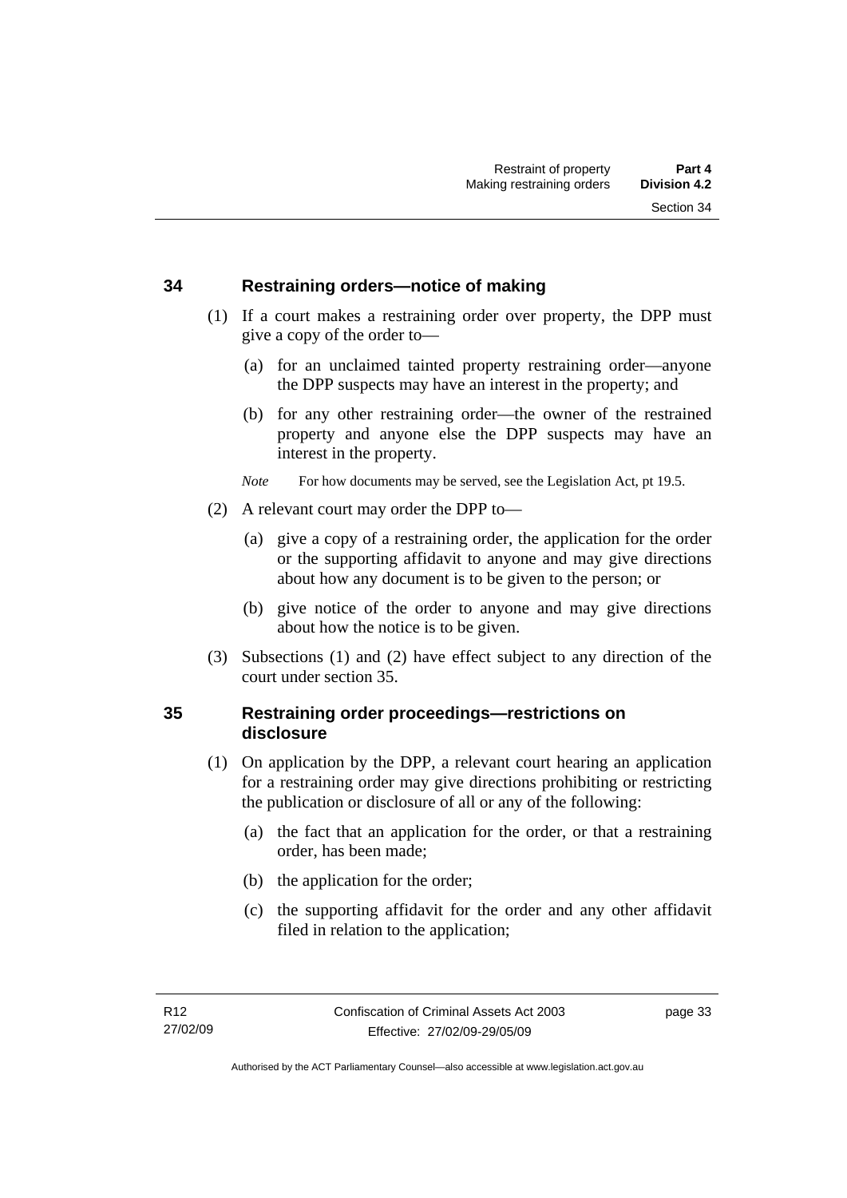## 34 Restraining orders—notice of making

(1) If a court makes a restraining order over property, the DPP must give a copy of the order to—

(a) for an unclaimed tainted property restraining order—anyone the DPP suspects may have an interest in the property; and

(b) for any other restraining order—the owner of the restrained property and anyone else the DPP suspects may have an interest in the property.

*Note* For how documents may be served, see the Legislation Act, pt 19.5.

(2) A relevant court may order the DPP to—

(a) give a copy of a restraining order, the application for the order or the supporting affidavit to anyone and may give directions about how any document is to be given to the person; or

(b) give notice of the order to anyone and may give directions about how the notice is to be given.

(3) Subsections (1) and (2) have effect subject to any direction of the court under section 35.

## 35 Restraining order proceedings—restrictions on disclosure

(1) On application by the DPP, a relevant court hearing an application for a restraining order may give directions prohibiting or restricting the publication or disclosure of all or any of the following:

(a) the fact that an application for the order, or that a restraining order, has been made;

(b) the application for the order;

(c) the supporting affidavit for the order and any other affidavit filed in relation to the application;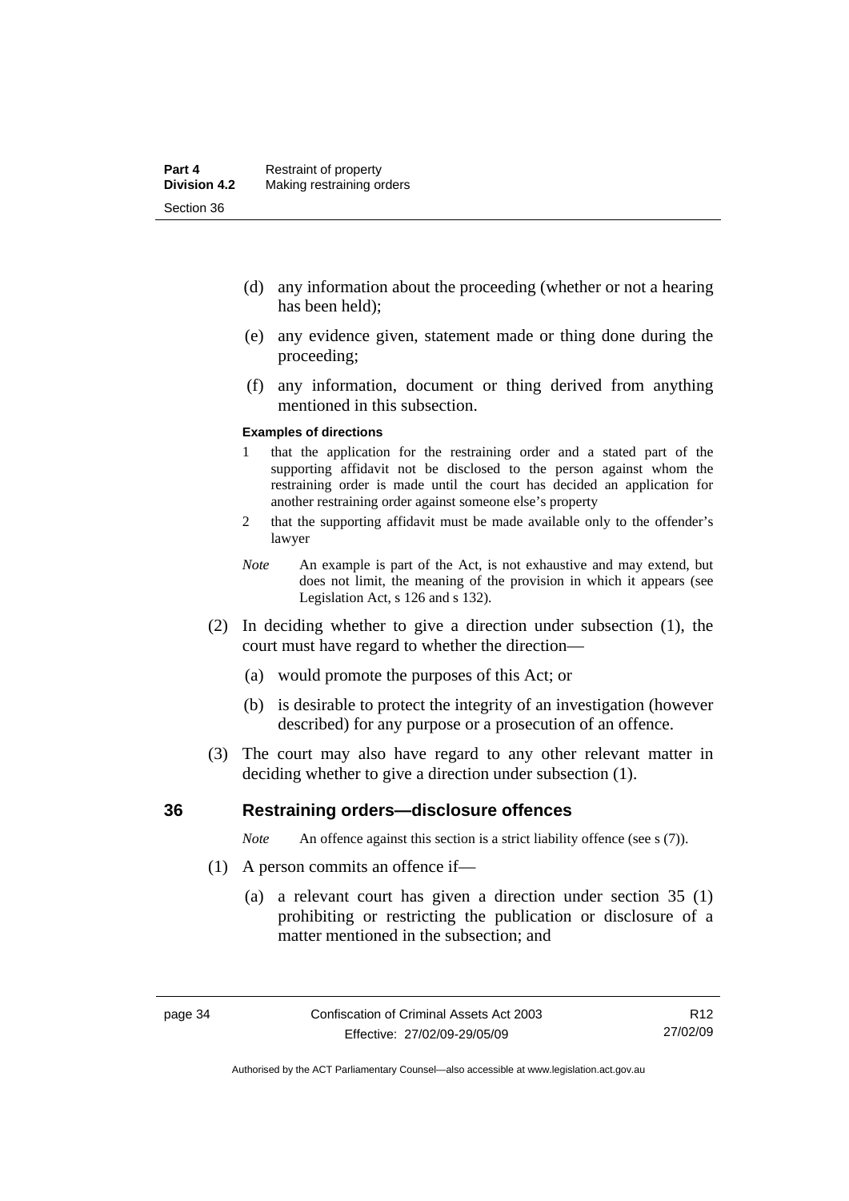(d) any information about the proceeding (whether or not a hearing has been held);

(e) any evidence given, statement made or thing done during the proceeding;

(f) any information, document or thing derived from anything mentioned in this subsection.

**Examples of directions**

1 that the application for the restraining order and a stated part of the supporting affidavit not be disclosed to the person against whom the restraining order is made until the court has decided an application for another restraining order against someone else's property

2 that the supporting affidavit must be made available only to the offender's lawyer

*Note* An example is part of the Act, is not exhaustive and may extend, but does not limit, the meaning of the provision in which it appears (see Legislation Act, s 126 and s 132).

(2) In deciding whether to give a direction under subsection (1), the court must have regard to whether the direction—

(a) would promote the purposes of this Act; or

(b) is desirable to protect the integrity of an investigation (however described) for any purpose or a prosecution of an offence.

(3) The court may also have regard to any other relevant matter in deciding whether to give a direction under subsection (1).

## 36 Restraining orders—disclosure offences

*Note* An offence against this section is a strict liability offence (see s (7)).

(1) A person commits an offence if—

(a) a relevant court has given a direction under section 35 (1) prohibiting or restricting the publication or disclosure of a matter mentioned in the subsection; and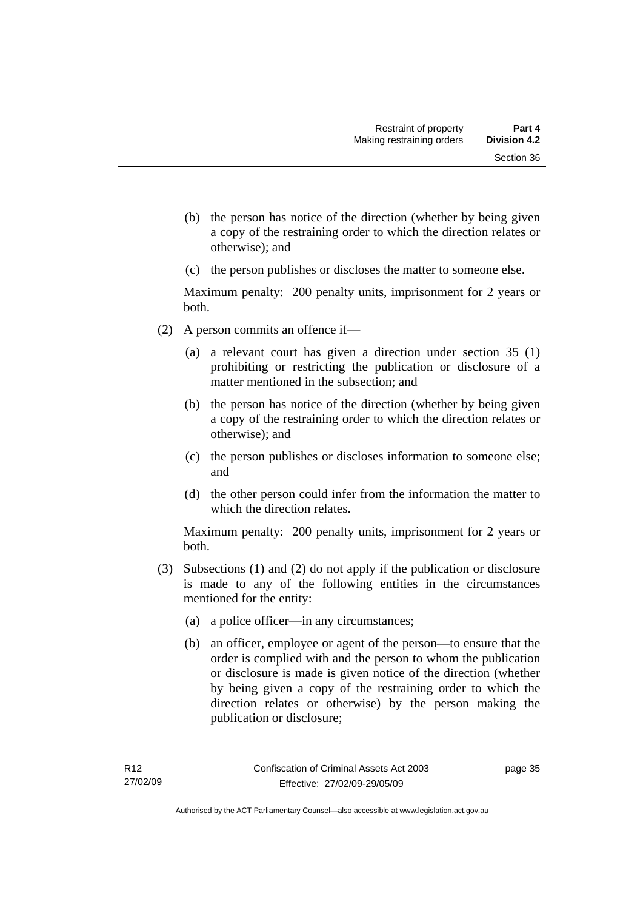(b) the person has notice of the direction (whether by being given a copy of the restraining order to which the direction relates or otherwise); and

(c) the person publishes or discloses the matter to someone else.

Maximum penalty: 200 penalty units, imprisonment for 2 years or both.

(2) A person commits an offence if—

(a) a relevant court has given a direction under section 35 (1) prohibiting or restricting the publication or disclosure of a matter mentioned in the subsection; and

(b) the person has notice of the direction (whether by being given a copy of the restraining order to which the direction relates or otherwise); and

(c) the person publishes or discloses information to someone else; and

(d) the other person could infer from the information the matter to which the direction relates.

Maximum penalty: 200 penalty units, imprisonment for 2 years or both.

(3) Subsections (1) and (2) do not apply if the publication or disclosure is made to any of the following entities in the circumstances mentioned for the entity:

(a) a police officer—in any circumstances;

(b) an officer, employee or agent of the person—to ensure that the order is complied with and the person to whom the publication or disclosure is made is given notice of the direction (whether by being given a copy of the restraining order to which the direction relates or otherwise) by the person making the publication or disclosure;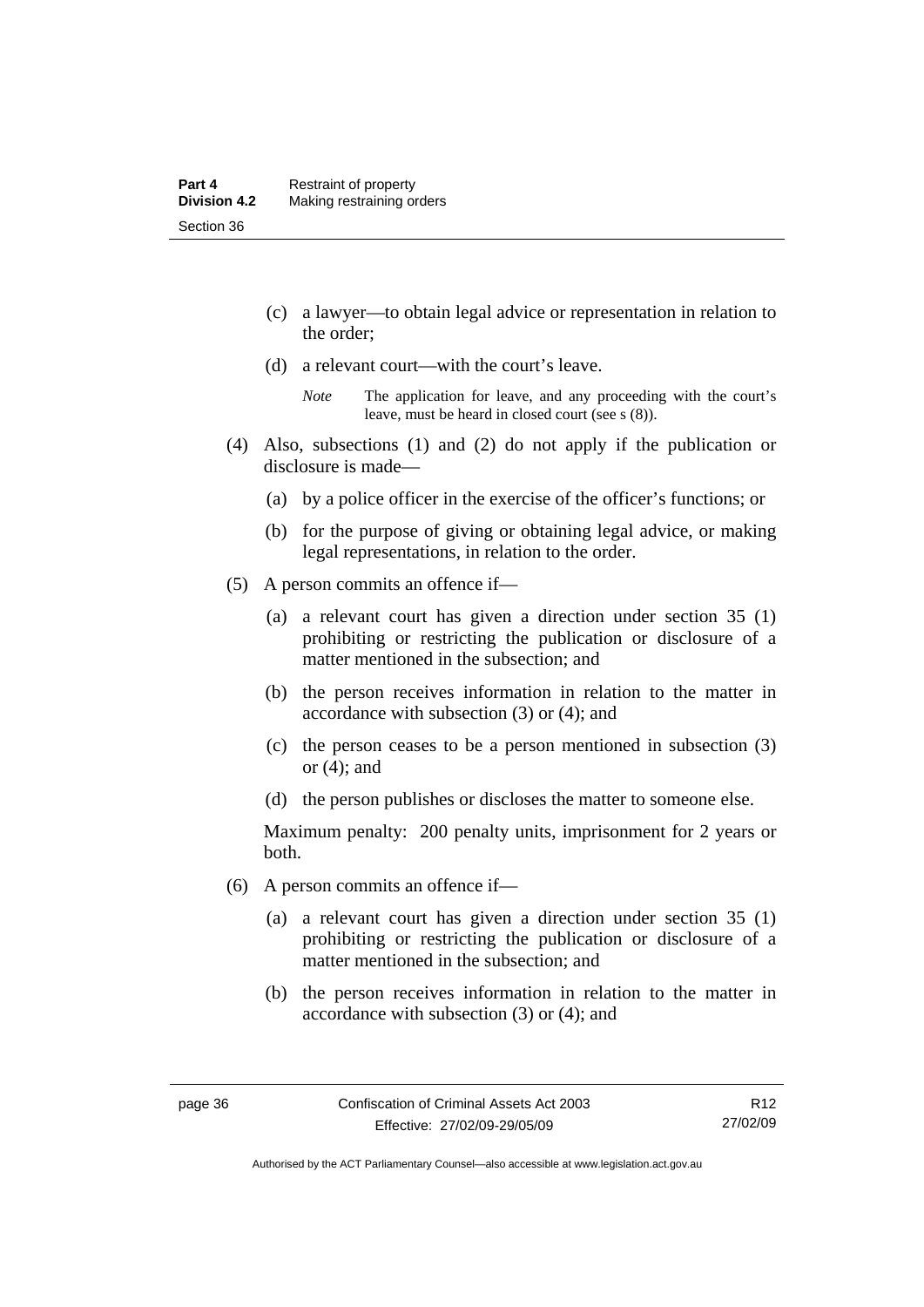(c) a lawyer—to obtain legal advice or representation in relation to the order;

(d) a relevant court—with the court's leave.

*Note* The application for leave, and any proceeding with the court's leave, must be heard in closed court (see s (8)).

(4) Also, subsections (1) and (2) do not apply if the publication or disclosure is made—

(a) by a police officer in the exercise of the officer's functions; or

(b) for the purpose of giving or obtaining legal advice, or making legal representations, in relation to the order.

(5) A person commits an offence if—

(a) a relevant court has given a direction under section 35 (1) prohibiting or restricting the publication or disclosure of a matter mentioned in the subsection; and

(b) the person receives information in relation to the matter in accordance with subsection (3) or (4); and

(c) the person ceases to be a person mentioned in subsection (3) or (4); and

(d) the person publishes or discloses the matter to someone else.

Maximum penalty: 200 penalty units, imprisonment for 2 years or both.

(6) A person commits an offence if—

(a) a relevant court has given a direction under section 35 (1) prohibiting or restricting the publication or disclosure of a matter mentioned in the subsection; and

(b) the person receives information in relation to the matter in accordance with subsection (3) or (4); and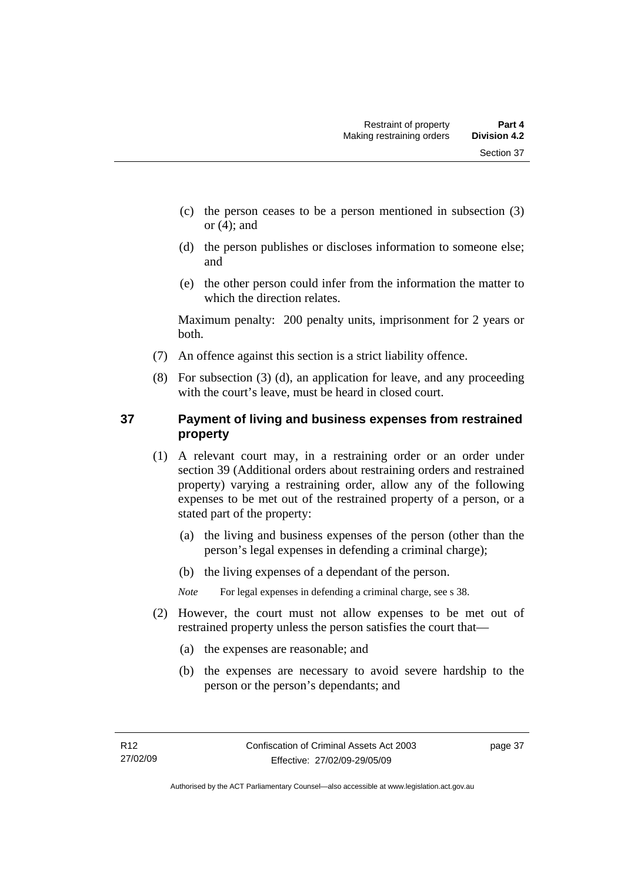(c) the person ceases to be a person mentioned in subsection (3) or (4); and

(d) the person publishes or discloses information to someone else; and

(e) the other person could infer from the information the matter to which the direction relates.

Maximum penalty: 200 penalty units, imprisonment for 2 years or both.

(7) An offence against this section is a strict liability offence.

(8) For subsection (3) (d), an application for leave, and any proceeding with the court's leave, must be heard in closed court.

### 37 Payment of living and business expenses from restrained property

(1) A relevant court may, in a restraining order or an order under section 39 (Additional orders about restraining orders and restrained property) varying a restraining order, allow any of the following expenses to be met out of the restrained property of a person, or a stated part of the property:

(a) the living and business expenses of the person (other than the person's legal expenses in defending a criminal charge);

(b) the living expenses of a dependant of the person.

*Note* For legal expenses in defending a criminal charge, see s 38.

(2) However, the court must not allow expenses to be met out of restrained property unless the person satisfies the court that—

(a) the expenses are reasonable; and

(b) the expenses are necessary to avoid severe hardship to the person or the person's dependants; and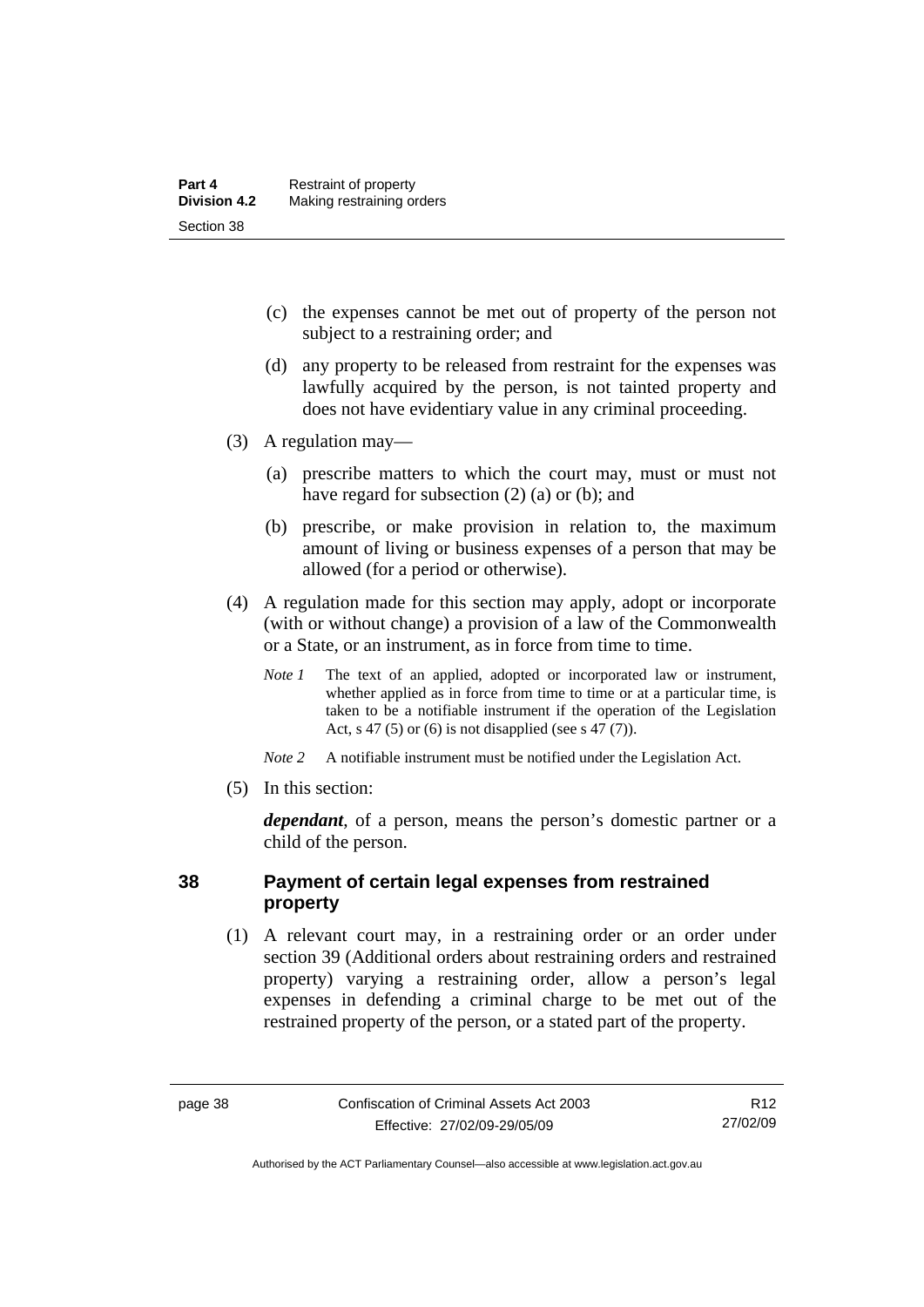(c) the expenses cannot be met out of property of the person not subject to a restraining order; and

(d) any property to be released from restraint for the expenses was lawfully acquired by the person, is not tainted property and does not have evidentiary value in any criminal proceeding.

(3) A regulation may—

(a) prescribe matters to which the court may, must or must not have regard for subsection (2) (a) or (b); and

(b) prescribe, or make provision in relation to, the maximum amount of living or business expenses of a person that may be allowed (for a period or otherwise).

(4) A regulation made for this section may apply, adopt or incorporate (with or without change) a provision of a law of the Commonwealth or a State, or an instrument, as in force from time to time.

*Note 1* The text of an applied, adopted or incorporated law or instrument, whether applied as in force from time to time or at a particular time, is taken to be a notifiable instrument if the operation of the Legislation Act, s 47 (5) or (6) is not disapplied (see s 47 (7)).

*Note 2* A notifiable instrument must be notified under the Legislation Act.

(5) In this section:

***dependant***, of a person, means the person's domestic partner or a child of the person.

### 38 Payment of certain legal expenses from restrained property

(1) A relevant court may, in a restraining order or an order under section 39 (Additional orders about restraining orders and restrained property) varying a restraining order, allow a person's legal expenses in defending a criminal charge to be met out of the restrained property of the person, or a stated part of the property.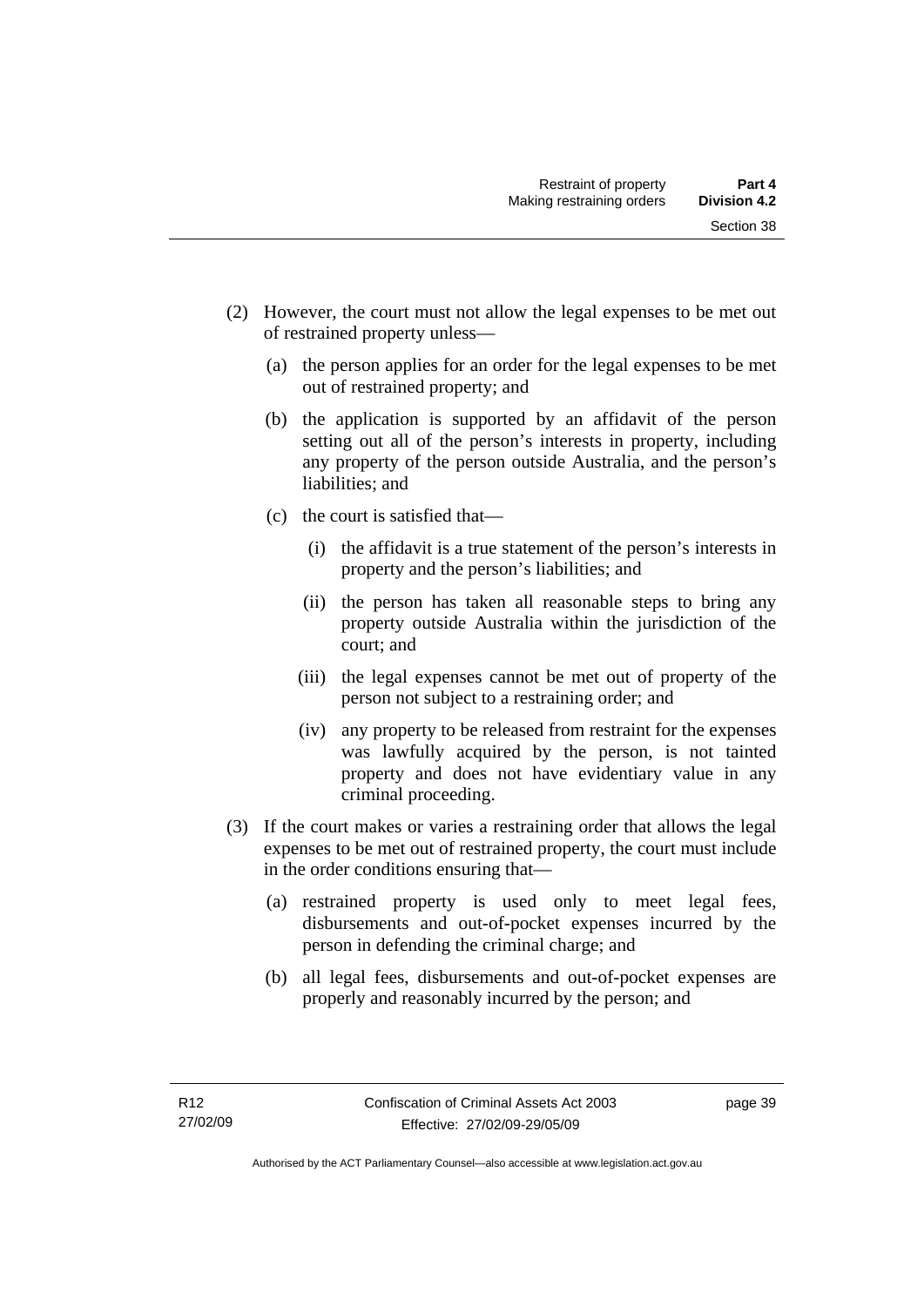(2) However, the court must not allow the legal expenses to be met out of restrained property unless—

  (a) the person applies for an order for the legal expenses to be met out of restrained property; and

  (b) the application is supported by an affidavit of the person setting out all of the person's interests in property, including any property of the person outside Australia, and the person's liabilities; and

  (c) the court is satisfied that—

    (i) the affidavit is a true statement of the person's interests in property and the person's liabilities; and

    (ii) the person has taken all reasonable steps to bring any property outside Australia within the jurisdiction of the court; and

    (iii) the legal expenses cannot be met out of property of the person not subject to a restraining order; and

    (iv) any property to be released from restraint for the expenses was lawfully acquired by the person, is not tainted property and does not have evidentiary value in any criminal proceeding.

(3) If the court makes or varies a restraining order that allows the legal expenses to be met out of restrained property, the court must include in the order conditions ensuring that—

  (a) restrained property is used only to meet legal fees, disbursements and out-of-pocket expenses incurred by the person in defending the criminal charge; and

  (b) all legal fees, disbursements and out-of-pocket expenses are properly and reasonably incurred by the person; and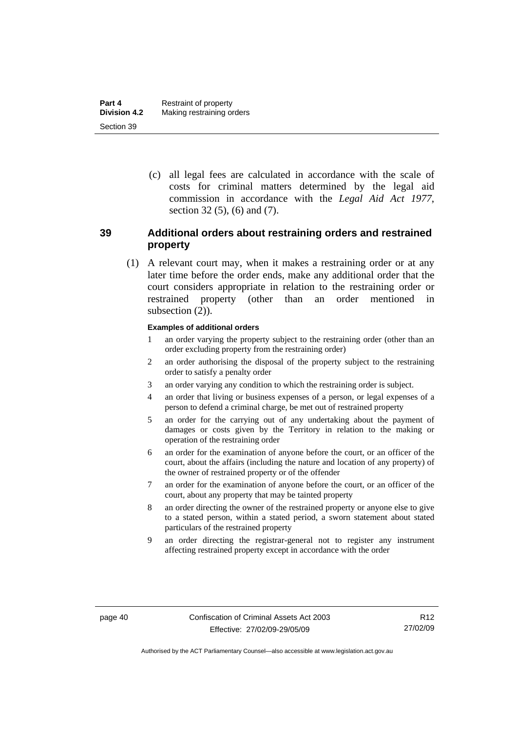(c) all legal fees are calculated in accordance with the scale of costs for criminal matters determined by the legal aid commission in accordance with the *Legal Aid Act 1977*, section 32 (5), (6) and (7).

## 39 Additional orders about restraining orders and restrained property

(1) A relevant court may, when it makes a restraining order or at any later time before the order ends, make any additional order that the court considers appropriate in relation to the restraining order or restrained property (other than an order mentioned in subsection (2)).

**Examples of additional orders**

1. an order varying the property subject to the restraining order (other than an order excluding property from the restraining order)
2. an order authorising the disposal of the property subject to the restraining order to satisfy a penalty order
3. an order varying any condition to which the restraining order is subject.
4. an order that living or business expenses of a person, or legal expenses of a person to defend a criminal charge, be met out of restrained property
5. an order for the carrying out of any undertaking about the payment of damages or costs given by the Territory in relation to the making or operation of the restraining order
6. an order for the examination of anyone before the court, or an officer of the court, about the affairs (including the nature and location of any property) of the owner of restrained property or of the offender
7. an order for the examination of anyone before the court, or an officer of the court, about any property that may be tainted property
8. an order directing the owner of the restrained property or anyone else to give to a stated person, within a stated period, a sworn statement about stated particulars of the restrained property
9. an order directing the registrar-general not to register any instrument affecting restrained property except in accordance with the order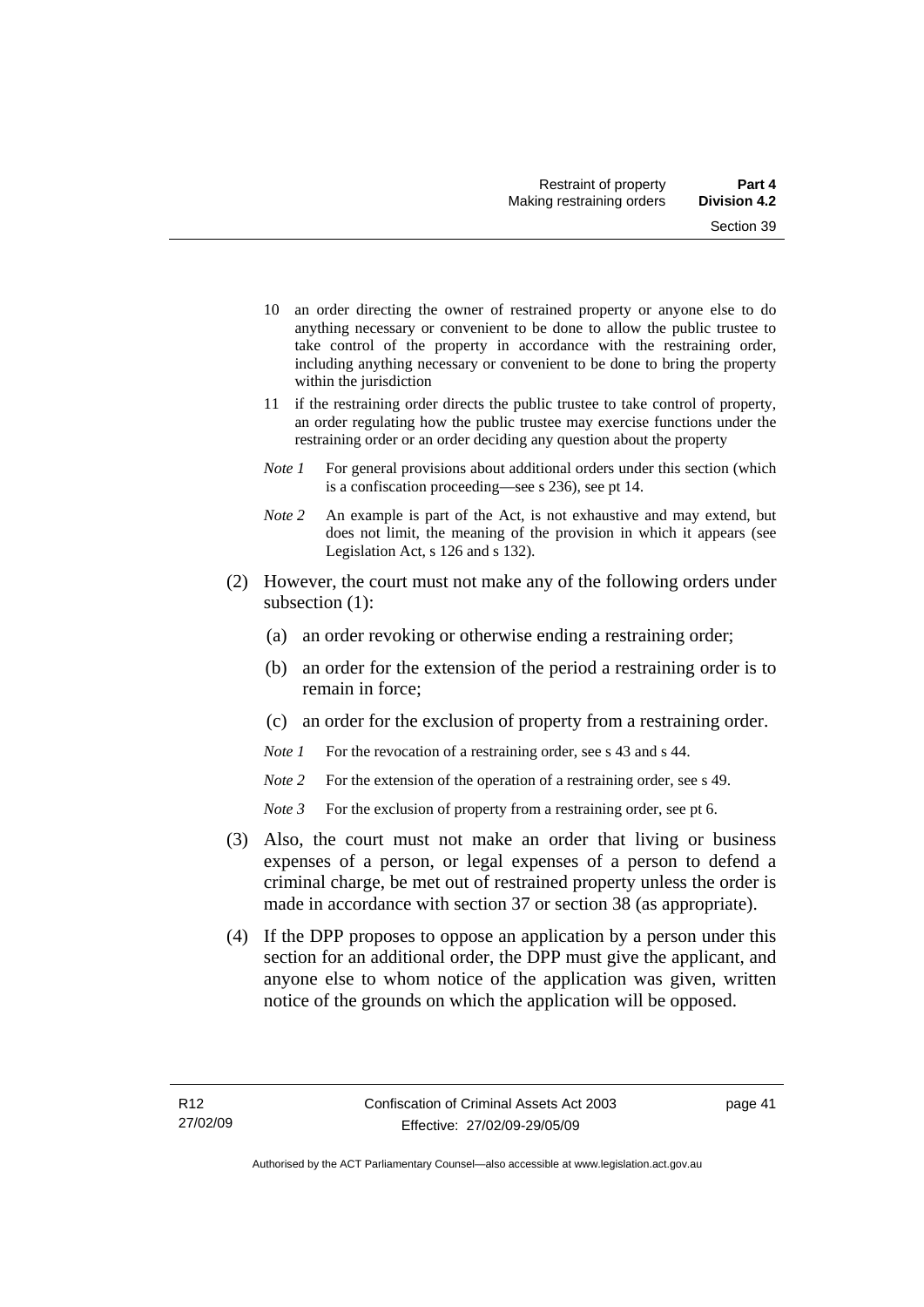10 an order directing the owner of restrained property or anyone else to do anything necessary or convenient to be done to allow the public trustee to take control of the property in accordance with the restraining order, including anything necessary or convenient to be done to bring the property within the jurisdiction

11 if the restraining order directs the public trustee to take control of property, an order regulating how the public trustee may exercise functions under the restraining order or an order deciding any question about the property

*Note 1* For general provisions about additional orders under this section (which is a confiscation proceeding—see s 236), see pt 14.

*Note 2* An example is part of the Act, is not exhaustive and may extend, but does not limit, the meaning of the provision in which it appears (see Legislation Act, s 126 and s 132).

(2) However, the court must not make any of the following orders under subsection (1):

(a) an order revoking or otherwise ending a restraining order;

(b) an order for the extension of the period a restraining order is to remain in force;

(c) an order for the exclusion of property from a restraining order.

*Note 1* For the revocation of a restraining order, see s 43 and s 44.

*Note 2* For the extension of the operation of a restraining order, see s 49.

*Note 3* For the exclusion of property from a restraining order, see pt 6.

(3) Also, the court must not make an order that living or business expenses of a person, or legal expenses of a person to defend a criminal charge, be met out of restrained property unless the order is made in accordance with section 37 or section 38 (as appropriate).

(4) If the DPP proposes to oppose an application by a person under this section for an additional order, the DPP must give the applicant, and anyone else to whom notice of the application was given, written notice of the grounds on which the application will be opposed.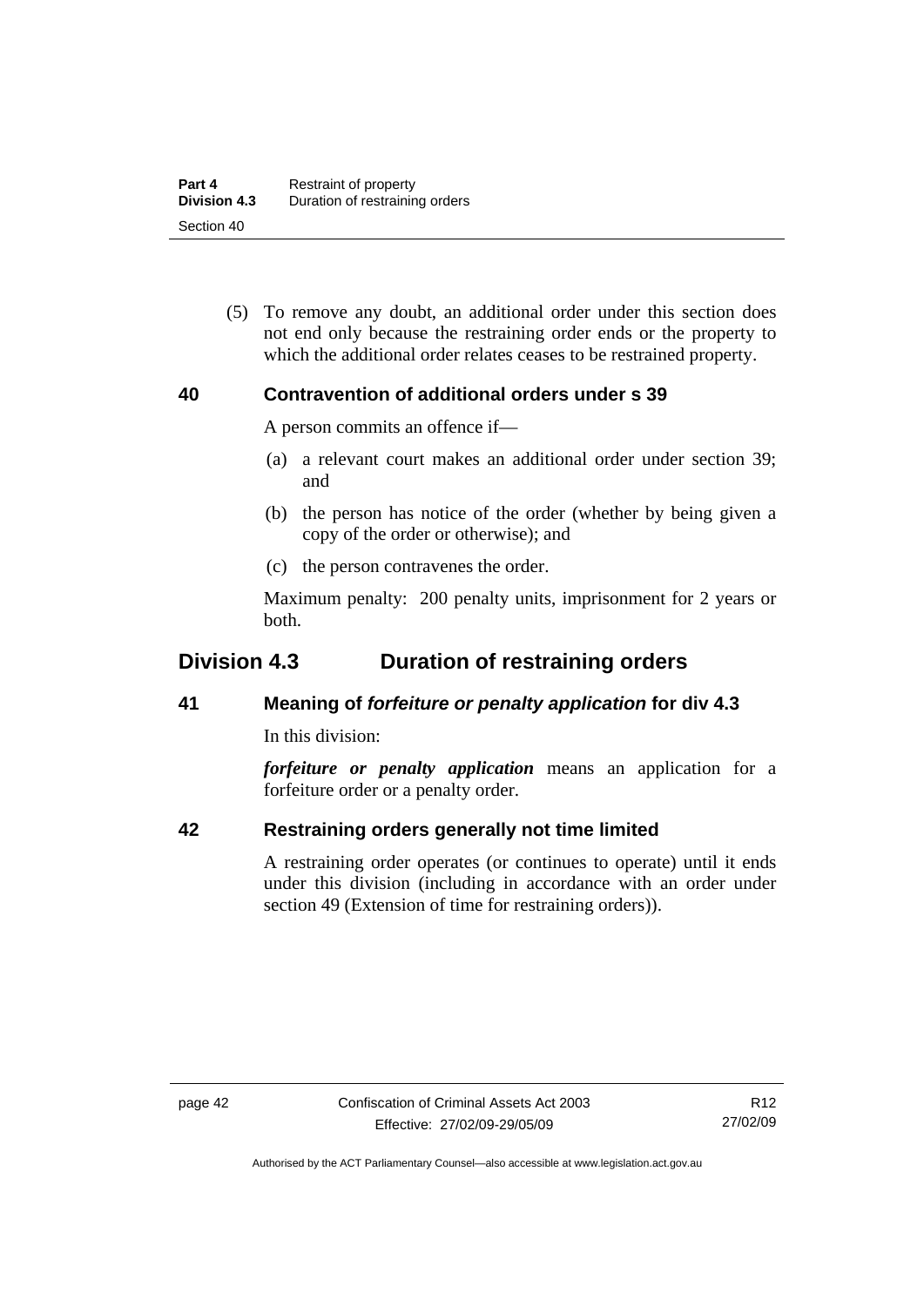(5) To remove any doubt, an additional order under this section does not end only because the restraining order ends or the property to which the additional order relates ceases to be restrained property.

### 40 Contravention of additional orders under s 39

A person commits an offence if—

(a) a relevant court makes an additional order under section 39; and

(b) the person has notice of the order (whether by being given a copy of the order or otherwise); and

(c) the person contravenes the order.

Maximum penalty: 200 penalty units, imprisonment for 2 years or both.

## Division 4.3 Duration of restraining orders

### 41 Meaning of *forfeiture or penalty application* for div 4.3

In this division:

***forfeiture or penalty application*** means an application for a forfeiture order or a penalty order.

### 42 Restraining orders generally not time limited

A restraining order operates (or continues to operate) until it ends under this division (including in accordance with an order under section 49 (Extension of time for restraining orders)).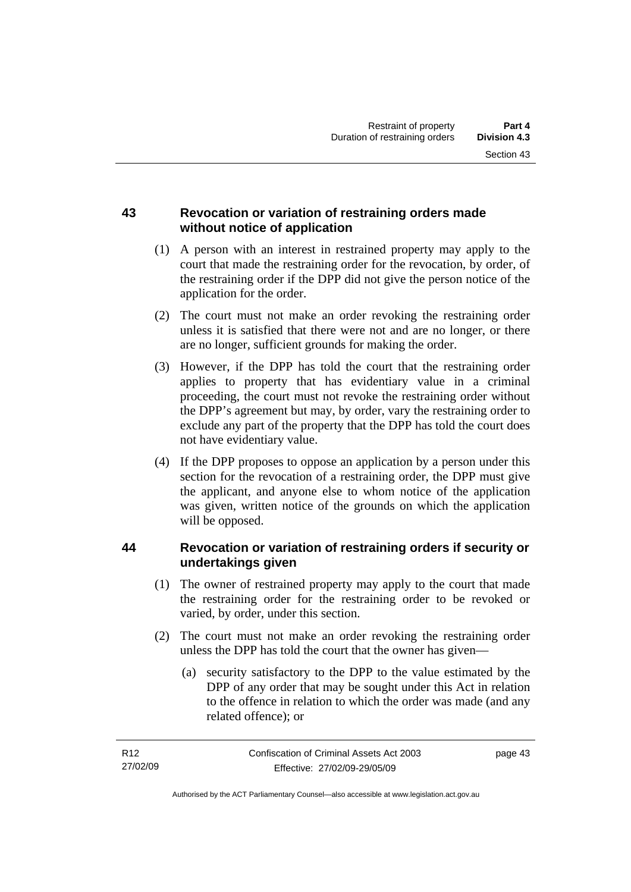## 43 Revocation or variation of restraining orders made without notice of application

(1) A person with an interest in restrained property may apply to the court that made the restraining order for the revocation, by order, of the restraining order if the DPP did not give the person notice of the application for the order.

(2) The court must not make an order revoking the restraining order unless it is satisfied that there were not and are no longer, or there are no longer, sufficient grounds for making the order.

(3) However, if the DPP has told the court that the restraining order applies to property that has evidentiary value in a criminal proceeding, the court must not revoke the restraining order without the DPP's agreement but may, by order, vary the restraining order to exclude any part of the property that the DPP has told the court does not have evidentiary value.

(4) If the DPP proposes to oppose an application by a person under this section for the revocation of a restraining order, the DPP must give the applicant, and anyone else to whom notice of the application was given, written notice of the grounds on which the application will be opposed.

## 44 Revocation or variation of restraining orders if security or undertakings given

(1) The owner of restrained property may apply to the court that made the restraining order for the restraining order to be revoked or varied, by order, under this section.

(2) The court must not make an order revoking the restraining order unless the DPP has told the court that the owner has given—

(a) security satisfactory to the DPP to the value estimated by the DPP of any order that may be sought under this Act in relation to the offence in relation to which the order was made (and any related offence); or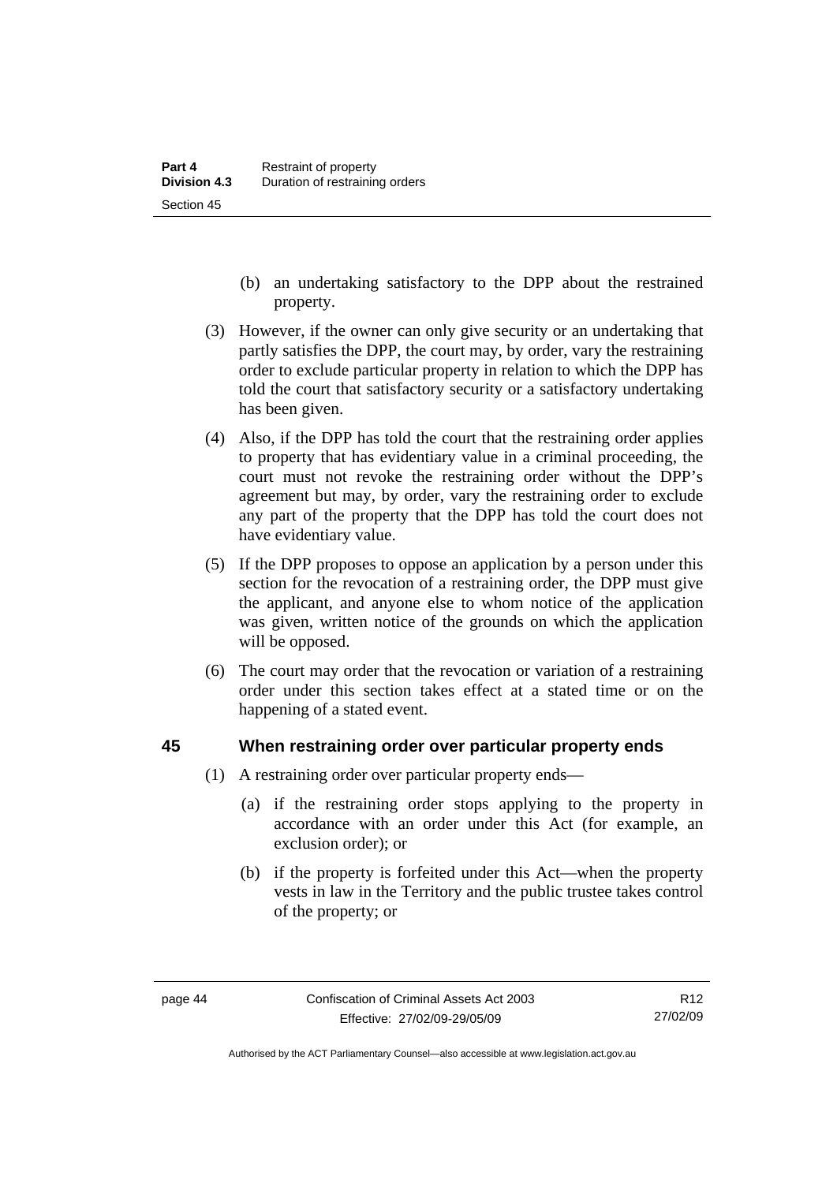(b) an undertaking satisfactory to the DPP about the restrained property.

(3) However, if the owner can only give security or an undertaking that partly satisfies the DPP, the court may, by order, vary the restraining order to exclude particular property in relation to which the DPP has told the court that satisfactory security or a satisfactory undertaking has been given.

(4) Also, if the DPP has told the court that the restraining order applies to property that has evidentiary value in a criminal proceeding, the court must not revoke the restraining order without the DPP's agreement but may, by order, vary the restraining order to exclude any part of the property that the DPP has told the court does not have evidentiary value.

(5) If the DPP proposes to oppose an application by a person under this section for the revocation of a restraining order, the DPP must give the applicant, and anyone else to whom notice of the application was given, written notice of the grounds on which the application will be opposed.

(6) The court may order that the revocation or variation of a restraining order under this section takes effect at a stated time or on the happening of a stated event.

## 45 When restraining order over particular property ends

(1) A restraining order over particular property ends—

(a) if the restraining order stops applying to the property in accordance with an order under this Act (for example, an exclusion order); or

(b) if the property is forfeited under this Act—when the property vests in law in the Territory and the public trustee takes control of the property; or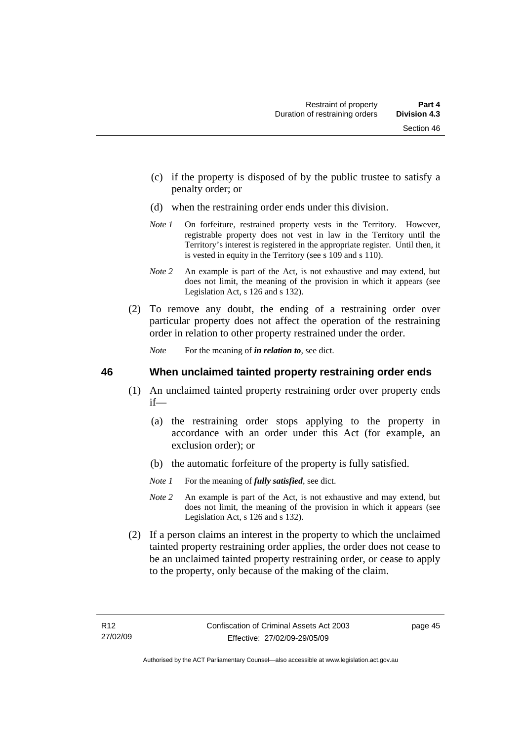(c) if the property is disposed of by the public trustee to satisfy a penalty order; or

(d) when the restraining order ends under this division.

*Note 1* On forfeiture, restrained property vests in the Territory. However, registrable property does not vest in law in the Territory until the Territory's interest is registered in the appropriate register. Until then, it is vested in equity in the Territory (see s 109 and s 110).

*Note 2* An example is part of the Act, is not exhaustive and may extend, but does not limit, the meaning of the provision in which it appears (see Legislation Act, s 126 and s 132).

(2) To remove any doubt, the ending of a restraining order over particular property does not affect the operation of the restraining order in relation to other property restrained under the order.

*Note* For the meaning of ***in relation to***, see dict.

## 46 When unclaimed tainted property restraining order ends

(1) An unclaimed tainted property restraining order over property ends if—

(a) the restraining order stops applying to the property in accordance with an order under this Act (for example, an exclusion order); or

(b) the automatic forfeiture of the property is fully satisfied.

*Note 1* For the meaning of ***fully satisfied***, see dict.

*Note 2* An example is part of the Act, is not exhaustive and may extend, but does not limit, the meaning of the provision in which it appears (see Legislation Act, s 126 and s 132).

(2) If a person claims an interest in the property to which the unclaimed tainted property restraining order applies, the order does not cease to be an unclaimed tainted property restraining order, or cease to apply to the property, only because of the making of the claim.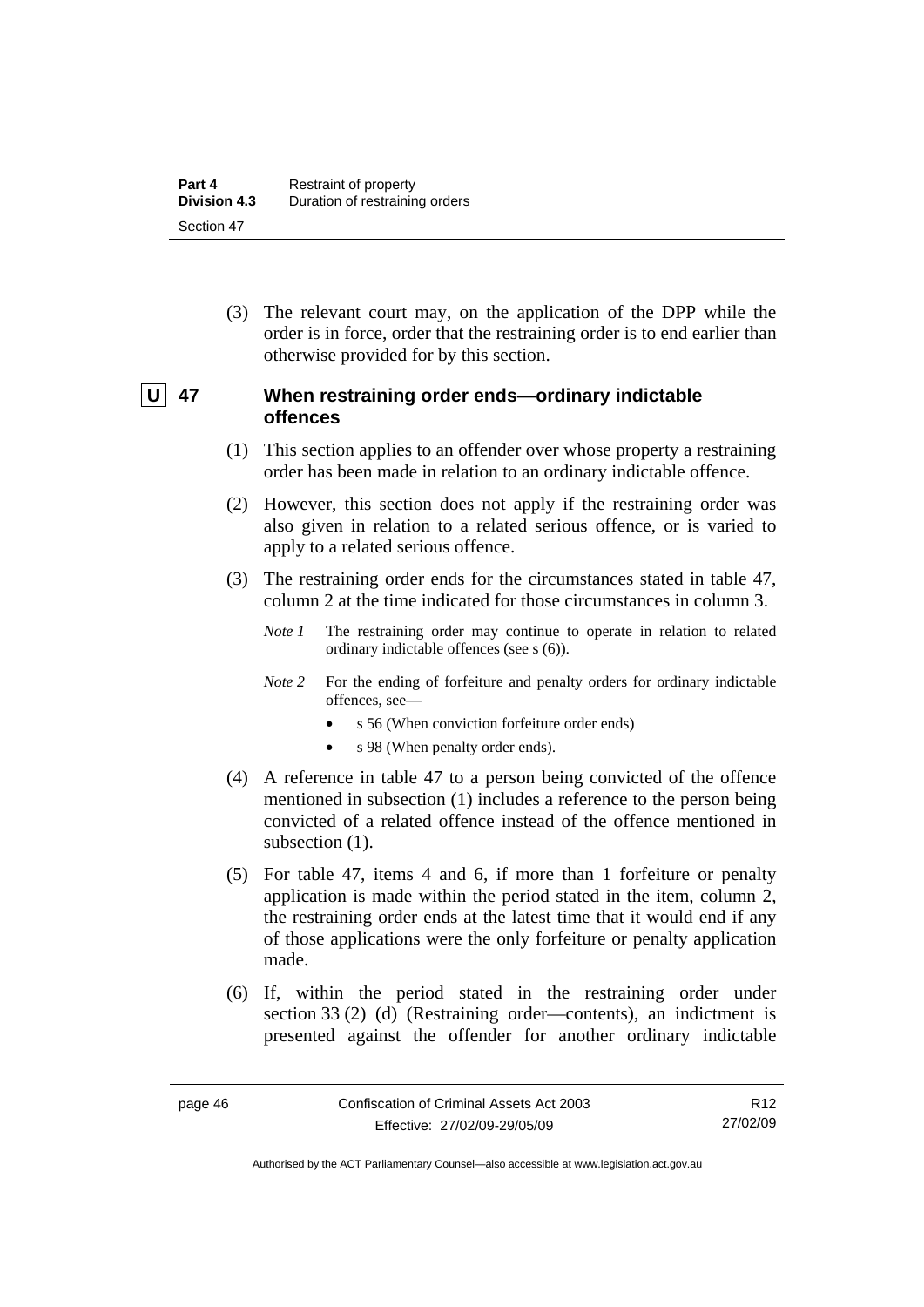(3) The relevant court may, on the application of the DPP while the order is in force, order that the restraining order is to end earlier than otherwise provided for by this section.

## U 47 When restraining order ends—ordinary indictable offences

(1) This section applies to an offender over whose property a restraining order has been made in relation to an ordinary indictable offence.

(2) However, this section does not apply if the restraining order was also given in relation to a related serious offence, or is varied to apply to a related serious offence.

(3) The restraining order ends for the circumstances stated in table 47, column 2 at the time indicated for those circumstances in column 3.

*Note 1* The restraining order may continue to operate in relation to related ordinary indictable offences (see s (6)).

*Note 2* For the ending of forfeiture and penalty orders for ordinary indictable offences, see—

- s 56 (When conviction forfeiture order ends)
- s 98 (When penalty order ends).

(4) A reference in table 47 to a person being convicted of the offence mentioned in subsection (1) includes a reference to the person being convicted of a related offence instead of the offence mentioned in subsection (1).

(5) For table 47, items 4 and 6, if more than 1 forfeiture or penalty application is made within the period stated in the item, column 2, the restraining order ends at the latest time that it would end if any of those applications were the only forfeiture or penalty application made.

(6) If, within the period stated in the restraining order under section 33 (2) (d) (Restraining order—contents), an indictment is presented against the offender for another ordinary indictable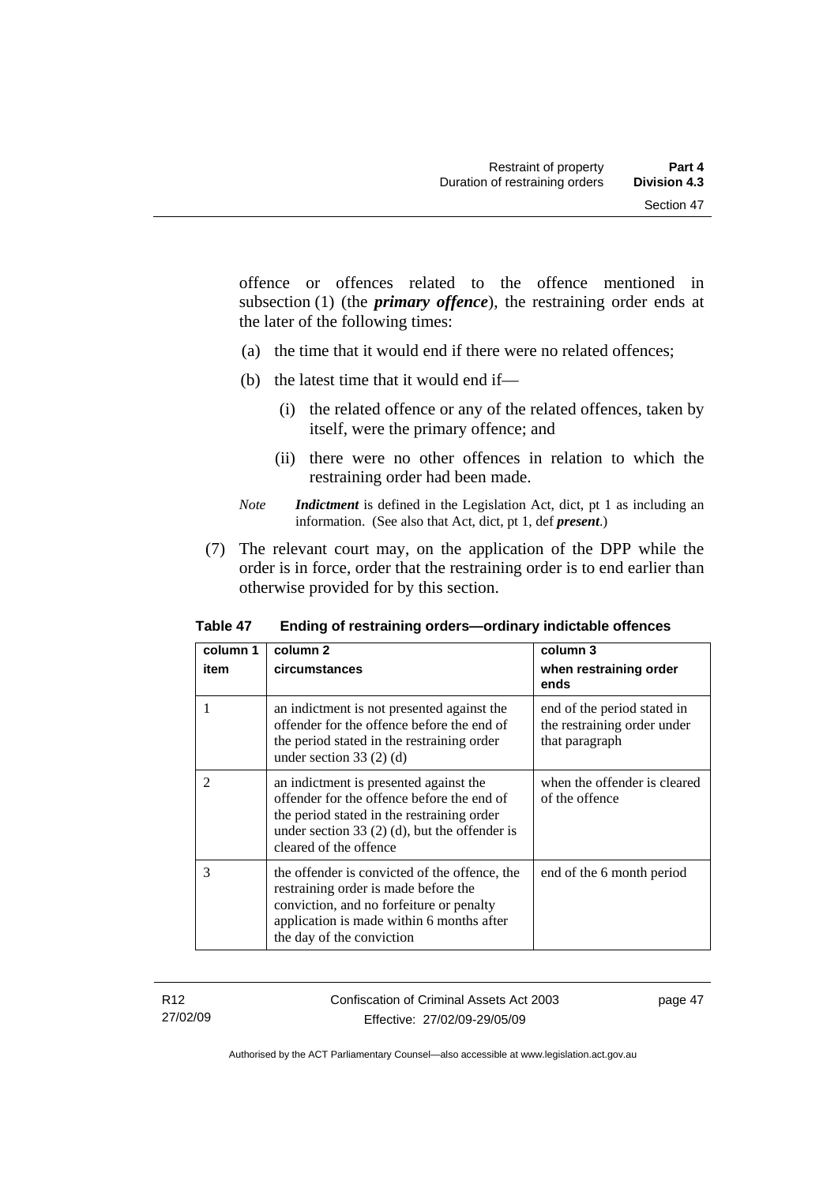offence or offences related to the offence mentioned in subsection (1) (the ***primary offence***), the restraining order ends at the later of the following times:

(a) the time that it would end if there were no related offences;

(b) the latest time that it would end if—

(i) the related offence or any of the related offences, taken by itself, were the primary offence; and

(ii) there were no other offences in relation to which the restraining order had been made.

*Note* ***Indictment*** is defined in the Legislation Act, dict, pt 1 as including an information. (See also that Act, dict, pt 1, def ***present***.)

(7) The relevant court may, on the application of the DPP while the order is in force, order that the restraining order is to end earlier than otherwise provided for by this section.

**Table 47 Ending of restraining orders—ordinary indictable offences**

| column 1<br>item | column 2<br>circumstances | column 3<br>when restraining order ends |
|---|---|---|
| 1 | an indictment is not presented against the offender for the offence before the end of the period stated in the restraining order under section 33 (2) (d) | end of the period stated in the restraining order under that paragraph |
| 2 | an indictment is presented against the offender for the offence before the end of the period stated in the restraining order under section 33 (2) (d), but the offender is cleared of the offence | when the offender is cleared of the offence |
| 3 | the offender is convicted of the offence, the restraining order is made before the conviction, and no forfeiture or penalty application is made within 6 months after the day of the conviction | end of the 6 month period |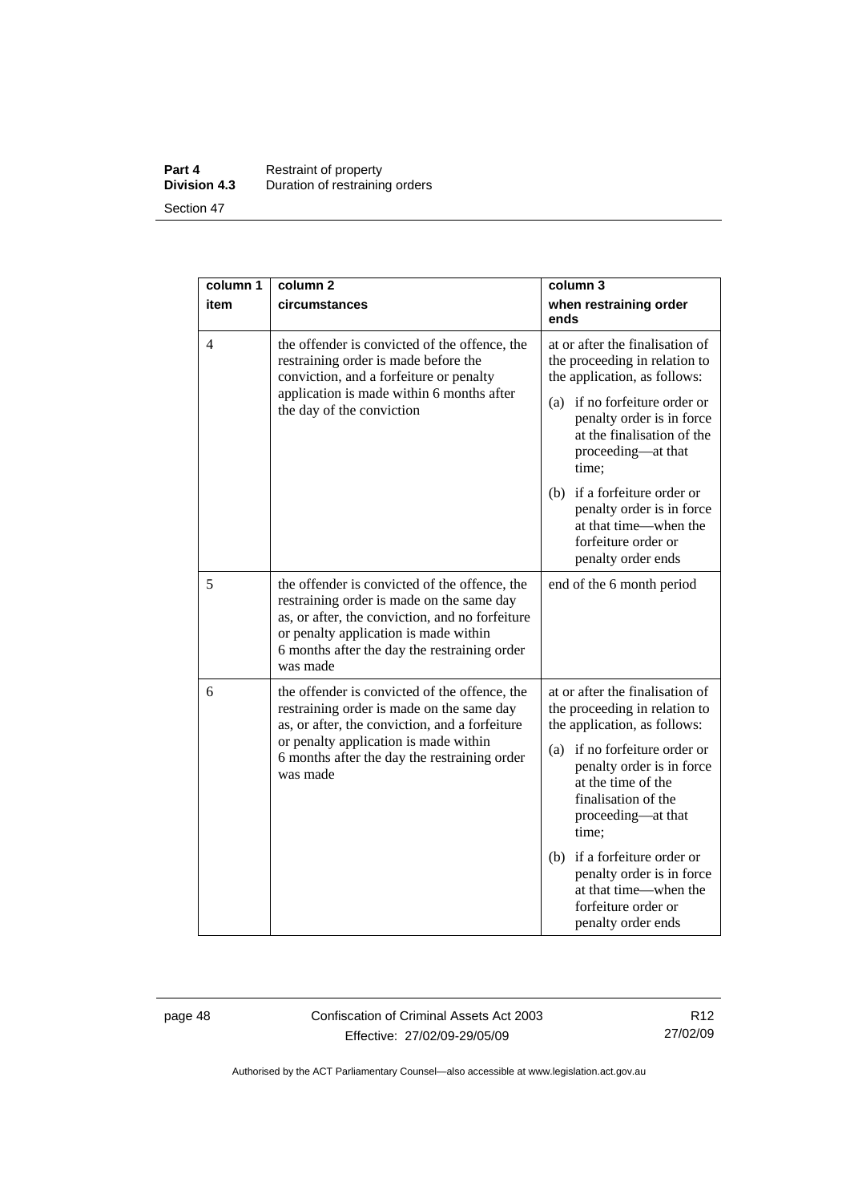| column 1 item | column 2 circumstances | column 3 when restraining order ends |
|---|---|---|
| 4 | the offender is convicted of the offence, the restraining order is made before the conviction, and a forfeiture or penalty application is made within 6 months after the day of the conviction | at or after the finalisation of the proceeding in relation to the application, as follows: (a) if no forfeiture order or penalty order is in force at the finalisation of the proceeding—at that time; (b) if a forfeiture order or penalty order is in force at that time—when the forfeiture order or penalty order ends |
| 5 | the offender is convicted of the offence, the restraining order is made on the same day as, or after, the conviction, and no forfeiture or penalty application is made within 6 months after the day the restraining order was made | end of the 6 month period |
| 6 | the offender is convicted of the offence, the restraining order is made on the same day as, or after, the conviction, and a forfeiture or penalty application is made within 6 months after the day the restraining order was made | at or after the finalisation of the proceeding in relation to the application, as follows: (a) if no forfeiture order or penalty order is in force at the time of the finalisation of the proceeding—at that time; (b) if a forfeiture order or penalty order is in force at that time—when the forfeiture order or penalty order ends |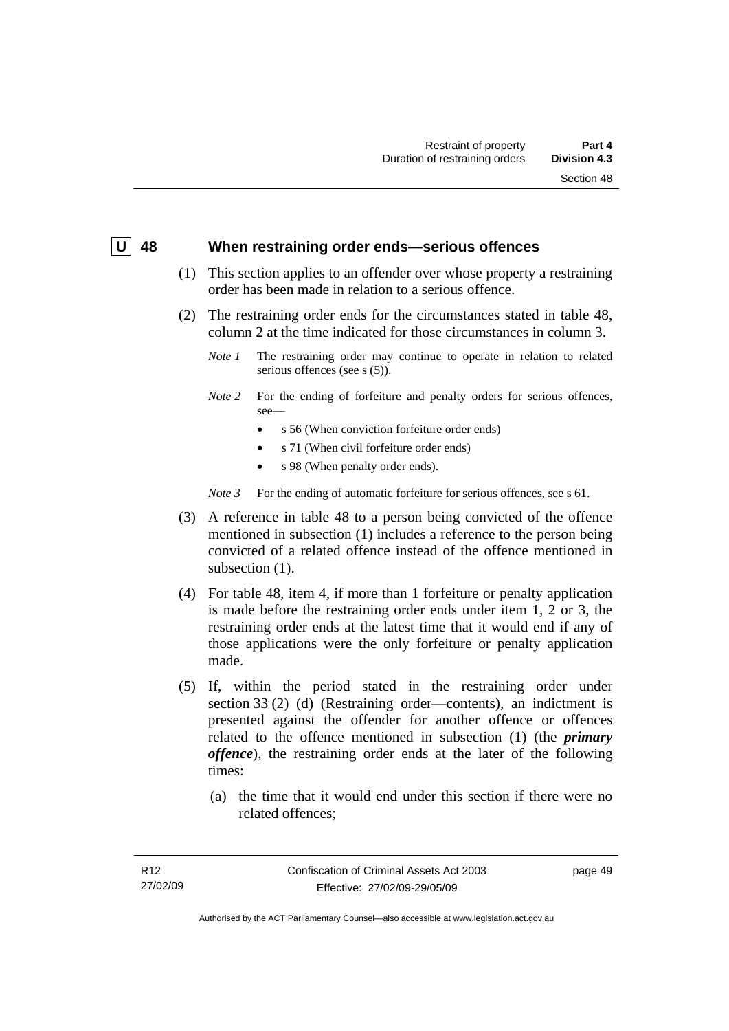## U 48 When restraining order ends—serious offences

(1) This section applies to an offender over whose property a restraining order has been made in relation to a serious offence.

(2) The restraining order ends for the circumstances stated in table 48, column 2 at the time indicated for those circumstances in column 3.

*Note 1* The restraining order may continue to operate in relation to related serious offences (see s (5)).

*Note 2* For the ending of forfeiture and penalty orders for serious offences, see—

- s 56 (When conviction forfeiture order ends)
- s 71 (When civil forfeiture order ends)
- s 98 (When penalty order ends).

*Note 3* For the ending of automatic forfeiture for serious offences, see s 61.

(3) A reference in table 48 to a person being convicted of the offence mentioned in subsection (1) includes a reference to the person being convicted of a related offence instead of the offence mentioned in subsection (1).

(4) For table 48, item 4, if more than 1 forfeiture or penalty application is made before the restraining order ends under item 1, 2 or 3, the restraining order ends at the latest time that it would end if any of those applications were the only forfeiture or penalty application made.

(5) If, within the period stated in the restraining order under section 33 (2) (d) (Restraining order—contents), an indictment is presented against the offender for another offence or offences related to the offence mentioned in subsection (1) (the ***primary offence***), the restraining order ends at the later of the following times:

(a) the time that it would end under this section if there were no related offences;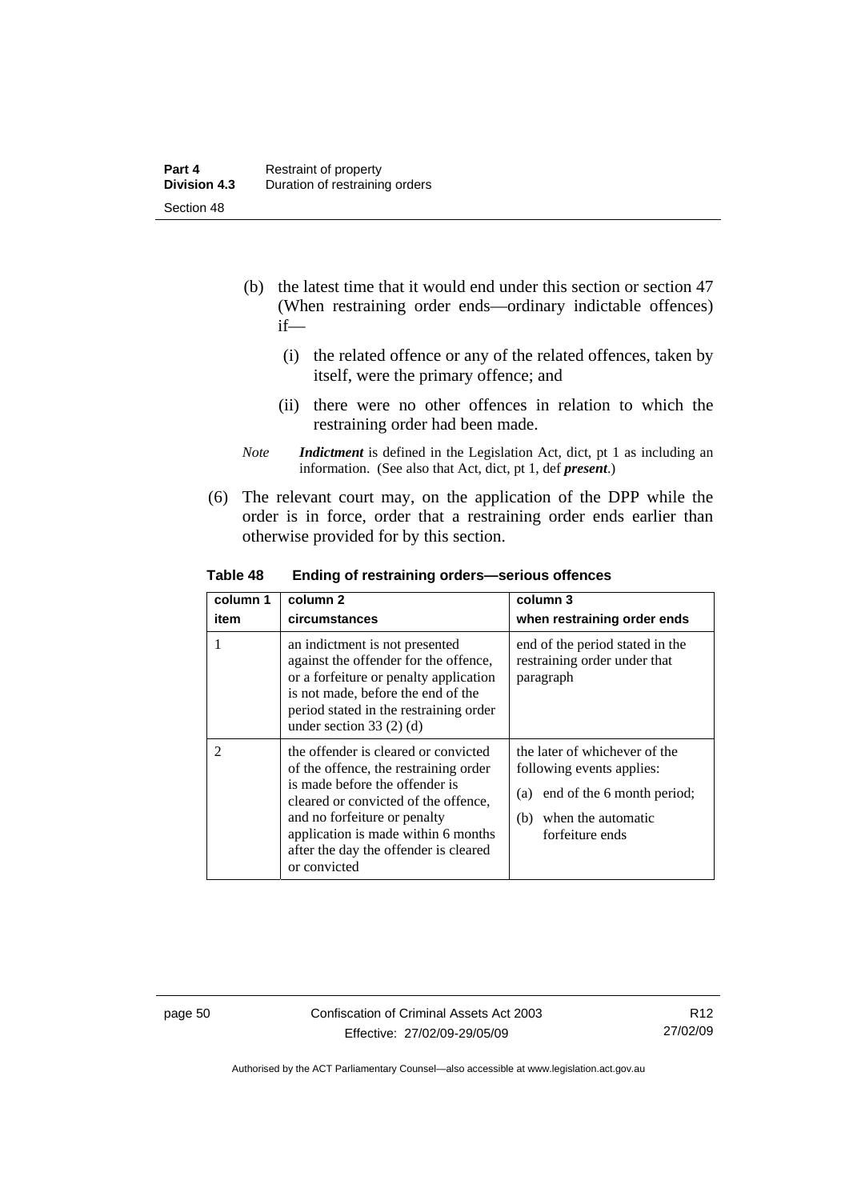(b) the latest time that it would end under this section or section 47 (When restraining order ends—ordinary indictable offences) if—

(i) the related offence or any of the related offences, taken by itself, were the primary offence; and

(ii) there were no other offences in relation to which the restraining order had been made.

*Note* ***Indictment*** is defined in the Legislation Act, dict, pt 1 as including an information. (See also that Act, dict, pt 1, def ***present***.)

(6) The relevant court may, on the application of the DPP while the order is in force, order that a restraining order ends earlier than otherwise provided for by this section.

**Table 48 Ending of restraining orders—serious offences**

| column 1<br>item | column 2<br>circumstances | column 3<br>when restraining order ends |
|---|---|---|
| 1 | an indictment is not presented against the offender for the offence, or a forfeiture or penalty application is not made, before the end of the period stated in the restraining order under section 33 (2) (d) | end of the period stated in the restraining order under that paragraph |
| 2 | the offender is cleared or convicted of the offence, the restraining order is made before the offender is cleared or convicted of the offence, and no forfeiture or penalty application is made within 6 months after the day the offender is cleared or convicted | the later of whichever of the following events applies:<br>(a) end of the 6 month period;<br>(b) when the automatic forfeiture ends |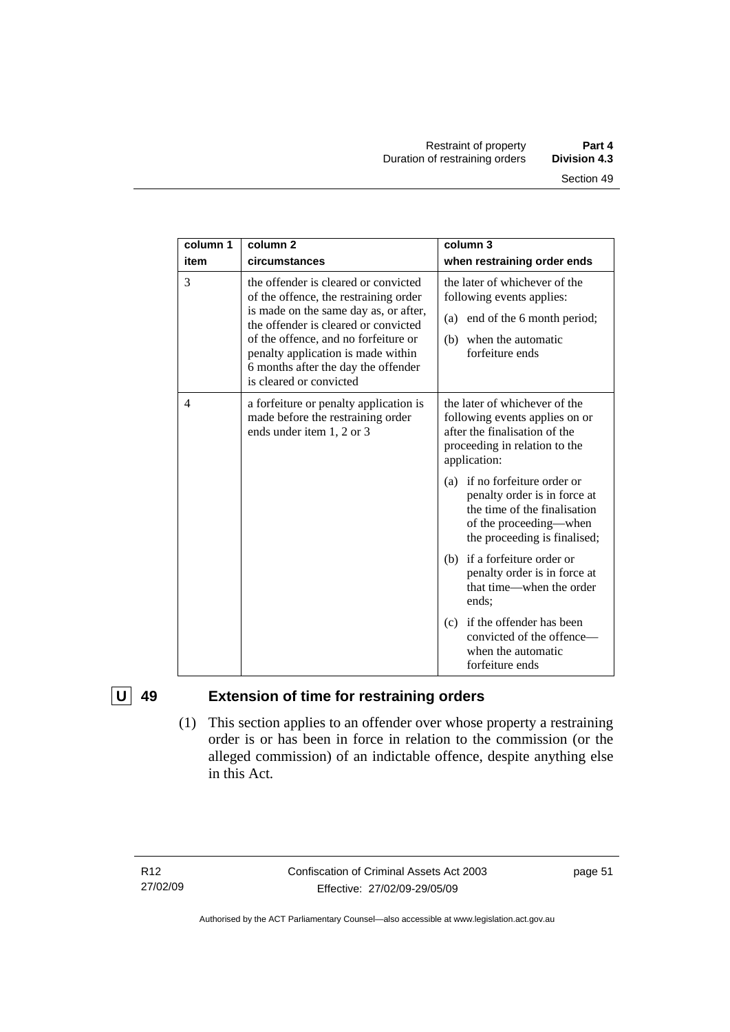| column 1 item | column 2 circumstances | column 3 when restraining order ends |
|---|---|---|
| 3 | the offender is cleared or convicted of the offence, the restraining order is made on the same day as, or after, the offender is cleared or convicted of the offence, and no forfeiture or penalty application is made within 6 months after the day the offender is cleared or convicted | the later of whichever of the following events applies: (a) end of the 6 month period; (b) when the automatic forfeiture ends |
| 4 | a forfeiture or penalty application is made before the restraining order ends under item 1, 2 or 3 | the later of whichever of the following events applies on or after the finalisation of the proceeding in relation to the application: (a) if no forfeiture order or penalty order is in force at the time of the finalisation of the proceeding—when the proceeding is finalised; (b) if a forfeiture order or penalty order is in force at that time—when the order ends; (c) if the offender has been convicted of the offence—when the automatic forfeiture ends |

## U 49 Extension of time for restraining orders

(1) This section applies to an offender over whose property a restraining order is or has been in force in relation to the commission (or the alleged commission) of an indictable offence, despite anything else in this Act.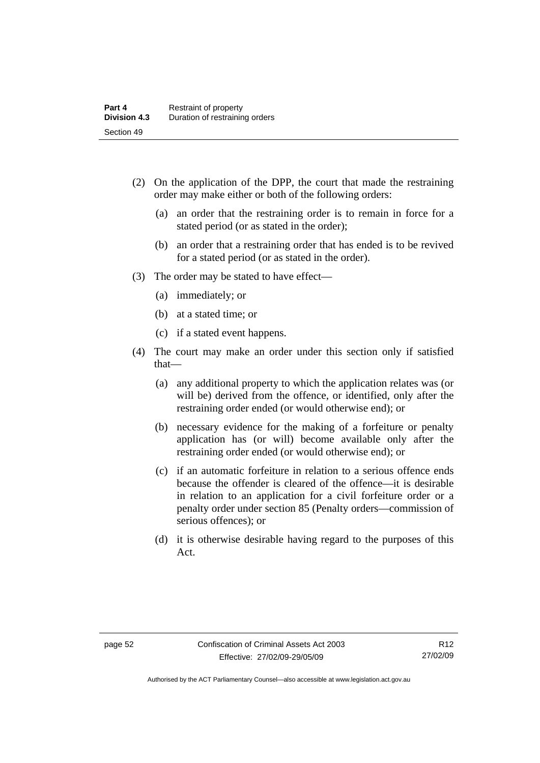(2) On the application of the DPP, the court that made the restraining order may make either or both of the following orders:

  (a) an order that the restraining order is to remain in force for a stated period (or as stated in the order);

  (b) an order that a restraining order that has ended is to be revived for a stated period (or as stated in the order).

(3) The order may be stated to have effect—

  (a) immediately; or

  (b) at a stated time; or

  (c) if a stated event happens.

(4) The court may make an order under this section only if satisfied that—

  (a) any additional property to which the application relates was (or will be) derived from the offence, or identified, only after the restraining order ended (or would otherwise end); or

  (b) necessary evidence for the making of a forfeiture or penalty application has (or will) become available only after the restraining order ended (or would otherwise end); or

  (c) if an automatic forfeiture in relation to a serious offence ends because the offender is cleared of the offence—it is desirable in relation to an application for a civil forfeiture order or a penalty order under section 85 (Penalty orders—commission of serious offences); or

  (d) it is otherwise desirable having regard to the purposes of this Act.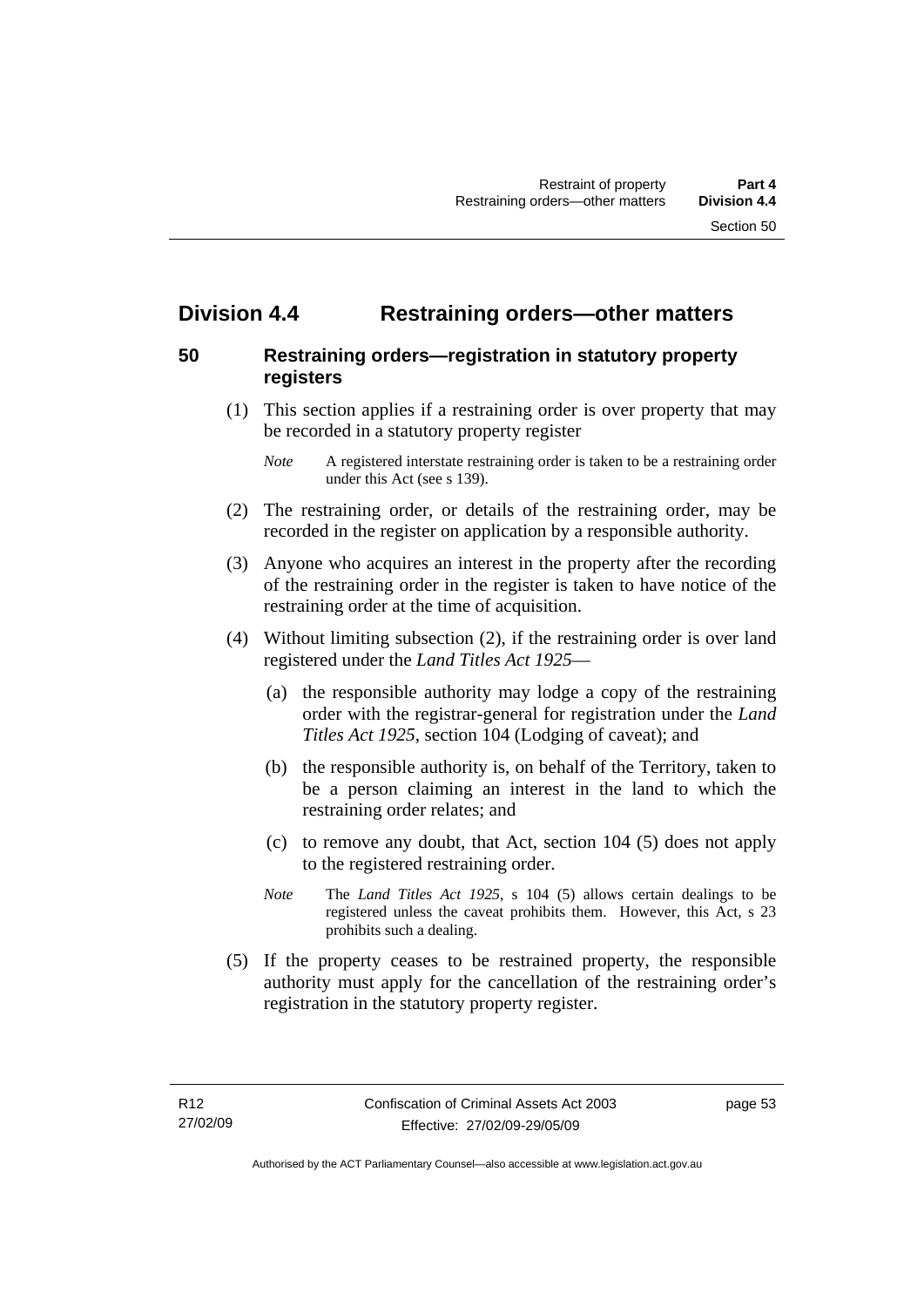## Division 4.4 Restraining orders—other matters

### 50 Restraining orders—registration in statutory property registers

(1) This section applies if a restraining order is over property that may be recorded in a statutory property register

*Note* A registered interstate restraining order is taken to be a restraining order under this Act (see s 139).

(2) The restraining order, or details of the restraining order, may be recorded in the register on application by a responsible authority.

(3) Anyone who acquires an interest in the property after the recording of the restraining order in the register is taken to have notice of the restraining order at the time of acquisition.

(4) Without limiting subsection (2), if the restraining order is over land registered under the *Land Titles Act 1925*—

(a) the responsible authority may lodge a copy of the restraining order with the registrar-general for registration under the *Land Titles Act 1925*, section 104 (Lodging of caveat); and

(b) the responsible authority is, on behalf of the Territory, taken to be a person claiming an interest in the land to which the restraining order relates; and

(c) to remove any doubt, that Act, section 104 (5) does not apply to the registered restraining order.

*Note* The *Land Titles Act 1925*, s 104 (5) allows certain dealings to be registered unless the caveat prohibits them. However, this Act, s 23 prohibits such a dealing.

(5) If the property ceases to be restrained property, the responsible authority must apply for the cancellation of the restraining order's registration in the statutory property register.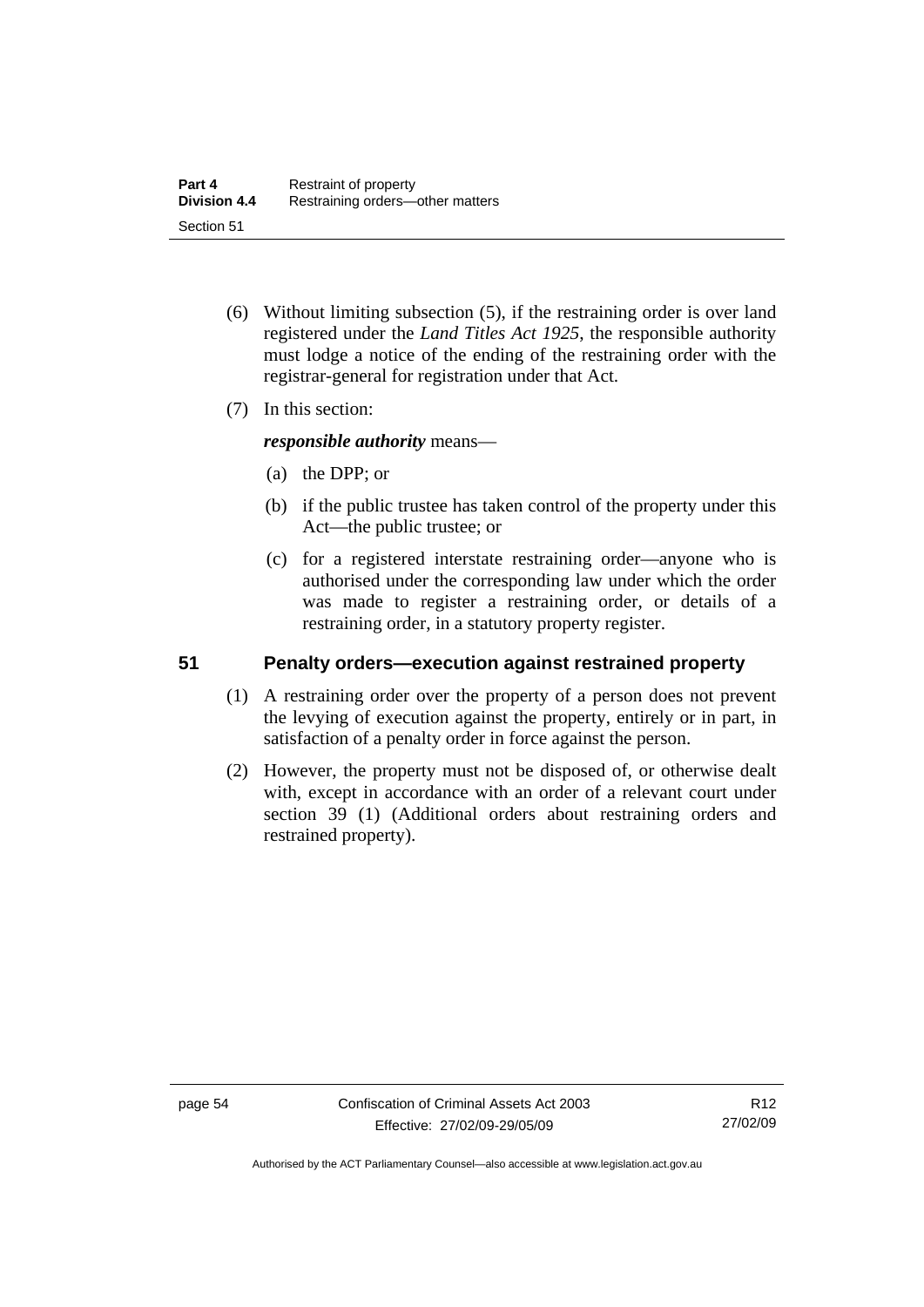(6) Without limiting subsection (5), if the restraining order is over land registered under the *Land Titles Act 1925*, the responsible authority must lodge a notice of the ending of the restraining order with the registrar-general for registration under that Act.

(7) In this section:

***responsible authority*** means—

(a) the DPP; or

(b) if the public trustee has taken control of the property under this Act—the public trustee; or

(c) for a registered interstate restraining order—anyone who is authorised under the corresponding law under which the order was made to register a restraining order, or details of a restraining order, in a statutory property register.

## 51 Penalty orders—execution against restrained property

(1) A restraining order over the property of a person does not prevent the levying of execution against the property, entirely or in part, in satisfaction of a penalty order in force against the person.

(2) However, the property must not be disposed of, or otherwise dealt with, except in accordance with an order of a relevant court under section 39 (1) (Additional orders about restraining orders and restrained property).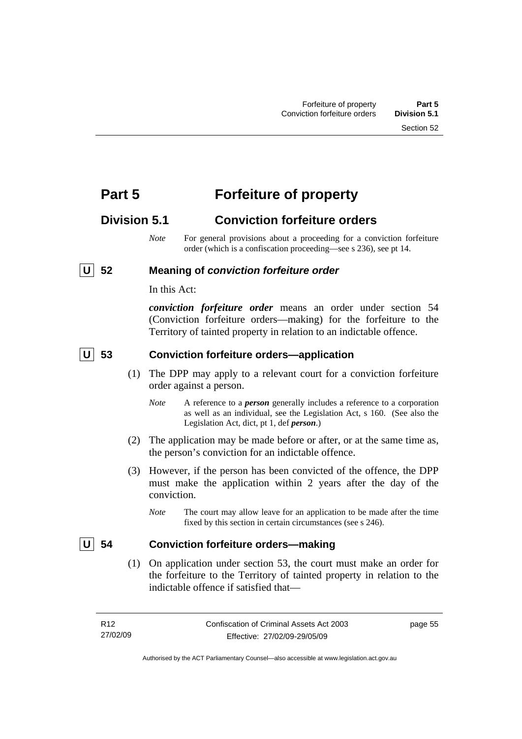# Part 5 Forfeiture of property

## Division 5.1 Conviction forfeiture orders

*Note* For general provisions about a proceeding for a conviction forfeiture order (which is a confiscation proceeding—see s 236), see pt 14.

### U 52 Meaning of *conviction forfeiture order*

In this Act:

***conviction forfeiture order*** means an order under section 54 (Conviction forfeiture orders—making) for the forfeiture to the Territory of tainted property in relation to an indictable offence.

### U 53 Conviction forfeiture orders—application

(1) The DPP may apply to a relevant court for a conviction forfeiture order against a person.

*Note* A reference to a ***person*** generally includes a reference to a corporation as well as an individual, see the Legislation Act, s 160. (See also the Legislation Act, dict, pt 1, def ***person***.)

(2) The application may be made before or after, or at the same time as, the person's conviction for an indictable offence.

(3) However, if the person has been convicted of the offence, the DPP must make the application within 2 years after the day of the conviction.

*Note* The court may allow leave for an application to be made after the time fixed by this section in certain circumstances (see s 246).

### U 54 Conviction forfeiture orders—making

(1) On application under section 53, the court must make an order for the forfeiture to the Territory of tainted property in relation to the indictable offence if satisfied that—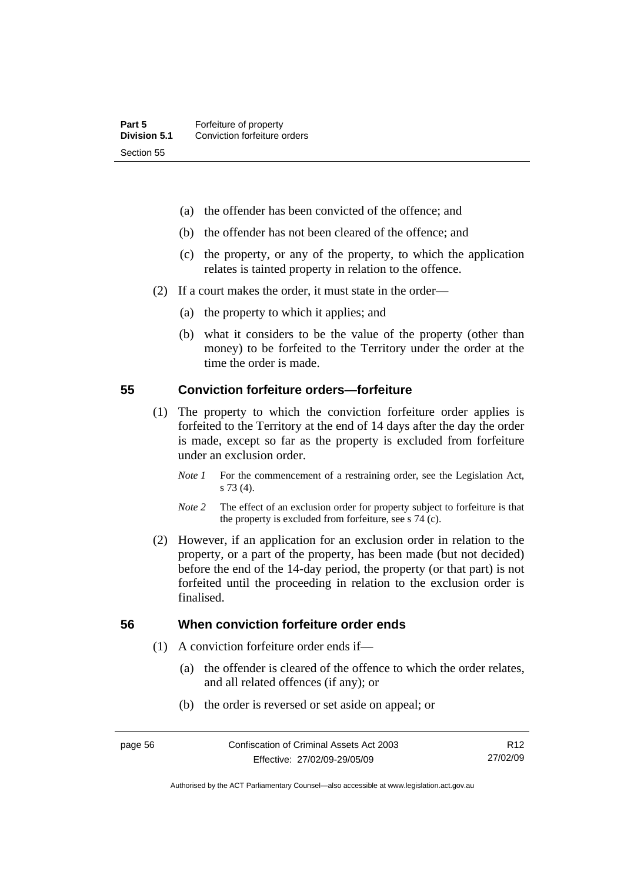(a) the offender has been convicted of the offence; and

(b) the offender has not been cleared of the offence; and

(c) the property, or any of the property, to which the application relates is tainted property in relation to the offence.

(2) If a court makes the order, it must state in the order—

(a) the property to which it applies; and

(b) what it considers to be the value of the property (other than money) to be forfeited to the Territory under the order at the time the order is made.

## 55 Conviction forfeiture orders—forfeiture

(1) The property to which the conviction forfeiture order applies is forfeited to the Territory at the end of 14 days after the day the order is made, except so far as the property is excluded from forfeiture under an exclusion order.

*Note 1* For the commencement of a restraining order, see the Legislation Act, s 73 (4).

*Note 2* The effect of an exclusion order for property subject to forfeiture is that the property is excluded from forfeiture, see s 74 (c).

(2) However, if an application for an exclusion order in relation to the property, or a part of the property, has been made (but not decided) before the end of the 14-day period, the property (or that part) is not forfeited until the proceeding in relation to the exclusion order is finalised.

## 56 When conviction forfeiture order ends

(1) A conviction forfeiture order ends if—

(a) the offender is cleared of the offence to which the order relates, and all related offences (if any); or

(b) the order is reversed or set aside on appeal; or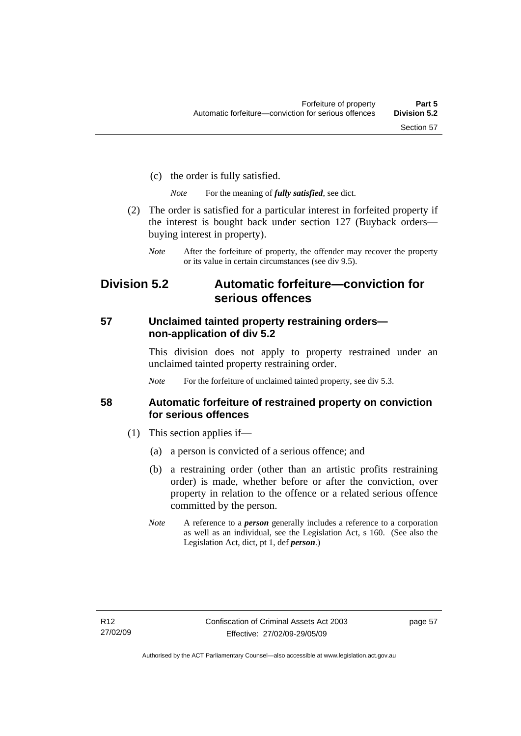(c) the order is fully satisfied.

*Note* For the meaning of ***fully satisfied***, see dict.

(2) The order is satisfied for a particular interest in forfeited property if the interest is bought back under section 127 (Buyback orders—buying interest in property).

*Note* After the forfeiture of property, the offender may recover the property or its value in certain circumstances (see div 9.5).

## Division 5.2 Automatic forfeiture—conviction for serious offences

### 57 Unclaimed tainted property restraining orders—non-application of div 5.2

This division does not apply to property restrained under an unclaimed tainted property restraining order.

*Note* For the forfeiture of unclaimed tainted property, see div 5.3.

### 58 Automatic forfeiture of restrained property on conviction for serious offences

(1) This section applies if—

(a) a person is convicted of a serious offence; and

(b) a restraining order (other than an artistic profits restraining order) is made, whether before or after the conviction, over property in relation to the offence or a related serious offence committed by the person.

*Note* A reference to a ***person*** generally includes a reference to a corporation as well as an individual, see the Legislation Act, s 160. (See also the Legislation Act, dict, pt 1, def ***person***.)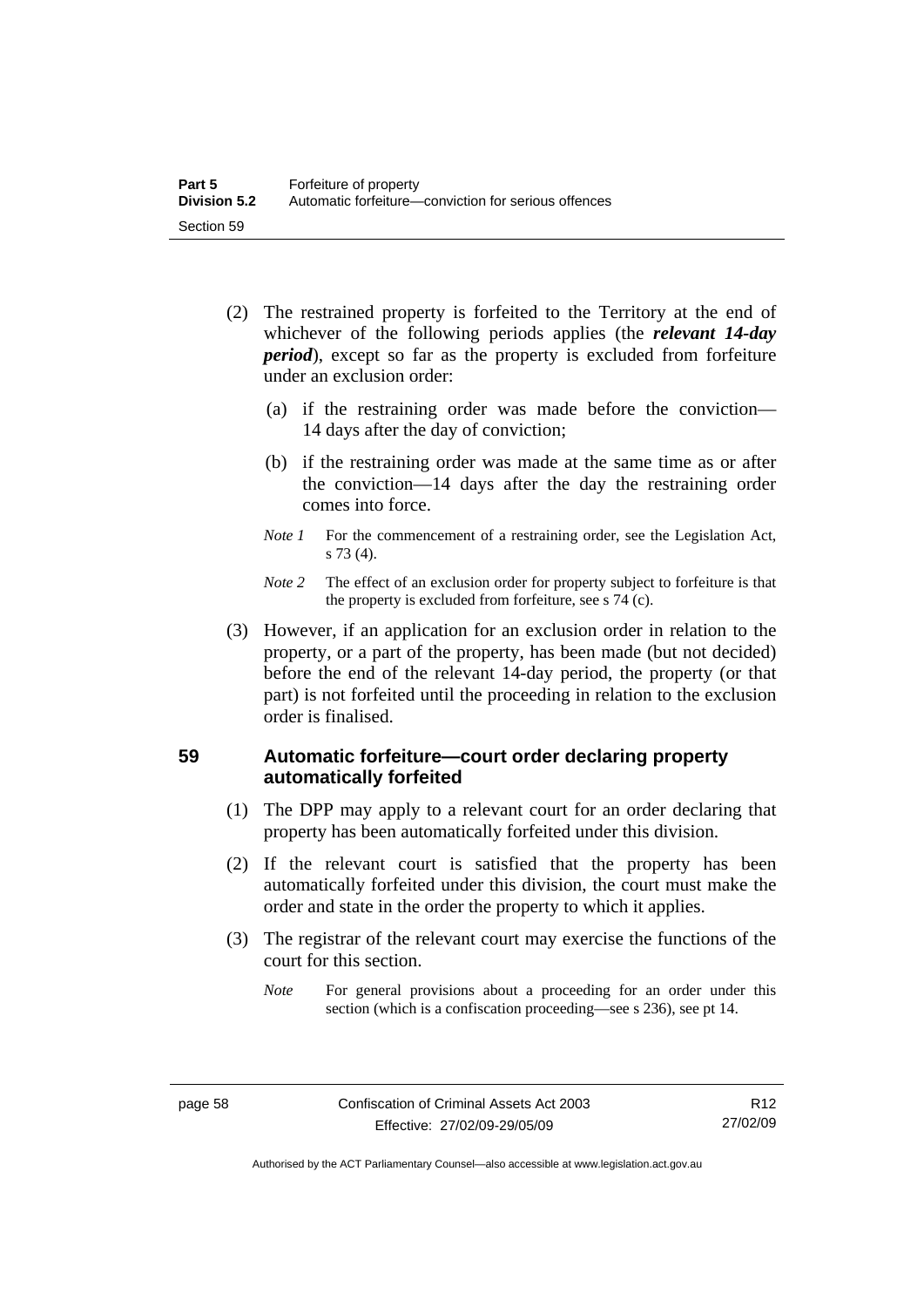(2) The restrained property is forfeited to the Territory at the end of whichever of the following periods applies (the ***relevant 14-day period***), except so far as the property is excluded from forfeiture under an exclusion order:

  (a) if the restraining order was made before the conviction—14 days after the day of conviction;

  (b) if the restraining order was made at the same time as or after the conviction—14 days after the day the restraining order comes into force.

*Note 1* For the commencement of a restraining order, see the Legislation Act, s 73 (4).

*Note 2* The effect of an exclusion order for property subject to forfeiture is that the property is excluded from forfeiture, see s 74 (c).

(3) However, if an application for an exclusion order in relation to the property, or a part of the property, has been made (but not decided) before the end of the relevant 14-day period, the property (or that part) is not forfeited until the proceeding in relation to the exclusion order is finalised.

### 59 Automatic forfeiture—court order declaring property automatically forfeited

(1) The DPP may apply to a relevant court for an order declaring that property has been automatically forfeited under this division.

(2) If the relevant court is satisfied that the property has been automatically forfeited under this division, the court must make the order and state in the order the property to which it applies.

(3) The registrar of the relevant court may exercise the functions of the court for this section.

*Note* For general provisions about a proceeding for an order under this section (which is a confiscation proceeding—see s 236), see pt 14.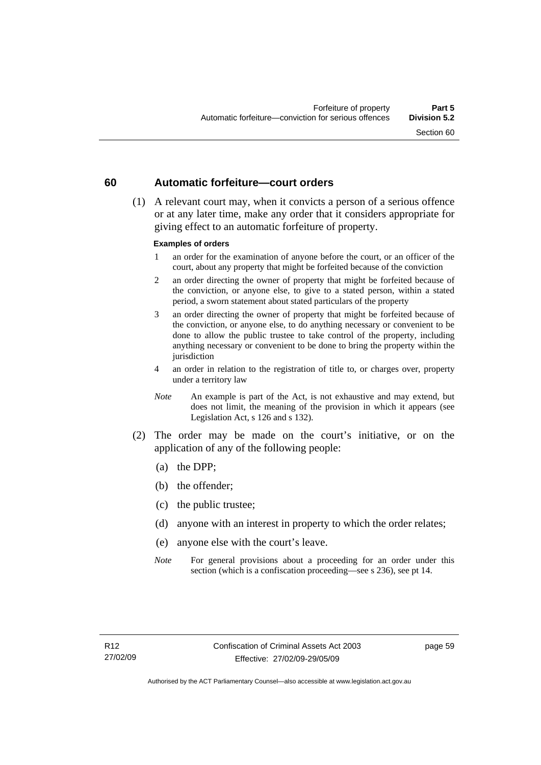## 60 Automatic forfeiture—court orders

(1) A relevant court may, when it convicts a person of a serious offence or at any later time, make any order that it considers appropriate for giving effect to an automatic forfeiture of property.

**Examples of orders**

1 an order for the examination of anyone before the court, or an officer of the court, about any property that might be forfeited because of the conviction

2 an order directing the owner of property that might be forfeited because of the conviction, or anyone else, to give to a stated person, within a stated period, a sworn statement about stated particulars of the property

3 an order directing the owner of property that might be forfeited because of the conviction, or anyone else, to do anything necessary or convenient to be done to allow the public trustee to take control of the property, including anything necessary or convenient to be done to bring the property within the jurisdiction

4 an order in relation to the registration of title to, or charges over, property under a territory law

*Note* An example is part of the Act, is not exhaustive and may extend, but does not limit, the meaning of the provision in which it appears (see Legislation Act, s 126 and s 132).

(2) The order may be made on the court's initiative, or on the application of any of the following people:

(a) the DPP;

(b) the offender;

(c) the public trustee;

(d) anyone with an interest in property to which the order relates;

(e) anyone else with the court's leave.

*Note* For general provisions about a proceeding for an order under this section (which is a confiscation proceeding—see s 236), see pt 14.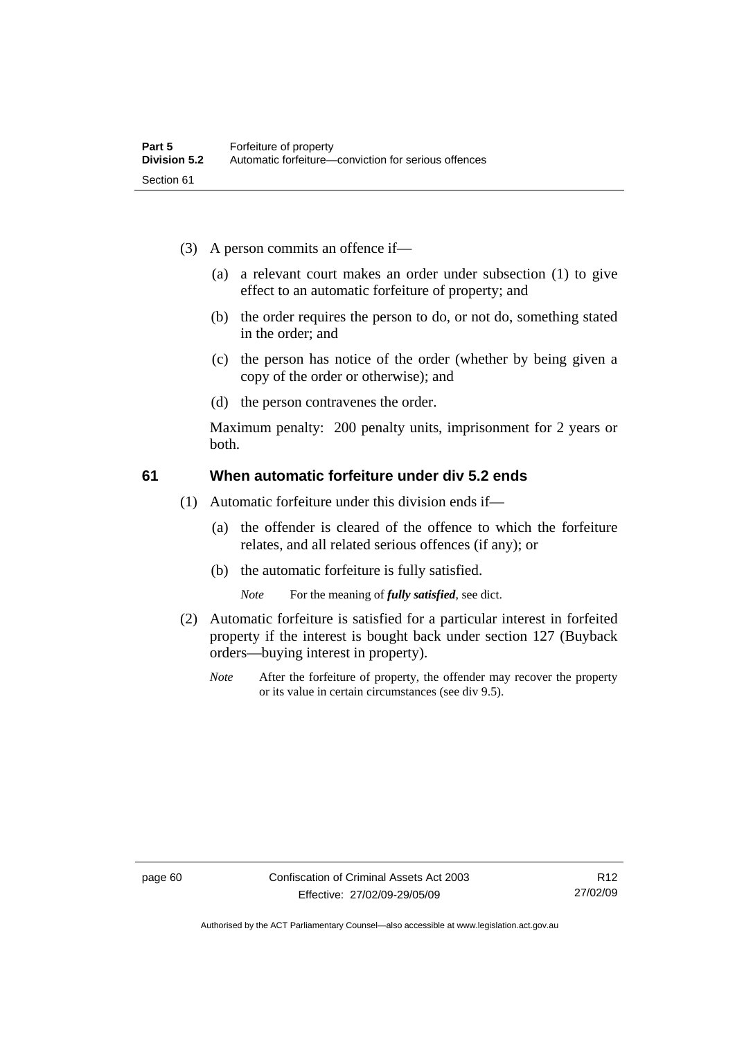(3) A person commits an offence if—

(a) a relevant court makes an order under subsection (1) to give effect to an automatic forfeiture of property; and

(b) the order requires the person to do, or not do, something stated in the order; and

(c) the person has notice of the order (whether by being given a copy of the order or otherwise); and

(d) the person contravenes the order.

Maximum penalty: 200 penalty units, imprisonment for 2 years or both.

## 61 When automatic forfeiture under div 5.2 ends

(1) Automatic forfeiture under this division ends if—

(a) the offender is cleared of the offence to which the forfeiture relates, and all related serious offences (if any); or

(b) the automatic forfeiture is fully satisfied.

*Note* For the meaning of ***fully satisfied***, see dict.

(2) Automatic forfeiture is satisfied for a particular interest in forfeited property if the interest is bought back under section 127 (Buyback orders—buying interest in property).

*Note* After the forfeiture of property, the offender may recover the property or its value in certain circumstances (see div 9.5).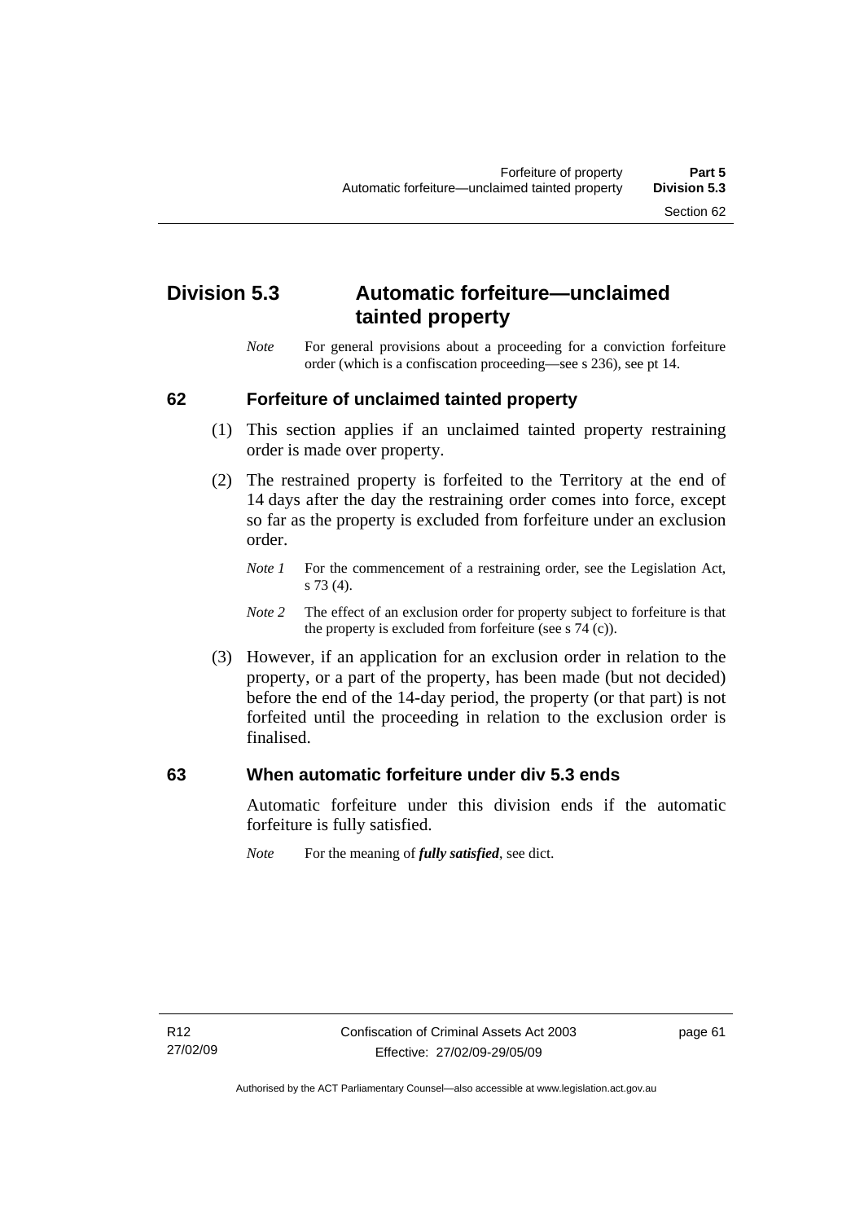## Division 5.3 Automatic forfeiture—unclaimed tainted property

*Note* For general provisions about a proceeding for a conviction forfeiture order (which is a confiscation proceeding—see s 236), see pt 14.

### 62 Forfeiture of unclaimed tainted property

(1) This section applies if an unclaimed tainted property restraining order is made over property.

(2) The restrained property is forfeited to the Territory at the end of 14 days after the day the restraining order comes into force, except so far as the property is excluded from forfeiture under an exclusion order.

*Note 1* For the commencement of a restraining order, see the Legislation Act, s 73 (4).

*Note 2* The effect of an exclusion order for property subject to forfeiture is that the property is excluded from forfeiture (see s 74 (c)).

(3) However, if an application for an exclusion order in relation to the property, or a part of the property, has been made (but not decided) before the end of the 14-day period, the property (or that part) is not forfeited until the proceeding in relation to the exclusion order is finalised.

### 63 When automatic forfeiture under div 5.3 ends

Automatic forfeiture under this division ends if the automatic forfeiture is fully satisfied.

*Note* For the meaning of ***fully satisfied***, see dict.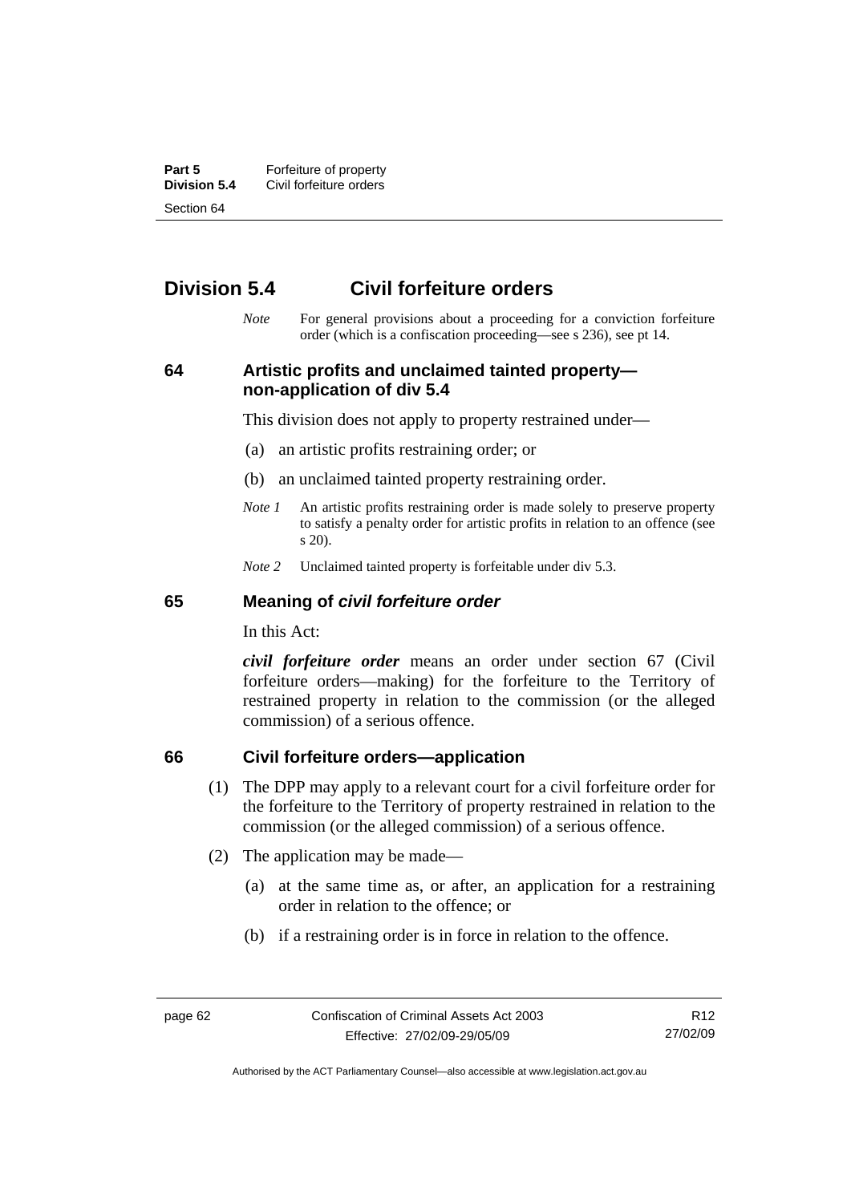## Division 5.4 Civil forfeiture orders

*Note* For general provisions about a proceeding for a conviction forfeiture order (which is a confiscation proceeding—see s 236), see pt 14.

### 64 Artistic profits and unclaimed tainted property—non-application of div 5.4

This division does not apply to property restrained under—

(a) an artistic profits restraining order; or

(b) an unclaimed tainted property restraining order.

*Note 1* An artistic profits restraining order is made solely to preserve property to satisfy a penalty order for artistic profits in relation to an offence (see s 20).

*Note 2* Unclaimed tainted property is forfeitable under div 5.3.

### 65 Meaning of *civil forfeiture order*

In this Act:

***civil forfeiture order*** means an order under section 67 (Civil forfeiture orders—making) for the forfeiture to the Territory of restrained property in relation to the commission (or the alleged commission) of a serious offence.

### 66 Civil forfeiture orders—application

(1) The DPP may apply to a relevant court for a civil forfeiture order for the forfeiture to the Territory of property restrained in relation to the commission (or the alleged commission) of a serious offence.

(2) The application may be made—

(a) at the same time as, or after, an application for a restraining order in relation to the offence; or

(b) if a restraining order is in force in relation to the offence.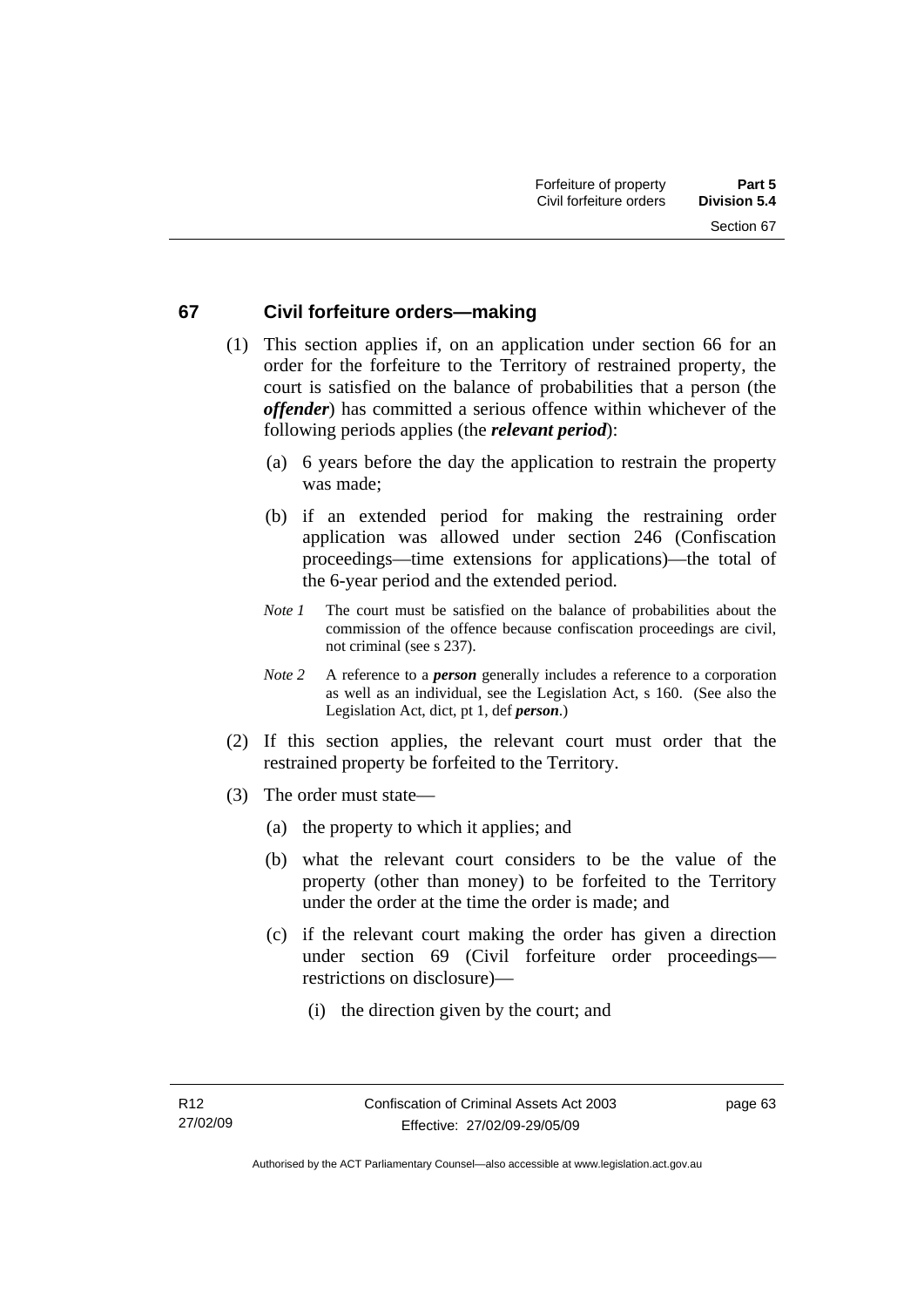## 67 Civil forfeiture orders—making

(1) This section applies if, on an application under section 66 for an order for the forfeiture to the Territory of restrained property, the court is satisfied on the balance of probabilities that a person (the ***offender***) has committed a serious offence within whichever of the following periods applies (the ***relevant period***):

(a) 6 years before the day the application to restrain the property was made;

(b) if an extended period for making the restraining order application was allowed under section 246 (Confiscation proceedings—time extensions for applications)—the total of the 6-year period and the extended period.

*Note 1* The court must be satisfied on the balance of probabilities about the commission of the offence because confiscation proceedings are civil, not criminal (see s 237).

*Note 2* A reference to a ***person*** generally includes a reference to a corporation as well as an individual, see the Legislation Act, s 160. (See also the Legislation Act, dict, pt 1, def ***person***.)

(2) If this section applies, the relevant court must order that the restrained property be forfeited to the Territory.

(3) The order must state—

(a) the property to which it applies; and

(b) what the relevant court considers to be the value of the property (other than money) to be forfeited to the Territory under the order at the time the order is made; and

(c) if the relevant court making the order has given a direction under section 69 (Civil forfeiture order proceedings—restrictions on disclosure)—

(i) the direction given by the court; and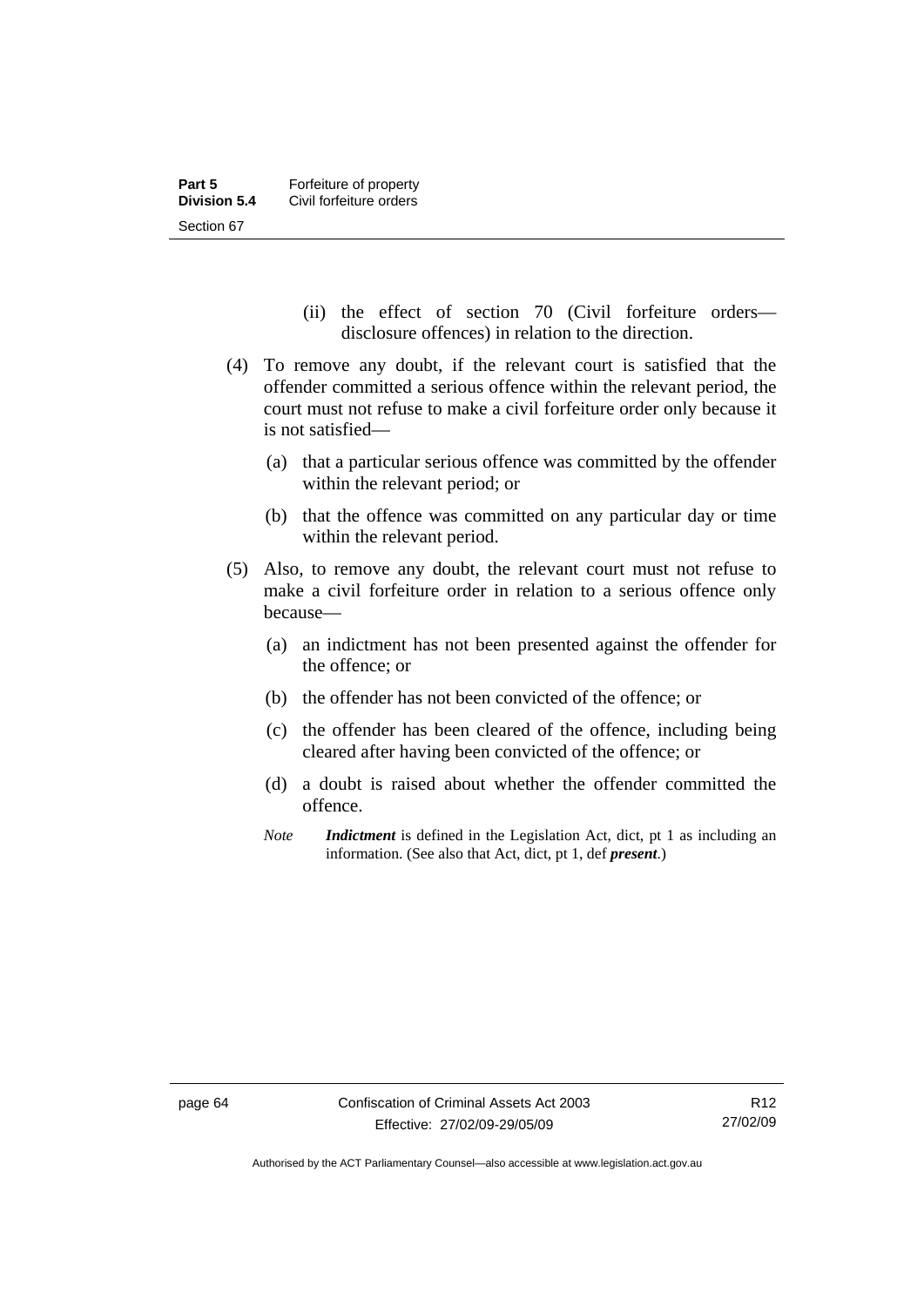(ii) the effect of section 70 (Civil forfeiture orders—disclosure offences) in relation to the direction.

(4) To remove any doubt, if the relevant court is satisfied that the offender committed a serious offence within the relevant period, the court must not refuse to make a civil forfeiture order only because it is not satisfied—

(a) that a particular serious offence was committed by the offender within the relevant period; or

(b) that the offence was committed on any particular day or time within the relevant period.

(5) Also, to remove any doubt, the relevant court must not refuse to make a civil forfeiture order in relation to a serious offence only because—

(a) an indictment has not been presented against the offender for the offence; or

(b) the offender has not been convicted of the offence; or

(c) the offender has been cleared of the offence, including being cleared after having been convicted of the offence; or

(d) a doubt is raised about whether the offender committed the offence.

*Note* ***Indictment*** is defined in the Legislation Act, dict, pt 1 as including an information. (See also that Act, dict, pt 1, def ***present***.)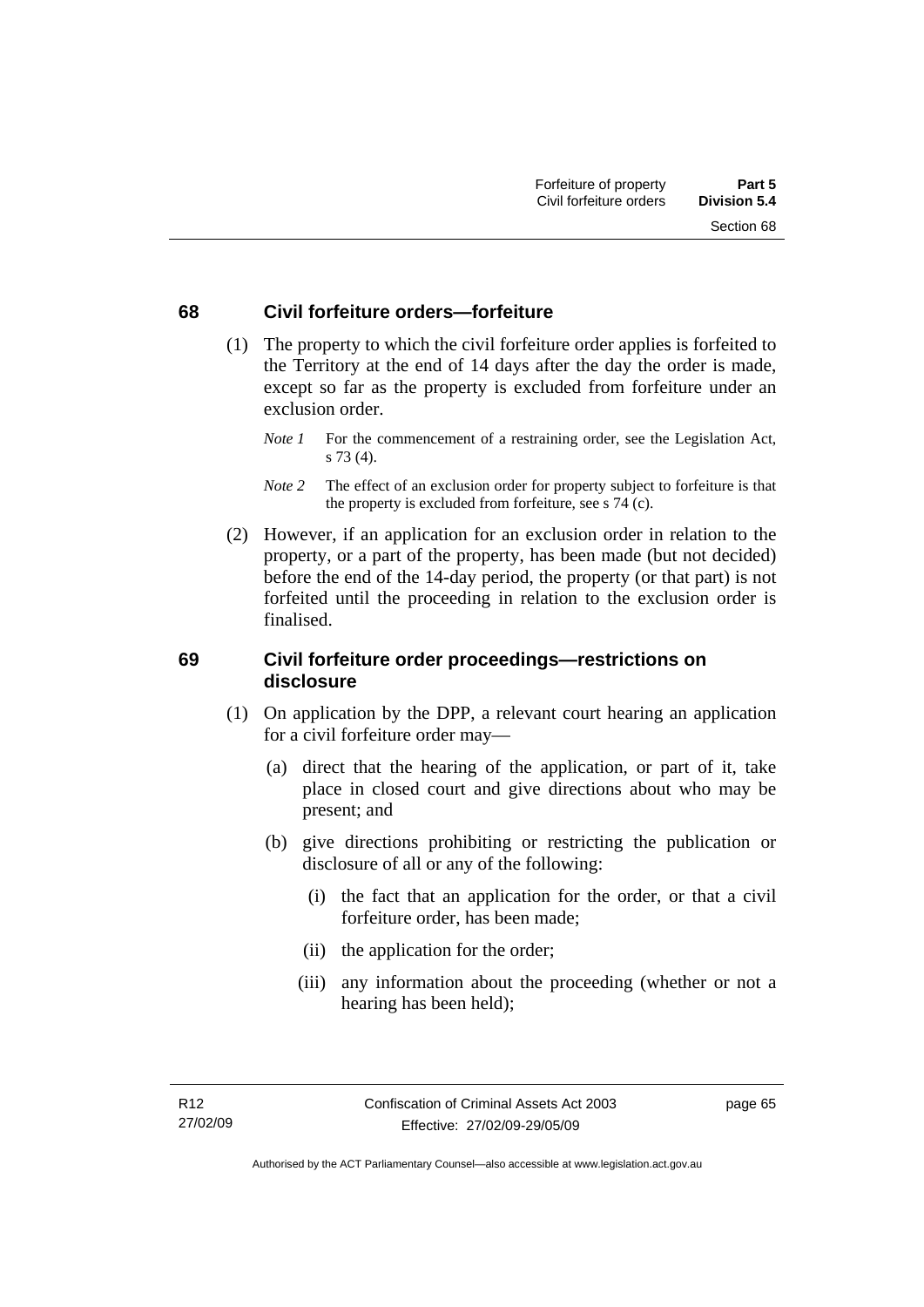## 68 Civil forfeiture orders—forfeiture

(1) The property to which the civil forfeiture order applies is forfeited to the Territory at the end of 14 days after the day the order is made, except so far as the property is excluded from forfeiture under an exclusion order.

*Note 1* For the commencement of a restraining order, see the Legislation Act, s 73 (4).

*Note 2* The effect of an exclusion order for property subject to forfeiture is that the property is excluded from forfeiture, see s 74 (c).

(2) However, if an application for an exclusion order in relation to the property, or a part of the property, has been made (but not decided) before the end of the 14-day period, the property (or that part) is not forfeited until the proceeding in relation to the exclusion order is finalised.

## 69 Civil forfeiture order proceedings—restrictions on disclosure

(1) On application by the DPP, a relevant court hearing an application for a civil forfeiture order may—

(a) direct that the hearing of the application, or part of it, take place in closed court and give directions about who may be present; and

(b) give directions prohibiting or restricting the publication or disclosure of all or any of the following:

(i) the fact that an application for the order, or that a civil forfeiture order, has been made;

(ii) the application for the order;

(iii) any information about the proceeding (whether or not a hearing has been held);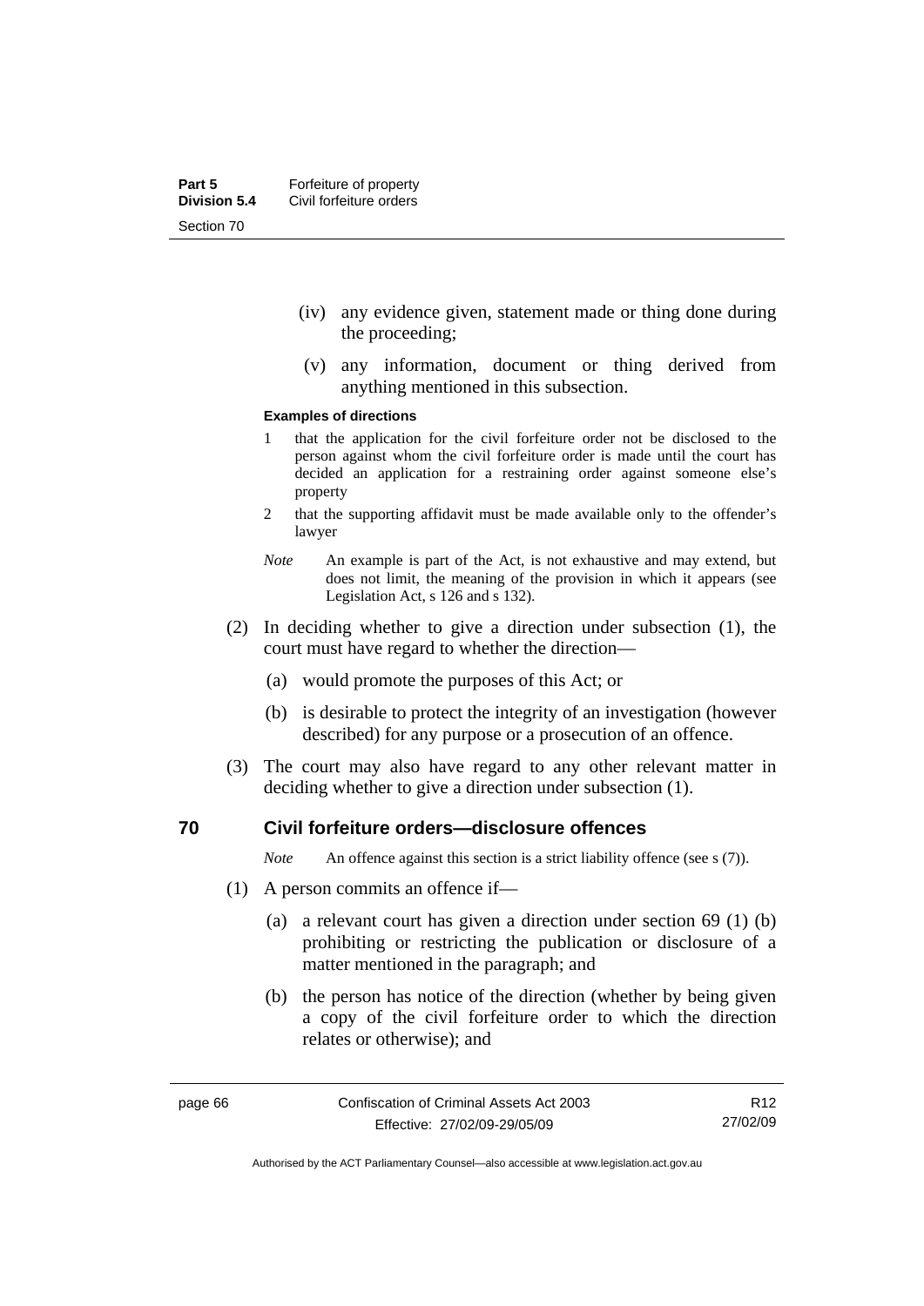(iv) any evidence given, statement made or thing done during the proceeding;

(v) any information, document or thing derived from anything mentioned in this subsection.

**Examples of directions**

1 that the application for the civil forfeiture order not be disclosed to the person against whom the civil forfeiture order is made until the court has decided an application for a restraining order against someone else's property

2 that the supporting affidavit must be made available only to the offender's lawyer

*Note* An example is part of the Act, is not exhaustive and may extend, but does not limit, the meaning of the provision in which it appears (see Legislation Act, s 126 and s 132).

(2) In deciding whether to give a direction under subsection (1), the court must have regard to whether the direction—

(a) would promote the purposes of this Act; or

(b) is desirable to protect the integrity of an investigation (however described) for any purpose or a prosecution of an offence.

(3) The court may also have regard to any other relevant matter in deciding whether to give a direction under subsection (1).

## 70 Civil forfeiture orders—disclosure offences

*Note* An offence against this section is a strict liability offence (see s (7)).

(1) A person commits an offence if—

(a) a relevant court has given a direction under section 69 (1) (b) prohibiting or restricting the publication or disclosure of a matter mentioned in the paragraph; and

(b) the person has notice of the direction (whether by being given a copy of the civil forfeiture order to which the direction relates or otherwise); and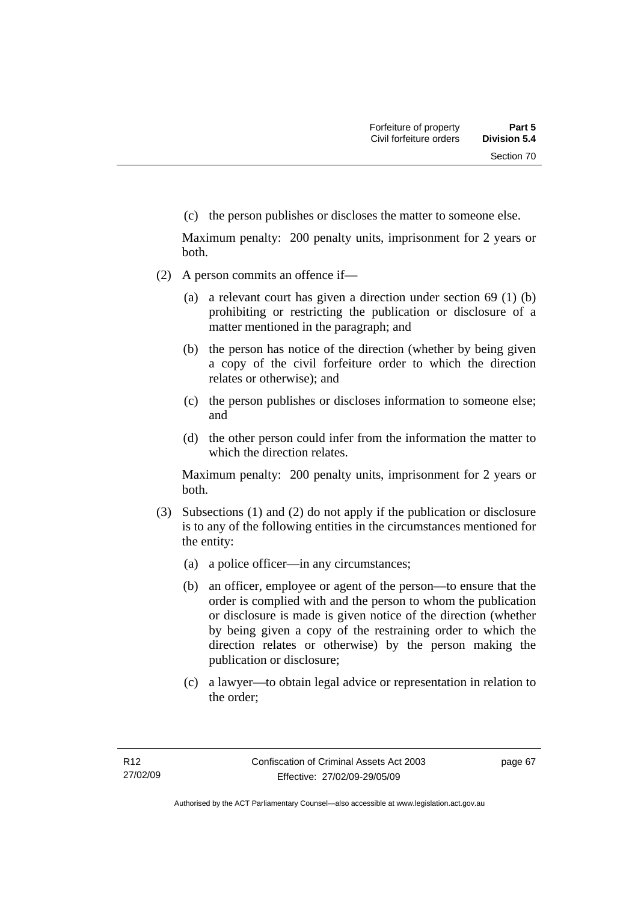(c) the person publishes or discloses the matter to someone else.

Maximum penalty: 200 penalty units, imprisonment for 2 years or both.

(2) A person commits an offence if—

(a) a relevant court has given a direction under section 69 (1) (b) prohibiting or restricting the publication or disclosure of a matter mentioned in the paragraph; and

(b) the person has notice of the direction (whether by being given a copy of the civil forfeiture order to which the direction relates or otherwise); and

(c) the person publishes or discloses information to someone else; and

(d) the other person could infer from the information the matter to which the direction relates.

Maximum penalty: 200 penalty units, imprisonment for 2 years or both.

(3) Subsections (1) and (2) do not apply if the publication or disclosure is to any of the following entities in the circumstances mentioned for the entity:

(a) a police officer—in any circumstances;

(b) an officer, employee or agent of the person—to ensure that the order is complied with and the person to whom the publication or disclosure is made is given notice of the direction (whether by being given a copy of the restraining order to which the direction relates or otherwise) by the person making the publication or disclosure;

(c) a lawyer—to obtain legal advice or representation in relation to the order;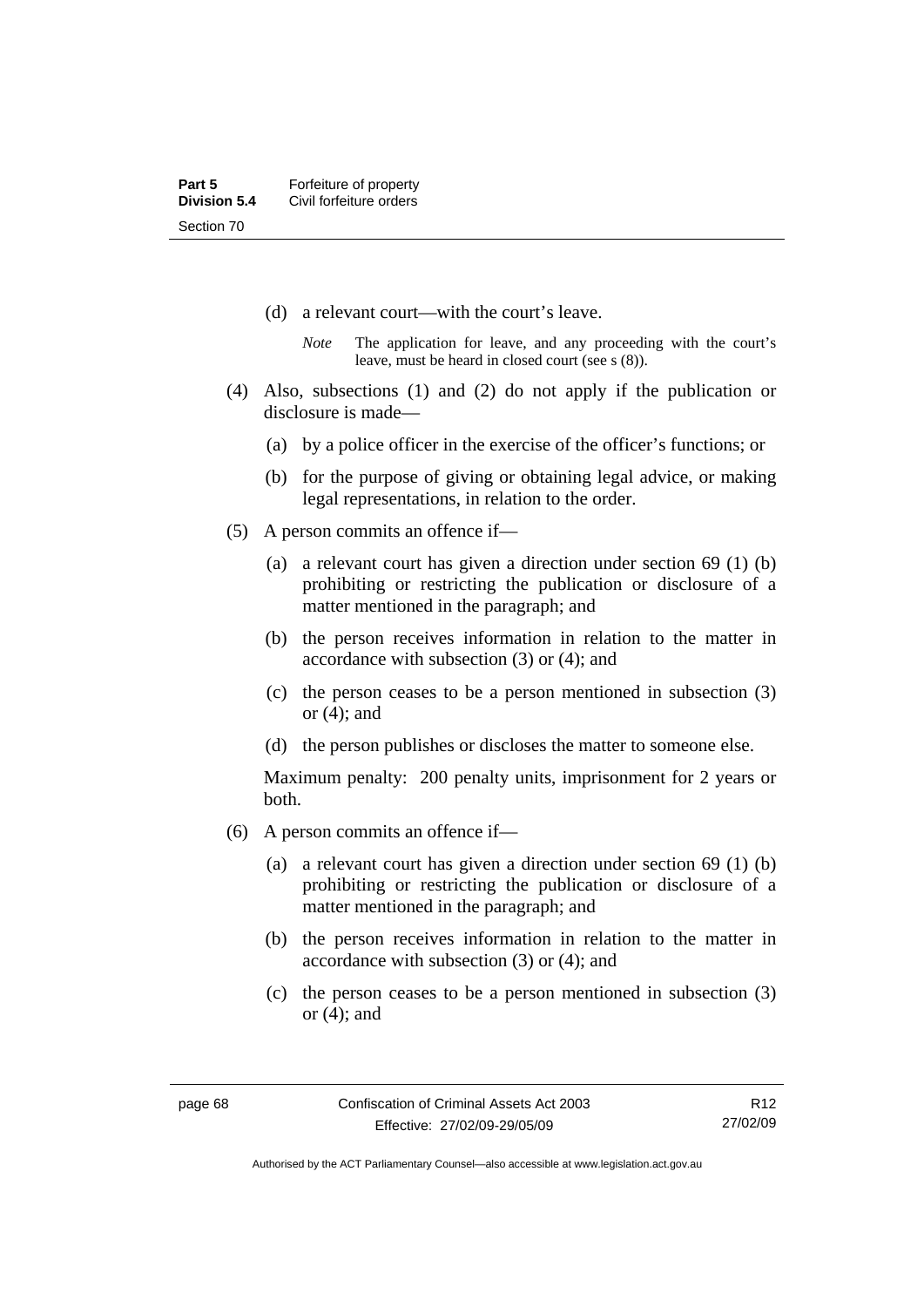(d) a relevant court—with the court's leave.

*Note* The application for leave, and any proceeding with the court's leave, must be heard in closed court (see s (8)).

(4) Also, subsections (1) and (2) do not apply if the publication or disclosure is made—

(a) by a police officer in the exercise of the officer's functions; or

(b) for the purpose of giving or obtaining legal advice, or making legal representations, in relation to the order.

(5) A person commits an offence if—

(a) a relevant court has given a direction under section 69 (1) (b) prohibiting or restricting the publication or disclosure of a matter mentioned in the paragraph; and

(b) the person receives information in relation to the matter in accordance with subsection (3) or (4); and

(c) the person ceases to be a person mentioned in subsection (3) or (4); and

(d) the person publishes or discloses the matter to someone else.

Maximum penalty: 200 penalty units, imprisonment for 2 years or both.

(6) A person commits an offence if—

(a) a relevant court has given a direction under section 69 (1) (b) prohibiting or restricting the publication or disclosure of a matter mentioned in the paragraph; and

(b) the person receives information in relation to the matter in accordance with subsection (3) or (4); and

(c) the person ceases to be a person mentioned in subsection (3) or (4); and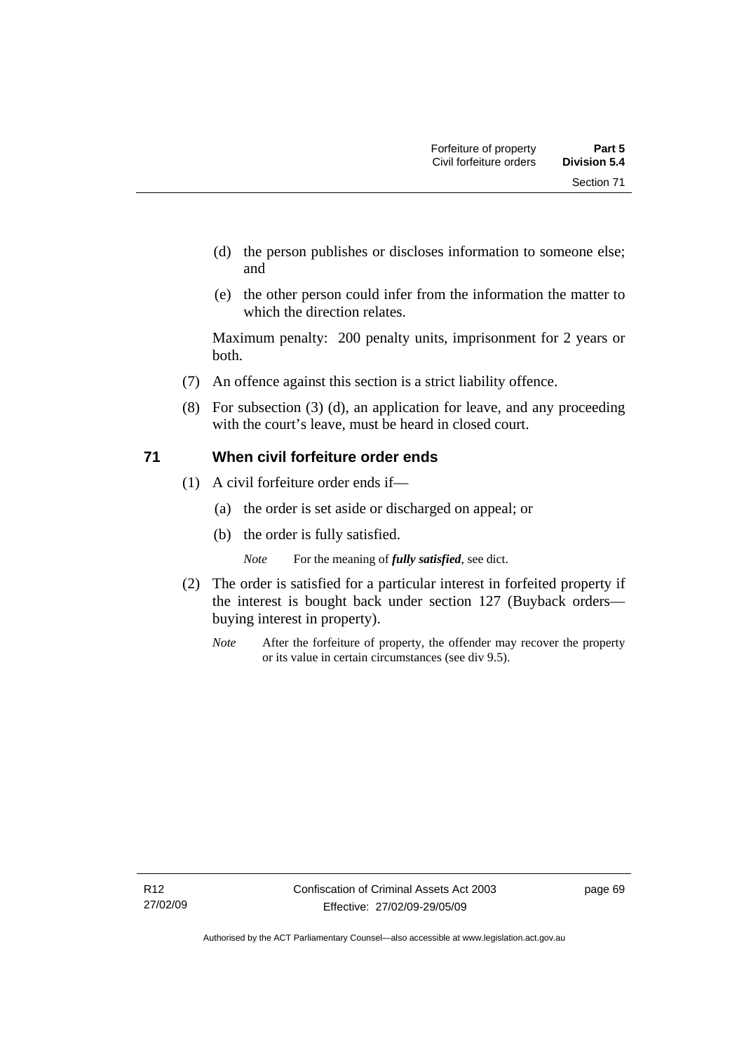(d) the person publishes or discloses information to someone else; and

(e) the other person could infer from the information the matter to which the direction relates.

Maximum penalty: 200 penalty units, imprisonment for 2 years or both.

(7) An offence against this section is a strict liability offence.

(8) For subsection (3) (d), an application for leave, and any proceeding with the court's leave, must be heard in closed court.

## 71 When civil forfeiture order ends

(1) A civil forfeiture order ends if—

(a) the order is set aside or discharged on appeal; or

(b) the order is fully satisfied.

*Note* For the meaning of ***fully satisfied***, see dict.

(2) The order is satisfied for a particular interest in forfeited property if the interest is bought back under section 127 (Buyback orders—buying interest in property).

*Note* After the forfeiture of property, the offender may recover the property or its value in certain circumstances (see div 9.5).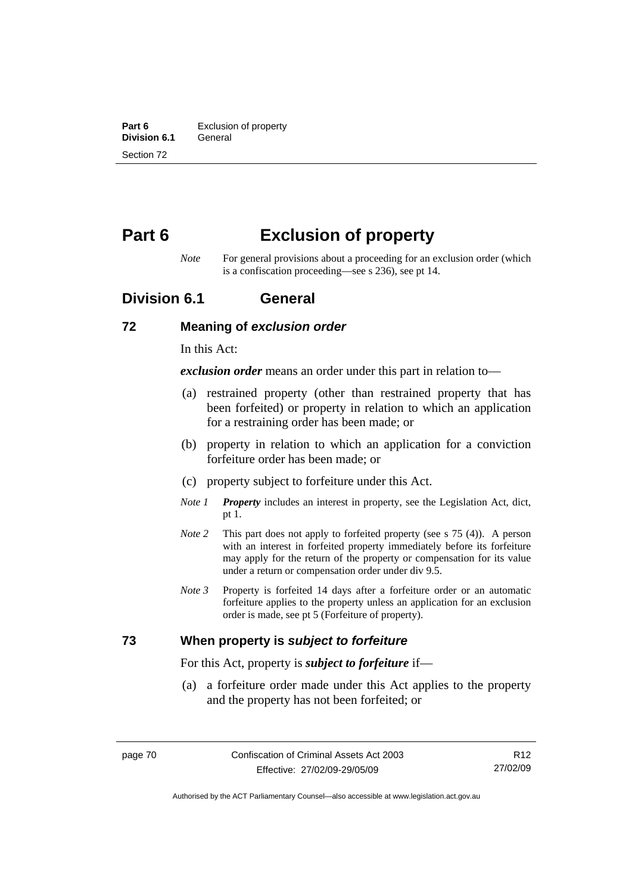# Part 6 Exclusion of property

*Note* For general provisions about a proceeding for an exclusion order (which is a confiscation proceeding—see s 236), see pt 14.

## Division 6.1 General

### 72 Meaning of *exclusion order*

In this Act:

***exclusion order*** means an order under this part in relation to—

- (a) restrained property (other than restrained property that has been forfeited) or property in relation to which an application for a restraining order has been made; or
- (b) property in relation to which an application for a conviction forfeiture order has been made; or
- (c) property subject to forfeiture under this Act.

*Note 1* ***Property*** includes an interest in property, see the Legislation Act, dict, pt 1.

*Note 2* This part does not apply to forfeited property (see s 75 (4)). A person with an interest in forfeited property immediately before its forfeiture may apply for the return of the property or compensation for its value under a return or compensation order under div 9.5.

*Note 3* Property is forfeited 14 days after a forfeiture order or an automatic forfeiture applies to the property unless an application for an exclusion order is made, see pt 5 (Forfeiture of property).

### 73 When property is *subject to forfeiture*

For this Act, property is ***subject to forfeiture*** if—

- (a) a forfeiture order made under this Act applies to the property and the property has not been forfeited; or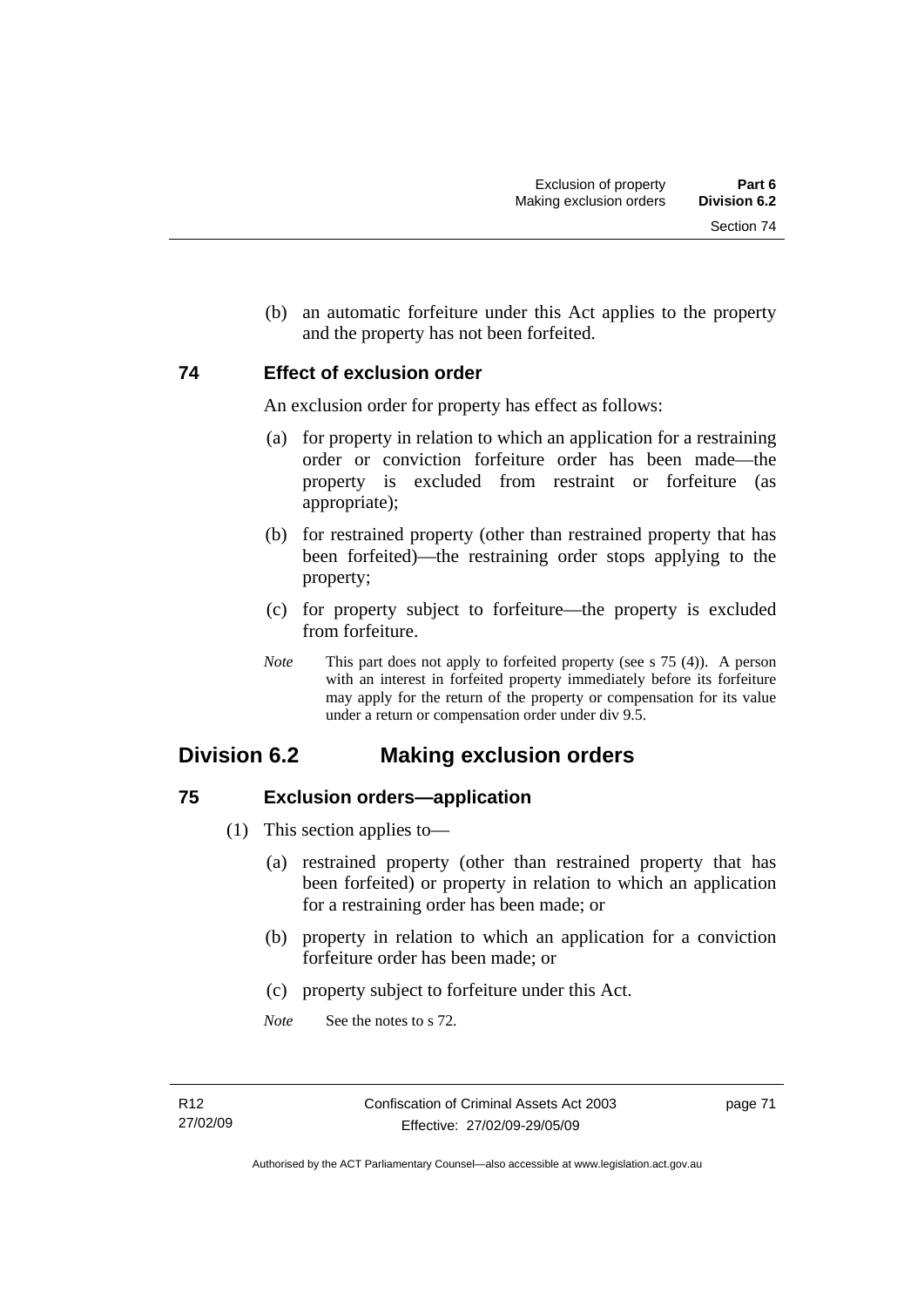(b) an automatic forfeiture under this Act applies to the property and the property has not been forfeited.

### 74 Effect of exclusion order

An exclusion order for property has effect as follows:

(a) for property in relation to which an application for a restraining order or conviction forfeiture order has been made—the property is excluded from restraint or forfeiture (as appropriate);

(b) for restrained property (other than restrained property that has been forfeited)—the restraining order stops applying to the property;

(c) for property subject to forfeiture—the property is excluded from forfeiture.

*Note* This part does not apply to forfeited property (see s 75 (4)). A person with an interest in forfeited property immediately before its forfeiture may apply for the return of the property or compensation for its value under a return or compensation order under div 9.5.

## Division 6.2 Making exclusion orders

### 75 Exclusion orders—application

(1) This section applies to—

(a) restrained property (other than restrained property that has been forfeited) or property in relation to which an application for a restraining order has been made; or

(b) property in relation to which an application for a conviction forfeiture order has been made; or

(c) property subject to forfeiture under this Act.

*Note* See the notes to s 72.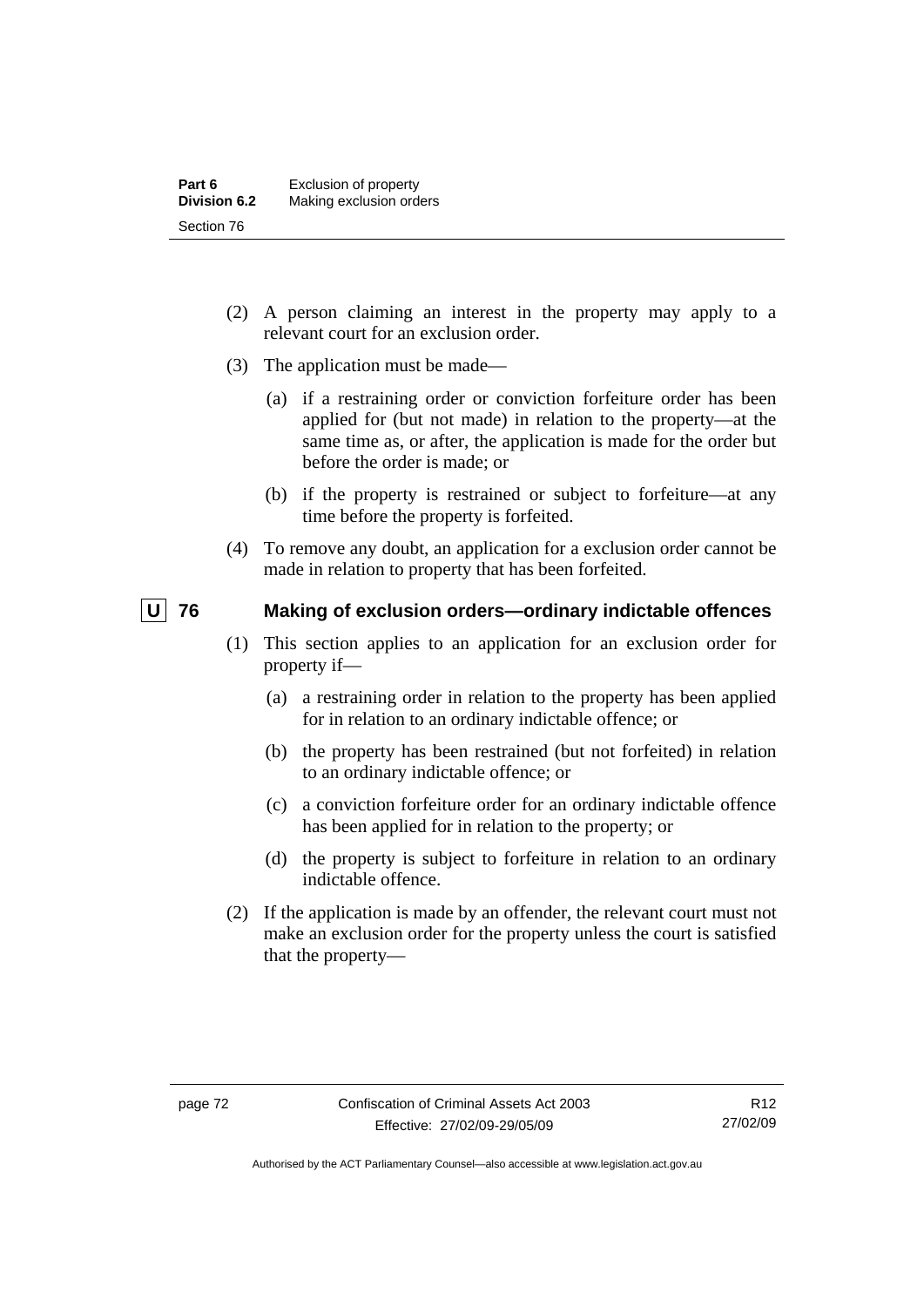(2) A person claiming an interest in the property may apply to a relevant court for an exclusion order.

(3) The application must be made—

(a) if a restraining order or conviction forfeiture order has been applied for (but not made) in relation to the property—at the same time as, or after, the application is made for the order but before the order is made; or

(b) if the property is restrained or subject to forfeiture—at any time before the property is forfeited.

(4) To remove any doubt, an application for a exclusion order cannot be made in relation to property that has been forfeited.

### U 76 Making of exclusion orders—ordinary indictable offences

(1) This section applies to an application for an exclusion order for property if—

(a) a restraining order in relation to the property has been applied for in relation to an ordinary indictable offence; or

(b) the property has been restrained (but not forfeited) in relation to an ordinary indictable offence; or

(c) a conviction forfeiture order for an ordinary indictable offence has been applied for in relation to the property; or

(d) the property is subject to forfeiture in relation to an ordinary indictable offence.

(2) If the application is made by an offender, the relevant court must not make an exclusion order for the property unless the court is satisfied that the property—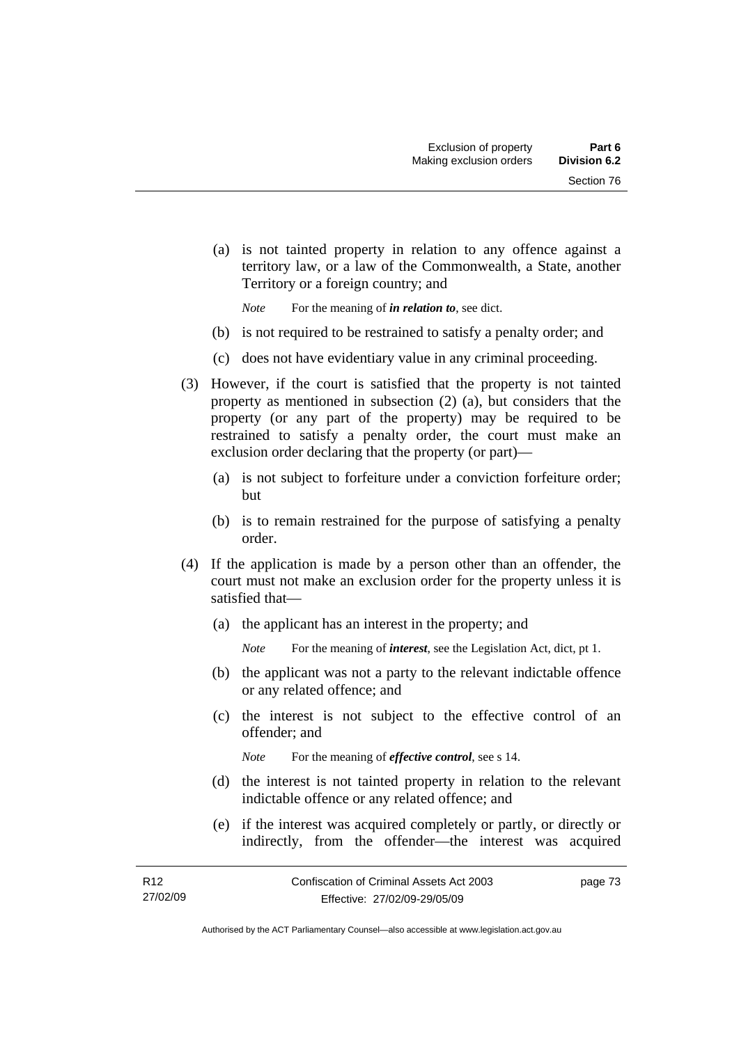(a) is not tainted property in relation to any offence against a territory law, or a law of the Commonwealth, a State, another Territory or a foreign country; and

*Note* For the meaning of ***in relation to***, see dict.

(b) is not required to be restrained to satisfy a penalty order; and

(c) does not have evidentiary value in any criminal proceeding.

(3) However, if the court is satisfied that the property is not tainted property as mentioned in subsection (2) (a), but considers that the property (or any part of the property) may be required to be restrained to satisfy a penalty order, the court must make an exclusion order declaring that the property (or part)—

(a) is not subject to forfeiture under a conviction forfeiture order; but

(b) is to remain restrained for the purpose of satisfying a penalty order.

(4) If the application is made by a person other than an offender, the court must not make an exclusion order for the property unless it is satisfied that—

(a) the applicant has an interest in the property; and

*Note* For the meaning of ***interest***, see the Legislation Act, dict, pt 1.

(b) the applicant was not a party to the relevant indictable offence or any related offence; and

(c) the interest is not subject to the effective control of an offender; and

*Note* For the meaning of ***effective control***, see s 14.

(d) the interest is not tainted property in relation to the relevant indictable offence or any related offence; and

(e) if the interest was acquired completely or partly, or directly or indirectly, from the offender—the interest was acquired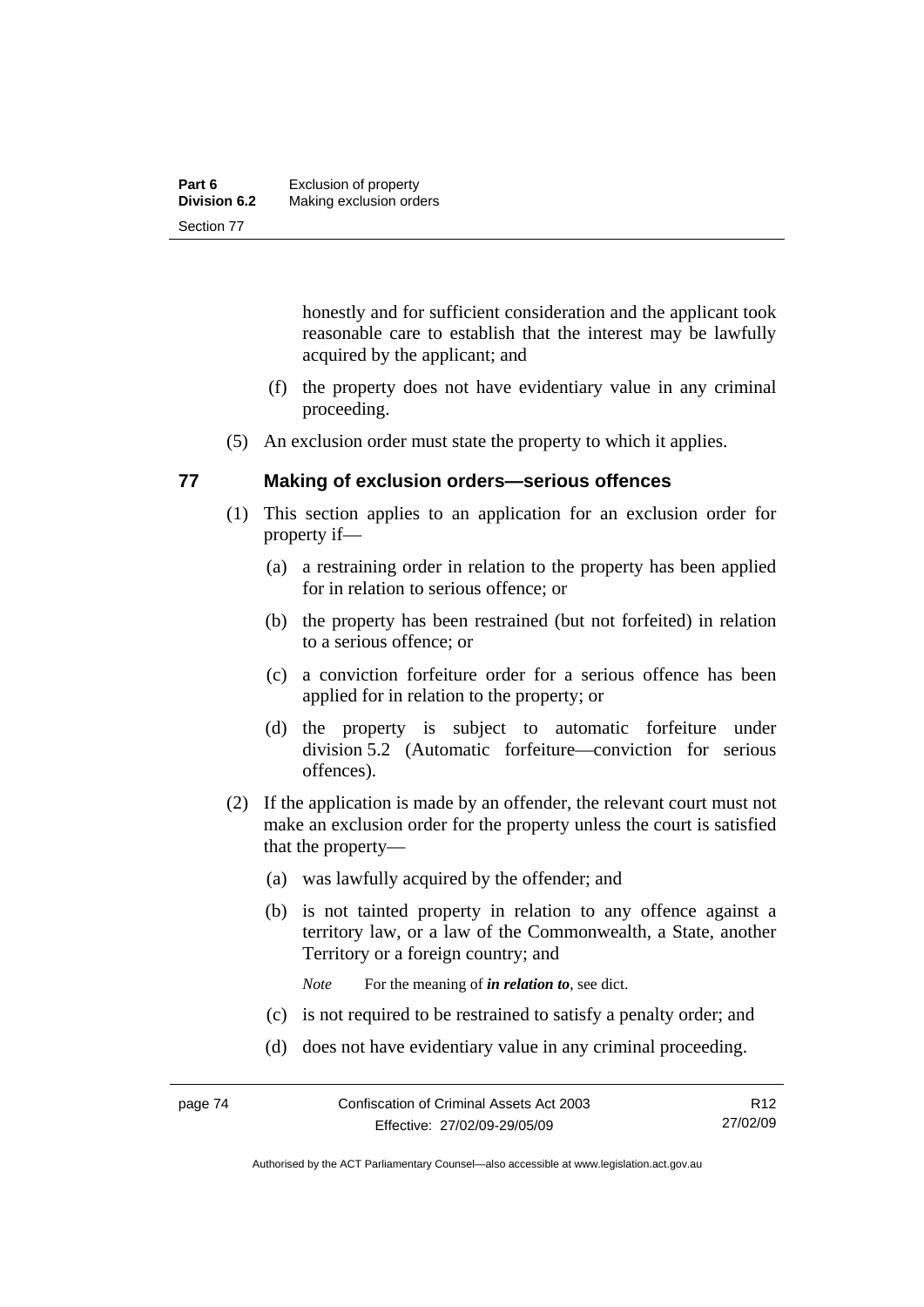honestly and for sufficient consideration and the applicant took reasonable care to establish that the interest may be lawfully acquired by the applicant; and

(f) the property does not have evidentiary value in any criminal proceeding.

(5) An exclusion order must state the property to which it applies.

## 77 Making of exclusion orders—serious offences

(1) This section applies to an application for an exclusion order for property if—

(a) a restraining order in relation to the property has been applied for in relation to serious offence; or

(b) the property has been restrained (but not forfeited) in relation to a serious offence; or

(c) a conviction forfeiture order for a serious offence has been applied for in relation to the property; or

(d) the property is subject to automatic forfeiture under division 5.2 (Automatic forfeiture—conviction for serious offences).

(2) If the application is made by an offender, the relevant court must not make an exclusion order for the property unless the court is satisfied that the property—

(a) was lawfully acquired by the offender; and

(b) is not tainted property in relation to any offence against a territory law, or a law of the Commonwealth, a State, another Territory or a foreign country; and

*Note* For the meaning of ***in relation to***, see dict.

(c) is not required to be restrained to satisfy a penalty order; and

(d) does not have evidentiary value in any criminal proceeding.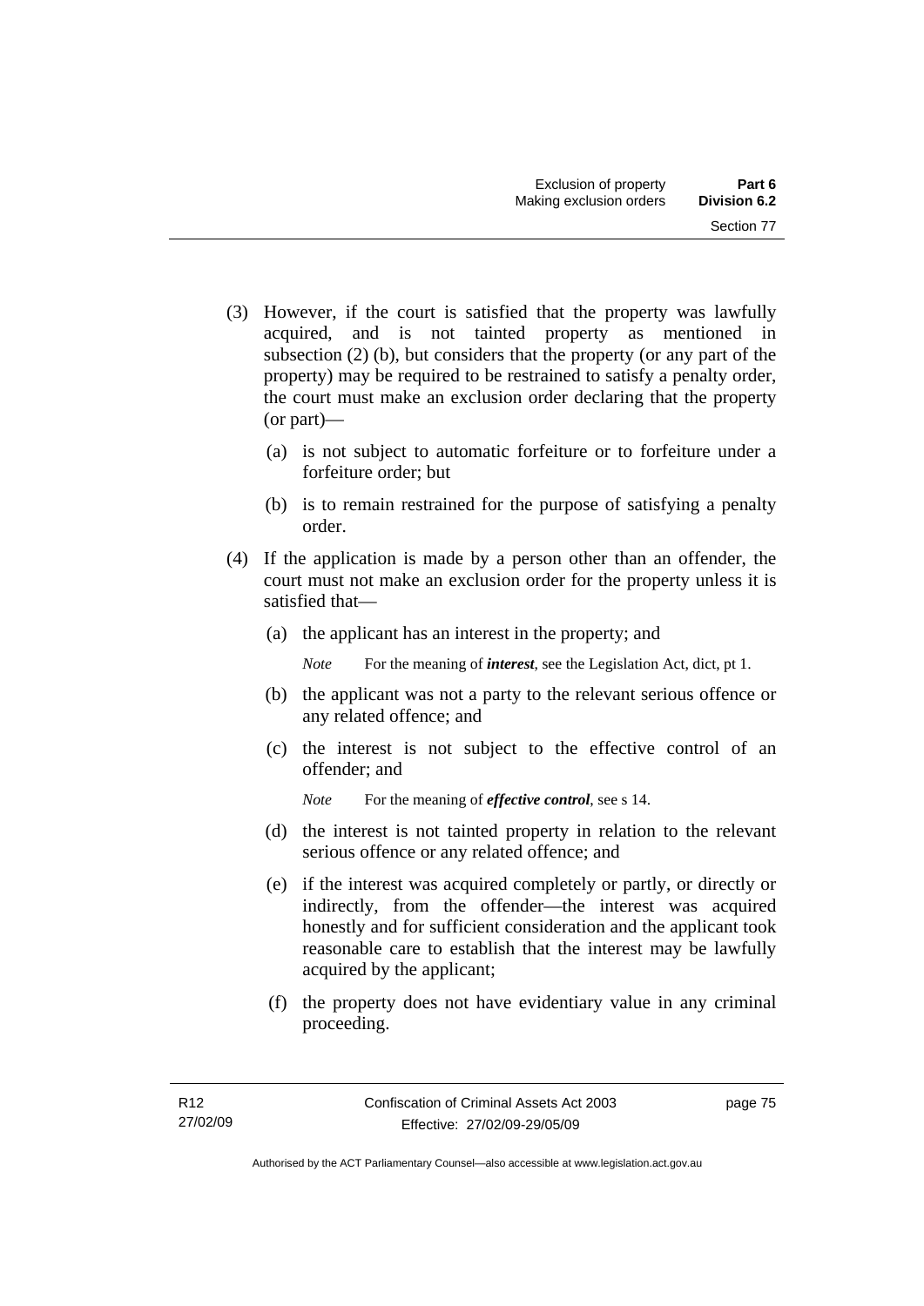(3) However, if the court is satisfied that the property was lawfully acquired, and is not tainted property as mentioned in subsection (2) (b), but considers that the property (or any part of the property) may be required to be restrained to satisfy a penalty order, the court must make an exclusion order declaring that the property (or part)—

(a) is not subject to automatic forfeiture or to forfeiture under a forfeiture order; but

(b) is to remain restrained for the purpose of satisfying a penalty order.

(4) If the application is made by a person other than an offender, the court must not make an exclusion order for the property unless it is satisfied that—

(a) the applicant has an interest in the property; and

*Note* For the meaning of ***interest***, see the Legislation Act, dict, pt 1.

(b) the applicant was not a party to the relevant serious offence or any related offence; and

(c) the interest is not subject to the effective control of an offender; and

*Note* For the meaning of ***effective control***, see s 14.

(d) the interest is not tainted property in relation to the relevant serious offence or any related offence; and

(e) if the interest was acquired completely or partly, or directly or indirectly, from the offender—the interest was acquired honestly and for sufficient consideration and the applicant took reasonable care to establish that the interest may be lawfully acquired by the applicant;

(f) the property does not have evidentiary value in any criminal proceeding.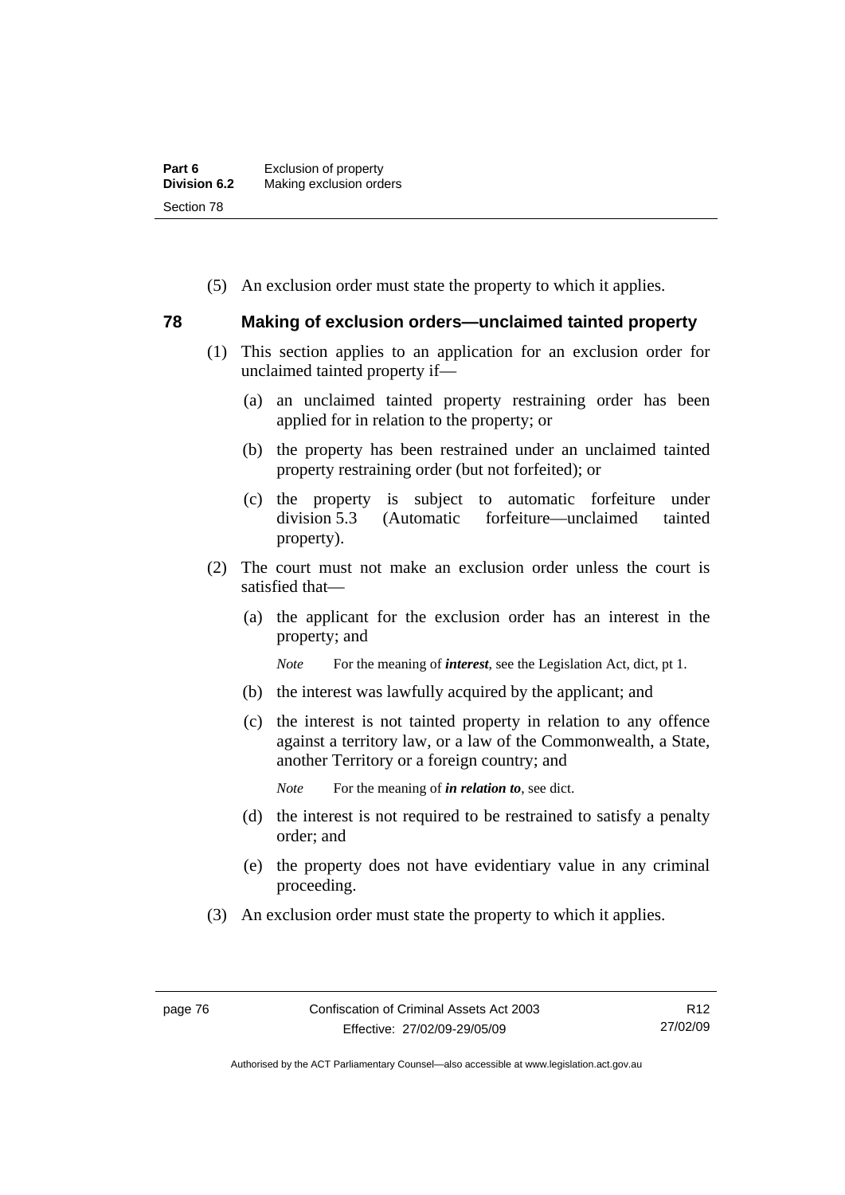(5) An exclusion order must state the property to which it applies.

## 78 Making of exclusion orders—unclaimed tainted property

(1) This section applies to an application for an exclusion order for unclaimed tainted property if—

(a) an unclaimed tainted property restraining order has been applied for in relation to the property; or

(b) the property has been restrained under an unclaimed tainted property restraining order (but not forfeited); or

(c) the property is subject to automatic forfeiture under division 5.3 (Automatic forfeiture—unclaimed tainted property).

(2) The court must not make an exclusion order unless the court is satisfied that—

(a) the applicant for the exclusion order has an interest in the property; and

*Note* For the meaning of ***interest***, see the Legislation Act, dict, pt 1.

(b) the interest was lawfully acquired by the applicant; and

(c) the interest is not tainted property in relation to any offence against a territory law, or a law of the Commonwealth, a State, another Territory or a foreign country; and

*Note* For the meaning of ***in relation to***, see dict.

(d) the interest is not required to be restrained to satisfy a penalty order; and

(e) the property does not have evidentiary value in any criminal proceeding.

(3) An exclusion order must state the property to which it applies.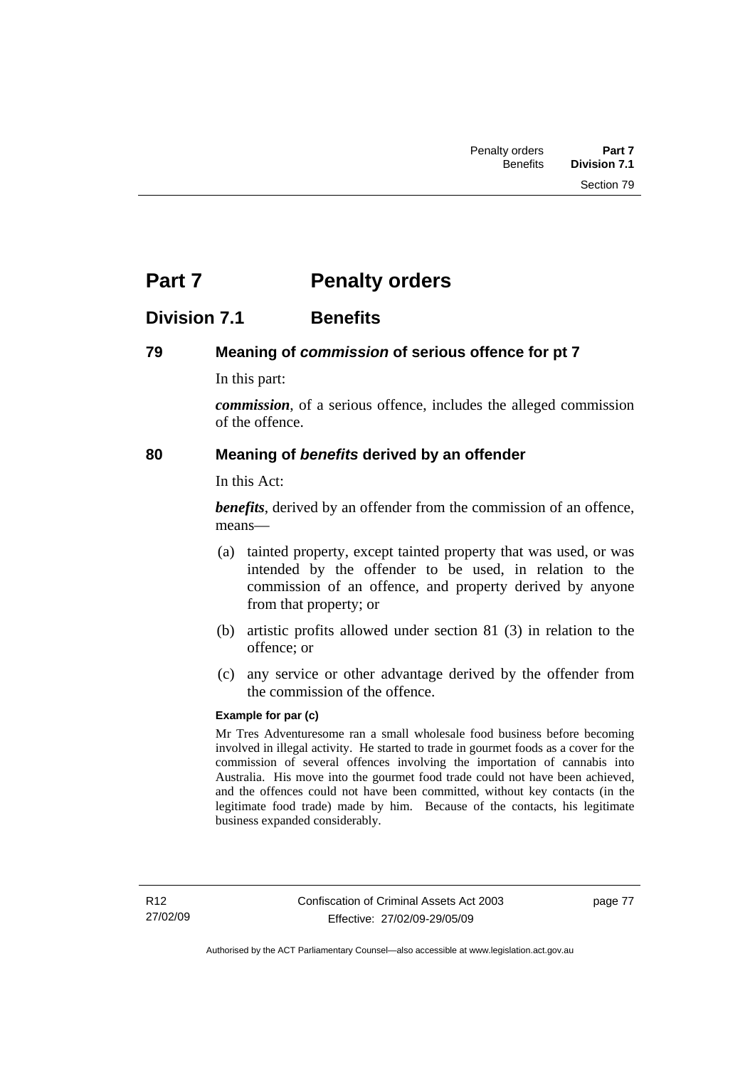# Part 7 Penalty orders

## Division 7.1 Benefits

### 79 Meaning of *commission* of serious offence for pt 7

In this part:

***commission***, of a serious offence, includes the alleged commission of the offence.

### 80 Meaning of *benefits* derived by an offender

In this Act:

***benefits***, derived by an offender from the commission of an offence, means—

(a) tainted property, except tainted property that was used, or was intended by the offender to be used, in relation to the commission of an offence, and property derived by anyone from that property; or

(b) artistic profits allowed under section 81 (3) in relation to the offence; or

(c) any service or other advantage derived by the offender from the commission of the offence.

**Example for par (c)**

Mr Tres Adventuresome ran a small wholesale food business before becoming involved in illegal activity. He started to trade in gourmet foods as a cover for the commission of several offences involving the importation of cannabis into Australia. His move into the gourmet food trade could not have been achieved, and the offences could not have been committed, without key contacts (in the legitimate food trade) made by him. Because of the contacts, his legitimate business expanded considerably.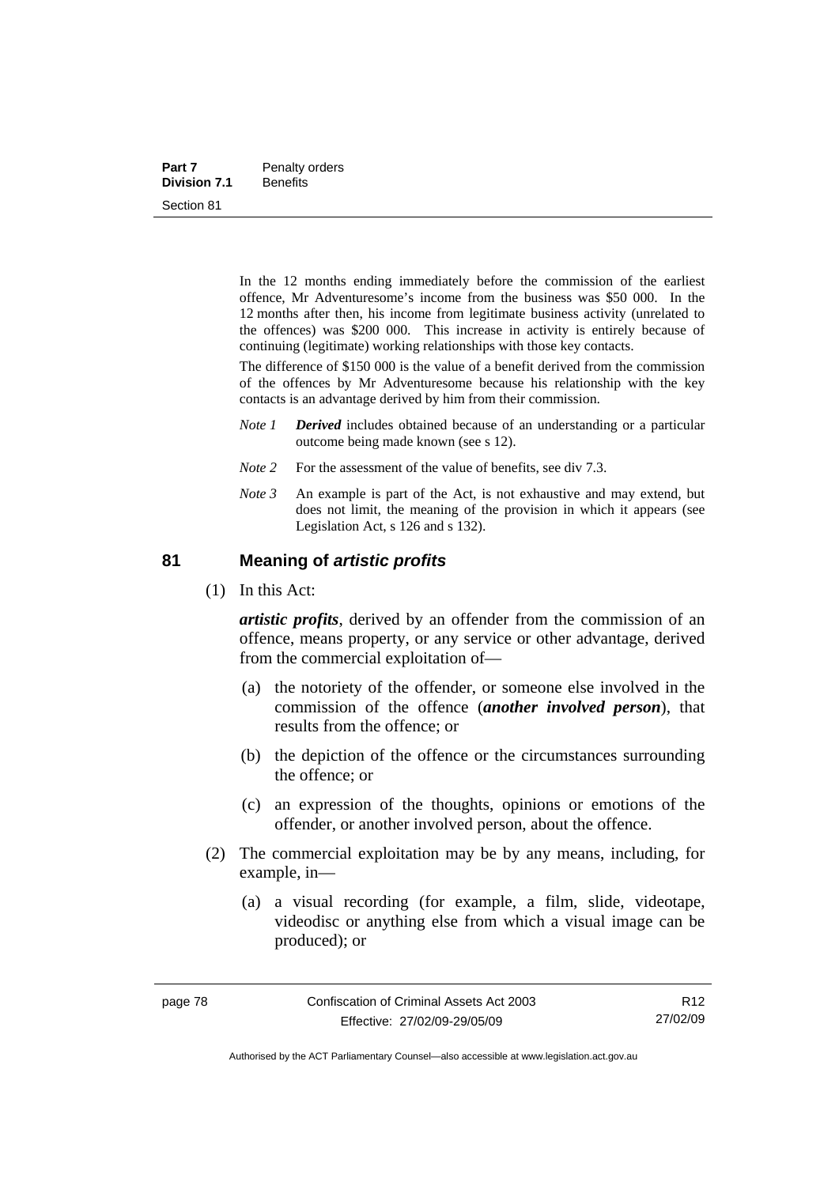In the 12 months ending immediately before the commission of the earliest offence, Mr Adventuresome's income from the business was $50 000. In the 12 months after then, his income from legitimate business activity (unrelated to the offences) was $200 000. This increase in activity is entirely because of continuing (legitimate) working relationships with those key contacts.

The difference of $150 000 is the value of a benefit derived from the commission of the offences by Mr Adventuresome because his relationship with the key contacts is an advantage derived by him from their commission.

*Note 1* ***Derived*** includes obtained because of an understanding or a particular outcome being made known (see s 12).

*Note 2* For the assessment of the value of benefits, see div 7.3.

*Note 3* An example is part of the Act, is not exhaustive and may extend, but does not limit, the meaning of the provision in which it appears (see Legislation Act, s 126 and s 132).

## 81 Meaning of *artistic profits*

(1) In this Act:

***artistic profits***, derived by an offender from the commission of an offence, means property, or any service or other advantage, derived from the commercial exploitation of—

(a) the notoriety of the offender, or someone else involved in the commission of the offence (***another involved person***), that results from the offence; or

(b) the depiction of the offence or the circumstances surrounding the offence; or

(c) an expression of the thoughts, opinions or emotions of the offender, or another involved person, about the offence.

(2) The commercial exploitation may be by any means, including, for example, in—

(a) a visual recording (for example, a film, slide, videotape, videodisc or anything else from which a visual image can be produced); or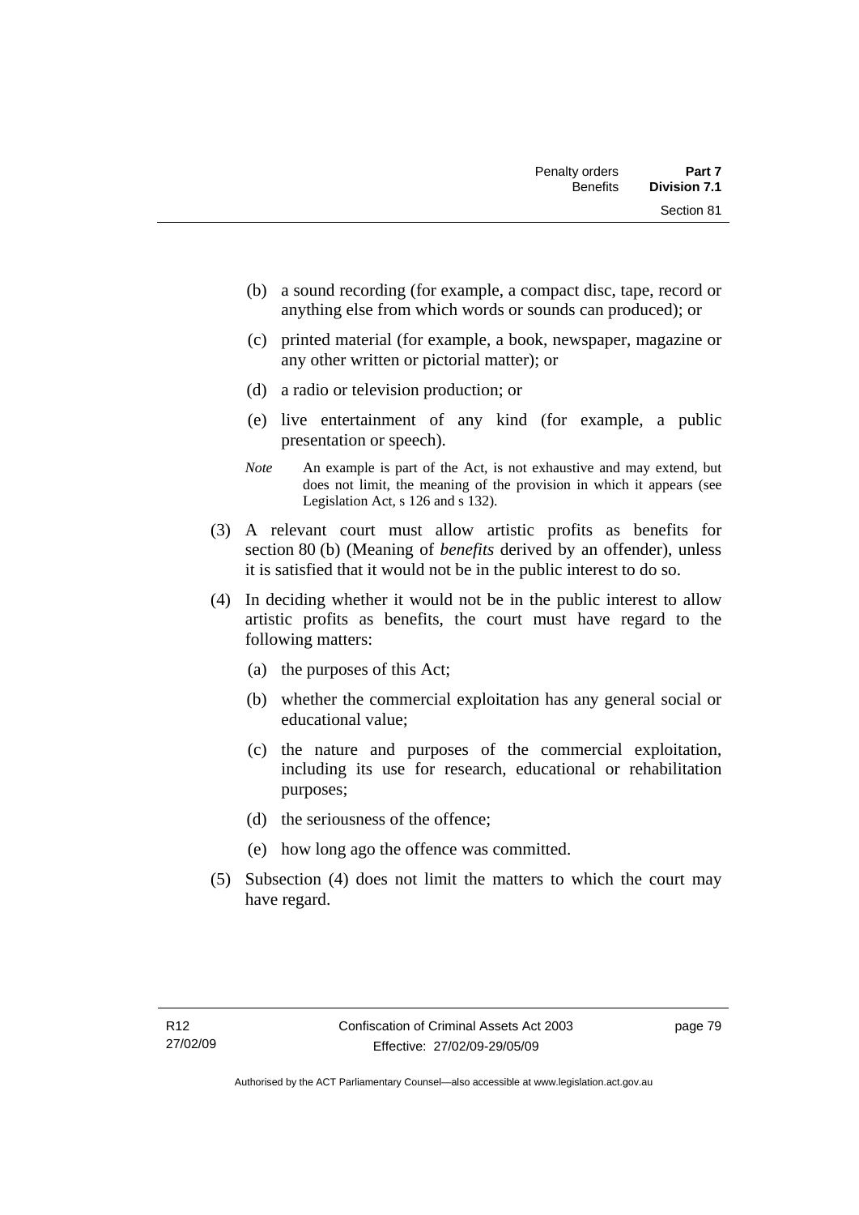(b) a sound recording (for example, a compact disc, tape, record or anything else from which words or sounds can produced); or

(c) printed material (for example, a book, newspaper, magazine or any other written or pictorial matter); or

(d) a radio or television production; or

(e) live entertainment of any kind (for example, a public presentation or speech).

*Note* An example is part of the Act, is not exhaustive and may extend, but does not limit, the meaning of the provision in which it appears (see Legislation Act, s 126 and s 132).

(3) A relevant court must allow artistic profits as benefits for section 80 (b) (Meaning of *benefits* derived by an offender), unless it is satisfied that it would not be in the public interest to do so.

(4) In deciding whether it would not be in the public interest to allow artistic profits as benefits, the court must have regard to the following matters:

(a) the purposes of this Act;

(b) whether the commercial exploitation has any general social or educational value;

(c) the nature and purposes of the commercial exploitation, including its use for research, educational or rehabilitation purposes;

(d) the seriousness of the offence;

(e) how long ago the offence was committed.

(5) Subsection (4) does not limit the matters to which the court may have regard.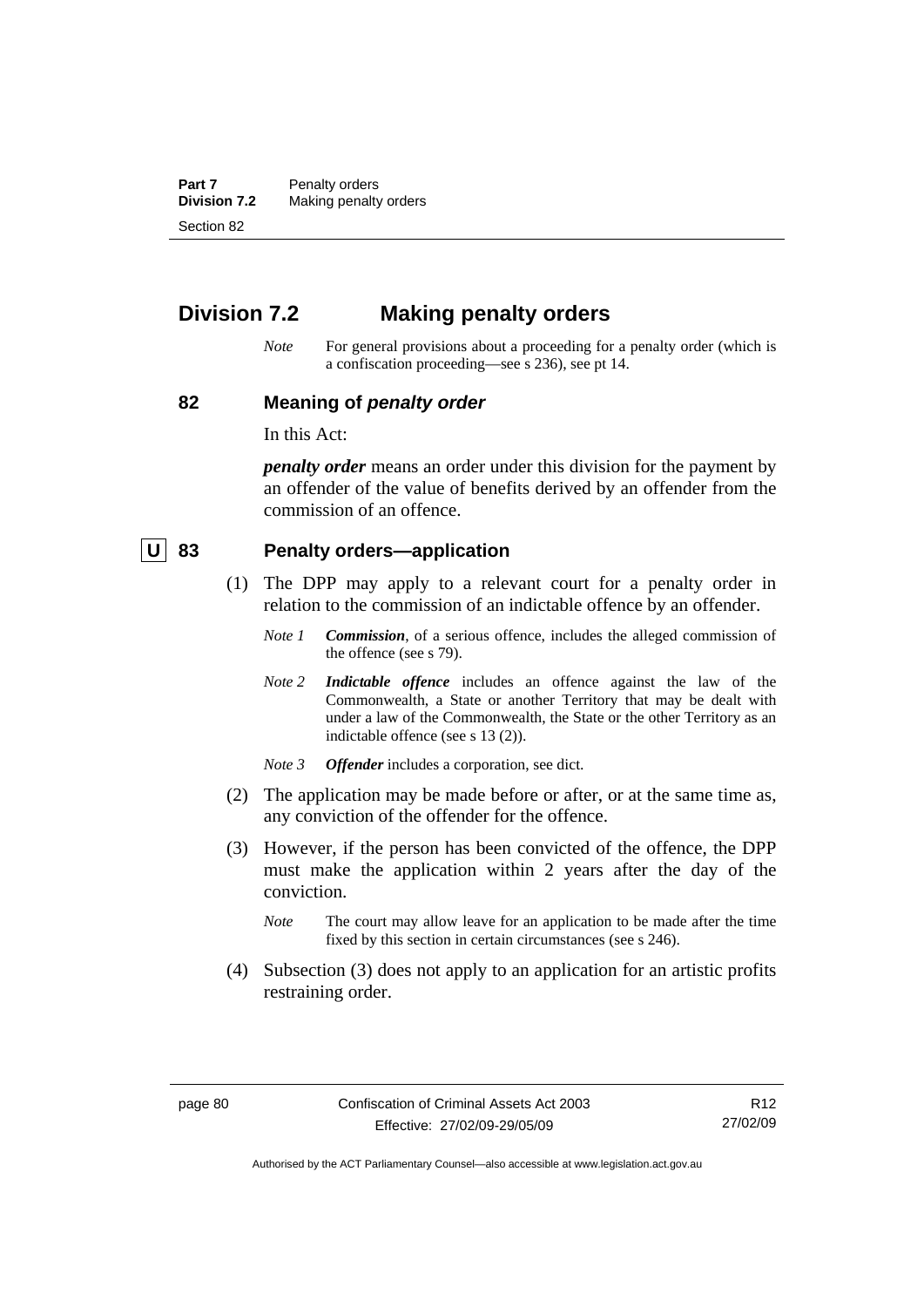## Division 7.2 Making penalty orders

*Note* For general provisions about a proceeding for a penalty order (which is a confiscation proceeding—see s 236), see pt 14.

### 82 Meaning of *penalty order*

In this Act:

***penalty order*** means an order under this division for the payment by an offender of the value of benefits derived by an offender from the commission of an offence.

### U 83 Penalty orders—application

(1) The DPP may apply to a relevant court for a penalty order in relation to the commission of an indictable offence by an offender.

*Note 1* ***Commission***, of a serious offence, includes the alleged commission of the offence (see s 79).

*Note 2* ***Indictable offence*** includes an offence against the law of the Commonwealth, a State or another Territory that may be dealt with under a law of the Commonwealth, the State or the other Territory as an indictable offence (see s 13 (2)).

*Note 3* ***Offender*** includes a corporation, see dict.

(2) The application may be made before or after, or at the same time as, any conviction of the offender for the offence.

(3) However, if the person has been convicted of the offence, the DPP must make the application within 2 years after the day of the conviction.

*Note* The court may allow leave for an application to be made after the time fixed by this section in certain circumstances (see s 246).

(4) Subsection (3) does not apply to an application for an artistic profits restraining order.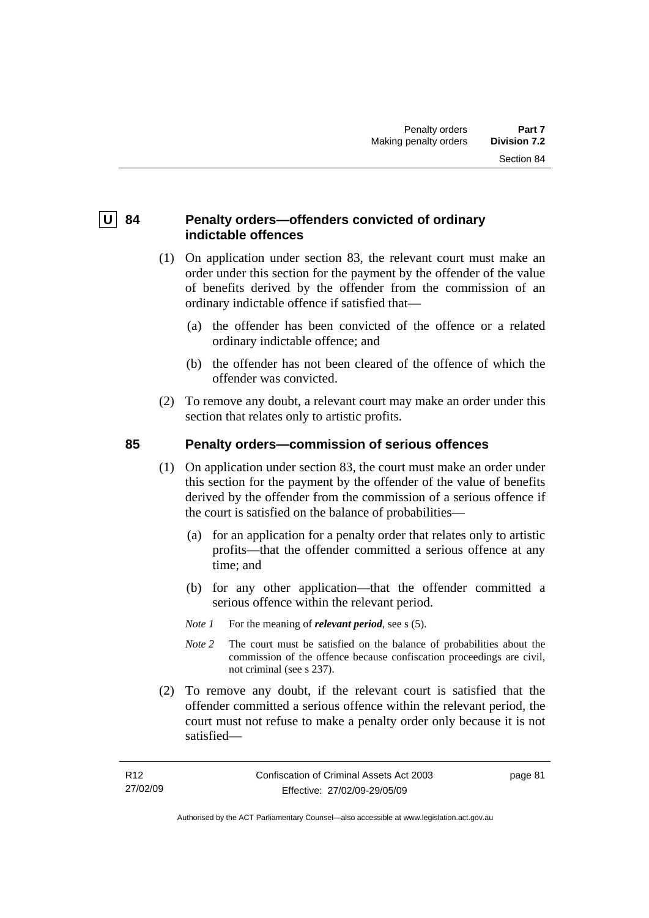## U 84 Penalty orders—offenders convicted of ordinary indictable offences

(1) On application under section 83, the relevant court must make an order under this section for the payment by the offender of the value of benefits derived by the offender from the commission of an ordinary indictable offence if satisfied that—

(a) the offender has been convicted of the offence or a related ordinary indictable offence; and

(b) the offender has not been cleared of the offence of which the offender was convicted.

(2) To remove any doubt, a relevant court may make an order under this section that relates only to artistic profits.

## 85 Penalty orders—commission of serious offences

(1) On application under section 83, the court must make an order under this section for the payment by the offender of the value of benefits derived by the offender from the commission of a serious offence if the court is satisfied on the balance of probabilities—

(a) for an application for a penalty order that relates only to artistic profits—that the offender committed a serious offence at any time; and

(b) for any other application—that the offender committed a serious offence within the relevant period.

*Note 1* For the meaning of ***relevant period***, see s (5).

*Note 2* The court must be satisfied on the balance of probabilities about the commission of the offence because confiscation proceedings are civil, not criminal (see s 237).

(2) To remove any doubt, if the relevant court is satisfied that the offender committed a serious offence within the relevant period, the court must not refuse to make a penalty order only because it is not satisfied—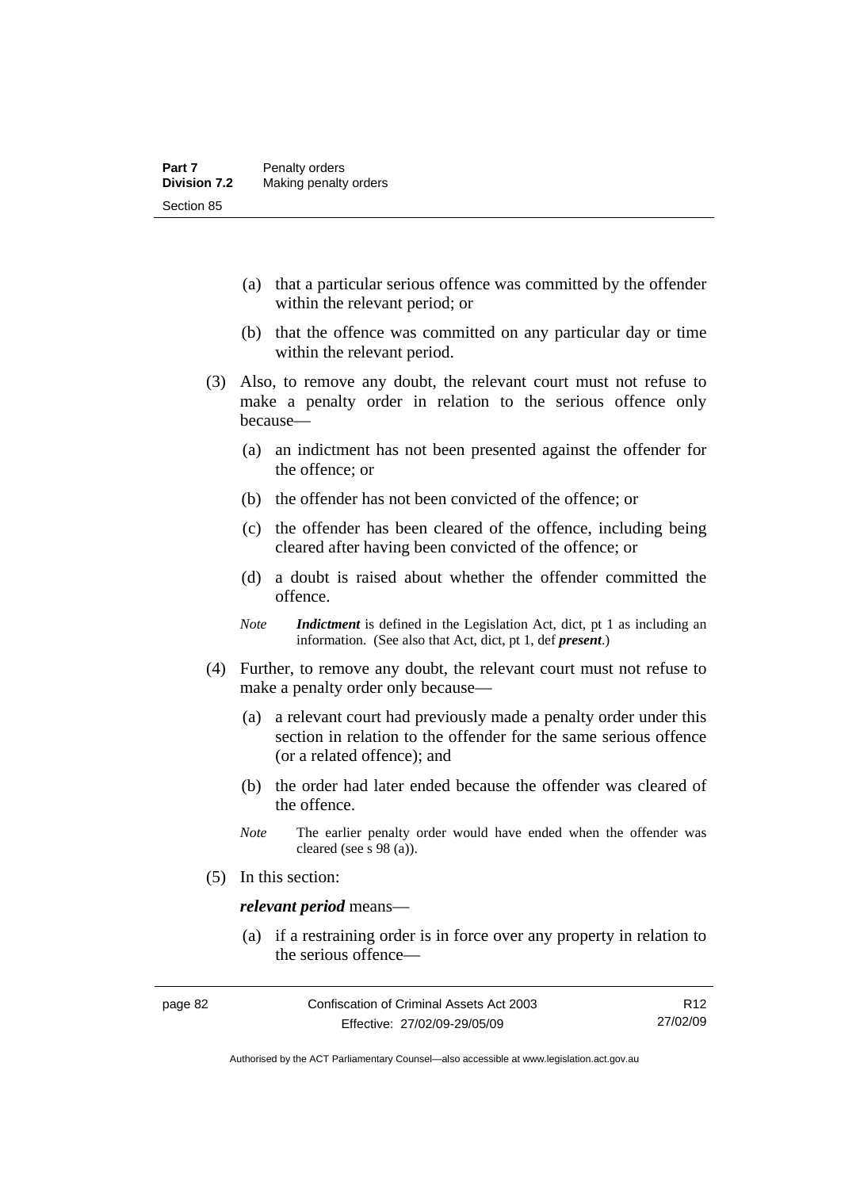(a) that a particular serious offence was committed by the offender within the relevant period; or

(b) that the offence was committed on any particular day or time within the relevant period.

(3) Also, to remove any doubt, the relevant court must not refuse to make a penalty order in relation to the serious offence only because—

(a) an indictment has not been presented against the offender for the offence; or

(b) the offender has not been convicted of the offence; or

(c) the offender has been cleared of the offence, including being cleared after having been convicted of the offence; or

(d) a doubt is raised about whether the offender committed the offence.

*Note* ***Indictment*** is defined in the Legislation Act, dict, pt 1 as including an information. (See also that Act, dict, pt 1, def ***present***.)

(4) Further, to remove any doubt, the relevant court must not refuse to make a penalty order only because—

(a) a relevant court had previously made a penalty order under this section in relation to the offender for the same serious offence (or a related offence); and

(b) the order had later ended because the offender was cleared of the offence.

*Note* The earlier penalty order would have ended when the offender was cleared (see s 98 (a)).

(5) In this section:

***relevant period*** means—

(a) if a restraining order is in force over any property in relation to the serious offence—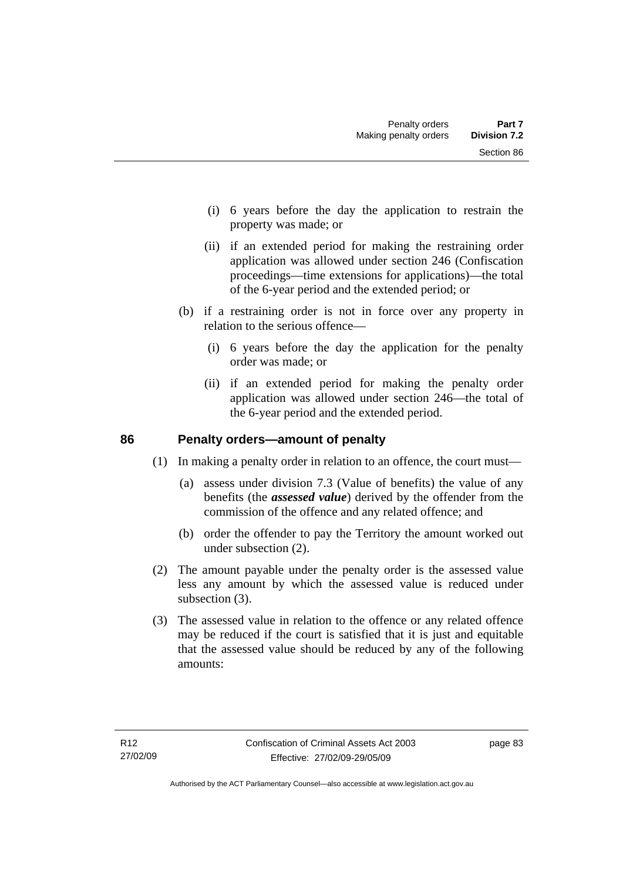(i) 6 years before the day the application to restrain the property was made; or

(ii) if an extended period for making the restraining order application was allowed under section 246 (Confiscation proceedings—time extensions for applications)—the total of the 6-year period and the extended period; or

(b) if a restraining order is not in force over any property in relation to the serious offence—

(i) 6 years before the day the application for the penalty order was made; or

(ii) if an extended period for making the penalty order application was allowed under section 246—the total of the 6-year period and the extended period.

## 86 Penalty orders—amount of penalty

(1) In making a penalty order in relation to an offence, the court must—

(a) assess under division 7.3 (Value of benefits) the value of any benefits (the ***assessed value***) derived by the offender from the commission of the offence and any related offence; and

(b) order the offender to pay the Territory the amount worked out under subsection (2).

(2) The amount payable under the penalty order is the assessed value less any amount by which the assessed value is reduced under subsection (3).

(3) The assessed value in relation to the offence or any related offence may be reduced if the court is satisfied that it is just and equitable that the assessed value should be reduced by any of the following amounts: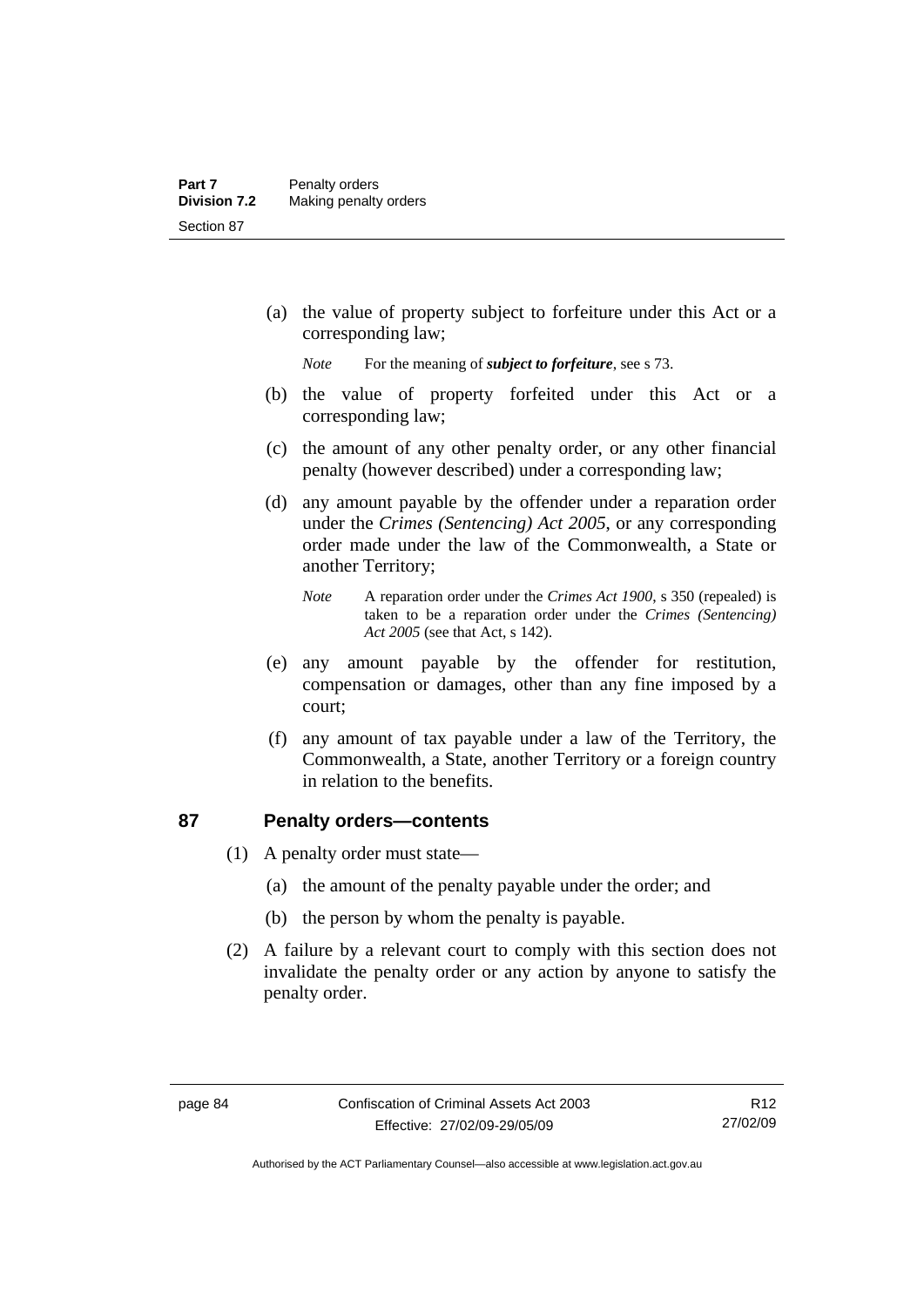(a) the value of property subject to forfeiture under this Act or a corresponding law;

*Note* For the meaning of ***subject to forfeiture***, see s 73.

(b) the value of property forfeited under this Act or a corresponding law;

(c) the amount of any other penalty order, or any other financial penalty (however described) under a corresponding law;

(d) any amount payable by the offender under a reparation order under the *Crimes (Sentencing) Act 2005*, or any corresponding order made under the law of the Commonwealth, a State or another Territory;

*Note* A reparation order under the *Crimes Act 1900*, s 350 (repealed) is taken to be a reparation order under the *Crimes (Sentencing) Act 2005* (see that Act, s 142).

(e) any amount payable by the offender for restitution, compensation or damages, other than any fine imposed by a court;

(f) any amount of tax payable under a law of the Territory, the Commonwealth, a State, another Territory or a foreign country in relation to the benefits.

## 87 Penalty orders—contents

(1) A penalty order must state—

(a) the amount of the penalty payable under the order; and

(b) the person by whom the penalty is payable.

(2) A failure by a relevant court to comply with this section does not invalidate the penalty order or any action by anyone to satisfy the penalty order.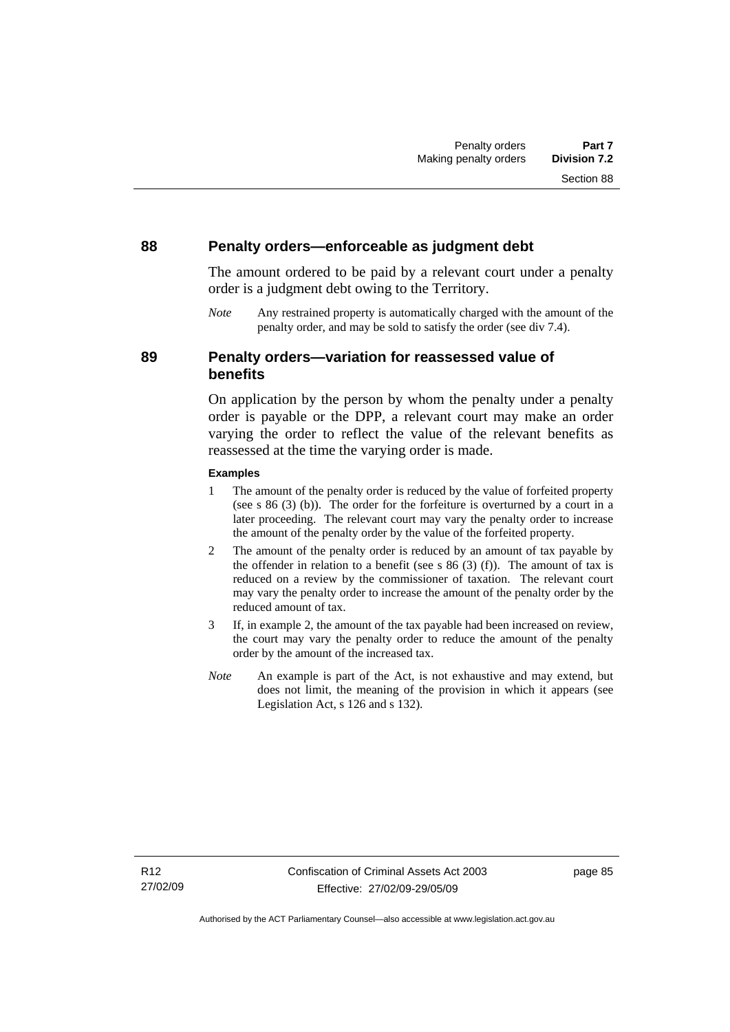## 88 Penalty orders—enforceable as judgment debt

The amount ordered to be paid by a relevant court under a penalty order is a judgment debt owing to the Territory.

*Note* Any restrained property is automatically charged with the amount of the penalty order, and may be sold to satisfy the order (see div 7.4).

## 89 Penalty orders—variation for reassessed value of benefits

On application by the person by whom the penalty under a penalty order is payable or the DPP, a relevant court may make an order varying the order to reflect the value of the relevant benefits as reassessed at the time the varying order is made.

**Examples**

1 The amount of the penalty order is reduced by the value of forfeited property (see s 86 (3) (b)). The order for the forfeiture is overturned by a court in a later proceeding. The relevant court may vary the penalty order to increase the amount of the penalty order by the value of the forfeited property.

2 The amount of the penalty order is reduced by an amount of tax payable by the offender in relation to a benefit (see s 86 (3) (f)). The amount of tax is reduced on a review by the commissioner of taxation. The relevant court may vary the penalty order to increase the amount of the penalty order by the reduced amount of tax.

3 If, in example 2, the amount of the tax payable had been increased on review, the court may vary the penalty order to reduce the amount of the penalty order by the amount of the increased tax.

*Note* An example is part of the Act, is not exhaustive and may extend, but does not limit, the meaning of the provision in which it appears (see Legislation Act, s 126 and s 132).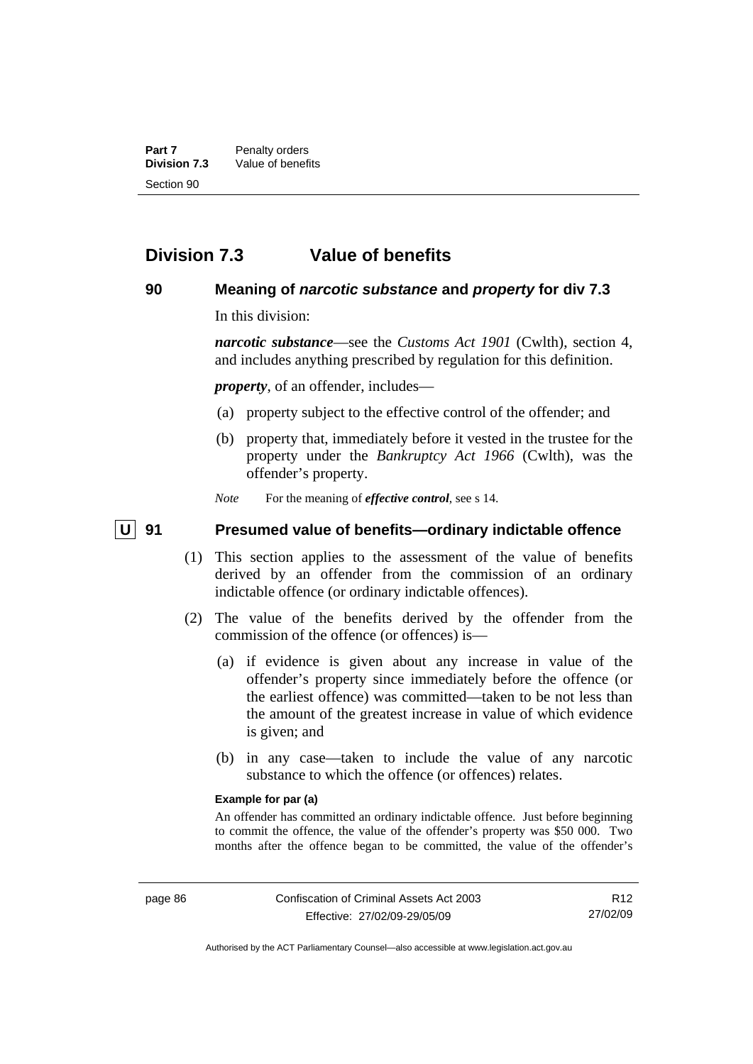## Division 7.3 Value of benefits

### 90 Meaning of *narcotic substance* and *property* for div 7.3

In this division:

***narcotic substance***—see the *Customs Act 1901* (Cwlth), section 4, and includes anything prescribed by regulation for this definition.

***property***, of an offender, includes—

(a) property subject to the effective control of the offender; and

(b) property that, immediately before it vested in the trustee for the property under the *Bankruptcy Act 1966* (Cwlth), was the offender's property.

*Note* For the meaning of ***effective control***, see s 14.

### U 91 Presumed value of benefits—ordinary indictable offence

(1) This section applies to the assessment of the value of benefits derived by an offender from the commission of an ordinary indictable offence (or ordinary indictable offences).

(2) The value of the benefits derived by the offender from the commission of the offence (or offences) is—

(a) if evidence is given about any increase in value of the offender's property since immediately before the offence (or the earliest offence) was committed—taken to be not less than the amount of the greatest increase in value of which evidence is given; and

(b) in any case—taken to include the value of any narcotic substance to which the offence (or offences) relates.

**Example for par (a)**

An offender has committed an ordinary indictable offence. Just before beginning to commit the offence, the value of the offender's property was $50 000. Two months after the offence began to be committed, the value of the offender's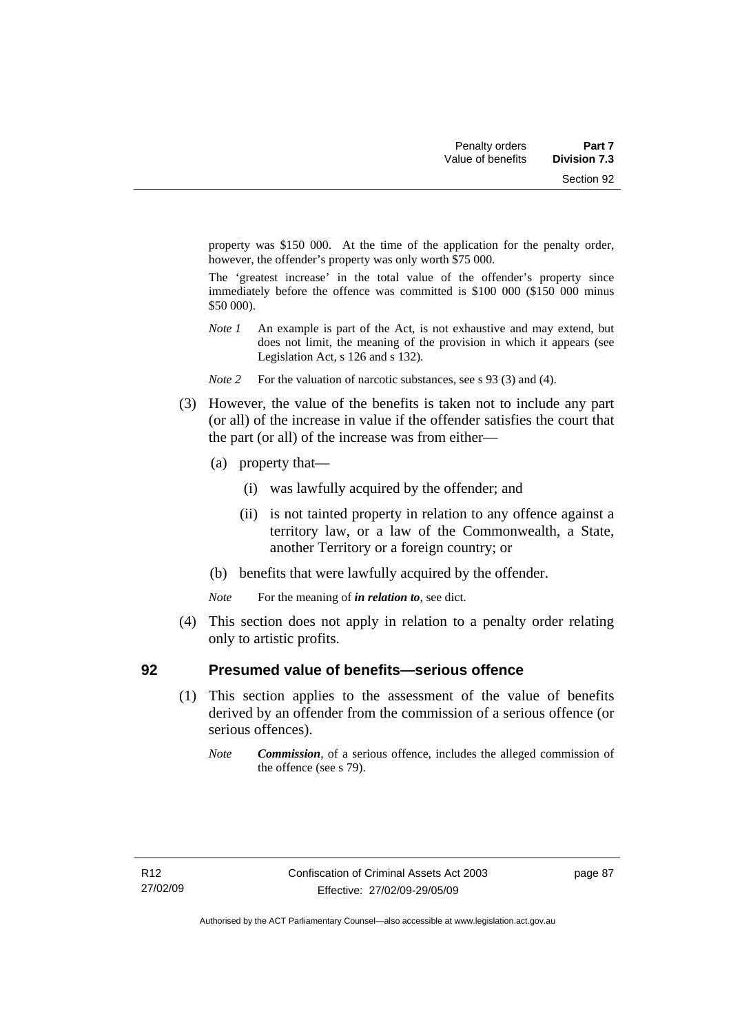property was $150 000. At the time of the application for the penalty order, however, the offender's property was only worth $75 000.

The 'greatest increase' in the total value of the offender's property since immediately before the offence was committed is $100 000 ($150 000 minus $50 000).

*Note 1* An example is part of the Act, is not exhaustive and may extend, but does not limit, the meaning of the provision in which it appears (see Legislation Act, s 126 and s 132).

*Note 2* For the valuation of narcotic substances, see s 93 (3) and (4).

(3) However, the value of the benefits is taken not to include any part (or all) of the increase in value if the offender satisfies the court that the part (or all) of the increase was from either—

(a) property that—

(i) was lawfully acquired by the offender; and

(ii) is not tainted property in relation to any offence against a territory law, or a law of the Commonwealth, a State, another Territory or a foreign country; or

(b) benefits that were lawfully acquired by the offender.

*Note* For the meaning of ***in relation to****,* see dict.

(4) This section does not apply in relation to a penalty order relating only to artistic profits.

## 92 Presumed value of benefits—serious offence

(1) This section applies to the assessment of the value of benefits derived by an offender from the commission of a serious offence (or serious offences).

*Note* ***Commission***, of a serious offence, includes the alleged commission of the offence (see s 79).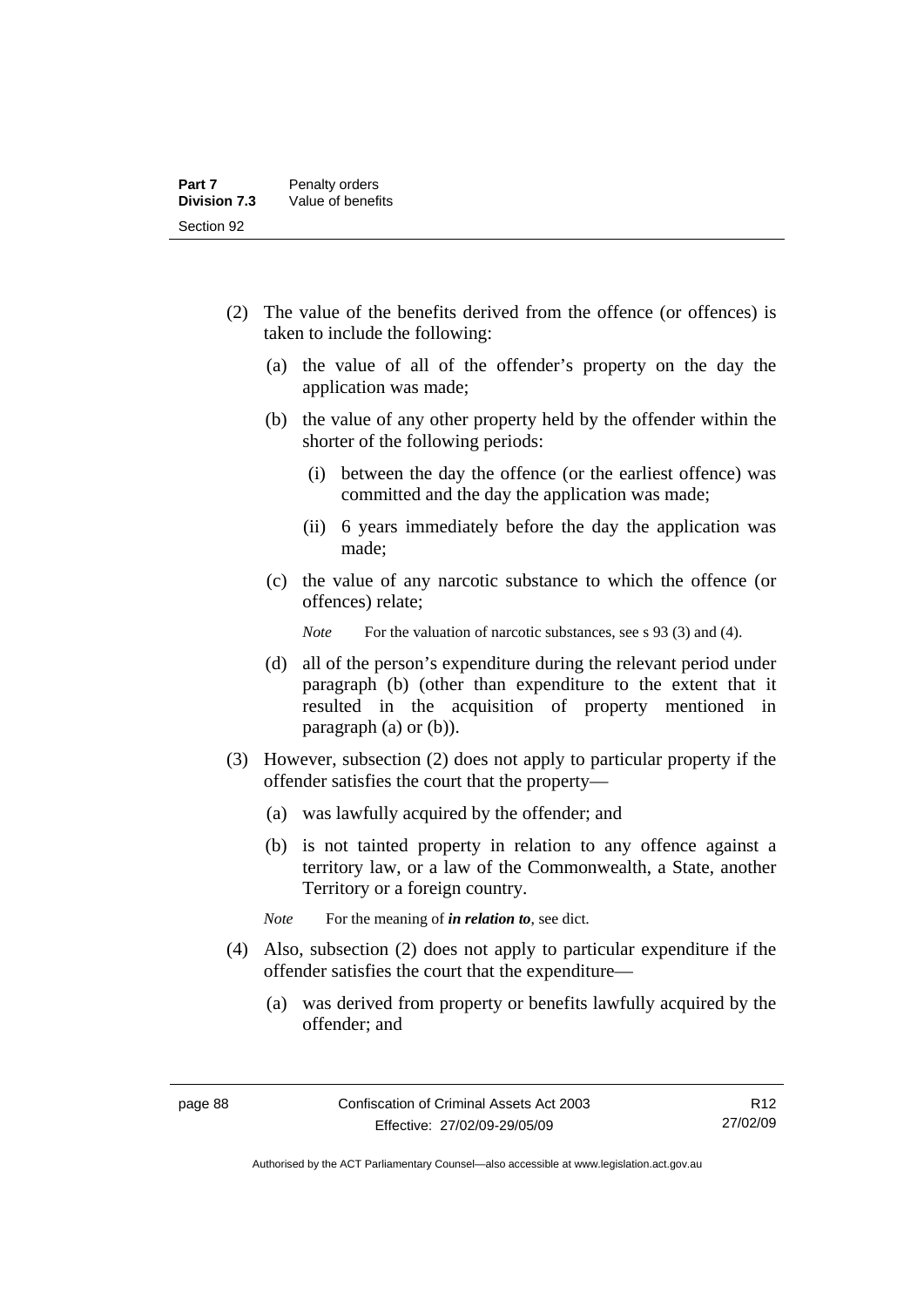(2) The value of the benefits derived from the offence (or offences) is taken to include the following:

(a) the value of all of the offender's property on the day the application was made;

(b) the value of any other property held by the offender within the shorter of the following periods:

(i) between the day the offence (or the earliest offence) was committed and the day the application was made;

(ii) 6 years immediately before the day the application was made;

(c) the value of any narcotic substance to which the offence (or offences) relate;

*Note* For the valuation of narcotic substances, see s 93 (3) and (4).

(d) all of the person's expenditure during the relevant period under paragraph (b) (other than expenditure to the extent that it resulted in the acquisition of property mentioned in paragraph (a) or (b)).

(3) However, subsection (2) does not apply to particular property if the offender satisfies the court that the property—

(a) was lawfully acquired by the offender; and

(b) is not tainted property in relation to any offence against a territory law, or a law of the Commonwealth, a State, another Territory or a foreign country.

*Note* For the meaning of ***in relation to***, see dict.

(4) Also, subsection (2) does not apply to particular expenditure if the offender satisfies the court that the expenditure—

(a) was derived from property or benefits lawfully acquired by the offender; and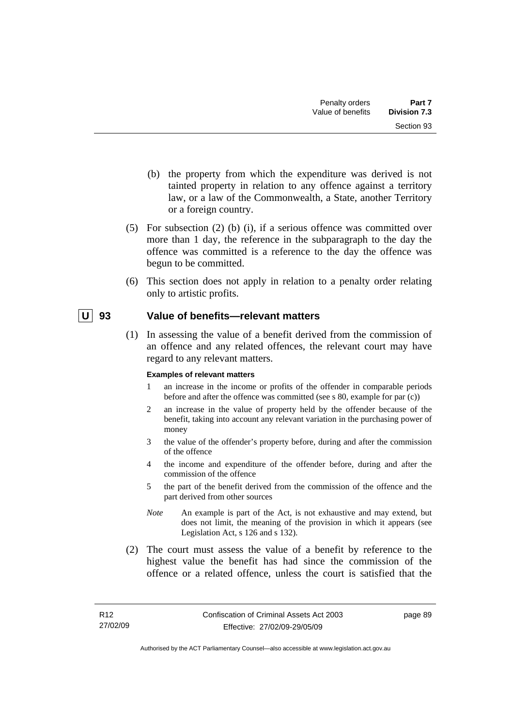(b) the property from which the expenditure was derived is not tainted property in relation to any offence against a territory law, or a law of the Commonwealth, a State, another Territory or a foreign country.

(5) For subsection (2) (b) (i), if a serious offence was committed over more than 1 day, the reference in the subparagraph to the day the offence was committed is a reference to the day the offence was begun to be committed.

(6) This section does not apply in relation to a penalty order relating only to artistic profits.

## U 93 Value of benefits—relevant matters

(1) In assessing the value of a benefit derived from the commission of an offence and any related offences, the relevant court may have regard to any relevant matters.

**Examples of relevant matters**

1 an increase in the income or profits of the offender in comparable periods before and after the offence was committed (see s 80, example for par (c))

2 an increase in the value of property held by the offender because of the benefit, taking into account any relevant variation in the purchasing power of money

3 the value of the offender's property before, during and after the commission of the offence

4 the income and expenditure of the offender before, during and after the commission of the offence

5 the part of the benefit derived from the commission of the offence and the part derived from other sources

*Note* An example is part of the Act, is not exhaustive and may extend, but does not limit, the meaning of the provision in which it appears (see Legislation Act, s 126 and s 132).

(2) The court must assess the value of a benefit by reference to the highest value the benefit has had since the commission of the offence or a related offence, unless the court is satisfied that the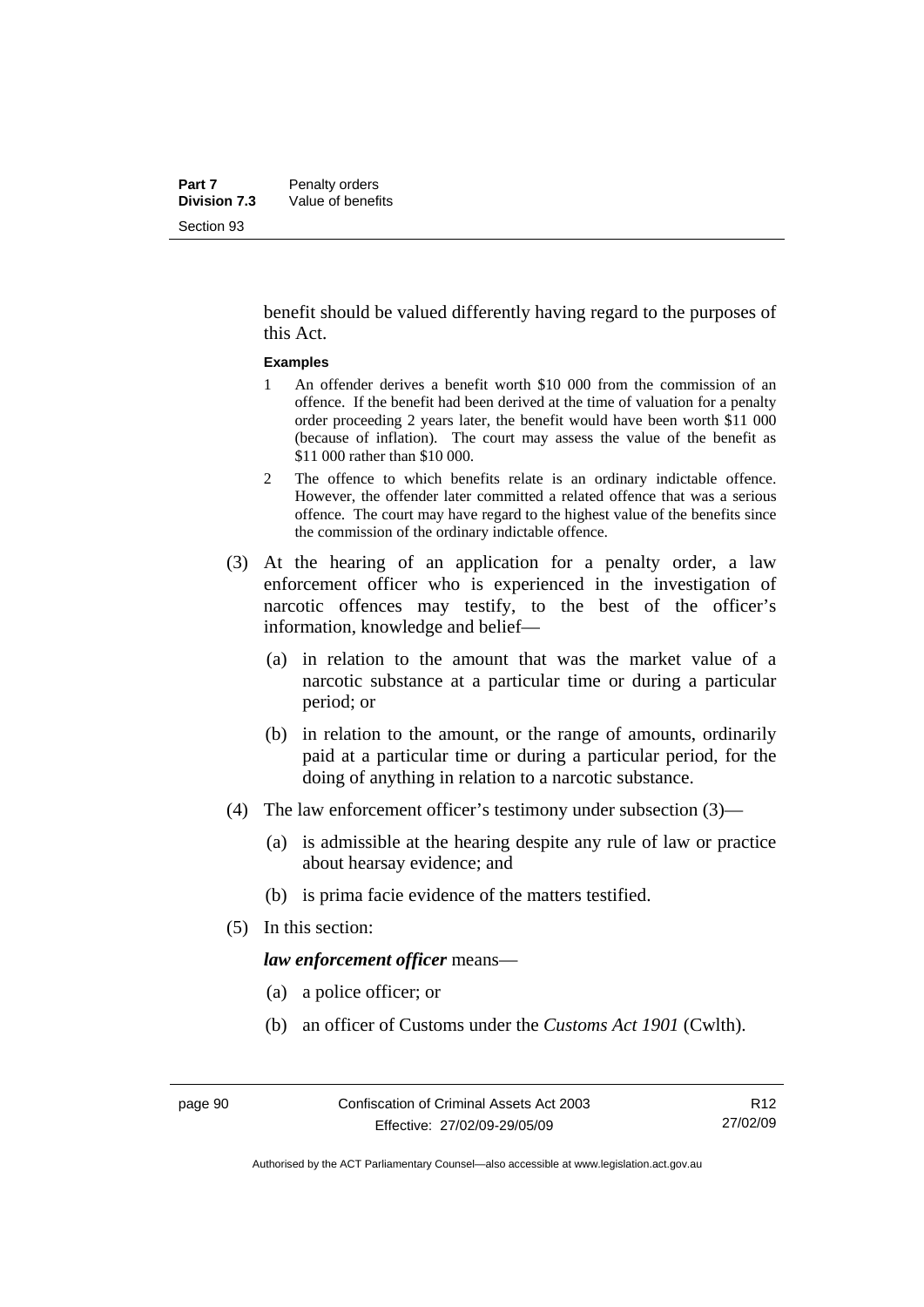benefit should be valued differently having regard to the purposes of this Act.

**Examples**

1. An offender derives a benefit worth $10 000 from the commission of an offence. If the benefit had been derived at the time of valuation for a penalty order proceeding 2 years later, the benefit would have been worth $11 000 (because of inflation). The court may assess the value of the benefit as $11 000 rather than $10 000.
2. The offence to which benefits relate is an ordinary indictable offence. However, the offender later committed a related offence that was a serious offence. The court may have regard to the highest value of the benefits since the commission of the ordinary indictable offence.

(3) At the hearing of an application for a penalty order, a law enforcement officer who is experienced in the investigation of narcotic offences may testify, to the best of the officer's information, knowledge and belief—

- (a) in relation to the amount that was the market value of a narcotic substance at a particular time or during a particular period; or
- (b) in relation to the amount, or the range of amounts, ordinarily paid at a particular time or during a particular period, for the doing of anything in relation to a narcotic substance.

(4) The law enforcement officer's testimony under subsection (3)—

- (a) is admissible at the hearing despite any rule of law or practice about hearsay evidence; and
- (b) is prima facie evidence of the matters testified.

(5) In this section:

***law enforcement officer*** means—

- (a) a police officer; or
- (b) an officer of Customs under the *Customs Act 1901* (Cwlth).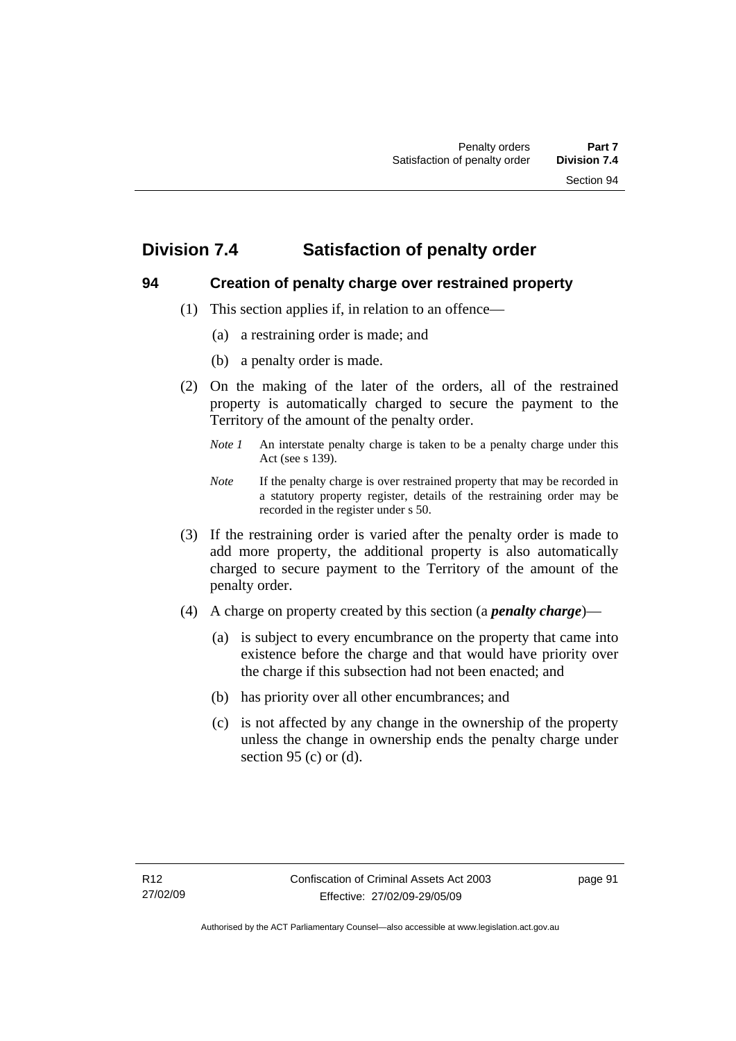## Division 7.4 Satisfaction of penalty order

### 94 Creation of penalty charge over restrained property

(1) This section applies if, in relation to an offence—

(a) a restraining order is made; and

(b) a penalty order is made.

(2) On the making of the later of the orders, all of the restrained property is automatically charged to secure the payment to the Territory of the amount of the penalty order.

*Note 1* An interstate penalty charge is taken to be a penalty charge under this Act (see s 139).

*Note* If the penalty charge is over restrained property that may be recorded in a statutory property register, details of the restraining order may be recorded in the register under s 50.

(3) If the restraining order is varied after the penalty order is made to add more property, the additional property is also automatically charged to secure payment to the Territory of the amount of the penalty order.

(4) A charge on property created by this section (a ***penalty charge***)—

(a) is subject to every encumbrance on the property that came into existence before the charge and that would have priority over the charge if this subsection had not been enacted; and

(b) has priority over all other encumbrances; and

(c) is not affected by any change in the ownership of the property unless the change in ownership ends the penalty charge under section 95 (c) or (d).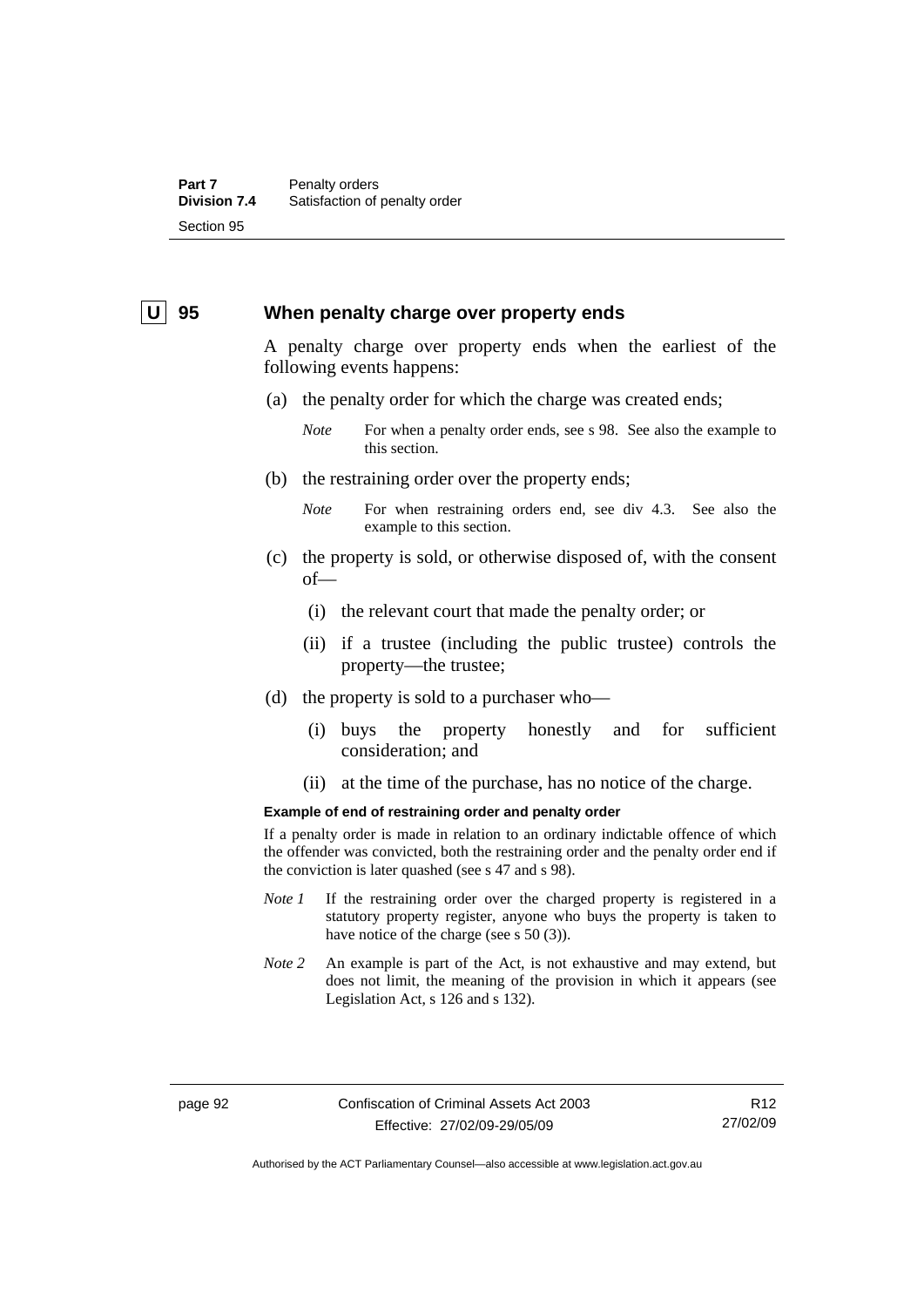## U 95 When penalty charge over property ends

A penalty charge over property ends when the earliest of the following events happens:

(a) the penalty order for which the charge was created ends;

*Note* For when a penalty order ends, see s 98. See also the example to this section.

(b) the restraining order over the property ends;

*Note* For when restraining orders end, see div 4.3. See also the example to this section.

(c) the property is sold, or otherwise disposed of, with the consent of—

(i) the relevant court that made the penalty order; or

(ii) if a trustee (including the public trustee) controls the property—the trustee;

(d) the property is sold to a purchaser who—

(i) buys the property honestly and for sufficient consideration; and

(ii) at the time of the purchase, has no notice of the charge.

**Example of end of restraining order and penalty order**

If a penalty order is made in relation to an ordinary indictable offence of which the offender was convicted, both the restraining order and the penalty order end if the conviction is later quashed (see s 47 and s 98).

*Note 1* If the restraining order over the charged property is registered in a statutory property register, anyone who buys the property is taken to have notice of the charge (see s 50 (3)).

*Note 2* An example is part of the Act, is not exhaustive and may extend, but does not limit, the meaning of the provision in which it appears (see Legislation Act, s 126 and s 132).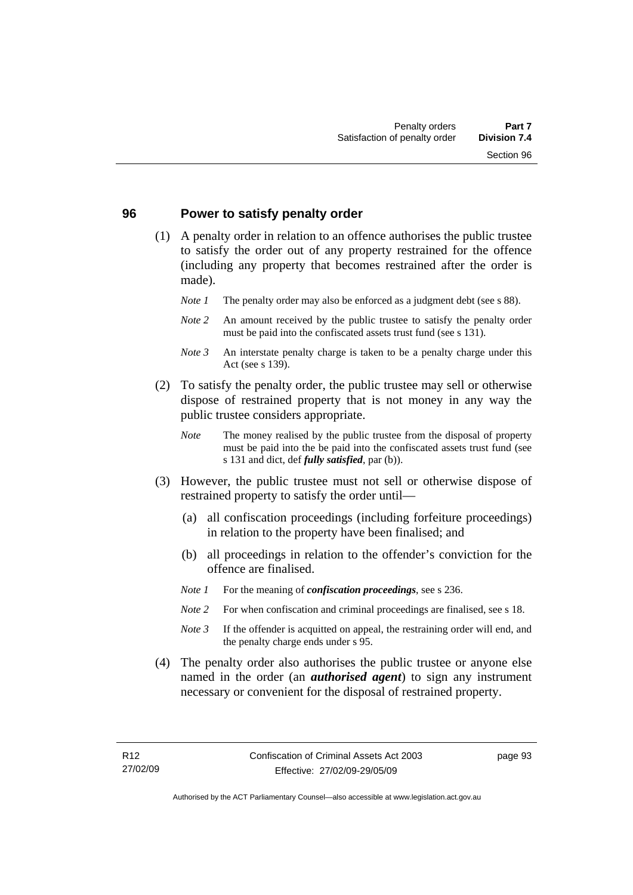## 96 Power to satisfy penalty order

(1) A penalty order in relation to an offence authorises the public trustee to satisfy the order out of any property restrained for the offence (including any property that becomes restrained after the order is made).

*Note 1* The penalty order may also be enforced as a judgment debt (see s 88).

*Note 2* An amount received by the public trustee to satisfy the penalty order must be paid into the confiscated assets trust fund (see s 131).

*Note 3* An interstate penalty charge is taken to be a penalty charge under this Act (see s 139).

(2) To satisfy the penalty order, the public trustee may sell or otherwise dispose of restrained property that is not money in any way the public trustee considers appropriate.

*Note* The money realised by the public trustee from the disposal of property must be paid into the be paid into the confiscated assets trust fund (see s 131 and dict, def ***fully satisfied***, par (b)).

(3) However, the public trustee must not sell or otherwise dispose of restrained property to satisfy the order until—

(a) all confiscation proceedings (including forfeiture proceedings) in relation to the property have been finalised; and

(b) all proceedings in relation to the offender's conviction for the offence are finalised.

*Note 1* For the meaning of ***confiscation proceedings***, see s 236.

*Note 2* For when confiscation and criminal proceedings are finalised, see s 18.

*Note 3* If the offender is acquitted on appeal, the restraining order will end, and the penalty charge ends under s 95.

(4) The penalty order also authorises the public trustee or anyone else named in the order (an ***authorised agent***) to sign any instrument necessary or convenient for the disposal of restrained property.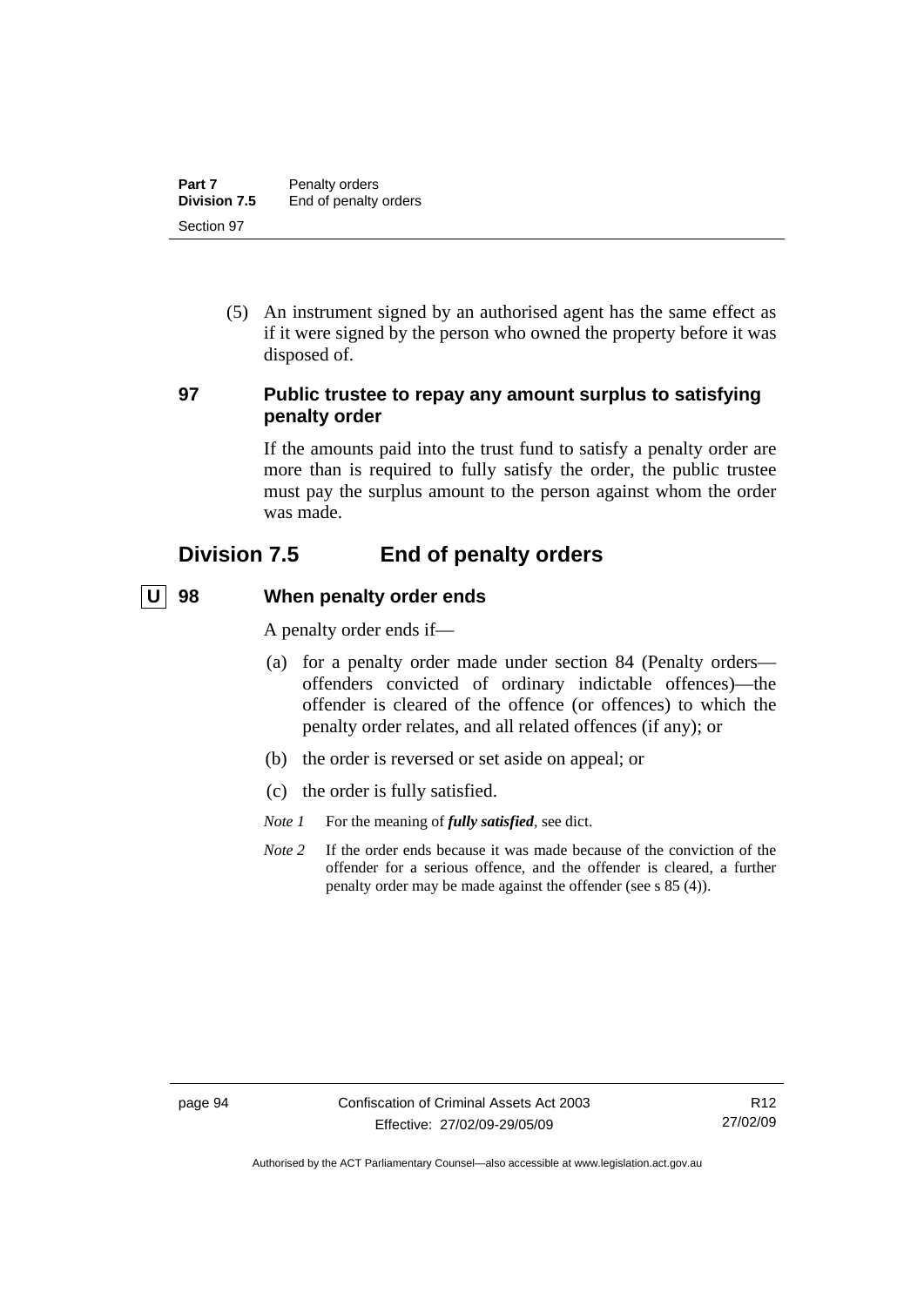(5) An instrument signed by an authorised agent has the same effect as if it were signed by the person who owned the property before it was disposed of.

### 97 Public trustee to repay any amount surplus to satisfying penalty order

If the amounts paid into the trust fund to satisfy a penalty order are more than is required to fully satisfy the order, the public trustee must pay the surplus amount to the person against whom the order was made.

## Division 7.5 End of penalty orders

### U 98 When penalty order ends

A penalty order ends if—

(a) for a penalty order made under section 84 (Penalty orders—offenders convicted of ordinary indictable offences)—the offender is cleared of the offence (or offences) to which the penalty order relates, and all related offences (if any); or

(b) the order is reversed or set aside on appeal; or

(c) the order is fully satisfied.

*Note 1* For the meaning of ***fully satisfied***, see dict.

*Note 2* If the order ends because it was made because of the conviction of the offender for a serious offence, and the offender is cleared, a further penalty order may be made against the offender (see s 85 (4)).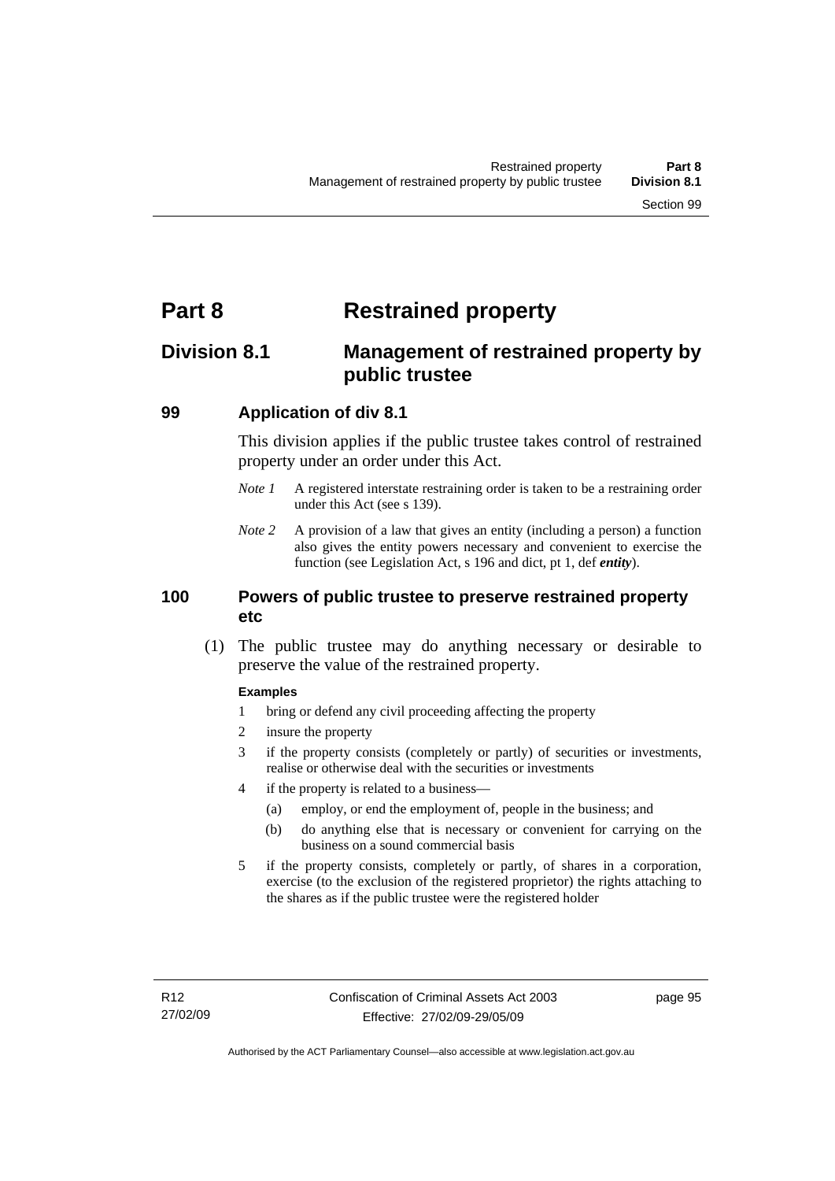# Part 8 Restrained property

## Division 8.1 Management of restrained property by public trustee

### 99 Application of div 8.1

This division applies if the public trustee takes control of restrained property under an order under this Act.

*Note 1* A registered interstate restraining order is taken to be a restraining order under this Act (see s 139).

*Note 2* A provision of a law that gives an entity (including a person) a function also gives the entity powers necessary and convenient to exercise the function (see Legislation Act, s 196 and dict, pt 1, def ***entity***).

### 100 Powers of public trustee to preserve restrained property etc

(1) The public trustee may do anything necessary or desirable to preserve the value of the restrained property.

**Examples**

1 bring or defend any civil proceeding affecting the property

2 insure the property

3 if the property consists (completely or partly) of securities or investments, realise or otherwise deal with the securities or investments

4 if the property is related to a business—

(a) employ, or end the employment of, people in the business; and

(b) do anything else that is necessary or convenient for carrying on the business on a sound commercial basis

5 if the property consists, completely or partly, of shares in a corporation, exercise (to the exclusion of the registered proprietor) the rights attaching to the shares as if the public trustee were the registered holder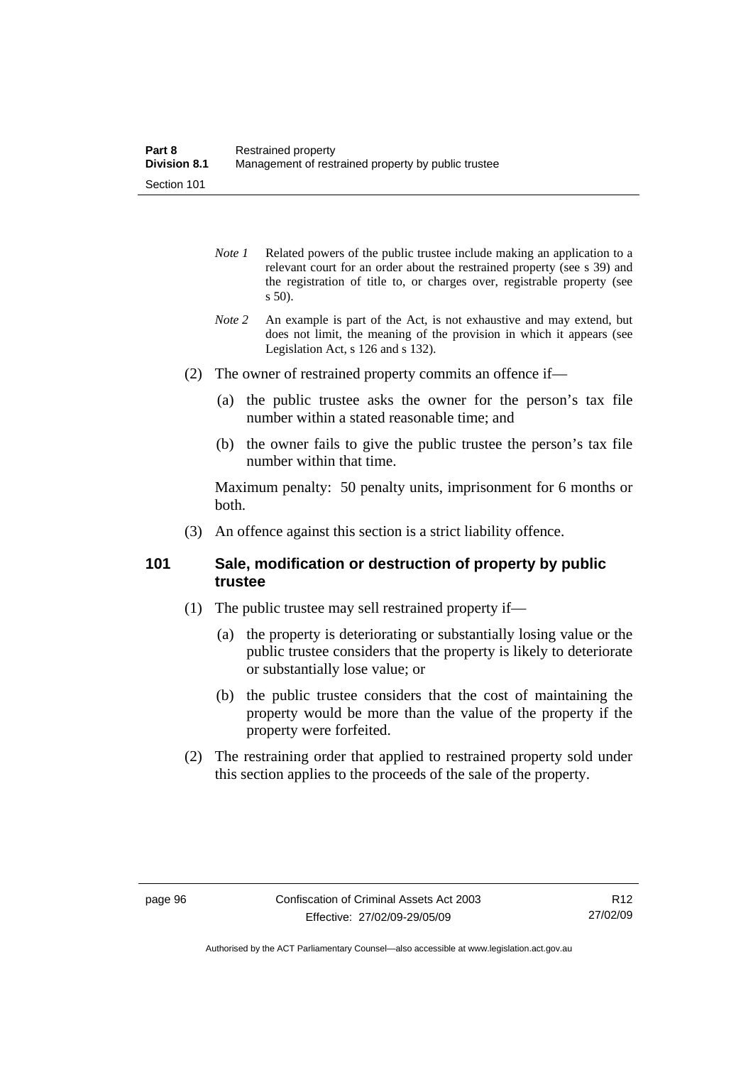*Note 1* Related powers of the public trustee include making an application to a relevant court for an order about the restrained property (see s 39) and the registration of title to, or charges over, registrable property (see s 50).

*Note 2* An example is part of the Act, is not exhaustive and may extend, but does not limit, the meaning of the provision in which it appears (see Legislation Act, s 126 and s 132).

(2) The owner of restrained property commits an offence if—

(a) the public trustee asks the owner for the person's tax file number within a stated reasonable time; and

(b) the owner fails to give the public trustee the person's tax file number within that time.

Maximum penalty: 50 penalty units, imprisonment for 6 months or both.

(3) An offence against this section is a strict liability offence.

## 101 Sale, modification or destruction of property by public trustee

(1) The public trustee may sell restrained property if—

(a) the property is deteriorating or substantially losing value or the public trustee considers that the property is likely to deteriorate or substantially lose value; or

(b) the public trustee considers that the cost of maintaining the property would be more than the value of the property if the property were forfeited.

(2) The restraining order that applied to restrained property sold under this section applies to the proceeds of the sale of the property.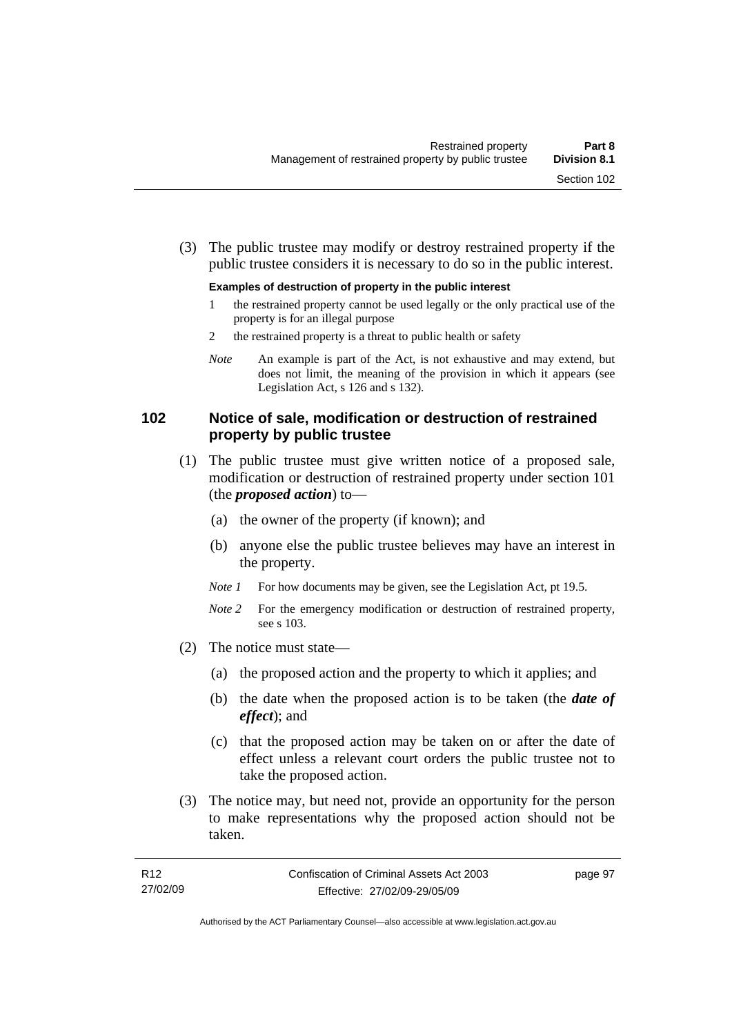(3) The public trustee may modify or destroy restrained property if the public trustee considers it is necessary to do so in the public interest.

**Examples of destruction of property in the public interest**

1 the restrained property cannot be used legally or the only practical use of the property is for an illegal purpose

2 the restrained property is a threat to public health or safety

*Note* An example is part of the Act, is not exhaustive and may extend, but does not limit, the meaning of the provision in which it appears (see Legislation Act, s 126 and s 132).

## 102 Notice of sale, modification or destruction of restrained property by public trustee

(1) The public trustee must give written notice of a proposed sale, modification or destruction of restrained property under section 101 (the ***proposed action***) to—

(a) the owner of the property (if known); and

(b) anyone else the public trustee believes may have an interest in the property.

*Note 1* For how documents may be given, see the Legislation Act, pt 19.5.

*Note 2* For the emergency modification or destruction of restrained property, see s 103.

(2) The notice must state—

(a) the proposed action and the property to which it applies; and

(b) the date when the proposed action is to be taken (the ***date of effect***); and

(c) that the proposed action may be taken on or after the date of effect unless a relevant court orders the public trustee not to take the proposed action.

(3) The notice may, but need not, provide an opportunity for the person to make representations why the proposed action should not be taken.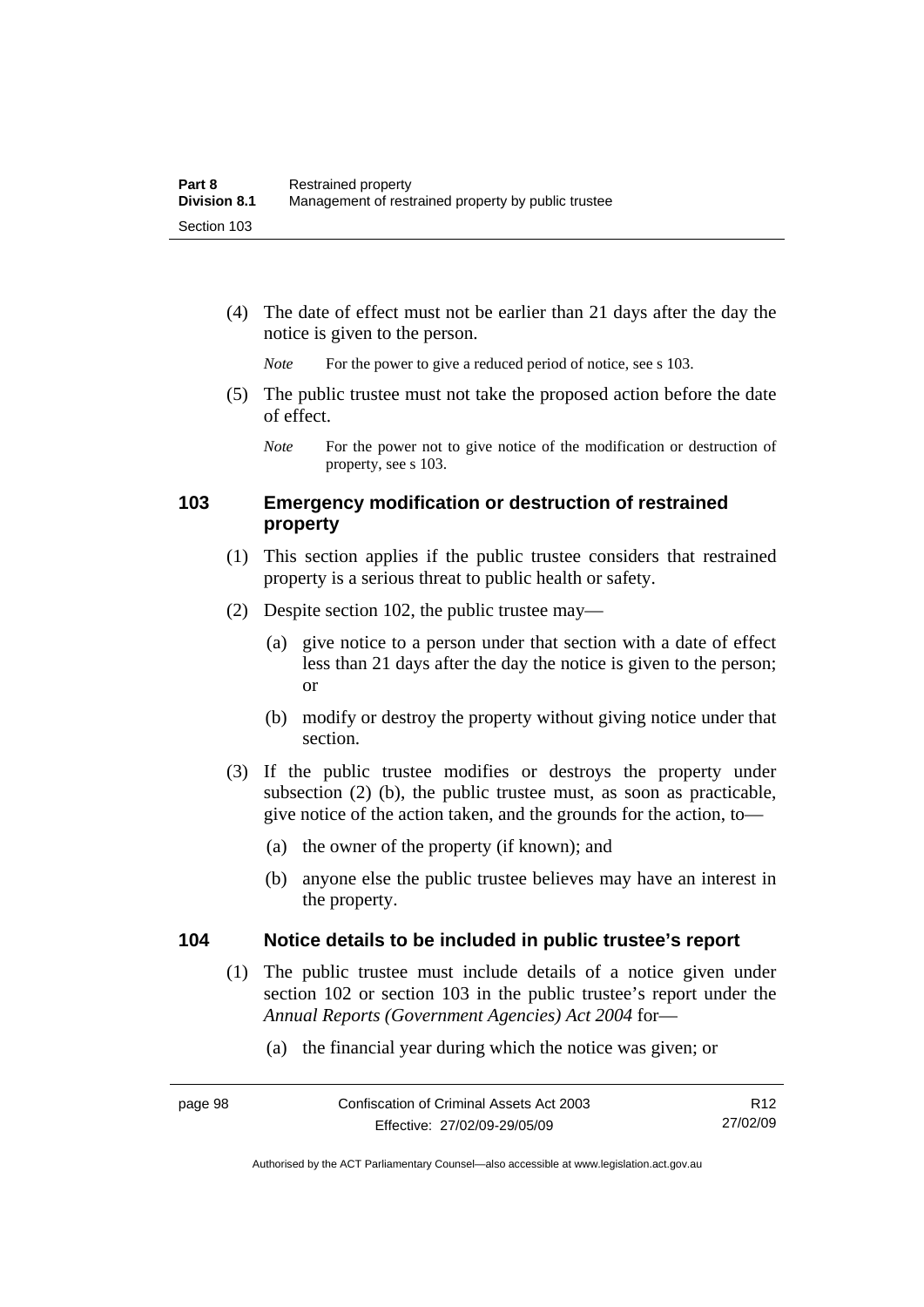(4) The date of effect must not be earlier than 21 days after the day the notice is given to the person.

*Note* For the power to give a reduced period of notice, see s 103.

(5) The public trustee must not take the proposed action before the date of effect.

*Note* For the power not to give notice of the modification or destruction of property, see s 103.

## 103 Emergency modification or destruction of restrained property

(1) This section applies if the public trustee considers that restrained property is a serious threat to public health or safety.

(2) Despite section 102, the public trustee may—

(a) give notice to a person under that section with a date of effect less than 21 days after the day the notice is given to the person; or

(b) modify or destroy the property without giving notice under that section.

(3) If the public trustee modifies or destroys the property under subsection (2) (b), the public trustee must, as soon as practicable, give notice of the action taken, and the grounds for the action, to—

(a) the owner of the property (if known); and

(b) anyone else the public trustee believes may have an interest in the property.

## 104 Notice details to be included in public trustee's report

(1) The public trustee must include details of a notice given under section 102 or section 103 in the public trustee's report under the *Annual Reports (Government Agencies) Act 2004* for—

(a) the financial year during which the notice was given; or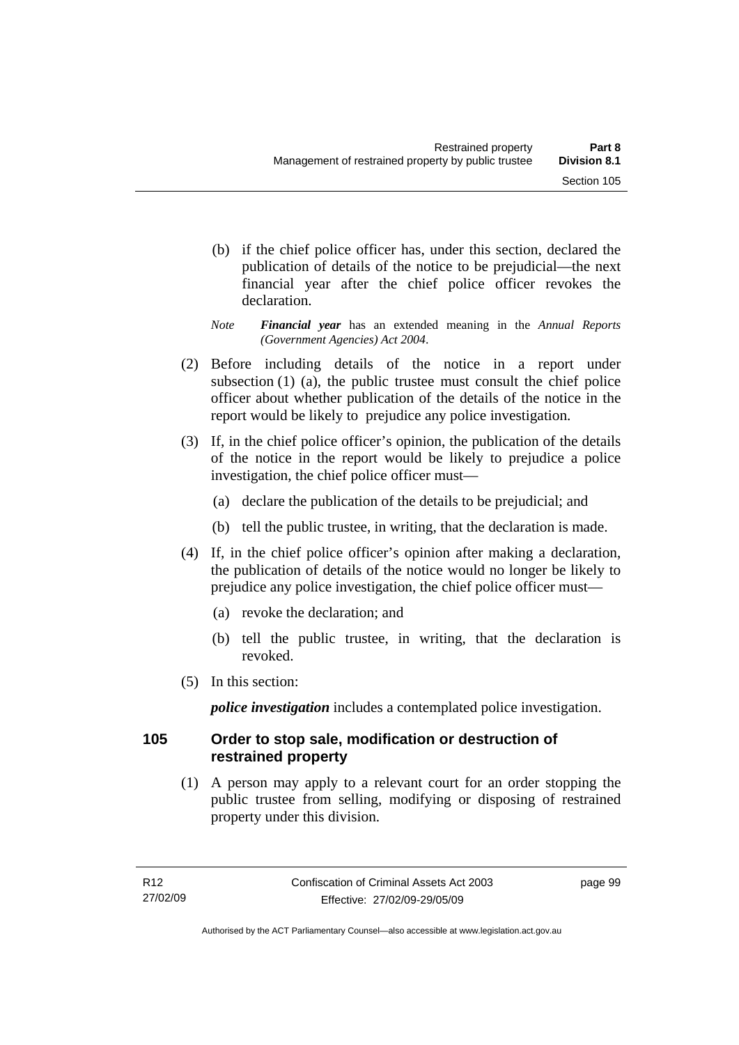(b) if the chief police officer has, under this section, declared the publication of details of the notice to be prejudicial—the next financial year after the chief police officer revokes the declaration.

*Note* ***Financial year*** has an extended meaning in the *Annual Reports (Government Agencies) Act 2004*.

(2) Before including details of the notice in a report under subsection (1) (a), the public trustee must consult the chief police officer about whether publication of the details of the notice in the report would be likely to prejudice any police investigation.

(3) If, in the chief police officer's opinion, the publication of the details of the notice in the report would be likely to prejudice a police investigation, the chief police officer must—

(a) declare the publication of the details to be prejudicial; and

(b) tell the public trustee, in writing, that the declaration is made.

(4) If, in the chief police officer's opinion after making a declaration, the publication of details of the notice would no longer be likely to prejudice any police investigation, the chief police officer must—

(a) revoke the declaration; and

(b) tell the public trustee, in writing, that the declaration is revoked.

(5) In this section:

***police investigation*** includes a contemplated police investigation.

## 105 Order to stop sale, modification or destruction of restrained property

(1) A person may apply to a relevant court for an order stopping the public trustee from selling, modifying or disposing of restrained property under this division.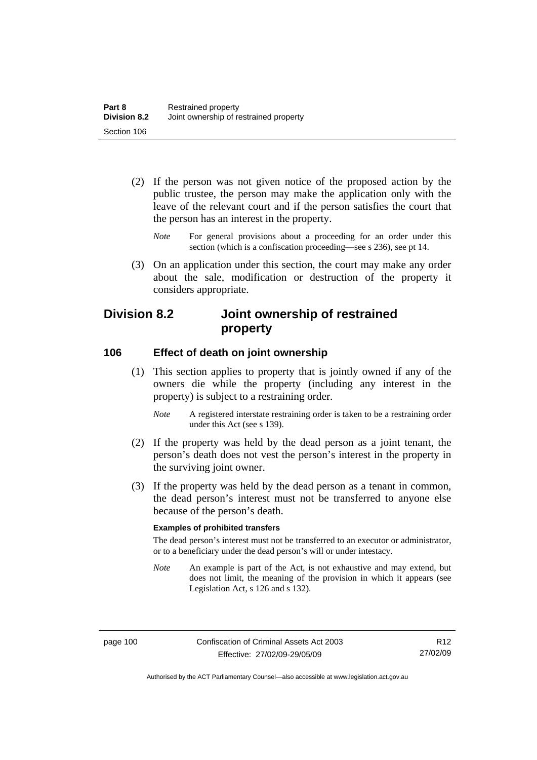(2) If the person was not given notice of the proposed action by the public trustee, the person may make the application only with the leave of the relevant court and if the person satisfies the court that the person has an interest in the property.

*Note* For general provisions about a proceeding for an order under this section (which is a confiscation proceeding—see s 236), see pt 14.

(3) On an application under this section, the court may make any order about the sale, modification or destruction of the property it considers appropriate.

## Division 8.2 Joint ownership of restrained property

### 106 Effect of death on joint ownership

(1) This section applies to property that is jointly owned if any of the owners die while the property (including any interest in the property) is subject to a restraining order.

*Note* A registered interstate restraining order is taken to be a restraining order under this Act (see s 139).

(2) If the property was held by the dead person as a joint tenant, the person's death does not vest the person's interest in the property in the surviving joint owner.

(3) If the property was held by the dead person as a tenant in common, the dead person's interest must not be transferred to anyone else because of the person's death.

**Examples of prohibited transfers**

The dead person's interest must not be transferred to an executor or administrator, or to a beneficiary under the dead person's will or under intestacy.

*Note* An example is part of the Act, is not exhaustive and may extend, but does not limit, the meaning of the provision in which it appears (see Legislation Act, s 126 and s 132).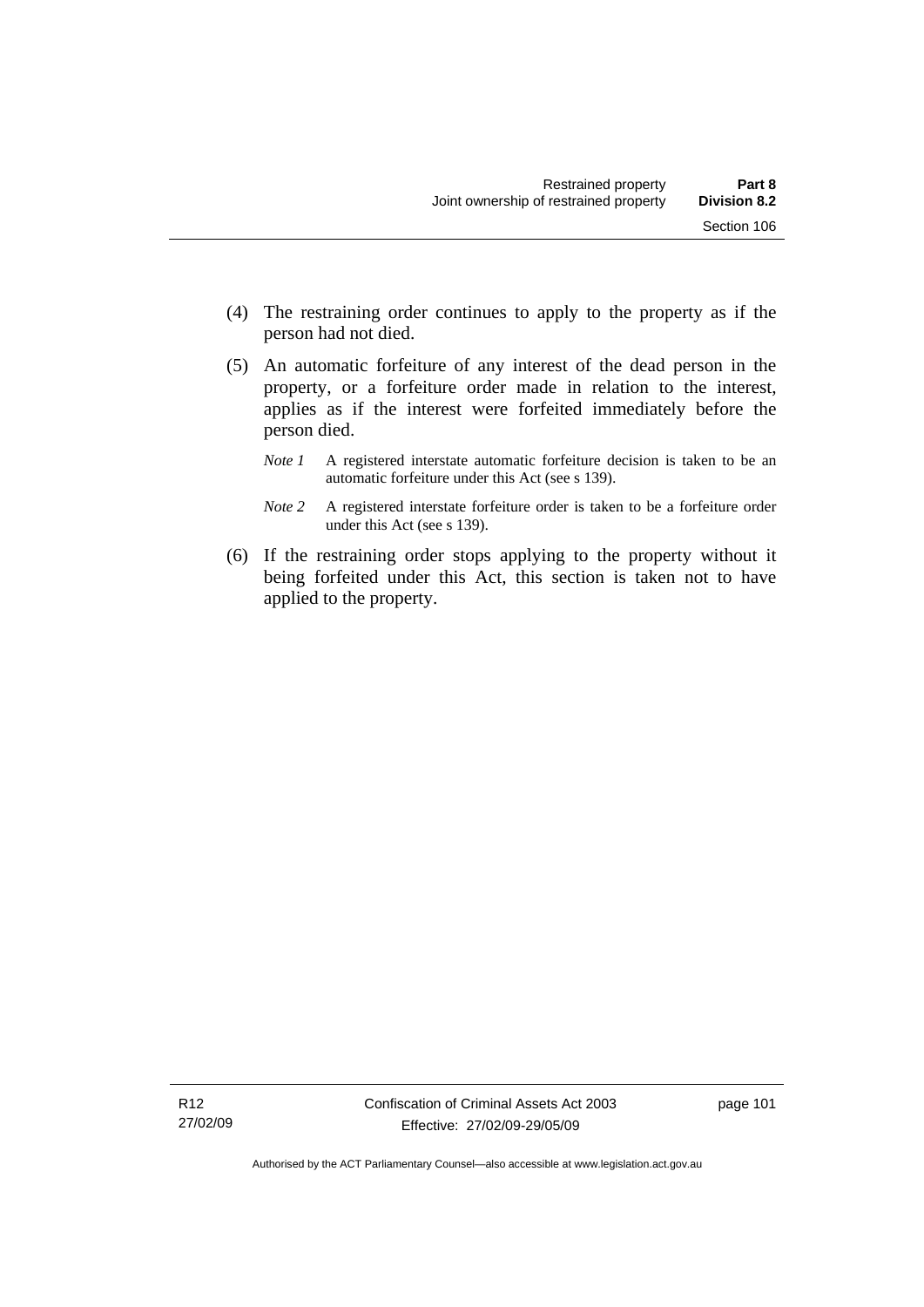(4) The restraining order continues to apply to the property as if the person had not died.

(5) An automatic forfeiture of any interest of the dead person in the property, or a forfeiture order made in relation to the interest, applies as if the interest were forfeited immediately before the person died.

*Note 1* A registered interstate automatic forfeiture decision is taken to be an automatic forfeiture under this Act (see s 139).

*Note 2* A registered interstate forfeiture order is taken to be a forfeiture order under this Act (see s 139).

(6) If the restraining order stops applying to the property without it being forfeited under this Act, this section is taken not to have applied to the property.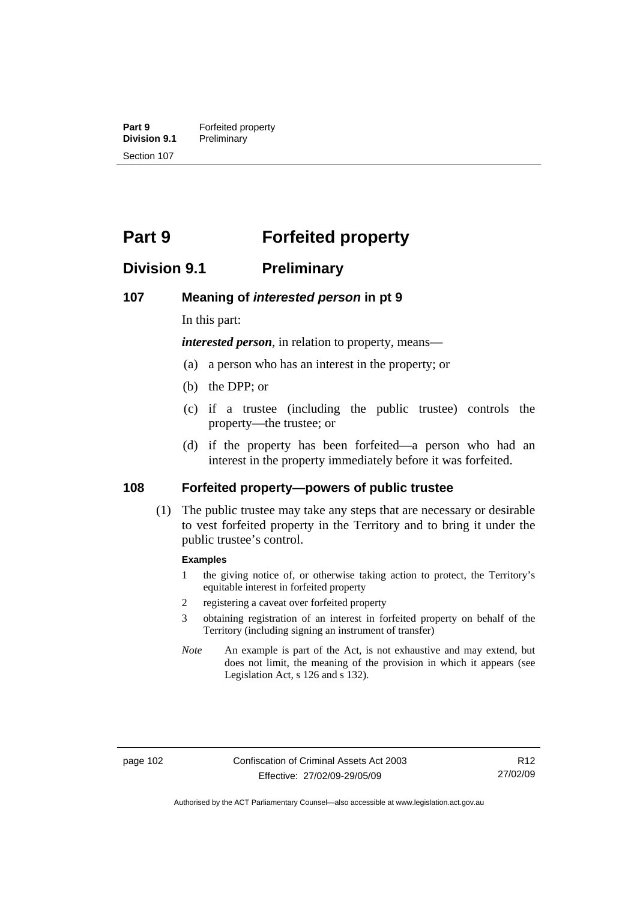# Part 9 Forfeited property

## Division 9.1 Preliminary

### 107 Meaning of *interested person* in pt 9

In this part:

***interested person***, in relation to property, means—

(a) a person who has an interest in the property; or

(b) the DPP; or

(c) if a trustee (including the public trustee) controls the property—the trustee; or

(d) if the property has been forfeited—a person who had an interest in the property immediately before it was forfeited.

### 108 Forfeited property—powers of public trustee

(1) The public trustee may take any steps that are necessary or desirable to vest forfeited property in the Territory and to bring it under the public trustee's control.

**Examples**

1 the giving notice of, or otherwise taking action to protect, the Territory's equitable interest in forfeited property

2 registering a caveat over forfeited property

3 obtaining registration of an interest in forfeited property on behalf of the Territory (including signing an instrument of transfer)

*Note* An example is part of the Act, is not exhaustive and may extend, but does not limit, the meaning of the provision in which it appears (see Legislation Act, s 126 and s 132).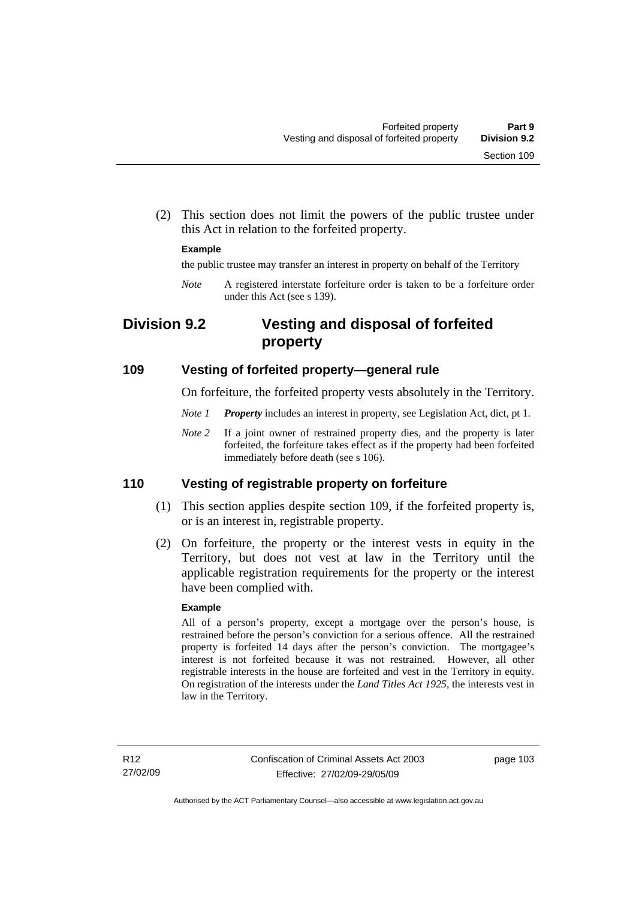(2) This section does not limit the powers of the public trustee under this Act in relation to the forfeited property.

**Example**

the public trustee may transfer an interest in property on behalf of the Territory

*Note* A registered interstate forfeiture order is taken to be a forfeiture order under this Act (see s 139).

## Division 9.2 Vesting and disposal of forfeited property

### 109 Vesting of forfeited property—general rule

On forfeiture, the forfeited property vests absolutely in the Territory.

*Note 1* ***Property*** includes an interest in property, see Legislation Act, dict, pt 1.

*Note 2* If a joint owner of restrained property dies, and the property is later forfeited, the forfeiture takes effect as if the property had been forfeited immediately before death (see s 106).

### 110 Vesting of registrable property on forfeiture

(1) This section applies despite section 109, if the forfeited property is, or is an interest in, registrable property.

(2) On forfeiture, the property or the interest vests in equity in the Territory, but does not vest at law in the Territory until the applicable registration requirements for the property or the interest have been complied with.

**Example**

All of a person's property, except a mortgage over the person's house, is restrained before the person's conviction for a serious offence. All the restrained property is forfeited 14 days after the person's conviction. The mortgagee's interest is not forfeited because it was not restrained. However, all other registrable interests in the house are forfeited and vest in the Territory in equity. On registration of the interests under the *Land Titles Act 1925*, the interests vest in law in the Territory.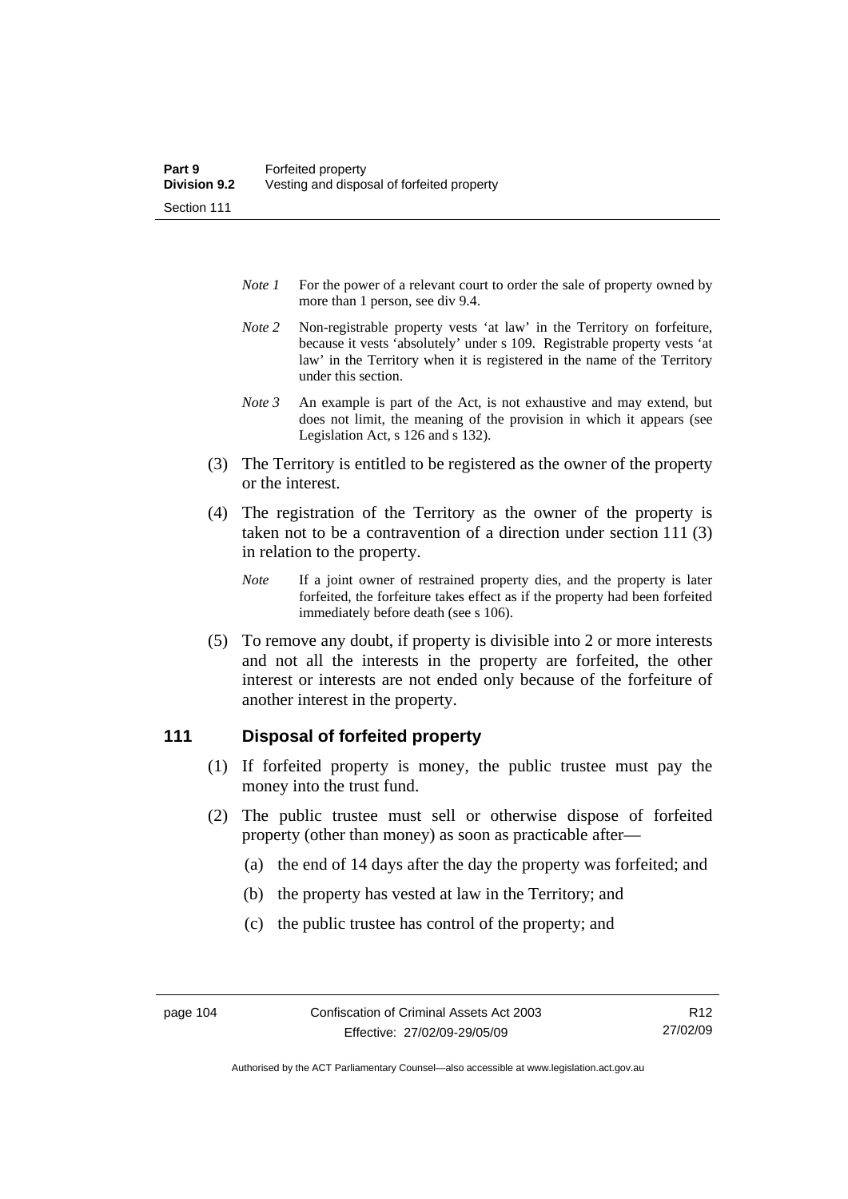*Note 1* For the power of a relevant court to order the sale of property owned by more than 1 person, see div 9.4.

*Note 2* Non-registrable property vests 'at law' in the Territory on forfeiture, because it vests 'absolutely' under s 109. Registrable property vests 'at law' in the Territory when it is registered in the name of the Territory under this section.

*Note 3* An example is part of the Act, is not exhaustive and may extend, but does not limit, the meaning of the provision in which it appears (see Legislation Act, s 126 and s 132).

(3) The Territory is entitled to be registered as the owner of the property or the interest.

(4) The registration of the Territory as the owner of the property is taken not to be a contravention of a direction under section 111 (3) in relation to the property.

*Note* If a joint owner of restrained property dies, and the property is later forfeited, the forfeiture takes effect as if the property had been forfeited immediately before death (see s 106).

(5) To remove any doubt, if property is divisible into 2 or more interests and not all the interests in the property are forfeited, the other interest or interests are not ended only because of the forfeiture of another interest in the property.

## 111 Disposal of forfeited property

(1) If forfeited property is money, the public trustee must pay the money into the trust fund.

(2) The public trustee must sell or otherwise dispose of forfeited property (other than money) as soon as practicable after—

(a) the end of 14 days after the day the property was forfeited; and

(b) the property has vested at law in the Territory; and

(c) the public trustee has control of the property; and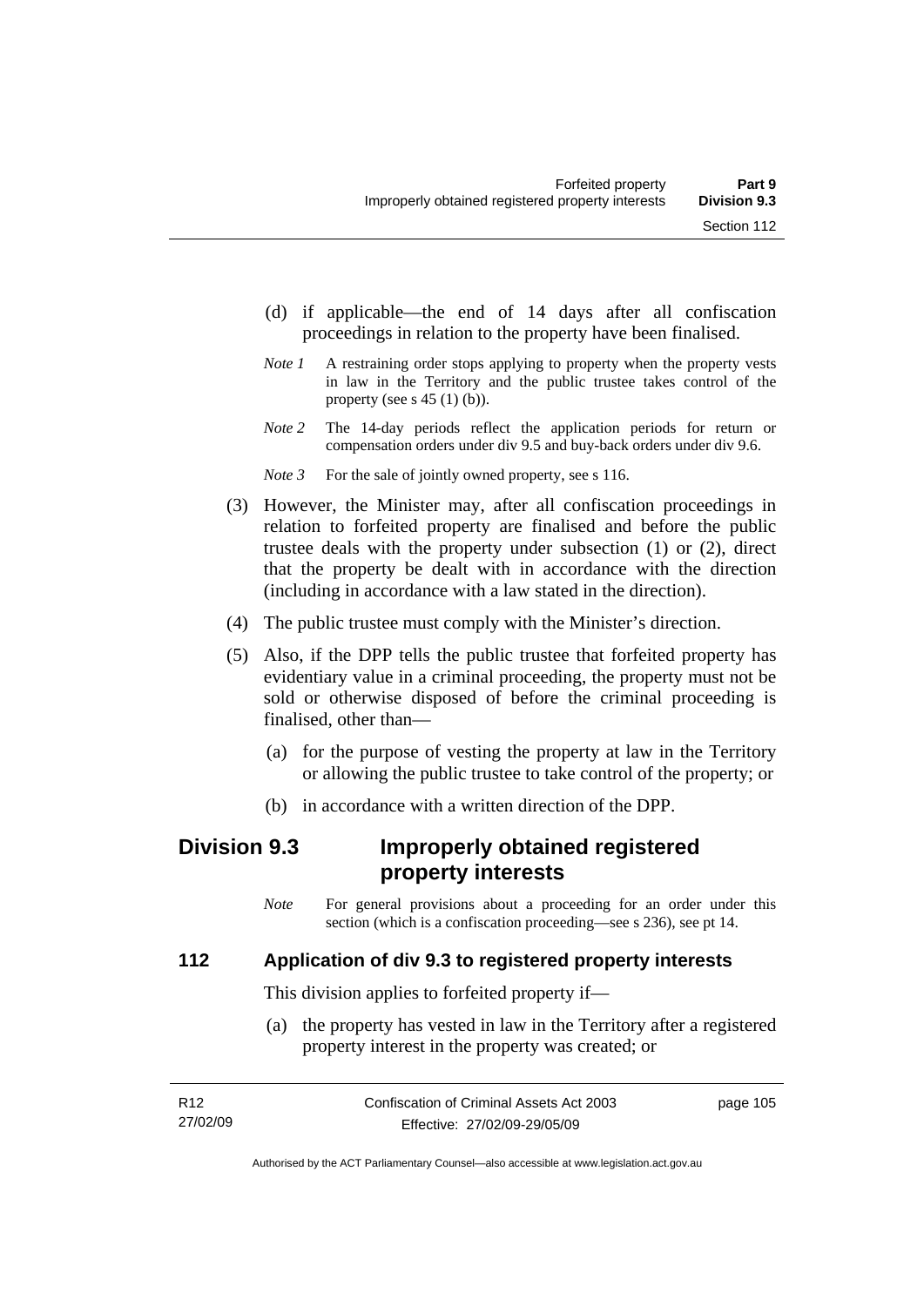(d) if applicable—the end of 14 days after all confiscation proceedings in relation to the property have been finalised.

*Note 1* A restraining order stops applying to property when the property vests in law in the Territory and the public trustee takes control of the property (see s 45 (1) (b)).

*Note 2* The 14-day periods reflect the application periods for return or compensation orders under div 9.5 and buy-back orders under div 9.6.

*Note 3* For the sale of jointly owned property, see s 116.

(3) However, the Minister may, after all confiscation proceedings in relation to forfeited property are finalised and before the public trustee deals with the property under subsection (1) or (2), direct that the property be dealt with in accordance with the direction (including in accordance with a law stated in the direction).

(4) The public trustee must comply with the Minister's direction.

(5) Also, if the DPP tells the public trustee that forfeited property has evidentiary value in a criminal proceeding, the property must not be sold or otherwise disposed of before the criminal proceeding is finalised, other than—

(a) for the purpose of vesting the property at law in the Territory or allowing the public trustee to take control of the property; or

(b) in accordance with a written direction of the DPP.

## Division 9.3 Improperly obtained registered property interests

*Note* For general provisions about a proceeding for an order under this section (which is a confiscation proceeding—see s 236), see pt 14.

### 112 Application of div 9.3 to registered property interests

This division applies to forfeited property if—

(a) the property has vested in law in the Territory after a registered property interest in the property was created; or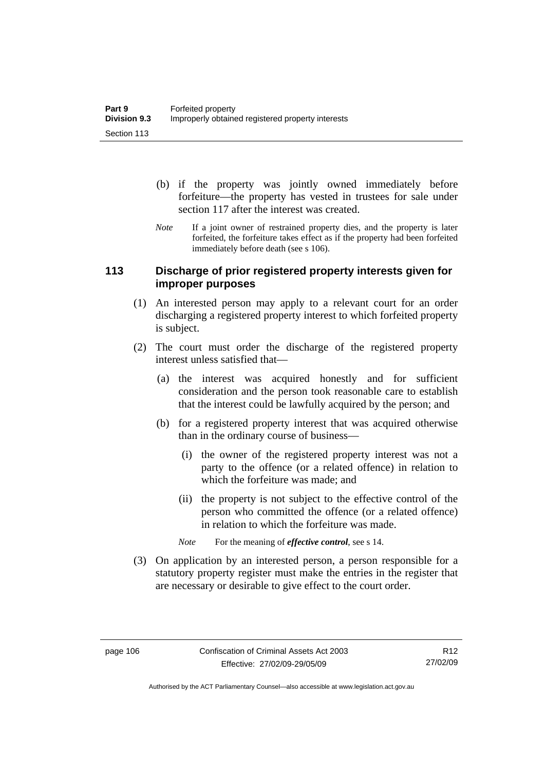(b) if the property was jointly owned immediately before forfeiture—the property has vested in trustees for sale under section 117 after the interest was created.

*Note* If a joint owner of restrained property dies, and the property is later forfeited, the forfeiture takes effect as if the property had been forfeited immediately before death (see s 106).

## 113 Discharge of prior registered property interests given for improper purposes

(1) An interested person may apply to a relevant court for an order discharging a registered property interest to which forfeited property is subject.

(2) The court must order the discharge of the registered property interest unless satisfied that—

(a) the interest was acquired honestly and for sufficient consideration and the person took reasonable care to establish that the interest could be lawfully acquired by the person; and

(b) for a registered property interest that was acquired otherwise than in the ordinary course of business—

(i) the owner of the registered property interest was not a party to the offence (or a related offence) in relation to which the forfeiture was made; and

(ii) the property is not subject to the effective control of the person who committed the offence (or a related offence) in relation to which the forfeiture was made.

*Note* For the meaning of ***effective control***, see s 14.

(3) On application by an interested person, a person responsible for a statutory property register must make the entries in the register that are necessary or desirable to give effect to the court order.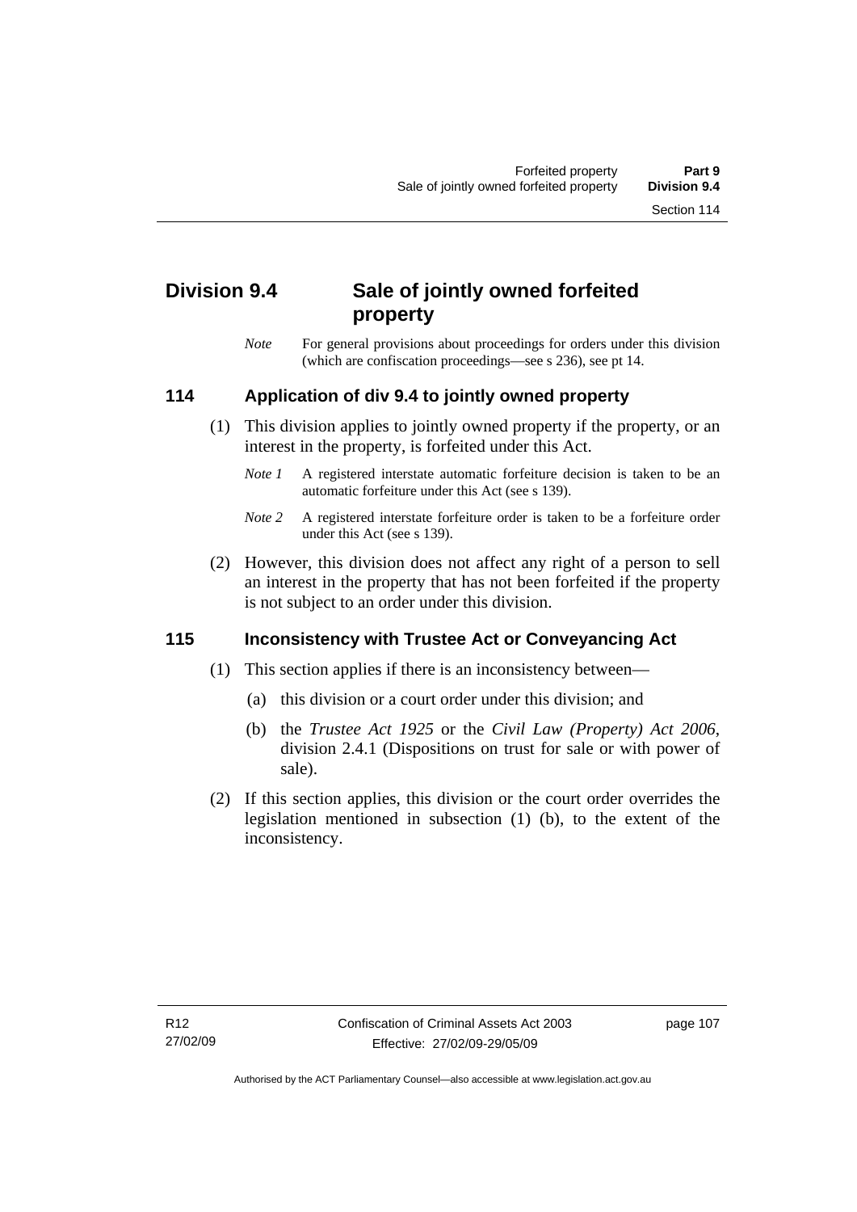## Division 9.4 Sale of jointly owned forfeited property

*Note* For general provisions about proceedings for orders under this division (which are confiscation proceedings—see s 236), see pt 14.

### 114 Application of div 9.4 to jointly owned property

(1) This division applies to jointly owned property if the property, or an interest in the property, is forfeited under this Act.

*Note 1* A registered interstate automatic forfeiture decision is taken to be an automatic forfeiture under this Act (see s 139).

*Note 2* A registered interstate forfeiture order is taken to be a forfeiture order under this Act (see s 139).

(2) However, this division does not affect any right of a person to sell an interest in the property that has not been forfeited if the property is not subject to an order under this division.

### 115 Inconsistency with Trustee Act or Conveyancing Act

(1) This section applies if there is an inconsistency between—

(a) this division or a court order under this division; and

(b) the *Trustee Act 1925* or the *Civil Law (Property) Act 2006*, division 2.4.1 (Dispositions on trust for sale or with power of sale).

(2) If this section applies, this division or the court order overrides the legislation mentioned in subsection (1) (b), to the extent of the inconsistency.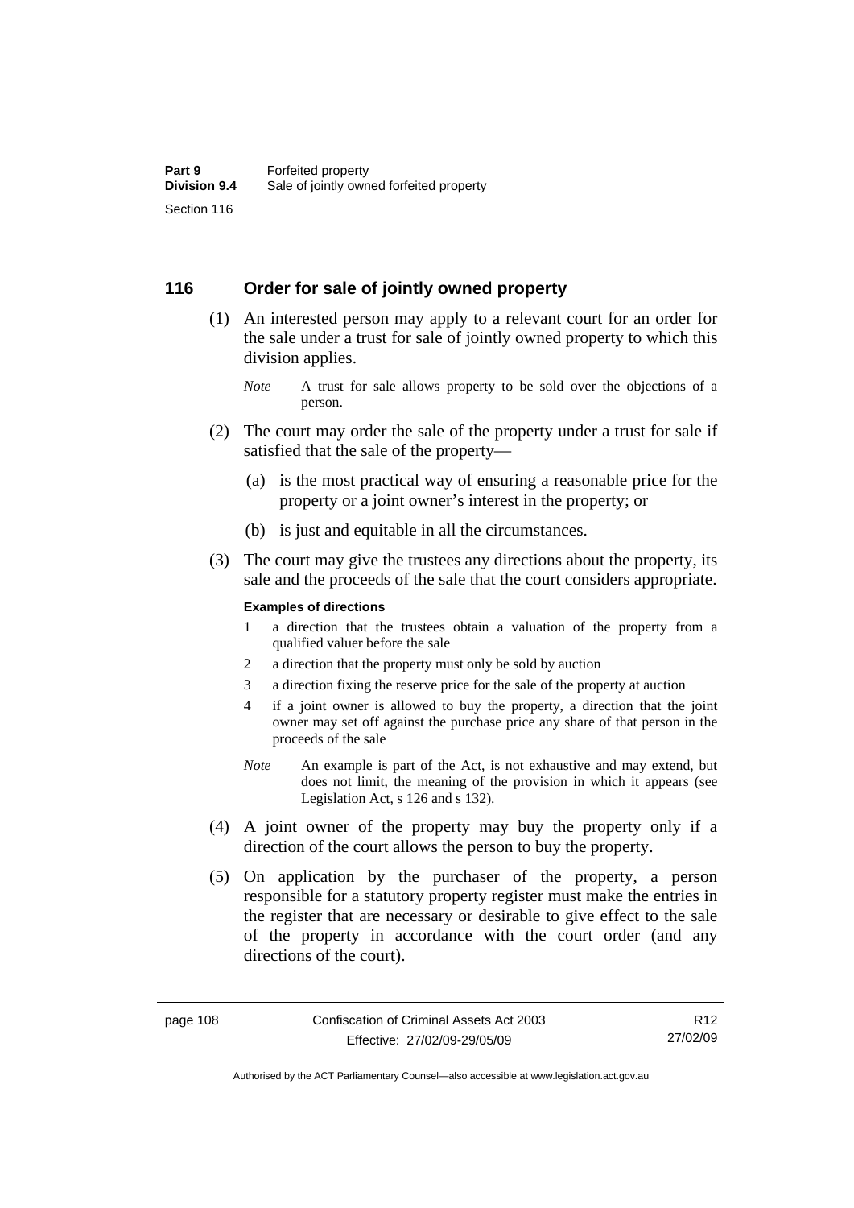## 116 Order for sale of jointly owned property

(1) An interested person may apply to a relevant court for an order for the sale under a trust for sale of jointly owned property to which this division applies.

*Note* A trust for sale allows property to be sold over the objections of a person.

(2) The court may order the sale of the property under a trust for sale if satisfied that the sale of the property—

(a) is the most practical way of ensuring a reasonable price for the property or a joint owner's interest in the property; or

(b) is just and equitable in all the circumstances.

(3) The court may give the trustees any directions about the property, its sale and the proceeds of the sale that the court considers appropriate.

**Examples of directions**

1 a direction that the trustees obtain a valuation of the property from a qualified valuer before the sale

2 a direction that the property must only be sold by auction

3 a direction fixing the reserve price for the sale of the property at auction

4 if a joint owner is allowed to buy the property, a direction that the joint owner may set off against the purchase price any share of that person in the proceeds of the sale

*Note* An example is part of the Act, is not exhaustive and may extend, but does not limit, the meaning of the provision in which it appears (see Legislation Act, s 126 and s 132).

(4) A joint owner of the property may buy the property only if a direction of the court allows the person to buy the property.

(5) On application by the purchaser of the property, a person responsible for a statutory property register must make the entries in the register that are necessary or desirable to give effect to the sale of the property in accordance with the court order (and any directions of the court).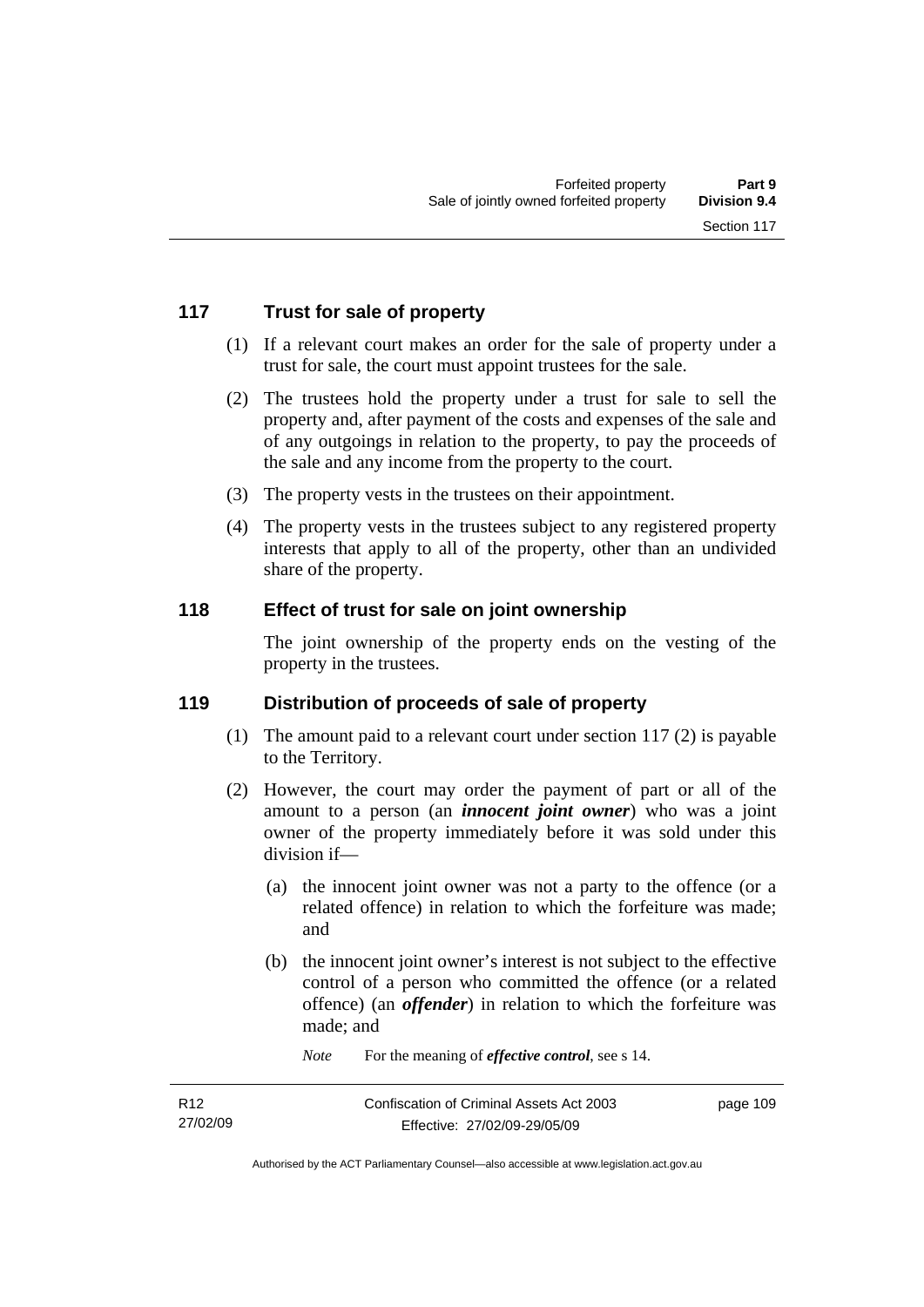## 117 Trust for sale of property

(1) If a relevant court makes an order for the sale of property under a trust for sale, the court must appoint trustees for the sale.

(2) The trustees hold the property under a trust for sale to sell the property and, after payment of the costs and expenses of the sale and of any outgoings in relation to the property, to pay the proceeds of the sale and any income from the property to the court.

(3) The property vests in the trustees on their appointment.

(4) The property vests in the trustees subject to any registered property interests that apply to all of the property, other than an undivided share of the property.

## 118 Effect of trust for sale on joint ownership

The joint ownership of the property ends on the vesting of the property in the trustees.

## 119 Distribution of proceeds of sale of property

(1) The amount paid to a relevant court under section 117 (2) is payable to the Territory.

(2) However, the court may order the payment of part or all of the amount to a person (an ***innocent joint owner***) who was a joint owner of the property immediately before it was sold under this division if—

(a) the innocent joint owner was not a party to the offence (or a related offence) in relation to which the forfeiture was made; and

(b) the innocent joint owner's interest is not subject to the effective control of a person who committed the offence (or a related offence) (an ***offender***) in relation to which the forfeiture was made; and

*Note* For the meaning of ***effective control***, see s 14.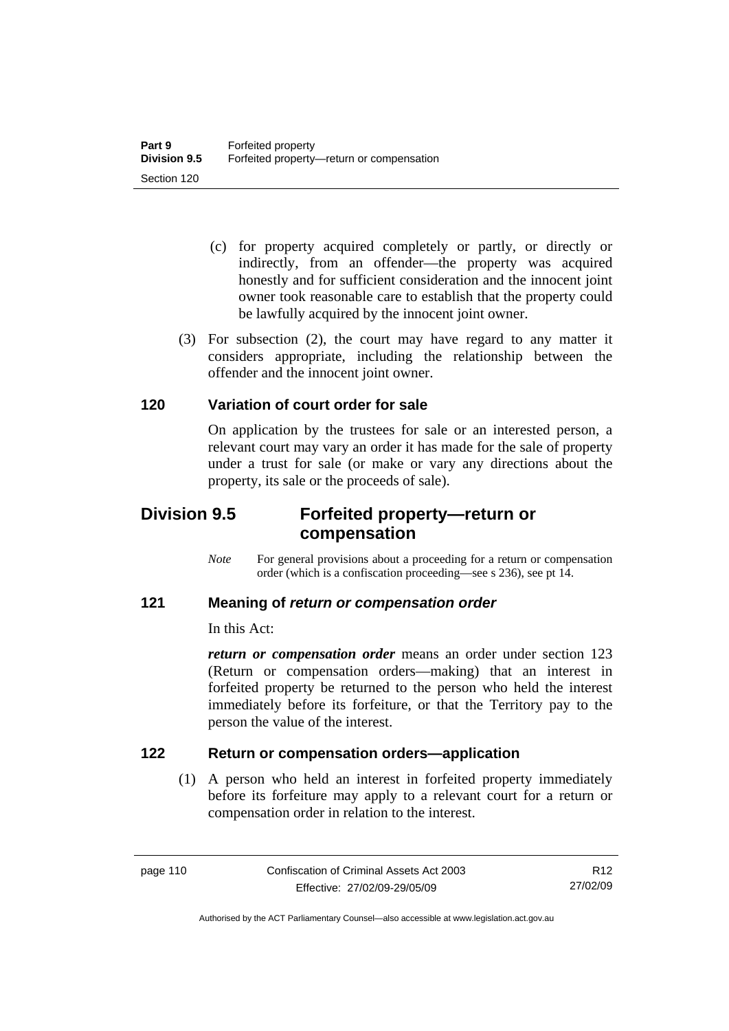(c) for property acquired completely or partly, or directly or indirectly, from an offender—the property was acquired honestly and for sufficient consideration and the innocent joint owner took reasonable care to establish that the property could be lawfully acquired by the innocent joint owner.

(3) For subsection (2), the court may have regard to any matter it considers appropriate, including the relationship between the offender and the innocent joint owner.

### 120 Variation of court order for sale

On application by the trustees for sale or an interested person, a relevant court may vary an order it has made for the sale of property under a trust for sale (or make or vary any directions about the property, its sale or the proceeds of sale).

## Division 9.5 Forfeited property—return or compensation

*Note* For general provisions about a proceeding for a return or compensation order (which is a confiscation proceeding—see s 236), see pt 14.

### 121 Meaning of *return or compensation order*

In this Act:

***return or compensation order*** means an order under section 123 (Return or compensation orders—making) that an interest in forfeited property be returned to the person who held the interest immediately before its forfeiture, or that the Territory pay to the person the value of the interest.

### 122 Return or compensation orders—application

(1) A person who held an interest in forfeited property immediately before its forfeiture may apply to a relevant court for a return or compensation order in relation to the interest.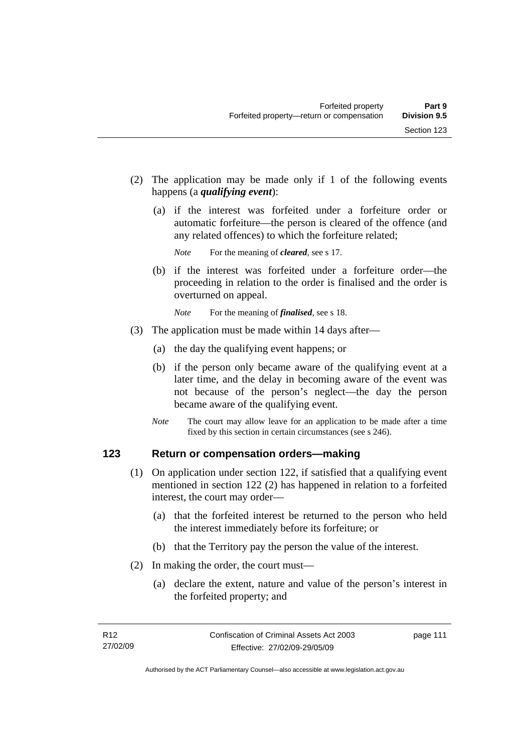(2) The application may be made only if 1 of the following events happens (a ***qualifying event***):

(a) if the interest was forfeited under a forfeiture order or automatic forfeiture—the person is cleared of the offence (and any related offences) to which the forfeiture related;

*Note* For the meaning of ***cleared***, see s 17.

(b) if the interest was forfeited under a forfeiture order—the proceeding in relation to the order is finalised and the order is overturned on appeal.

*Note* For the meaning of ***finalised***, see s 18.

(3) The application must be made within 14 days after—

(a) the day the qualifying event happens; or

(b) if the person only became aware of the qualifying event at a later time, and the delay in becoming aware of the event was not because of the person's neglect—the day the person became aware of the qualifying event.

*Note* The court may allow leave for an application to be made after a time fixed by this section in certain circumstances (see s 246).

## 123 Return or compensation orders—making

(1) On application under section 122, if satisfied that a qualifying event mentioned in section 122 (2) has happened in relation to a forfeited interest, the court may order—

(a) that the forfeited interest be returned to the person who held the interest immediately before its forfeiture; or

(b) that the Territory pay the person the value of the interest.

(2) In making the order, the court must—

(a) declare the extent, nature and value of the person's interest in the forfeited property; and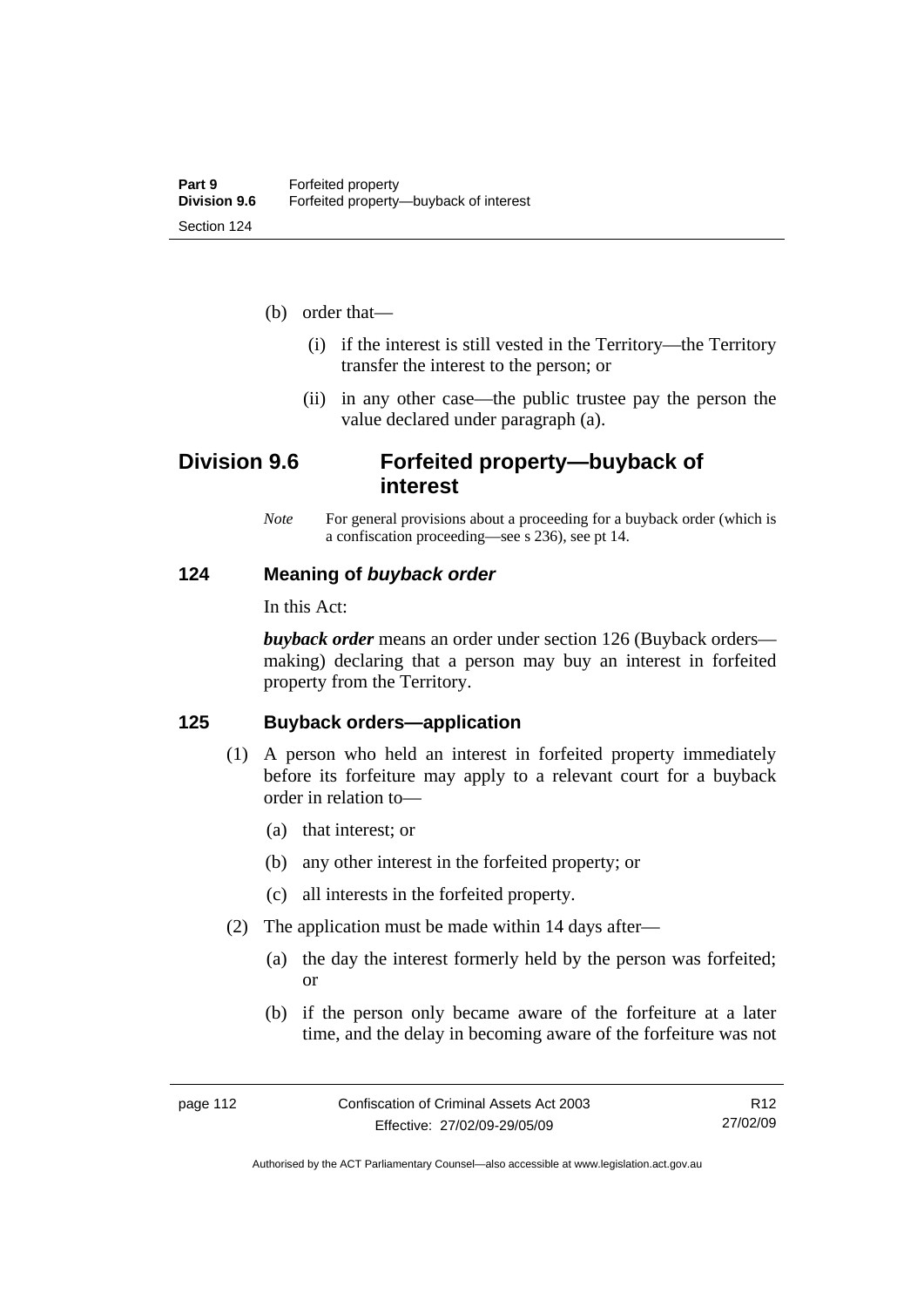(b) order that—

(i) if the interest is still vested in the Territory—the Territory transfer the interest to the person; or

(ii) in any other case—the public trustee pay the person the value declared under paragraph (a).

## Division 9.6 Forfeited property—buyback of interest

*Note* For general provisions about a proceeding for a buyback order (which is a confiscation proceeding—see s 236), see pt 14.

### 124 Meaning of *buyback order*

In this Act:

***buyback order*** means an order under section 126 (Buyback orders—making) declaring that a person may buy an interest in forfeited property from the Territory.

### 125 Buyback orders—application

(1) A person who held an interest in forfeited property immediately before its forfeiture may apply to a relevant court for a buyback order in relation to—

(a) that interest; or

(b) any other interest in the forfeited property; or

(c) all interests in the forfeited property.

(2) The application must be made within 14 days after—

(a) the day the interest formerly held by the person was forfeited; or

(b) if the person only became aware of the forfeiture at a later time, and the delay in becoming aware of the forfeiture was not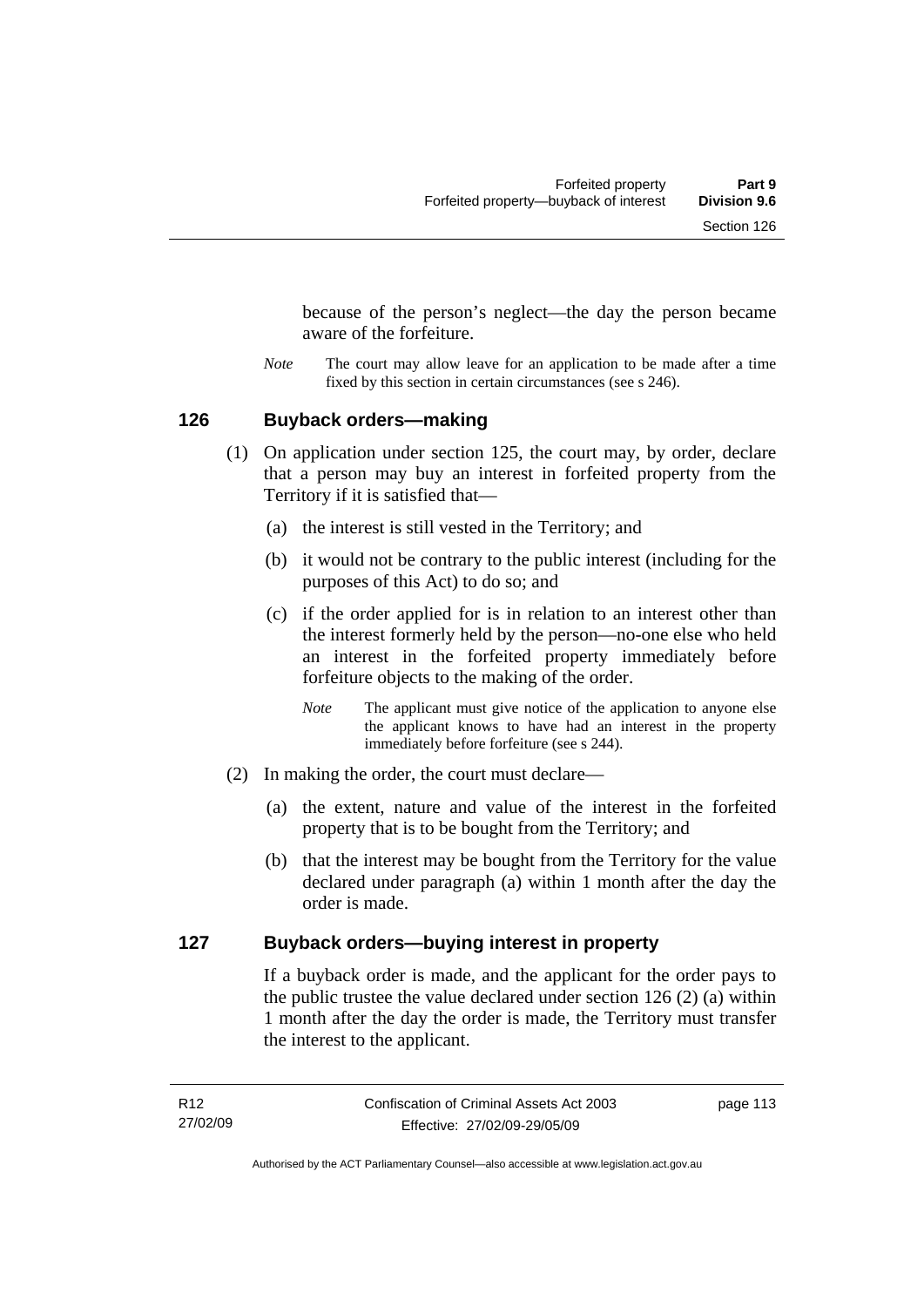because of the person's neglect—the day the person became aware of the forfeiture.

*Note* The court may allow leave for an application to be made after a time fixed by this section in certain circumstances (see s 246).

## 126 Buyback orders—making

(1) On application under section 125, the court may, by order, declare that a person may buy an interest in forfeited property from the Territory if it is satisfied that—

(a) the interest is still vested in the Territory; and

(b) it would not be contrary to the public interest (including for the purposes of this Act) to do so; and

(c) if the order applied for is in relation to an interest other than the interest formerly held by the person—no-one else who held an interest in the forfeited property immediately before forfeiture objects to the making of the order.

*Note* The applicant must give notice of the application to anyone else the applicant knows to have had an interest in the property immediately before forfeiture (see s 244).

(2) In making the order, the court must declare—

(a) the extent, nature and value of the interest in the forfeited property that is to be bought from the Territory; and

(b) that the interest may be bought from the Territory for the value declared under paragraph (a) within 1 month after the day the order is made.

## 127 Buyback orders—buying interest in property

If a buyback order is made, and the applicant for the order pays to the public trustee the value declared under section 126 (2) (a) within 1 month after the day the order is made, the Territory must transfer the interest to the applicant.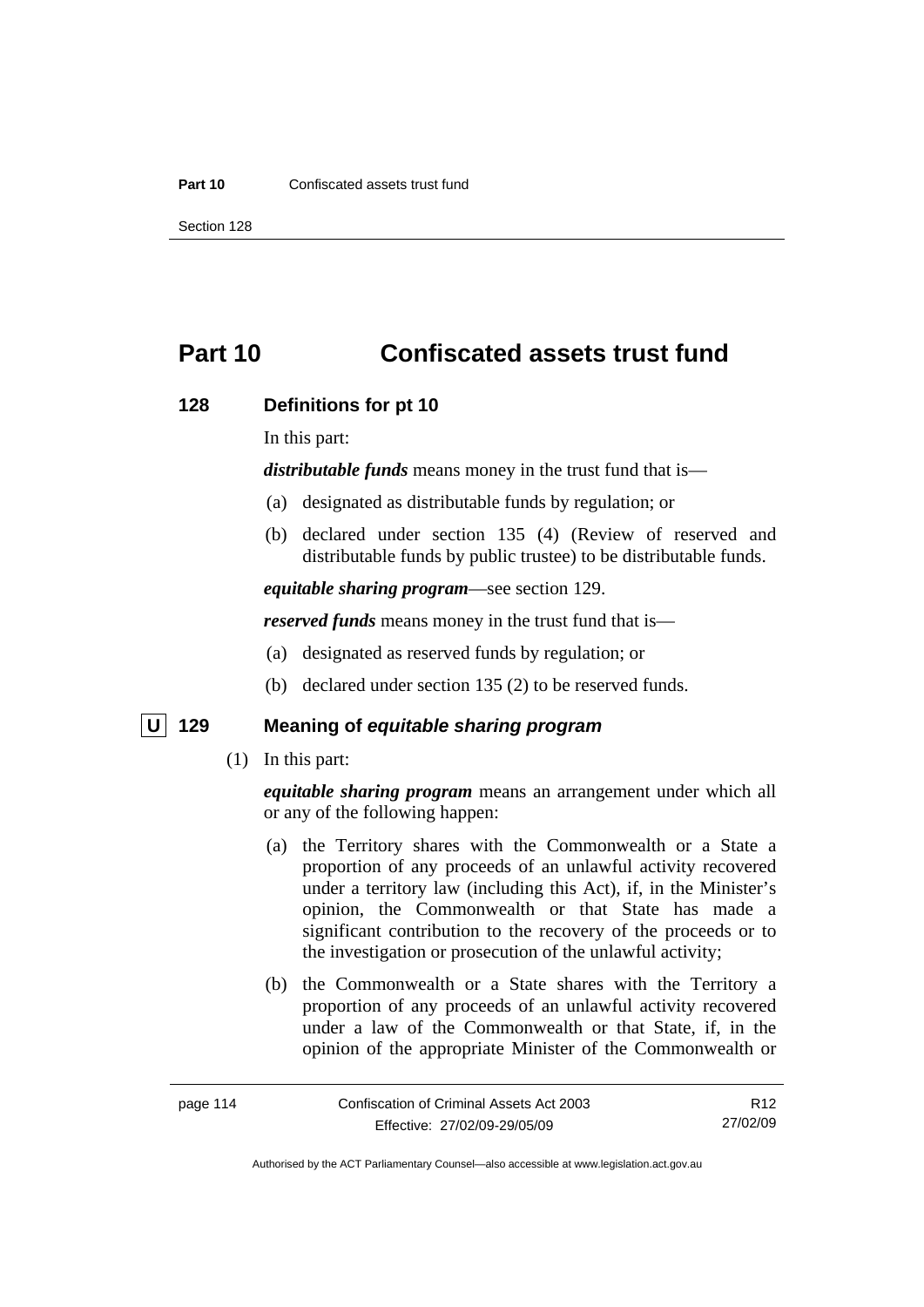# Part 10 Confiscated assets trust fund

## 128 Definitions for pt 10

In this part:

***distributable funds*** means money in the trust fund that is—

- (a) designated as distributable funds by regulation; or
- (b) declared under section 135 (4) (Review of reserved and distributable funds by public trustee) to be distributable funds.

***equitable sharing program***—see section 129.

***reserved funds*** means money in the trust fund that is—

- (a) designated as reserved funds by regulation; or
- (b) declared under section 135 (2) to be reserved funds.

## U 129 Meaning of *equitable sharing program*

(1) In this part:

***equitable sharing program*** means an arrangement under which all or any of the following happen:

- (a) the Territory shares with the Commonwealth or a State a proportion of any proceeds of an unlawful activity recovered under a territory law (including this Act), if, in the Minister's opinion, the Commonwealth or that State has made a significant contribution to the recovery of the proceeds or to the investigation or prosecution of the unlawful activity;
- (b) the Commonwealth or a State shares with the Territory a proportion of any proceeds of an unlawful activity recovered under a law of the Commonwealth or that State, if, in the opinion of the appropriate Minister of the Commonwealth or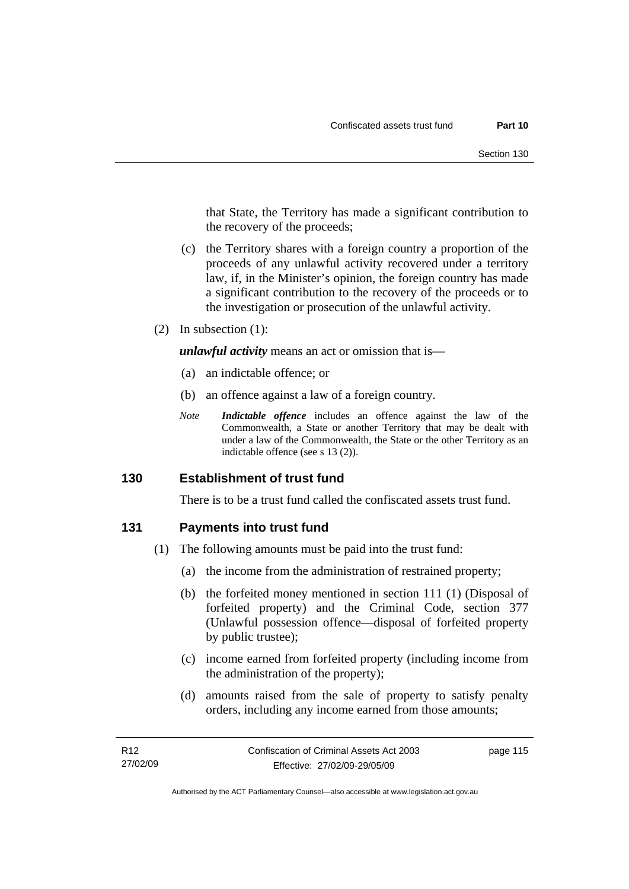that State, the Territory has made a significant contribution to the recovery of the proceeds;

(c) the Territory shares with a foreign country a proportion of the proceeds of any unlawful activity recovered under a territory law, if, in the Minister's opinion, the foreign country has made a significant contribution to the recovery of the proceeds or to the investigation or prosecution of the unlawful activity.

(2) In subsection (1):

***unlawful activity*** means an act or omission that is—

(a) an indictable offence; or

(b) an offence against a law of a foreign country.

*Note* ***Indictable offence*** includes an offence against the law of the Commonwealth, a State or another Territory that may be dealt with under a law of the Commonwealth, the State or the other Territory as an indictable offence (see s 13 (2)).

## 130 Establishment of trust fund

There is to be a trust fund called the confiscated assets trust fund.

## 131 Payments into trust fund

(1) The following amounts must be paid into the trust fund:

(a) the income from the administration of restrained property;

(b) the forfeited money mentioned in section 111 (1) (Disposal of forfeited property) and the Criminal Code, section 377 (Unlawful possession offence—disposal of forfeited property by public trustee);

(c) income earned from forfeited property (including income from the administration of the property);

(d) amounts raised from the sale of property to satisfy penalty orders, including any income earned from those amounts;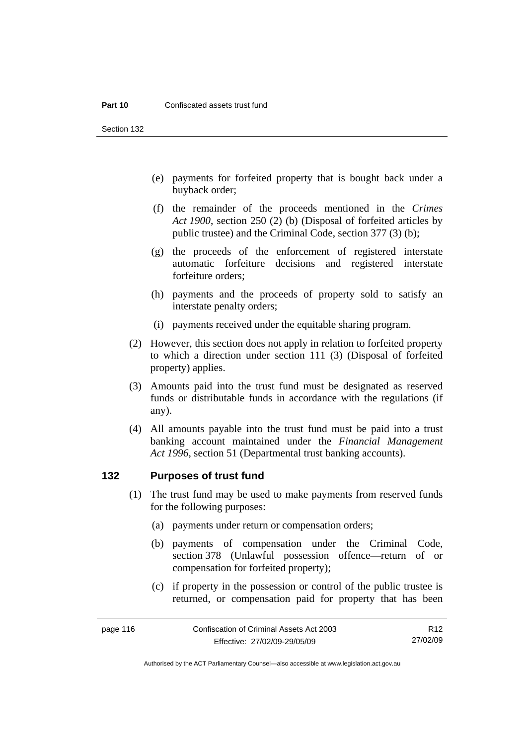- (e) payments for forfeited property that is bought back under a buyback order;
- (f) the remainder of the proceeds mentioned in the *Crimes Act 1900*, section 250 (2) (b) (Disposal of forfeited articles by public trustee) and the Criminal Code, section 377 (3) (b);
- (g) the proceeds of the enforcement of registered interstate automatic forfeiture decisions and registered interstate forfeiture orders;
- (h) payments and the proceeds of property sold to satisfy an interstate penalty orders;
- (i) payments received under the equitable sharing program.

(2) However, this section does not apply in relation to forfeited property to which a direction under section 111 (3) (Disposal of forfeited property) applies.

(3) Amounts paid into the trust fund must be designated as reserved funds or distributable funds in accordance with the regulations (if any).

(4) All amounts payable into the trust fund must be paid into a trust banking account maintained under the *Financial Management Act 1996*, section 51 (Departmental trust banking accounts).

## 132 Purposes of trust fund

(1) The trust fund may be used to make payments from reserved funds for the following purposes:

- (a) payments under return or compensation orders;
- (b) payments of compensation under the Criminal Code, section 378 (Unlawful possession offence—return of or compensation for forfeited property);
- (c) if property in the possession or control of the public trustee is returned, or compensation paid for property that has been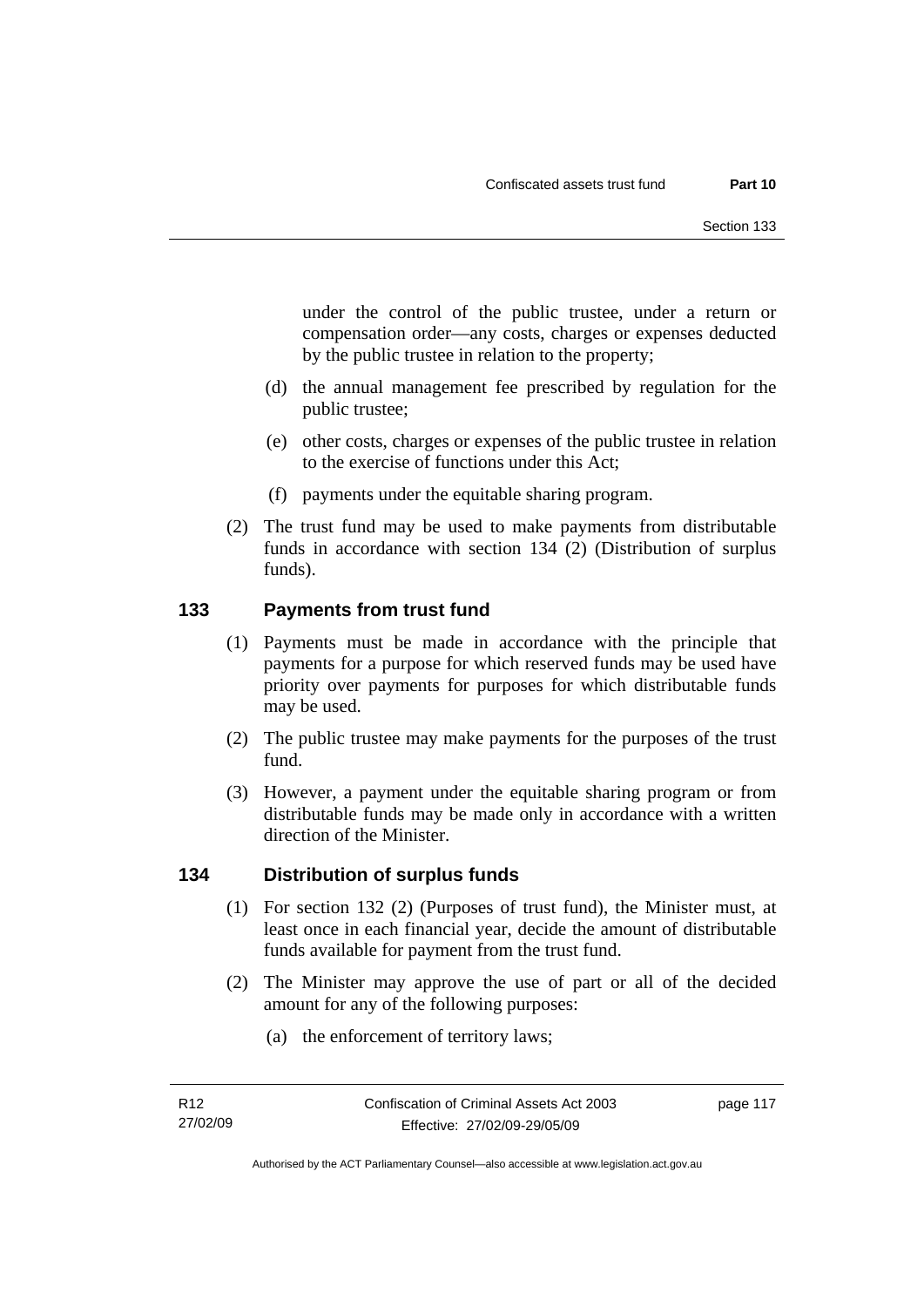under the control of the public trustee, under a return or compensation order—any costs, charges or expenses deducted by the public trustee in relation to the property;

(d) the annual management fee prescribed by regulation for the public trustee;

(e) other costs, charges or expenses of the public trustee in relation to the exercise of functions under this Act;

(f) payments under the equitable sharing program.

(2) The trust fund may be used to make payments from distributable funds in accordance with section 134 (2) (Distribution of surplus funds).

## 133 Payments from trust fund

(1) Payments must be made in accordance with the principle that payments for a purpose for which reserved funds may be used have priority over payments for purposes for which distributable funds may be used.

(2) The public trustee may make payments for the purposes of the trust fund.

(3) However, a payment under the equitable sharing program or from distributable funds may be made only in accordance with a written direction of the Minister.

## 134 Distribution of surplus funds

(1) For section 132 (2) (Purposes of trust fund), the Minister must, at least once in each financial year, decide the amount of distributable funds available for payment from the trust fund.

(2) The Minister may approve the use of part or all of the decided amount for any of the following purposes:

(a) the enforcement of territory laws;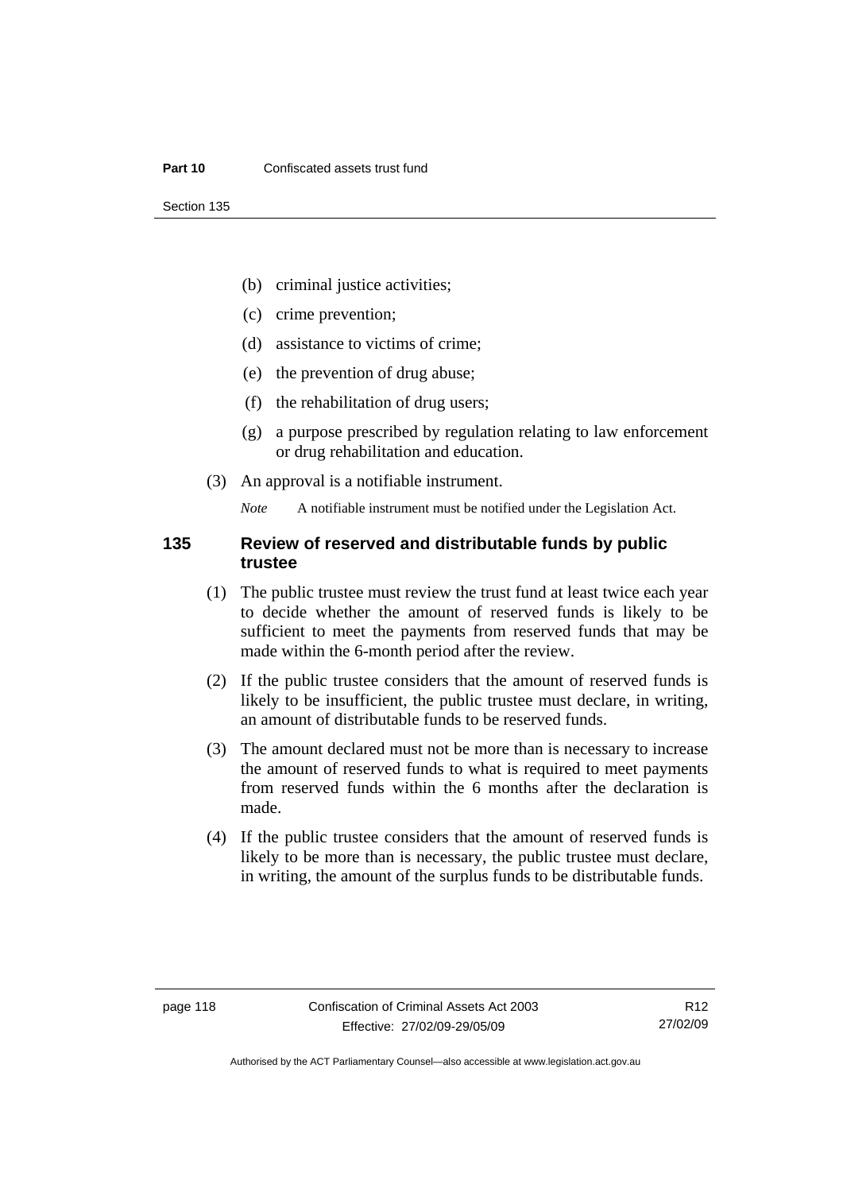- (b) criminal justice activities;
- (c) crime prevention;
- (d) assistance to victims of crime;
- (e) the prevention of drug abuse;
- (f) the rehabilitation of drug users;
- (g) a purpose prescribed by regulation relating to law enforcement or drug rehabilitation and education.

(3) An approval is a notifiable instrument.

*Note* A notifiable instrument must be notified under the Legislation Act.

### 135 Review of reserved and distributable funds by public trustee

(1) The public trustee must review the trust fund at least twice each year to decide whether the amount of reserved funds is likely to be sufficient to meet the payments from reserved funds that may be made within the 6-month period after the review.

(2) If the public trustee considers that the amount of reserved funds is likely to be insufficient, the public trustee must declare, in writing, an amount of distributable funds to be reserved funds.

(3) The amount declared must not be more than is necessary to increase the amount of reserved funds to what is required to meet payments from reserved funds within the 6 months after the declaration is made.

(4) If the public trustee considers that the amount of reserved funds is likely to be more than is necessary, the public trustee must declare, in writing, the amount of the surplus funds to be distributable funds.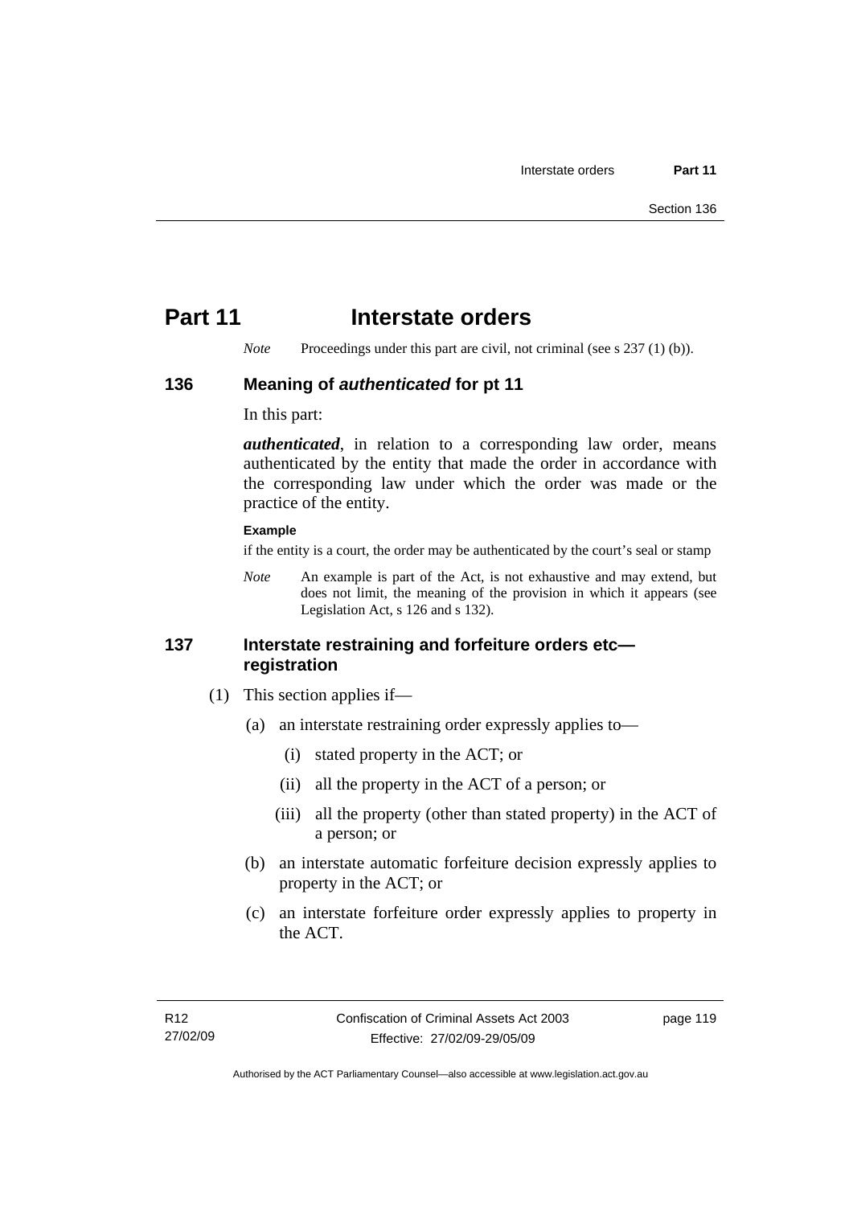# Part 11 Interstate orders

*Note* Proceedings under this part are civil, not criminal (see s 237 (1) (b)).

## 136 Meaning of *authenticated* for pt 11

In this part:

***authenticated***, in relation to a corresponding law order, means authenticated by the entity that made the order in accordance with the corresponding law under which the order was made or the practice of the entity.

**Example**

if the entity is a court, the order may be authenticated by the court's seal or stamp

*Note* An example is part of the Act, is not exhaustive and may extend, but does not limit, the meaning of the provision in which it appears (see Legislation Act, s 126 and s 132).

## 137 Interstate restraining and forfeiture orders etc—registration

(1) This section applies if—

(a) an interstate restraining order expressly applies to—

(i) stated property in the ACT; or

(ii) all the property in the ACT of a person; or

(iii) all the property (other than stated property) in the ACT of a person; or

(b) an interstate automatic forfeiture decision expressly applies to property in the ACT; or

(c) an interstate forfeiture order expressly applies to property in the ACT.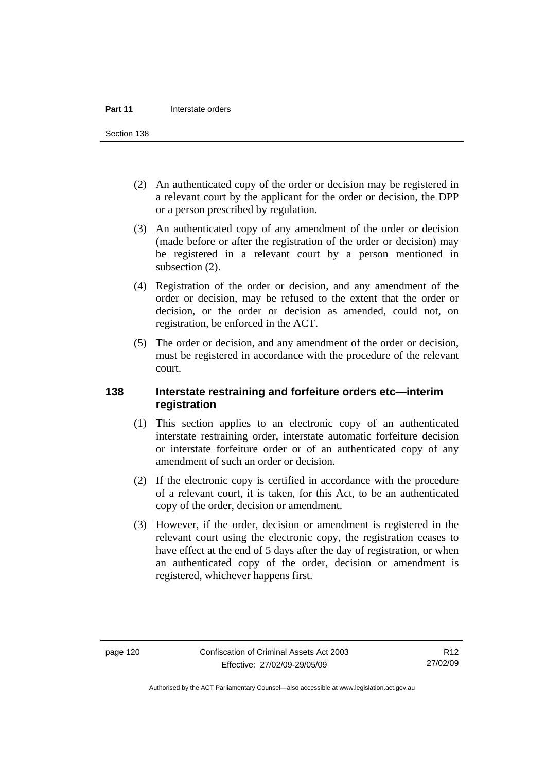(2) An authenticated copy of the order or decision may be registered in a relevant court by the applicant for the order or decision, the DPP or a person prescribed by regulation.

(3) An authenticated copy of any amendment of the order or decision (made before or after the registration of the order or decision) may be registered in a relevant court by a person mentioned in subsection (2).

(4) Registration of the order or decision, and any amendment of the order or decision, may be refused to the extent that the order or decision, or the order or decision as amended, could not, on registration, be enforced in the ACT.

(5) The order or decision, and any amendment of the order or decision, must be registered in accordance with the procedure of the relevant court.

### 138 Interstate restraining and forfeiture orders etc—interim registration

(1) This section applies to an electronic copy of an authenticated interstate restraining order, interstate automatic forfeiture decision or interstate forfeiture order or of an authenticated copy of any amendment of such an order or decision.

(2) If the electronic copy is certified in accordance with the procedure of a relevant court, it is taken, for this Act, to be an authenticated copy of the order, decision or amendment.

(3) However, if the order, decision or amendment is registered in the relevant court using the electronic copy, the registration ceases to have effect at the end of 5 days after the day of registration, or when an authenticated copy of the order, decision or amendment is registered, whichever happens first.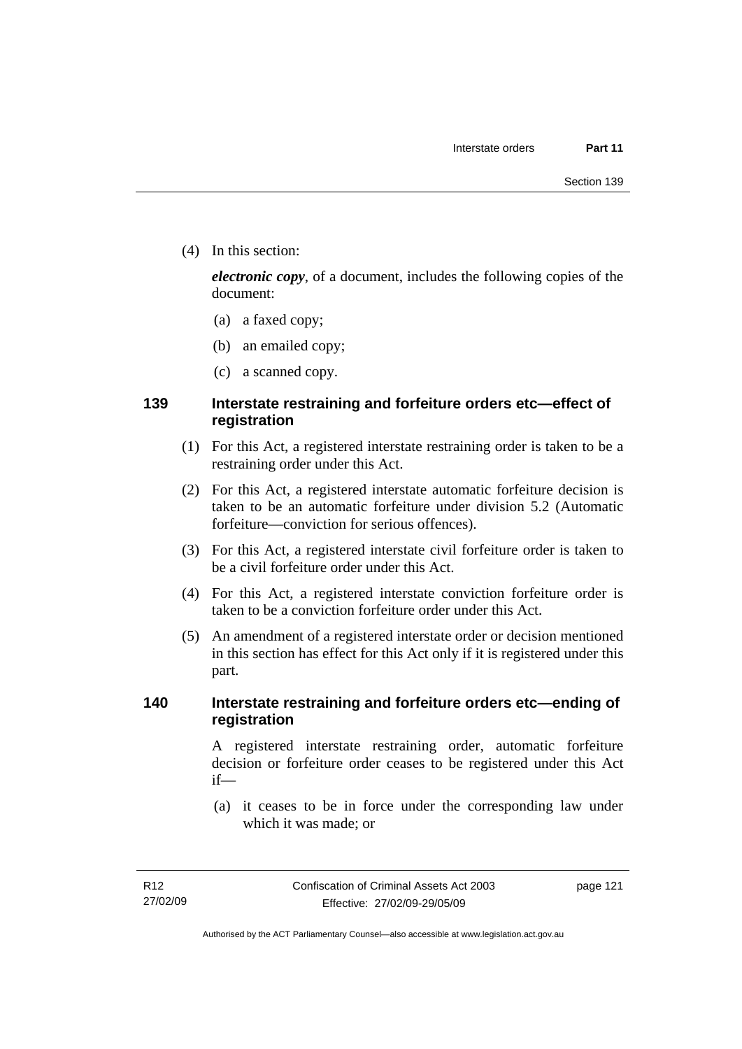(4) In this section:

***electronic copy***, of a document, includes the following copies of the document:

(a) a faxed copy;

(b) an emailed copy;

(c) a scanned copy.

### 139 Interstate restraining and forfeiture orders etc—effect of registration

(1) For this Act, a registered interstate restraining order is taken to be a restraining order under this Act.

(2) For this Act, a registered interstate automatic forfeiture decision is taken to be an automatic forfeiture under division 5.2 (Automatic forfeiture—conviction for serious offences).

(3) For this Act, a registered interstate civil forfeiture order is taken to be a civil forfeiture order under this Act.

(4) For this Act, a registered interstate conviction forfeiture order is taken to be a conviction forfeiture order under this Act.

(5) An amendment of a registered interstate order or decision mentioned in this section has effect for this Act only if it is registered under this part.

### 140 Interstate restraining and forfeiture orders etc—ending of registration

A registered interstate restraining order, automatic forfeiture decision or forfeiture order ceases to be registered under this Act if—

(a) it ceases to be in force under the corresponding law under which it was made; or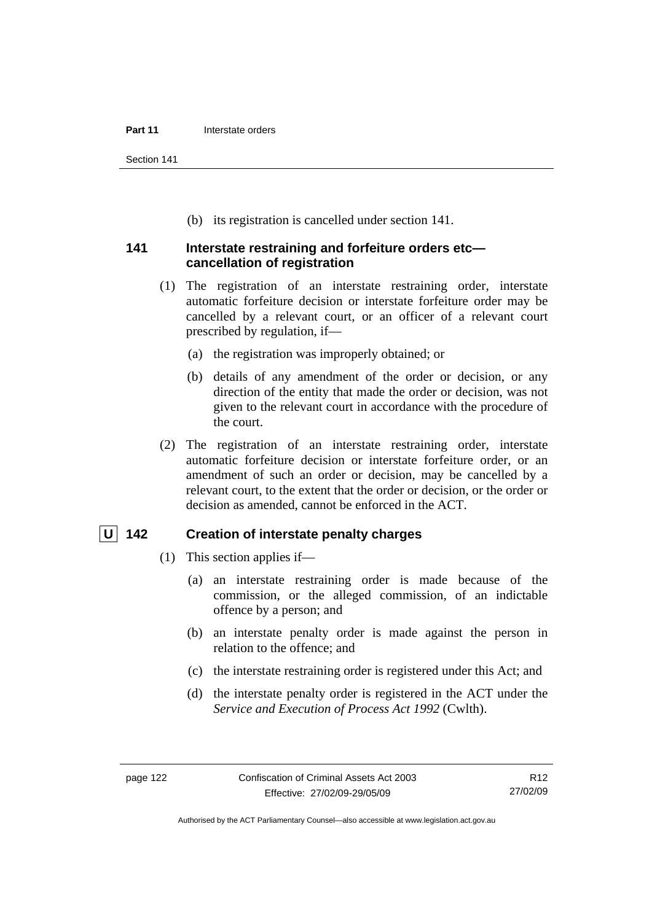(b) its registration is cancelled under section 141.

### 141 Interstate restraining and forfeiture orders etc—cancellation of registration

(1) The registration of an interstate restraining order, interstate automatic forfeiture decision or interstate forfeiture order may be cancelled by a relevant court, or an officer of a relevant court prescribed by regulation, if—

(a) the registration was improperly obtained; or

(b) details of any amendment of the order or decision, or any direction of the entity that made the order or decision, was not given to the relevant court in accordance with the procedure of the court.

(2) The registration of an interstate restraining order, interstate automatic forfeiture decision or interstate forfeiture order, or an amendment of such an order or decision, may be cancelled by a relevant court, to the extent that the order or decision, or the order or decision as amended, cannot be enforced in the ACT.

### U 142 Creation of interstate penalty charges

(1) This section applies if—

(a) an interstate restraining order is made because of the commission, or the alleged commission, of an indictable offence by a person; and

(b) an interstate penalty order is made against the person in relation to the offence; and

(c) the interstate restraining order is registered under this Act; and

(d) the interstate penalty order is registered in the ACT under the *Service and Execution of Process Act 1992* (Cwlth).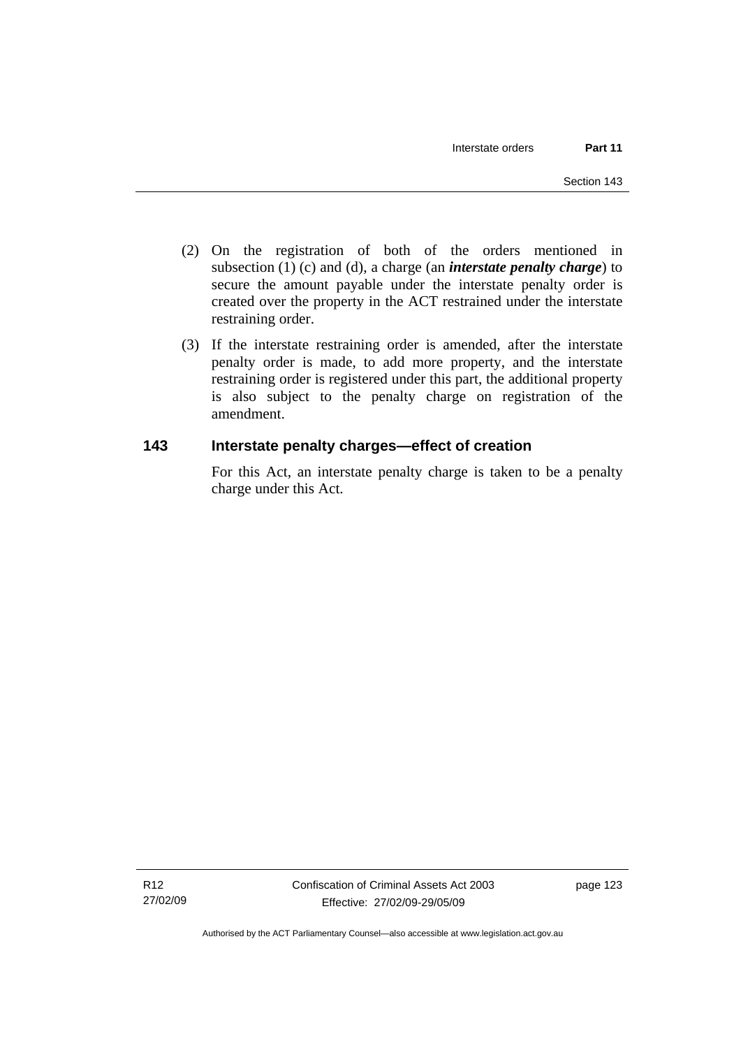(2) On the registration of both of the orders mentioned in subsection (1) (c) and (d), a charge (an ***interstate penalty charge***) to secure the amount payable under the interstate penalty order is created over the property in the ACT restrained under the interstate restraining order.

(3) If the interstate restraining order is amended, after the interstate penalty order is made, to add more property, and the interstate restraining order is registered under this part, the additional property is also subject to the penalty charge on registration of the amendment.

## 143 Interstate penalty charges—effect of creation

For this Act, an interstate penalty charge is taken to be a penalty charge under this Act.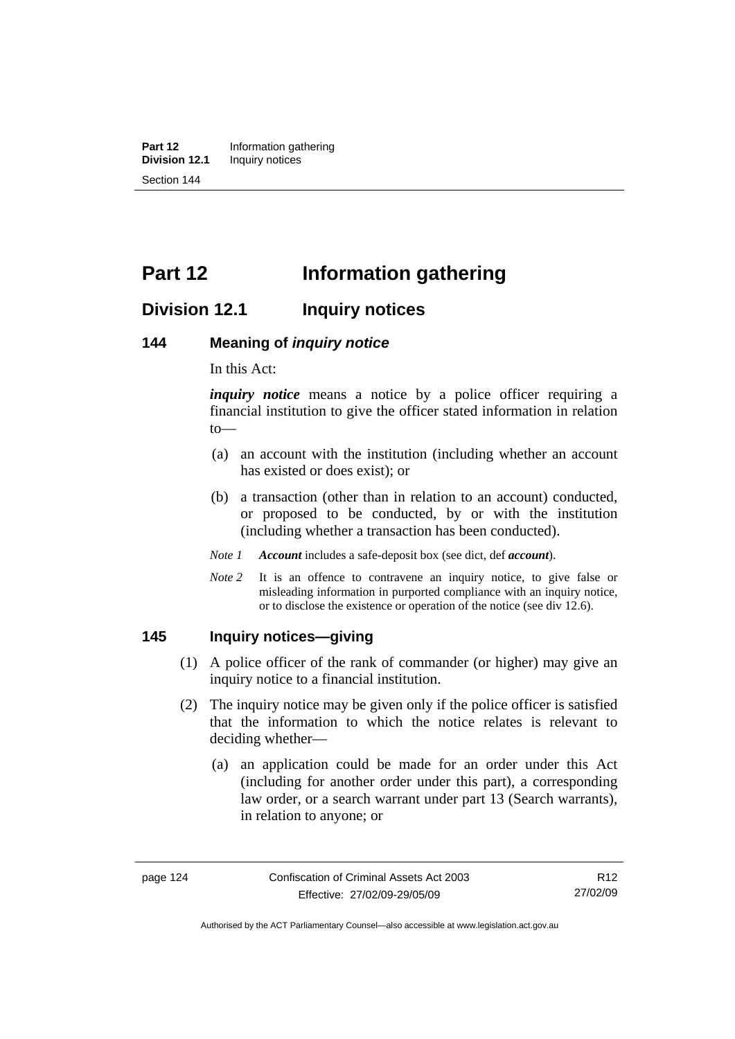# Part 12 Information gathering

## Division 12.1 Inquiry notices

### 144 Meaning of *inquiry notice*

In this Act:

***inquiry notice*** means a notice by a police officer requiring a financial institution to give the officer stated information in relation to—

(a) an account with the institution (including whether an account has existed or does exist); or

(b) a transaction (other than in relation to an account) conducted, or proposed to be conducted, by or with the institution (including whether a transaction has been conducted).

*Note 1* ***Account*** includes a safe-deposit box (see dict, def ***account***).

*Note 2* It is an offence to contravene an inquiry notice, to give false or misleading information in purported compliance with an inquiry notice, or to disclose the existence or operation of the notice (see div 12.6).

### 145 Inquiry notices—giving

(1) A police officer of the rank of commander (or higher) may give an inquiry notice to a financial institution.

(2) The inquiry notice may be given only if the police officer is satisfied that the information to which the notice relates is relevant to deciding whether—

(a) an application could be made for an order under this Act (including for another order under this part), a corresponding law order, or a search warrant under part 13 (Search warrants), in relation to anyone; or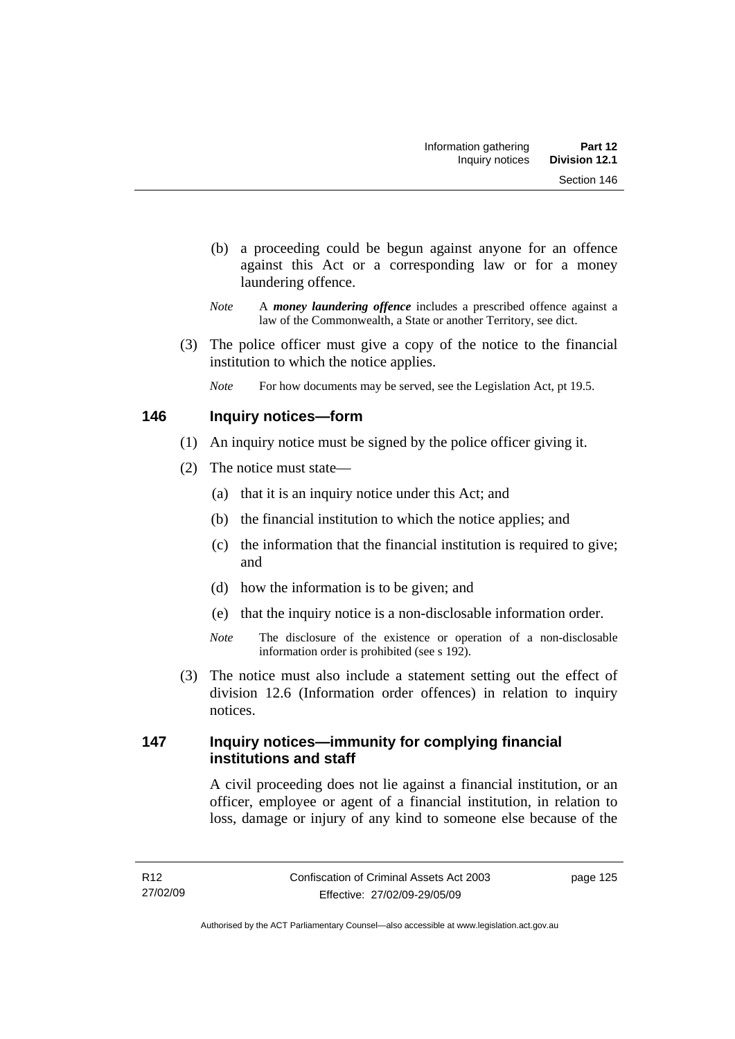(b) a proceeding could be begun against anyone for an offence against this Act or a corresponding law or for a money laundering offence.

*Note* A ***money laundering offence*** includes a prescribed offence against a law of the Commonwealth, a State or another Territory, see dict.

(3) The police officer must give a copy of the notice to the financial institution to which the notice applies.

*Note* For how documents may be served, see the Legislation Act, pt 19.5.

## 146 Inquiry notices—form

(1) An inquiry notice must be signed by the police officer giving it.

(2) The notice must state—

(a) that it is an inquiry notice under this Act; and

(b) the financial institution to which the notice applies; and

(c) the information that the financial institution is required to give; and

(d) how the information is to be given; and

(e) that the inquiry notice is a non-disclosable information order.

*Note* The disclosure of the existence or operation of a non-disclosable information order is prohibited (see s 192).

(3) The notice must also include a statement setting out the effect of division 12.6 (Information order offences) in relation to inquiry notices.

## 147 Inquiry notices—immunity for complying financial institutions and staff

A civil proceeding does not lie against a financial institution, or an officer, employee or agent of a financial institution, in relation to loss, damage or injury of any kind to someone else because of the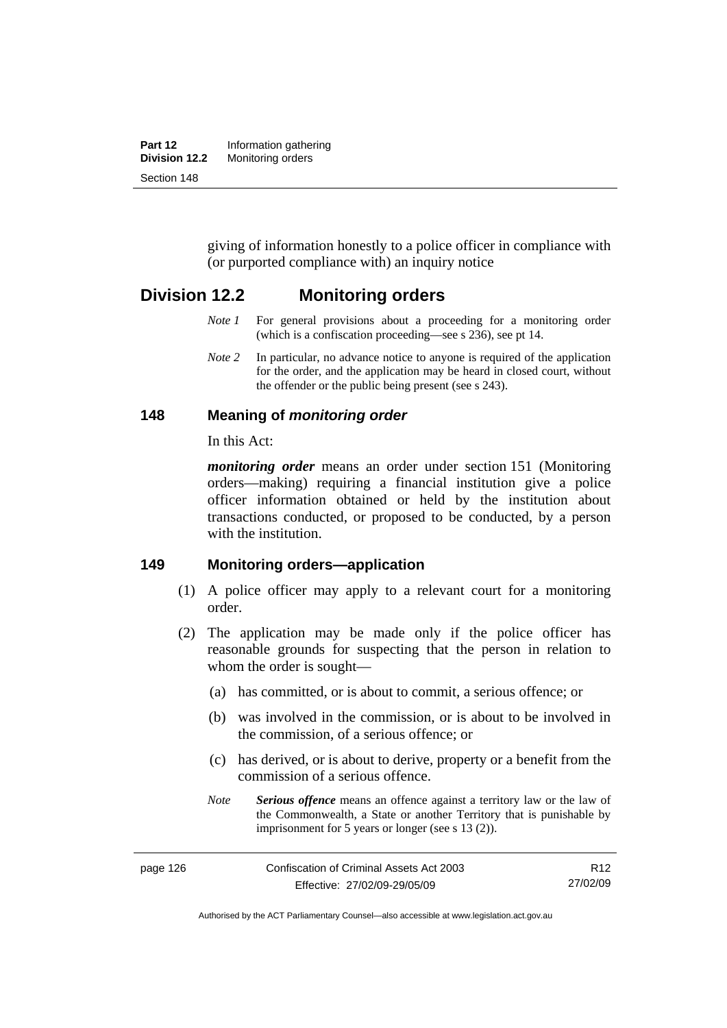giving of information honestly to a police officer in compliance with (or purported compliance with) an inquiry notice

## Division 12.2 Monitoring orders

*Note 1* For general provisions about a proceeding for a monitoring order (which is a confiscation proceeding—see s 236), see pt 14.

*Note 2* In particular, no advance notice to anyone is required of the application for the order, and the application may be heard in closed court, without the offender or the public being present (see s 243).

### 148 Meaning of *monitoring order*

In this Act:

***monitoring order*** means an order under section 151 (Monitoring orders—making) requiring a financial institution give a police officer information obtained or held by the institution about transactions conducted, or proposed to be conducted, by a person with the institution.

### 149 Monitoring orders—application

(1) A police officer may apply to a relevant court for a monitoring order.

(2) The application may be made only if the police officer has reasonable grounds for suspecting that the person in relation to whom the order is sought—

(a) has committed, or is about to commit, a serious offence; or

(b) was involved in the commission, or is about to be involved in the commission, of a serious offence; or

(c) has derived, or is about to derive, property or a benefit from the commission of a serious offence.

*Note* ***Serious offence*** means an offence against a territory law or the law of the Commonwealth, a State or another Territory that is punishable by imprisonment for 5 years or longer (see s 13 (2)).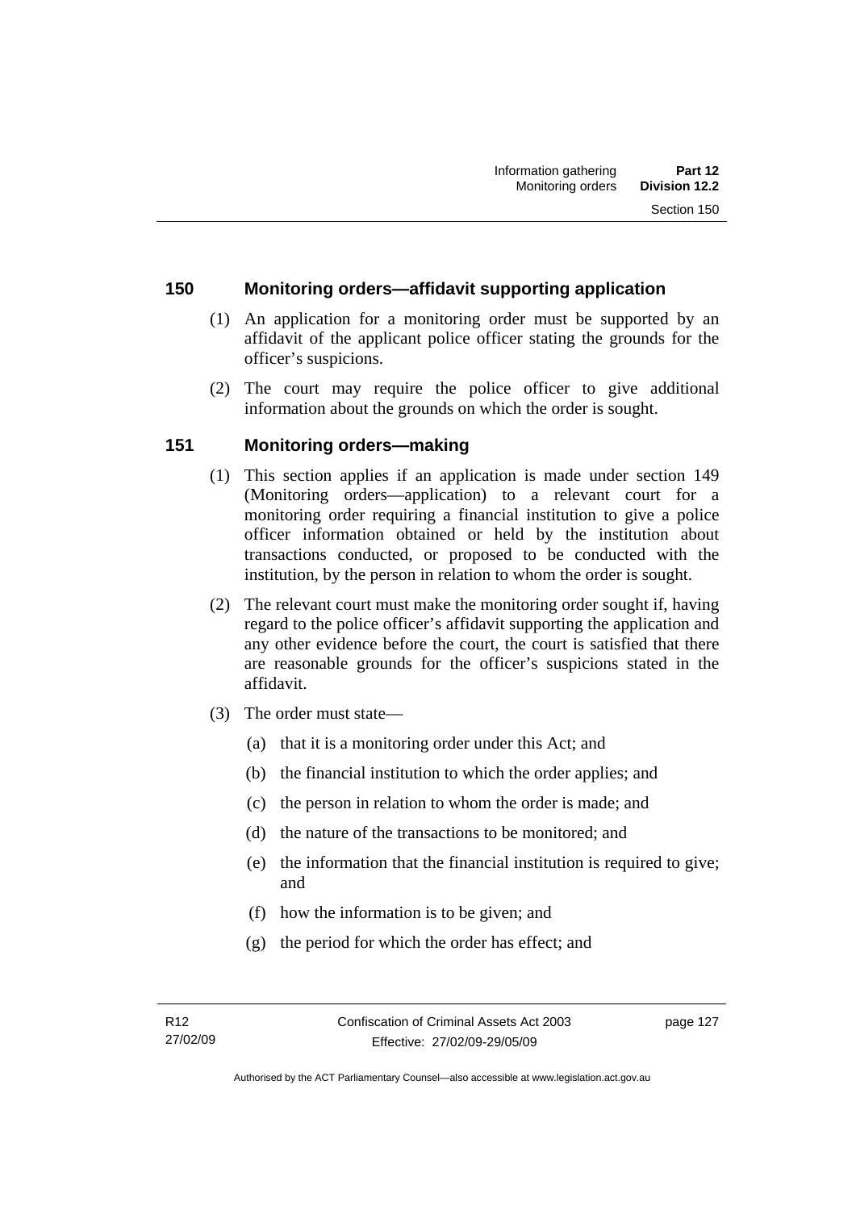## 150 Monitoring orders—affidavit supporting application

(1) An application for a monitoring order must be supported by an affidavit of the applicant police officer stating the grounds for the officer's suspicions.

(2) The court may require the police officer to give additional information about the grounds on which the order is sought.

## 151 Monitoring orders—making

(1) This section applies if an application is made under section 149 (Monitoring orders—application) to a relevant court for a monitoring order requiring a financial institution to give a police officer information obtained or held by the institution about transactions conducted, or proposed to be conducted with the institution, by the person in relation to whom the order is sought.

(2) The relevant court must make the monitoring order sought if, having regard to the police officer's affidavit supporting the application and any other evidence before the court, the court is satisfied that there are reasonable grounds for the officer's suspicions stated in the affidavit.

(3) The order must state—

(a) that it is a monitoring order under this Act; and

(b) the financial institution to which the order applies; and

(c) the person in relation to whom the order is made; and

(d) the nature of the transactions to be monitored; and

(e) the information that the financial institution is required to give; and

(f) how the information is to be given; and

(g) the period for which the order has effect; and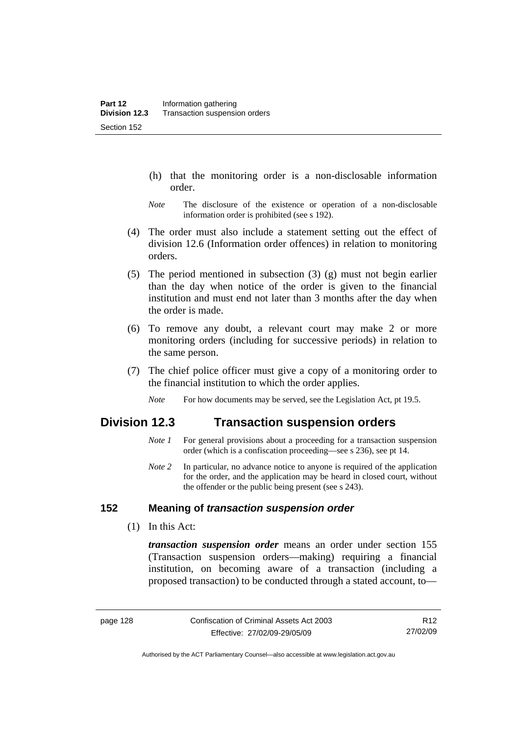(h) that the monitoring order is a non-disclosable information order.

*Note* The disclosure of the existence or operation of a non-disclosable information order is prohibited (see s 192).

(4) The order must also include a statement setting out the effect of division 12.6 (Information order offences) in relation to monitoring orders.

(5) The period mentioned in subsection (3) (g) must not begin earlier than the day when notice of the order is given to the financial institution and must end not later than 3 months after the day when the order is made.

(6) To remove any doubt, a relevant court may make 2 or more monitoring orders (including for successive periods) in relation to the same person.

(7) The chief police officer must give a copy of a monitoring order to the financial institution to which the order applies.

*Note* For how documents may be served, see the Legislation Act, pt 19.5.

## Division 12.3 Transaction suspension orders

*Note 1* For general provisions about a proceeding for a transaction suspension order (which is a confiscation proceeding—see s 236), see pt 14.

*Note 2* In particular, no advance notice to anyone is required of the application for the order, and the application may be heard in closed court, without the offender or the public being present (see s 243).

### 152 Meaning of *transaction suspension order*

(1) In this Act:

***transaction suspension order*** means an order under section 155 (Transaction suspension orders—making) requiring a financial institution, on becoming aware of a transaction (including a proposed transaction) to be conducted through a stated account, to—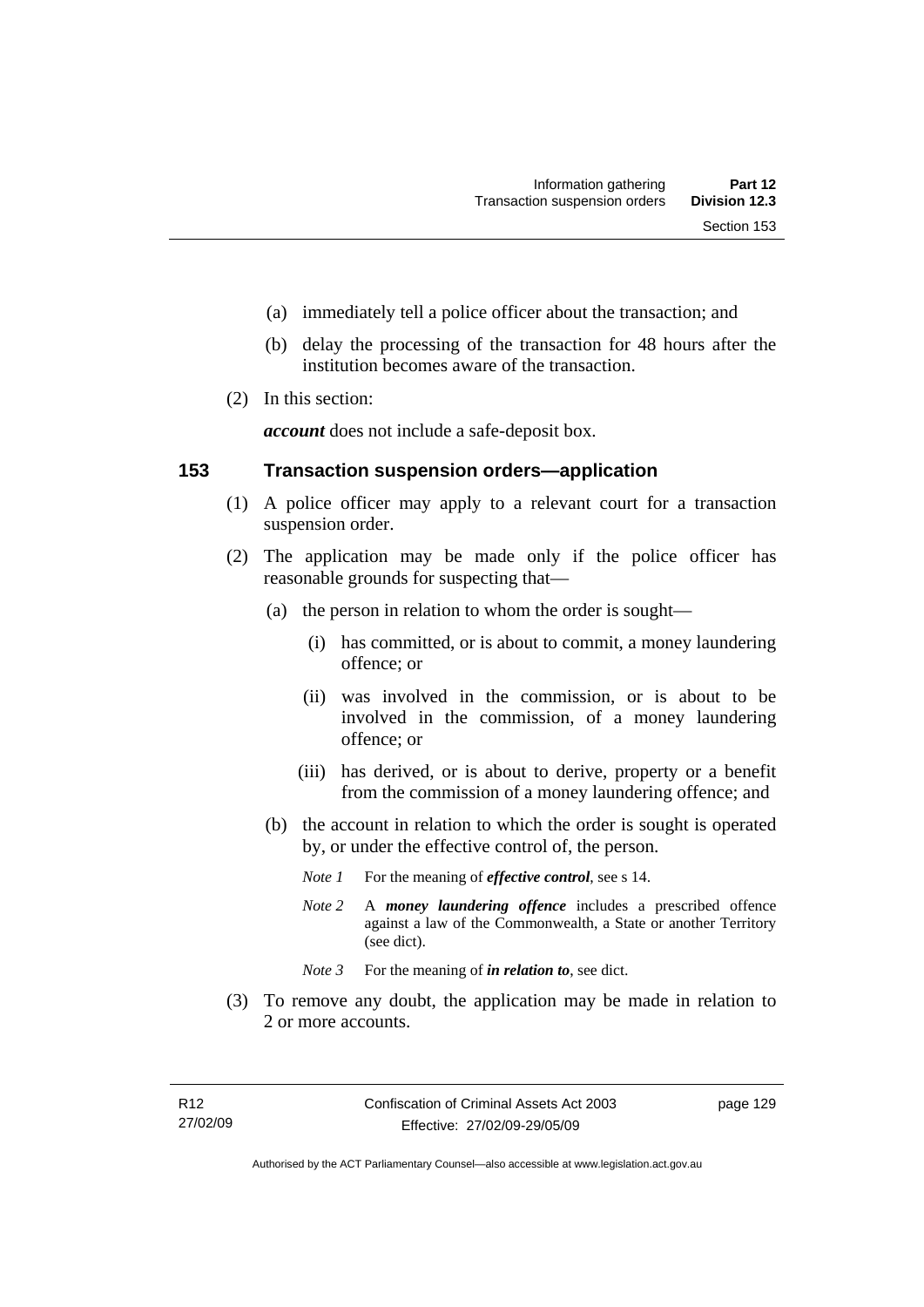(a) immediately tell a police officer about the transaction; and

(b) delay the processing of the transaction for 48 hours after the institution becomes aware of the transaction.

(2) In this section:

***account*** does not include a safe-deposit box.

## 153 Transaction suspension orders—application

(1) A police officer may apply to a relevant court for a transaction suspension order.

(2) The application may be made only if the police officer has reasonable grounds for suspecting that—

(a) the person in relation to whom the order is sought—

(i) has committed, or is about to commit, a money laundering offence; or

(ii) was involved in the commission, or is about to be involved in the commission, of a money laundering offence; or

(iii) has derived, or is about to derive, property or a benefit from the commission of a money laundering offence; and

(b) the account in relation to which the order is sought is operated by, or under the effective control of, the person.

*Note 1* For the meaning of ***effective control***, see s 14.

*Note 2* A ***money laundering offence*** includes a prescribed offence against a law of the Commonwealth, a State or another Territory (see dict).

*Note 3* For the meaning of ***in relation to***, see dict.

(3) To remove any doubt, the application may be made in relation to 2 or more accounts.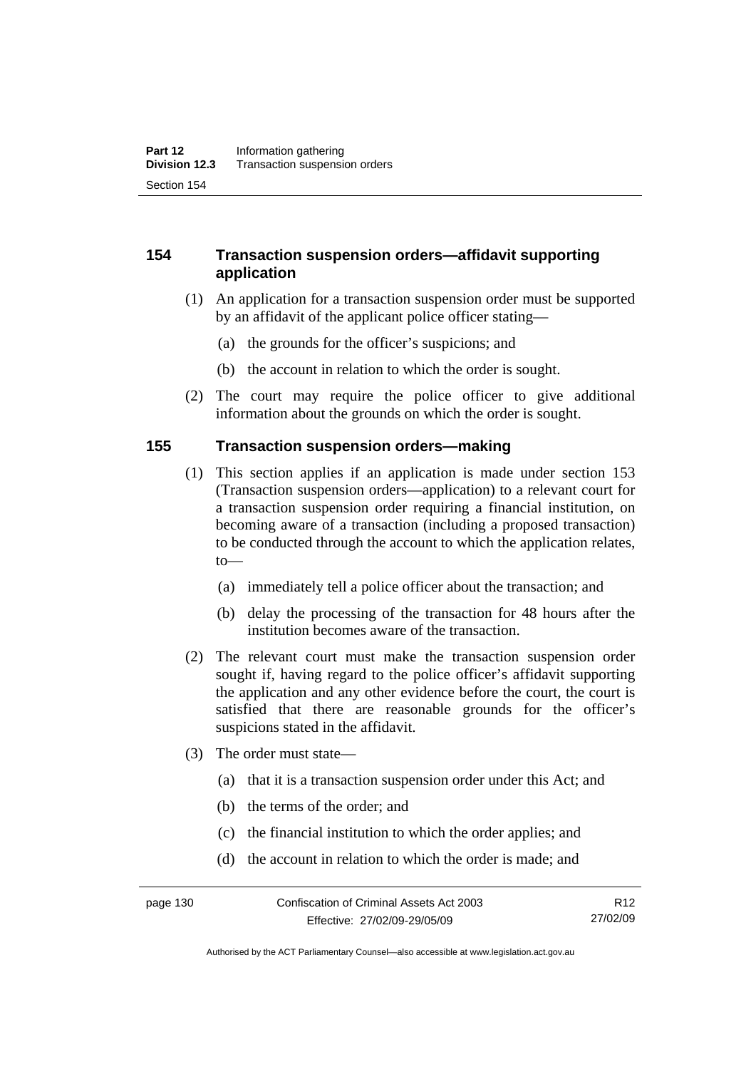## 154 Transaction suspension orders—affidavit supporting application

(1) An application for a transaction suspension order must be supported by an affidavit of the applicant police officer stating—

(a) the grounds for the officer's suspicions; and

(b) the account in relation to which the order is sought.

(2) The court may require the police officer to give additional information about the grounds on which the order is sought.

## 155 Transaction suspension orders—making

(1) This section applies if an application is made under section 153 (Transaction suspension orders—application) to a relevant court for a transaction suspension order requiring a financial institution, on becoming aware of a transaction (including a proposed transaction) to be conducted through the account to which the application relates, to—

(a) immediately tell a police officer about the transaction; and

(b) delay the processing of the transaction for 48 hours after the institution becomes aware of the transaction.

(2) The relevant court must make the transaction suspension order sought if, having regard to the police officer's affidavit supporting the application and any other evidence before the court, the court is satisfied that there are reasonable grounds for the officer's suspicions stated in the affidavit.

(3) The order must state—

(a) that it is a transaction suspension order under this Act; and

(b) the terms of the order; and

(c) the financial institution to which the order applies; and

(d) the account in relation to which the order is made; and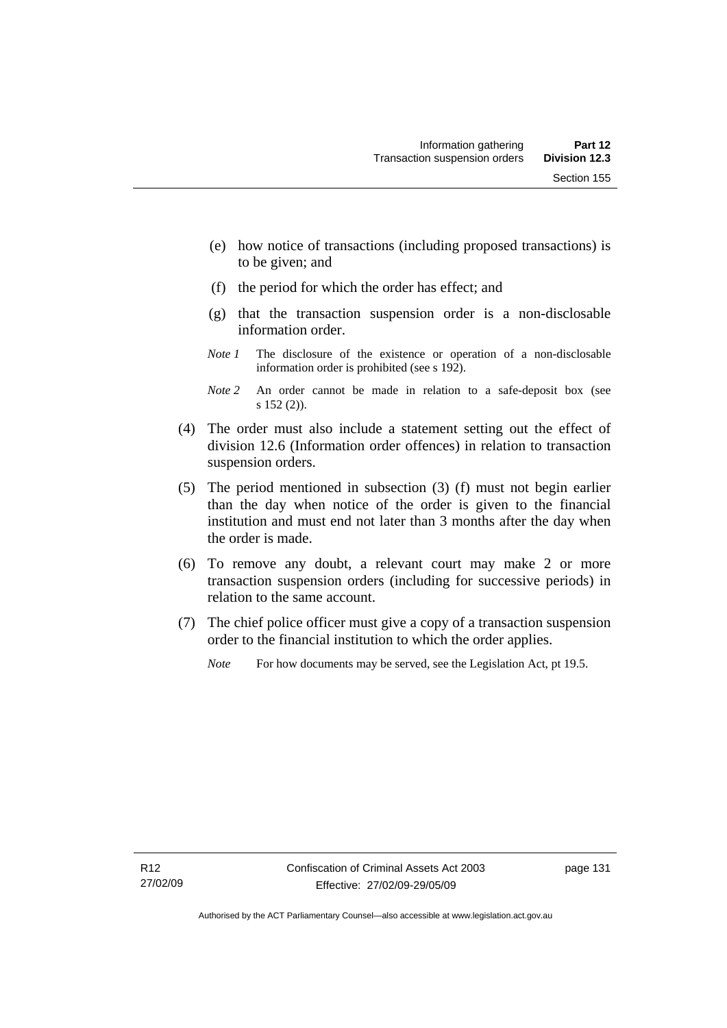(e) how notice of transactions (including proposed transactions) is to be given; and

(f) the period for which the order has effect; and

(g) that the transaction suspension order is a non-disclosable information order.

*Note 1* The disclosure of the existence or operation of a non-disclosable information order is prohibited (see s 192).

*Note 2* An order cannot be made in relation to a safe-deposit box (see s 152 (2)).

(4) The order must also include a statement setting out the effect of division 12.6 (Information order offences) in relation to transaction suspension orders.

(5) The period mentioned in subsection (3) (f) must not begin earlier than the day when notice of the order is given to the financial institution and must end not later than 3 months after the day when the order is made.

(6) To remove any doubt, a relevant court may make 2 or more transaction suspension orders (including for successive periods) in relation to the same account.

(7) The chief police officer must give a copy of a transaction suspension order to the financial institution to which the order applies.

*Note* For how documents may be served, see the Legislation Act, pt 19.5.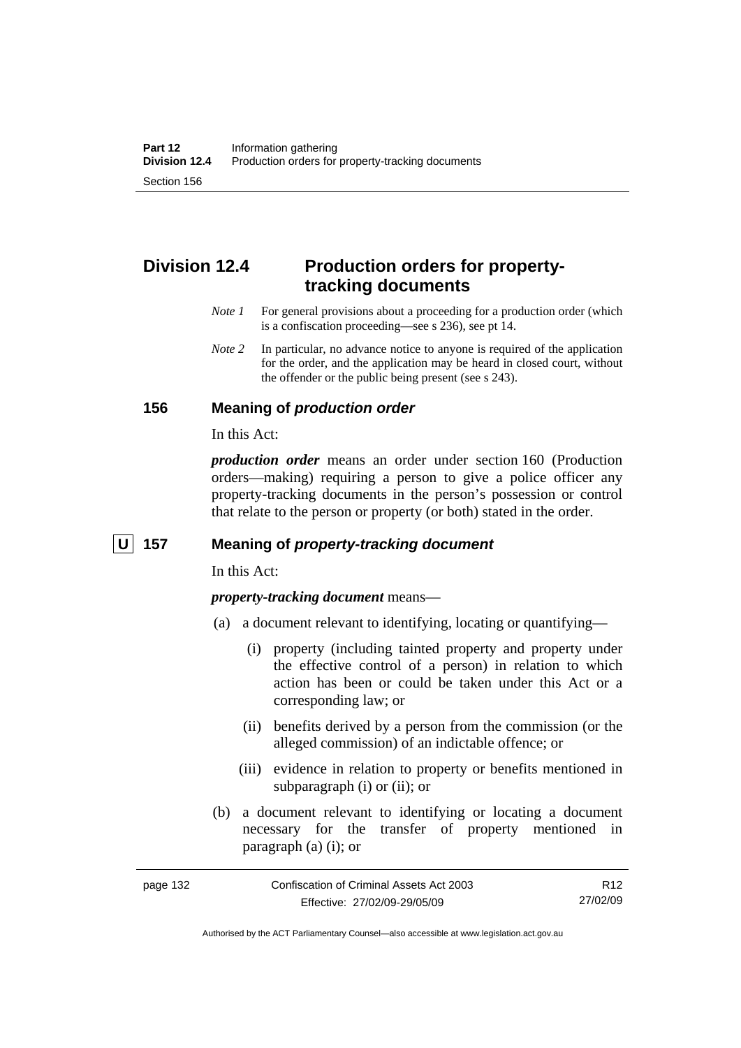## Division 12.4 Production orders for property-tracking documents

*Note 1* For general provisions about a proceeding for a production order (which is a confiscation proceeding—see s 236), see pt 14.

*Note 2* In particular, no advance notice to anyone is required of the application for the order, and the application may be heard in closed court, without the offender or the public being present (see s 243).

### 156 Meaning of *production order*

In this Act:

***production order*** means an order under section 160 (Production orders—making) requiring a person to give a police officer any property-tracking documents in the person's possession or control that relate to the person or property (or both) stated in the order.

### U 157 Meaning of *property-tracking document*

In this Act:

***property-tracking document*** means—

(a) a document relevant to identifying, locating or quantifying—

(i) property (including tainted property and property under the effective control of a person) in relation to which action has been or could be taken under this Act or a corresponding law; or

(ii) benefits derived by a person from the commission (or the alleged commission) of an indictable offence; or

(iii) evidence in relation to property or benefits mentioned in subparagraph (i) or (ii); or

(b) a document relevant to identifying or locating a document necessary for the transfer of property mentioned in paragraph (a) (i); or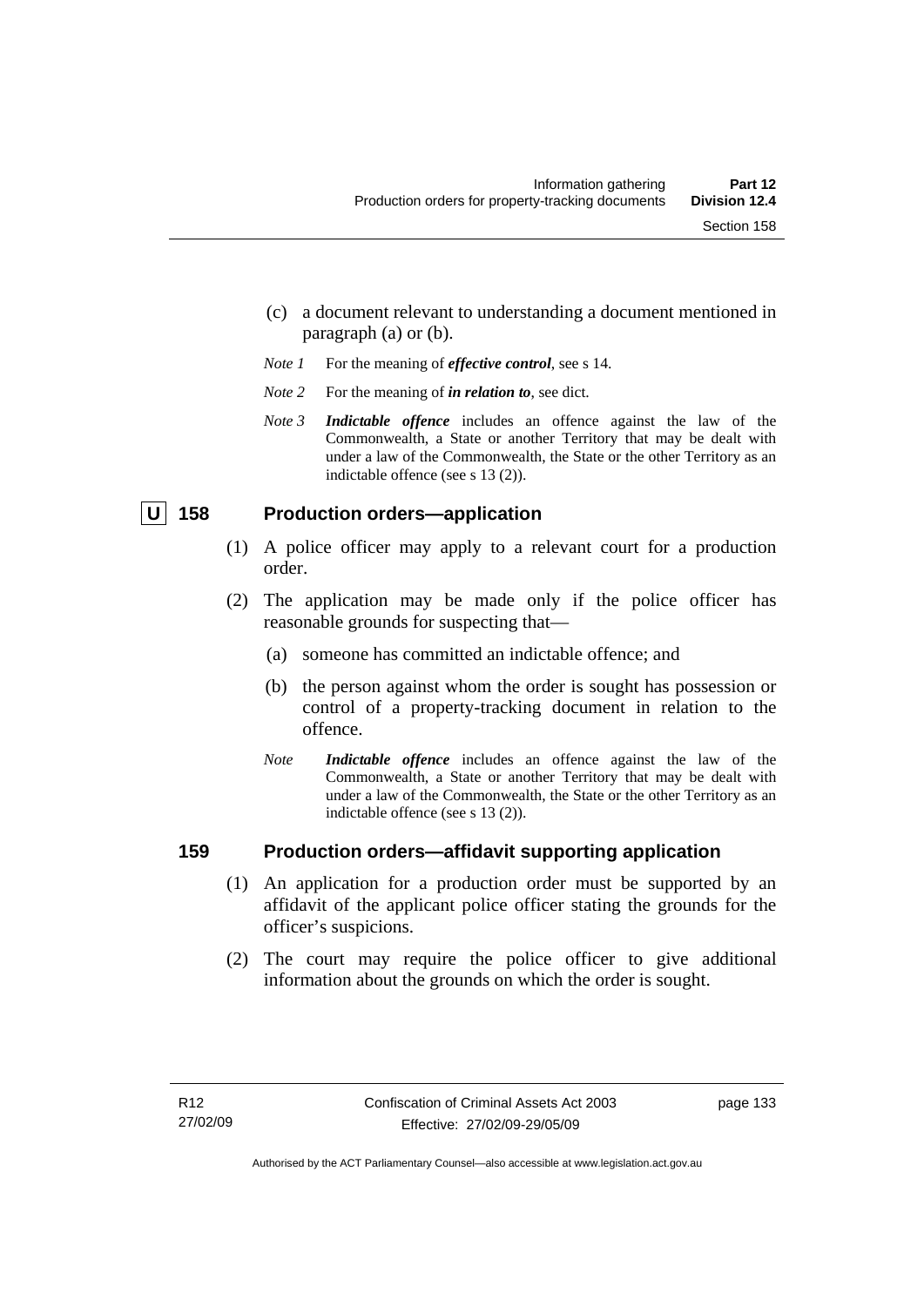(c) a document relevant to understanding a document mentioned in paragraph (a) or (b).

*Note 1* For the meaning of ***effective control***, see s 14.

*Note 2* For the meaning of ***in relation to***, see dict.

*Note 3* ***Indictable offence*** includes an offence against the law of the Commonwealth, a State or another Territory that may be dealt with under a law of the Commonwealth, the State or the other Territory as an indictable offence (see s 13 (2)).

## U 158 Production orders—application

(1) A police officer may apply to a relevant court for a production order.

(2) The application may be made only if the police officer has reasonable grounds for suspecting that—

(a) someone has committed an indictable offence; and

(b) the person against whom the order is sought has possession or control of a property-tracking document in relation to the offence.

*Note* ***Indictable offence*** includes an offence against the law of the Commonwealth, a State or another Territory that may be dealt with under a law of the Commonwealth, the State or the other Territory as an indictable offence (see s 13 (2)).

## 159 Production orders—affidavit supporting application

(1) An application for a production order must be supported by an affidavit of the applicant police officer stating the grounds for the officer's suspicions.

(2) The court may require the police officer to give additional information about the grounds on which the order is sought.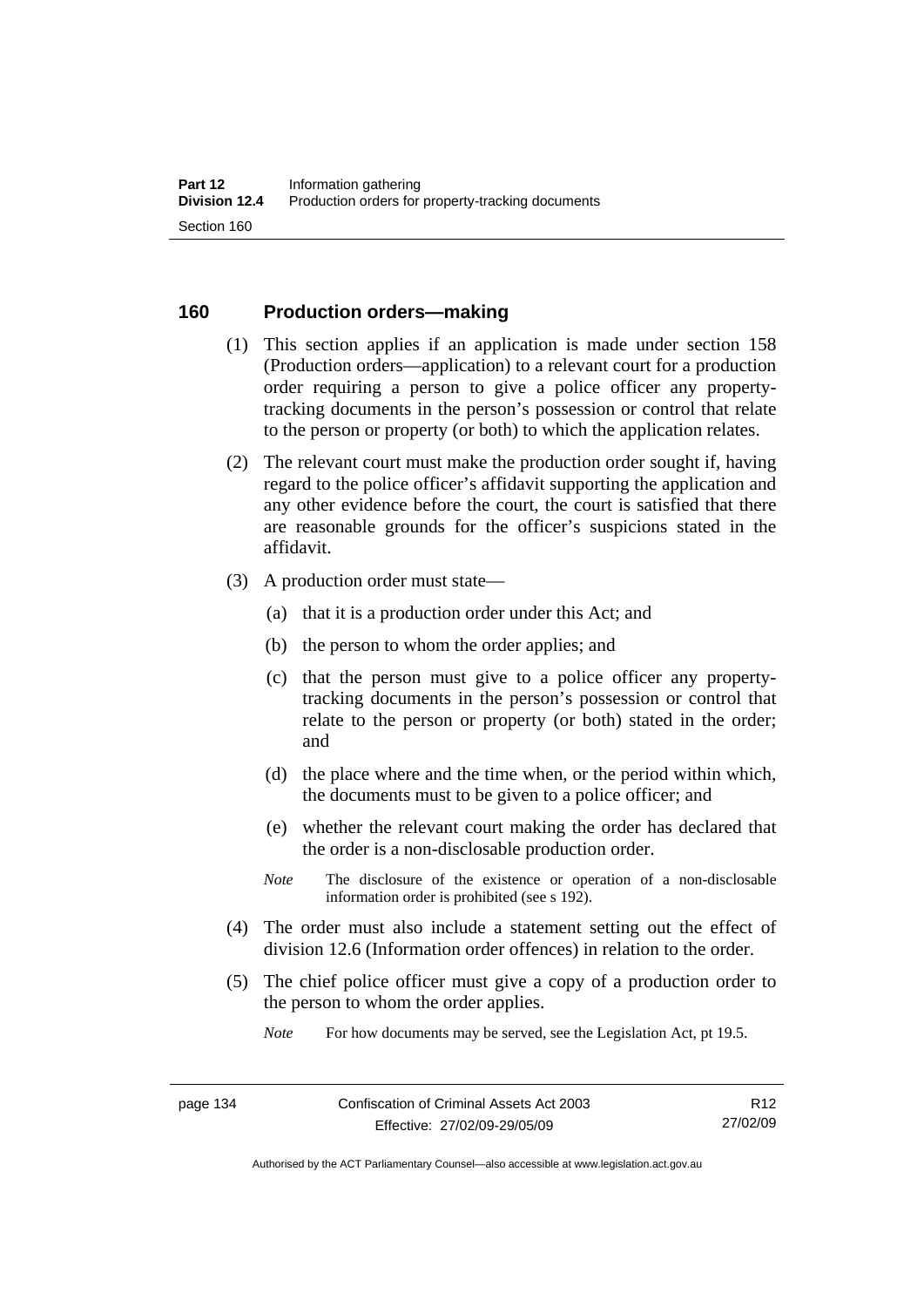## 160 Production orders—making

(1) This section applies if an application is made under section 158 (Production orders—application) to a relevant court for a production order requiring a person to give a police officer any property-tracking documents in the person's possession or control that relate to the person or property (or both) to which the application relates.

(2) The relevant court must make the production order sought if, having regard to the police officer's affidavit supporting the application and any other evidence before the court, the court is satisfied that there are reasonable grounds for the officer's suspicions stated in the affidavit.

(3) A production order must state—

(a) that it is a production order under this Act; and

(b) the person to whom the order applies; and

(c) that the person must give to a police officer any property-tracking documents in the person's possession or control that relate to the person or property (or both) stated in the order; and

(d) the place where and the time when, or the period within which, the documents must to be given to a police officer; and

(e) whether the relevant court making the order has declared that the order is a non-disclosable production order.

*Note* The disclosure of the existence or operation of a non-disclosable information order is prohibited (see s 192).

(4) The order must also include a statement setting out the effect of division 12.6 (Information order offences) in relation to the order.

(5) The chief police officer must give a copy of a production order to the person to whom the order applies.

*Note* For how documents may be served, see the Legislation Act, pt 19.5.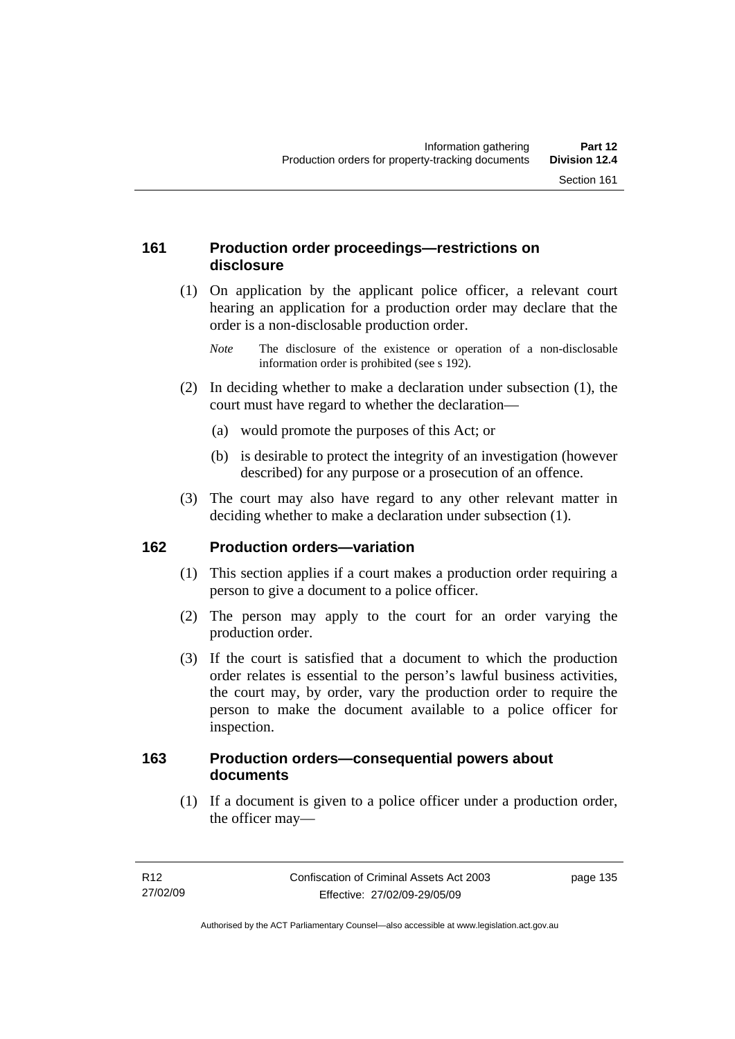### 161 Production order proceedings—restrictions on disclosure

(1) On application by the applicant police officer, a relevant court hearing an application for a production order may declare that the order is a non-disclosable production order.

*Note* The disclosure of the existence or operation of a non-disclosable information order is prohibited (see s 192).

(2) In deciding whether to make a declaration under subsection (1), the court must have regard to whether the declaration—

(a) would promote the purposes of this Act; or

(b) is desirable to protect the integrity of an investigation (however described) for any purpose or a prosecution of an offence.

(3) The court may also have regard to any other relevant matter in deciding whether to make a declaration under subsection (1).

### 162 Production orders—variation

(1) This section applies if a court makes a production order requiring a person to give a document to a police officer.

(2) The person may apply to the court for an order varying the production order.

(3) If the court is satisfied that a document to which the production order relates is essential to the person's lawful business activities, the court may, by order, vary the production order to require the person to make the document available to a police officer for inspection.

### 163 Production orders—consequential powers about documents

(1) If a document is given to a police officer under a production order, the officer may—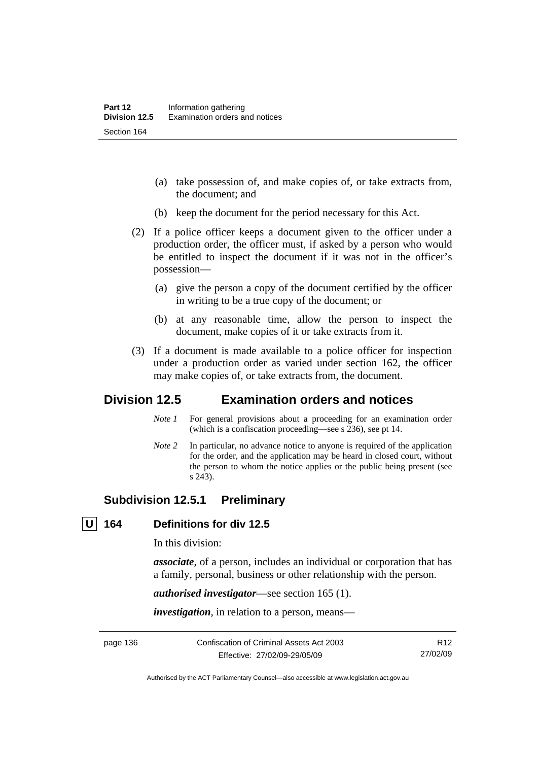(a) take possession of, and make copies of, or take extracts from, the document; and

(b) keep the document for the period necessary for this Act.

(2) If a police officer keeps a document given to the officer under a production order, the officer must, if asked by a person who would be entitled to inspect the document if it was not in the officer's possession—

(a) give the person a copy of the document certified by the officer in writing to be a true copy of the document; or

(b) at any reasonable time, allow the person to inspect the document, make copies of it or take extracts from it.

(3) If a document is made available to a police officer for inspection under a production order as varied under section 162, the officer may make copies of, or take extracts from, the document.

## Division 12.5 Examination orders and notices

*Note 1* For general provisions about a proceeding for an examination order (which is a confiscation proceeding—see s 236), see pt 14.

*Note 2* In particular, no advance notice to anyone is required of the application for the order, and the application may be heard in closed court, without the person to whom the notice applies or the public being present (see s 243).

### Subdivision 12.5.1 Preliminary

#### U 164 Definitions for div 12.5

In this division:

***associate***, of a person, includes an individual or corporation that has a family, personal, business or other relationship with the person.

***authorised investigator***—see section 165 (1).

***investigation***, in relation to a person, means—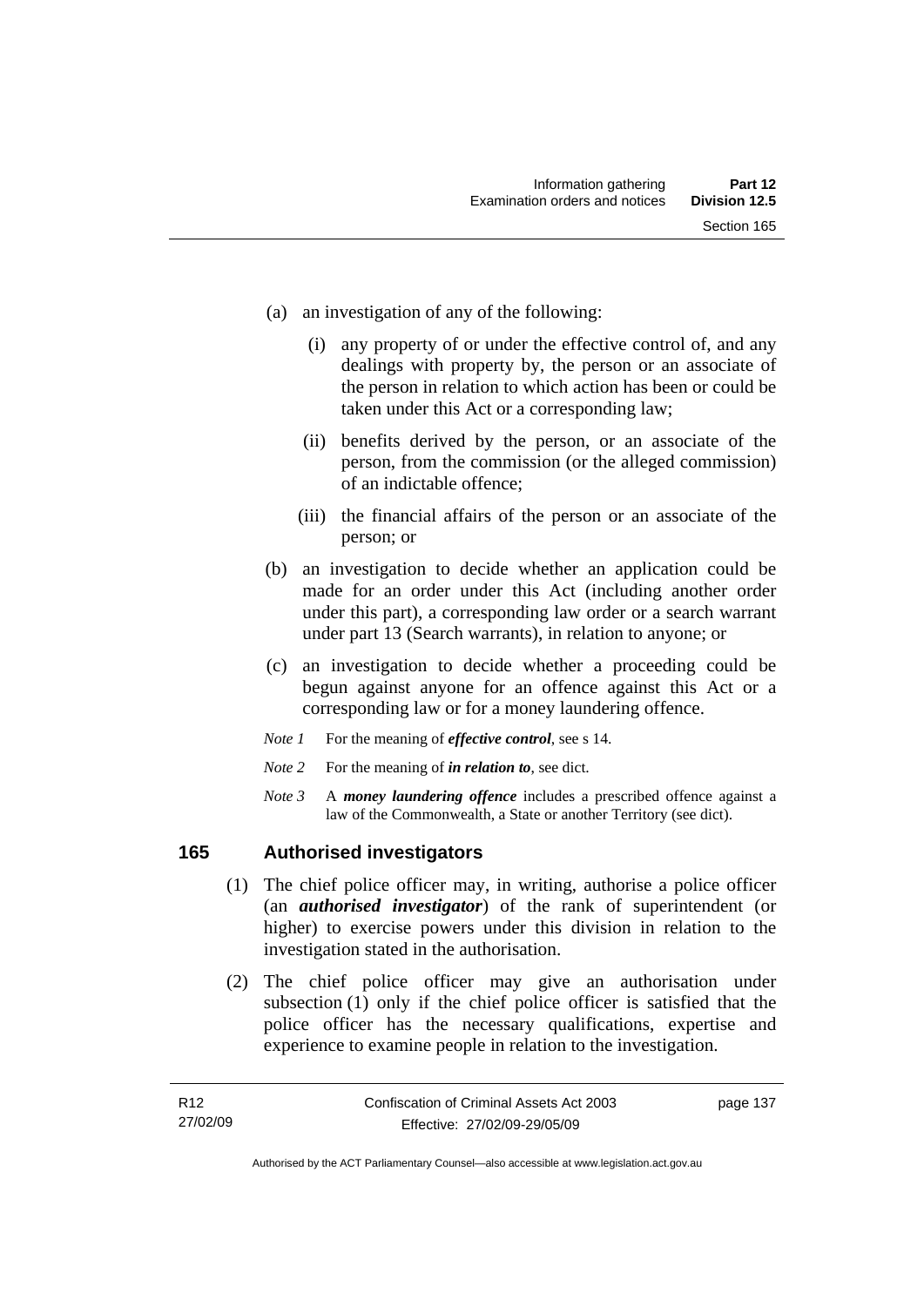(a) an investigation of any of the following:

   (i) any property of or under the effective control of, and any dealings with property by, the person or an associate of the person in relation to which action has been or could be taken under this Act or a corresponding law;

   (ii) benefits derived by the person, or an associate of the person, from the commission (or the alleged commission) of an indictable offence;

   (iii) the financial affairs of the person or an associate of the person; or

(b) an investigation to decide whether an application could be made for an order under this Act (including another order under this part), a corresponding law order or a search warrant under part 13 (Search warrants), in relation to anyone; or

(c) an investigation to decide whether a proceeding could be begun against anyone for an offence against this Act or a corresponding law or for a money laundering offence.

*Note 1* For the meaning of ***effective control***, see s 14.

*Note 2* For the meaning of ***in relation to***, see dict.

*Note 3* A ***money laundering offence*** includes a prescribed offence against a law of the Commonwealth, a State or another Territory (see dict).

## 165 Authorised investigators

(1) The chief police officer may, in writing, authorise a police officer (an ***authorised investigator***) of the rank of superintendent (or higher) to exercise powers under this division in relation to the investigation stated in the authorisation.

(2) The chief police officer may give an authorisation under subsection (1) only if the chief police officer is satisfied that the police officer has the necessary qualifications, expertise and experience to examine people in relation to the investigation.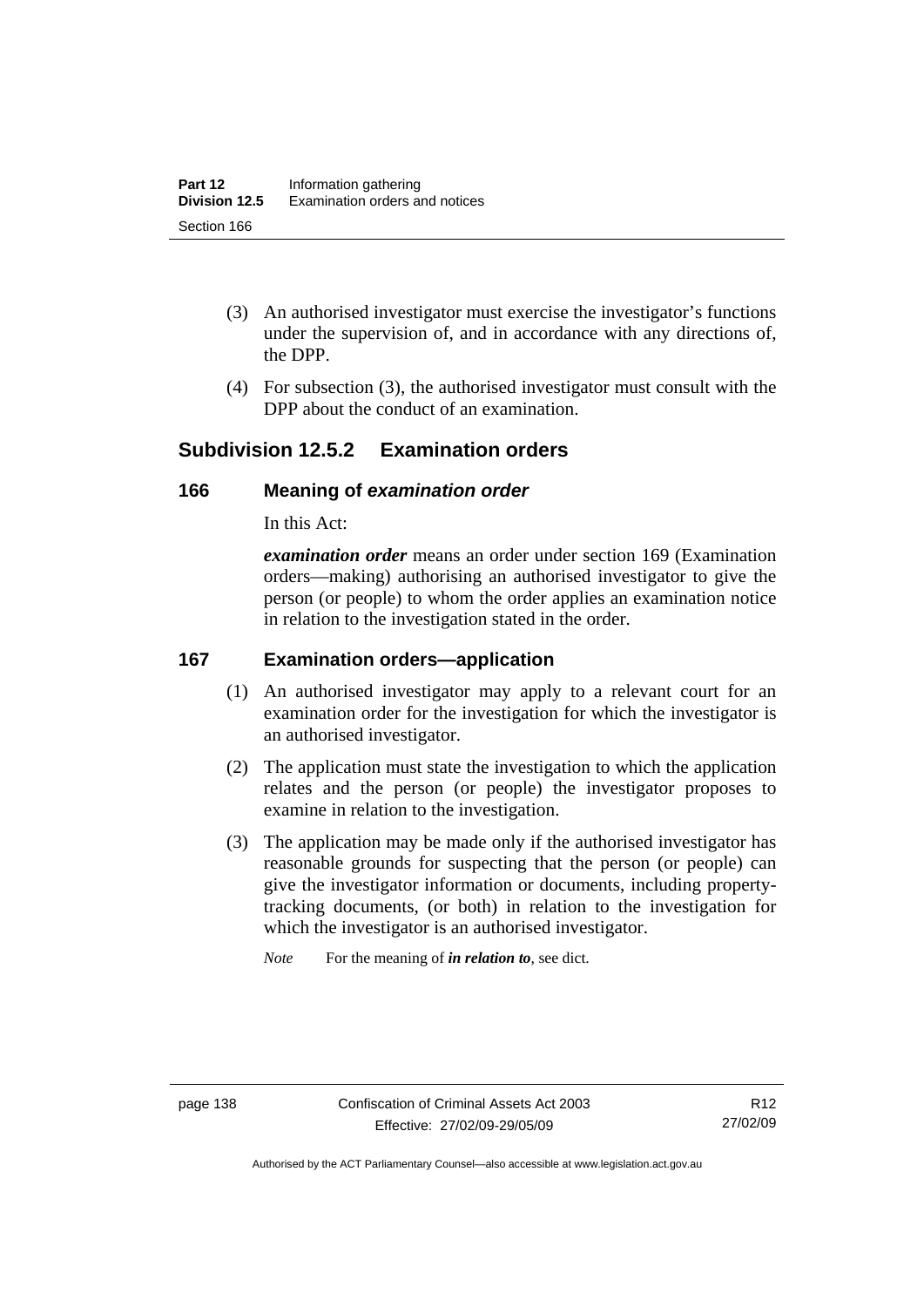(3) An authorised investigator must exercise the investigator's functions under the supervision of, and in accordance with any directions of, the DPP.

(4) For subsection (3), the authorised investigator must consult with the DPP about the conduct of an examination.

## Subdivision 12.5.2 Examination orders

### 166 Meaning of *examination order*

In this Act:

***examination order*** means an order under section 169 (Examination orders—making) authorising an authorised investigator to give the person (or people) to whom the order applies an examination notice in relation to the investigation stated in the order.

### 167 Examination orders—application

(1) An authorised investigator may apply to a relevant court for an examination order for the investigation for which the investigator is an authorised investigator.

(2) The application must state the investigation to which the application relates and the person (or people) the investigator proposes to examine in relation to the investigation.

(3) The application may be made only if the authorised investigator has reasonable grounds for suspecting that the person (or people) can give the investigator information or documents, including property-tracking documents, (or both) in relation to the investigation for which the investigator is an authorised investigator.

*Note* For the meaning of ***in relation to***, see dict.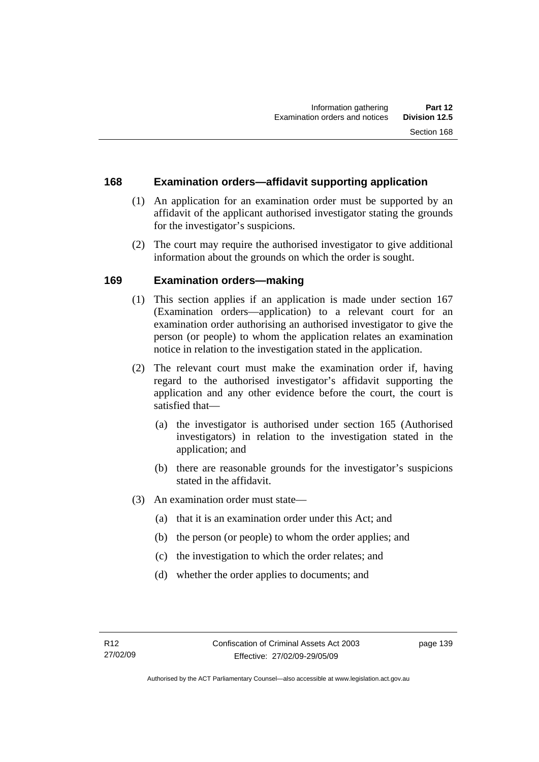## 168 Examination orders—affidavit supporting application

(1) An application for an examination order must be supported by an affidavit of the applicant authorised investigator stating the grounds for the investigator's suspicions.

(2) The court may require the authorised investigator to give additional information about the grounds on which the order is sought.

## 169 Examination orders—making

(1) This section applies if an application is made under section 167 (Examination orders—application) to a relevant court for an examination order authorising an authorised investigator to give the person (or people) to whom the application relates an examination notice in relation to the investigation stated in the application.

(2) The relevant court must make the examination order if, having regard to the authorised investigator's affidavit supporting the application and any other evidence before the court, the court is satisfied that—

- (a) the investigator is authorised under section 165 (Authorised investigators) in relation to the investigation stated in the application; and
- (b) there are reasonable grounds for the investigator's suspicions stated in the affidavit.

(3) An examination order must state—

- (a) that it is an examination order under this Act; and
- (b) the person (or people) to whom the order applies; and
- (c) the investigation to which the order relates; and
- (d) whether the order applies to documents; and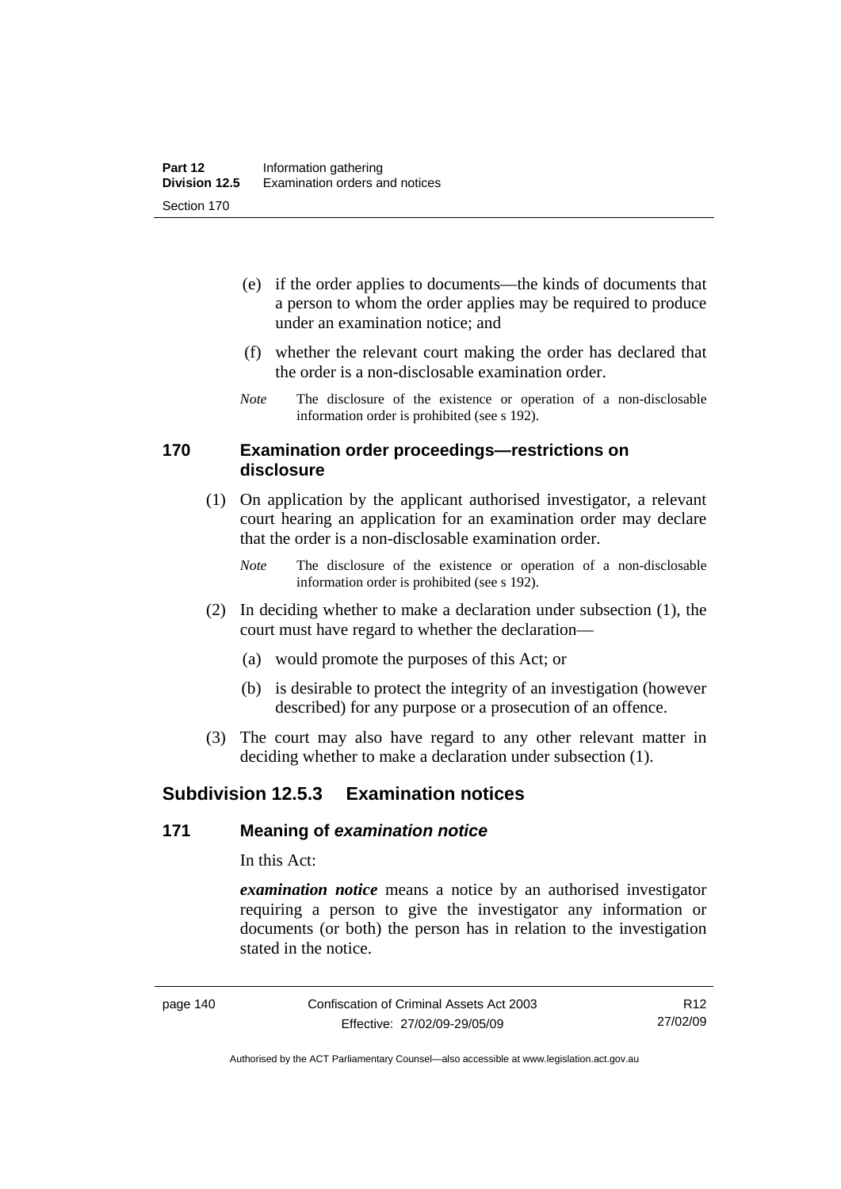(e) if the order applies to documents—the kinds of documents that a person to whom the order applies may be required to produce under an examination notice; and

(f) whether the relevant court making the order has declared that the order is a non-disclosable examination order.

*Note* The disclosure of the existence or operation of a non-disclosable information order is prohibited (see s 192).

### 170 Examination order proceedings—restrictions on disclosure

(1) On application by the applicant authorised investigator, a relevant court hearing an application for an examination order may declare that the order is a non-disclosable examination order.

*Note* The disclosure of the existence or operation of a non-disclosable information order is prohibited (see s 192).

(2) In deciding whether to make a declaration under subsection (1), the court must have regard to whether the declaration—

(a) would promote the purposes of this Act; or

(b) is desirable to protect the integrity of an investigation (however described) for any purpose or a prosecution of an offence.

(3) The court may also have regard to any other relevant matter in deciding whether to make a declaration under subsection (1).

## Subdivision 12.5.3 Examination notices

### 171 Meaning of *examination notice*

In this Act:

***examination notice*** means a notice by an authorised investigator requiring a person to give the investigator any information or documents (or both) the person has in relation to the investigation stated in the notice.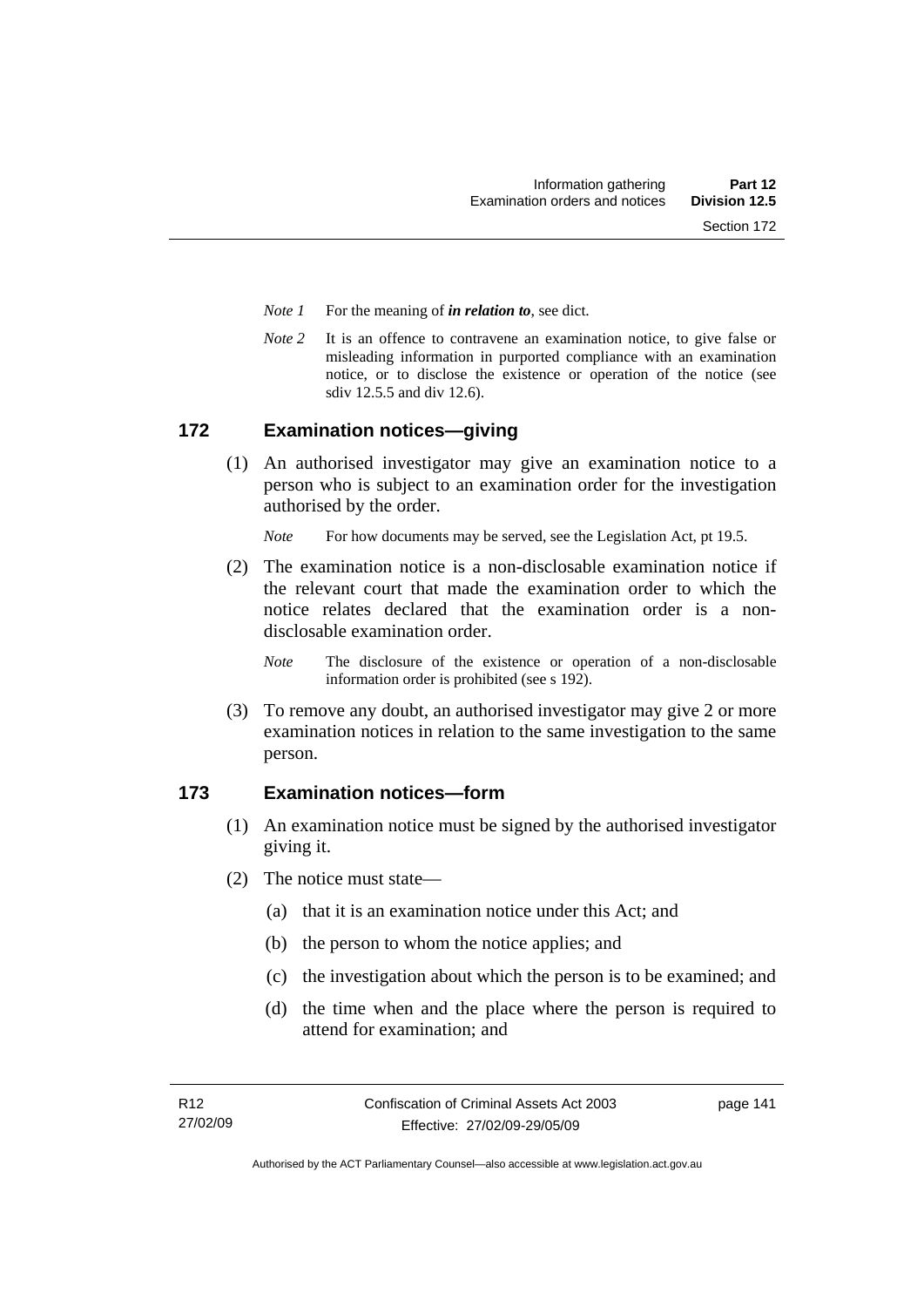*Note 1* For the meaning of ***in relation to***, see dict.

*Note 2* It is an offence to contravene an examination notice, to give false or misleading information in purported compliance with an examination notice, or to disclose the existence or operation of the notice (see sdiv 12.5.5 and div 12.6).

## 172 Examination notices—giving

(1) An authorised investigator may give an examination notice to a person who is subject to an examination order for the investigation authorised by the order.

*Note* For how documents may be served, see the Legislation Act, pt 19.5.

(2) The examination notice is a non-disclosable examination notice if the relevant court that made the examination order to which the notice relates declared that the examination order is a non-disclosable examination order.

*Note* The disclosure of the existence or operation of a non-disclosable information order is prohibited (see s 192).

(3) To remove any doubt, an authorised investigator may give 2 or more examination notices in relation to the same investigation to the same person.

## 173 Examination notices—form

(1) An examination notice must be signed by the authorised investigator giving it.

(2) The notice must state—

(a) that it is an examination notice under this Act; and

(b) the person to whom the notice applies; and

(c) the investigation about which the person is to be examined; and

(d) the time when and the place where the person is required to attend for examination; and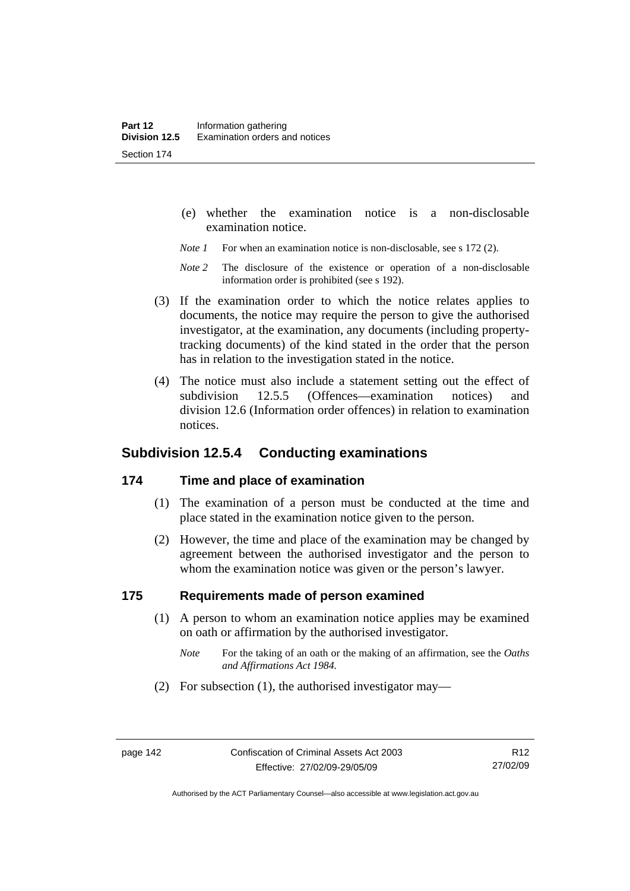(e) whether the examination notice is a non-disclosable examination notice.

*Note 1* For when an examination notice is non-disclosable, see s 172 (2).

*Note 2* The disclosure of the existence or operation of a non-disclosable information order is prohibited (see s 192).

(3) If the examination order to which the notice relates applies to documents, the notice may require the person to give the authorised investigator, at the examination, any documents (including property-tracking documents) of the kind stated in the order that the person has in relation to the investigation stated in the notice.

(4) The notice must also include a statement setting out the effect of subdivision 12.5.5 (Offences—examination notices) and division 12.6 (Information order offences) in relation to examination notices.

## Subdivision 12.5.4 Conducting examinations

### 174 Time and place of examination

(1) The examination of a person must be conducted at the time and place stated in the examination notice given to the person.

(2) However, the time and place of the examination may be changed by agreement between the authorised investigator and the person to whom the examination notice was given or the person's lawyer.

### 175 Requirements made of person examined

(1) A person to whom an examination notice applies may be examined on oath or affirmation by the authorised investigator.

*Note* For the taking of an oath or the making of an affirmation, see the *Oaths and Affirmations Act 1984.*

(2) For subsection (1), the authorised investigator may—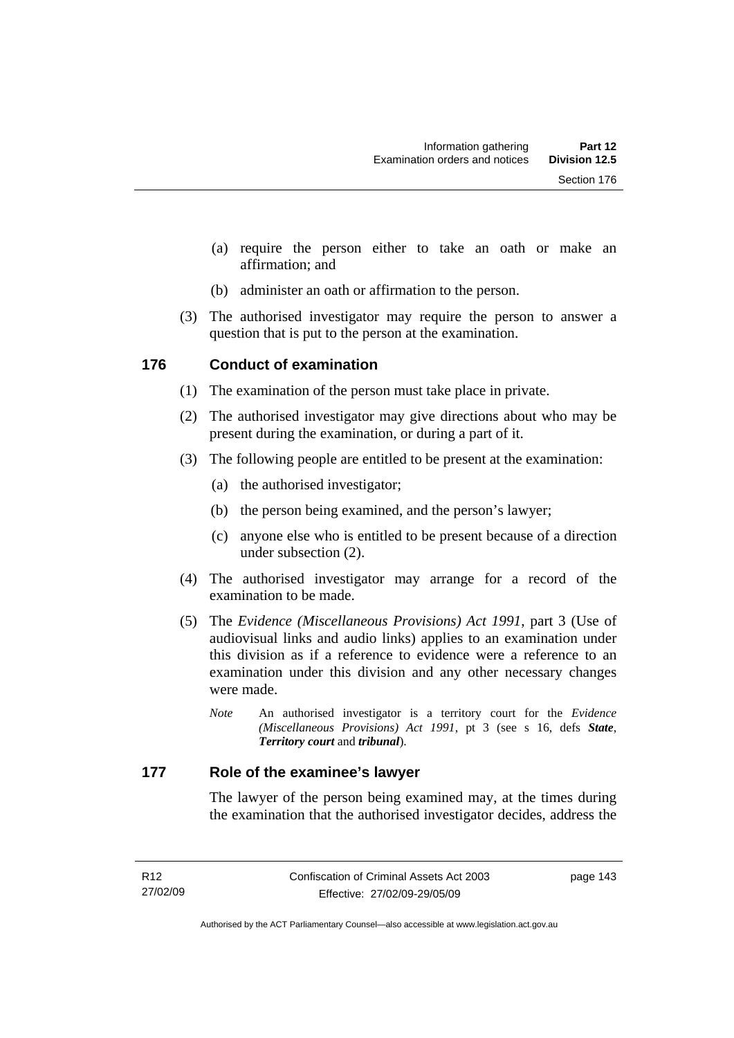(a) require the person either to take an oath or make an affirmation; and

(b) administer an oath or affirmation to the person.

(3) The authorised investigator may require the person to answer a question that is put to the person at the examination.

### 176 Conduct of examination

(1) The examination of the person must take place in private.

(2) The authorised investigator may give directions about who may be present during the examination, or during a part of it.

(3) The following people are entitled to be present at the examination:

(a) the authorised investigator;

(b) the person being examined, and the person's lawyer;

(c) anyone else who is entitled to be present because of a direction under subsection (2).

(4) The authorised investigator may arrange for a record of the examination to be made.

(5) The *Evidence (Miscellaneous Provisions) Act 1991*, part 3 (Use of audiovisual links and audio links) applies to an examination under this division as if a reference to evidence were a reference to an examination under this division and any other necessary changes were made.

*Note* An authorised investigator is a territory court for the *Evidence (Miscellaneous Provisions) Act 1991*, pt 3 (see s 16, defs ***State***, ***Territory court*** and ***tribunal***).

### 177 Role of the examinee's lawyer

The lawyer of the person being examined may, at the times during the examination that the authorised investigator decides, address the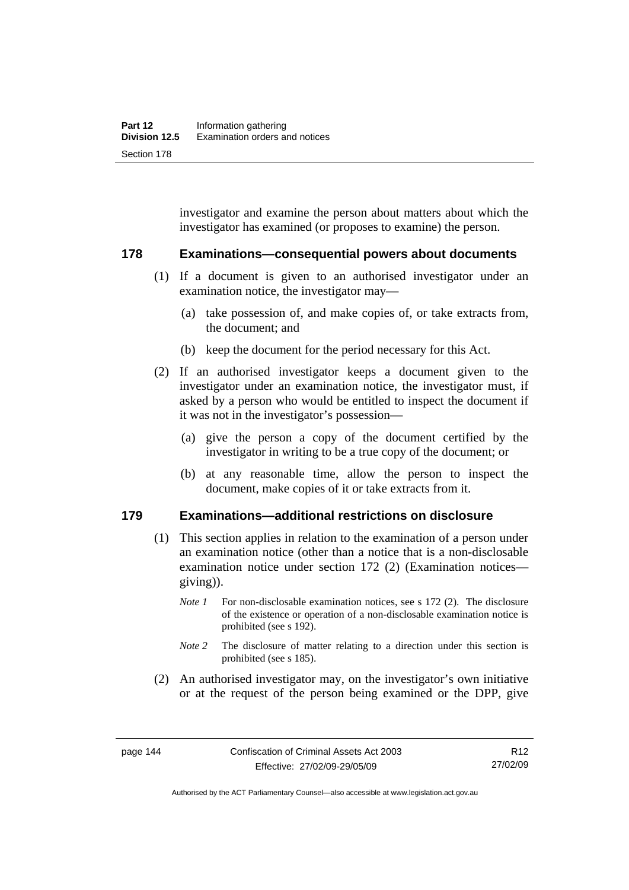investigator and examine the person about matters about which the investigator has examined (or proposes to examine) the person.

## 178 Examinations—consequential powers about documents

(1) If a document is given to an authorised investigator under an examination notice, the investigator may—

(a) take possession of, and make copies of, or take extracts from, the document; and

(b) keep the document for the period necessary for this Act.

(2) If an authorised investigator keeps a document given to the investigator under an examination notice, the investigator must, if asked by a person who would be entitled to inspect the document if it was not in the investigator's possession—

(a) give the person a copy of the document certified by the investigator in writing to be a true copy of the document; or

(b) at any reasonable time, allow the person to inspect the document, make copies of it or take extracts from it.

## 179 Examinations—additional restrictions on disclosure

(1) This section applies in relation to the examination of a person under an examination notice (other than a notice that is a non-disclosable examination notice under section 172 (2) (Examination notices—giving)).

*Note 1* For non-disclosable examination notices, see s 172 (2). The disclosure of the existence or operation of a non-disclosable examination notice is prohibited (see s 192).

*Note 2* The disclosure of matter relating to a direction under this section is prohibited (see s 185).

(2) An authorised investigator may, on the investigator's own initiative or at the request of the person being examined or the DPP, give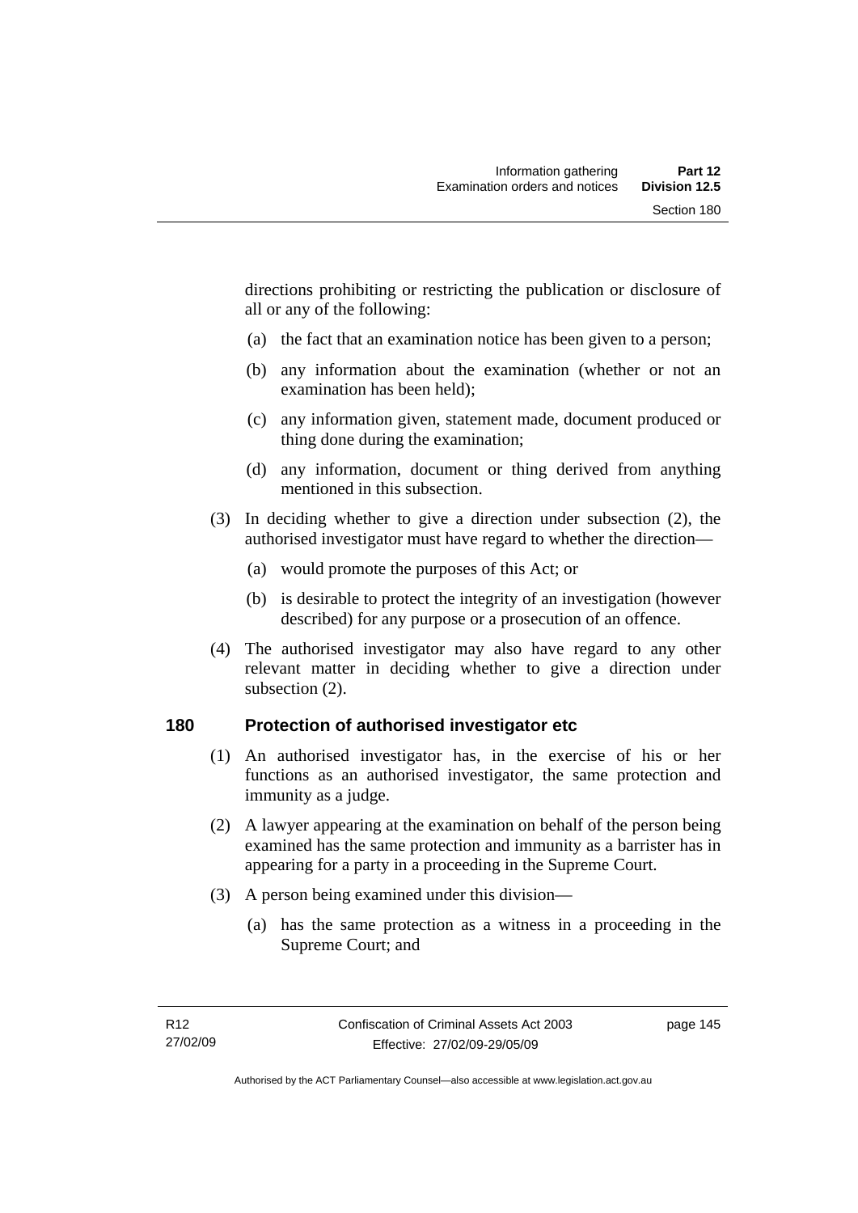directions prohibiting or restricting the publication or disclosure of all or any of the following:

(a) the fact that an examination notice has been given to a person;

(b) any information about the examination (whether or not an examination has been held);

(c) any information given, statement made, document produced or thing done during the examination;

(d) any information, document or thing derived from anything mentioned in this subsection.

(3) In deciding whether to give a direction under subsection (2), the authorised investigator must have regard to whether the direction—

(a) would promote the purposes of this Act; or

(b) is desirable to protect the integrity of an investigation (however described) for any purpose or a prosecution of an offence.

(4) The authorised investigator may also have regard to any other relevant matter in deciding whether to give a direction under subsection (2).

## 180 Protection of authorised investigator etc

(1) An authorised investigator has, in the exercise of his or her functions as an authorised investigator, the same protection and immunity as a judge.

(2) A lawyer appearing at the examination on behalf of the person being examined has the same protection and immunity as a barrister has in appearing for a party in a proceeding in the Supreme Court.

(3) A person being examined under this division—

(a) has the same protection as a witness in a proceeding in the Supreme Court; and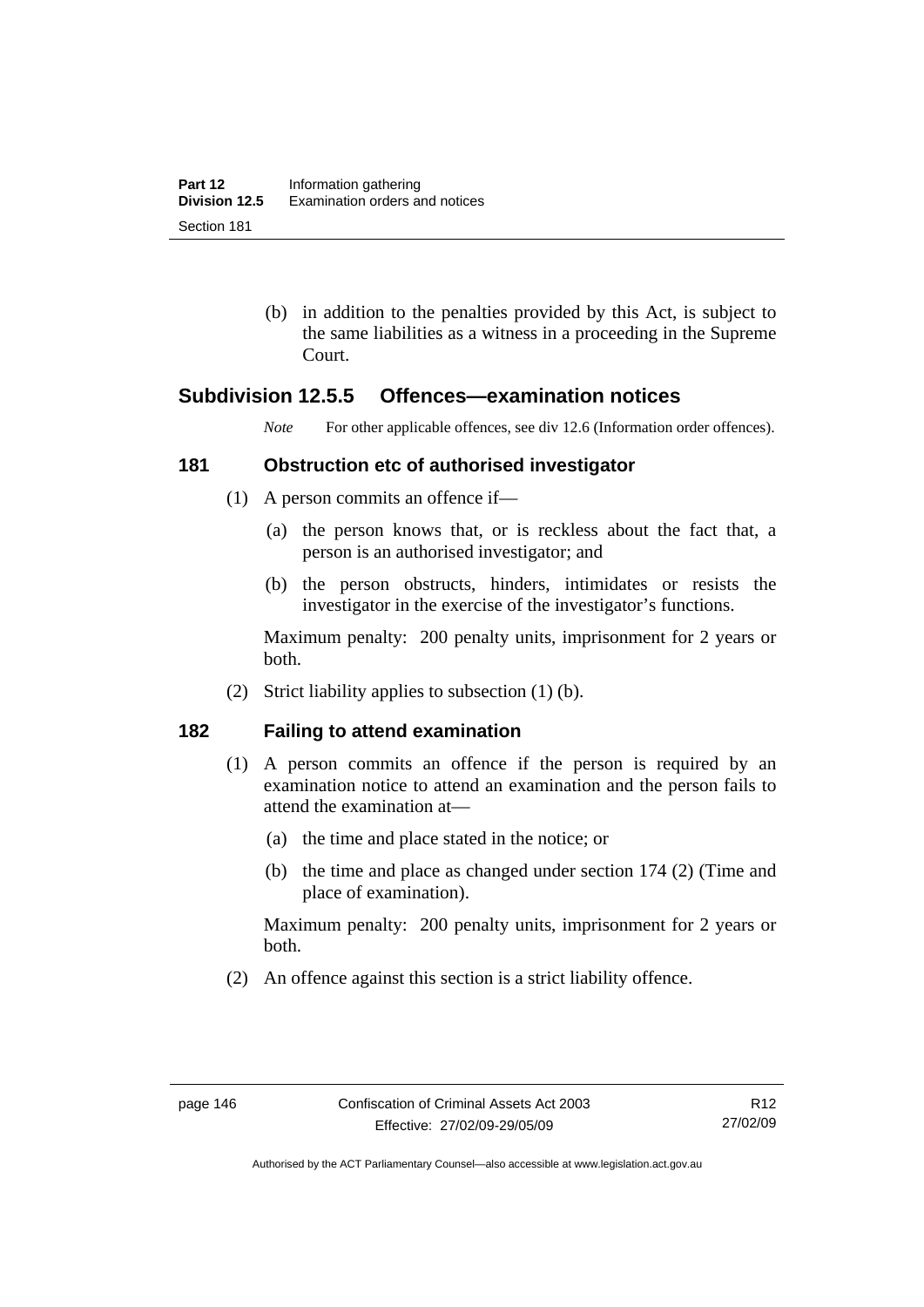(b) in addition to the penalties provided by this Act, is subject to the same liabilities as a witness in a proceeding in the Supreme Court.

## Subdivision 12.5.5 Offences—examination notices

*Note* For other applicable offences, see div 12.6 (Information order offences).

### 181 Obstruction etc of authorised investigator

(1) A person commits an offence if—

(a) the person knows that, or is reckless about the fact that, a person is an authorised investigator; and

(b) the person obstructs, hinders, intimidates or resists the investigator in the exercise of the investigator's functions.

Maximum penalty: 200 penalty units, imprisonment for 2 years or both.

(2) Strict liability applies to subsection (1) (b).

### 182 Failing to attend examination

(1) A person commits an offence if the person is required by an examination notice to attend an examination and the person fails to attend the examination at—

(a) the time and place stated in the notice; or

(b) the time and place as changed under section 174 (2) (Time and place of examination).

Maximum penalty: 200 penalty units, imprisonment for 2 years or both.

(2) An offence against this section is a strict liability offence.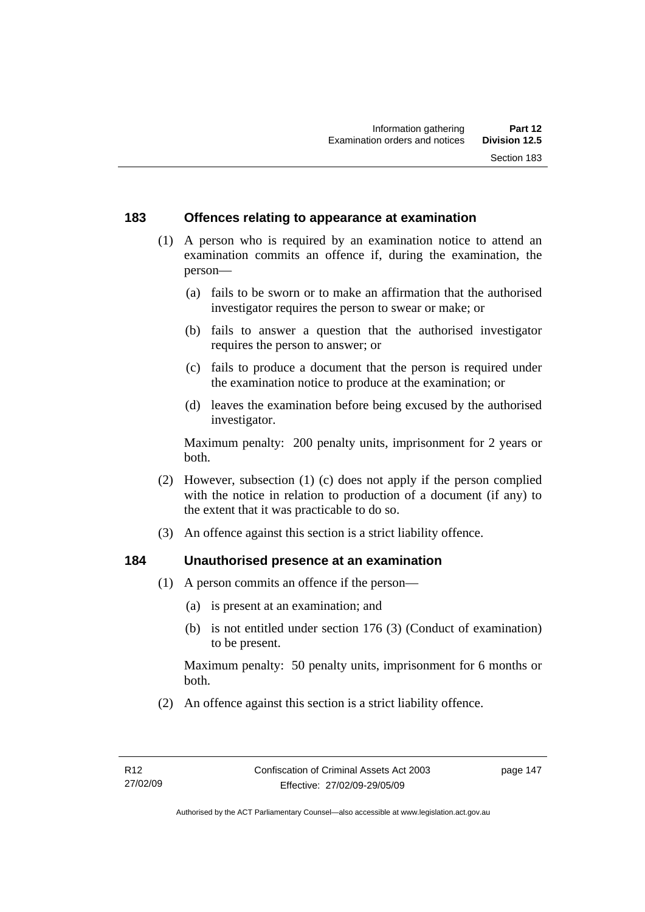## 183 Offences relating to appearance at examination

(1) A person who is required by an examination notice to attend an examination commits an offence if, during the examination, the person—

(a) fails to be sworn or to make an affirmation that the authorised investigator requires the person to swear or make; or

(b) fails to answer a question that the authorised investigator requires the person to answer; or

(c) fails to produce a document that the person is required under the examination notice to produce at the examination; or

(d) leaves the examination before being excused by the authorised investigator.

Maximum penalty: 200 penalty units, imprisonment for 2 years or both.

(2) However, subsection (1) (c) does not apply if the person complied with the notice in relation to production of a document (if any) to the extent that it was practicable to do so.

(3) An offence against this section is a strict liability offence.

## 184 Unauthorised presence at an examination

(1) A person commits an offence if the person—

(a) is present at an examination; and

(b) is not entitled under section 176 (3) (Conduct of examination) to be present.

Maximum penalty: 50 penalty units, imprisonment for 6 months or both.

(2) An offence against this section is a strict liability offence.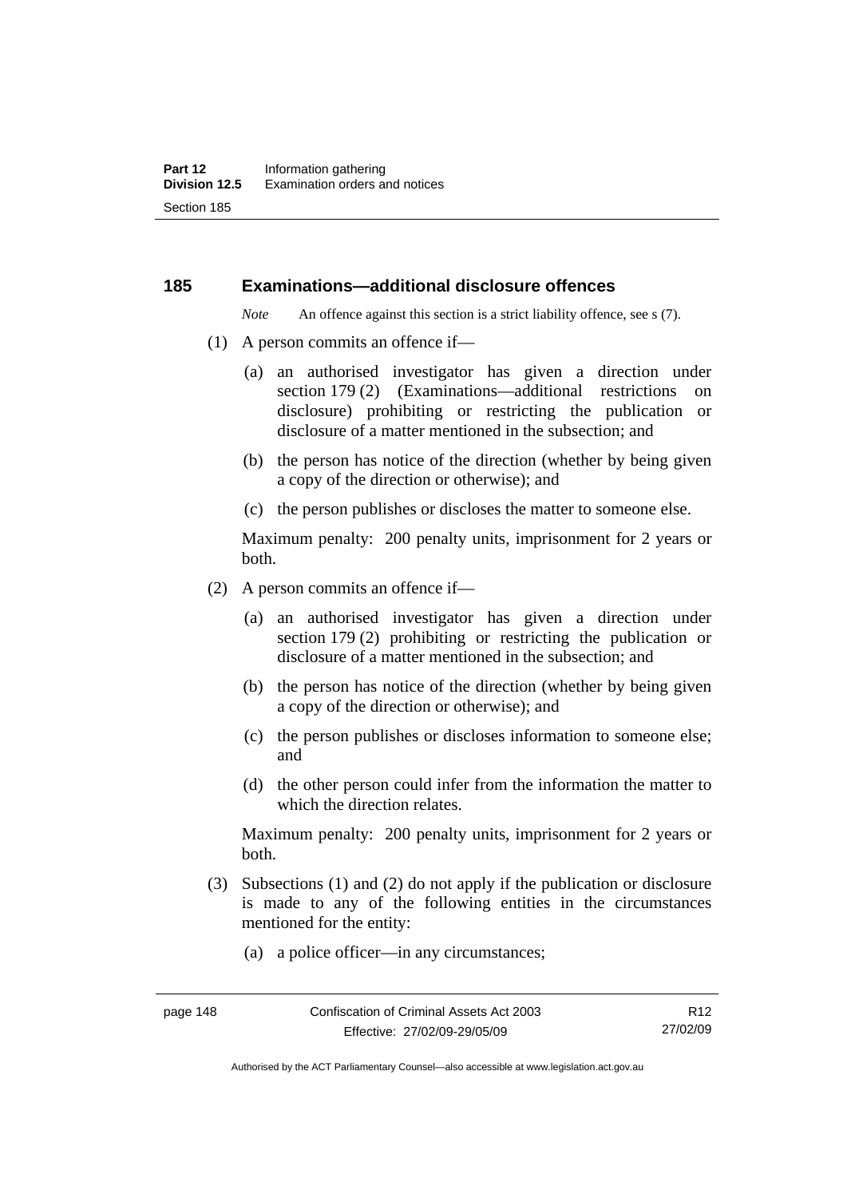## 185 Examinations—additional disclosure offences

*Note* An offence against this section is a strict liability offence, see s (7).

(1) A person commits an offence if—

(a) an authorised investigator has given a direction under section 179 (2) (Examinations—additional restrictions on disclosure) prohibiting or restricting the publication or disclosure of a matter mentioned in the subsection; and

(b) the person has notice of the direction (whether by being given a copy of the direction or otherwise); and

(c) the person publishes or discloses the matter to someone else.

Maximum penalty: 200 penalty units, imprisonment for 2 years or both.

(2) A person commits an offence if—

(a) an authorised investigator has given a direction under section 179 (2) prohibiting or restricting the publication or disclosure of a matter mentioned in the subsection; and

(b) the person has notice of the direction (whether by being given a copy of the direction or otherwise); and

(c) the person publishes or discloses information to someone else; and

(d) the other person could infer from the information the matter to which the direction relates.

Maximum penalty: 200 penalty units, imprisonment for 2 years or both.

(3) Subsections (1) and (2) do not apply if the publication or disclosure is made to any of the following entities in the circumstances mentioned for the entity:

(a) a police officer—in any circumstances;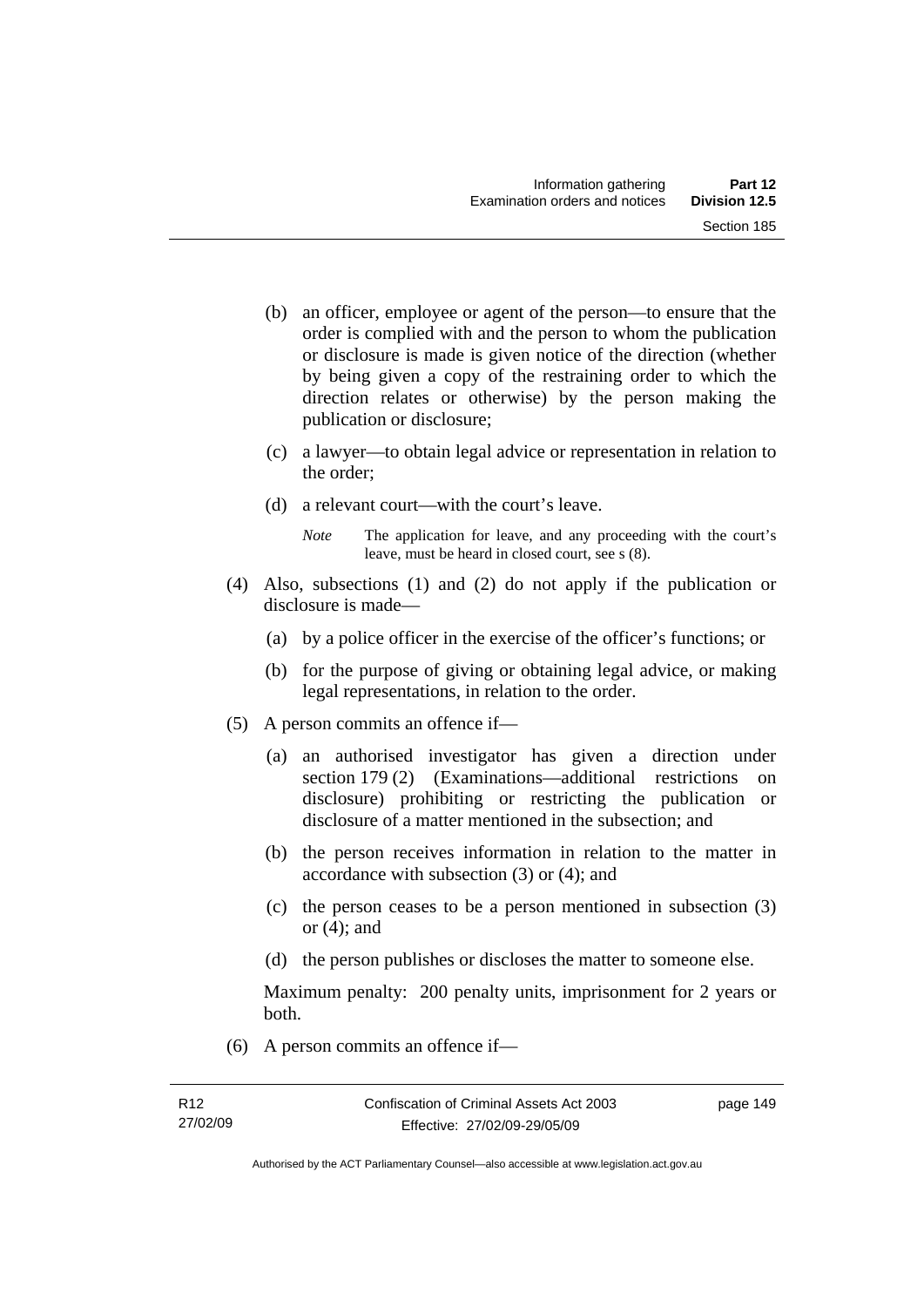(b) an officer, employee or agent of the person—to ensure that the order is complied with and the person to whom the publication or disclosure is made is given notice of the direction (whether by being given a copy of the restraining order to which the direction relates or otherwise) by the person making the publication or disclosure;

(c) a lawyer—to obtain legal advice or representation in relation to the order;

(d) a relevant court—with the court's leave.

*Note* The application for leave, and any proceeding with the court's leave, must be heard in closed court, see s (8).

(4) Also, subsections (1) and (2) do not apply if the publication or disclosure is made—

(a) by a police officer in the exercise of the officer's functions; or

(b) for the purpose of giving or obtaining legal advice, or making legal representations, in relation to the order.

(5) A person commits an offence if—

(a) an authorised investigator has given a direction under section 179 (2) (Examinations—additional restrictions on disclosure) prohibiting or restricting the publication or disclosure of a matter mentioned in the subsection; and

(b) the person receives information in relation to the matter in accordance with subsection (3) or (4); and

(c) the person ceases to be a person mentioned in subsection (3) or (4); and

(d) the person publishes or discloses the matter to someone else.

Maximum penalty: 200 penalty units, imprisonment for 2 years or both.

(6) A person commits an offence if—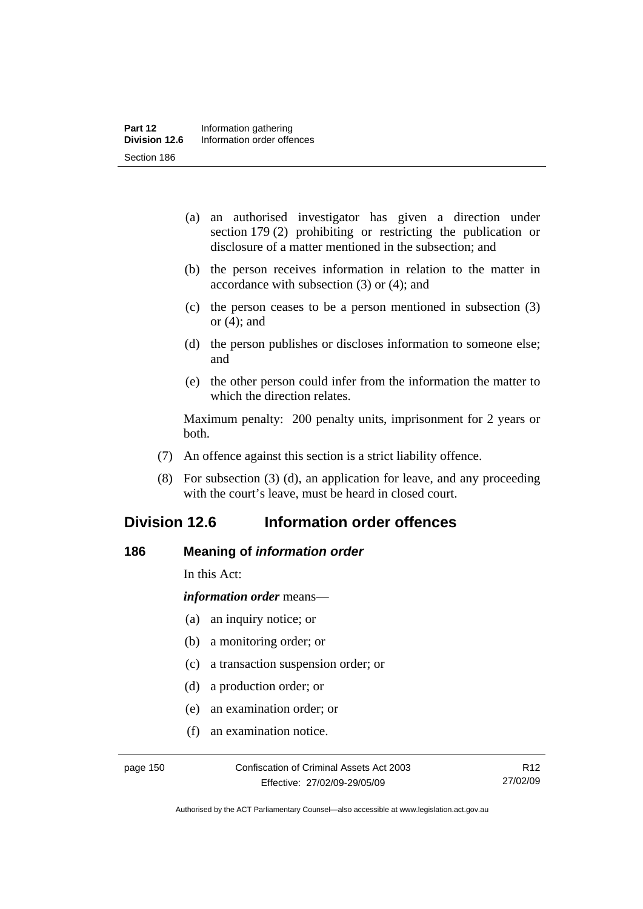(a) an authorised investigator has given a direction under section 179 (2) prohibiting or restricting the publication or disclosure of a matter mentioned in the subsection; and

(b) the person receives information in relation to the matter in accordance with subsection (3) or (4); and

(c) the person ceases to be a person mentioned in subsection (3) or (4); and

(d) the person publishes or discloses information to someone else; and

(e) the other person could infer from the information the matter to which the direction relates.

Maximum penalty: 200 penalty units, imprisonment for 2 years or both.

(7) An offence against this section is a strict liability offence.

(8) For subsection (3) (d), an application for leave, and any proceeding with the court's leave, must be heard in closed court.

## Division 12.6 Information order offences

### 186 Meaning of *information order*

In this Act:

***information order*** means—

(a) an inquiry notice; or

(b) a monitoring order; or

(c) a transaction suspension order; or

(d) a production order; or

(e) an examination order; or

(f) an examination notice.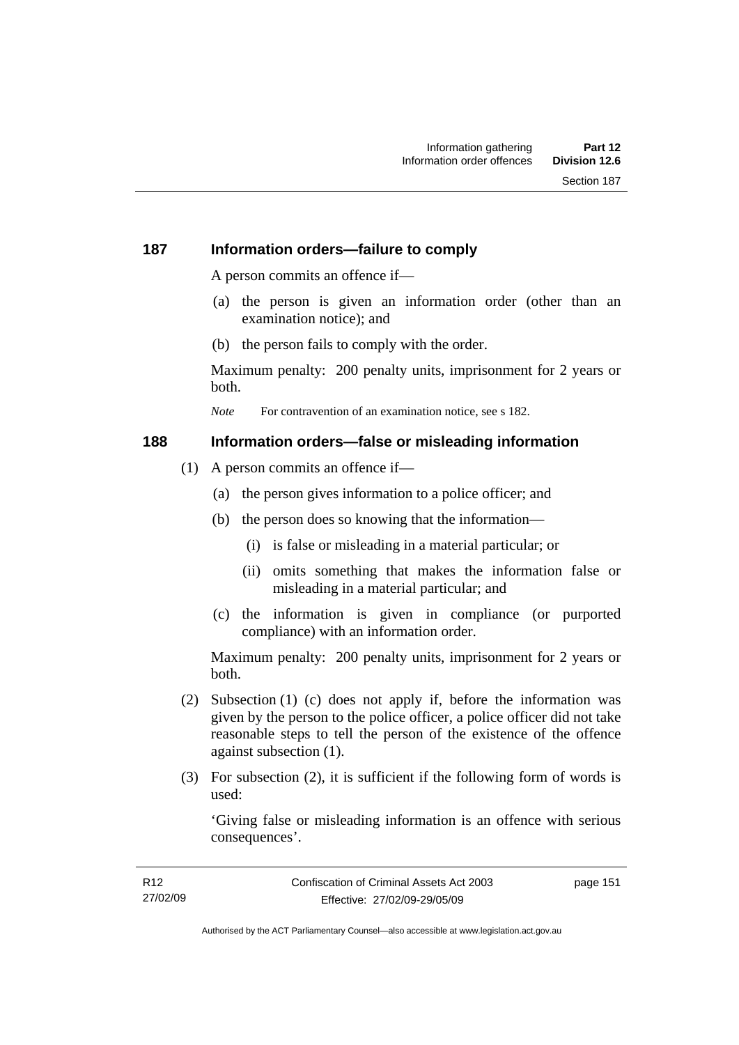## 187 Information orders—failure to comply

A person commits an offence if—

(a) the person is given an information order (other than an examination notice); and

(b) the person fails to comply with the order.

Maximum penalty: 200 penalty units, imprisonment for 2 years or both.

*Note* For contravention of an examination notice, see s 182.

## 188 Information orders—false or misleading information

(1) A person commits an offence if—

(a) the person gives information to a police officer; and

(b) the person does so knowing that the information—

(i) is false or misleading in a material particular; or

(ii) omits something that makes the information false or misleading in a material particular; and

(c) the information is given in compliance (or purported compliance) with an information order.

Maximum penalty: 200 penalty units, imprisonment for 2 years or both.

(2) Subsection (1) (c) does not apply if, before the information was given by the person to the police officer, a police officer did not take reasonable steps to tell the person of the existence of the offence against subsection (1).

(3) For subsection (2), it is sufficient if the following form of words is used:

'Giving false or misleading information is an offence with serious consequences'.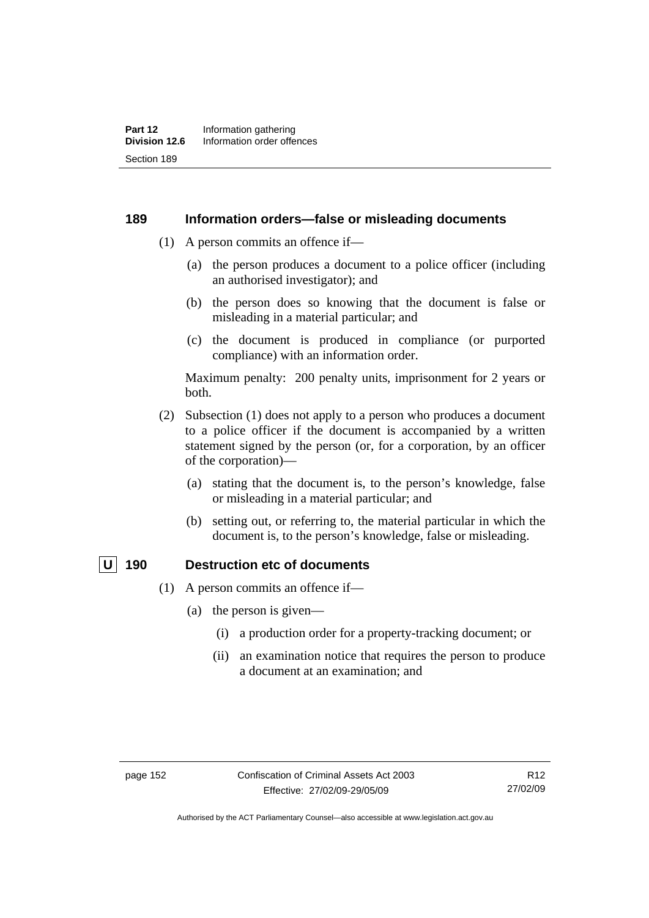## 189 Information orders—false or misleading documents

(1) A person commits an offence if—

(a) the person produces a document to a police officer (including an authorised investigator); and

(b) the person does so knowing that the document is false or misleading in a material particular; and

(c) the document is produced in compliance (or purported compliance) with an information order.

Maximum penalty: 200 penalty units, imprisonment for 2 years or both.

(2) Subsection (1) does not apply to a person who produces a document to a police officer if the document is accompanied by a written statement signed by the person (or, for a corporation, by an officer of the corporation)—

(a) stating that the document is, to the person's knowledge, false or misleading in a material particular; and

(b) setting out, or referring to, the material particular in which the document is, to the person's knowledge, false or misleading.

## U 190 Destruction etc of documents

(1) A person commits an offence if—

(a) the person is given—

(i) a production order for a property-tracking document; or

(ii) an examination notice that requires the person to produce a document at an examination; and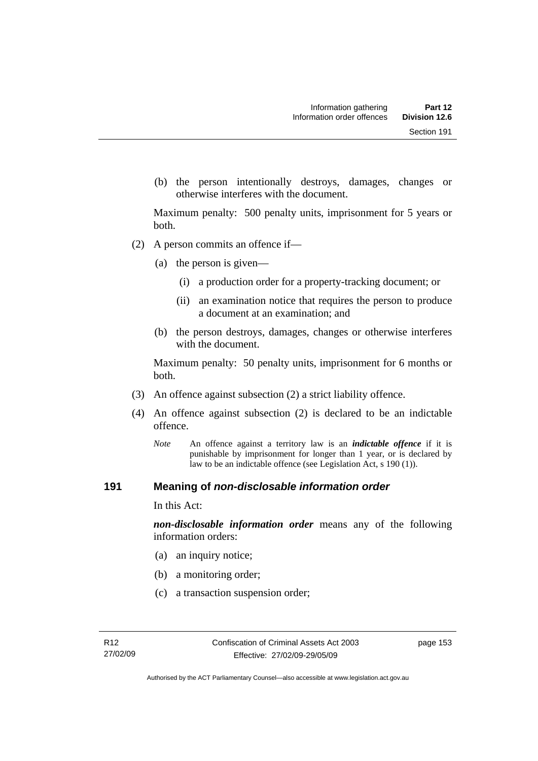(b) the person intentionally destroys, damages, changes or otherwise interferes with the document.

Maximum penalty: 500 penalty units, imprisonment for 5 years or both.

(2) A person commits an offence if—

(a) the person is given—

(i) a production order for a property-tracking document; or

(ii) an examination notice that requires the person to produce a document at an examination; and

(b) the person destroys, damages, changes or otherwise interferes with the document.

Maximum penalty: 50 penalty units, imprisonment for 6 months or both.

(3) An offence against subsection (2) a strict liability offence.

(4) An offence against subsection (2) is declared to be an indictable offence.

*Note* An offence against a territory law is an ***indictable offence*** if it is punishable by imprisonment for longer than 1 year, or is declared by law to be an indictable offence (see Legislation Act, s 190 (1)).

## 191 Meaning of *non-disclosable information order*

In this Act:

***non-disclosable information order*** means any of the following information orders:

(a) an inquiry notice;

(b) a monitoring order;

(c) a transaction suspension order;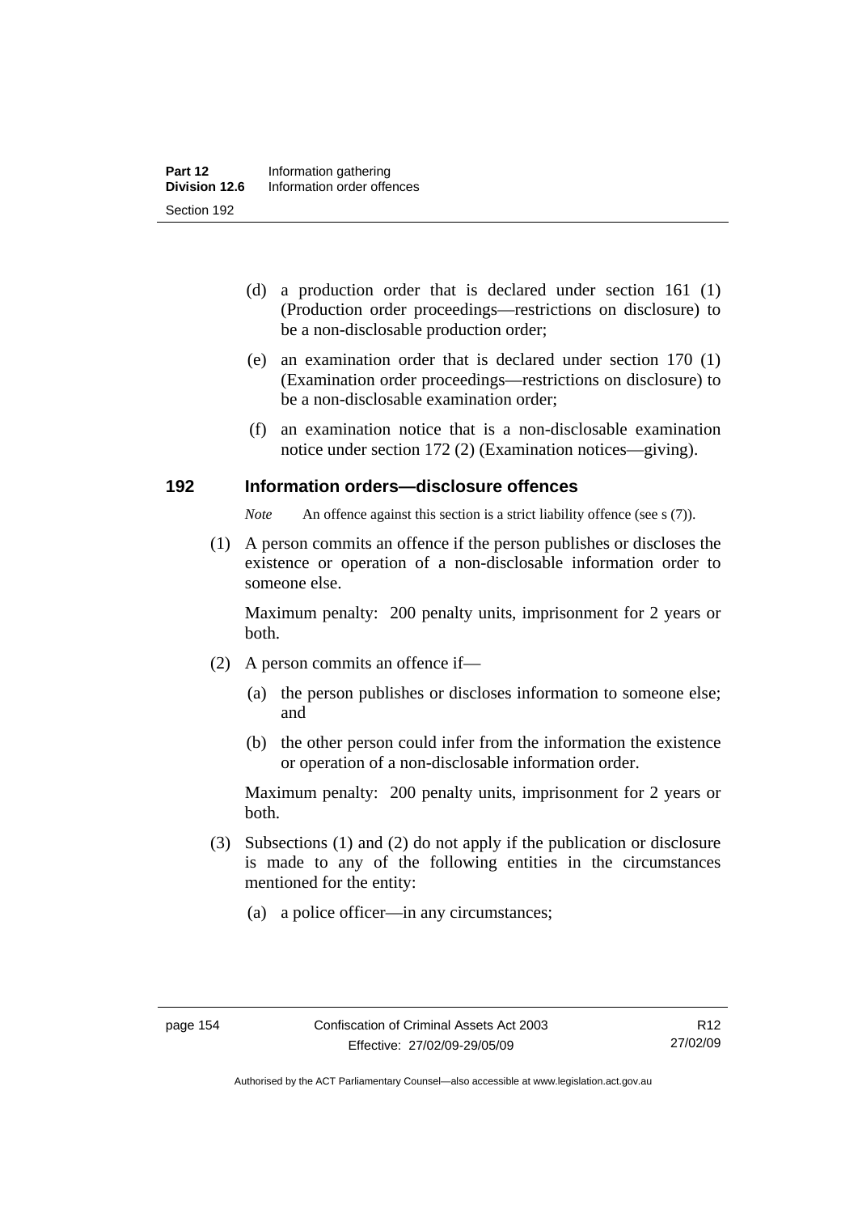(d) a production order that is declared under section 161 (1) (Production order proceedings—restrictions on disclosure) to be a non-disclosable production order;

(e) an examination order that is declared under section 170 (1) (Examination order proceedings—restrictions on disclosure) to be a non-disclosable examination order;

(f) an examination notice that is a non-disclosable examination notice under section 172 (2) (Examination notices—giving).

## 192 Information orders—disclosure offences

*Note* An offence against this section is a strict liability offence (see s (7)).

(1) A person commits an offence if the person publishes or discloses the existence or operation of a non-disclosable information order to someone else.

Maximum penalty: 200 penalty units, imprisonment for 2 years or both.

(2) A person commits an offence if—

(a) the person publishes or discloses information to someone else; and

(b) the other person could infer from the information the existence or operation of a non-disclosable information order.

Maximum penalty: 200 penalty units, imprisonment for 2 years or both.

(3) Subsections (1) and (2) do not apply if the publication or disclosure is made to any of the following entities in the circumstances mentioned for the entity:

(a) a police officer—in any circumstances;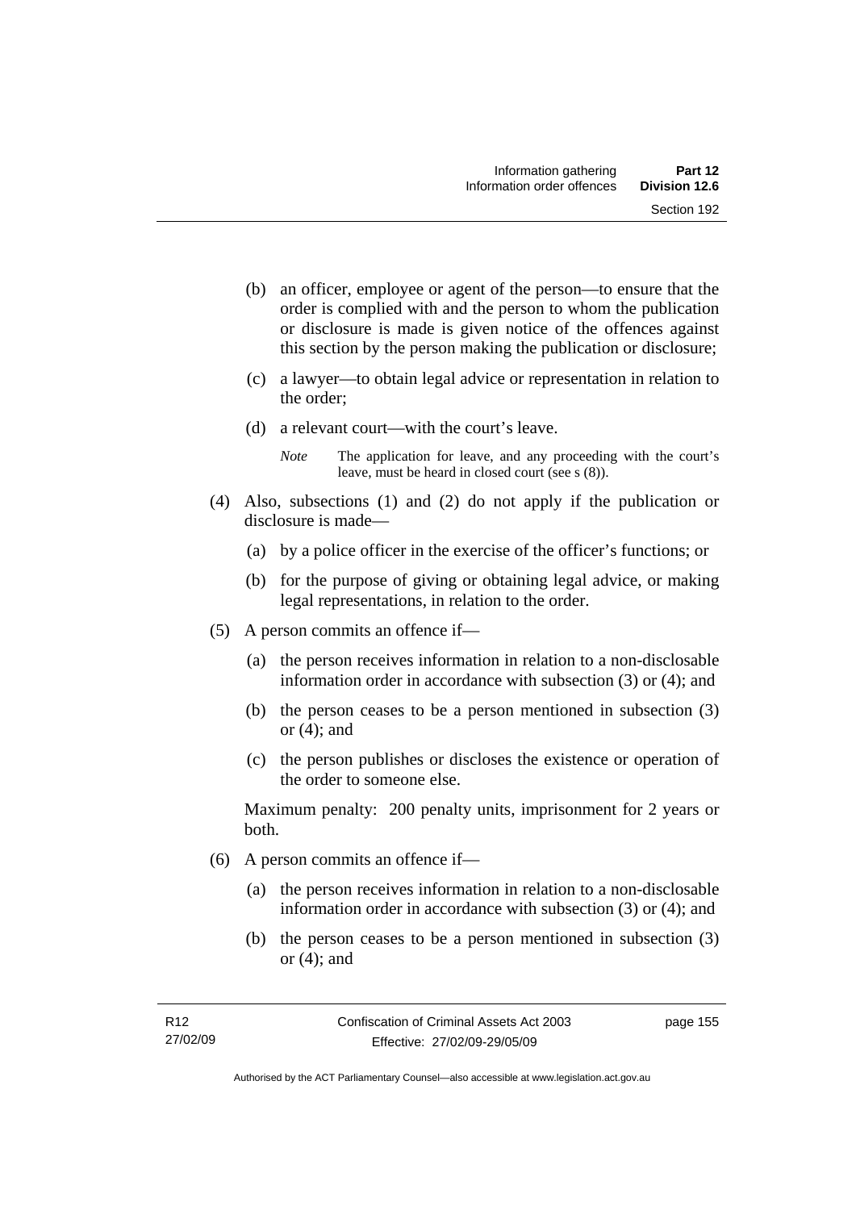(b) an officer, employee or agent of the person—to ensure that the order is complied with and the person to whom the publication or disclosure is made is given notice of the offences against this section by the person making the publication or disclosure;

(c) a lawyer—to obtain legal advice or representation in relation to the order;

(d) a relevant court—with the court's leave.

*Note* The application for leave, and any proceeding with the court's leave, must be heard in closed court (see s (8)).

(4) Also, subsections (1) and (2) do not apply if the publication or disclosure is made—

(a) by a police officer in the exercise of the officer's functions; or

(b) for the purpose of giving or obtaining legal advice, or making legal representations, in relation to the order.

(5) A person commits an offence if—

(a) the person receives information in relation to a non-disclosable information order in accordance with subsection (3) or (4); and

(b) the person ceases to be a person mentioned in subsection (3) or (4); and

(c) the person publishes or discloses the existence or operation of the order to someone else.

Maximum penalty: 200 penalty units, imprisonment for 2 years or both.

(6) A person commits an offence if—

(a) the person receives information in relation to a non-disclosable information order in accordance with subsection (3) or (4); and

(b) the person ceases to be a person mentioned in subsection (3) or (4); and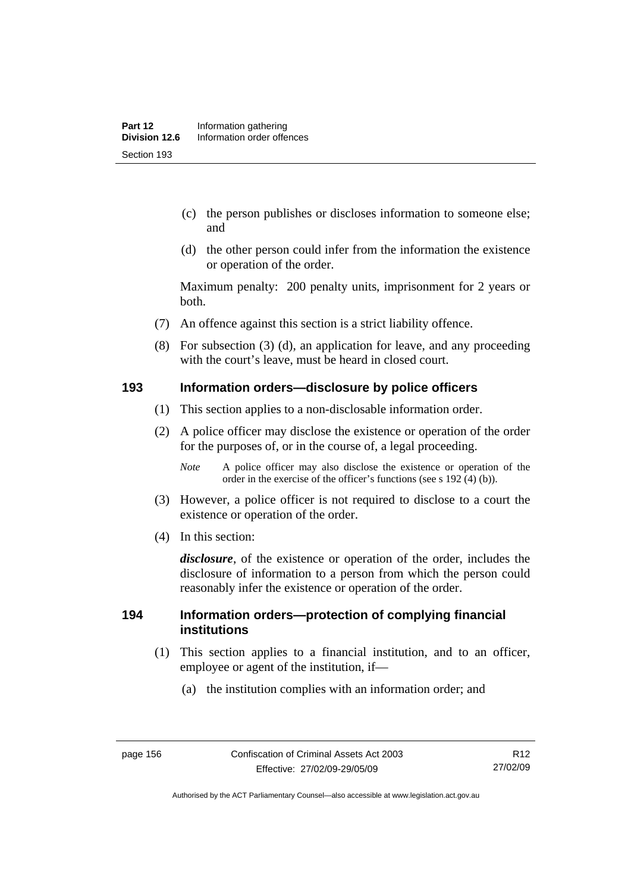(c) the person publishes or discloses information to someone else; and

(d) the other person could infer from the information the existence or operation of the order.

Maximum penalty: 200 penalty units, imprisonment for 2 years or both.

(7) An offence against this section is a strict liability offence.

(8) For subsection (3) (d), an application for leave, and any proceeding with the court's leave, must be heard in closed court.

### 193 Information orders—disclosure by police officers

(1) This section applies to a non-disclosable information order.

(2) A police officer may disclose the existence or operation of the order for the purposes of, or in the course of, a legal proceeding.

*Note* A police officer may also disclose the existence or operation of the order in the exercise of the officer's functions (see s 192 (4) (b)).

(3) However, a police officer is not required to disclose to a court the existence or operation of the order.

(4) In this section:

***disclosure***, of the existence or operation of the order, includes the disclosure of information to a person from which the person could reasonably infer the existence or operation of the order.

### 194 Information orders—protection of complying financial institutions

(1) This section applies to a financial institution, and to an officer, employee or agent of the institution, if—

(a) the institution complies with an information order; and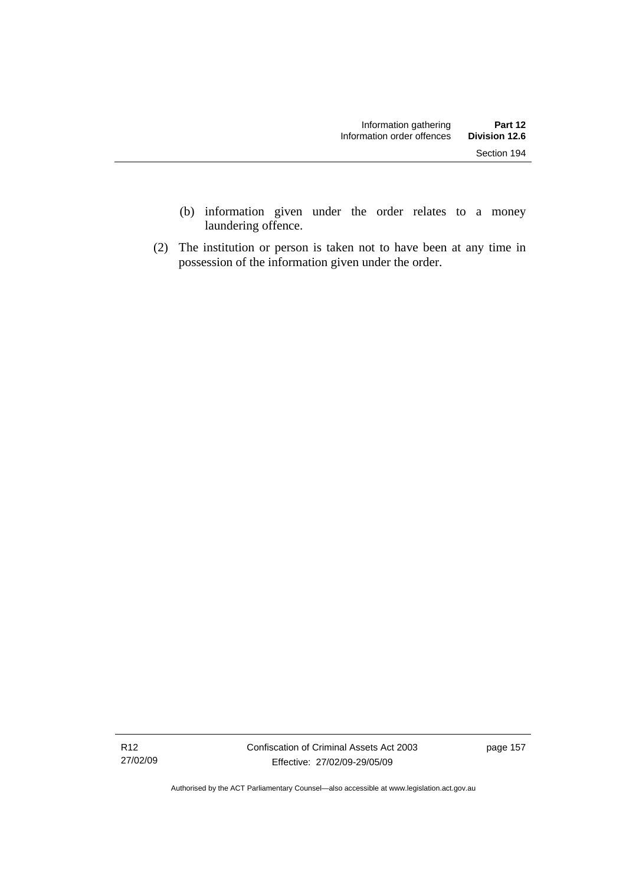(b) information given under the order relates to a money laundering offence.

(2) The institution or person is taken not to have been at any time in possession of the information given under the order.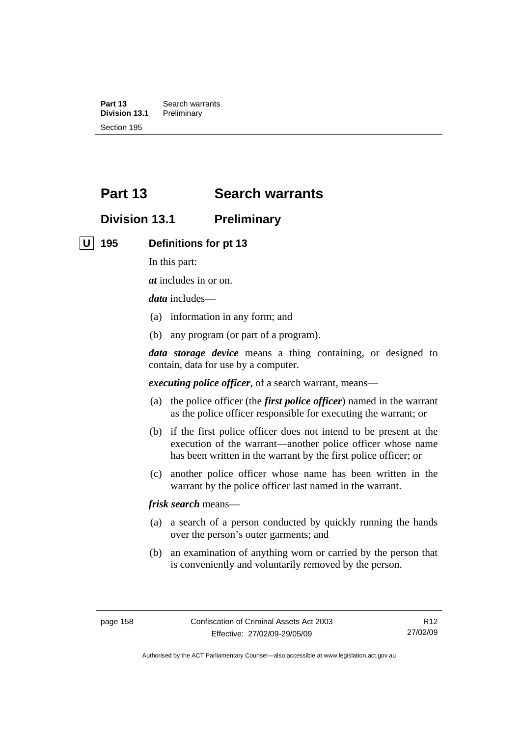# Part 13 Search warrants

## Division 13.1 Preliminary

### U 195 Definitions for pt 13

In this part:

***at*** includes in or on.

***data*** includes—

(a) information in any form; and

(b) any program (or part of a program).

***data storage device*** means a thing containing, or designed to contain, data for use by a computer.

***executing police officer***, of a search warrant, means—

(a) the police officer (the ***first police officer***) named in the warrant as the police officer responsible for executing the warrant; or

(b) if the first police officer does not intend to be present at the execution of the warrant—another police officer whose name has been written in the warrant by the first police officer; or

(c) another police officer whose name has been written in the warrant by the police officer last named in the warrant.

***frisk search*** means—

(a) a search of a person conducted by quickly running the hands over the person's outer garments; and

(b) an examination of anything worn or carried by the person that is conveniently and voluntarily removed by the person.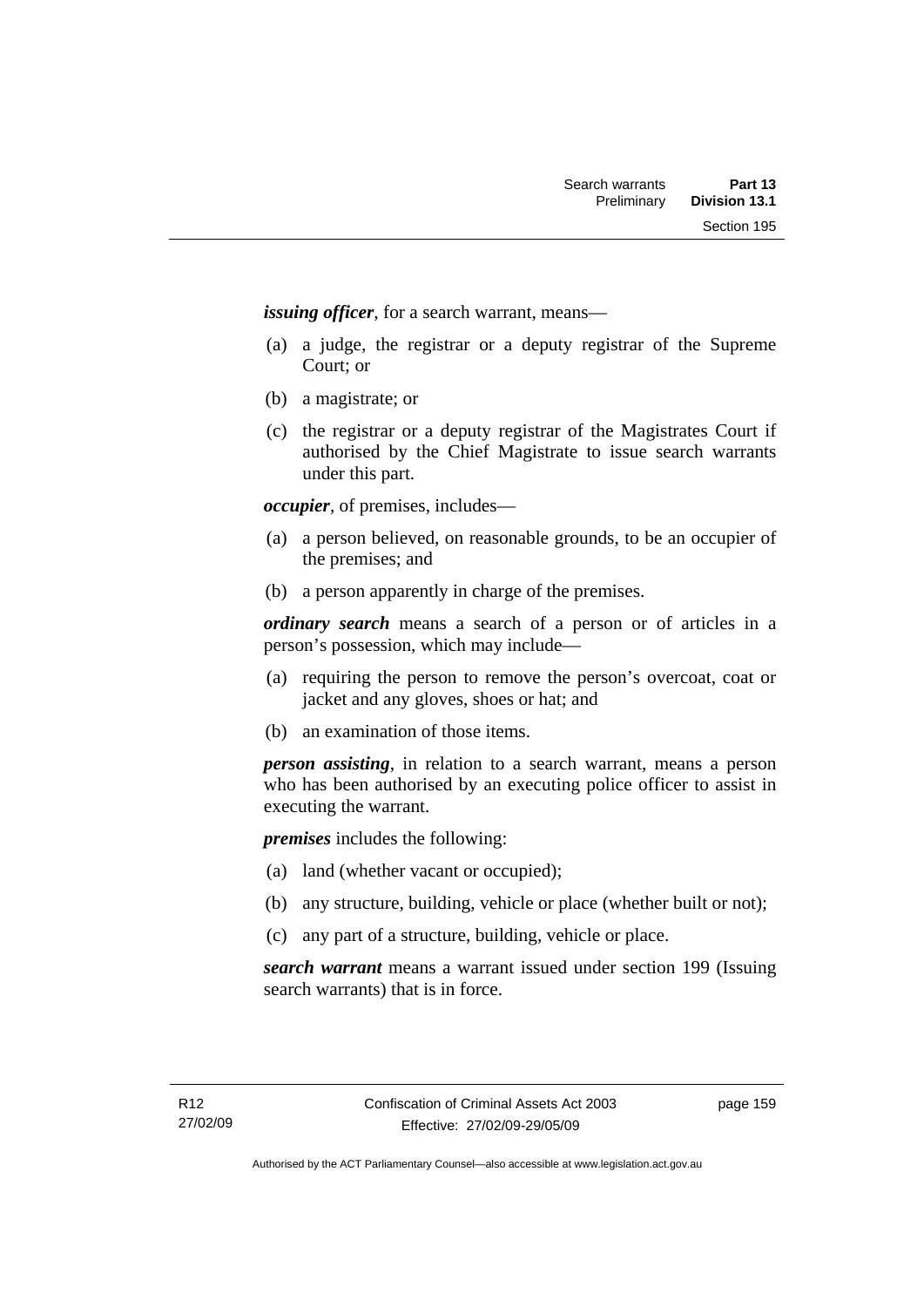***issuing officer***, for a search warrant, means—

(a) a judge, the registrar or a deputy registrar of the Supreme Court; or

(b) a magistrate; or

(c) the registrar or a deputy registrar of the Magistrates Court if authorised by the Chief Magistrate to issue search warrants under this part.

***occupier***, of premises, includes—

(a) a person believed, on reasonable grounds, to be an occupier of the premises; and

(b) a person apparently in charge of the premises.

***ordinary search*** means a search of a person or of articles in a person's possession, which may include—

(a) requiring the person to remove the person's overcoat, coat or jacket and any gloves, shoes or hat; and

(b) an examination of those items.

***person assisting***, in relation to a search warrant, means a person who has been authorised by an executing police officer to assist in executing the warrant.

***premises*** includes the following:

(a) land (whether vacant or occupied);

(b) any structure, building, vehicle or place (whether built or not);

(c) any part of a structure, building, vehicle or place.

***search warrant*** means a warrant issued under section 199 (Issuing search warrants) that is in force.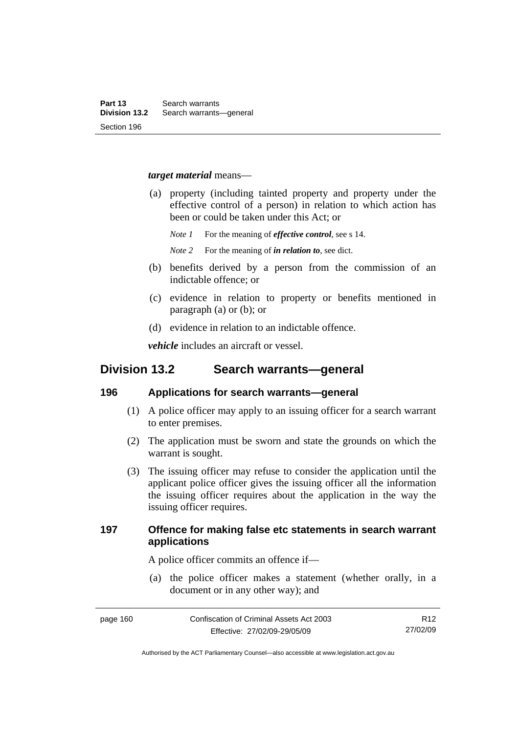***target material*** means—

(a) property (including tainted property and property under the effective control of a person) in relation to which action has been or could be taken under this Act; or

*Note 1* For the meaning of ***effective control***, see s 14.

*Note 2* For the meaning of ***in relation to***, see dict.

(b) benefits derived by a person from the commission of an indictable offence; or

(c) evidence in relation to property or benefits mentioned in paragraph (a) or (b); or

(d) evidence in relation to an indictable offence.

***vehicle*** includes an aircraft or vessel.

## Division 13.2 Search warrants—general

### 196 Applications for search warrants—general

(1) A police officer may apply to an issuing officer for a search warrant to enter premises.

(2) The application must be sworn and state the grounds on which the warrant is sought.

(3) The issuing officer may refuse to consider the application until the applicant police officer gives the issuing officer all the information the issuing officer requires about the application in the way the issuing officer requires.

### 197 Offence for making false etc statements in search warrant applications

A police officer commits an offence if—

(a) the police officer makes a statement (whether orally, in a document or in any other way); and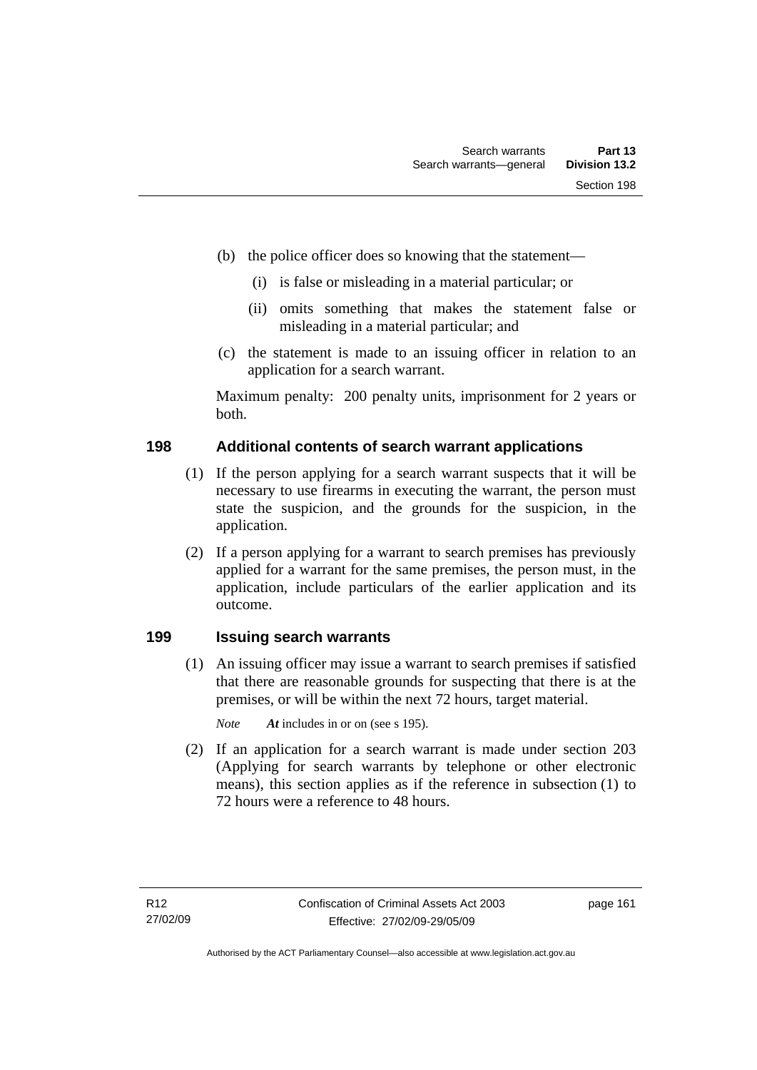(b) the police officer does so knowing that the statement—

(i) is false or misleading in a material particular; or

(ii) omits something that makes the statement false or misleading in a material particular; and

(c) the statement is made to an issuing officer in relation to an application for a search warrant.

Maximum penalty: 200 penalty units, imprisonment for 2 years or both.

### 198 Additional contents of search warrant applications

(1) If the person applying for a search warrant suspects that it will be necessary to use firearms in executing the warrant, the person must state the suspicion, and the grounds for the suspicion, in the application.

(2) If a person applying for a warrant to search premises has previously applied for a warrant for the same premises, the person must, in the application, include particulars of the earlier application and its outcome.

### 199 Issuing search warrants

(1) An issuing officer may issue a warrant to search premises if satisfied that there are reasonable grounds for suspecting that there is at the premises, or will be within the next 72 hours, target material.

*Note* ***At*** includes in or on (see s 195).

(2) If an application for a search warrant is made under section 203 (Applying for search warrants by telephone or other electronic means), this section applies as if the reference in subsection (1) to 72 hours were a reference to 48 hours.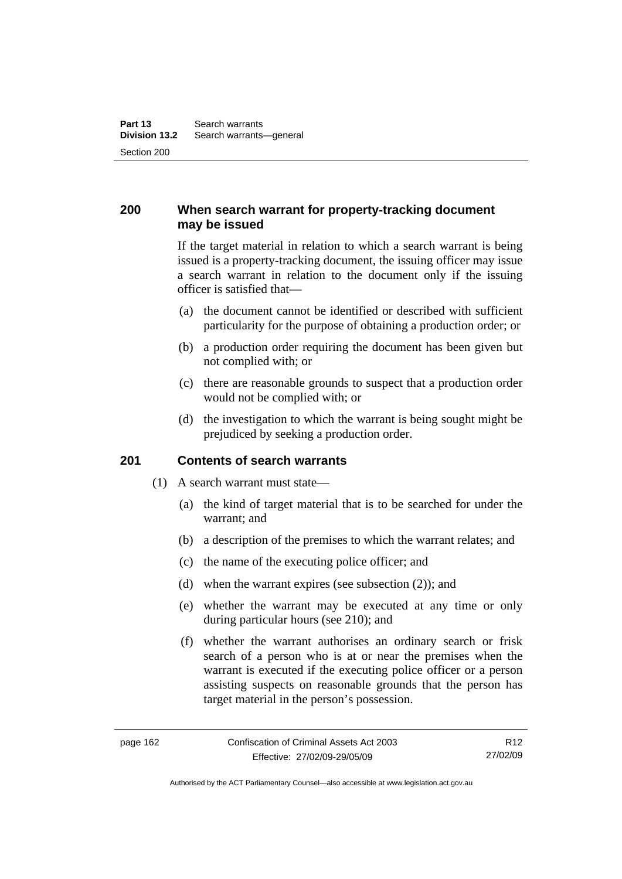## 200 When search warrant for property-tracking document may be issued

If the target material in relation to which a search warrant is being issued is a property-tracking document, the issuing officer may issue a search warrant in relation to the document only if the issuing officer is satisfied that—

(a) the document cannot be identified or described with sufficient particularity for the purpose of obtaining a production order; or

(b) a production order requiring the document has been given but not complied with; or

(c) there are reasonable grounds to suspect that a production order would not be complied with; or

(d) the investigation to which the warrant is being sought might be prejudiced by seeking a production order.

## 201 Contents of search warrants

(1) A search warrant must state—

(a) the kind of target material that is to be searched for under the warrant; and

(b) a description of the premises to which the warrant relates; and

(c) the name of the executing police officer; and

(d) when the warrant expires (see subsection (2)); and

(e) whether the warrant may be executed at any time or only during particular hours (see 210); and

(f) whether the warrant authorises an ordinary search or frisk search of a person who is at or near the premises when the warrant is executed if the executing police officer or a person assisting suspects on reasonable grounds that the person has target material in the person's possession.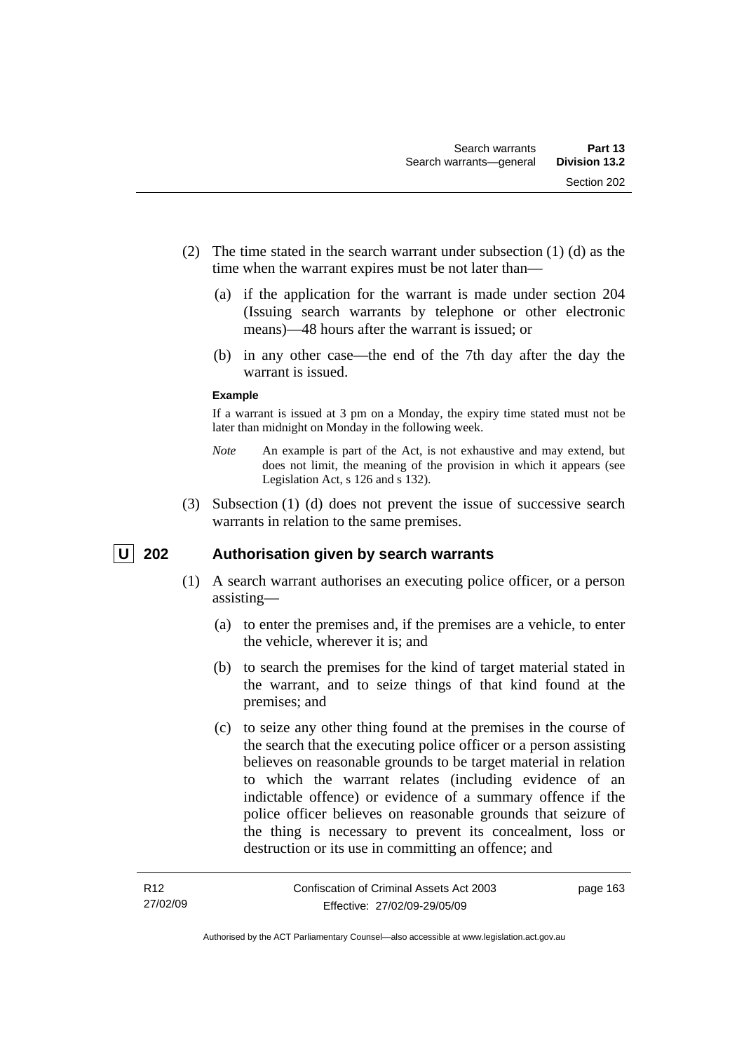(2) The time stated in the search warrant under subsection (1) (d) as the time when the warrant expires must be not later than—

(a) if the application for the warrant is made under section 204 (Issuing search warrants by telephone or other electronic means)—48 hours after the warrant is issued; or

(b) in any other case—the end of the 7th day after the day the warrant is issued.

**Example**

If a warrant is issued at 3 pm on a Monday, the expiry time stated must not be later than midnight on Monday in the following week.

*Note* An example is part of the Act, is not exhaustive and may extend, but does not limit, the meaning of the provision in which it appears (see Legislation Act, s 126 and s 132).

(3) Subsection (1) (d) does not prevent the issue of successive search warrants in relation to the same premises.

## U 202 Authorisation given by search warrants

(1) A search warrant authorises an executing police officer, or a person assisting—

(a) to enter the premises and, if the premises are a vehicle, to enter the vehicle, wherever it is; and

(b) to search the premises for the kind of target material stated in the warrant, and to seize things of that kind found at the premises; and

(c) to seize any other thing found at the premises in the course of the search that the executing police officer or a person assisting believes on reasonable grounds to be target material in relation to which the warrant relates (including evidence of an indictable offence) or evidence of a summary offence if the police officer believes on reasonable grounds that seizure of the thing is necessary to prevent its concealment, loss or destruction or its use in committing an offence; and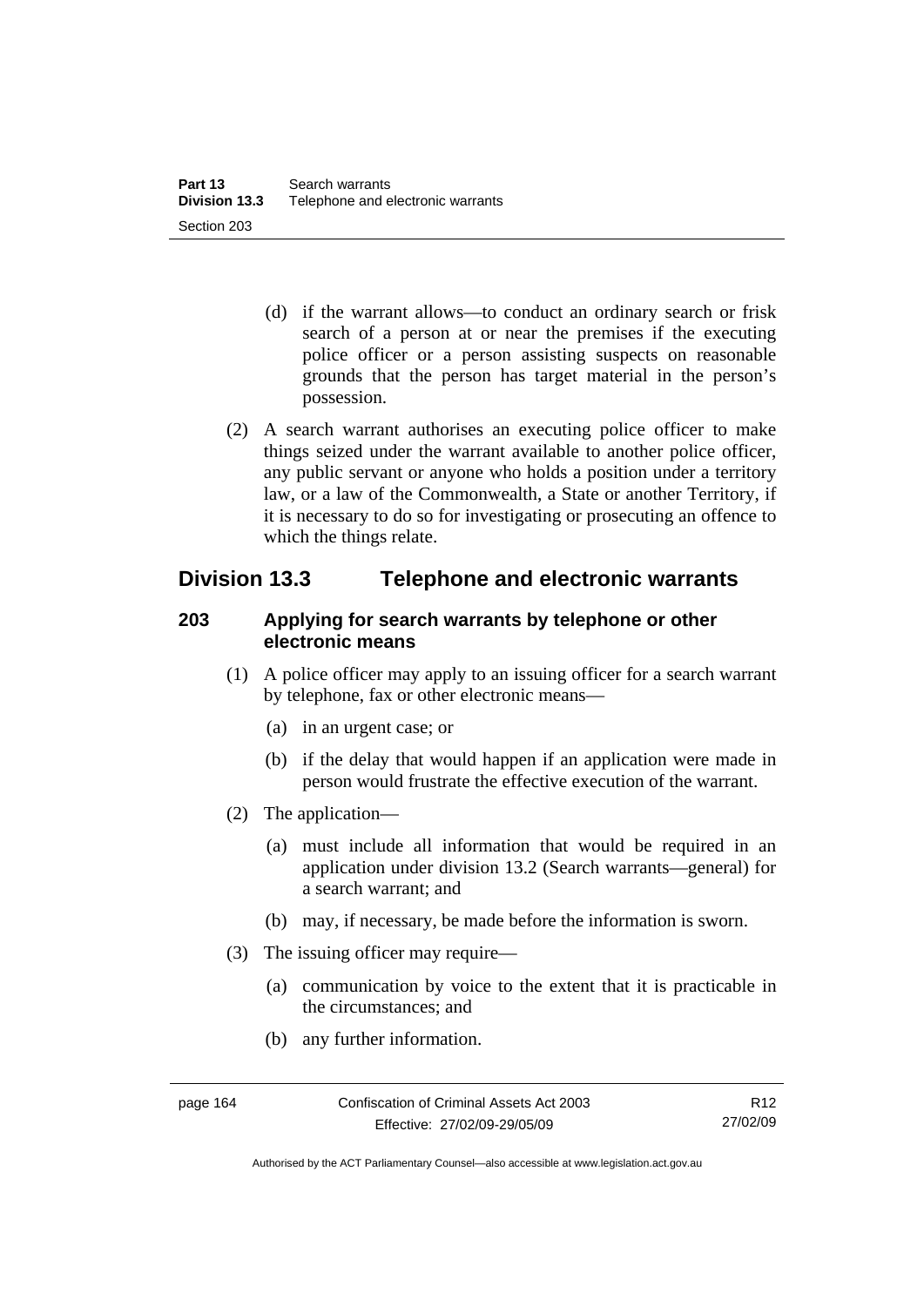(d) if the warrant allows—to conduct an ordinary search or frisk search of a person at or near the premises if the executing police officer or a person assisting suspects on reasonable grounds that the person has target material in the person's possession.

(2) A search warrant authorises an executing police officer to make things seized under the warrant available to another police officer, any public servant or anyone who holds a position under a territory law, or a law of the Commonwealth, a State or another Territory, if it is necessary to do so for investigating or prosecuting an offence to which the things relate.

## Division 13.3 Telephone and electronic warrants

### 203 Applying for search warrants by telephone or other electronic means

(1) A police officer may apply to an issuing officer for a search warrant by telephone, fax or other electronic means—

(a) in an urgent case; or

(b) if the delay that would happen if an application were made in person would frustrate the effective execution of the warrant.

(2) The application—

(a) must include all information that would be required in an application under division 13.2 (Search warrants—general) for a search warrant; and

(b) may, if necessary, be made before the information is sworn.

(3) The issuing officer may require—

(a) communication by voice to the extent that it is practicable in the circumstances; and

(b) any further information.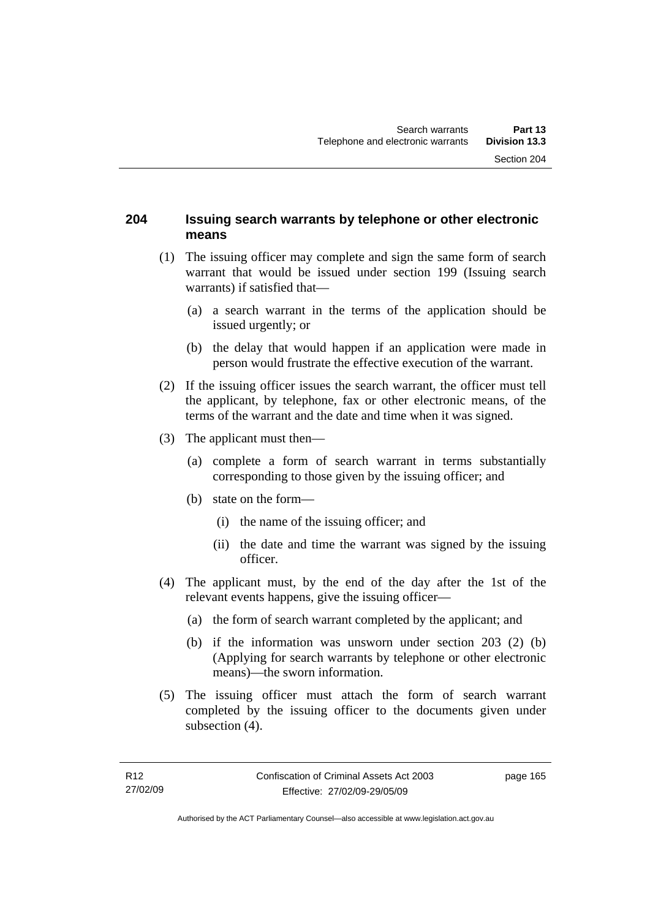## 204 Issuing search warrants by telephone or other electronic means

(1) The issuing officer may complete and sign the same form of search warrant that would be issued under section 199 (Issuing search warrants) if satisfied that—

- (a) a search warrant in the terms of the application should be issued urgently; or
- (b) the delay that would happen if an application were made in person would frustrate the effective execution of the warrant.

(2) If the issuing officer issues the search warrant, the officer must tell the applicant, by telephone, fax or other electronic means, of the terms of the warrant and the date and time when it was signed.

(3) The applicant must then—

- (a) complete a form of search warrant in terms substantially corresponding to those given by the issuing officer; and
- (b) state on the form—
  - (i) the name of the issuing officer; and
  - (ii) the date and time the warrant was signed by the issuing officer.

(4) The applicant must, by the end of the day after the 1st of the relevant events happens, give the issuing officer—

- (a) the form of search warrant completed by the applicant; and
- (b) if the information was unsworn under section 203 (2) (b) (Applying for search warrants by telephone or other electronic means)—the sworn information.

(5) The issuing officer must attach the form of search warrant completed by the issuing officer to the documents given under subsection (4).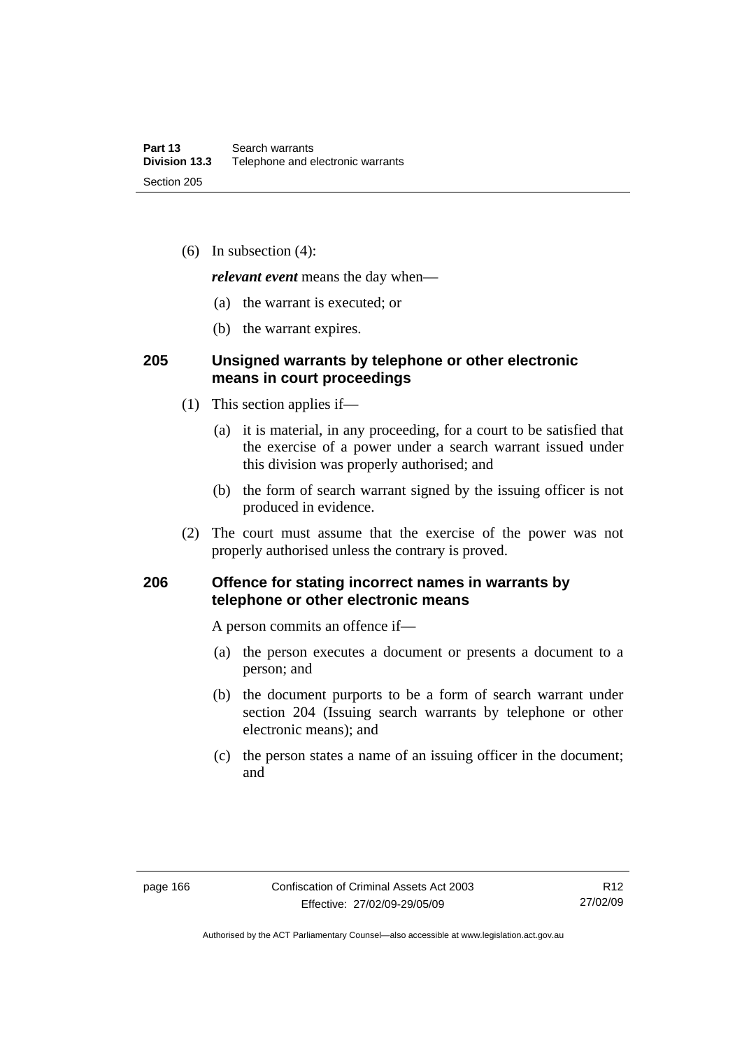(6) In subsection (4):

***relevant event*** means the day when—

(a) the warrant is executed; or

(b) the warrant expires.

## 205 Unsigned warrants by telephone or other electronic means in court proceedings

(1) This section applies if—

(a) it is material, in any proceeding, for a court to be satisfied that the exercise of a power under a search warrant issued under this division was properly authorised; and

(b) the form of search warrant signed by the issuing officer is not produced in evidence.

(2) The court must assume that the exercise of the power was not properly authorised unless the contrary is proved.

## 206 Offence for stating incorrect names in warrants by telephone or other electronic means

A person commits an offence if—

(a) the person executes a document or presents a document to a person; and

(b) the document purports to be a form of search warrant under section 204 (Issuing search warrants by telephone or other electronic means); and

(c) the person states a name of an issuing officer in the document; and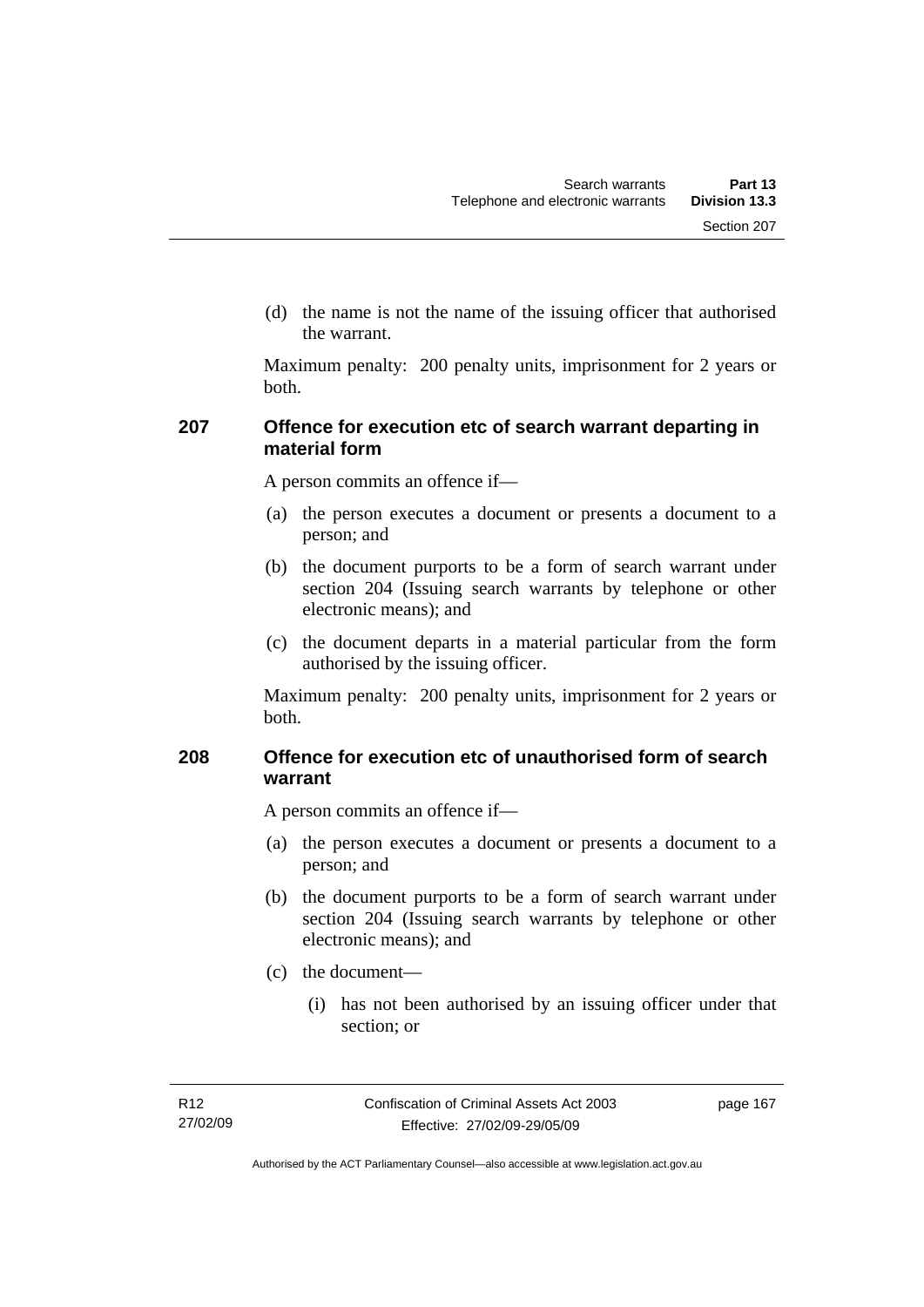(d) the name is not the name of the issuing officer that authorised the warrant.

Maximum penalty: 200 penalty units, imprisonment for 2 years or both.

### 207 Offence for execution etc of search warrant departing in material form

A person commits an offence if—

(a) the person executes a document or presents a document to a person; and

(b) the document purports to be a form of search warrant under section 204 (Issuing search warrants by telephone or other electronic means); and

(c) the document departs in a material particular from the form authorised by the issuing officer.

Maximum penalty: 200 penalty units, imprisonment for 2 years or both.

### 208 Offence for execution etc of unauthorised form of search warrant

A person commits an offence if—

(a) the person executes a document or presents a document to a person; and

(b) the document purports to be a form of search warrant under section 204 (Issuing search warrants by telephone or other electronic means); and

(c) the document—

(i) has not been authorised by an issuing officer under that section; or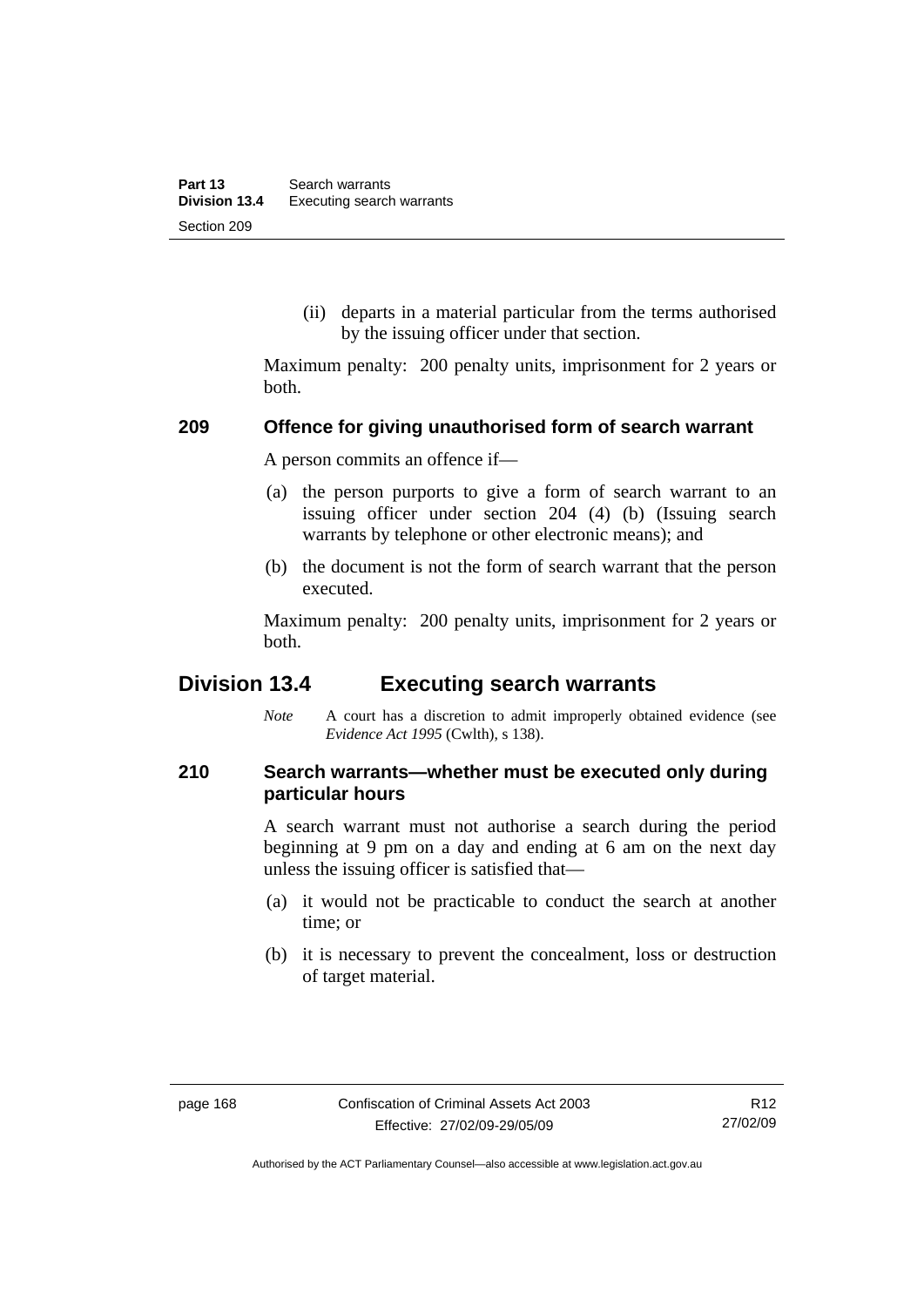(ii) departs in a material particular from the terms authorised by the issuing officer under that section.

Maximum penalty: 200 penalty units, imprisonment for 2 years or both.

### 209 Offence for giving unauthorised form of search warrant

A person commits an offence if—

(a) the person purports to give a form of search warrant to an issuing officer under section 204 (4) (b) (Issuing search warrants by telephone or other electronic means); and

(b) the document is not the form of search warrant that the person executed.

Maximum penalty: 200 penalty units, imprisonment for 2 years or both.

## Division 13.4 Executing search warrants

*Note* A court has a discretion to admit improperly obtained evidence (see *Evidence Act 1995* (Cwlth), s 138).

### 210 Search warrants—whether must be executed only during particular hours

A search warrant must not authorise a search during the period beginning at 9 pm on a day and ending at 6 am on the next day unless the issuing officer is satisfied that—

(a) it would not be practicable to conduct the search at another time; or

(b) it is necessary to prevent the concealment, loss or destruction of target material.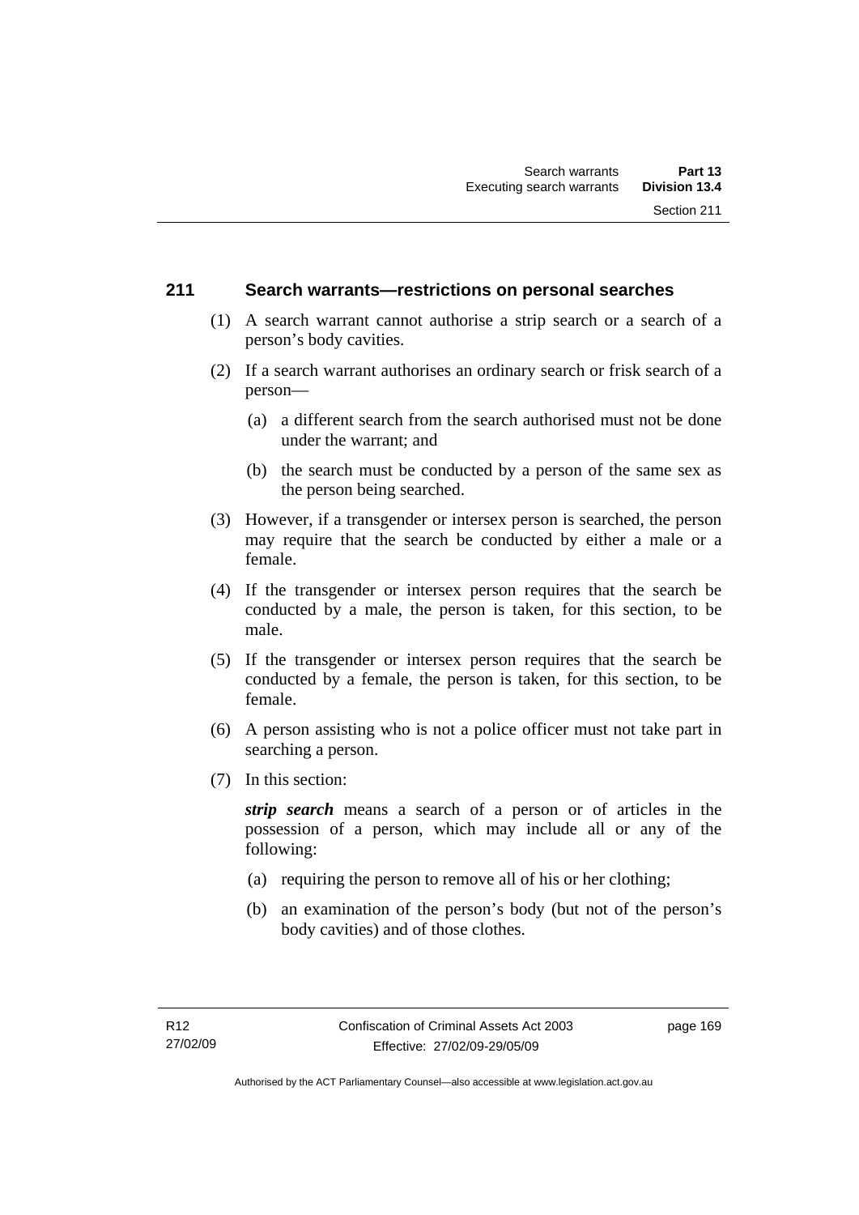## 211 Search warrants—restrictions on personal searches

(1) A search warrant cannot authorise a strip search or a search of a person's body cavities.

(2) If a search warrant authorises an ordinary search or frisk search of a person—

(a) a different search from the search authorised must not be done under the warrant; and

(b) the search must be conducted by a person of the same sex as the person being searched.

(3) However, if a transgender or intersex person is searched, the person may require that the search be conducted by either a male or a female.

(4) If the transgender or intersex person requires that the search be conducted by a male, the person is taken, for this section, to be male.

(5) If the transgender or intersex person requires that the search be conducted by a female, the person is taken, for this section, to be female.

(6) A person assisting who is not a police officer must not take part in searching a person.

(7) In this section:

***strip search*** means a search of a person or of articles in the possession of a person, which may include all or any of the following:

(a) requiring the person to remove all of his or her clothing;

(b) an examination of the person's body (but not of the person's body cavities) and of those clothes.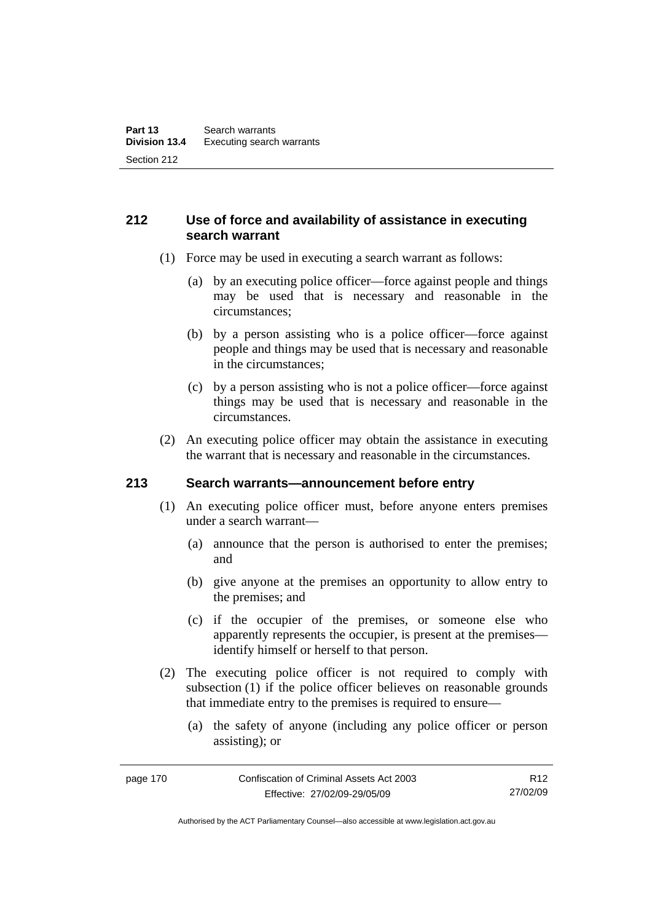## 212 Use of force and availability of assistance in executing search warrant

(1) Force may be used in executing a search warrant as follows:

(a) by an executing police officer—force against people and things may be used that is necessary and reasonable in the circumstances;

(b) by a person assisting who is a police officer—force against people and things may be used that is necessary and reasonable in the circumstances;

(c) by a person assisting who is not a police officer—force against things may be used that is necessary and reasonable in the circumstances.

(2) An executing police officer may obtain the assistance in executing the warrant that is necessary and reasonable in the circumstances.

## 213 Search warrants—announcement before entry

(1) An executing police officer must, before anyone enters premises under a search warrant—

(a) announce that the person is authorised to enter the premises; and

(b) give anyone at the premises an opportunity to allow entry to the premises; and

(c) if the occupier of the premises, or someone else who apparently represents the occupier, is present at the premises—identify himself or herself to that person.

(2) The executing police officer is not required to comply with subsection (1) if the police officer believes on reasonable grounds that immediate entry to the premises is required to ensure—

(a) the safety of anyone (including any police officer or person assisting); or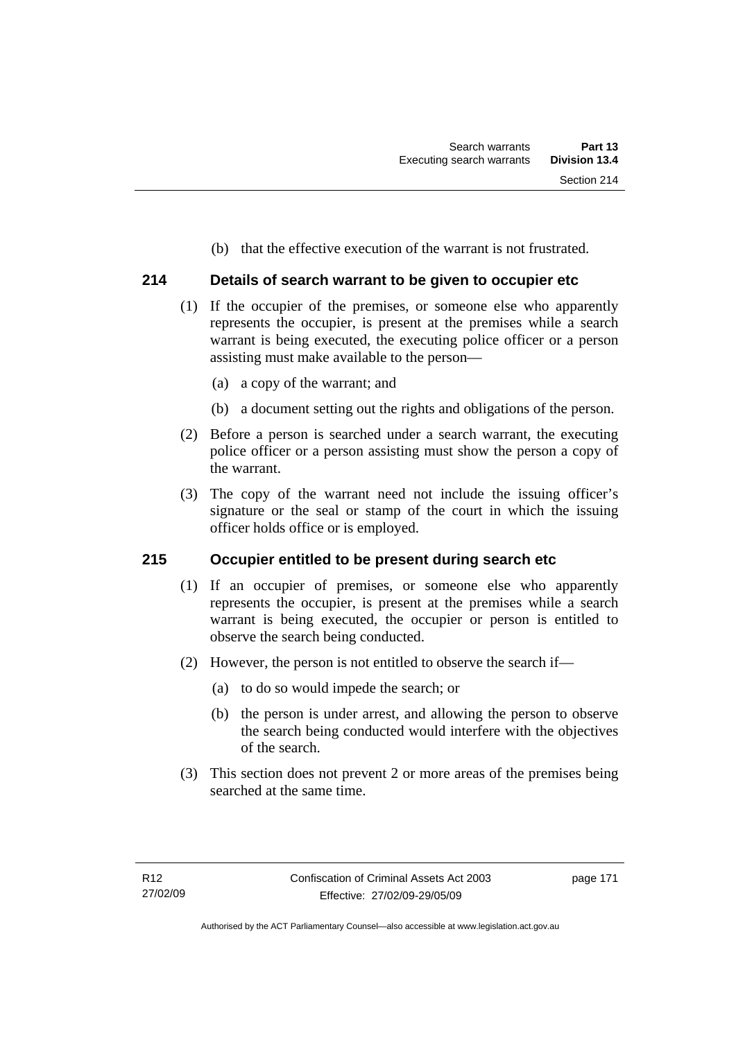(b) that the effective execution of the warrant is not frustrated.

## 214 Details of search warrant to be given to occupier etc

(1) If the occupier of the premises, or someone else who apparently represents the occupier, is present at the premises while a search warrant is being executed, the executing police officer or a person assisting must make available to the person—

(a) a copy of the warrant; and

(b) a document setting out the rights and obligations of the person.

(2) Before a person is searched under a search warrant, the executing police officer or a person assisting must show the person a copy of the warrant.

(3) The copy of the warrant need not include the issuing officer's signature or the seal or stamp of the court in which the issuing officer holds office or is employed.

## 215 Occupier entitled to be present during search etc

(1) If an occupier of premises, or someone else who apparently represents the occupier, is present at the premises while a search warrant is being executed, the occupier or person is entitled to observe the search being conducted.

(2) However, the person is not entitled to observe the search if—

(a) to do so would impede the search; or

(b) the person is under arrest, and allowing the person to observe the search being conducted would interfere with the objectives of the search.

(3) This section does not prevent 2 or more areas of the premises being searched at the same time.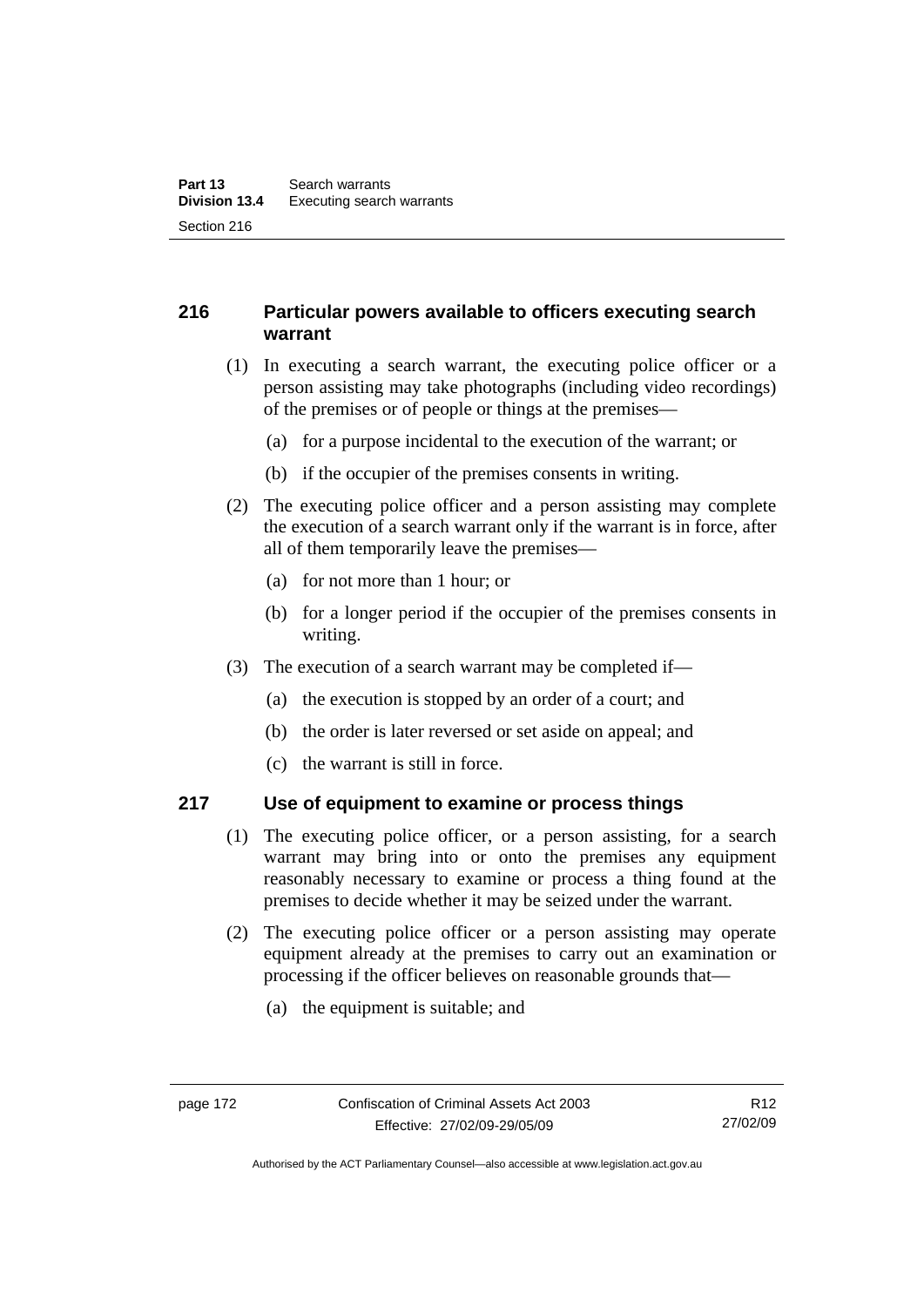## 216 Particular powers available to officers executing search warrant

(1) In executing a search warrant, the executing police officer or a person assisting may take photographs (including video recordings) of the premises or of people or things at the premises—

(a) for a purpose incidental to the execution of the warrant; or

(b) if the occupier of the premises consents in writing.

(2) The executing police officer and a person assisting may complete the execution of a search warrant only if the warrant is in force, after all of them temporarily leave the premises—

(a) for not more than 1 hour; or

(b) for a longer period if the occupier of the premises consents in writing.

(3) The execution of a search warrant may be completed if—

(a) the execution is stopped by an order of a court; and

(b) the order is later reversed or set aside on appeal; and

(c) the warrant is still in force.

## 217 Use of equipment to examine or process things

(1) The executing police officer, or a person assisting, for a search warrant may bring into or onto the premises any equipment reasonably necessary to examine or process a thing found at the premises to decide whether it may be seized under the warrant.

(2) The executing police officer or a person assisting may operate equipment already at the premises to carry out an examination or processing if the officer believes on reasonable grounds that—

(a) the equipment is suitable; and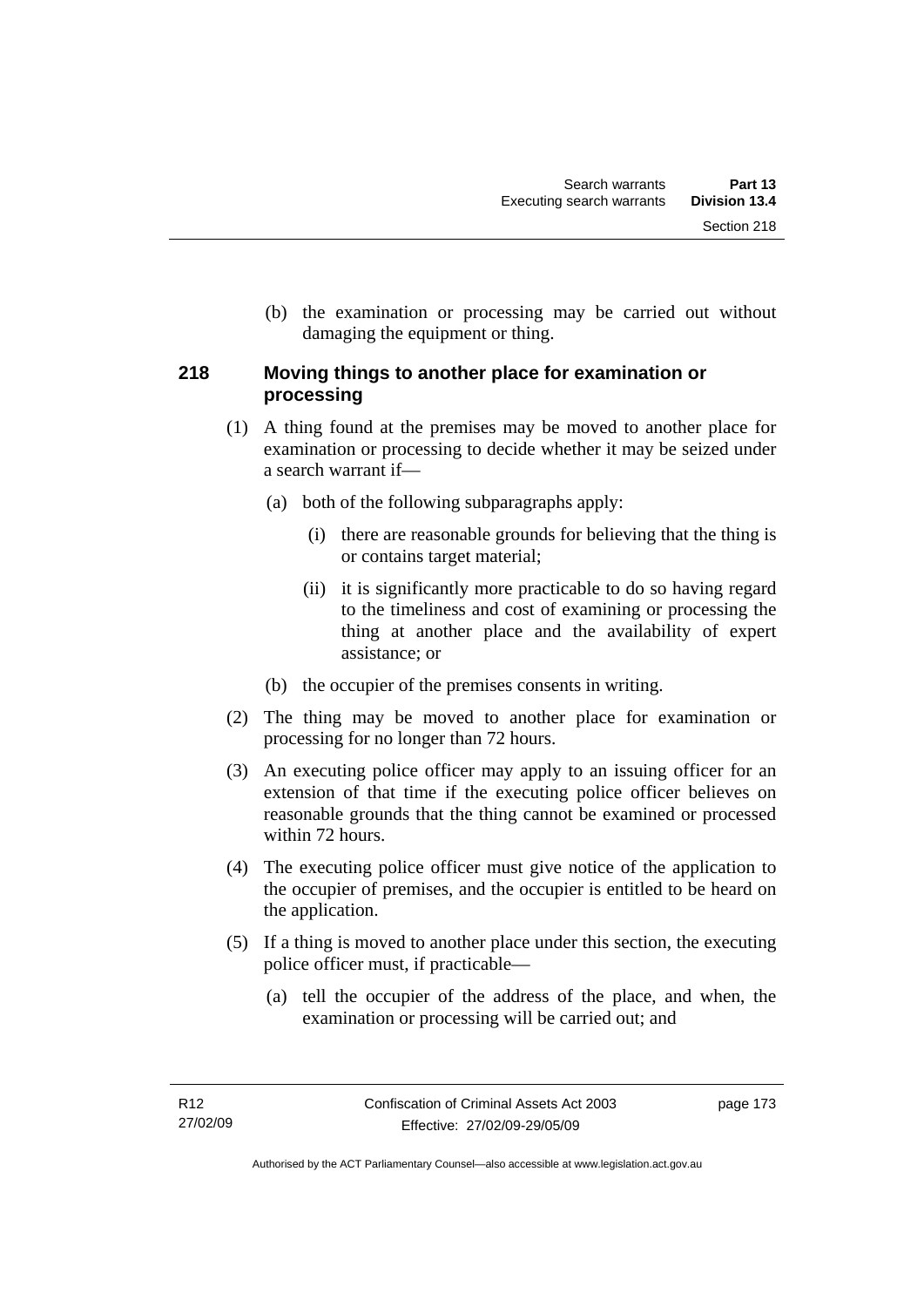(b) the examination or processing may be carried out without damaging the equipment or thing.

### 218 Moving things to another place for examination or processing

(1) A thing found at the premises may be moved to another place for examination or processing to decide whether it may be seized under a search warrant if—

(a) both of the following subparagraphs apply:

(i) there are reasonable grounds for believing that the thing is or contains target material;

(ii) it is significantly more practicable to do so having regard to the timeliness and cost of examining or processing the thing at another place and the availability of expert assistance; or

(b) the occupier of the premises consents in writing.

(2) The thing may be moved to another place for examination or processing for no longer than 72 hours.

(3) An executing police officer may apply to an issuing officer for an extension of that time if the executing police officer believes on reasonable grounds that the thing cannot be examined or processed within 72 hours.

(4) The executing police officer must give notice of the application to the occupier of premises, and the occupier is entitled to be heard on the application.

(5) If a thing is moved to another place under this section, the executing police officer must, if practicable—

(a) tell the occupier of the address of the place, and when, the examination or processing will be carried out; and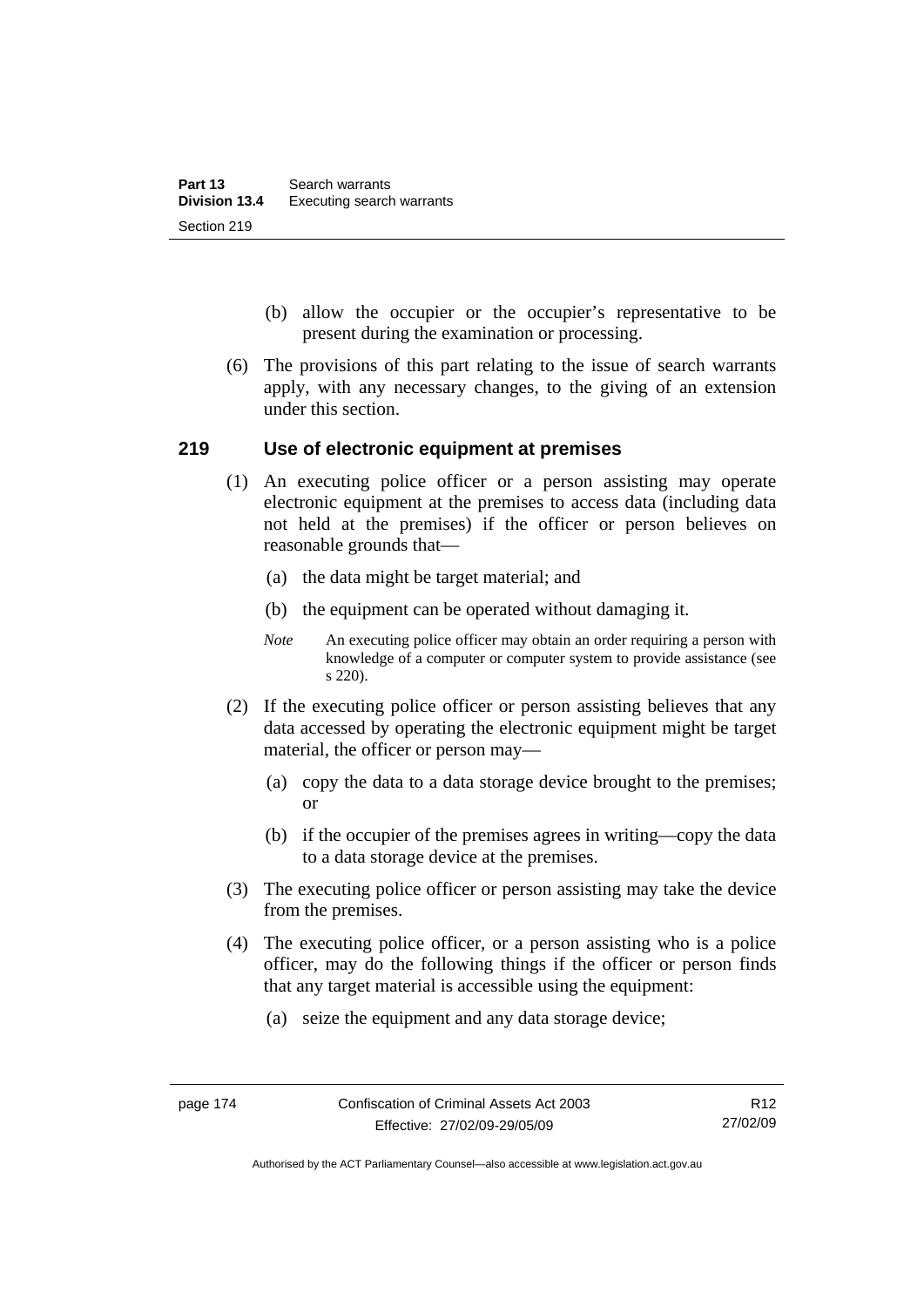(b) allow the occupier or the occupier's representative to be present during the examination or processing.

(6) The provisions of this part relating to the issue of search warrants apply, with any necessary changes, to the giving of an extension under this section.

## 219 Use of electronic equipment at premises

(1) An executing police officer or a person assisting may operate electronic equipment at the premises to access data (including data not held at the premises) if the officer or person believes on reasonable grounds that—

(a) the data might be target material; and

(b) the equipment can be operated without damaging it.

*Note* An executing police officer may obtain an order requiring a person with knowledge of a computer or computer system to provide assistance (see s 220).

(2) If the executing police officer or person assisting believes that any data accessed by operating the electronic equipment might be target material, the officer or person may—

(a) copy the data to a data storage device brought to the premises; or

(b) if the occupier of the premises agrees in writing—copy the data to a data storage device at the premises.

(3) The executing police officer or person assisting may take the device from the premises.

(4) The executing police officer, or a person assisting who is a police officer, may do the following things if the officer or person finds that any target material is accessible using the equipment:

(a) seize the equipment and any data storage device;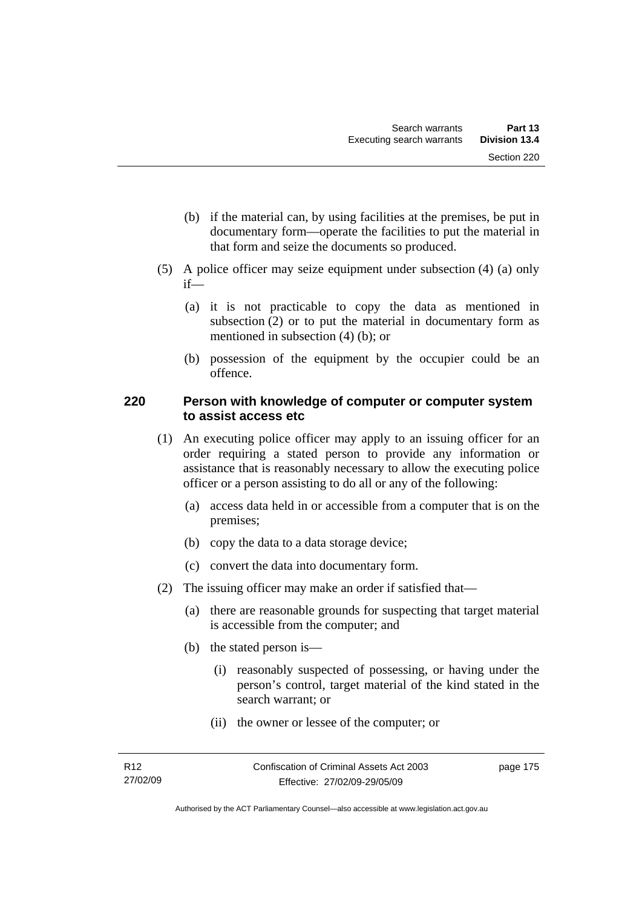(b) if the material can, by using facilities at the premises, be put in documentary form—operate the facilities to put the material in that form and seize the documents so produced.

(5) A police officer may seize equipment under subsection (4) (a) only if—

(a) it is not practicable to copy the data as mentioned in subsection (2) or to put the material in documentary form as mentioned in subsection (4) (b); or

(b) possession of the equipment by the occupier could be an offence.

### 220 Person with knowledge of computer or computer system to assist access etc

(1) An executing police officer may apply to an issuing officer for an order requiring a stated person to provide any information or assistance that is reasonably necessary to allow the executing police officer or a person assisting to do all or any of the following:

(a) access data held in or accessible from a computer that is on the premises;

(b) copy the data to a data storage device;

(c) convert the data into documentary form.

(2) The issuing officer may make an order if satisfied that—

(a) there are reasonable grounds for suspecting that target material is accessible from the computer; and

(b) the stated person is—

(i) reasonably suspected of possessing, or having under the person's control, target material of the kind stated in the search warrant; or

(ii) the owner or lessee of the computer; or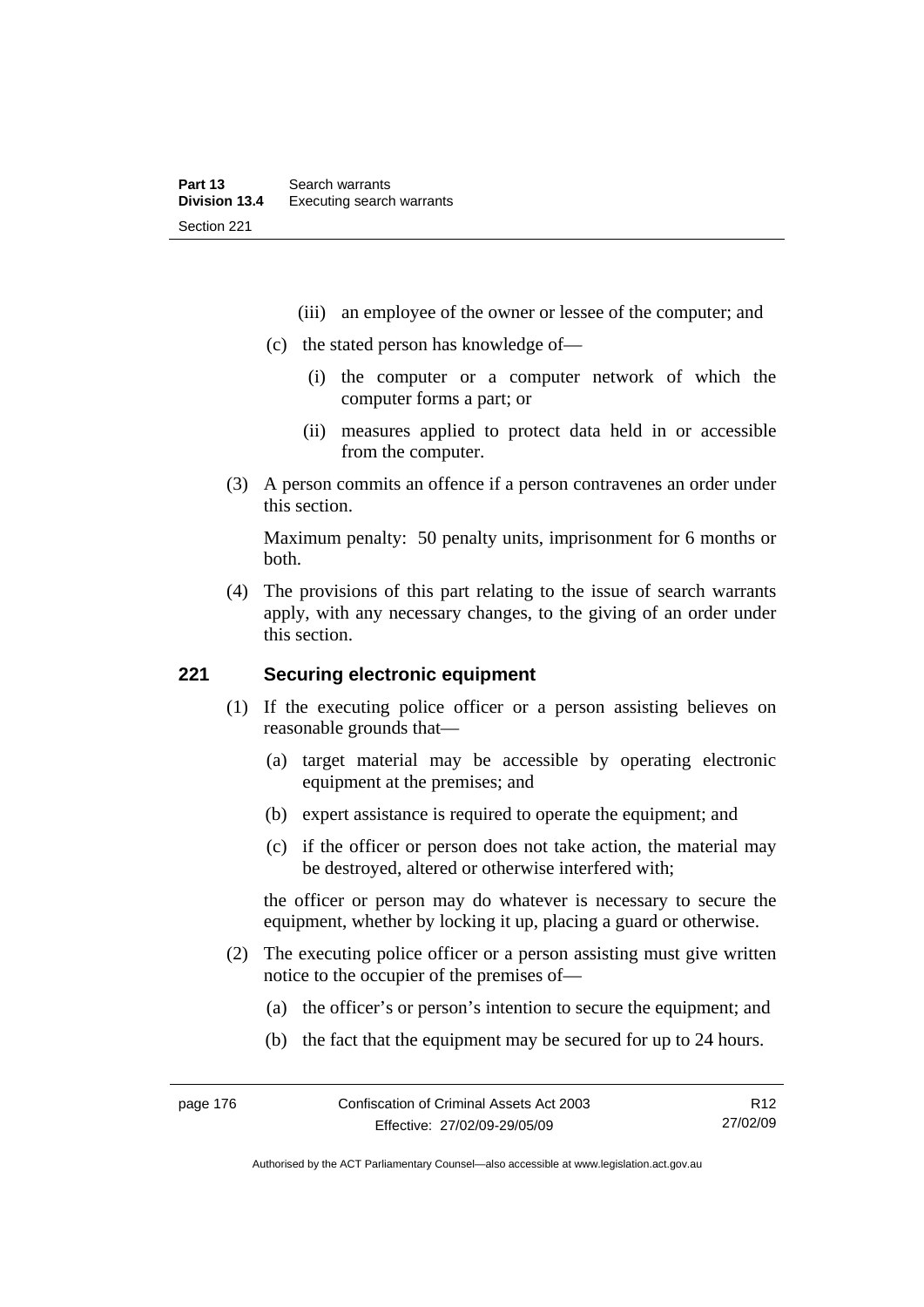(iii) an employee of the owner or lessee of the computer; and

(c) the stated person has knowledge of—

(i) the computer or a computer network of which the computer forms a part; or

(ii) measures applied to protect data held in or accessible from the computer.

(3) A person commits an offence if a person contravenes an order under this section.

Maximum penalty: 50 penalty units, imprisonment for 6 months or both.

(4) The provisions of this part relating to the issue of search warrants apply, with any necessary changes, to the giving of an order under this section.

## 221 Securing electronic equipment

(1) If the executing police officer or a person assisting believes on reasonable grounds that—

(a) target material may be accessible by operating electronic equipment at the premises; and

(b) expert assistance is required to operate the equipment; and

(c) if the officer or person does not take action, the material may be destroyed, altered or otherwise interfered with;

the officer or person may do whatever is necessary to secure the equipment, whether by locking it up, placing a guard or otherwise.

(2) The executing police officer or a person assisting must give written notice to the occupier of the premises of—

(a) the officer's or person's intention to secure the equipment; and

(b) the fact that the equipment may be secured for up to 24 hours.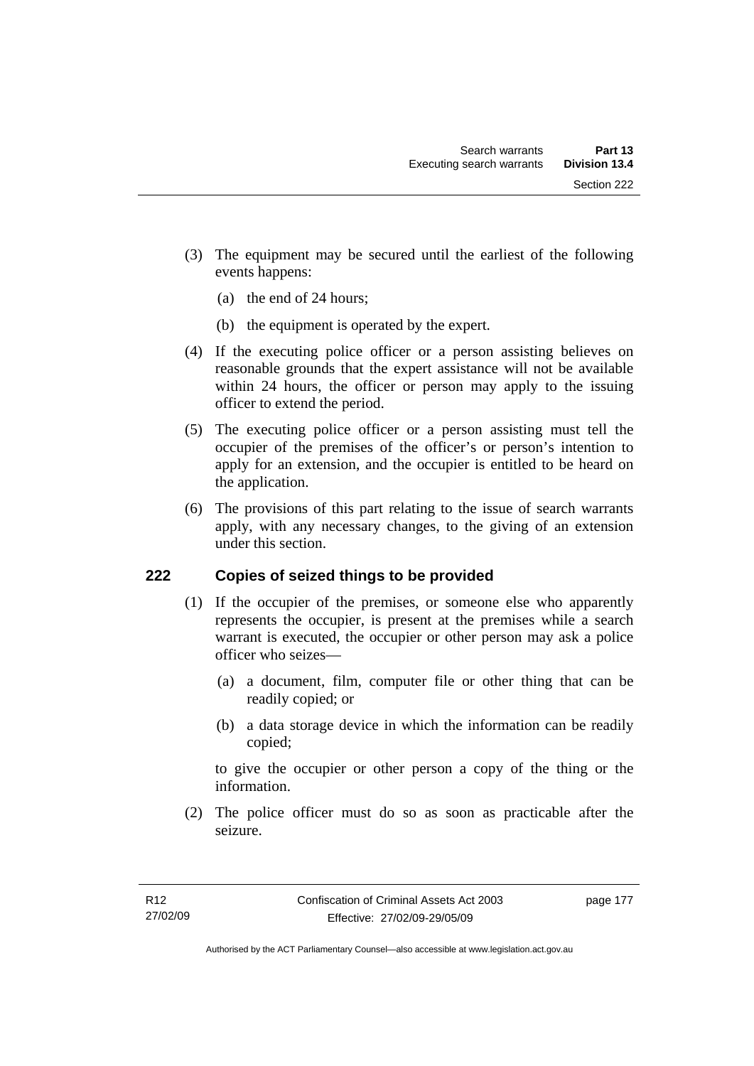(3) The equipment may be secured until the earliest of the following events happens:

(a) the end of 24 hours;

(b) the equipment is operated by the expert.

(4) If the executing police officer or a person assisting believes on reasonable grounds that the expert assistance will not be available within 24 hours, the officer or person may apply to the issuing officer to extend the period.

(5) The executing police officer or a person assisting must tell the occupier of the premises of the officer's or person's intention to apply for an extension, and the occupier is entitled to be heard on the application.

(6) The provisions of this part relating to the issue of search warrants apply, with any necessary changes, to the giving of an extension under this section.

## 222 Copies of seized things to be provided

(1) If the occupier of the premises, or someone else who apparently represents the occupier, is present at the premises while a search warrant is executed, the occupier or other person may ask a police officer who seizes—

(a) a document, film, computer file or other thing that can be readily copied; or

(b) a data storage device in which the information can be readily copied;

to give the occupier or other person a copy of the thing or the information.

(2) The police officer must do so as soon as practicable after the seizure.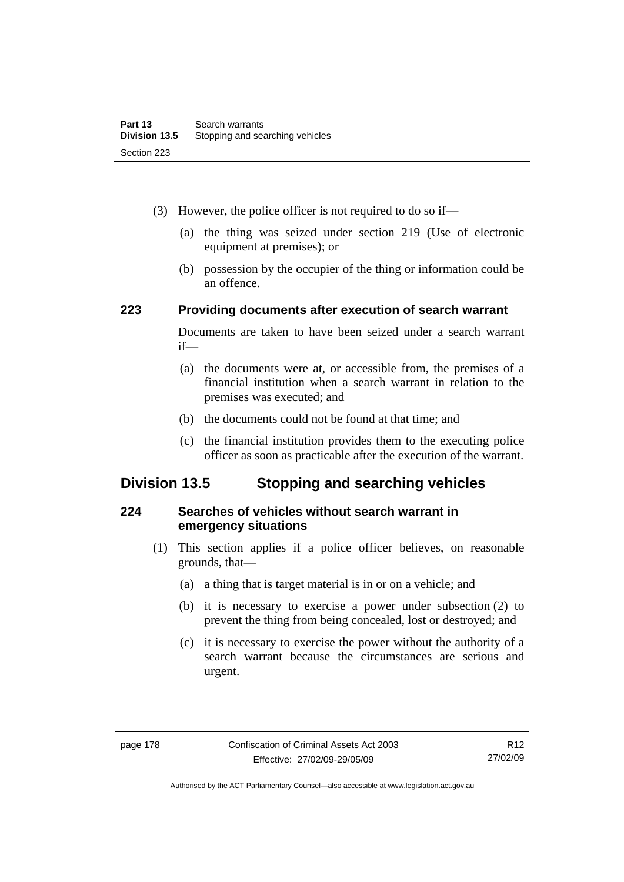(3) However, the police officer is not required to do so if—

(a) the thing was seized under section 219 (Use of electronic equipment at premises); or

(b) possession by the occupier of the thing or information could be an offence.

### 223 Providing documents after execution of search warrant

Documents are taken to have been seized under a search warrant if—

(a) the documents were at, or accessible from, the premises of a financial institution when a search warrant in relation to the premises was executed; and

(b) the documents could not be found at that time; and

(c) the financial institution provides them to the executing police officer as soon as practicable after the execution of the warrant.

## Division 13.5 Stopping and searching vehicles

### 224 Searches of vehicles without search warrant in emergency situations

(1) This section applies if a police officer believes, on reasonable grounds, that—

(a) a thing that is target material is in or on a vehicle; and

(b) it is necessary to exercise a power under subsection (2) to prevent the thing from being concealed, lost or destroyed; and

(c) it is necessary to exercise the power without the authority of a search warrant because the circumstances are serious and urgent.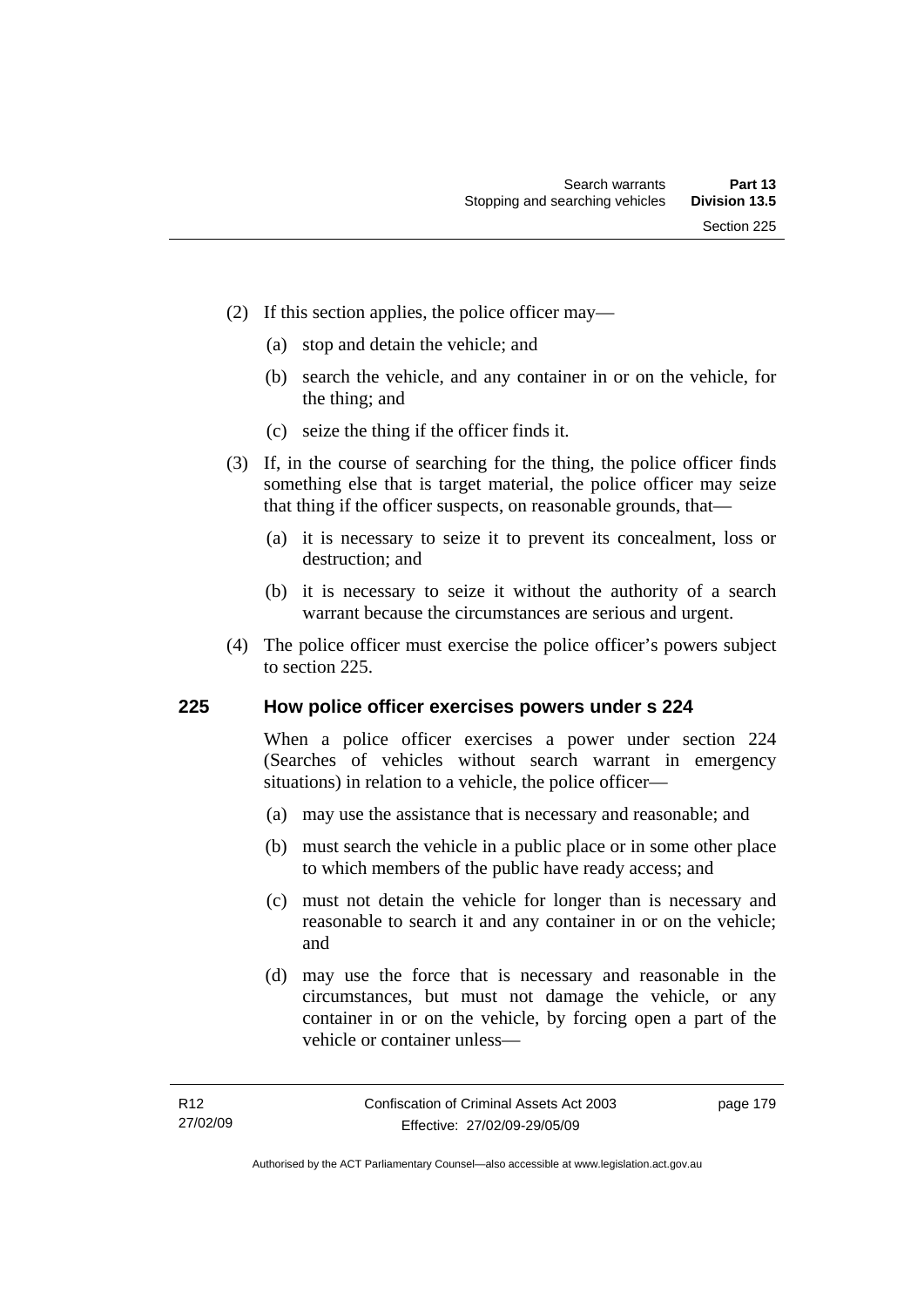(2) If this section applies, the police officer may—

(a) stop and detain the vehicle; and

(b) search the vehicle, and any container in or on the vehicle, for the thing; and

(c) seize the thing if the officer finds it.

(3) If, in the course of searching for the thing, the police officer finds something else that is target material, the police officer may seize that thing if the officer suspects, on reasonable grounds, that—

(a) it is necessary to seize it to prevent its concealment, loss or destruction; and

(b) it is necessary to seize it without the authority of a search warrant because the circumstances are serious and urgent.

(4) The police officer must exercise the police officer's powers subject to section 225.

## 225 How police officer exercises powers under s 224

When a police officer exercises a power under section 224 (Searches of vehicles without search warrant in emergency situations) in relation to a vehicle, the police officer—

(a) may use the assistance that is necessary and reasonable; and

(b) must search the vehicle in a public place or in some other place to which members of the public have ready access; and

(c) must not detain the vehicle for longer than is necessary and reasonable to search it and any container in or on the vehicle; and

(d) may use the force that is necessary and reasonable in the circumstances, but must not damage the vehicle, or any container in or on the vehicle, by forcing open a part of the vehicle or container unless—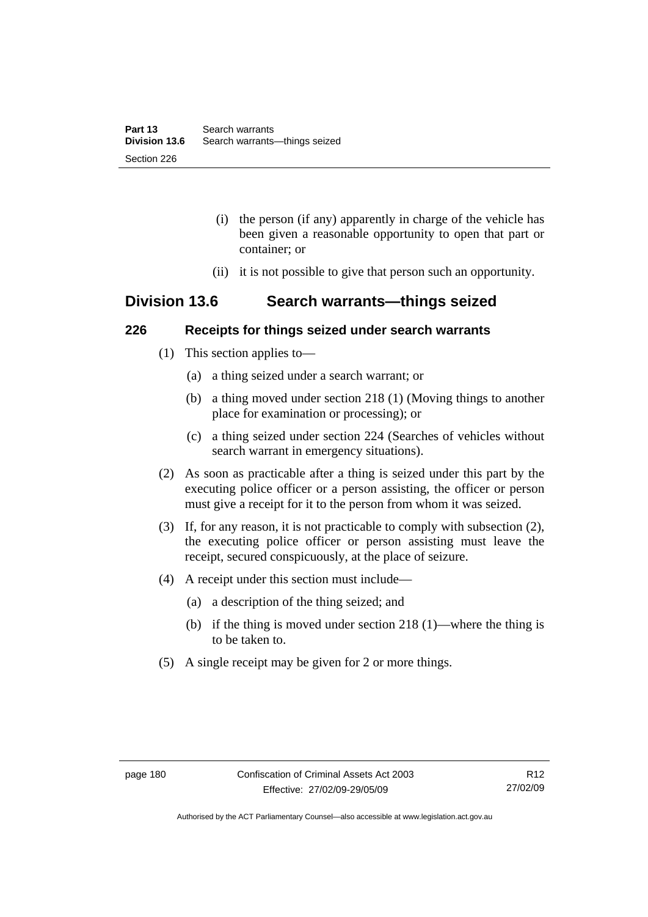(i) the person (if any) apparently in charge of the vehicle has been given a reasonable opportunity to open that part or container; or

(ii) it is not possible to give that person such an opportunity.

## Division 13.6 Search warrants—things seized

### 226 Receipts for things seized under search warrants

(1) This section applies to—

(a) a thing seized under a search warrant; or

(b) a thing moved under section 218 (1) (Moving things to another place for examination or processing); or

(c) a thing seized under section 224 (Searches of vehicles without search warrant in emergency situations).

(2) As soon as practicable after a thing is seized under this part by the executing police officer or a person assisting, the officer or person must give a receipt for it to the person from whom it was seized.

(3) If, for any reason, it is not practicable to comply with subsection (2), the executing police officer or person assisting must leave the receipt, secured conspicuously, at the place of seizure.

(4) A receipt under this section must include—

(a) a description of the thing seized; and

(b) if the thing is moved under section 218 (1)—where the thing is to be taken to.

(5) A single receipt may be given for 2 or more things.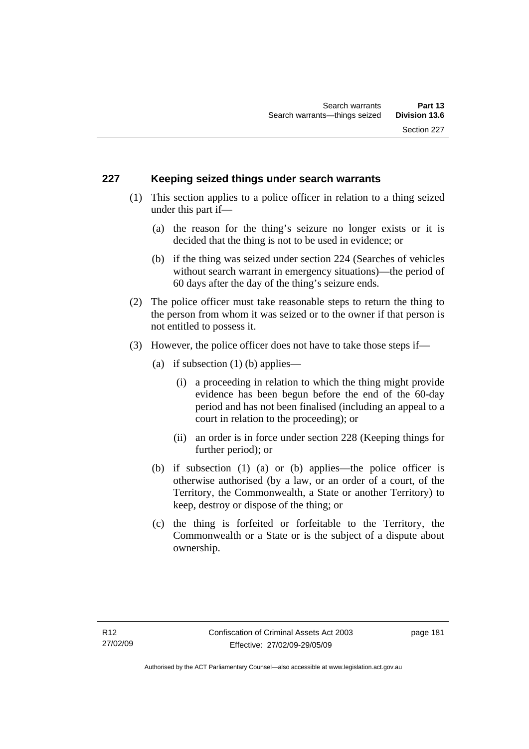## 227 Keeping seized things under search warrants

(1) This section applies to a police officer in relation to a thing seized under this part if—

(a) the reason for the thing's seizure no longer exists or it is decided that the thing is not to be used in evidence; or

(b) if the thing was seized under section 224 (Searches of vehicles without search warrant in emergency situations)—the period of 60 days after the day of the thing's seizure ends.

(2) The police officer must take reasonable steps to return the thing to the person from whom it was seized or to the owner if that person is not entitled to possess it.

(3) However, the police officer does not have to take those steps if—

(a) if subsection (1) (b) applies—

(i) a proceeding in relation to which the thing might provide evidence has been begun before the end of the 60-day period and has not been finalised (including an appeal to a court in relation to the proceeding); or

(ii) an order is in force under section 228 (Keeping things for further period); or

(b) if subsection (1) (a) or (b) applies—the police officer is otherwise authorised (by a law, or an order of a court, of the Territory, the Commonwealth, a State or another Territory) to keep, destroy or dispose of the thing; or

(c) the thing is forfeited or forfeitable to the Territory, the Commonwealth or a State or is the subject of a dispute about ownership.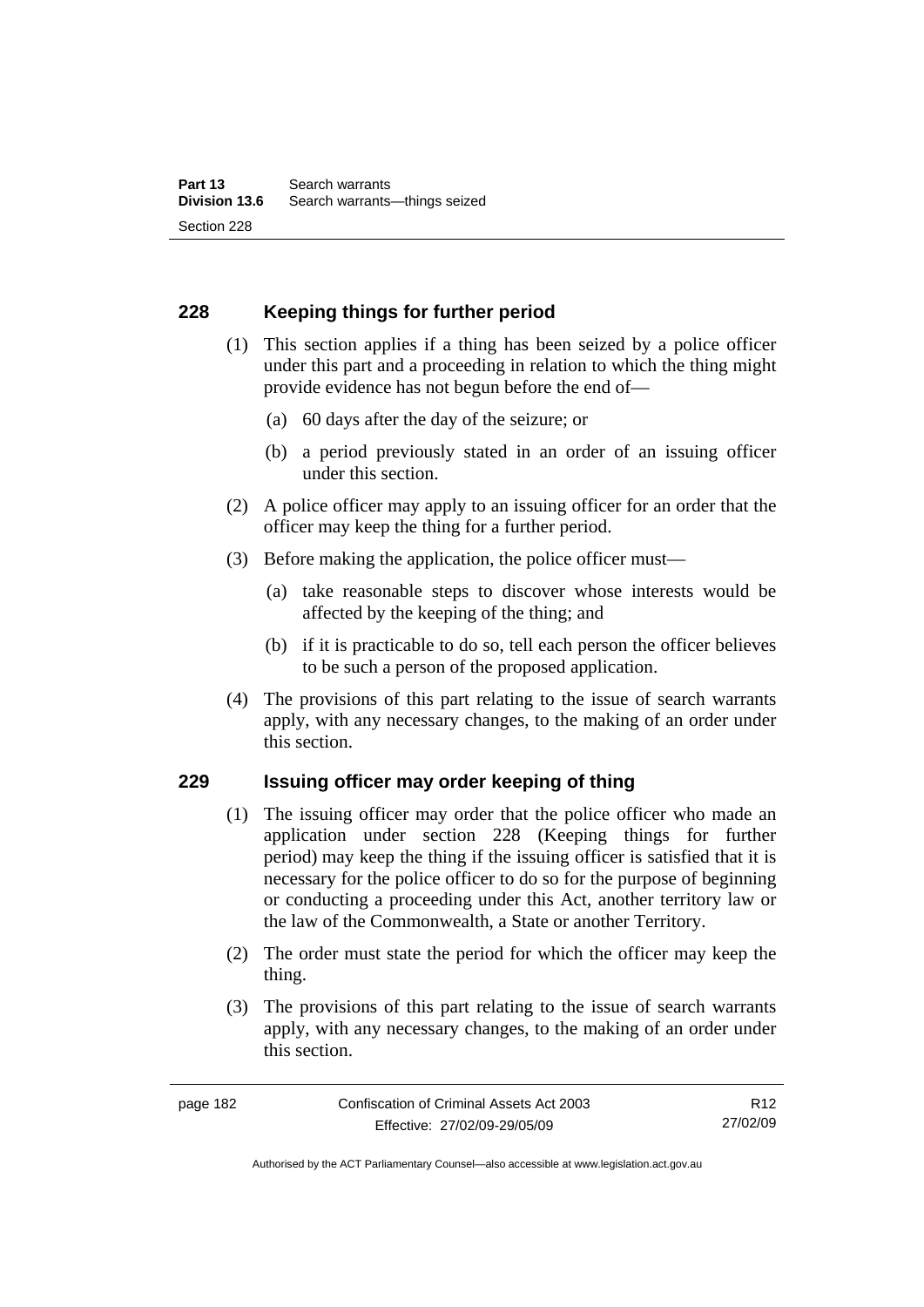## 228 Keeping things for further period

(1) This section applies if a thing has been seized by a police officer under this part and a proceeding in relation to which the thing might provide evidence has not begun before the end of—

(a) 60 days after the day of the seizure; or

(b) a period previously stated in an order of an issuing officer under this section.

(2) A police officer may apply to an issuing officer for an order that the officer may keep the thing for a further period.

(3) Before making the application, the police officer must—

(a) take reasonable steps to discover whose interests would be affected by the keeping of the thing; and

(b) if it is practicable to do so, tell each person the officer believes to be such a person of the proposed application.

(4) The provisions of this part relating to the issue of search warrants apply, with any necessary changes, to the making of an order under this section.

## 229 Issuing officer may order keeping of thing

(1) The issuing officer may order that the police officer who made an application under section 228 (Keeping things for further period) may keep the thing if the issuing officer is satisfied that it is necessary for the police officer to do so for the purpose of beginning or conducting a proceeding under this Act, another territory law or the law of the Commonwealth, a State or another Territory.

(2) The order must state the period for which the officer may keep the thing.

(3) The provisions of this part relating to the issue of search warrants apply, with any necessary changes, to the making of an order under this section.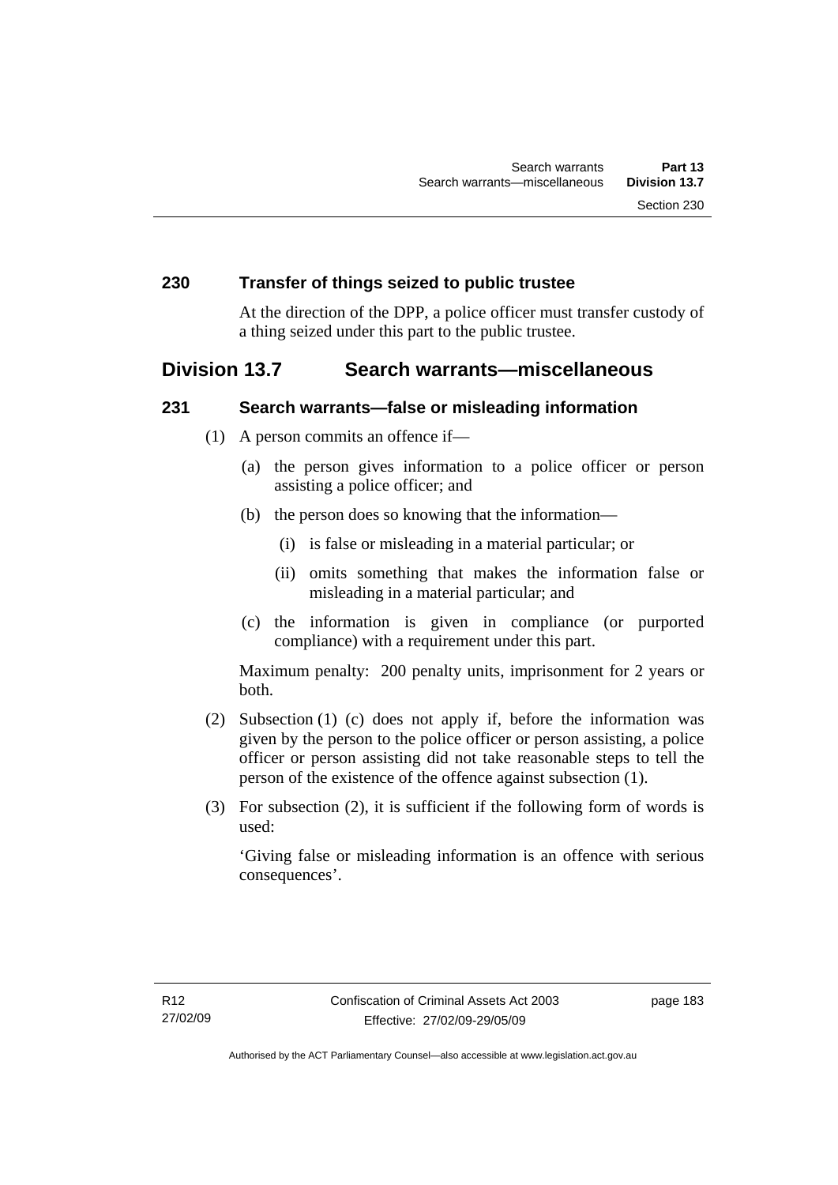## 230 Transfer of things seized to public trustee

At the direction of the DPP, a police officer must transfer custody of a thing seized under this part to the public trustee.

# Division 13.7 Search warrants—miscellaneous

## 231 Search warrants—false or misleading information

(1) A person commits an offence if—

(a) the person gives information to a police officer or person assisting a police officer; and

(b) the person does so knowing that the information—

(i) is false or misleading in a material particular; or

(ii) omits something that makes the information false or misleading in a material particular; and

(c) the information is given in compliance (or purported compliance) with a requirement under this part.

Maximum penalty: 200 penalty units, imprisonment for 2 years or both.

(2) Subsection (1) (c) does not apply if, before the information was given by the person to the police officer or person assisting, a police officer or person assisting did not take reasonable steps to tell the person of the existence of the offence against subsection (1).

(3) For subsection (2), it is sufficient if the following form of words is used:

'Giving false or misleading information is an offence with serious consequences'.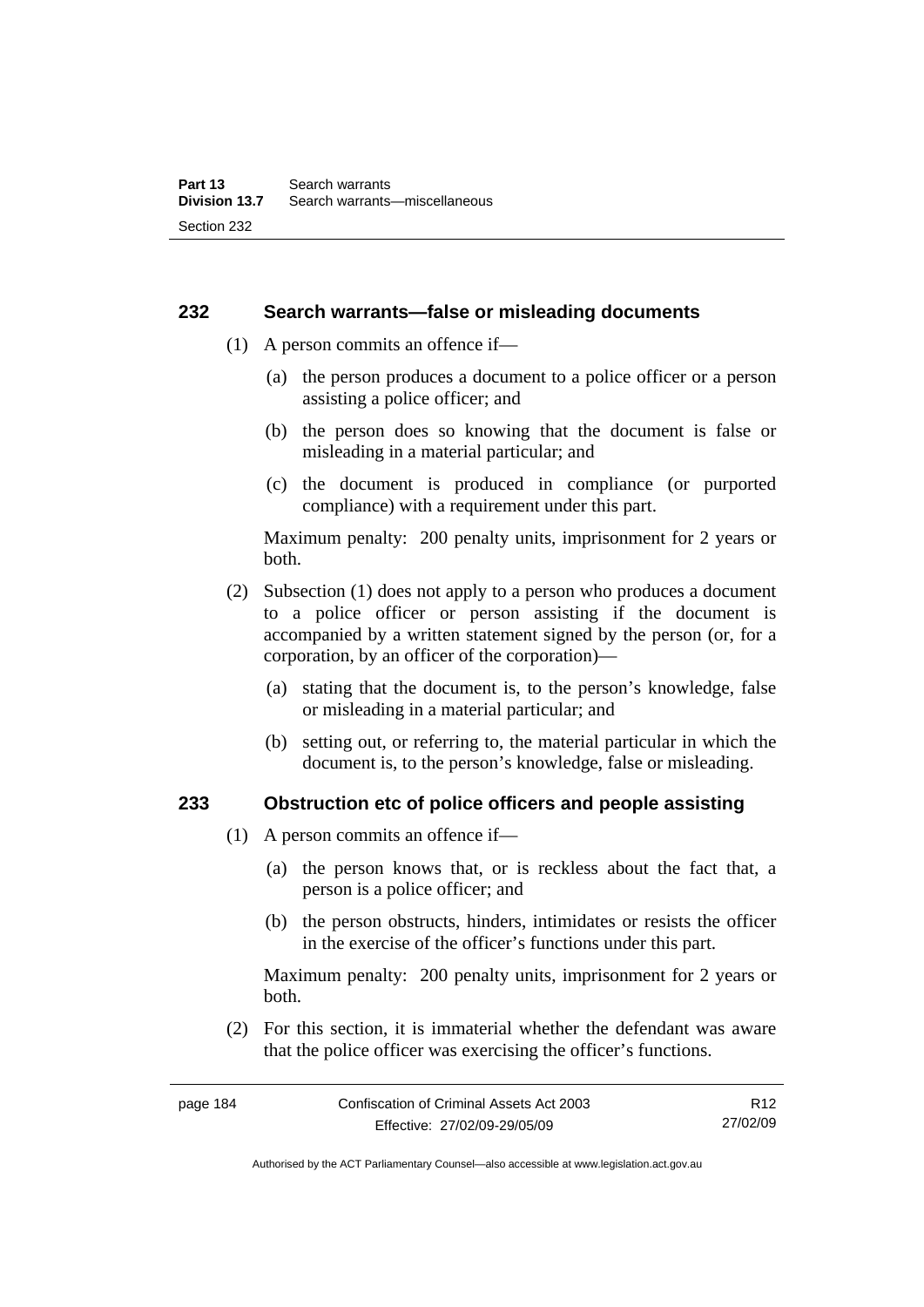### 232 Search warrants—false or misleading documents

(1) A person commits an offence if—

(a) the person produces a document to a police officer or a person assisting a police officer; and

(b) the person does so knowing that the document is false or misleading in a material particular; and

(c) the document is produced in compliance (or purported compliance) with a requirement under this part.

Maximum penalty: 200 penalty units, imprisonment for 2 years or both.

(2) Subsection (1) does not apply to a person who produces a document to a police officer or person assisting if the document is accompanied by a written statement signed by the person (or, for a corporation, by an officer of the corporation)—

(a) stating that the document is, to the person's knowledge, false or misleading in a material particular; and

(b) setting out, or referring to, the material particular in which the document is, to the person's knowledge, false or misleading.

### 233 Obstruction etc of police officers and people assisting

(1) A person commits an offence if—

(a) the person knows that, or is reckless about the fact that, a person is a police officer; and

(b) the person obstructs, hinders, intimidates or resists the officer in the exercise of the officer's functions under this part.

Maximum penalty: 200 penalty units, imprisonment for 2 years or both.

(2) For this section, it is immaterial whether the defendant was aware that the police officer was exercising the officer's functions.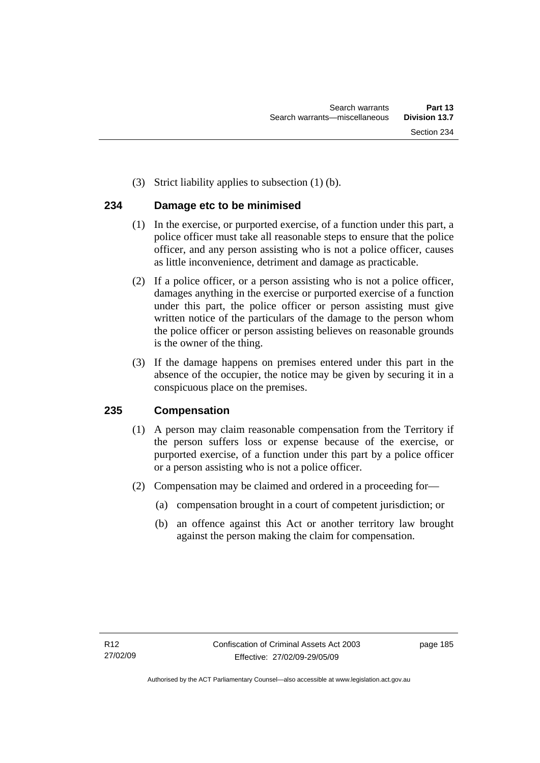(3) Strict liability applies to subsection (1) (b).

### 234 Damage etc to be minimised

(1) In the exercise, or purported exercise, of a function under this part, a police officer must take all reasonable steps to ensure that the police officer, and any person assisting who is not a police officer, causes as little inconvenience, detriment and damage as practicable.

(2) If a police officer, or a person assisting who is not a police officer, damages anything in the exercise or purported exercise of a function under this part, the police officer or person assisting must give written notice of the particulars of the damage to the person whom the police officer or person assisting believes on reasonable grounds is the owner of the thing.

(3) If the damage happens on premises entered under this part in the absence of the occupier, the notice may be given by securing it in a conspicuous place on the premises.

### 235 Compensation

(1) A person may claim reasonable compensation from the Territory if the person suffers loss or expense because of the exercise, or purported exercise, of a function under this part by a police officer or a person assisting who is not a police officer.

(2) Compensation may be claimed and ordered in a proceeding for—

(a) compensation brought in a court of competent jurisdiction; or

(b) an offence against this Act or another territory law brought against the person making the claim for compensation.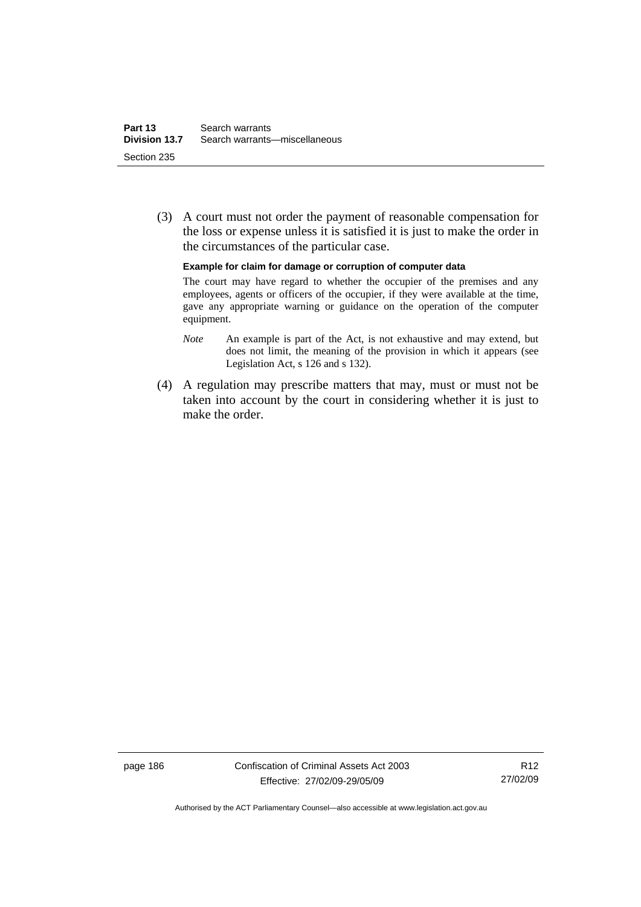(3) A court must not order the payment of reasonable compensation for the loss or expense unless it is satisfied it is just to make the order in the circumstances of the particular case.

**Example for claim for damage or corruption of computer data**

The court may have regard to whether the occupier of the premises and any employees, agents or officers of the occupier, if they were available at the time, gave any appropriate warning or guidance on the operation of the computer equipment.

*Note* An example is part of the Act, is not exhaustive and may extend, but does not limit, the meaning of the provision in which it appears (see Legislation Act, s 126 and s 132).

(4) A regulation may prescribe matters that may, must or must not be taken into account by the court in considering whether it is just to make the order.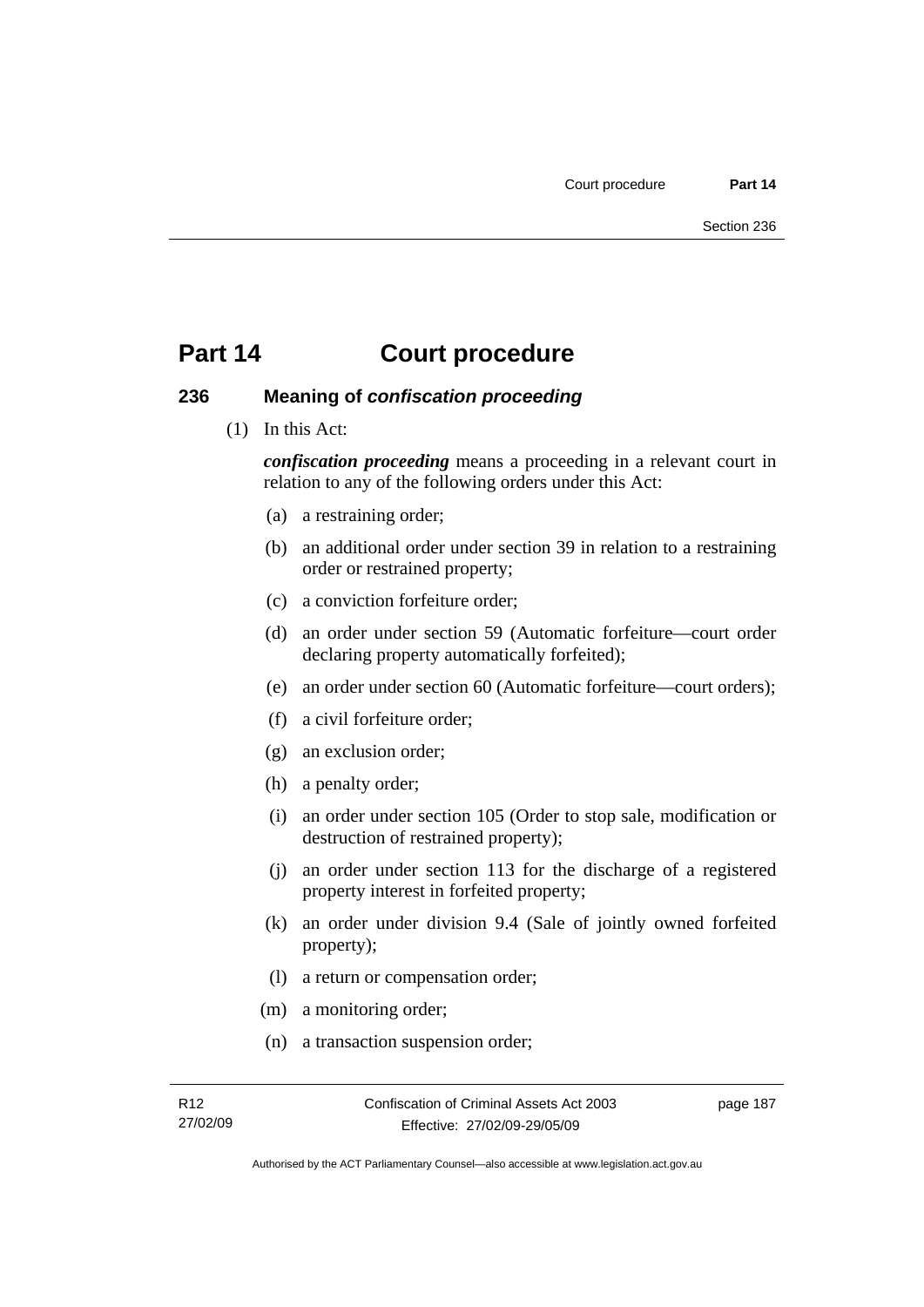# Part 14 Court procedure

## 236 Meaning of *confiscation proceeding*

(1) In this Act:

***confiscation proceeding*** means a proceeding in a relevant court in relation to any of the following orders under this Act:

(a) a restraining order;

(b) an additional order under section 39 in relation to a restraining order or restrained property;

(c) a conviction forfeiture order;

(d) an order under section 59 (Automatic forfeiture—court order declaring property automatically forfeited);

(e) an order under section 60 (Automatic forfeiture—court orders);

(f) a civil forfeiture order;

(g) an exclusion order;

(h) a penalty order;

(i) an order under section 105 (Order to stop sale, modification or destruction of restrained property);

(j) an order under section 113 for the discharge of a registered property interest in forfeited property;

(k) an order under division 9.4 (Sale of jointly owned forfeited property);

(l) a return or compensation order;

(m) a monitoring order;

(n) a transaction suspension order;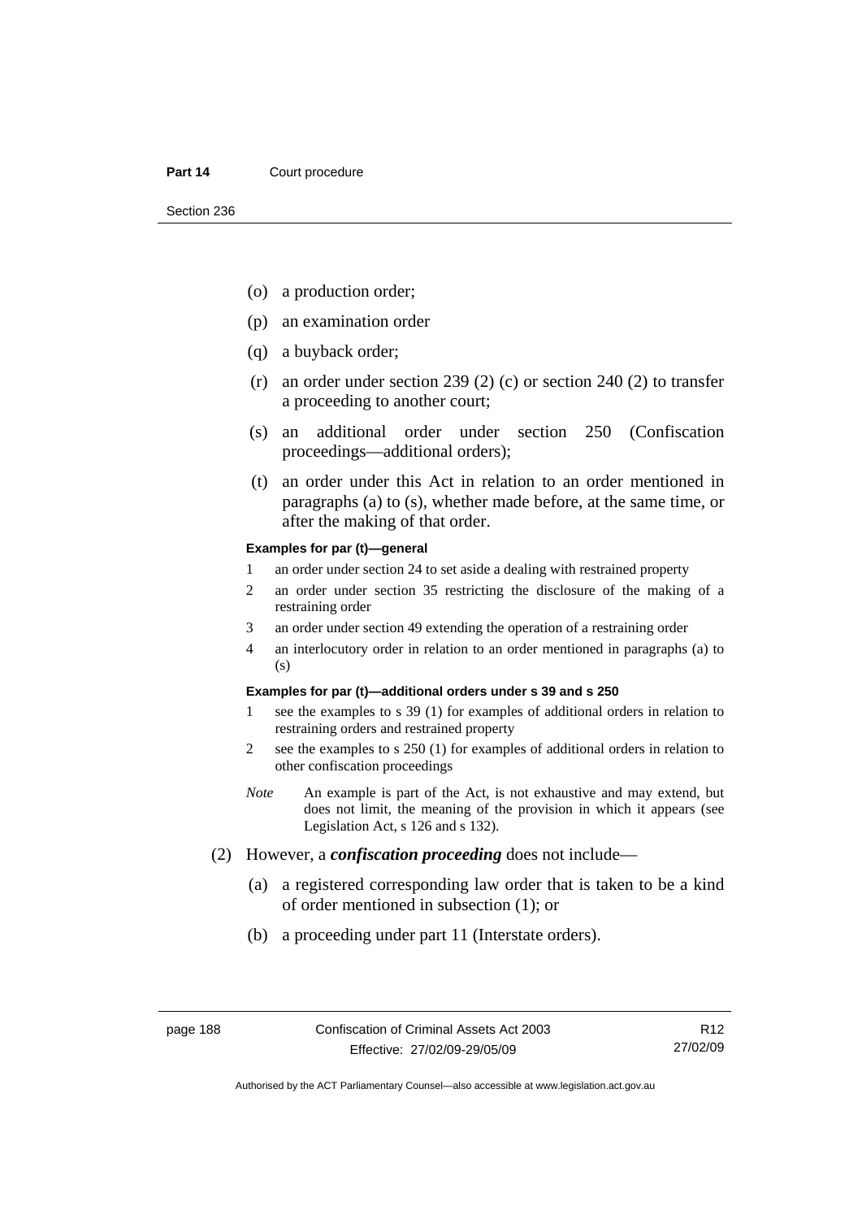(o) a production order;

(p) an examination order

(q) a buyback order;

(r) an order under section 239 (2) (c) or section 240 (2) to transfer a proceeding to another court;

(s) an additional order under section 250 (Confiscation proceedings—additional orders);

(t) an order under this Act in relation to an order mentioned in paragraphs (a) to (s), whether made before, at the same time, or after the making of that order.

**Examples for par (t)—general**

1 an order under section 24 to set aside a dealing with restrained property

2 an order under section 35 restricting the disclosure of the making of a restraining order

3 an order under section 49 extending the operation of a restraining order

4 an interlocutory order in relation to an order mentioned in paragraphs (a) to (s)

**Examples for par (t)—additional orders under s 39 and s 250**

1 see the examples to s 39 (1) for examples of additional orders in relation to restraining orders and restrained property

2 see the examples to s 250 (1) for examples of additional orders in relation to other confiscation proceedings

*Note* An example is part of the Act, is not exhaustive and may extend, but does not limit, the meaning of the provision in which it appears (see Legislation Act, s 126 and s 132).

(2) However, a ***confiscation proceeding*** does not include—

(a) a registered corresponding law order that is taken to be a kind of order mentioned in subsection (1); or

(b) a proceeding under part 11 (Interstate orders).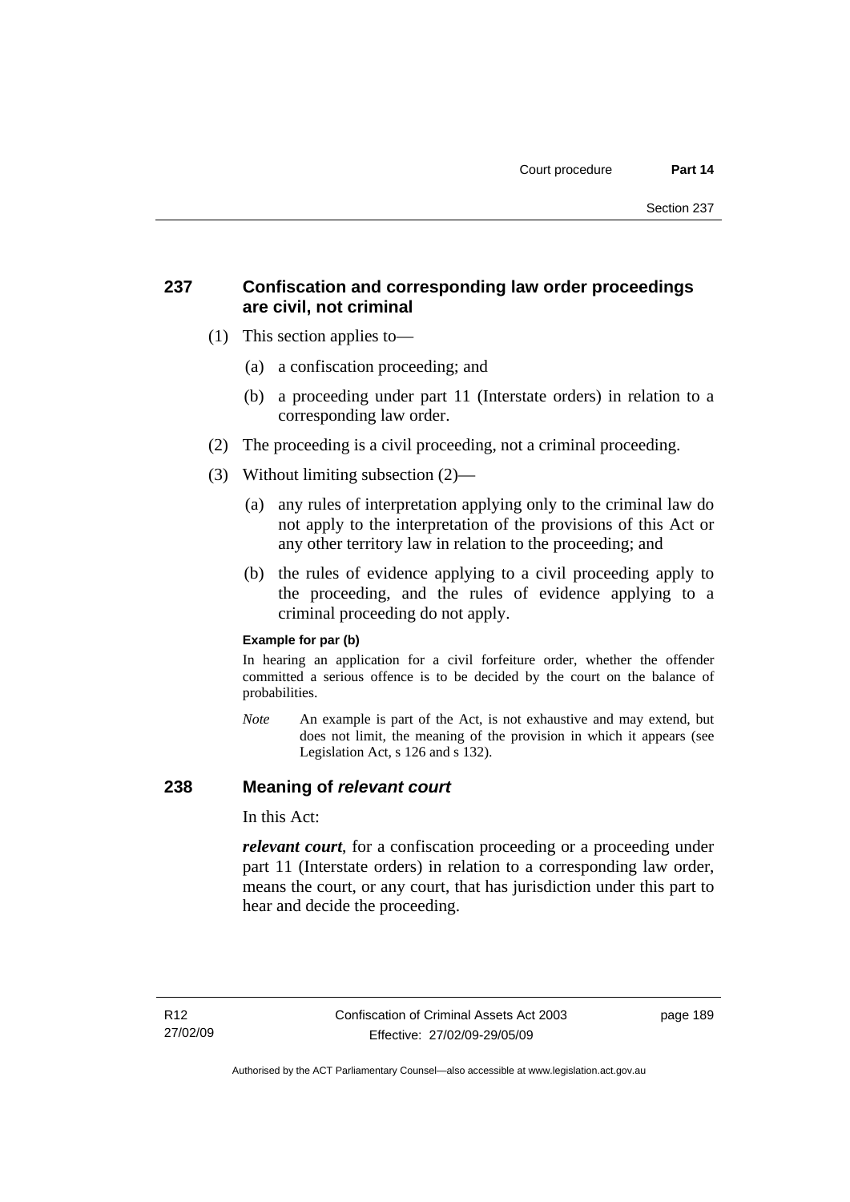## 237 Confiscation and corresponding law order proceedings are civil, not criminal

(1) This section applies to—

(a) a confiscation proceeding; and

(b) a proceeding under part 11 (Interstate orders) in relation to a corresponding law order.

(2) The proceeding is a civil proceeding, not a criminal proceeding.

(3) Without limiting subsection (2)—

(a) any rules of interpretation applying only to the criminal law do not apply to the interpretation of the provisions of this Act or any other territory law in relation to the proceeding; and

(b) the rules of evidence applying to a civil proceeding apply to the proceeding, and the rules of evidence applying to a criminal proceeding do not apply.

**Example for par (b)**

In hearing an application for a civil forfeiture order, whether the offender committed a serious offence is to be decided by the court on the balance of probabilities.

*Note* An example is part of the Act, is not exhaustive and may extend, but does not limit, the meaning of the provision in which it appears (see Legislation Act, s 126 and s 132).

## 238 Meaning of *relevant court*

In this Act:

***relevant court***, for a confiscation proceeding or a proceeding under part 11 (Interstate orders) in relation to a corresponding law order, means the court, or any court, that has jurisdiction under this part to hear and decide the proceeding.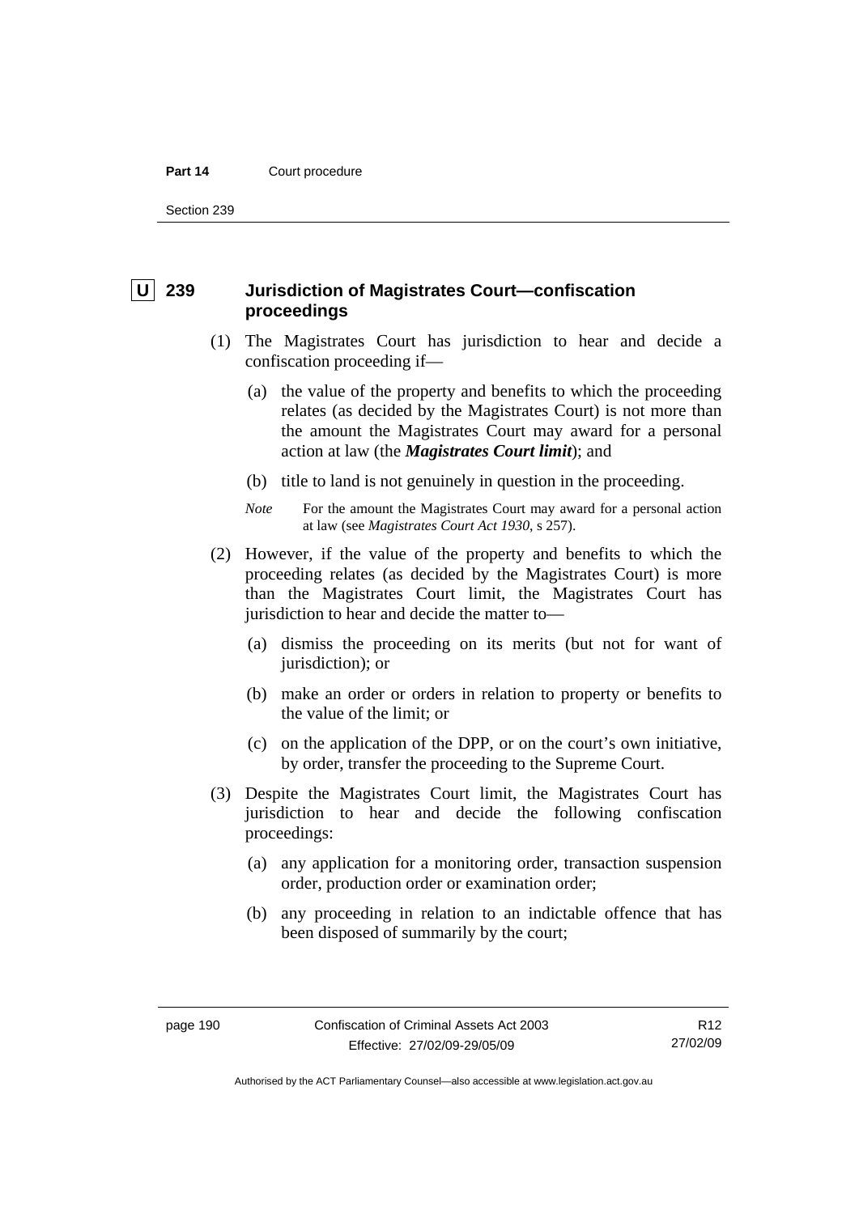## U 239 Jurisdiction of Magistrates Court—confiscation proceedings

(1) The Magistrates Court has jurisdiction to hear and decide a confiscation proceeding if—

(a) the value of the property and benefits to which the proceeding relates (as decided by the Magistrates Court) is not more than the amount the Magistrates Court may award for a personal action at law (the ***Magistrates Court limit***); and

(b) title to land is not genuinely in question in the proceeding.

*Note* For the amount the Magistrates Court may award for a personal action at law (see *Magistrates Court Act 1930*, s 257).

(2) However, if the value of the property and benefits to which the proceeding relates (as decided by the Magistrates Court) is more than the Magistrates Court limit, the Magistrates Court has jurisdiction to hear and decide the matter to—

(a) dismiss the proceeding on its merits (but not for want of jurisdiction); or

(b) make an order or orders in relation to property or benefits to the value of the limit; or

(c) on the application of the DPP, or on the court's own initiative, by order, transfer the proceeding to the Supreme Court.

(3) Despite the Magistrates Court limit, the Magistrates Court has jurisdiction to hear and decide the following confiscation proceedings:

(a) any application for a monitoring order, transaction suspension order, production order or examination order;

(b) any proceeding in relation to an indictable offence that has been disposed of summarily by the court;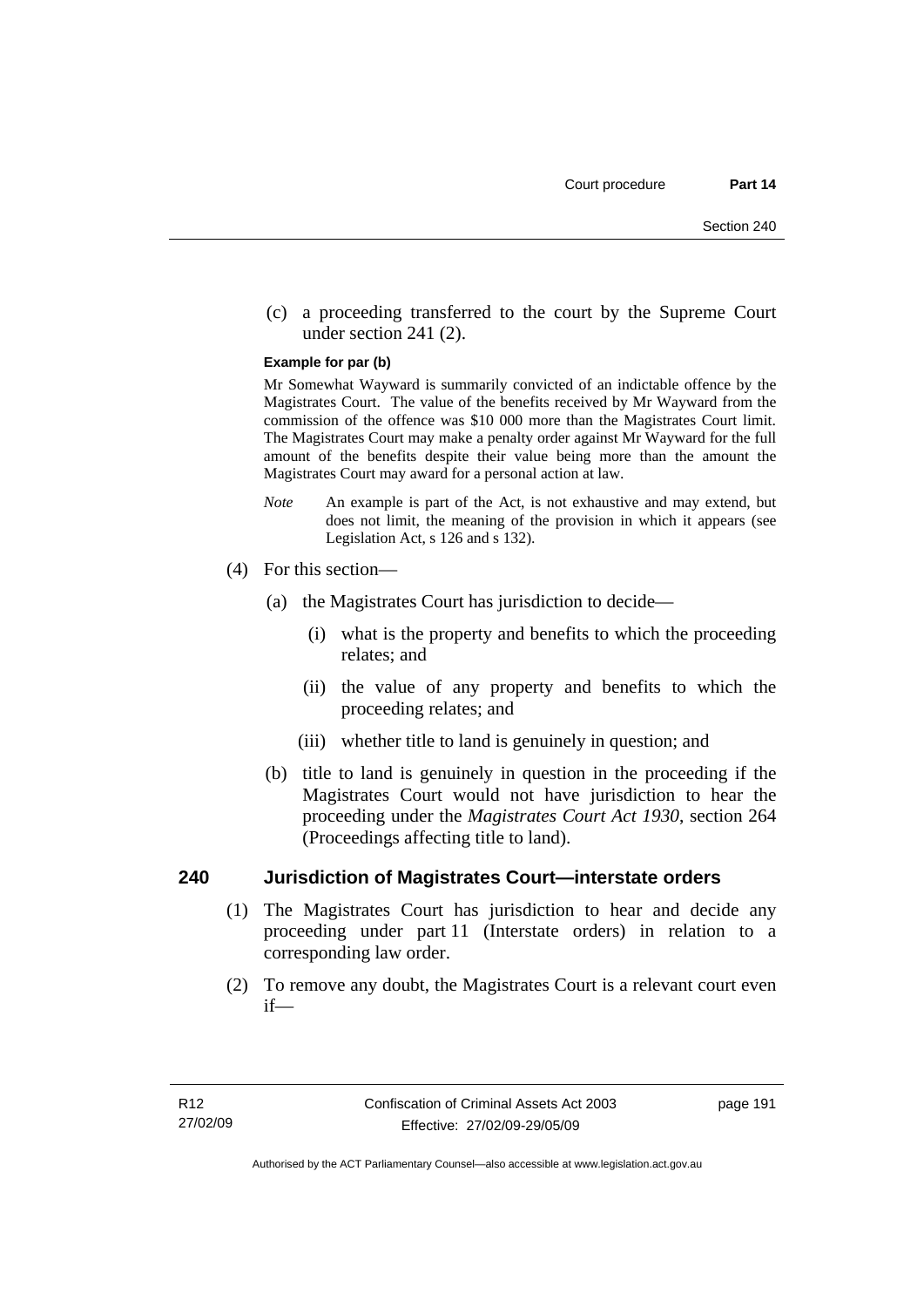(c) a proceeding transferred to the court by the Supreme Court under section 241 (2).

**Example for par (b)**

Mr Somewhat Wayward is summarily convicted of an indictable offence by the Magistrates Court. The value of the benefits received by Mr Wayward from the commission of the offence was $10 000 more than the Magistrates Court limit. The Magistrates Court may make a penalty order against Mr Wayward for the full amount of the benefits despite their value being more than the amount the Magistrates Court may award for a personal action at law.

*Note* An example is part of the Act, is not exhaustive and may extend, but does not limit, the meaning of the provision in which it appears (see Legislation Act, s 126 and s 132).

(4) For this section—

(a) the Magistrates Court has jurisdiction to decide—

(i) what is the property and benefits to which the proceeding relates; and

(ii) the value of any property and benefits to which the proceeding relates; and

(iii) whether title to land is genuinely in question; and

(b) title to land is genuinely in question in the proceeding if the Magistrates Court would not have jurisdiction to hear the proceeding under the *Magistrates Court Act 1930*, section 264 (Proceedings affecting title to land).

## 240 Jurisdiction of Magistrates Court—interstate orders

(1) The Magistrates Court has jurisdiction to hear and decide any proceeding under part 11 (Interstate orders) in relation to a corresponding law order.

(2) To remove any doubt, the Magistrates Court is a relevant court even if—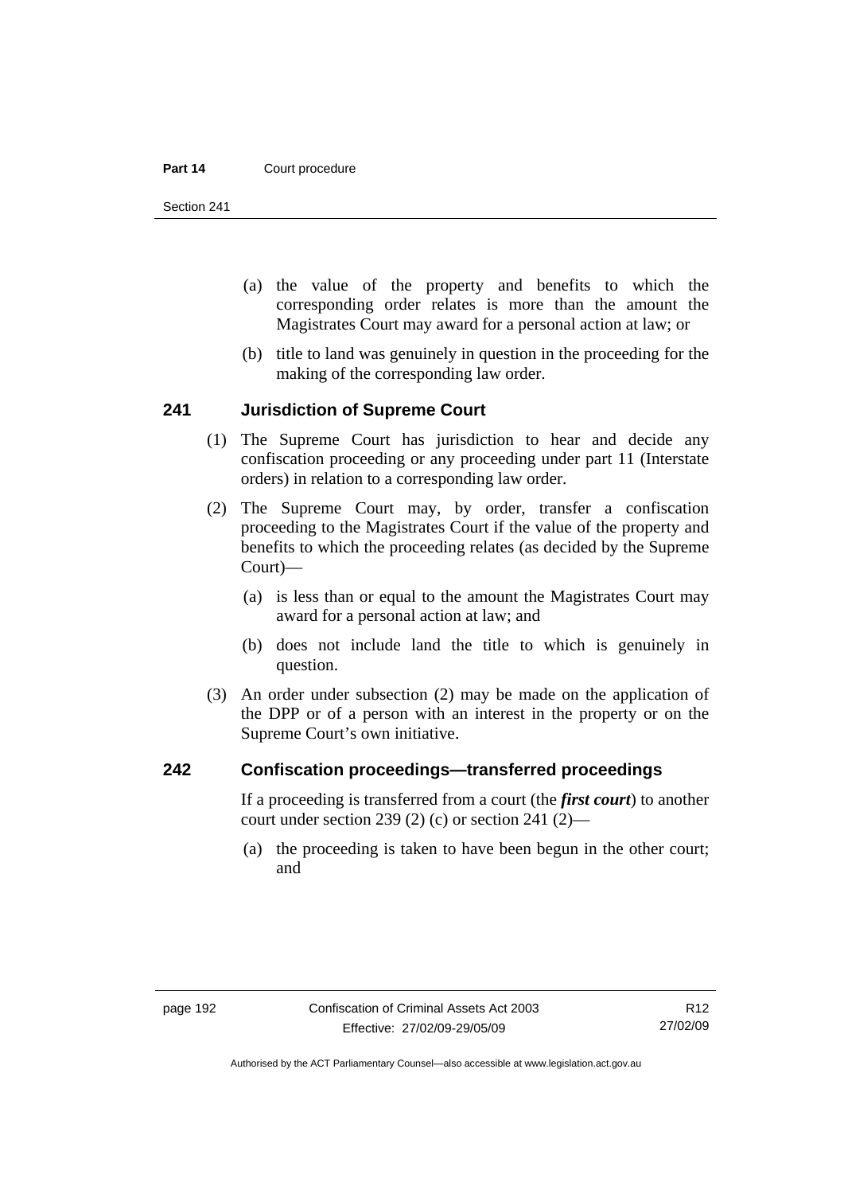(a) the value of the property and benefits to which the corresponding order relates is more than the amount the Magistrates Court may award for a personal action at law; or

(b) title to land was genuinely in question in the proceeding for the making of the corresponding law order.

## 241 Jurisdiction of Supreme Court

(1) The Supreme Court has jurisdiction to hear and decide any confiscation proceeding or any proceeding under part 11 (Interstate orders) in relation to a corresponding law order.

(2) The Supreme Court may, by order, transfer a confiscation proceeding to the Magistrates Court if the value of the property and benefits to which the proceeding relates (as decided by the Supreme Court)—

(a) is less than or equal to the amount the Magistrates Court may award for a personal action at law; and

(b) does not include land the title to which is genuinely in question.

(3) An order under subsection (2) may be made on the application of the DPP or of a person with an interest in the property or on the Supreme Court's own initiative.

## 242 Confiscation proceedings—transferred proceedings

If a proceeding is transferred from a court (the ***first court***) to another court under section 239 (2) (c) or section 241 (2)—

(a) the proceeding is taken to have been begun in the other court; and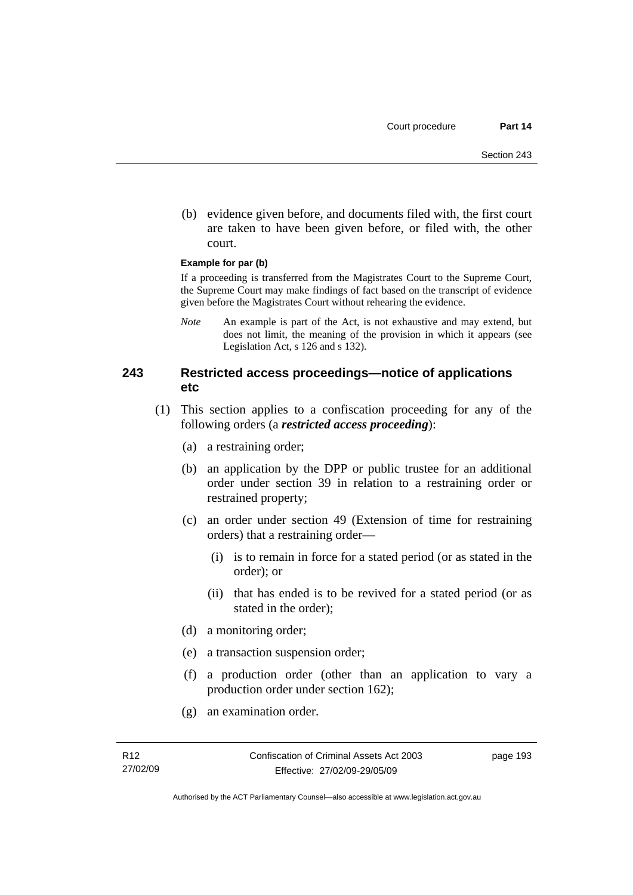(b) evidence given before, and documents filed with, the first court are taken to have been given before, or filed with, the other court.

**Example for par (b)**

If a proceeding is transferred from the Magistrates Court to the Supreme Court, the Supreme Court may make findings of fact based on the transcript of evidence given before the Magistrates Court without rehearing the evidence.

*Note* An example is part of the Act, is not exhaustive and may extend, but does not limit, the meaning of the provision in which it appears (see Legislation Act, s 126 and s 132).

## 243 Restricted access proceedings—notice of applications etc

(1) This section applies to a confiscation proceeding for any of the following orders (a ***restricted access proceeding***):

(a) a restraining order;

(b) an application by the DPP or public trustee for an additional order under section 39 in relation to a restraining order or restrained property;

(c) an order under section 49 (Extension of time for restraining orders) that a restraining order—

(i) is to remain in force for a stated period (or as stated in the order); or

(ii) that has ended is to be revived for a stated period (or as stated in the order);

(d) a monitoring order;

(e) a transaction suspension order;

(f) a production order (other than an application to vary a production order under section 162);

(g) an examination order.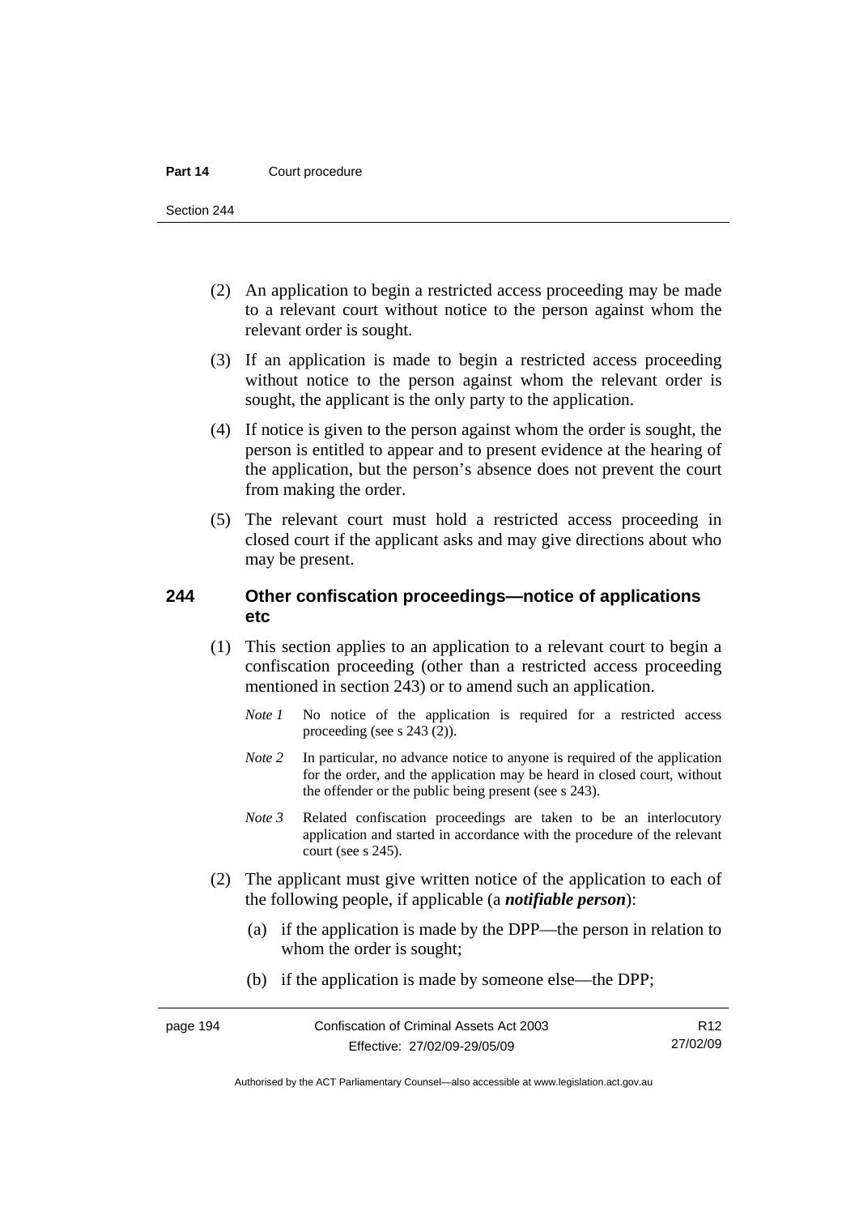(2) An application to begin a restricted access proceeding may be made to a relevant court without notice to the person against whom the relevant order is sought.

(3) If an application is made to begin a restricted access proceeding without notice to the person against whom the relevant order is sought, the applicant is the only party to the application.

(4) If notice is given to the person against whom the order is sought, the person is entitled to appear and to present evidence at the hearing of the application, but the person's absence does not prevent the court from making the order.

(5) The relevant court must hold a restricted access proceeding in closed court if the applicant asks and may give directions about who may be present.

## 244 Other confiscation proceedings—notice of applications etc

(1) This section applies to an application to a relevant court to begin a confiscation proceeding (other than a restricted access proceeding mentioned in section 243) or to amend such an application.

*Note 1* No notice of the application is required for a restricted access proceeding (see s 243 (2)).

*Note 2* In particular, no advance notice to anyone is required of the application for the order, and the application may be heard in closed court, without the offender or the public being present (see s 243).

*Note 3* Related confiscation proceedings are taken to be an interlocutory application and started in accordance with the procedure of the relevant court (see s 245).

(2) The applicant must give written notice of the application to each of the following people, if applicable (a ***notifiable person***):

(a) if the application is made by the DPP—the person in relation to whom the order is sought;

(b) if the application is made by someone else—the DPP;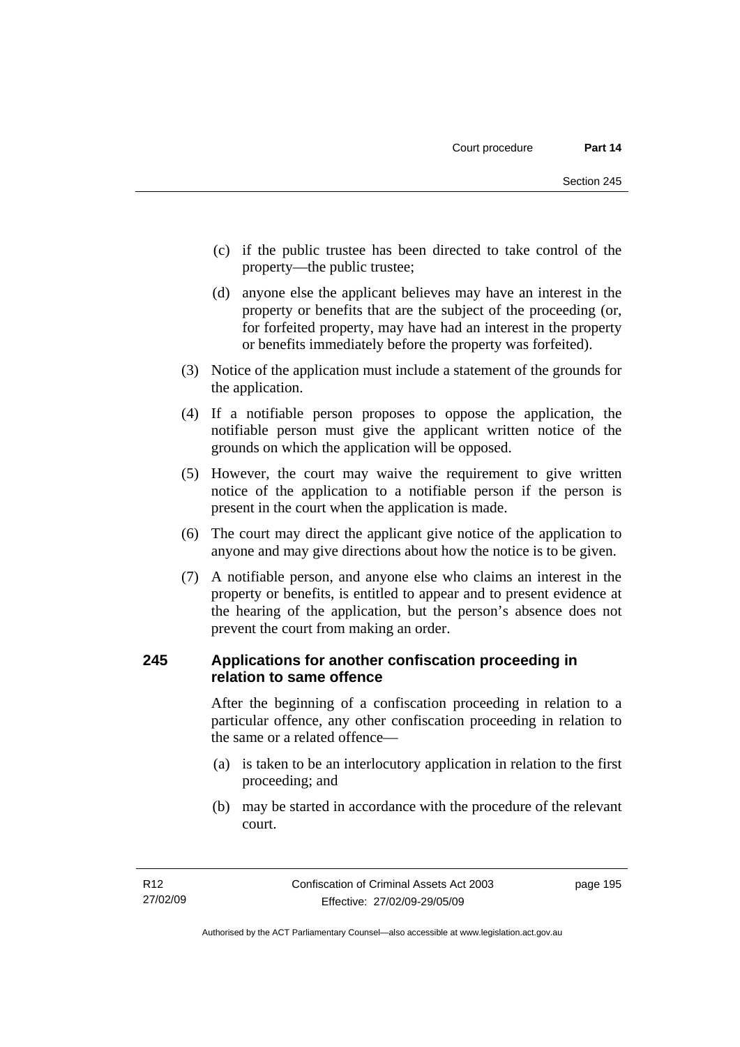(c) if the public trustee has been directed to take control of the property—the public trustee;

(d) anyone else the applicant believes may have an interest in the property or benefits that are the subject of the proceeding (or, for forfeited property, may have had an interest in the property or benefits immediately before the property was forfeited).

(3) Notice of the application must include a statement of the grounds for the application.

(4) If a notifiable person proposes to oppose the application, the notifiable person must give the applicant written notice of the grounds on which the application will be opposed.

(5) However, the court may waive the requirement to give written notice of the application to a notifiable person if the person is present in the court when the application is made.

(6) The court may direct the applicant give notice of the application to anyone and may give directions about how the notice is to be given.

(7) A notifiable person, and anyone else who claims an interest in the property or benefits, is entitled to appear and to present evidence at the hearing of the application, but the person's absence does not prevent the court from making an order.

## 245 Applications for another confiscation proceeding in relation to same offence

After the beginning of a confiscation proceeding in relation to a particular offence, any other confiscation proceeding in relation to the same or a related offence—

(a) is taken to be an interlocutory application in relation to the first proceeding; and

(b) may be started in accordance with the procedure of the relevant court.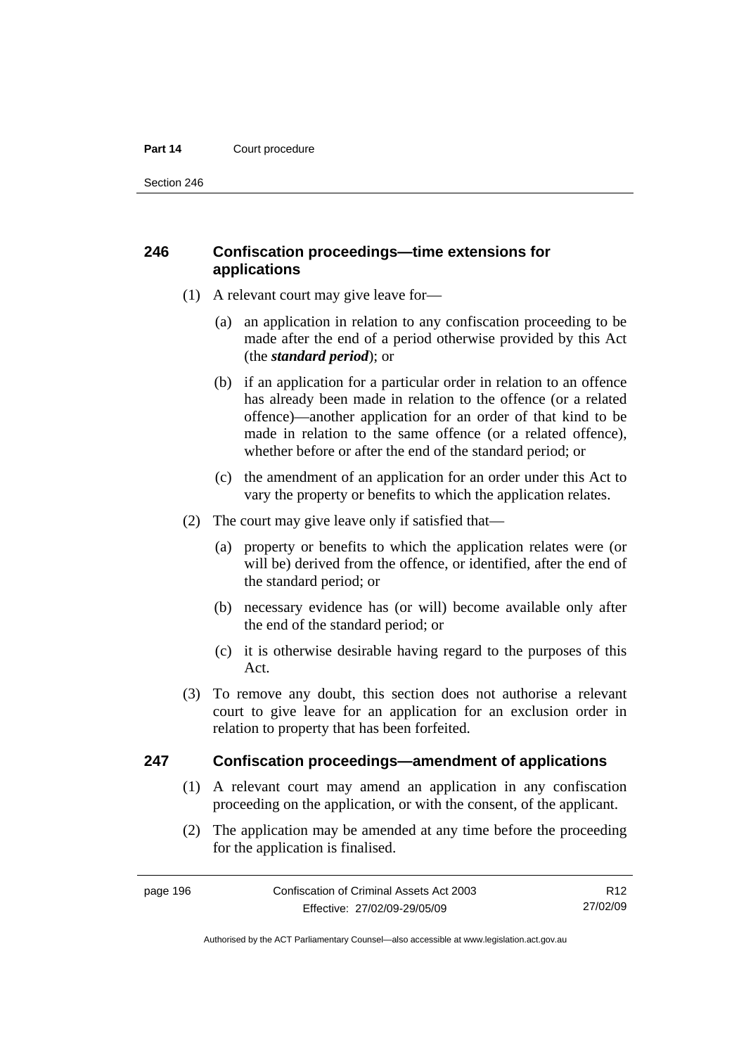## 246 Confiscation proceedings—time extensions for applications

(1) A relevant court may give leave for—

(a) an application in relation to any confiscation proceeding to be made after the end of a period otherwise provided by this Act (the ***standard period***); or

(b) if an application for a particular order in relation to an offence has already been made in relation to the offence (or a related offence)—another application for an order of that kind to be made in relation to the same offence (or a related offence), whether before or after the end of the standard period; or

(c) the amendment of an application for an order under this Act to vary the property or benefits to which the application relates.

(2) The court may give leave only if satisfied that—

(a) property or benefits to which the application relates were (or will be) derived from the offence, or identified, after the end of the standard period; or

(b) necessary evidence has (or will) become available only after the end of the standard period; or

(c) it is otherwise desirable having regard to the purposes of this Act.

(3) To remove any doubt, this section does not authorise a relevant court to give leave for an application for an exclusion order in relation to property that has been forfeited.

## 247 Confiscation proceedings—amendment of applications

(1) A relevant court may amend an application in any confiscation proceeding on the application, or with the consent, of the applicant.

(2) The application may be amended at any time before the proceeding for the application is finalised.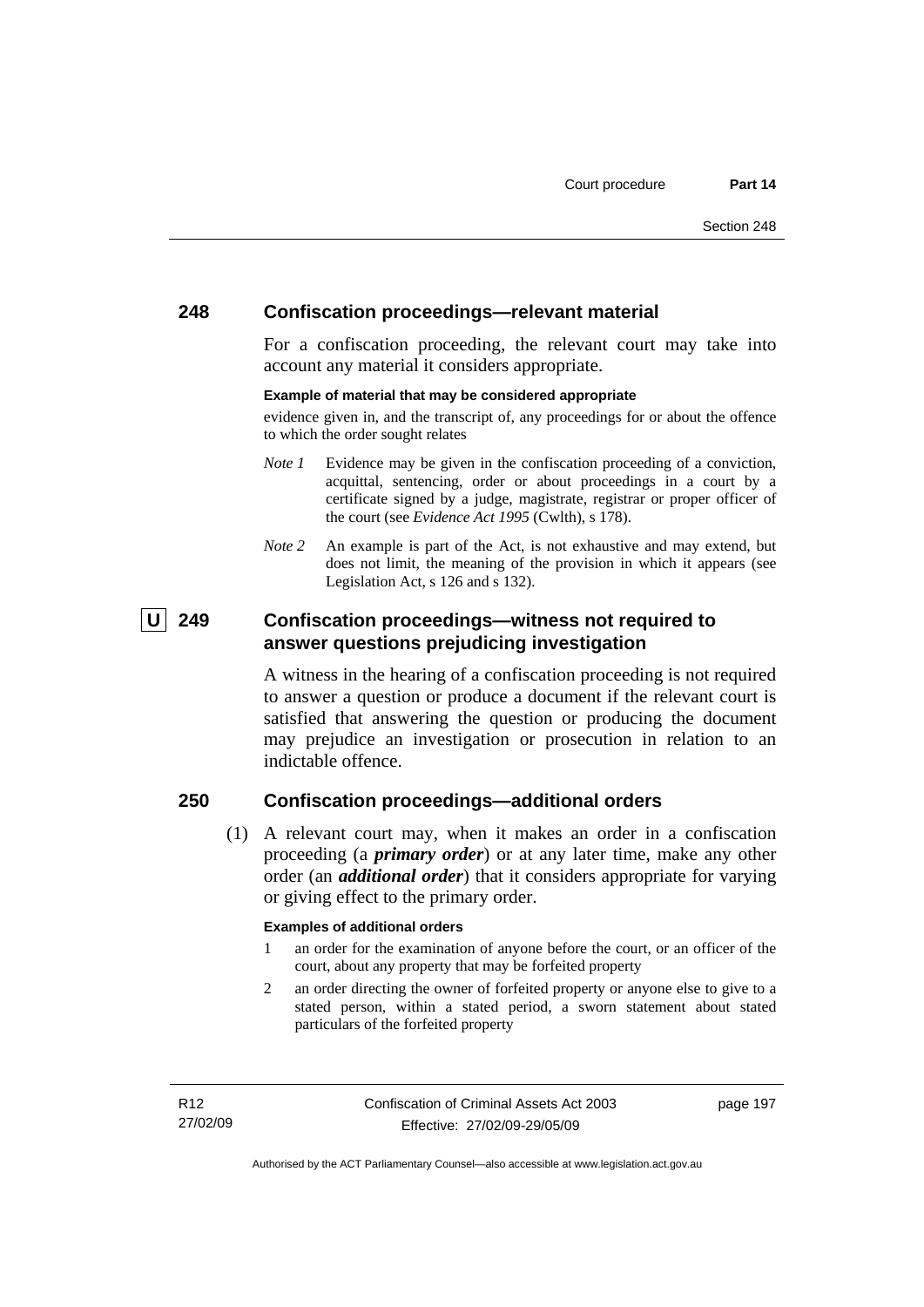## 248 Confiscation proceedings—relevant material

For a confiscation proceeding, the relevant court may take into account any material it considers appropriate.

**Example of material that may be considered appropriate**

evidence given in, and the transcript of, any proceedings for or about the offence to which the order sought relates

*Note 1* Evidence may be given in the confiscation proceeding of a conviction, acquittal, sentencing, order or about proceedings in a court by a certificate signed by a judge, magistrate, registrar or proper officer of the court (see *Evidence Act 1995* (Cwlth), s 178).

*Note 2* An example is part of the Act, is not exhaustive and may extend, but does not limit, the meaning of the provision in which it appears (see Legislation Act, s 126 and s 132).

## U 249 Confiscation proceedings—witness not required to answer questions prejudicing investigation

A witness in the hearing of a confiscation proceeding is not required to answer a question or produce a document if the relevant court is satisfied that answering the question or producing the document may prejudice an investigation or prosecution in relation to an indictable offence.

## 250 Confiscation proceedings—additional orders

(1) A relevant court may, when it makes an order in a confiscation proceeding (a ***primary order***) or at any later time, make any other order (an ***additional order***) that it considers appropriate for varying or giving effect to the primary order.

**Examples of additional orders**

1 an order for the examination of anyone before the court, or an officer of the court, about any property that may be forfeited property

2 an order directing the owner of forfeited property or anyone else to give to a stated person, within a stated period, a sworn statement about stated particulars of the forfeited property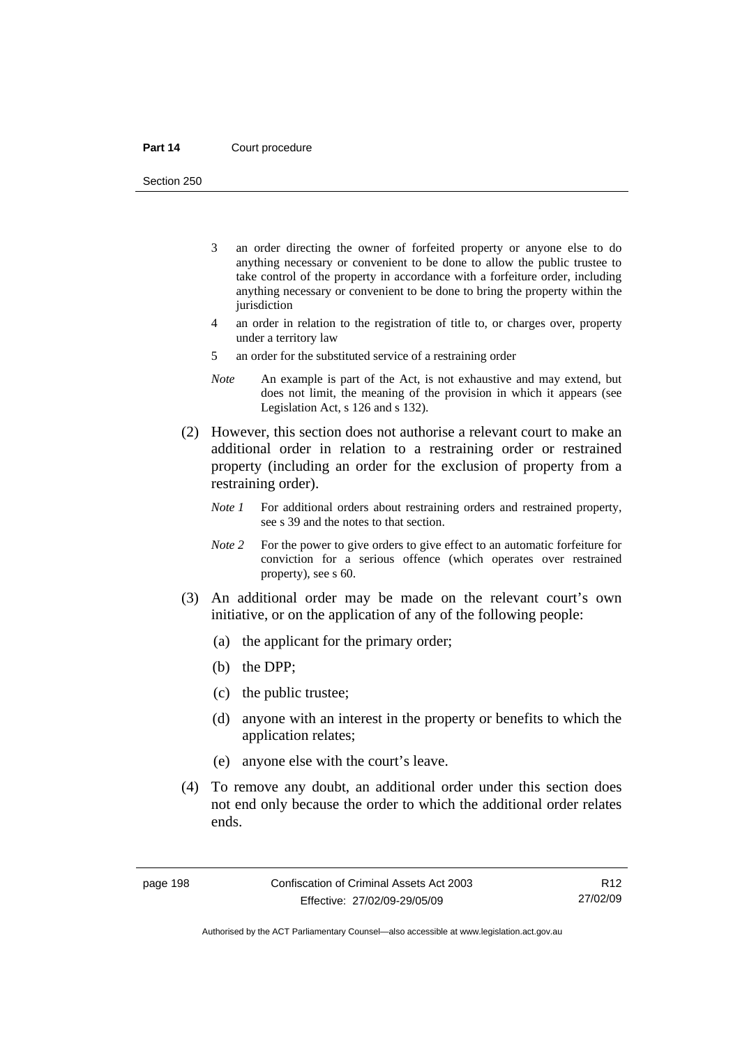3 an order directing the owner of forfeited property or anyone else to do anything necessary or convenient to be done to allow the public trustee to take control of the property in accordance with a forfeiture order, including anything necessary or convenient to be done to bring the property within the jurisdiction

4 an order in relation to the registration of title to, or charges over, property under a territory law

5 an order for the substituted service of a restraining order

*Note* An example is part of the Act, is not exhaustive and may extend, but does not limit, the meaning of the provision in which it appears (see Legislation Act, s 126 and s 132).

(2) However, this section does not authorise a relevant court to make an additional order in relation to a restraining order or restrained property (including an order for the exclusion of property from a restraining order).

*Note 1* For additional orders about restraining orders and restrained property, see s 39 and the notes to that section.

*Note 2* For the power to give orders to give effect to an automatic forfeiture for conviction for a serious offence (which operates over restrained property), see s 60.

(3) An additional order may be made on the relevant court's own initiative, or on the application of any of the following people:

(a) the applicant for the primary order;

(b) the DPP;

(c) the public trustee;

(d) anyone with an interest in the property or benefits to which the application relates;

(e) anyone else with the court's leave.

(4) To remove any doubt, an additional order under this section does not end only because the order to which the additional order relates ends.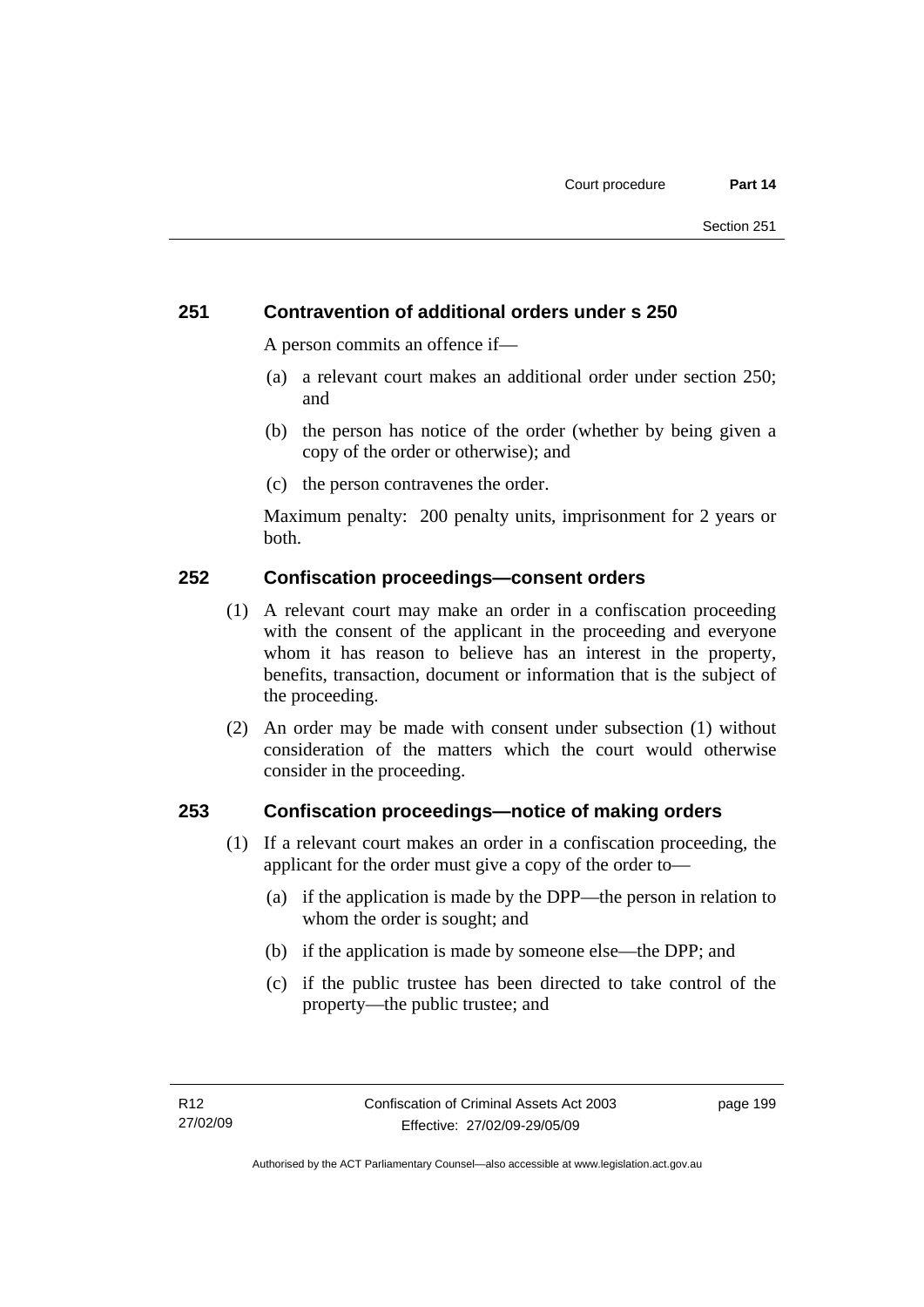## 251 Contravention of additional orders under s 250

A person commits an offence if—

(a) a relevant court makes an additional order under section 250; and

(b) the person has notice of the order (whether by being given a copy of the order or otherwise); and

(c) the person contravenes the order.

Maximum penalty: 200 penalty units, imprisonment for 2 years or both.

## 252 Confiscation proceedings—consent orders

(1) A relevant court may make an order in a confiscation proceeding with the consent of the applicant in the proceeding and everyone whom it has reason to believe has an interest in the property, benefits, transaction, document or information that is the subject of the proceeding.

(2) An order may be made with consent under subsection (1) without consideration of the matters which the court would otherwise consider in the proceeding.

## 253 Confiscation proceedings—notice of making orders

(1) If a relevant court makes an order in a confiscation proceeding, the applicant for the order must give a copy of the order to—

(a) if the application is made by the DPP—the person in relation to whom the order is sought; and

(b) if the application is made by someone else—the DPP; and

(c) if the public trustee has been directed to take control of the property—the public trustee; and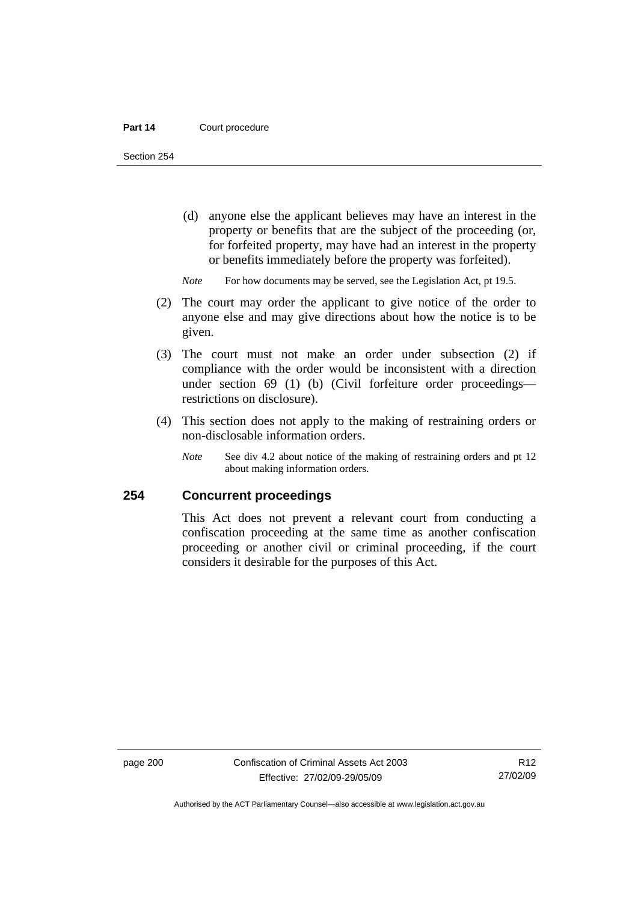(d) anyone else the applicant believes may have an interest in the property or benefits that are the subject of the proceeding (or, for forfeited property, may have had an interest in the property or benefits immediately before the property was forfeited).

*Note* For how documents may be served, see the Legislation Act, pt 19.5.

(2) The court may order the applicant to give notice of the order to anyone else and may give directions about how the notice is to be given.

(3) The court must not make an order under subsection (2) if compliance with the order would be inconsistent with a direction under section 69 (1) (b) (Civil forfeiture order proceedings—restrictions on disclosure).

(4) This section does not apply to the making of restraining orders or non-disclosable information orders.

*Note* See div 4.2 about notice of the making of restraining orders and pt 12 about making information orders.

## 254 Concurrent proceedings

This Act does not prevent a relevant court from conducting a confiscation proceeding at the same time as another confiscation proceeding or another civil or criminal proceeding, if the court considers it desirable for the purposes of this Act.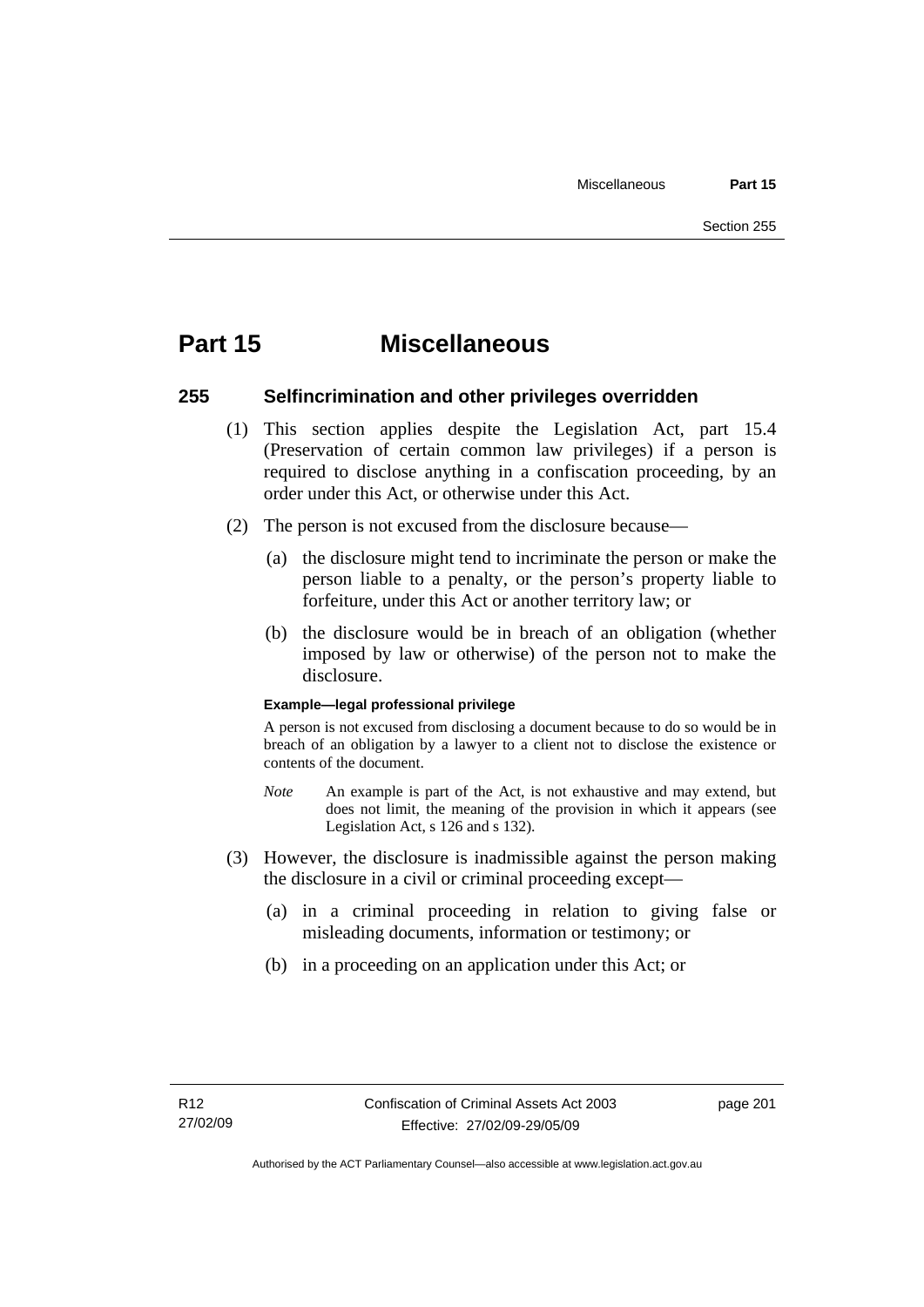# Part 15 Miscellaneous

## 255 Selfincrimination and other privileges overridden

(1) This section applies despite the Legislation Act, part 15.4 (Preservation of certain common law privileges) if a person is required to disclose anything in a confiscation proceeding, by an order under this Act, or otherwise under this Act.

(2) The person is not excused from the disclosure because—

(a) the disclosure might tend to incriminate the person or make the person liable to a penalty, or the person's property liable to forfeiture, under this Act or another territory law; or

(b) the disclosure would be in breach of an obligation (whether imposed by law or otherwise) of the person not to make the disclosure.

**Example—legal professional privilege**

A person is not excused from disclosing a document because to do so would be in breach of an obligation by a lawyer to a client not to disclose the existence or contents of the document.

*Note* An example is part of the Act, is not exhaustive and may extend, but does not limit, the meaning of the provision in which it appears (see Legislation Act, s 126 and s 132).

(3) However, the disclosure is inadmissible against the person making the disclosure in a civil or criminal proceeding except—

(a) in a criminal proceeding in relation to giving false or misleading documents, information or testimony; or

(b) in a proceeding on an application under this Act; or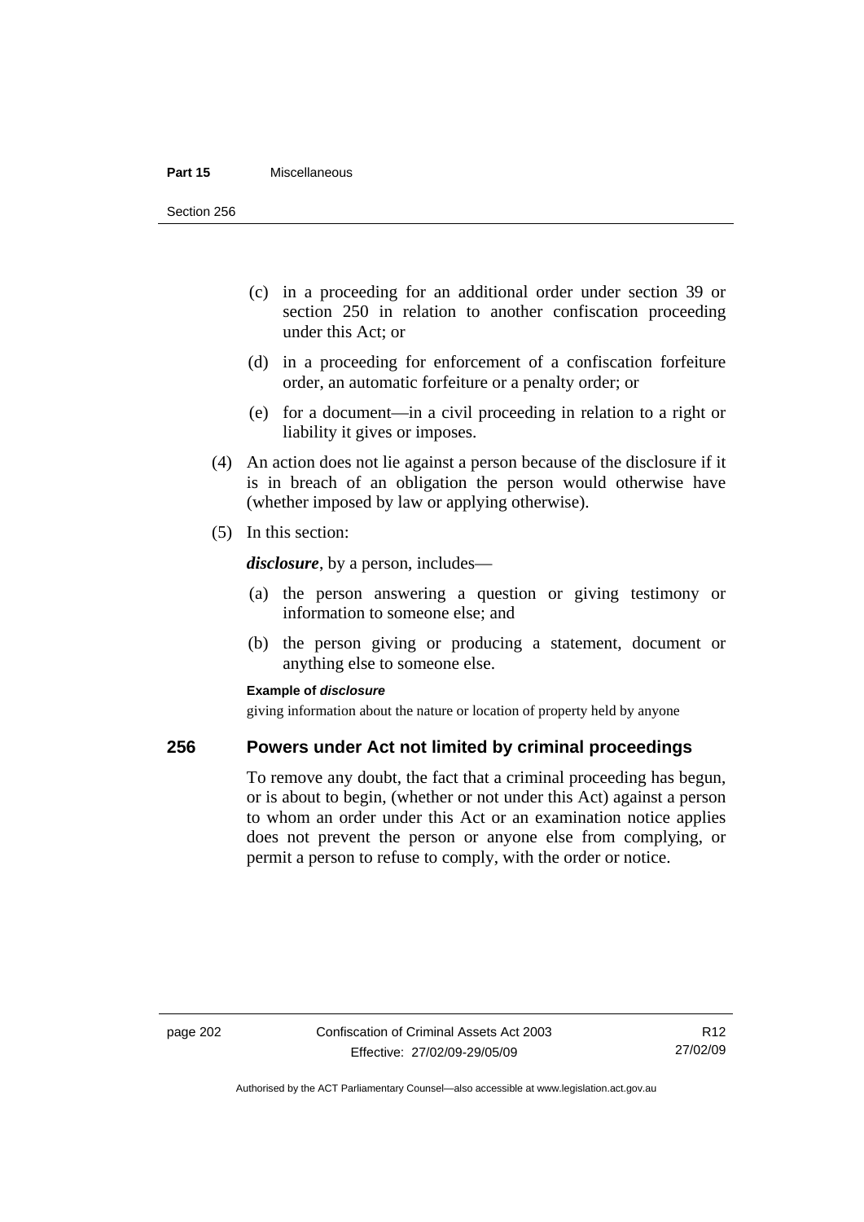(c) in a proceeding for an additional order under section 39 or section 250 in relation to another confiscation proceeding under this Act; or

(d) in a proceeding for enforcement of a confiscation forfeiture order, an automatic forfeiture or a penalty order; or

(e) for a document—in a civil proceeding in relation to a right or liability it gives or imposes.

(4) An action does not lie against a person because of the disclosure if it is in breach of an obligation the person would otherwise have (whether imposed by law or applying otherwise).

(5) In this section:

***disclosure***, by a person, includes—

(a) the person answering a question or giving testimony or information to someone else; and

(b) the person giving or producing a statement, document or anything else to someone else.

**Example of *disclosure***

giving information about the nature or location of property held by anyone

## 256 Powers under Act not limited by criminal proceedings

To remove any doubt, the fact that a criminal proceeding has begun, or is about to begin, (whether or not under this Act) against a person to whom an order under this Act or an examination notice applies does not prevent the person or anyone else from complying, or permit a person to refuse to comply, with the order or notice.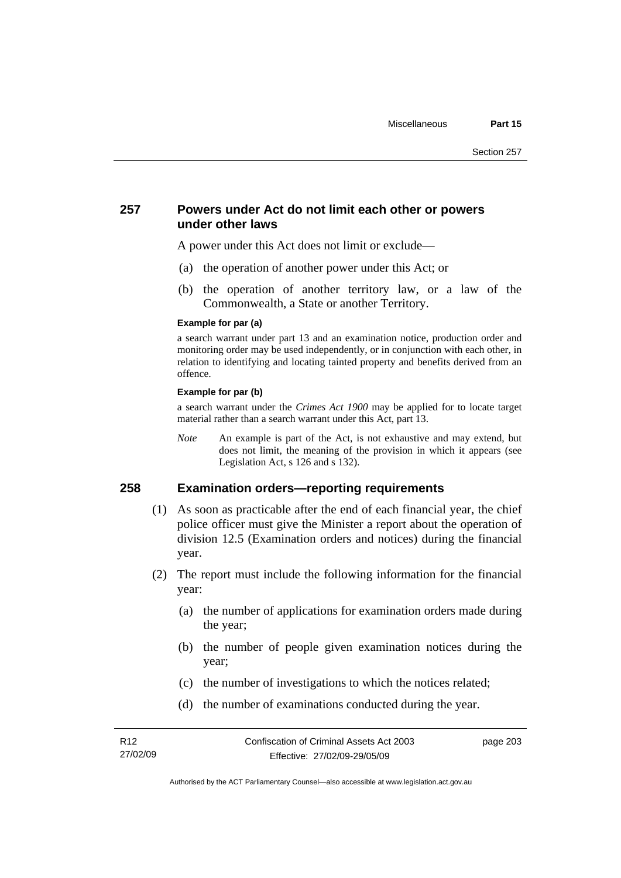## 257 Powers under Act do not limit each other or powers under other laws

A power under this Act does not limit or exclude—

(a) the operation of another power under this Act; or

(b) the operation of another territory law, or a law of the Commonwealth, a State or another Territory.

**Example for par (a)**

a search warrant under part 13 and an examination notice, production order and monitoring order may be used independently, or in conjunction with each other, in relation to identifying and locating tainted property and benefits derived from an offence.

**Example for par (b)**

a search warrant under the *Crimes Act 1900* may be applied for to locate target material rather than a search warrant under this Act, part 13.

*Note* An example is part of the Act, is not exhaustive and may extend, but does not limit, the meaning of the provision in which it appears (see Legislation Act, s 126 and s 132).

## 258 Examination orders—reporting requirements

(1) As soon as practicable after the end of each financial year, the chief police officer must give the Minister a report about the operation of division 12.5 (Examination orders and notices) during the financial year.

(2) The report must include the following information for the financial year:

(a) the number of applications for examination orders made during the year;

(b) the number of people given examination notices during the year;

(c) the number of investigations to which the notices related;

(d) the number of examinations conducted during the year.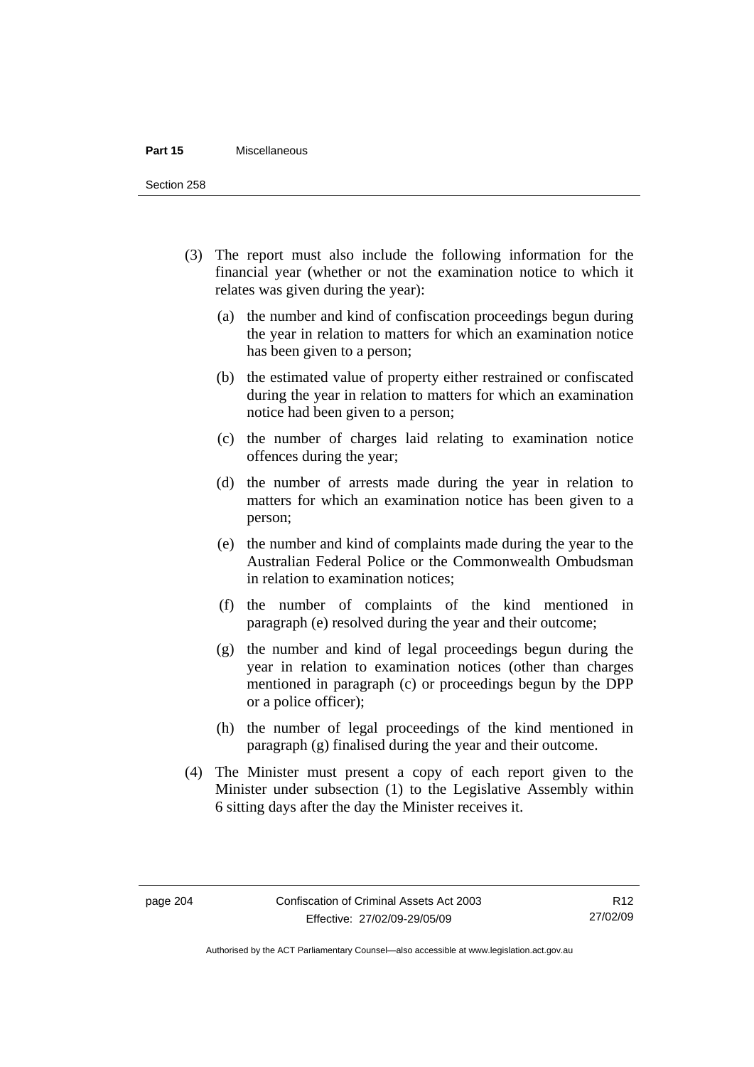(3) The report must also include the following information for the financial year (whether or not the examination notice to which it relates was given during the year):

(a) the number and kind of confiscation proceedings begun during the year in relation to matters for which an examination notice has been given to a person;

(b) the estimated value of property either restrained or confiscated during the year in relation to matters for which an examination notice had been given to a person;

(c) the number of charges laid relating to examination notice offences during the year;

(d) the number of arrests made during the year in relation to matters for which an examination notice has been given to a person;

(e) the number and kind of complaints made during the year to the Australian Federal Police or the Commonwealth Ombudsman in relation to examination notices;

(f) the number of complaints of the kind mentioned in paragraph (e) resolved during the year and their outcome;

(g) the number and kind of legal proceedings begun during the year in relation to examination notices (other than charges mentioned in paragraph (c) or proceedings begun by the DPP or a police officer);

(h) the number of legal proceedings of the kind mentioned in paragraph (g) finalised during the year and their outcome.

(4) The Minister must present a copy of each report given to the Minister under subsection (1) to the Legislative Assembly within 6 sitting days after the day the Minister receives it.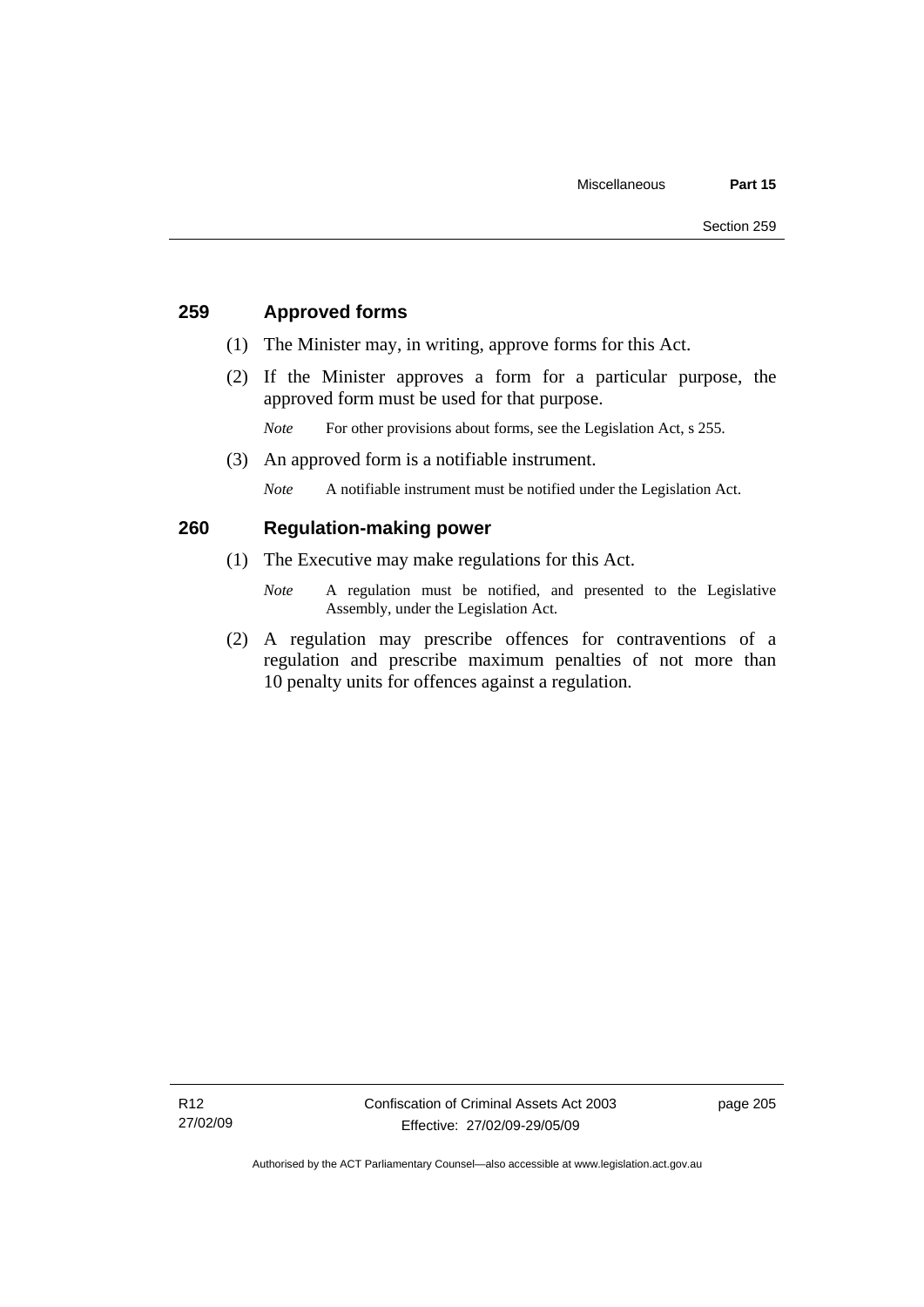## 259 Approved forms

(1) The Minister may, in writing, approve forms for this Act.

(2) If the Minister approves a form for a particular purpose, the approved form must be used for that purpose.

*Note* For other provisions about forms, see the Legislation Act, s 255.

(3) An approved form is a notifiable instrument.

*Note* A notifiable instrument must be notified under the Legislation Act.

## 260 Regulation-making power

(1) The Executive may make regulations for this Act.

*Note* A regulation must be notified, and presented to the Legislative Assembly, under the Legislation Act.

(2) A regulation may prescribe offences for contraventions of a regulation and prescribe maximum penalties of not more than 10 penalty units for offences against a regulation.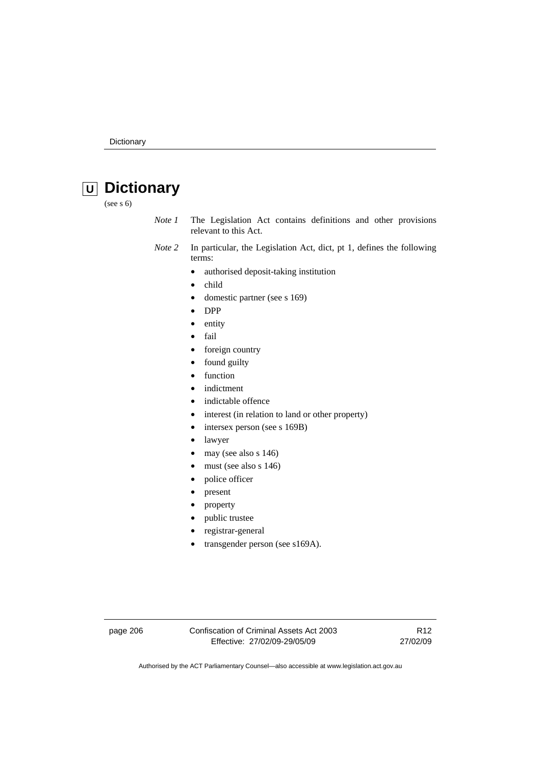# U Dictionary

(see s 6)

*Note 1* The Legislation Act contains definitions and other provisions relevant to this Act.

*Note 2* In particular, the Legislation Act, dict, pt 1, defines the following terms:

- authorised deposit-taking institution
- child
- domestic partner (see s 169)
- DPP
- entity
- fail
- foreign country
- found guilty
- function
- indictment
- indictable offence
- interest (in relation to land or other property)
- intersex person (see s 169B)
- lawyer
- may (see also s 146)
- must (see also s 146)
- police officer
- present
- property
- public trustee
- registrar-general
- transgender person (see s169A).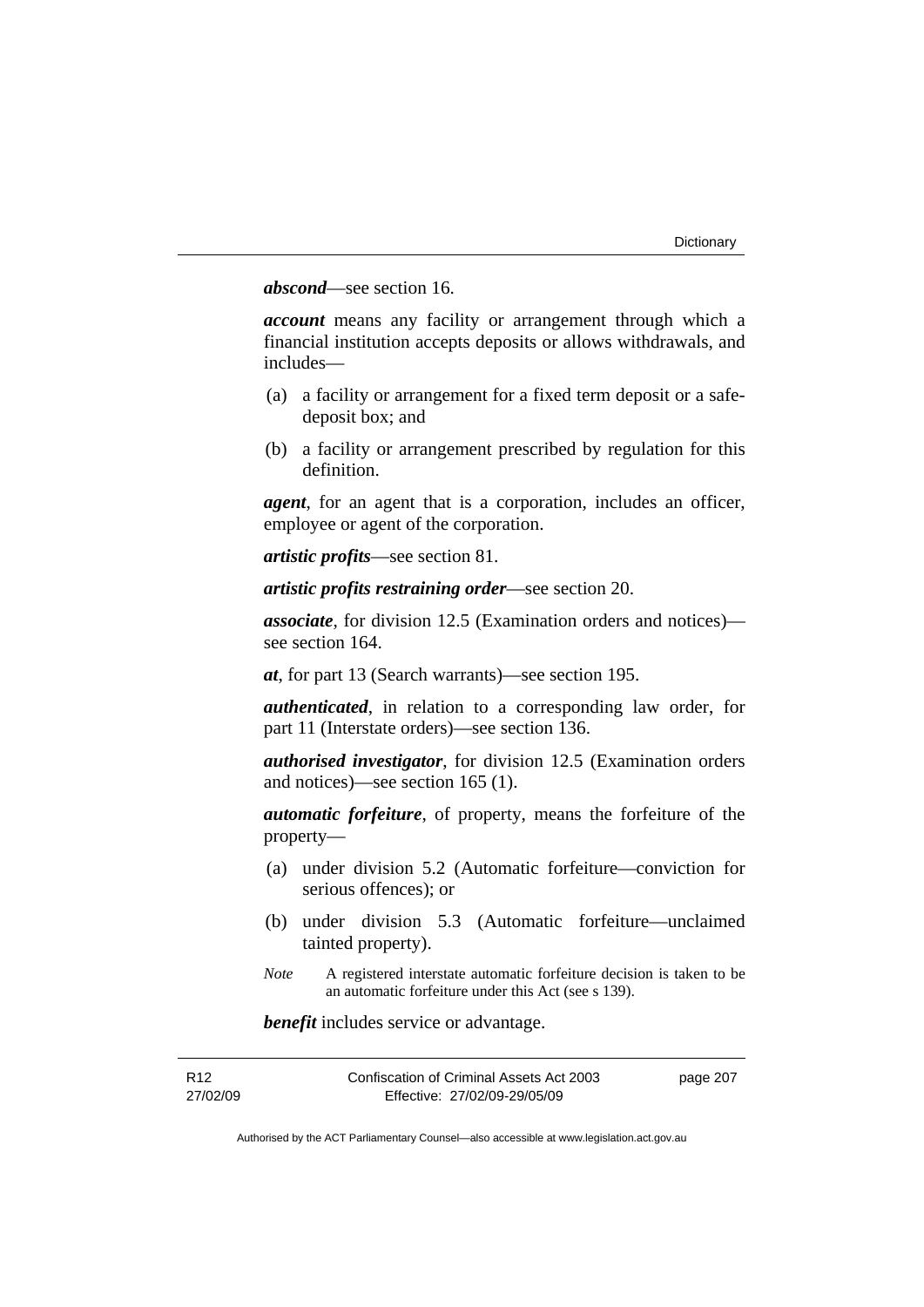***abscond***—see section 16.

***account*** means any facility or arrangement through which a financial institution accepts deposits or allows withdrawals, and includes—

(a) a facility or arrangement for a fixed term deposit or a safe-deposit box; and

(b) a facility or arrangement prescribed by regulation for this definition.

***agent***, for an agent that is a corporation, includes an officer, employee or agent of the corporation.

***artistic profits***—see section 81.

***artistic profits restraining order***—see section 20.

***associate***, for division 12.5 (Examination orders and notices)—see section 164.

***at***, for part 13 (Search warrants)—see section 195.

***authenticated***, in relation to a corresponding law order, for part 11 (Interstate orders)—see section 136.

***authorised investigator***, for division 12.5 (Examination orders and notices)—see section 165 (1).

***automatic forfeiture***, of property, means the forfeiture of the property—

(a) under division 5.2 (Automatic forfeiture—conviction for serious offences); or

(b) under division 5.3 (Automatic forfeiture—unclaimed tainted property).

*Note* A registered interstate automatic forfeiture decision is taken to be an automatic forfeiture under this Act (see s 139).

***benefit*** includes service or advantage.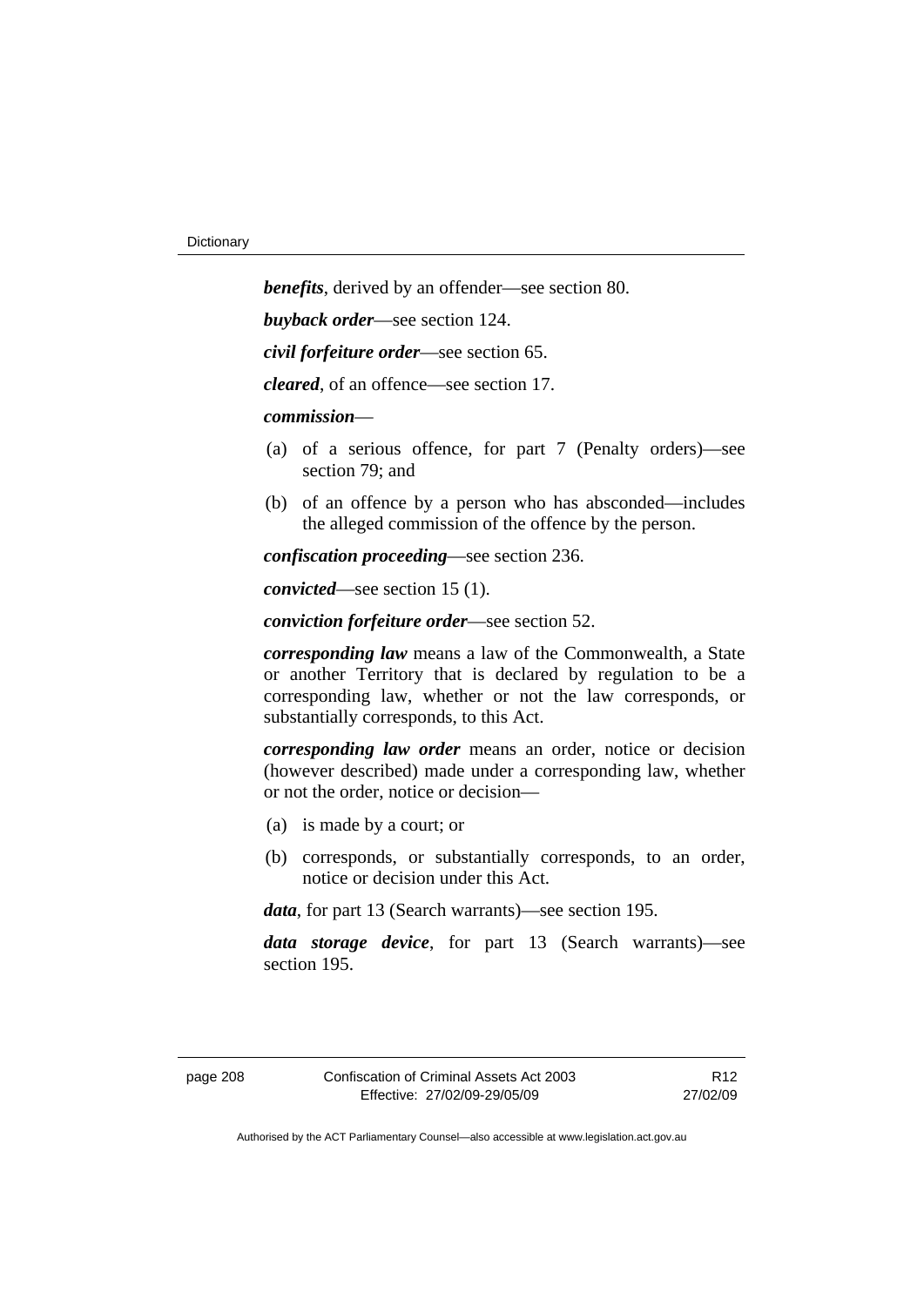***benefits***, derived by an offender—see section 80.

***buyback order***—see section 124.

***civil forfeiture order***—see section 65.

***cleared***, of an offence—see section 17.

***commission***—

(a) of a serious offence, for part 7 (Penalty orders)—see section 79; and

(b) of an offence by a person who has absconded—includes the alleged commission of the offence by the person.

***confiscation proceeding***—see section 236.

***convicted***—see section 15 (1).

***conviction forfeiture order***—see section 52.

***corresponding law*** means a law of the Commonwealth, a State or another Territory that is declared by regulation to be a corresponding law, whether or not the law corresponds, or substantially corresponds, to this Act.

***corresponding law order*** means an order, notice or decision (however described) made under a corresponding law, whether or not the order, notice or decision—

(a) is made by a court; or

(b) corresponds, or substantially corresponds, to an order, notice or decision under this Act.

***data***, for part 13 (Search warrants)—see section 195.

***data storage device***, for part 13 (Search warrants)—see section 195.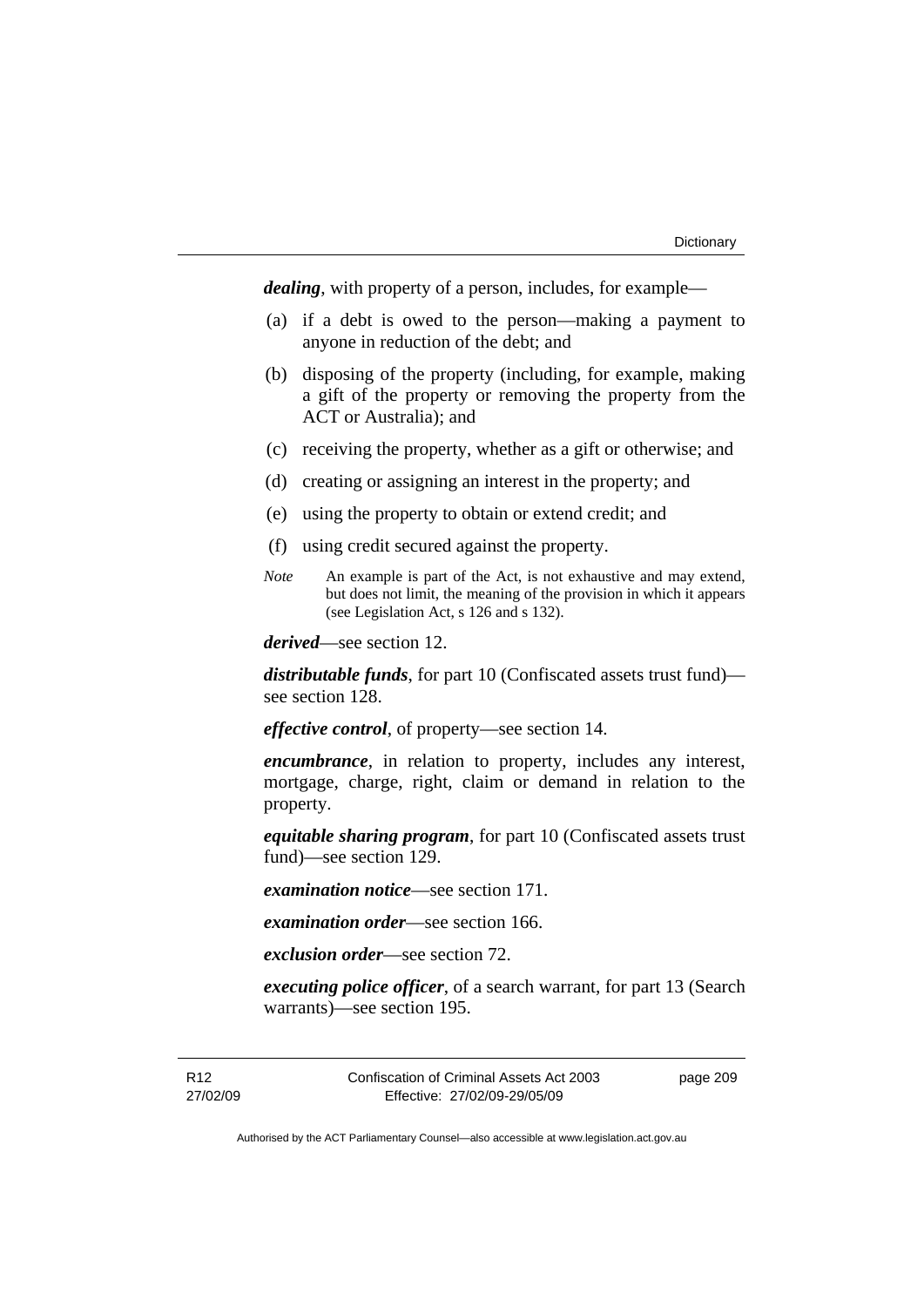***dealing***, with property of a person, includes, for example—

(a) if a debt is owed to the person—making a payment to anyone in reduction of the debt; and

(b) disposing of the property (including, for example, making a gift of the property or removing the property from the ACT or Australia); and

(c) receiving the property, whether as a gift or otherwise; and

(d) creating or assigning an interest in the property; and

(e) using the property to obtain or extend credit; and

(f) using credit secured against the property.

*Note* An example is part of the Act, is not exhaustive and may extend, but does not limit, the meaning of the provision in which it appears (see Legislation Act, s 126 and s 132).

***derived***—see section 12.

***distributable funds***, for part 10 (Confiscated assets trust fund)—see section 128.

***effective control***, of property—see section 14.

***encumbrance***, in relation to property, includes any interest, mortgage, charge, right, claim or demand in relation to the property.

***equitable sharing program***, for part 10 (Confiscated assets trust fund)—see section 129.

***examination notice***—see section 171.

***examination order***—see section 166.

***exclusion order***—see section 72.

***executing police officer***, of a search warrant, for part 13 (Search warrants)—see section 195.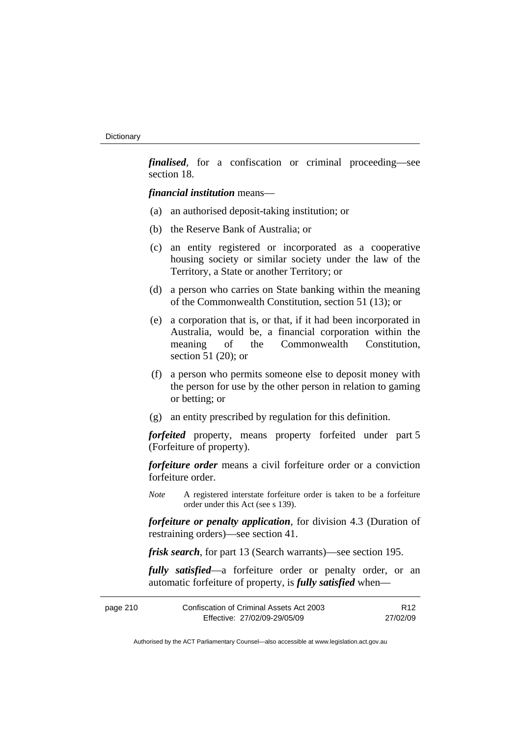***finalised***, for a confiscation or criminal proceeding—see section 18.

***financial institution*** means—

(a) an authorised deposit-taking institution; or

(b) the Reserve Bank of Australia; or

(c) an entity registered or incorporated as a cooperative housing society or similar society under the law of the Territory, a State or another Territory; or

(d) a person who carries on State banking within the meaning of the Commonwealth Constitution, section 51 (13); or

(e) a corporation that is, or that, if it had been incorporated in Australia, would be, a financial corporation within the meaning of the Commonwealth Constitution, section 51 (20); or

(f) a person who permits someone else to deposit money with the person for use by the other person in relation to gaming or betting; or

(g) an entity prescribed by regulation for this definition.

***forfeited*** property, means property forfeited under part 5 (Forfeiture of property).

***forfeiture order*** means a civil forfeiture order or a conviction forfeiture order.

*Note* A registered interstate forfeiture order is taken to be a forfeiture order under this Act (see s 139).

***forfeiture or penalty application***, for division 4.3 (Duration of restraining orders)—see section 41.

***frisk search***, for part 13 (Search warrants)—see section 195.

***fully satisfied***—a forfeiture order or penalty order, or an automatic forfeiture of property, is ***fully satisfied*** when—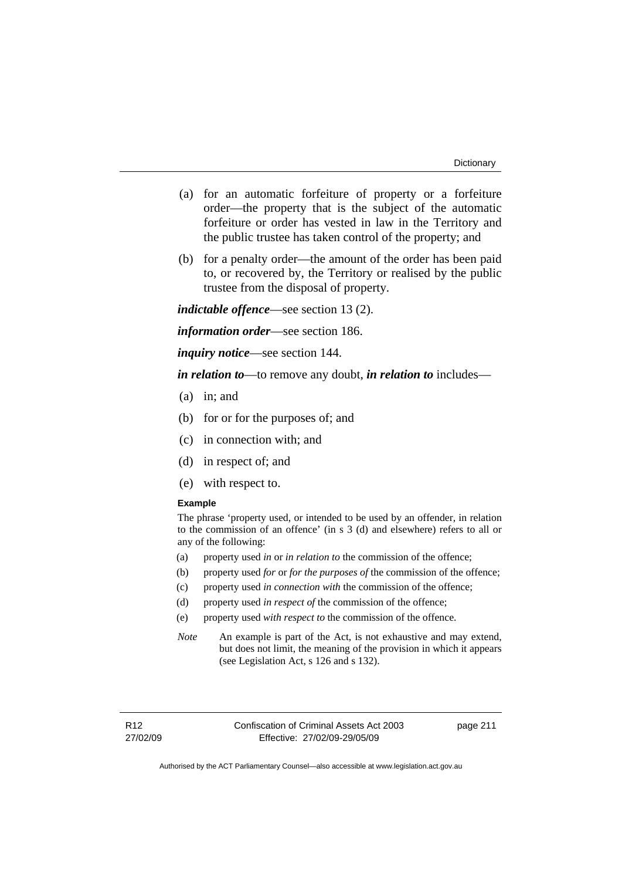(a) for an automatic forfeiture of property or a forfeiture order—the property that is the subject of the automatic forfeiture or order has vested in law in the Territory and the public trustee has taken control of the property; and

(b) for a penalty order—the amount of the order has been paid to, or recovered by, the Territory or realised by the public trustee from the disposal of property.

***indictable offence***—see section 13 (2).

***information order***—see section 186.

***inquiry notice***—see section 144.

***in relation to***—to remove any doubt, ***in relation to*** includes—

(a) in; and

(b) for or for the purposes of; and

(c) in connection with; and

(d) in respect of; and

(e) with respect to.

**Example**

The phrase 'property used, or intended to be used by an offender, in relation to the commission of an offence' (in s 3 (d) and elsewhere) refers to all or any of the following:

(a) property used *in* or *in relation to* the commission of the offence;

(b) property used *for* or *for the purposes of* the commission of the offence;

(c) property used *in connection with* the commission of the offence;

(d) property used *in respect of* the commission of the offence;

(e) property used *with respect to* the commission of the offence.

*Note* An example is part of the Act, is not exhaustive and may extend, but does not limit, the meaning of the provision in which it appears (see Legislation Act, s 126 and s 132).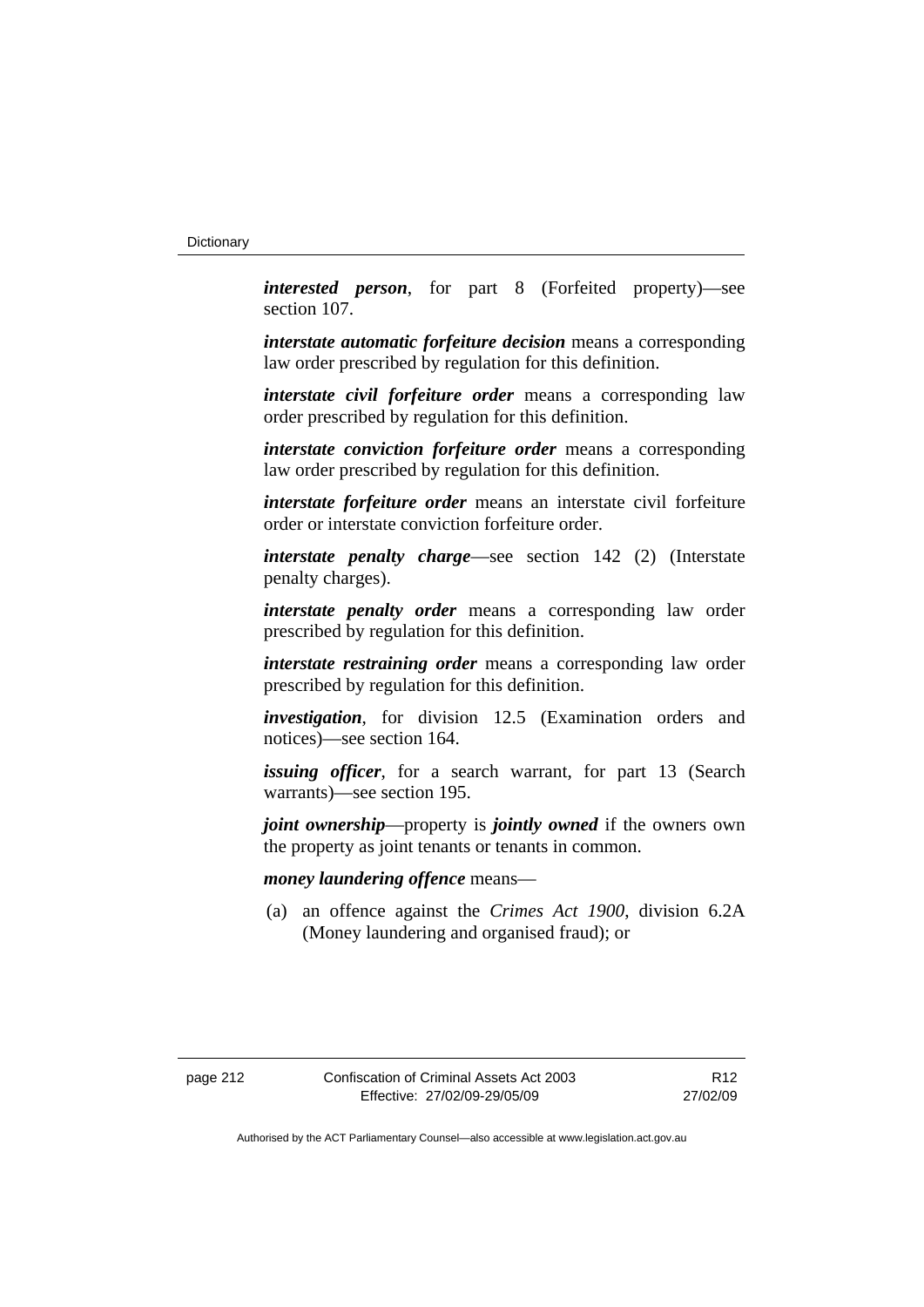***interested person***, for part 8 (Forfeited property)—see section 107.

***interstate automatic forfeiture decision*** means a corresponding law order prescribed by regulation for this definition.

***interstate civil forfeiture order*** means a corresponding law order prescribed by regulation for this definition.

***interstate conviction forfeiture order*** means a corresponding law order prescribed by regulation for this definition.

***interstate forfeiture order*** means an interstate civil forfeiture order or interstate conviction forfeiture order.

***interstate penalty charge***—see section 142 (2) (Interstate penalty charges).

***interstate penalty order*** means a corresponding law order prescribed by regulation for this definition.

***interstate restraining order*** means a corresponding law order prescribed by regulation for this definition.

***investigation***, for division 12.5 (Examination orders and notices)—see section 164.

***issuing officer***, for a search warrant, for part 13 (Search warrants)—see section 195.

***joint ownership***—property is ***jointly owned*** if the owners own the property as joint tenants or tenants in common.

***money laundering offence*** means—

(a) an offence against the *Crimes Act 1900*, division 6.2A (Money laundering and organised fraud); or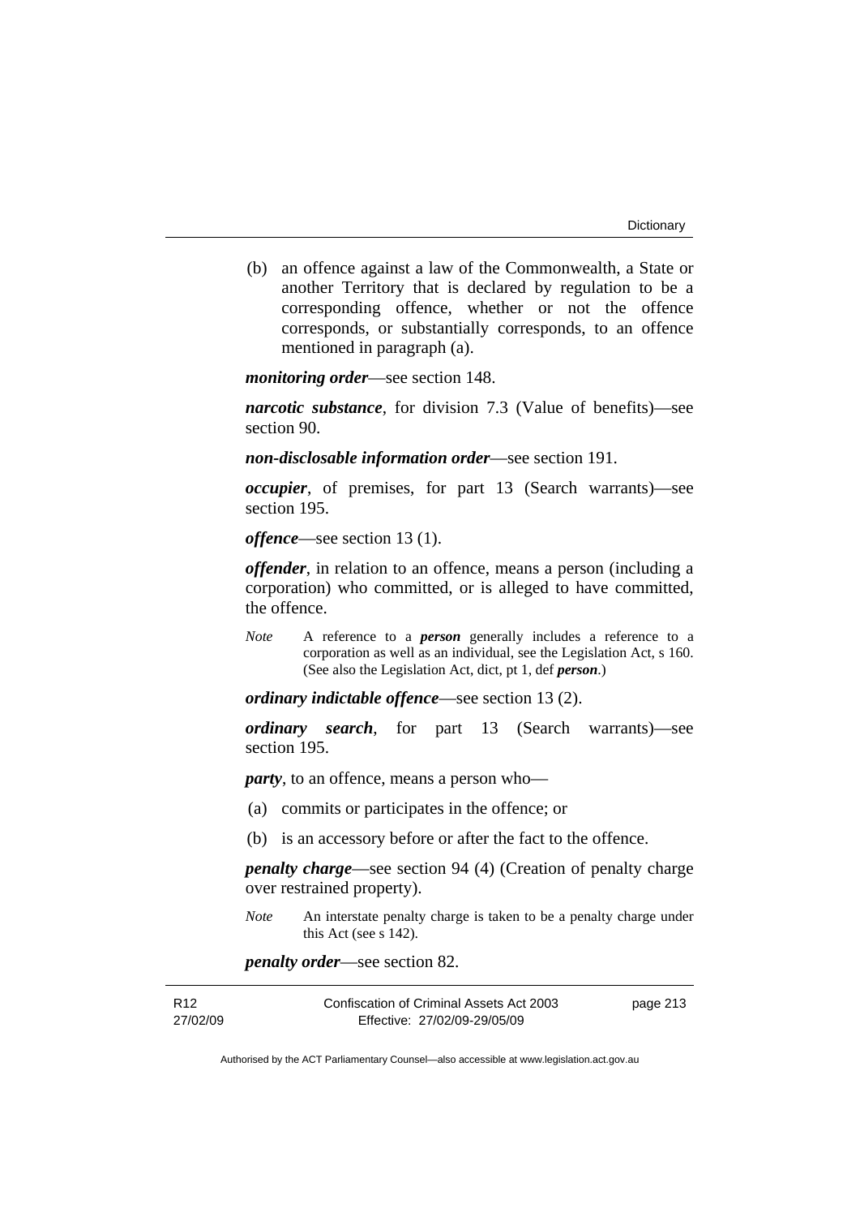(b) an offence against a law of the Commonwealth, a State or another Territory that is declared by regulation to be a corresponding offence, whether or not the offence corresponds, or substantially corresponds, to an offence mentioned in paragraph (a).

***monitoring order***—see section 148.

***narcotic substance***, for division 7.3 (Value of benefits)—see section 90.

***non-disclosable information order***—see section 191.

***occupier***, of premises, for part 13 (Search warrants)—see section 195.

***offence***—see section 13 (1).

***offender***, in relation to an offence, means a person (including a corporation) who committed, or is alleged to have committed, the offence.

*Note* A reference to a ***person*** generally includes a reference to a corporation as well as an individual, see the Legislation Act, s 160. (See also the Legislation Act, dict, pt 1, def ***person***.)

***ordinary indictable offence***—see section 13 (2).

***ordinary search***, for part 13 (Search warrants)—see section 195.

***party***, to an offence, means a person who—

(a) commits or participates in the offence; or

(b) is an accessory before or after the fact to the offence.

***penalty charge***—see section 94 (4) (Creation of penalty charge over restrained property).

*Note* An interstate penalty charge is taken to be a penalty charge under this Act (see s 142).

***penalty order***—see section 82.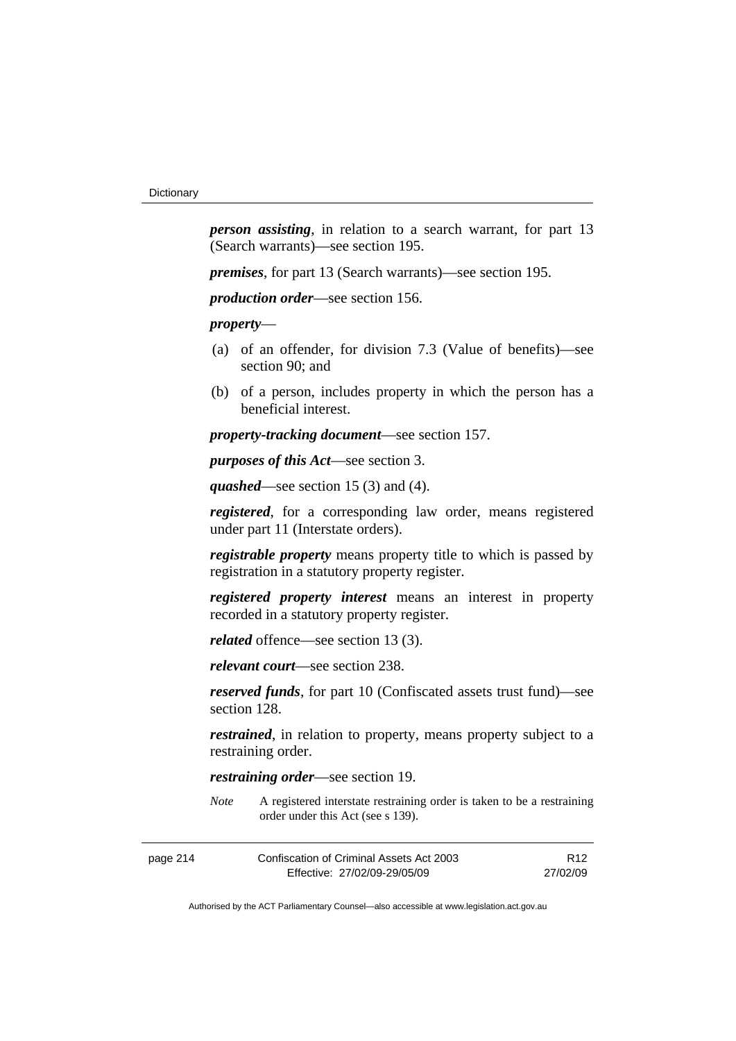***person assisting***, in relation to a search warrant, for part 13 (Search warrants)—see section 195.

***premises***, for part 13 (Search warrants)—see section 195.

***production order***—see section 156.

***property***—

- (a) of an offender, for division 7.3 (Value of benefits)—see section 90; and
- (b) of a person, includes property in which the person has a beneficial interest.

***property-tracking document***—see section 157.

***purposes of this Act***—see section 3.

***quashed***—see section 15 (3) and (4).

***registered***, for a corresponding law order, means registered under part 11 (Interstate orders).

***registrable property*** means property title to which is passed by registration in a statutory property register.

***registered property interest*** means an interest in property recorded in a statutory property register.

***related*** offence—see section 13 (3).

***relevant court***—see section 238.

***reserved funds***, for part 10 (Confiscated assets trust fund)—see section 128.

***restrained***, in relation to property, means property subject to a restraining order.

***restraining order***—see section 19.

*Note* A registered interstate restraining order is taken to be a restraining order under this Act (see s 139).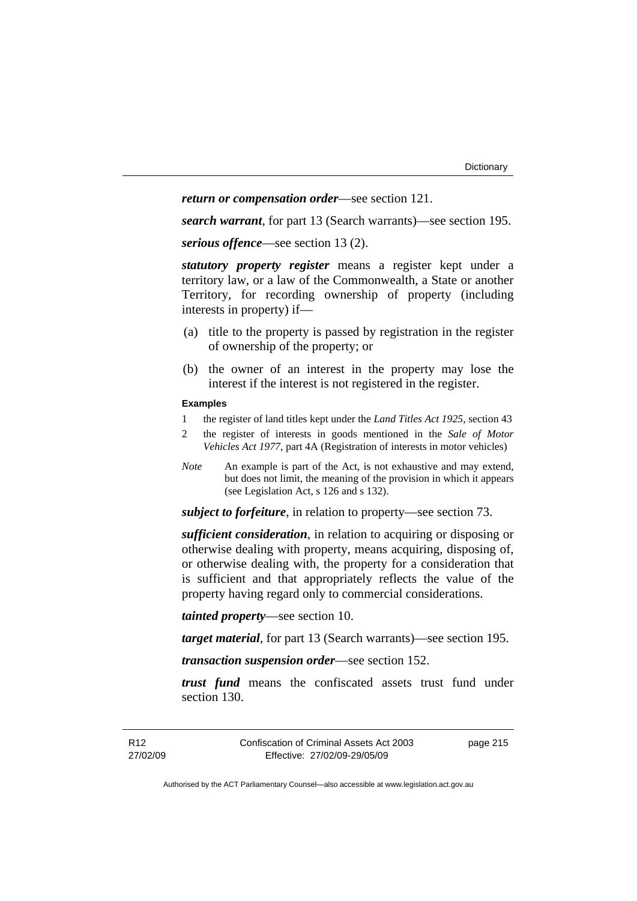***return or compensation order***—see section 121.

***search warrant***, for part 13 (Search warrants)—see section 195.

***serious offence***—see section 13 (2).

***statutory property register*** means a register kept under a territory law, or a law of the Commonwealth, a State or another Territory, for recording ownership of property (including interests in property) if—

(a) title to the property is passed by registration in the register of ownership of the property; or

(b) the owner of an interest in the property may lose the interest if the interest is not registered in the register.

**Examples**

1 the register of land titles kept under the *Land Titles Act 1925*, section 43

2 the register of interests in goods mentioned in the *Sale of Motor Vehicles Act 1977*, part 4A (Registration of interests in motor vehicles)

*Note* An example is part of the Act, is not exhaustive and may extend, but does not limit, the meaning of the provision in which it appears (see Legislation Act, s 126 and s 132).

***subject to forfeiture***, in relation to property—see section 73.

***sufficient consideration***, in relation to acquiring or disposing or otherwise dealing with property, means acquiring, disposing of, or otherwise dealing with, the property for a consideration that is sufficient and that appropriately reflects the value of the property having regard only to commercial considerations.

***tainted property***—see section 10.

***target material***, for part 13 (Search warrants)—see section 195.

***transaction suspension order***—see section 152.

***trust fund*** means the confiscated assets trust fund under section 130.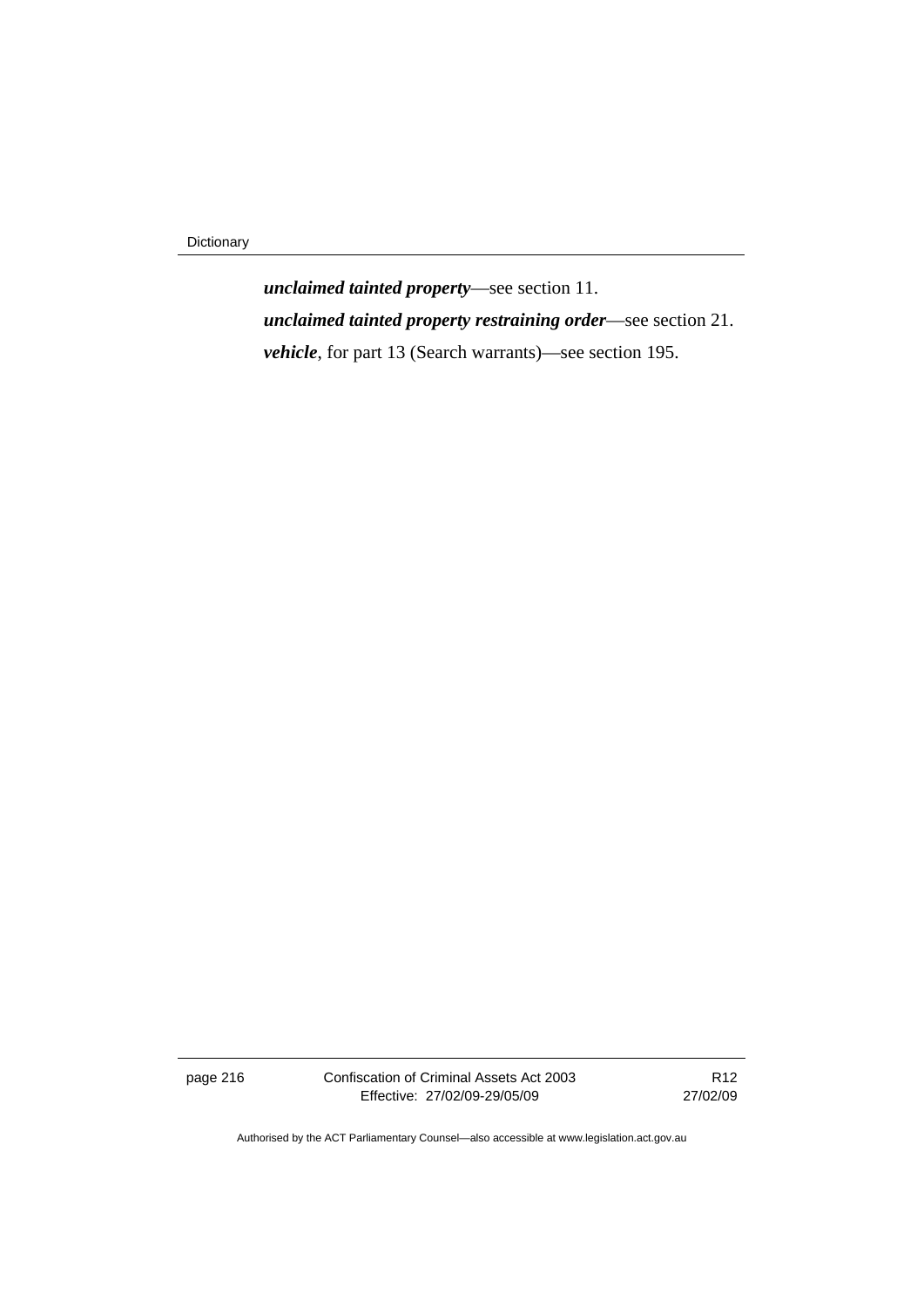***unclaimed tainted property***—see section 11.

***unclaimed tainted property restraining order***—see section 21.

***vehicle***, for part 13 (Search warrants)—see section 195.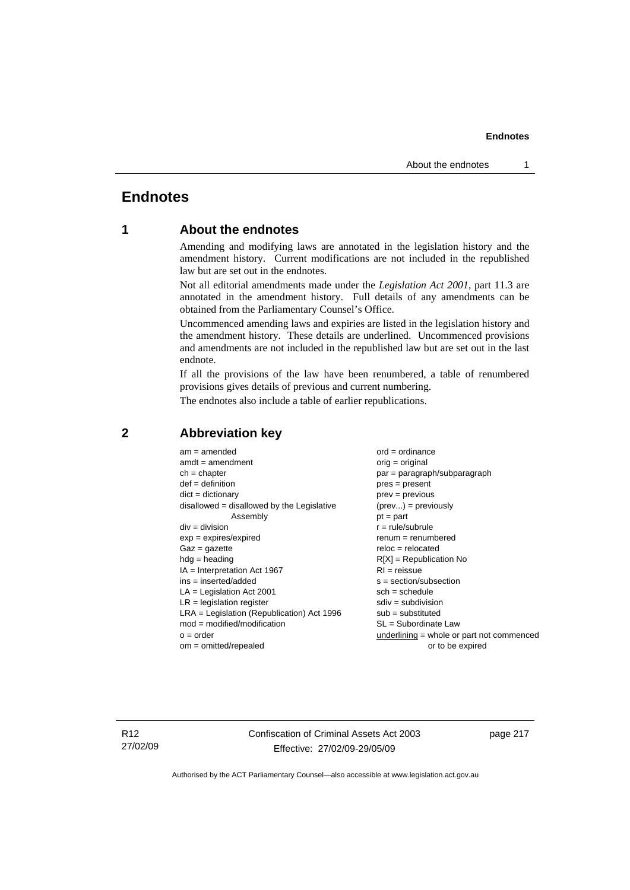# Endnotes

## 1 About the endnotes

Amending and modifying laws are annotated in the legislation history and the amendment history. Current modifications are not included in the republished law but are set out in the endnotes.

Not all editorial amendments made under the *Legislation Act 2001*, part 11.3 are annotated in the amendment history. Full details of any amendments can be obtained from the Parliamentary Counsel's Office.

Uncommenced amending laws and expiries are listed in the legislation history and the amendment history. These details are underlined. Uncommenced provisions and amendments are not included in the republished law but are set out in the last endnote.

If all the provisions of the law have been renumbered, a table of renumbered provisions gives details of previous and current numbering.

The endnotes also include a table of earlier republications.

## 2 Abbreviation key

am = amended
amdt = amendment
ch = chapter
def = definition
dict = dictionary
disallowed = disallowed by the Legislative Assembly
div = division
exp = expires/expired
Gaz = gazette
hdg = heading
IA = Interpretation Act 1967
ins = inserted/added
LA = Legislation Act 2001
LR = legislation register
LRA = Legislation (Republication) Act 1996
mod = modified/modification
o = order
om = omitted/repealed
ord = ordinance
orig = original
par = paragraph/subparagraph
pres = present
prev = previous
(prev...) = previously
pt = part
r = rule/subrule
renum = renumbered
reloc = relocated
R[X] = Republication No
RI = reissue
s = section/subsection
sch = schedule
sdiv = subdivision
sub = substituted
SL = Subordinate Law
underlining = whole or part not commenced or to be expired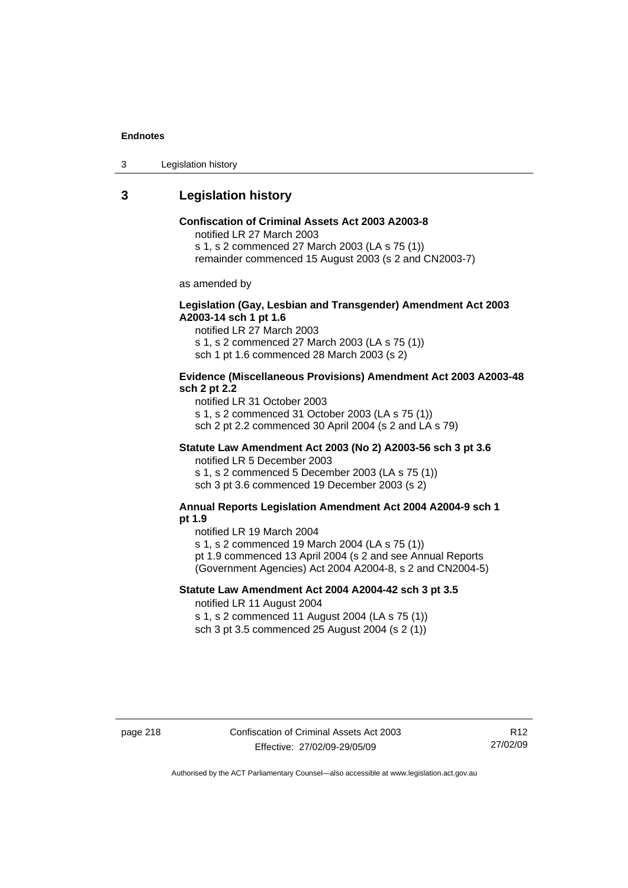## 3 Legislation history

**Confiscation of Criminal Assets Act 2003 A2003-8**

notified LR 27 March 2003
s 1, s 2 commenced 27 March 2003 (LA s 75 (1))
remainder commenced 15 August 2003 (s 2 and CN2003-7)

as amended by

**Legislation (Gay, Lesbian and Transgender) Amendment Act 2003 A2003-14 sch 1 pt 1.6**

notified LR 27 March 2003
s 1, s 2 commenced 27 March 2003 (LA s 75 (1))
sch 1 pt 1.6 commenced 28 March 2003 (s 2)

**Evidence (Miscellaneous Provisions) Amendment Act 2003 A2003-48 sch 2 pt 2.2**

notified LR 31 October 2003
s 1, s 2 commenced 31 October 2003 (LA s 75 (1))
sch 2 pt 2.2 commenced 30 April 2004 (s 2 and LA s 79)

**Statute Law Amendment Act 2003 (No 2) A2003-56 sch 3 pt 3.6**

notified LR 5 December 2003
s 1, s 2 commenced 5 December 2003 (LA s 75 (1))
sch 3 pt 3.6 commenced 19 December 2003 (s 2)

**Annual Reports Legislation Amendment Act 2004 A2004-9 sch 1 pt 1.9**

notified LR 19 March 2004
s 1, s 2 commenced 19 March 2004 (LA s 75 (1))
pt 1.9 commenced 13 April 2004 (s 2 and see Annual Reports (Government Agencies) Act 2004 A2004-8, s 2 and CN2004-5)

**Statute Law Amendment Act 2004 A2004-42 sch 3 pt 3.5**

notified LR 11 August 2004
s 1, s 2 commenced 11 August 2004 (LA s 75 (1))
sch 3 pt 3.5 commenced 25 August 2004 (s 2 (1))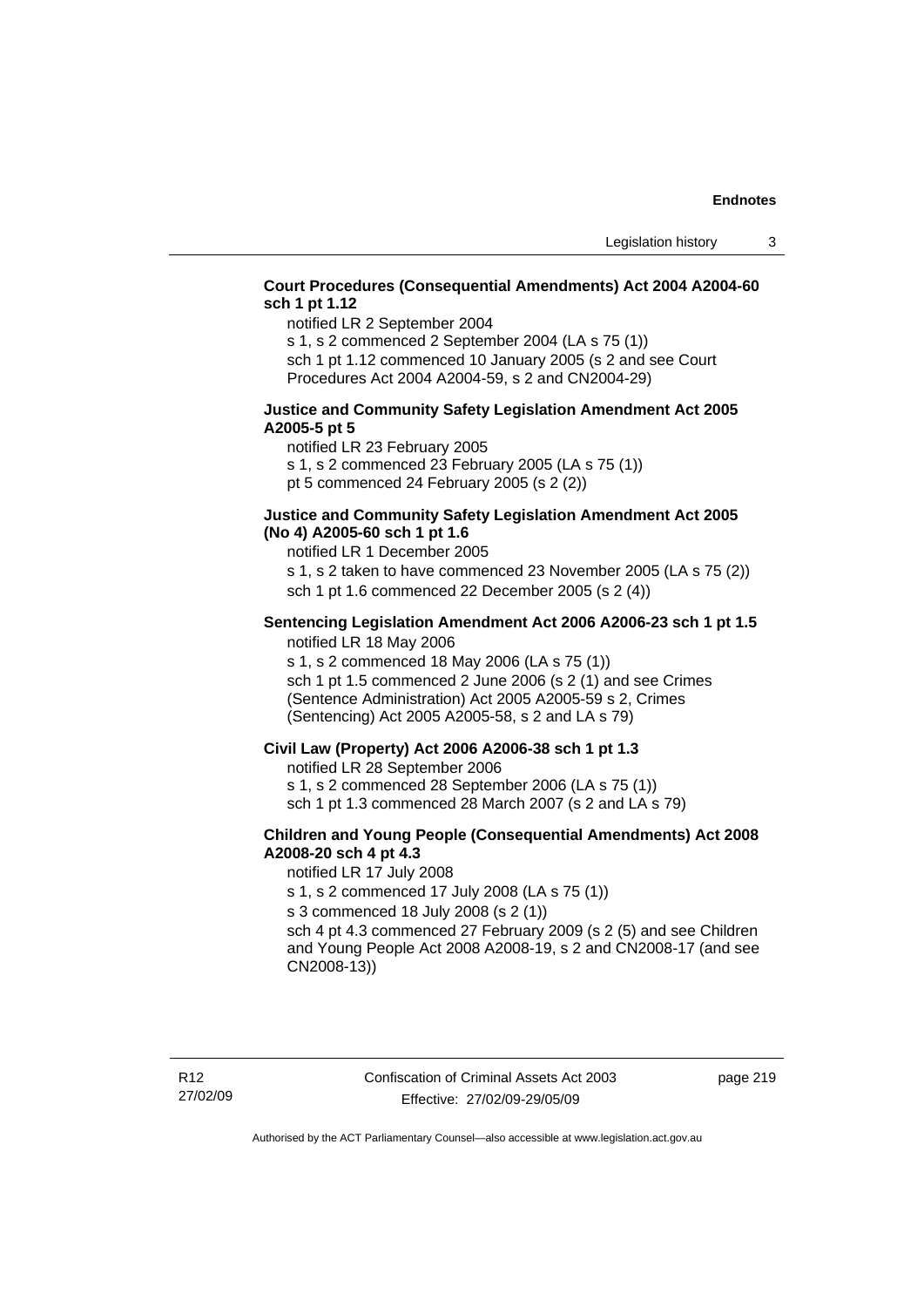**Court Procedures (Consequential Amendments) Act 2004 A2004-60 sch 1 pt 1.12**

notified LR 2 September 2004

s 1, s 2 commenced 2 September 2004 (LA s 75 (1))

sch 1 pt 1.12 commenced 10 January 2005 (s 2 and see Court Procedures Act 2004 A2004-59, s 2 and CN2004-29)

**Justice and Community Safety Legislation Amendment Act 2005 A2005-5 pt 5**

notified LR 23 February 2005

s 1, s 2 commenced 23 February 2005 (LA s 75 (1))

pt 5 commenced 24 February 2005 (s 2 (2))

**Justice and Community Safety Legislation Amendment Act 2005 (No 4) A2005-60 sch 1 pt 1.6**

notified LR 1 December 2005

s 1, s 2 taken to have commenced 23 November 2005 (LA s 75 (2))

sch 1 pt 1.6 commenced 22 December 2005 (s 2 (4))

**Sentencing Legislation Amendment Act 2006 A2006-23 sch 1 pt 1.5**

notified LR 18 May 2006

s 1, s 2 commenced 18 May 2006 (LA s 75 (1))

sch 1 pt 1.5 commenced 2 June 2006 (s 2 (1) and see Crimes (Sentence Administration) Act 2005 A2005-59 s 2, Crimes (Sentencing) Act 2005 A2005-58, s 2 and LA s 79)

**Civil Law (Property) Act 2006 A2006-38 sch 1 pt 1.3**

notified LR 28 September 2006

s 1, s 2 commenced 28 September 2006 (LA s 75 (1))

sch 1 pt 1.3 commenced 28 March 2007 (s 2 and LA s 79)

**Children and Young People (Consequential Amendments) Act 2008 A2008-20 sch 4 pt 4.3**

notified LR 17 July 2008

s 1, s 2 commenced 17 July 2008 (LA s 75 (1))

s 3 commenced 18 July 2008 (s 2 (1))

sch 4 pt 4.3 commenced 27 February 2009 (s 2 (5) and see Children and Young People Act 2008 A2008-19, s 2 and CN2008-17 (and see CN2008-13))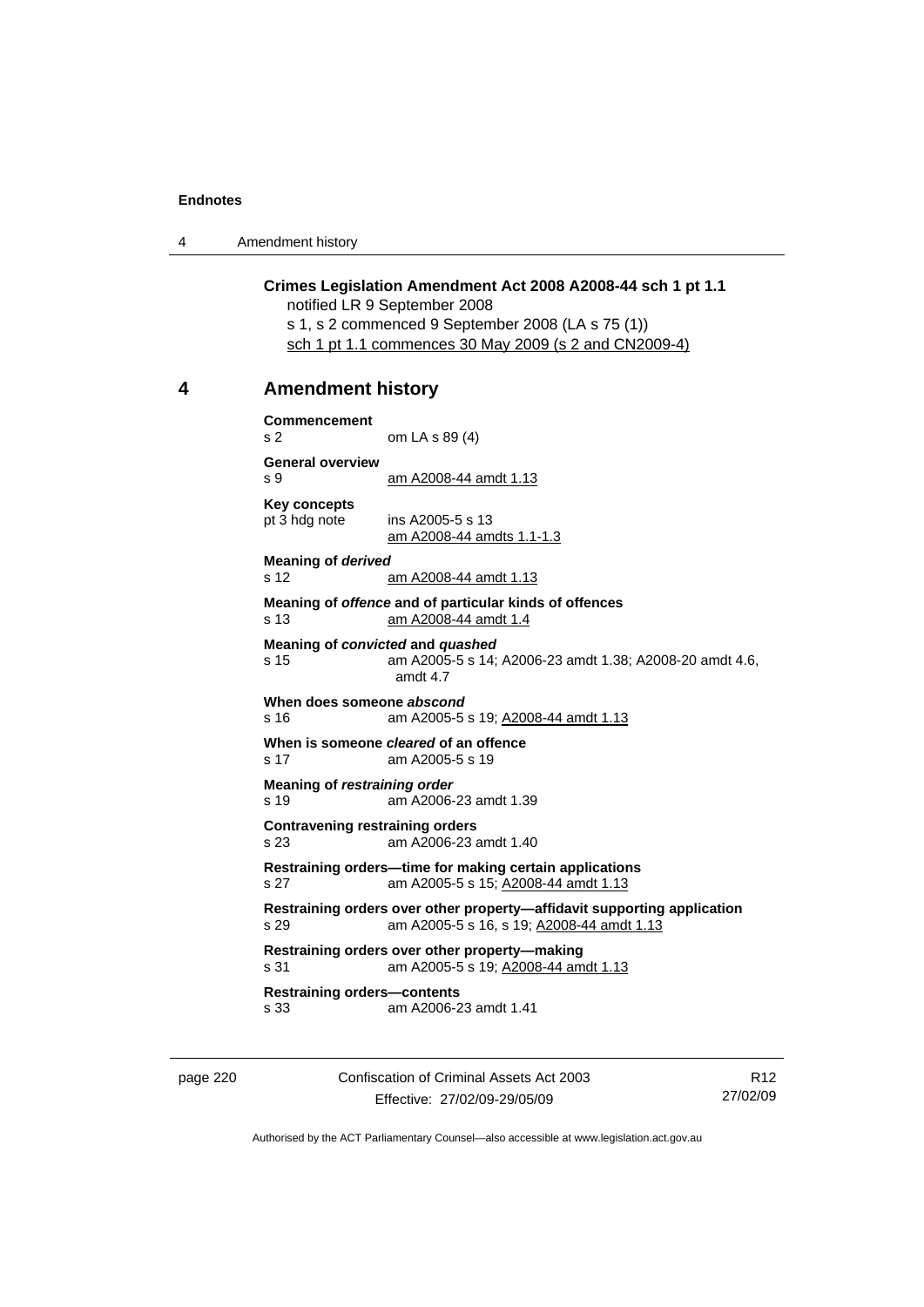**Crimes Legislation Amendment Act 2008 A2008-44 sch 1 pt 1.1**
notified LR 9 September 2008
s 1, s 2 commenced 9 September 2008 (LA s 75 (1))
sch 1 pt 1.1 commences 30 May 2009 (s 2 and CN2009-4)

## 4 Amendment history

**Commencement**
s 2 om LA s 89 (4)

**General overview**
s 9 am A2008-44 amdt 1.13

**Key concepts**
pt 3 hdg note ins A2005-5 s 13
am A2008-44 amdts 1.1-1.3

**Meaning of *derived***
s 12 am A2008-44 amdt 1.13

**Meaning of *offence* and of particular kinds of offences**
s 13 am A2008-44 amdt 1.4

**Meaning of *convicted* and *quashed***
s 15 am A2005-5 s 14; A2006-23 amdt 1.38; A2008-20 amdt 4.6, amdt 4.7

**When does someone *abscond***
s 16 am A2005-5 s 19; A2008-44 amdt 1.13

**When is someone *cleared* of an offence**
s 17 am A2005-5 s 19

**Meaning of *restraining order***
s 19 am A2006-23 amdt 1.39

**Contravening restraining orders**
s 23 am A2006-23 amdt 1.40

**Restraining orders—time for making certain applications**
s 27 am A2005-5 s 15; A2008-44 amdt 1.13

**Restraining orders over other property—affidavit supporting application**
s 29 am A2005-5 s 16, s 19; A2008-44 amdt 1.13

**Restraining orders over other property—making**
s 31 am A2005-5 s 19; A2008-44 amdt 1.13

**Restraining orders—contents**
s 33 am A2006-23 amdt 1.41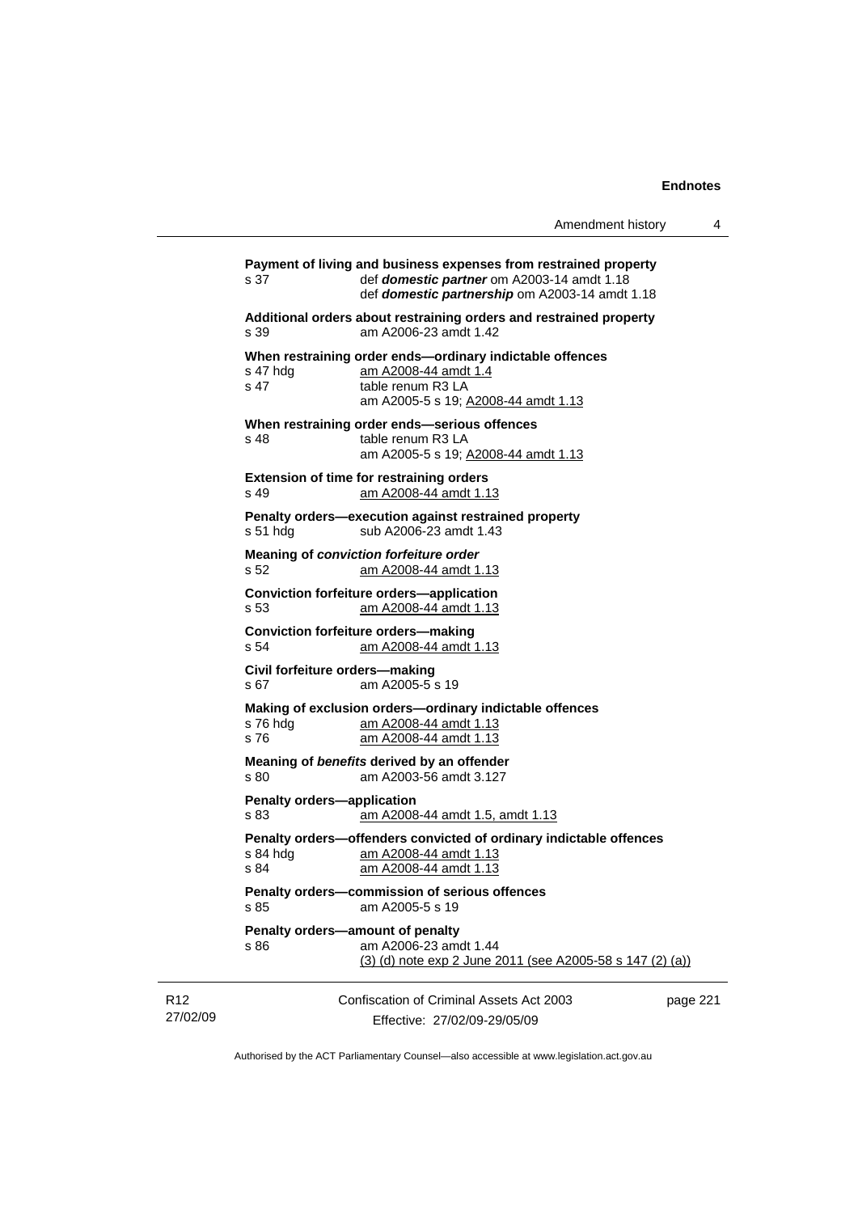**Payment of living and business expenses from restrained property**
s 37 def ***domestic partner*** om A2003-14 amdt 1.18
def ***domestic partnership*** om A2003-14 amdt 1.18

**Additional orders about restraining orders and restrained property**
s 39 am A2006-23 amdt 1.42

**When restraining order ends—ordinary indictable offences**
s 47 hdg am A2008-44 amdt 1.4
s 47 table renum R3 LA
am A2005-5 s 19; A2008-44 amdt 1.13

**When restraining order ends—serious offences**
s 48 table renum R3 LA
am A2005-5 s 19; A2008-44 amdt 1.13

**Extension of time for restraining orders**
s 49 am A2008-44 amdt 1.13

**Penalty orders—execution against restrained property**
s 51 hdg sub A2006-23 amdt 1.43

**Meaning of *conviction forfeiture order***
s 52 am A2008-44 amdt 1.13

**Conviction forfeiture orders—application**
s 53 am A2008-44 amdt 1.13

**Conviction forfeiture orders—making**
s 54 am A2008-44 amdt 1.13

**Civil forfeiture orders—making**
s 67 am A2005-5 s 19

**Making of exclusion orders—ordinary indictable offences**
s 76 hdg am A2008-44 amdt 1.13
s 76 am A2008-44 amdt 1.13

**Meaning of *benefits* derived by an offender**
s 80 am A2003-56 amdt 3.127

**Penalty orders—application**
s 83 am A2008-44 amdt 1.5, amdt 1.13

**Penalty orders—offenders convicted of ordinary indictable offences**
s 84 hdg am A2008-44 amdt 1.13
s 84 am A2008-44 amdt 1.13

**Penalty orders—commission of serious offences**
s 85 am A2005-5 s 19

**Penalty orders—amount of penalty**
s 86 am A2006-23 amdt 1.44
(3) (d) note exp 2 June 2011 (see A2005-58 s 147 (2) (a))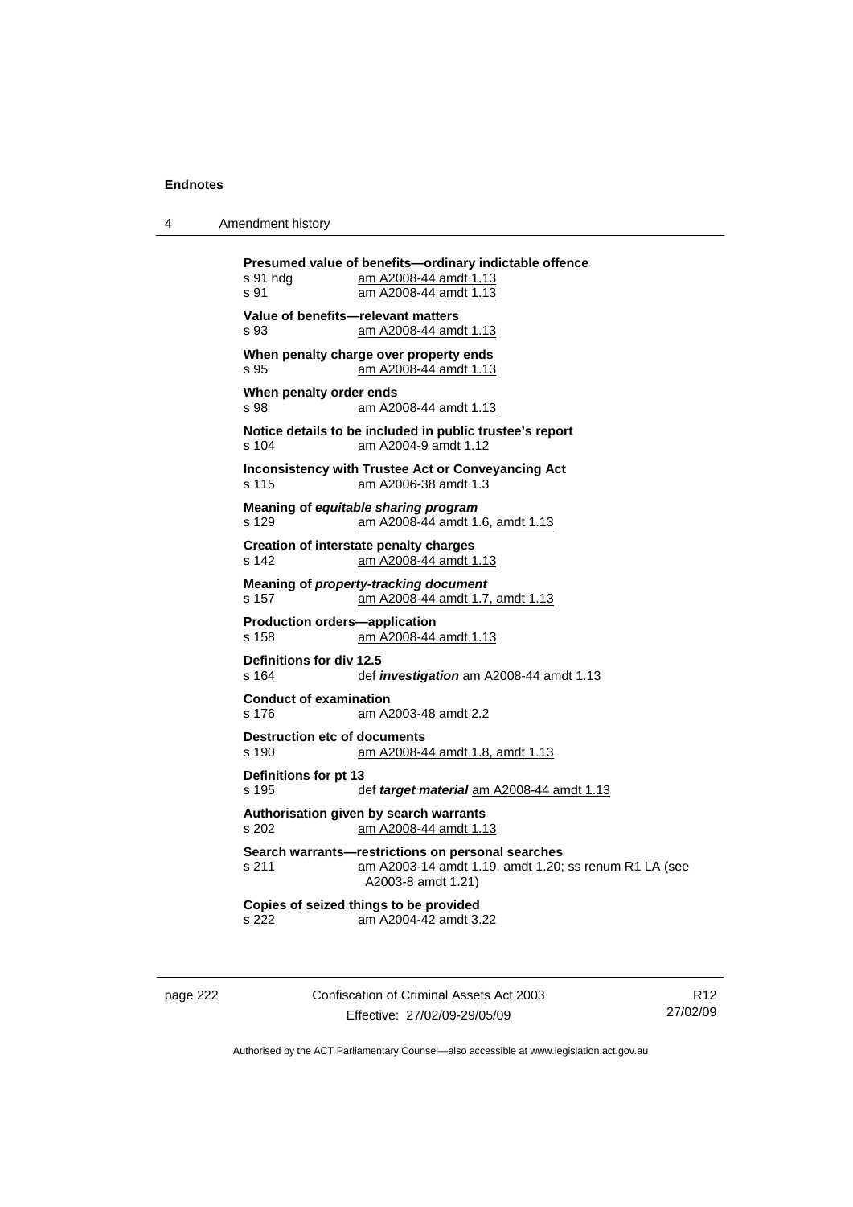**Presumed value of benefits—ordinary indictable offence**
s 91 hdg am A2008-44 amdt 1.13
s 91 am A2008-44 amdt 1.13

**Value of benefits—relevant matters**
s 93 am A2008-44 amdt 1.13

**When penalty charge over property ends**
s 95 am A2008-44 amdt 1.13

**When penalty order ends**
s 98 am A2008-44 amdt 1.13

**Notice details to be included in public trustee's report**
s 104 am A2004-9 amdt 1.12

**Inconsistency with Trustee Act or Conveyancing Act**
s 115 am A2006-38 amdt 1.3

**Meaning of *equitable sharing program***
s 129 am A2008-44 amdt 1.6, amdt 1.13

**Creation of interstate penalty charges**
s 142 am A2008-44 amdt 1.13

**Meaning of *property-tracking document***
s 157 am A2008-44 amdt 1.7, amdt 1.13

**Production orders—application**
s 158 am A2008-44 amdt 1.13

**Definitions for div 12.5**
s 164 def ***investigation*** am A2008-44 amdt 1.13

**Conduct of examination**
s 176 am A2003-48 amdt 2.2

**Destruction etc of documents**
s 190 am A2008-44 amdt 1.8, amdt 1.13

**Definitions for pt 13**
s 195 def ***target material*** am A2008-44 amdt 1.13

**Authorisation given by search warrants**
s 202 am A2008-44 amdt 1.13

**Search warrants—restrictions on personal searches**
s 211 am A2003-14 amdt 1.19, amdt 1.20; ss renum R1 LA (see A2003-8 amdt 1.21)

**Copies of seized things to be provided**
s 222 am A2004-42 amdt 3.22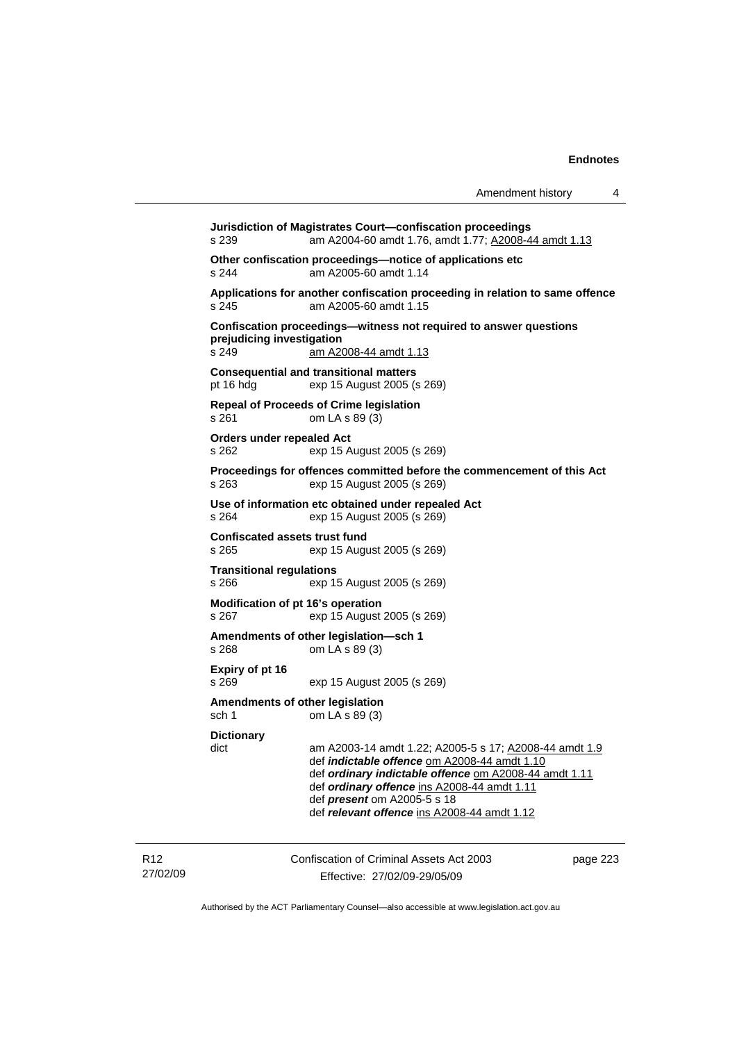**Jurisdiction of Magistrates Court—confiscation proceedings**
s 239 am A2004-60 amdt 1.76, amdt 1.77; A2008-44 amdt 1.13

**Other confiscation proceedings—notice of applications etc**
s 244 am A2005-60 amdt 1.14

**Applications for another confiscation proceeding in relation to same offence**
s 245 am A2005-60 amdt 1.15

**Confiscation proceedings—witness not required to answer questions prejudicing investigation**
s 249 am A2008-44 amdt 1.13

**Consequential and transitional matters**
pt 16 hdg exp 15 August 2005 (s 269)

**Repeal of Proceeds of Crime legislation**
s 261 om LA s 89 (3)

**Orders under repealed Act**
s 262 exp 15 August 2005 (s 269)

**Proceedings for offences committed before the commencement of this Act**
s 263 exp 15 August 2005 (s 269)

**Use of information etc obtained under repealed Act**
s 264 exp 15 August 2005 (s 269)

**Confiscated assets trust fund**
s 265 exp 15 August 2005 (s 269)

**Transitional regulations**
s 266 exp 15 August 2005 (s 269)

**Modification of pt 16's operation**
s 267 exp 15 August 2005 (s 269)

**Amendments of other legislation—sch 1**
s 268 om LA s 89 (3)

**Expiry of pt 16**
s 269 exp 15 August 2005 (s 269)

**Amendments of other legislation**
sch 1 om LA s 89 (3)

**Dictionary**
dict am A2003-14 amdt 1.22; A2005-5 s 17; A2008-44 amdt 1.9
def ***indictable offence*** om A2008-44 amdt 1.10
def ***ordinary indictable offence*** om A2008-44 amdt 1.11
def ***ordinary offence*** ins A2008-44 amdt 1.11
def ***present*** om A2005-5 s 18
def ***relevant offence*** ins A2008-44 amdt 1.12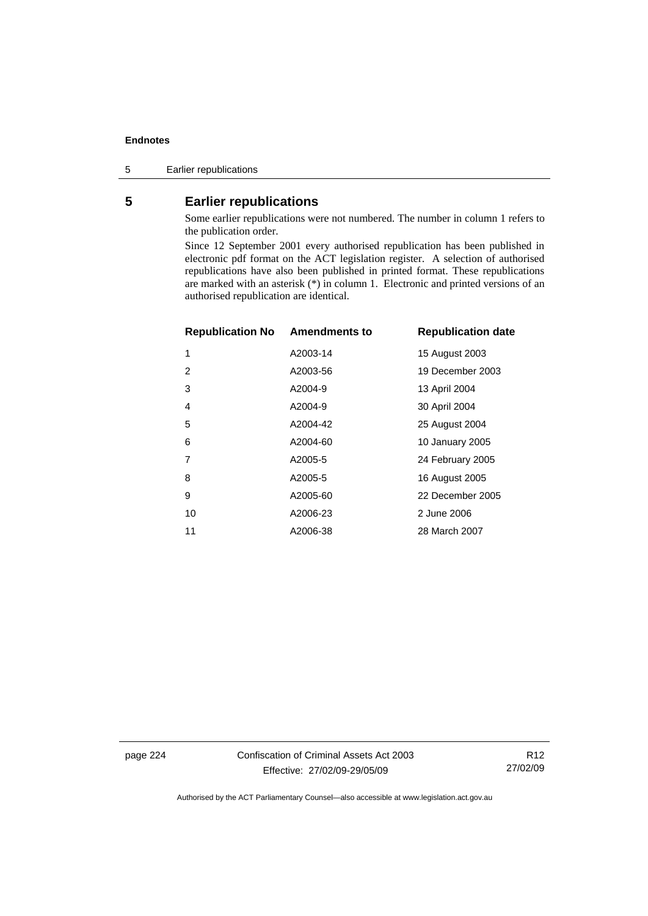## 5 Earlier republications

Some earlier republications were not numbered. The number in column 1 refers to the publication order.

Since 12 September 2001 every authorised republication has been published in electronic pdf format on the ACT legislation register. A selection of authorised republications have also been published in printed format. These republications are marked with an asterisk (*) in column 1. Electronic and printed versions of an authorised republication are identical.

| Republication No | Amendments to | Republication date |
|---|---|---|
| 1 | A2003-14 | 15 August 2003 |
| 2 | A2003-56 | 19 December 2003 |
| 3 | A2004-9 | 13 April 2004 |
| 4 | A2004-9 | 30 April 2004 |
| 5 | A2004-42 | 25 August 2004 |
| 6 | A2004-60 | 10 January 2005 |
| 7 | A2005-5 | 24 February 2005 |
| 8 | A2005-5 | 16 August 2005 |
| 9 | A2005-60 | 22 December 2005 |
| 10 | A2006-23 | 2 June 2006 |
| 11 | A2006-38 | 28 March 2007 |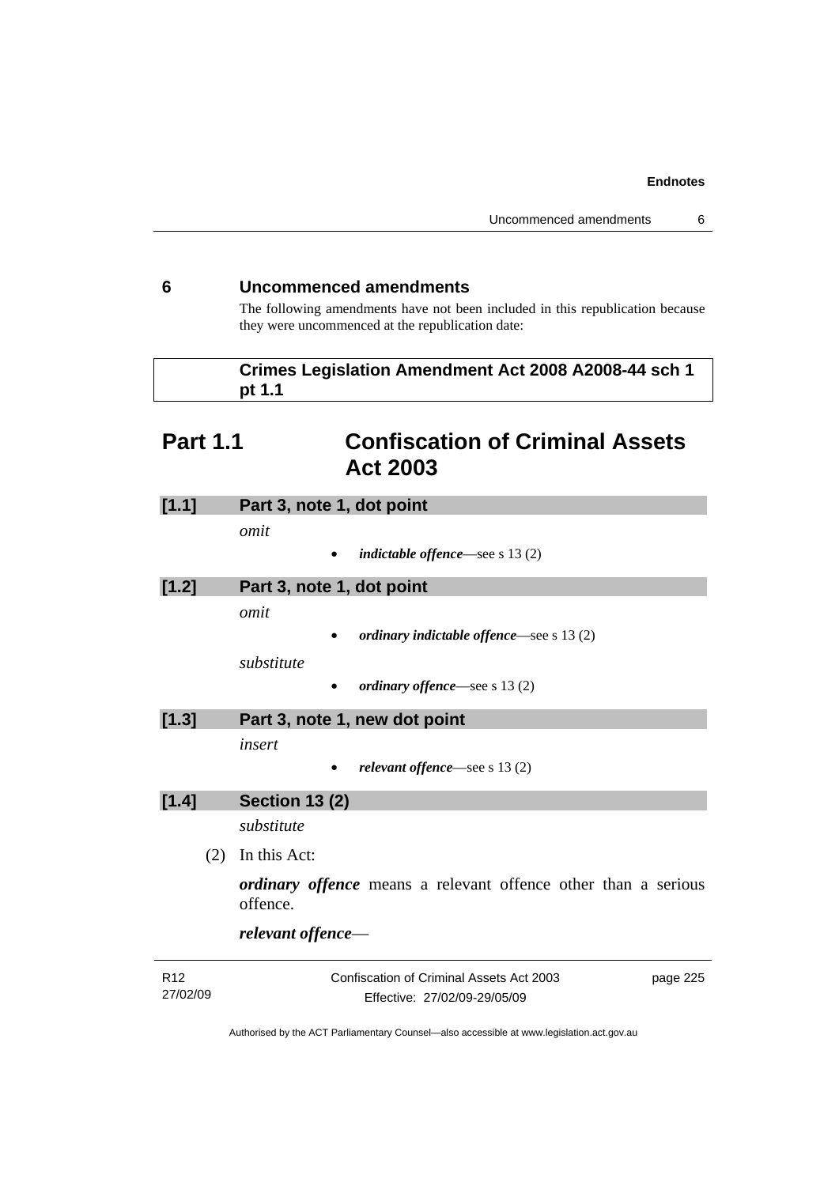## 6 Uncommenced amendments

The following amendments have not been included in this republication because they were uncommenced at the republication date:

**Crimes Legislation Amendment Act 2008 A2008-44 sch 1 pt 1.1**

# Part 1.1 Confiscation of Criminal Assets Act 2003

### [1.1] Part 3, note 1, dot point

*omit*

- ***indictable offence***—see s 13 (2)

### [1.2] Part 3, note 1, dot point

*omit*

- ***ordinary indictable offence***—see s 13 (2)

*substitute*

- ***ordinary offence***—see s 13 (2)

### [1.3] Part 3, note 1, new dot point

*insert*

- ***relevant offence***—see s 13 (2)

### [1.4] Section 13 (2)

*substitute*

(2) In this Act:

***ordinary offence*** means a relevant offence other than a serious offence.

***relevant offence***—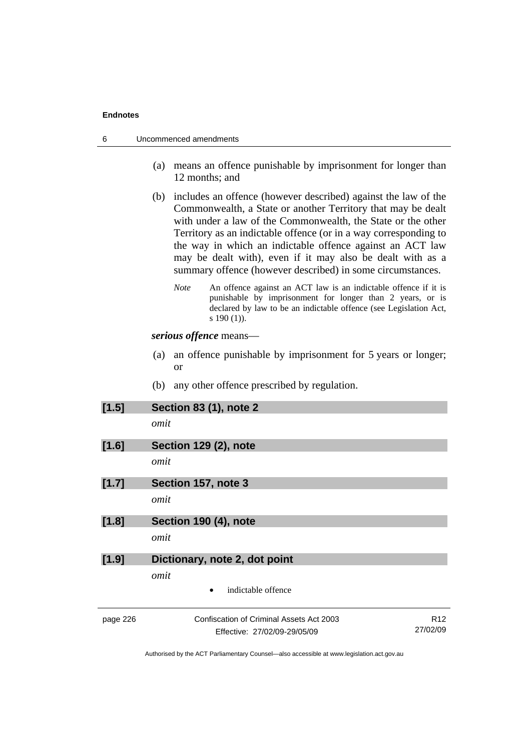(a) means an offence punishable by imprisonment for longer than 12 months; and

(b) includes an offence (however described) against the law of the Commonwealth, a State or another Territory that may be dealt with under a law of the Commonwealth, the State or the other Territory as an indictable offence (or in a way corresponding to the way in which an indictable offence against an ACT law may be dealt with), even if it may also be dealt with as a summary offence (however described) in some circumstances.

*Note* An offence against an ACT law is an indictable offence if it is punishable by imprisonment for longer than 2 years, or is declared by law to be an indictable offence (see Legislation Act, s 190 (1)).

***serious offence*** means—

(a) an offence punishable by imprisonment for 5 years or longer; or

(b) any other offence prescribed by regulation.

**[1.5] Section 83 (1), note 2**

*omit*

**[1.6] Section 129 (2), note**

*omit*

**[1.7] Section 157, note 3**

*omit*

**[1.8] Section 190 (4), note**

*omit*

**[1.9] Dictionary, note 2, dot point**

*omit*

- indictable offence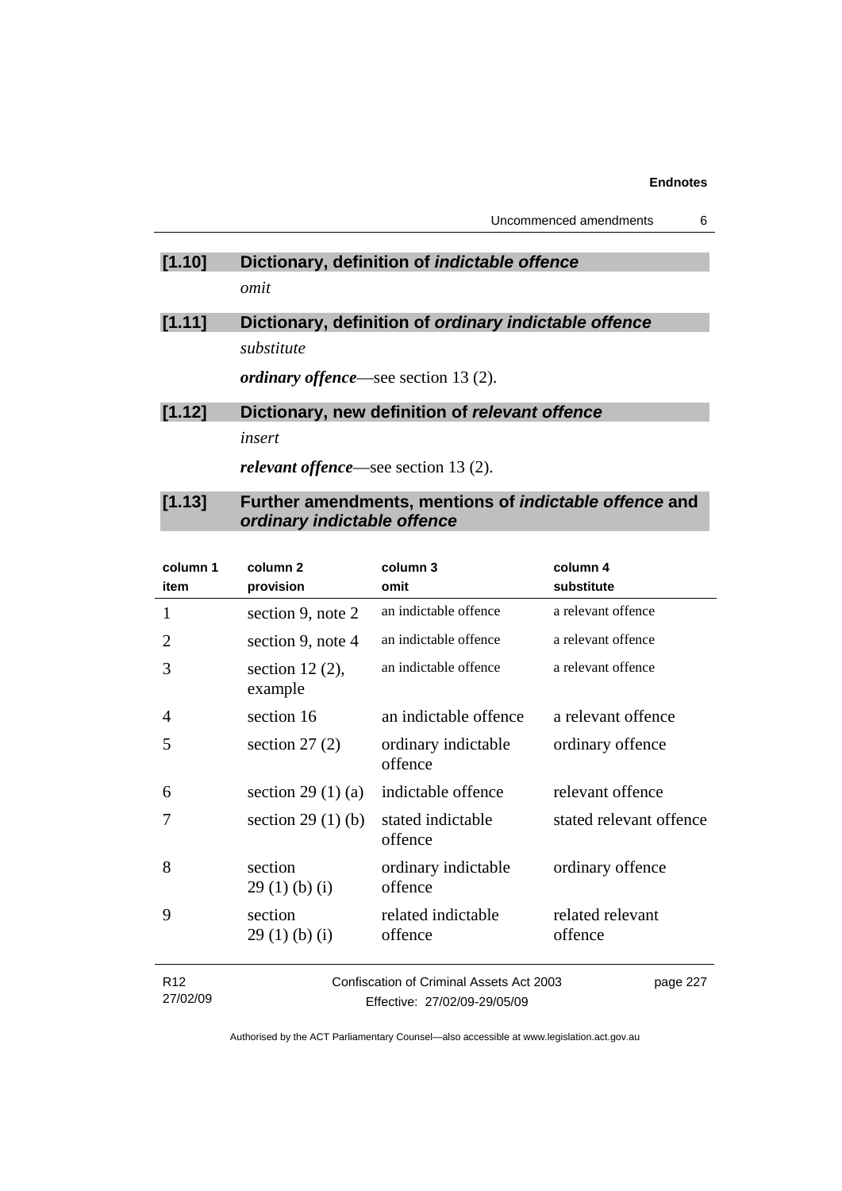### [1.10] Dictionary, definition of *indictable offence*

*omit*

### [1.11] Dictionary, definition of *ordinary indictable offence*

*substitute*

***ordinary offence***—see section 13 (2).

### [1.12] Dictionary, new definition of *relevant offence*

*insert*

***relevant offence***—see section 13 (2).

### [1.13] Further amendments, mentions of *indictable offence* and *ordinary indictable offence*

| column 1 item | column 2 provision | column 3 omit | column 4 substitute |
|---|---|---|---|
| 1 | section 9, note 2 | an indictable offence | a relevant offence |
| 2 | section 9, note 4 | an indictable offence | a relevant offence |
| 3 | section 12 (2), example | an indictable offence | a relevant offence |
| 4 | section 16 | an indictable offence | a relevant offence |
| 5 | section 27 (2) | ordinary indictable offence | ordinary offence |
| 6 | section 29 (1) (a) | indictable offence | relevant offence |
| 7 | section 29 (1) (b) | stated indictable offence | stated relevant offence |
| 8 | section 29 (1) (b) (i) | ordinary indictable offence | ordinary offence |
| 9 | section 29 (1) (b) (i) | related indictable offence | related relevant offence |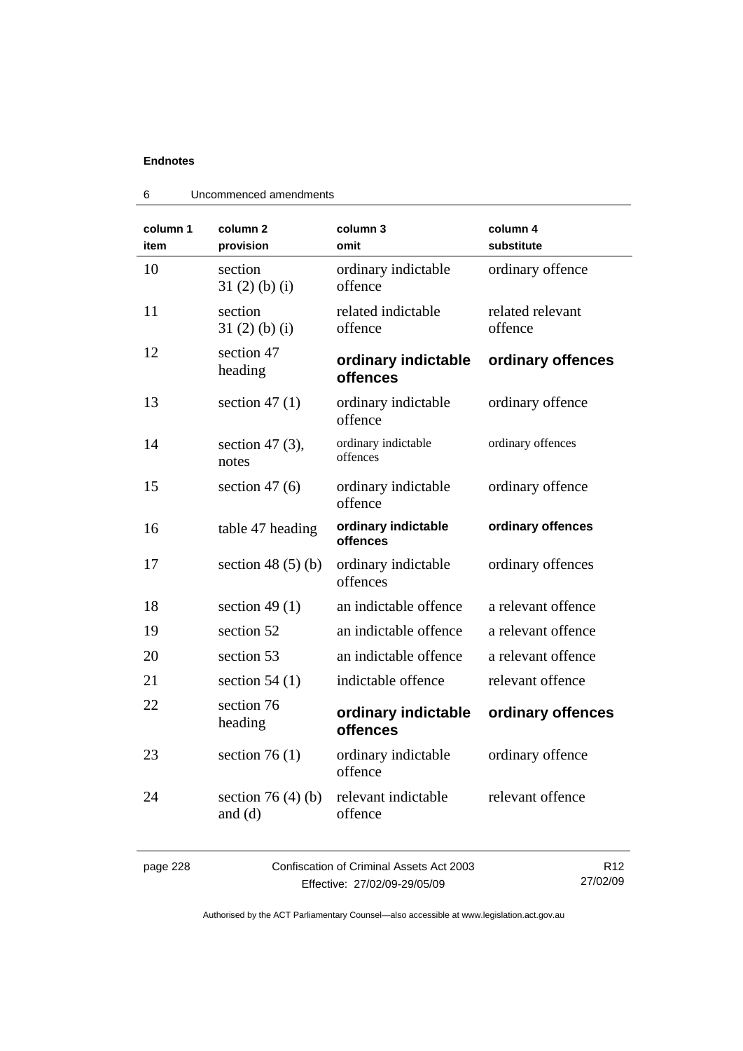| column 1 item | column 2 provision | column 3 omit | column 4 substitute |
|---|---|---|---|
| 10 | section 31 (2) (b) (i) | ordinary indictable offence | ordinary offence |
| 11 | section 31 (2) (b) (i) | related indictable offence | related relevant offence |
| 12 | section 47 heading | **ordinary indictable offences** | **ordinary offences** |
| 13 | section 47 (1) | ordinary indictable offence | ordinary offence |
| 14 | section 47 (3), notes | ordinary indictable offences | ordinary offences |
| 15 | section 47 (6) | ordinary indictable offence | ordinary offence |
| 16 | table 47 heading | **ordinary indictable offences** | **ordinary offences** |
| 17 | section 48 (5) (b) | ordinary indictable offences | ordinary offences |
| 18 | section 49 (1) | an indictable offence | a relevant offence |
| 19 | section 52 | an indictable offence | a relevant offence |
| 20 | section 53 | an indictable offence | a relevant offence |
| 21 | section 54 (1) | indictable offence | relevant offence |
| 22 | section 76 heading | **ordinary indictable offences** | **ordinary offences** |
| 23 | section 76 (1) | ordinary indictable offence | ordinary offence |
| 24 | section 76 (4) (b) and (d) | relevant indictable offence | relevant offence |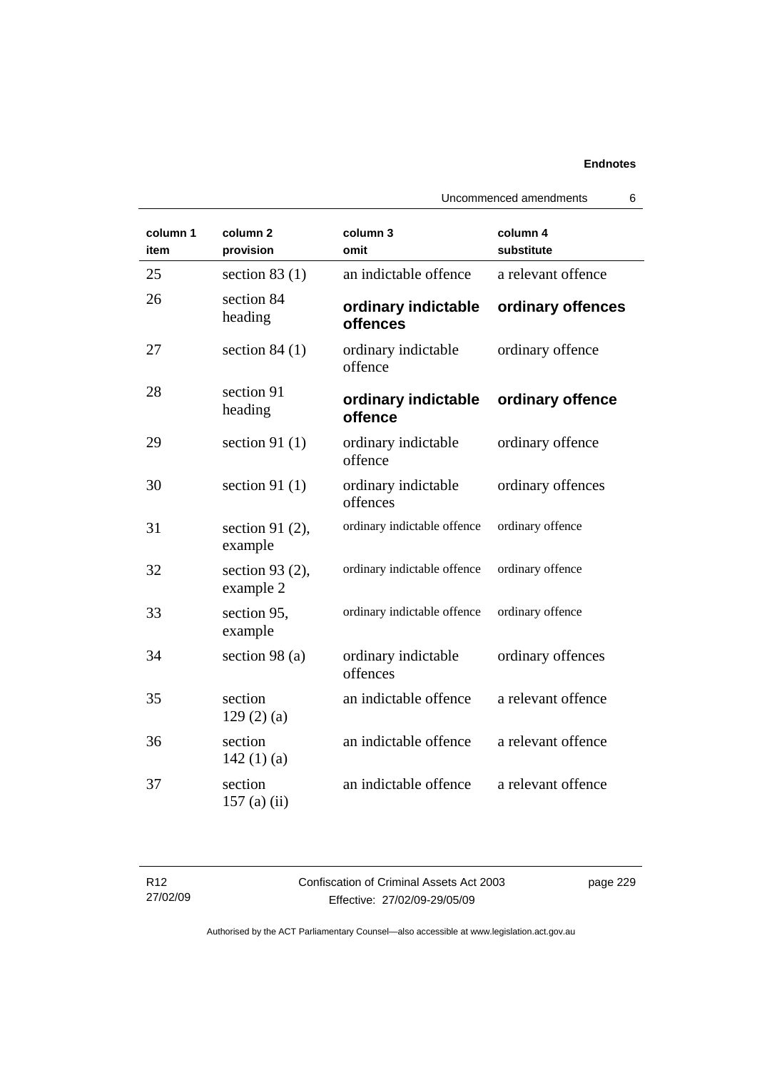| column 1<br>item | column 2<br>provision | column 3<br>omit | column 4<br>substitute |
|---|---|---|---|
| 25 | section 83 (1) | an indictable offence | a relevant offence |
| 26 | section 84 heading | **ordinary indictable offences** | **ordinary offences** |
| 27 | section 84 (1) | ordinary indictable offence | ordinary offence |
| 28 | section 91 heading | **ordinary indictable offence** | **ordinary offence** |
| 29 | section 91 (1) | ordinary indictable offence | ordinary offence |
| 30 | section 91 (1) | ordinary indictable offences | ordinary offences |
| 31 | section 91 (2), example | ordinary indictable offence | ordinary offence |
| 32 | section 93 (2), example 2 | ordinary indictable offence | ordinary offence |
| 33 | section 95, example | ordinary indictable offence | ordinary offence |
| 34 | section 98 (a) | ordinary indictable offences | ordinary offences |
| 35 | section 129 (2) (a) | an indictable offence | a relevant offence |
| 36 | section 142 (1) (a) | an indictable offence | a relevant offence |
| 37 | section 157 (a) (ii) | an indictable offence | a relevant offence |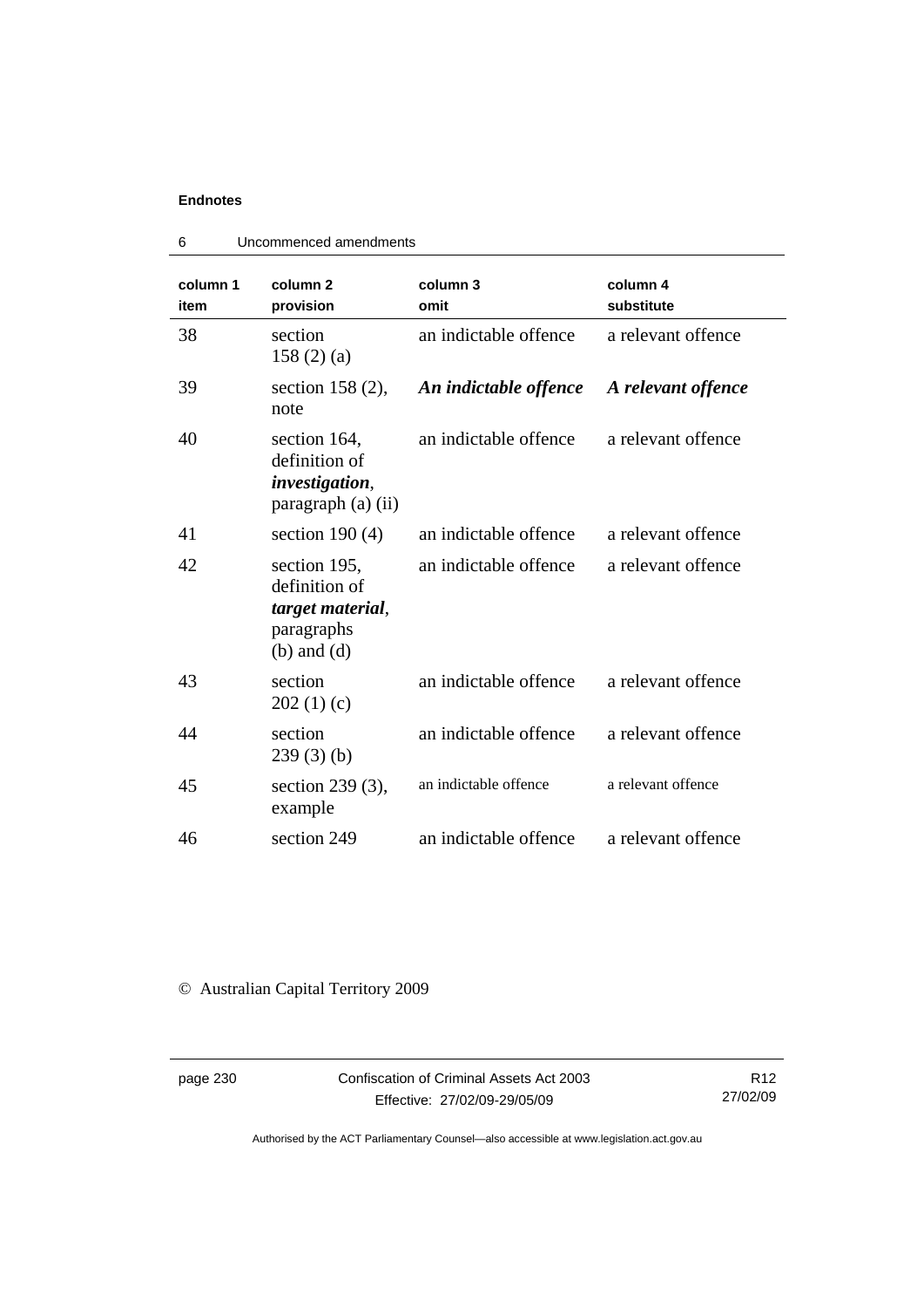| column 1 item | column 2 provision | column 3 omit | column 4 substitute |
|---|---|---|---|
| 38 | section 158 (2) (a) | an indictable offence | a relevant offence |
| 39 | section 158 (2), note | ***An indictable offence*** | ***A relevant offence*** |
| 40 | section 164, definition of ***investigation***, paragraph (a) (ii) | an indictable offence | a relevant offence |
| 41 | section 190 (4) | an indictable offence | a relevant offence |
| 42 | section 195, definition of ***target material***, paragraphs (b) and (d) | an indictable offence | a relevant offence |
| 43 | section 202 (1) (c) | an indictable offence | a relevant offence |
| 44 | section 239 (3) (b) | an indictable offence | a relevant offence |
| 45 | section 239 (3), example | an indictable offence | a relevant offence |
| 46 | section 249 | an indictable offence | a relevant offence |

© Australian Capital Territory 2009